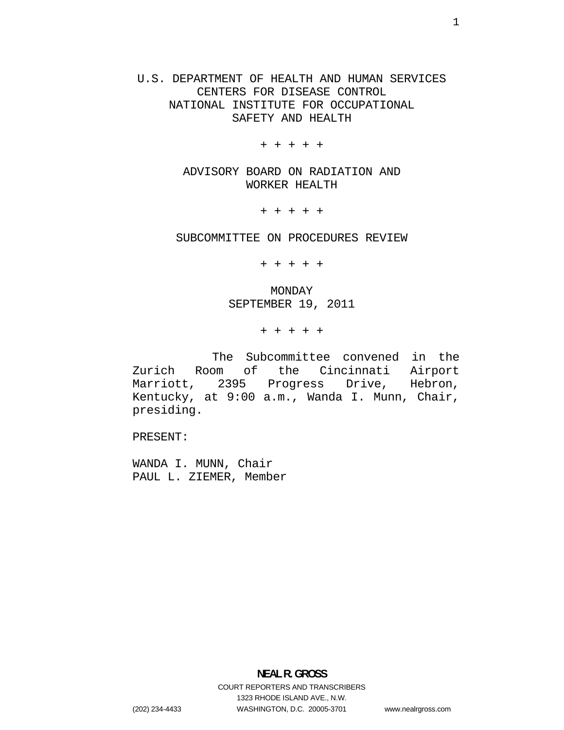U.S. DEPARTMENT OF HEALTH AND HUMAN SERVICES
CENTERS FOR DISEASE CONTROL
NATIONAL INSTITUTE FOR OCCUPATIONAL
SAFETY AND HEALTH

+ + + + +

ADVISORY BOARD ON RADIATION AND
WORKER HEALTH

+ + + + +

SUBCOMMITTEE ON PROCEDURES REVIEW

+ + + + +

MONDAY
SEPTEMBER 19, 2011

+ + + + +

The Subcommittee convened in the Zurich Room of the Cincinnati Airport Marriott, 2395 Progress Drive, Hebron, Kentucky, at 9:00 a.m., Wanda I. Munn, Chair, presiding.

PRESENT:

WANDA I. MUNN, Chair
PAUL L. ZIEMER, Member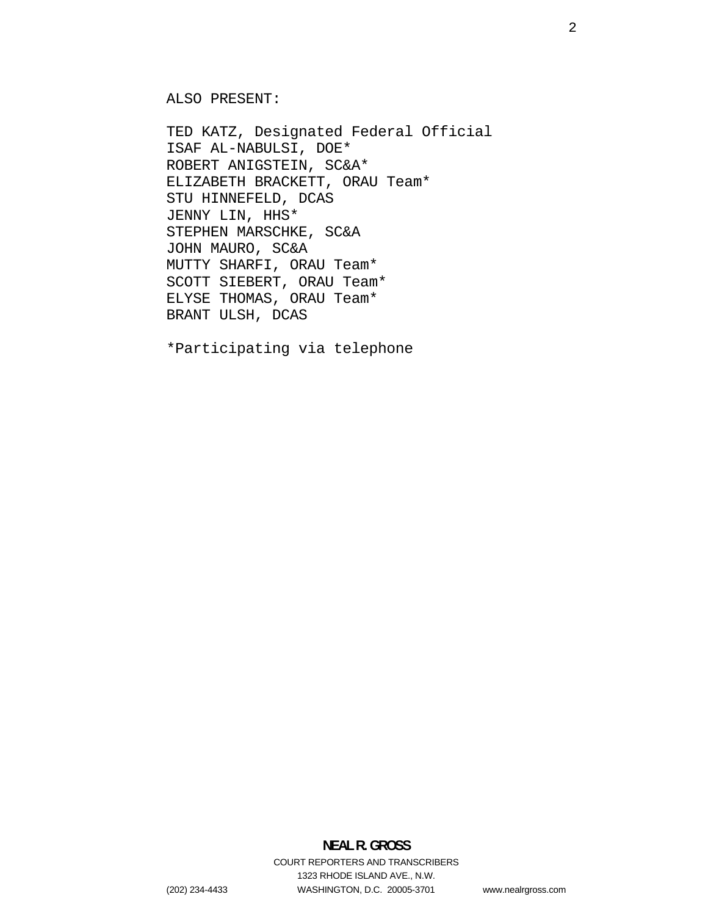ALSO PRESENT:

TED KATZ, Designated Federal Official
ISAF AL-NABULSI, DOE*
ROBERT ANIGSTEIN, SC&A*
ELIZABETH BRACKETT, ORAU Team*
STU HINNEFELD, DCAS
JENNY LIN, HHS*
STEPHEN MARSCHKE, SC&A
JOHN MAURO, SC&A
MUTTY SHARFI, ORAU Team*
SCOTT SIEBERT, ORAU Team*
ELYSE THOMAS, ORAU Team*
BRANT ULSH, DCAS

*Participating via telephone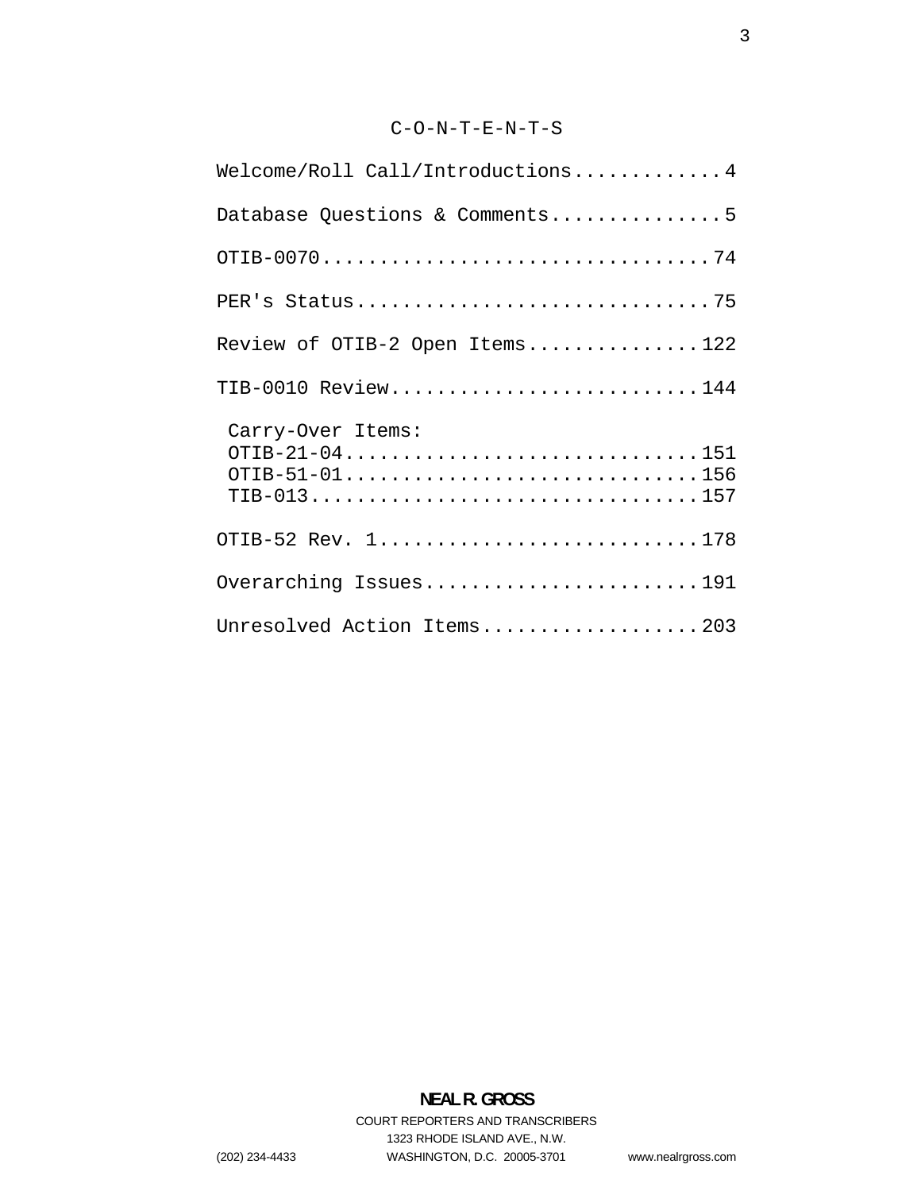# C-O-N-T-E-N-T-S

Welcome/Roll Call/Introductions.............4

Database Questions & Comments...............5

OTIB-0070..................................74

PER's Status...............................75

Review of OTIB-2 Open Items...............122

TIB-0010 Review...........................144

Carry-Over Items:
OTIB-21-04...............................151
OTIB-51-01...............................156
TIB-013..................................157

OTIB-52 Rev. 1............................178

Overarching Issues........................191

Unresolved Action Items...................203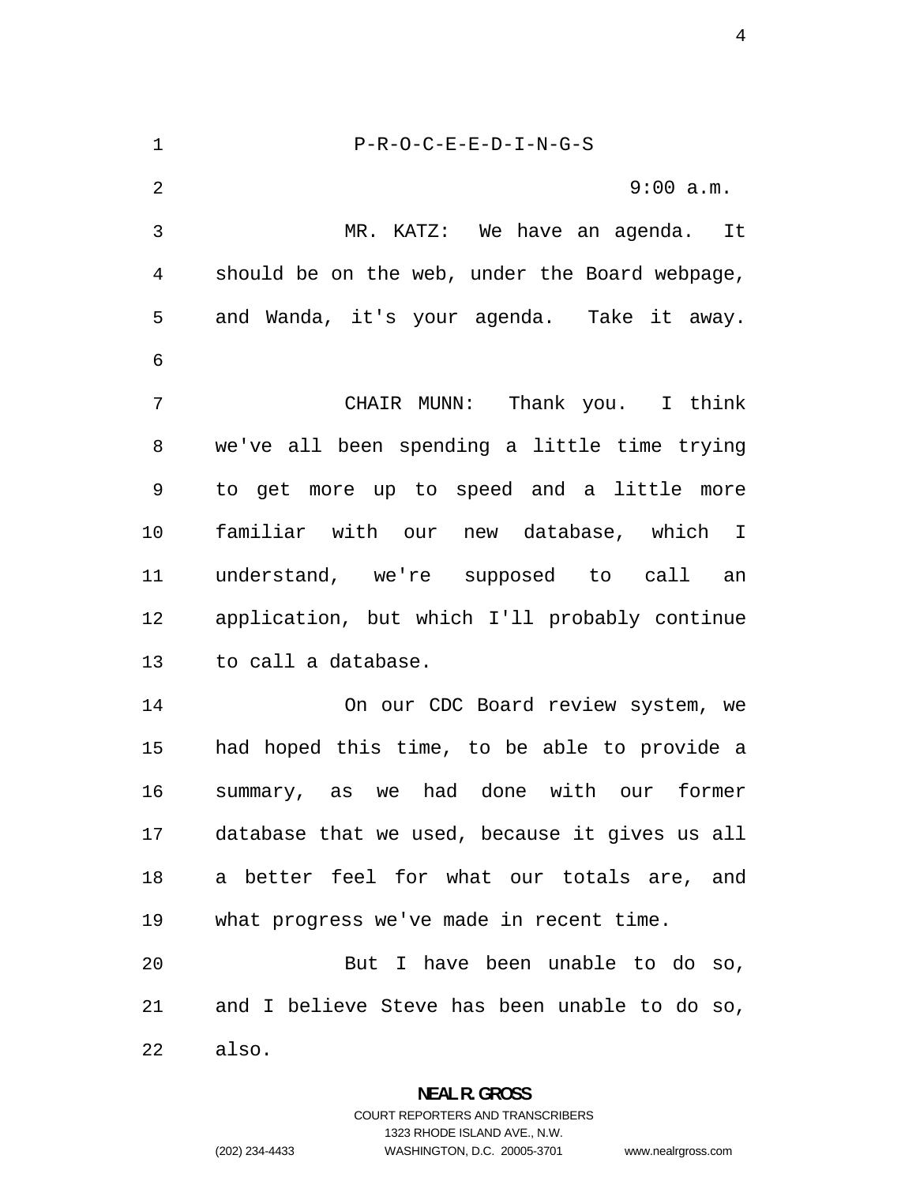P-R-O-C-E-E-D-I-N-G-S

9:00 a.m.

MR. KATZ: We have an agenda. It should be on the web, under the Board webpage, and Wanda, it's your agenda. Take it away.

CHAIR MUNN: Thank you. I think we've all been spending a little time trying to get more up to speed and a little more familiar with our new database, which I understand, we're supposed to call an application, but which I'll probably continue to call a database.

On our CDC Board review system, we had hoped this time, to be able to provide a summary, as we had done with our former database that we used, because it gives us all a better feel for what our totals are, and what progress we've made in recent time.

But I have been unable to do so, and I believe Steve has been unable to do so, also.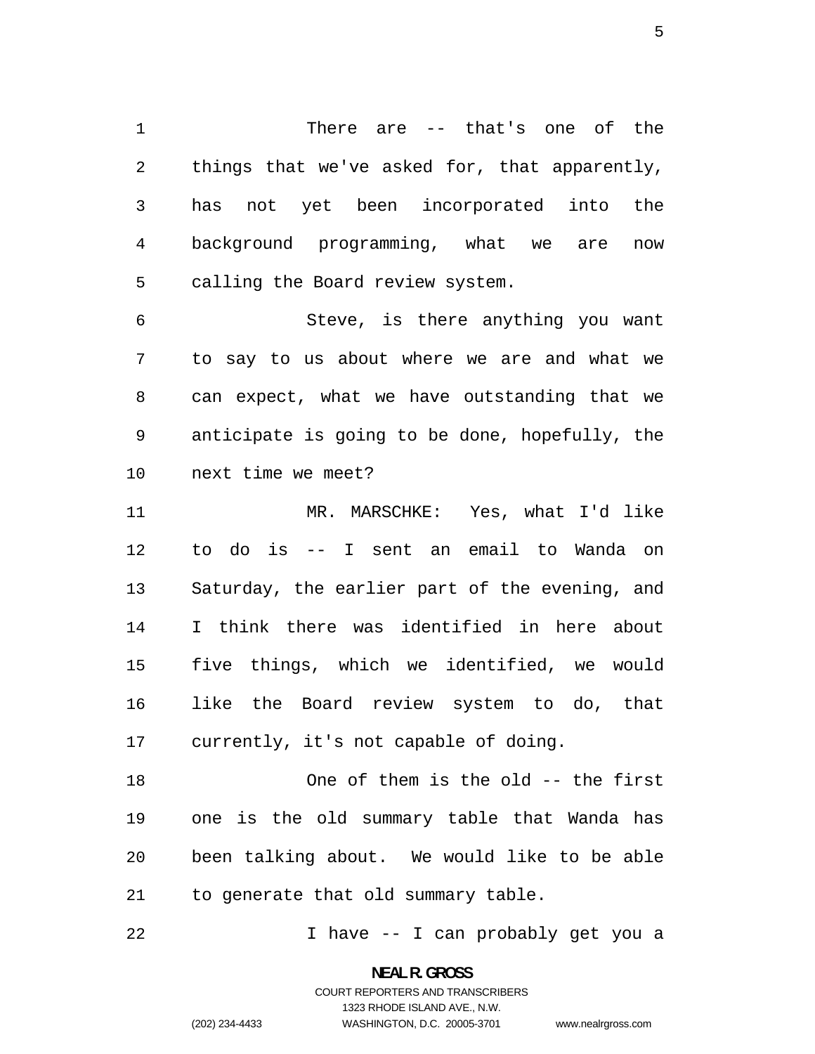There are -- that's one of the things that we've asked for, that apparently, has not yet been incorporated into the background programming, what we are now calling the Board review system.

Steve, is there anything you want to say to us about where we are and what we can expect, what we have outstanding that we anticipate is going to be done, hopefully, the next time we meet?

MR. MARSCHKE: Yes, what I'd like to do is -- I sent an email to Wanda on Saturday, the earlier part of the evening, and I think there was identified in here about five things, which we identified, we would like the Board review system to do, that currently, it's not capable of doing.

One of them is the old -- the first one is the old summary table that Wanda has been talking about. We would like to be able to generate that old summary table.

I have -- I can probably get you a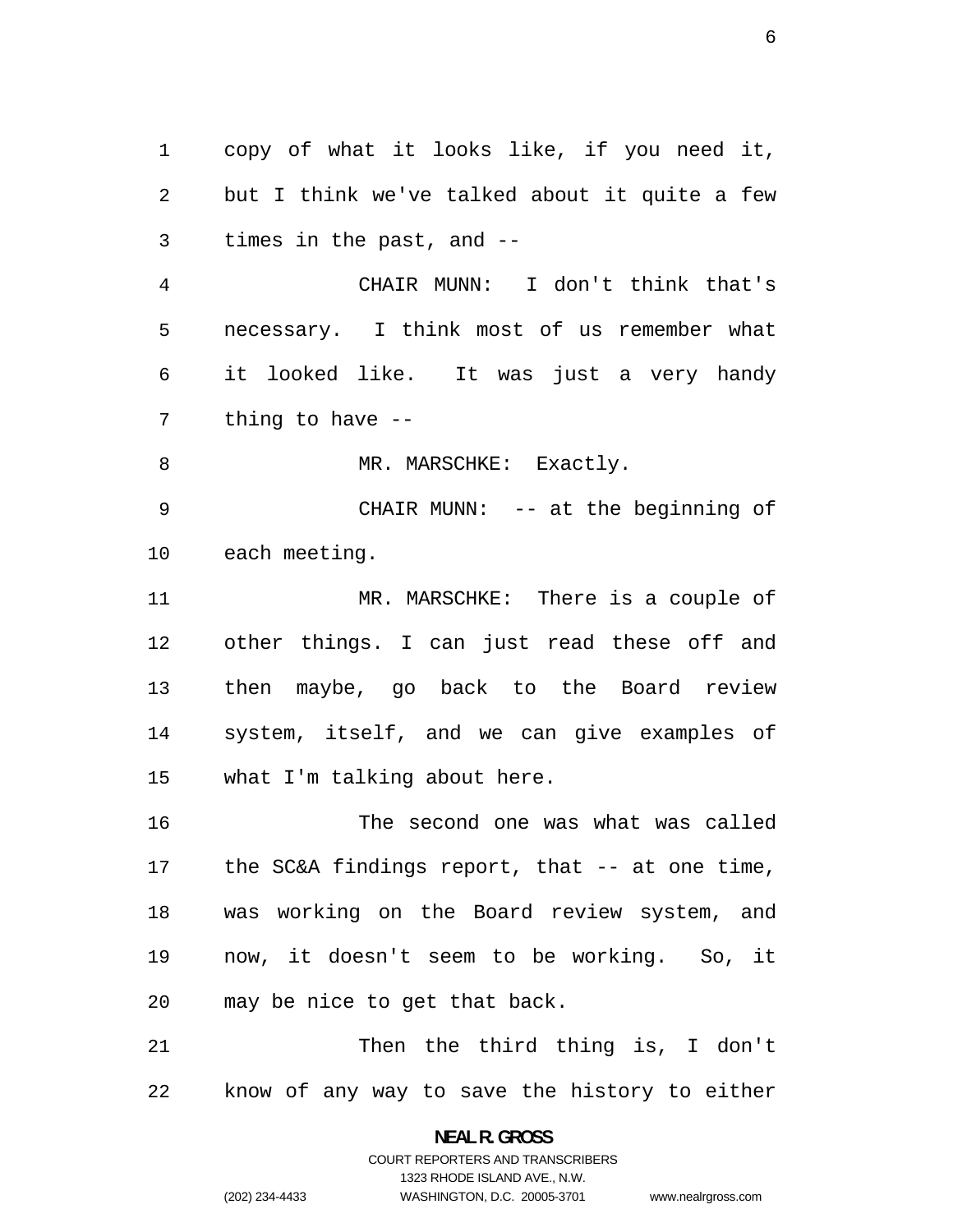copy of what it looks like, if you need it, but I think we've talked about it quite a few times in the past, and --

CHAIR MUNN: I don't think that's necessary. I think most of us remember what it looked like. It was just a very handy thing to have --

MR. MARSCHKE: Exactly.

CHAIR MUNN: -- at the beginning of each meeting.

MR. MARSCHKE: There is a couple of other things. I can just read these off and then maybe, go back to the Board review system, itself, and we can give examples of what I'm talking about here.

The second one was what was called the SC&A findings report, that -- at one time, was working on the Board review system, and now, it doesn't seem to be working. So, it may be nice to get that back.

Then the third thing is, I don't know of any way to save the history to either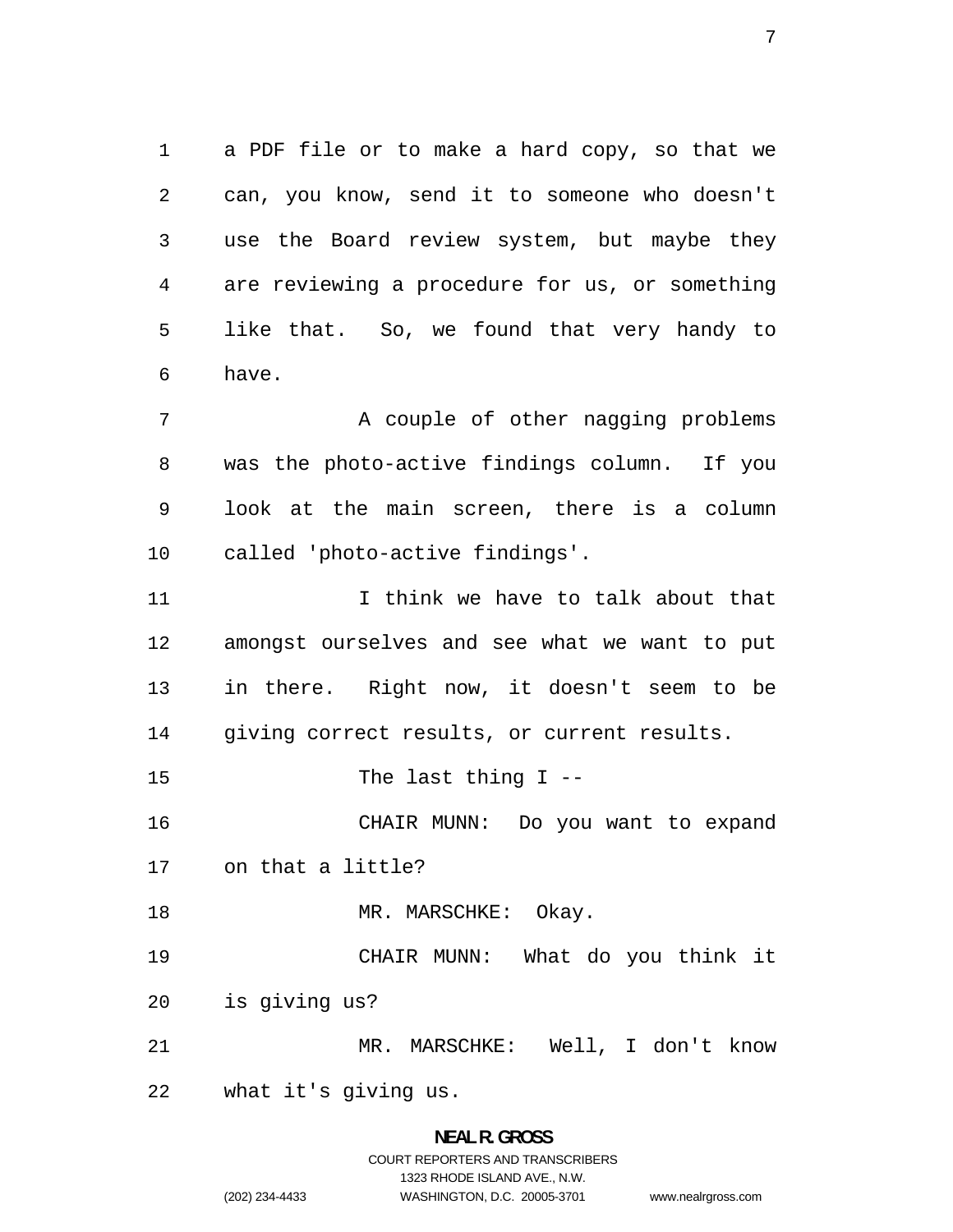a PDF file or to make a hard copy, so that we can, you know, send it to someone who doesn't use the Board review system, but maybe they are reviewing a procedure for us, or something like that. So, we found that very handy to have.

A couple of other nagging problems was the photo-active findings column. If you look at the main screen, there is a column called 'photo-active findings'.

I think we have to talk about that amongst ourselves and see what we want to put in there. Right now, it doesn't seem to be giving correct results, or current results.

The last thing I --

CHAIR MUNN: Do you want to expand on that a little?

MR. MARSCHKE: Okay.

CHAIR MUNN: What do you think it is giving us?

MR. MARSCHKE: Well, I don't know what it's giving us.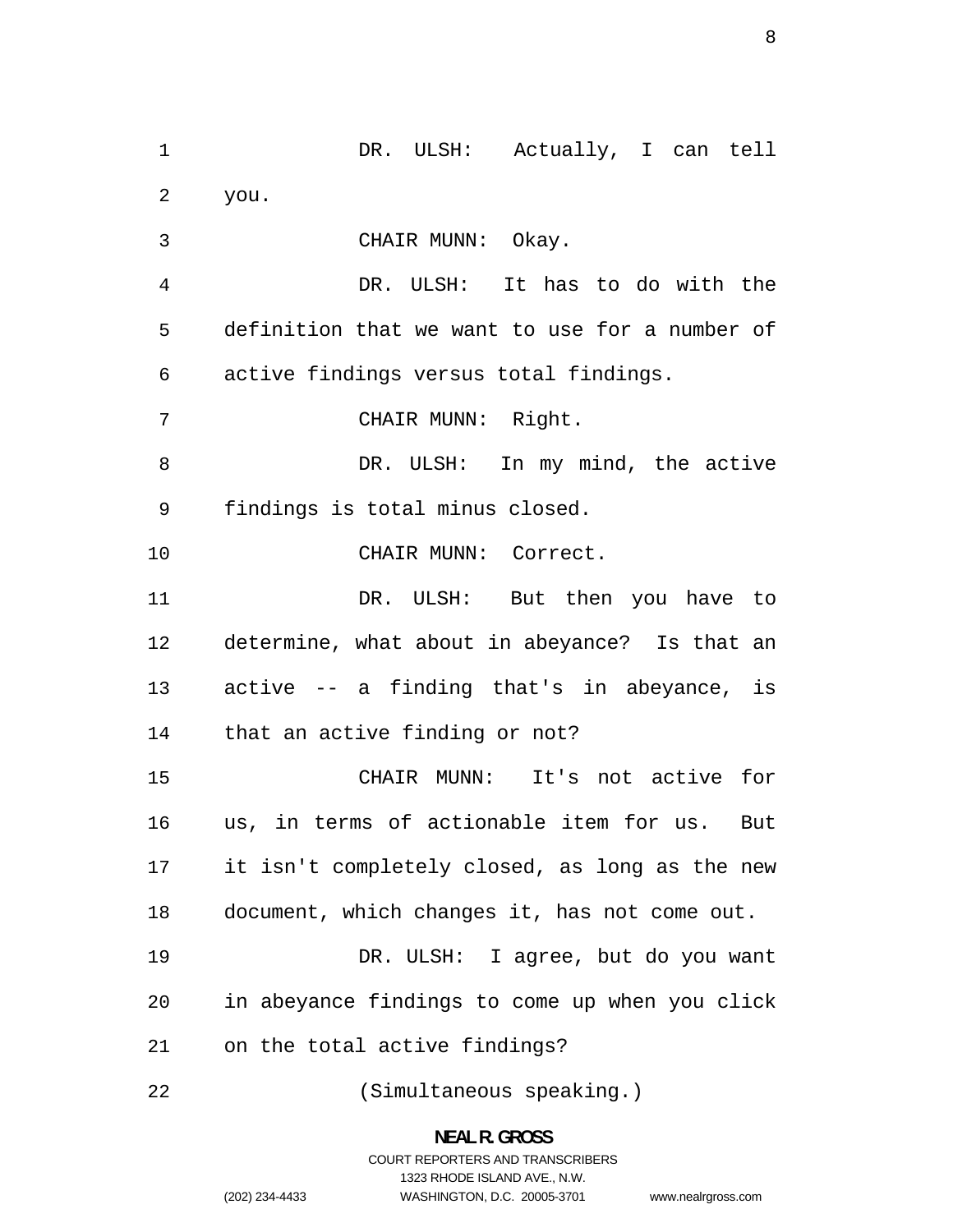DR. ULSH: Actually, I can tell you.

CHAIR MUNN: Okay.

DR. ULSH: It has to do with the definition that we want to use for a number of active findings versus total findings.

CHAIR MUNN: Right.

DR. ULSH: In my mind, the active findings is total minus closed.

CHAIR MUNN: Correct.

DR. ULSH: But then you have to determine, what about in abeyance? Is that an active -- a finding that's in abeyance, is that an active finding or not?

CHAIR MUNN: It's not active for us, in terms of actionable item for us. But it isn't completely closed, as long as the new document, which changes it, has not come out.

DR. ULSH: I agree, but do you want in abeyance findings to come up when you click on the total active findings?

(Simultaneous speaking.)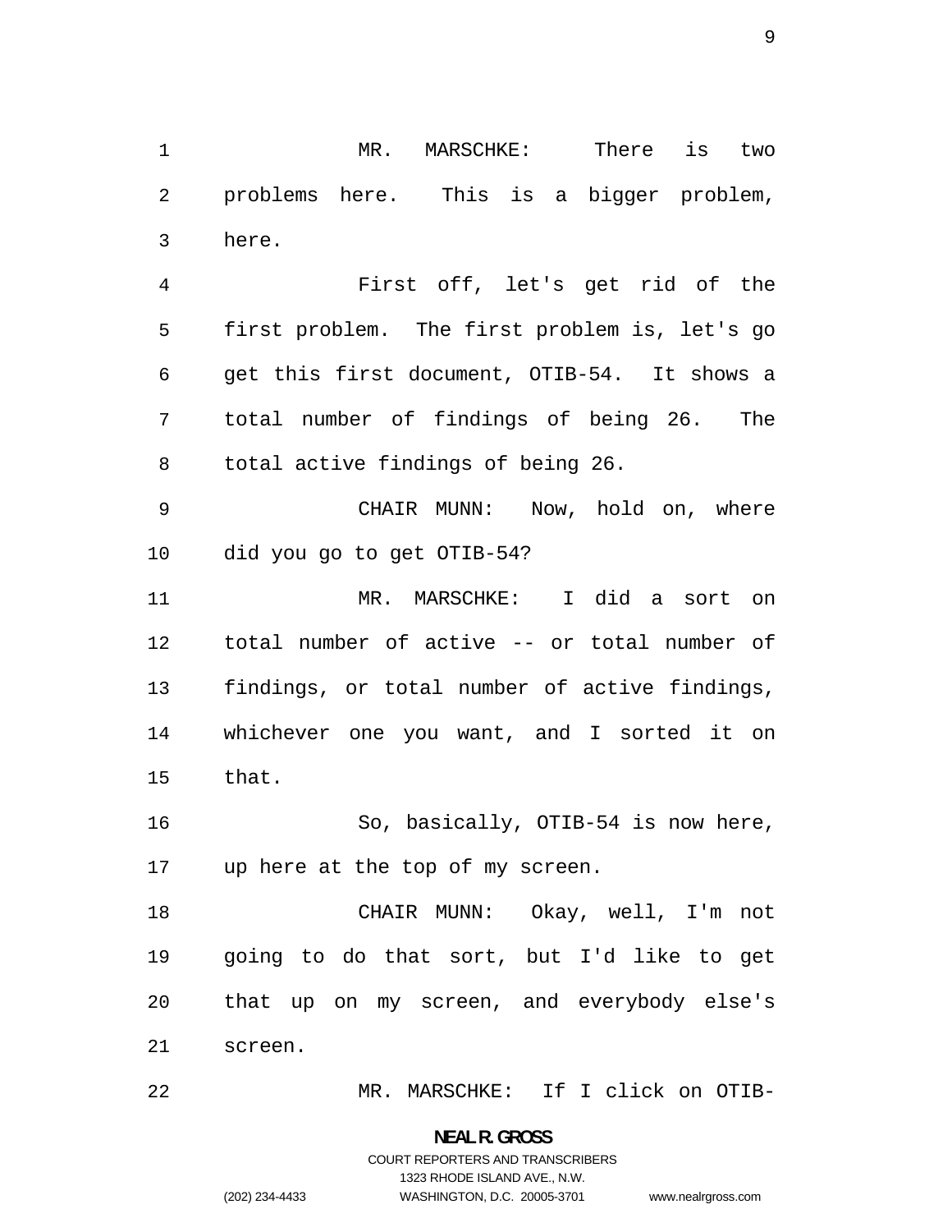MR. MARSCHKE: There is two problems here. This is a bigger problem, here.

First off, let's get rid of the first problem. The first problem is, let's go get this first document, OTIB-54. It shows a total number of findings of being 26. The total active findings of being 26.

CHAIR MUNN: Now, hold on, where did you go to get OTIB-54?

MR. MARSCHKE: I did a sort on total number of active -- or total number of findings, or total number of active findings, whichever one you want, and I sorted it on that.

So, basically, OTIB-54 is now here, up here at the top of my screen.

CHAIR MUNN: Okay, well, I'm not going to do that sort, but I'd like to get that up on my screen, and everybody else's screen.

MR. MARSCHKE: If I click on OTIB-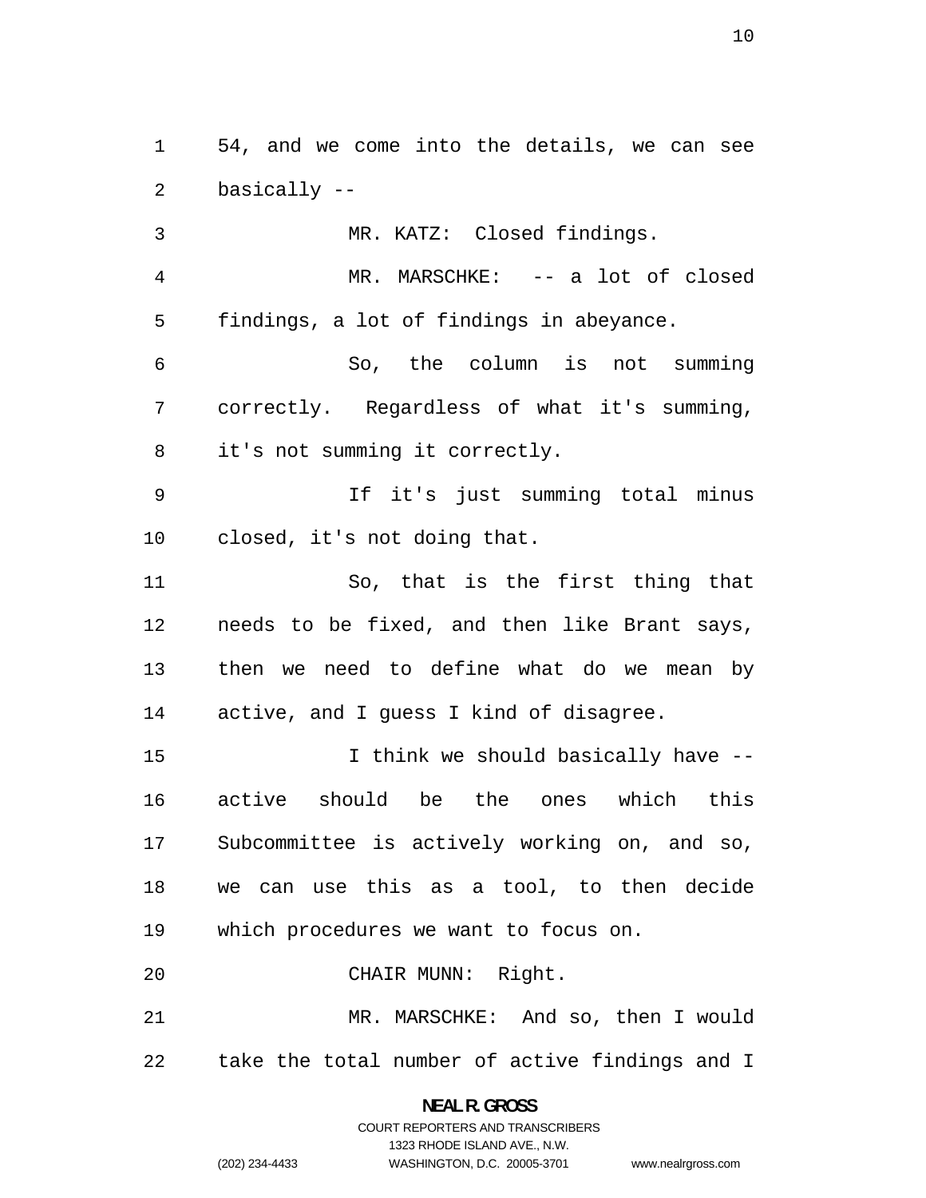54, and we come into the details, we can see basically --

MR. KATZ: Closed findings.

MR. MARSCHKE: -- a lot of closed findings, a lot of findings in abeyance.

So, the column is not summing correctly. Regardless of what it's summing, it's not summing it correctly.

If it's just summing total minus closed, it's not doing that.

So, that is the first thing that needs to be fixed, and then like Brant says, then we need to define what do we mean by active, and I guess I kind of disagree.

I think we should basically have -- active should be the ones which this Subcommittee is actively working on, and so, we can use this as a tool, to then decide which procedures we want to focus on.

CHAIR MUNN: Right.

MR. MARSCHKE: And so, then I would take the total number of active findings and I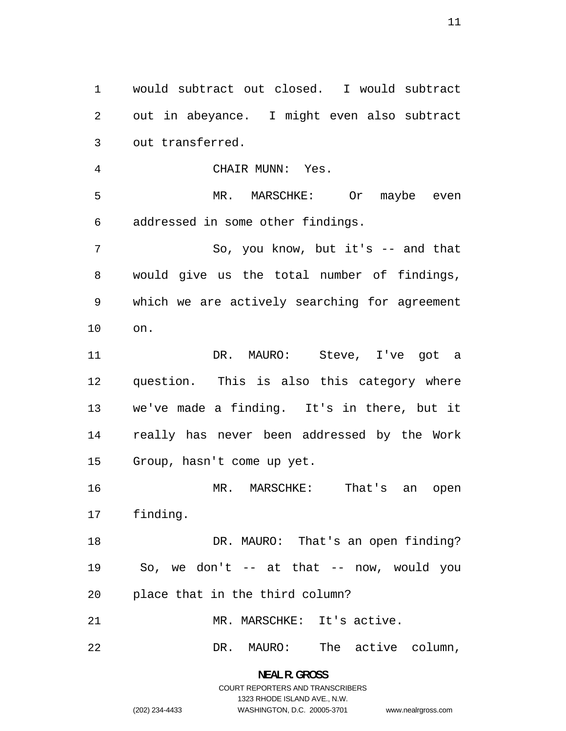would subtract out closed. I would subtract out in abeyance. I might even also subtract out transferred.

CHAIR MUNN: Yes.

MR. MARSCHKE: Or maybe even addressed in some other findings.

So, you know, but it's -- and that would give us the total number of findings, which we are actively searching for agreement on.

DR. MAURO: Steve, I've got a question. This is also this category where we've made a finding. It's in there, but it really has never been addressed by the Work Group, hasn't come up yet.

MR. MARSCHKE: That's an open finding.

DR. MAURO: That's an open finding? So, we don't -- at that -- now, would you place that in the third column?

MR. MARSCHKE: It's active.

DR. MAURO: The active column,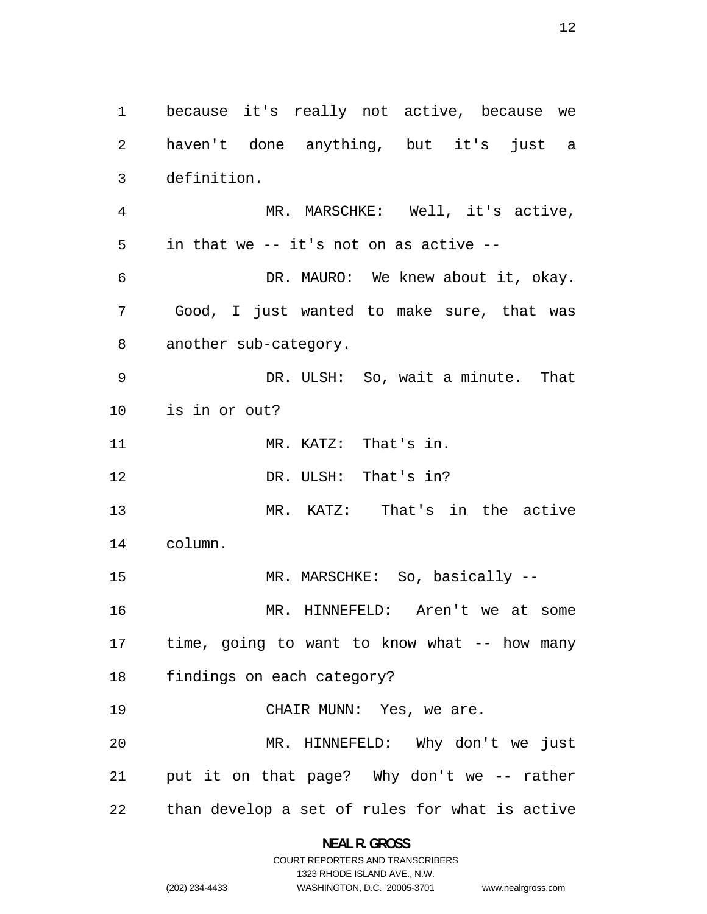because it's really not active, because we haven't done anything, but it's just a definition.

MR. MARSCHKE: Well, it's active, in that we -- it's not on as active --

DR. MAURO: We knew about it, okay. Good, I just wanted to make sure, that was another sub-category.

DR. ULSH: So, wait a minute. That is in or out?

MR. KATZ: That's in.

DR. ULSH: That's in?

MR. KATZ: That's in the active column.

MR. MARSCHKE: So, basically --

MR. HINNEFELD: Aren't we at some time, going to want to know what -- how many findings on each category?

CHAIR MUNN: Yes, we are.

MR. HINNEFELD: Why don't we just put it on that page? Why don't we -- rather than develop a set of rules for what is active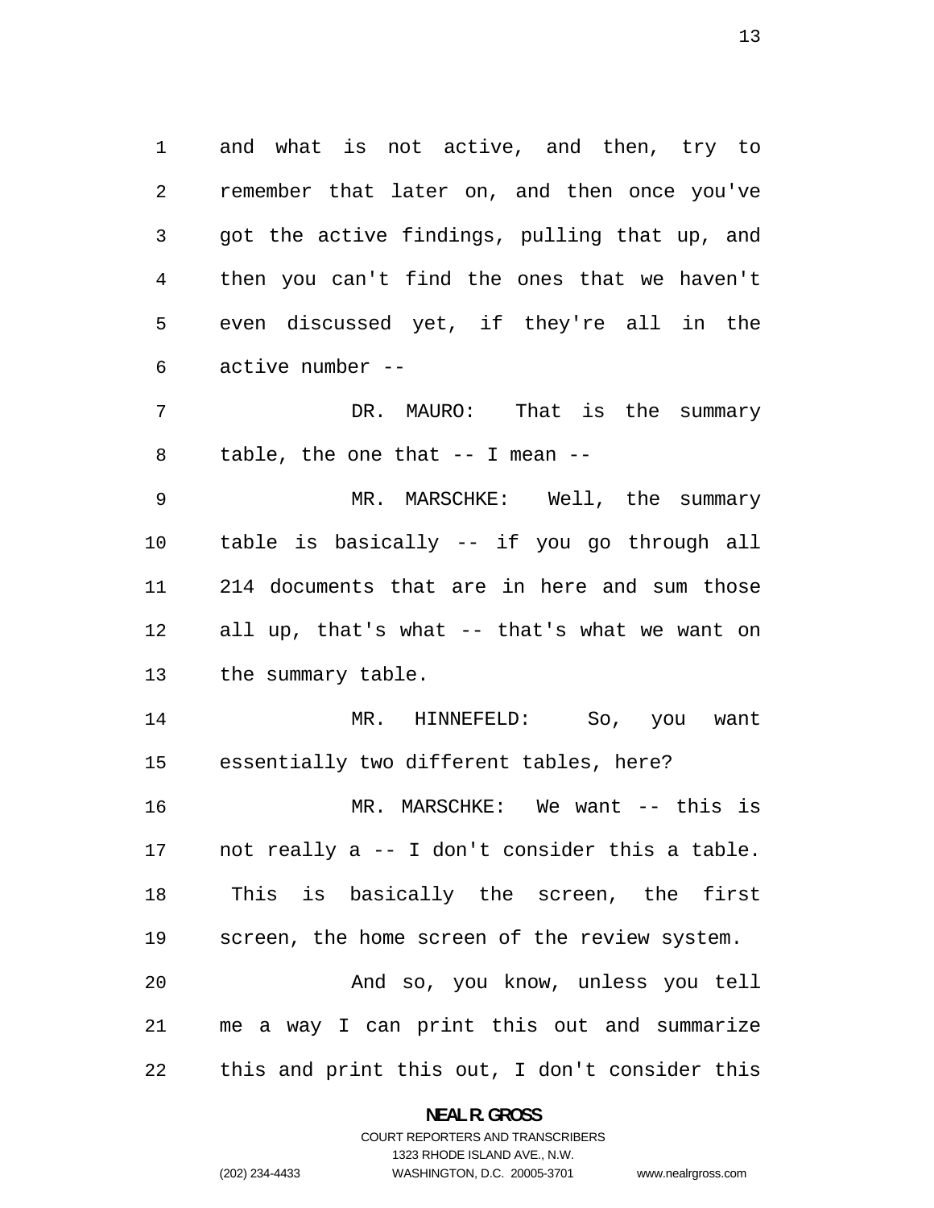and what is not active, and then, try to remember that later on, and then once you've got the active findings, pulling that up, and then you can't find the ones that we haven't even discussed yet, if they're all in the active number --

DR. MAURO: That is the summary table, the one that -- I mean --

MR. MARSCHKE: Well, the summary table is basically -- if you go through all 214 documents that are in here and sum those all up, that's what -- that's what we want on the summary table.

MR. HINNEFELD: So, you want essentially two different tables, here?

MR. MARSCHKE: We want -- this is not really a -- I don't consider this a table. This is basically the screen, the first screen, the home screen of the review system.

And so, you know, unless you tell me a way I can print this out and summarize this and print this out, I don't consider this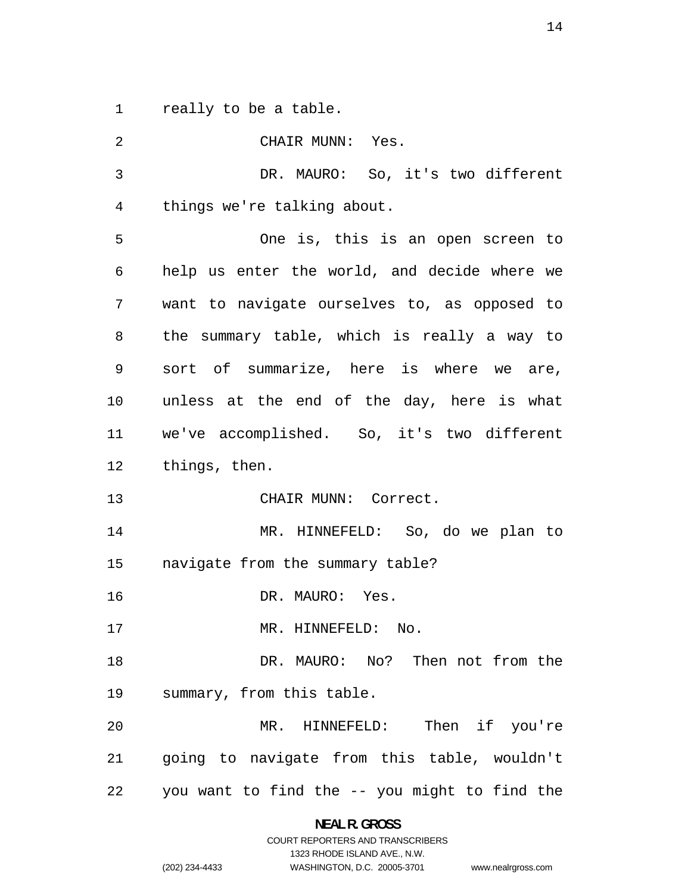really to be a table.

CHAIR MUNN: Yes.

DR. MAURO: So, it's two different things we're talking about.

One is, this is an open screen to help us enter the world, and decide where we want to navigate ourselves to, as opposed to the summary table, which is really a way to sort of summarize, here is where we are, unless at the end of the day, here is what we've accomplished. So, it's two different things, then.

CHAIR MUNN: Correct.

MR. HINNEFELD: So, do we plan to navigate from the summary table?

DR. MAURO: Yes.

MR. HINNEFELD: No.

DR. MAURO: No? Then not from the summary, from this table.

MR. HINNEFELD: Then if you're going to navigate from this table, wouldn't you want to find the -- you might to find the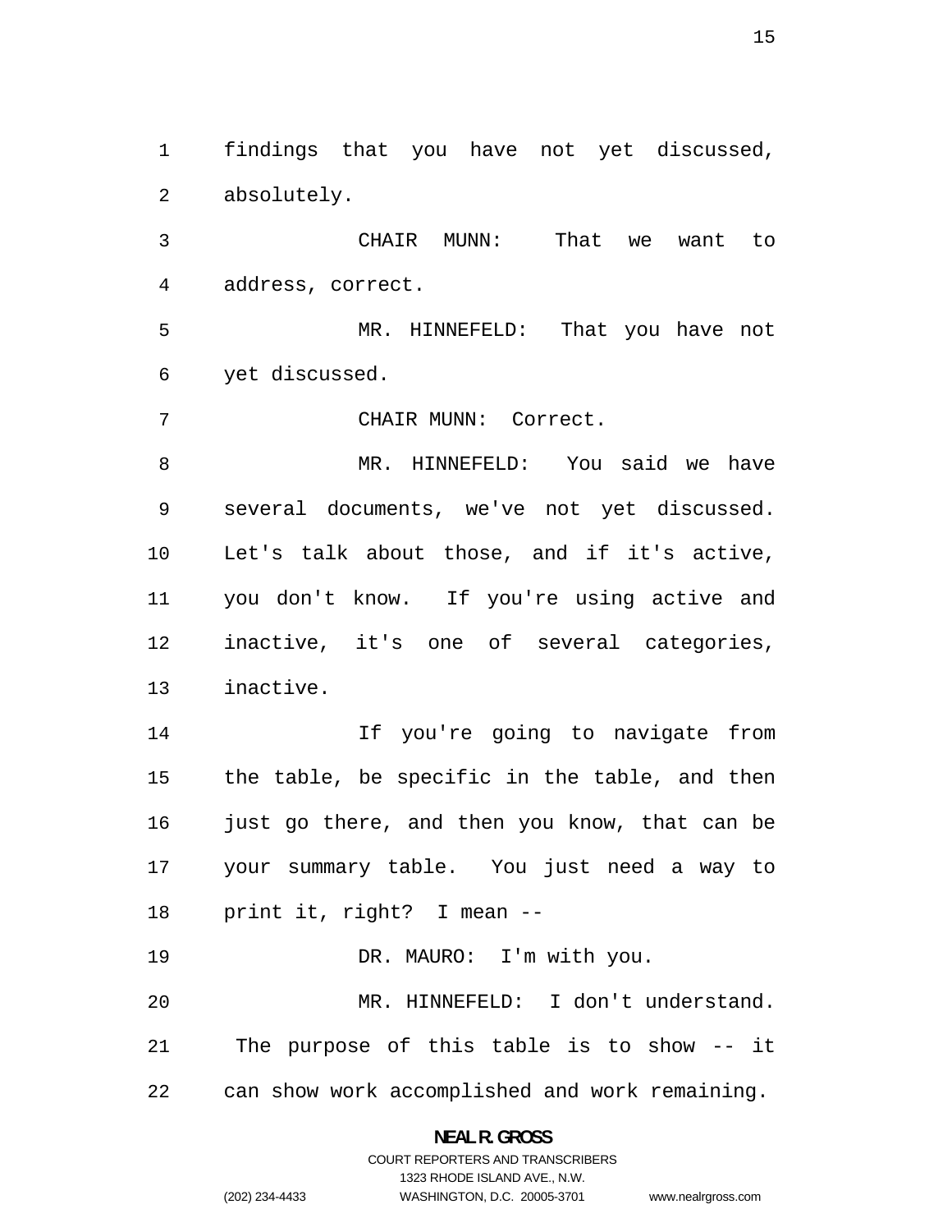findings that you have not yet discussed, absolutely.

CHAIR MUNN: That we want to address, correct.

MR. HINNEFELD: That you have not yet discussed.

CHAIR MUNN: Correct.

MR. HINNEFELD: You said we have several documents, we've not yet discussed. Let's talk about those, and if it's active, you don't know. If you're using active and inactive, it's one of several categories, inactive.

If you're going to navigate from the table, be specific in the table, and then just go there, and then you know, that can be your summary table. You just need a way to print it, right? I mean --

DR. MAURO: I'm with you.

MR. HINNEFELD: I don't understand. The purpose of this table is to show -- it can show work accomplished and work remaining.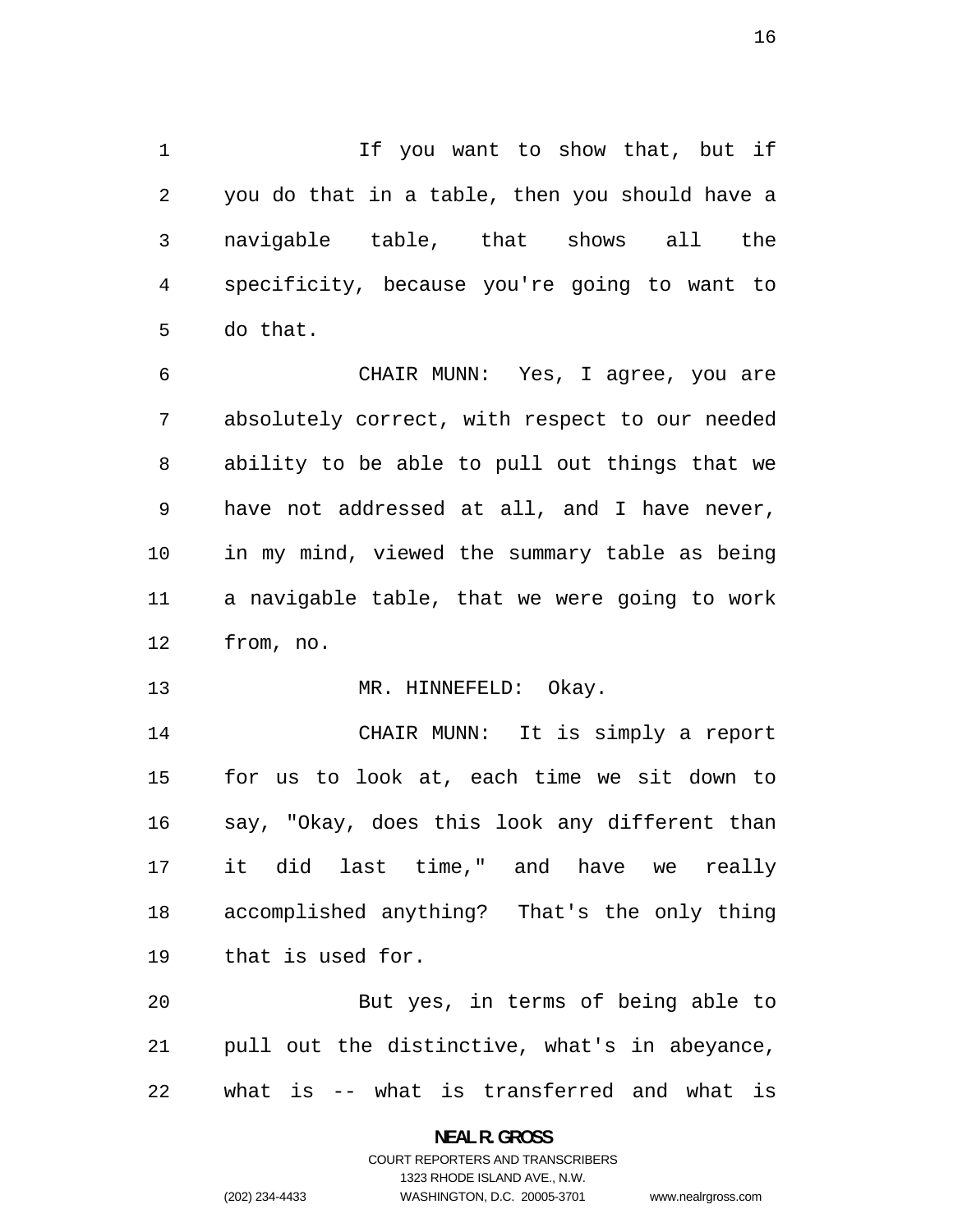If you want to show that, but if you do that in a table, then you should have a navigable table, that shows all the specificity, because you're going to want to do that.

CHAIR MUNN: Yes, I agree, you are absolutely correct, with respect to our needed ability to be able to pull out things that we have not addressed at all, and I have never, in my mind, viewed the summary table as being a navigable table, that we were going to work from, no.

MR. HINNEFELD: Okay.

CHAIR MUNN: It is simply a report for us to look at, each time we sit down to say, "Okay, does this look any different than it did last time," and have we really accomplished anything? That's the only thing that is used for.

But yes, in terms of being able to pull out the distinctive, what's in abeyance, what is -- what is transferred and what is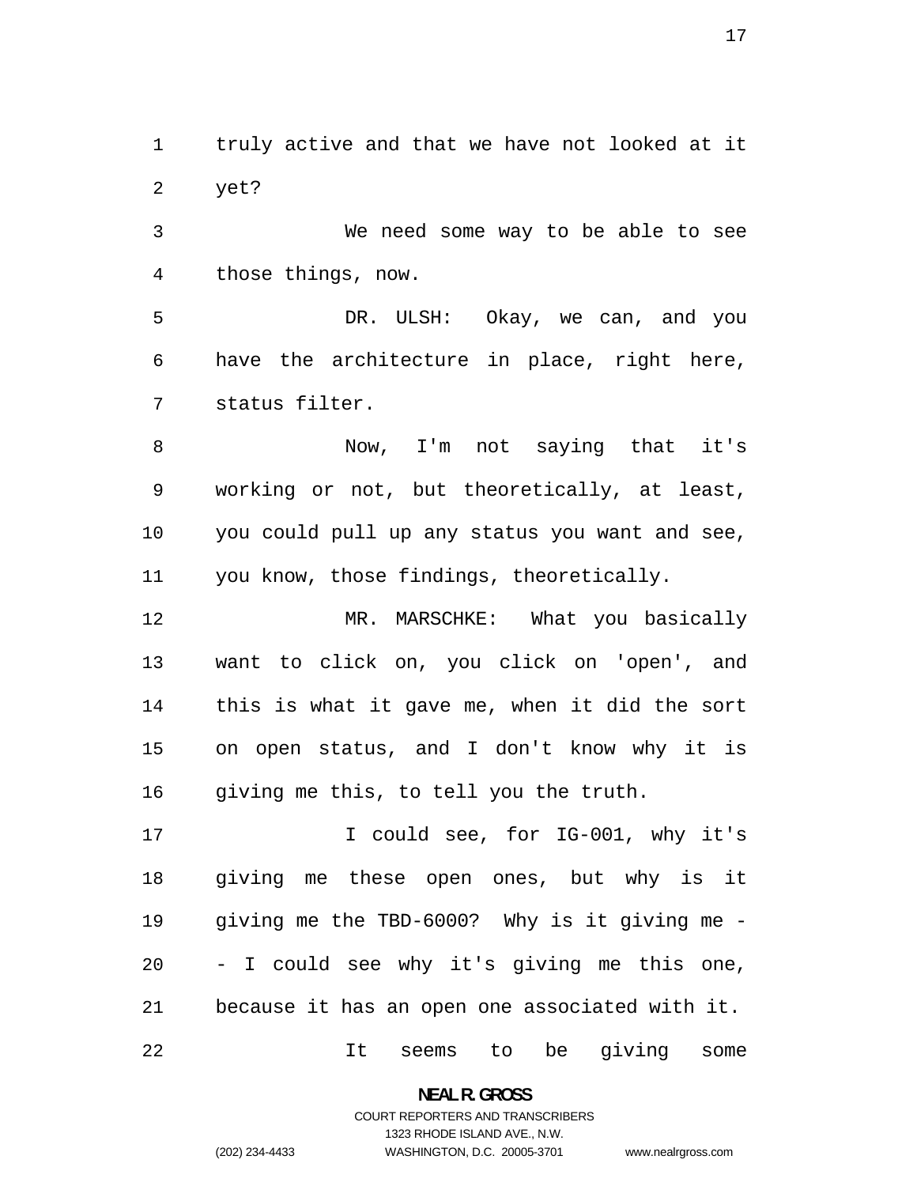truly active and that we have not looked at it yet?

We need some way to be able to see those things, now.

DR. ULSH: Okay, we can, and you have the architecture in place, right here, status filter.

Now, I'm not saying that it's working or not, but theoretically, at least, you could pull up any status you want and see, you know, those findings, theoretically.

MR. MARSCHKE: What you basically want to click on, you click on 'open', and this is what it gave me, when it did the sort on open status, and I don't know why it is giving me this, to tell you the truth.

I could see, for IG-001, why it's giving me these open ones, but why is it giving me the TBD-6000? Why is it giving me -- I could see why it's giving me this one, because it has an open one associated with it.

It seems to be giving some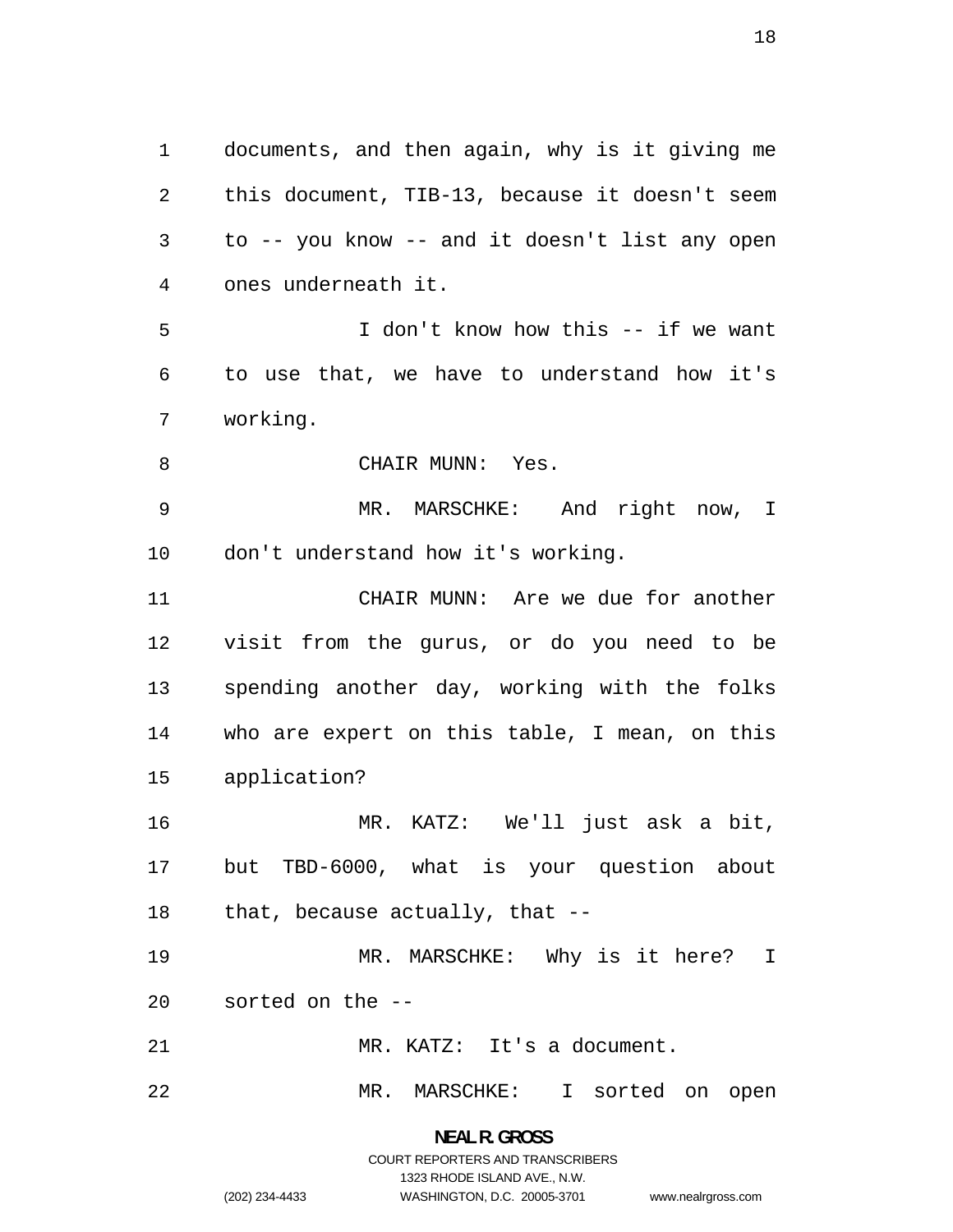documents, and then again, why is it giving me this document, TIB-13, because it doesn't seem to -- you know -- and it doesn't list any open ones underneath it.

I don't know how this -- if we want to use that, we have to understand how it's working.

CHAIR MUNN: Yes.

MR. MARSCHKE: And right now, I don't understand how it's working.

CHAIR MUNN: Are we due for another visit from the gurus, or do you need to be spending another day, working with the folks who are expert on this table, I mean, on this application?

MR. KATZ: We'll just ask a bit, but TBD-6000, what is your question about that, because actually, that --

MR. MARSCHKE: Why is it here? I sorted on the --

MR. KATZ: It's a document.

MR. MARSCHKE: I sorted on open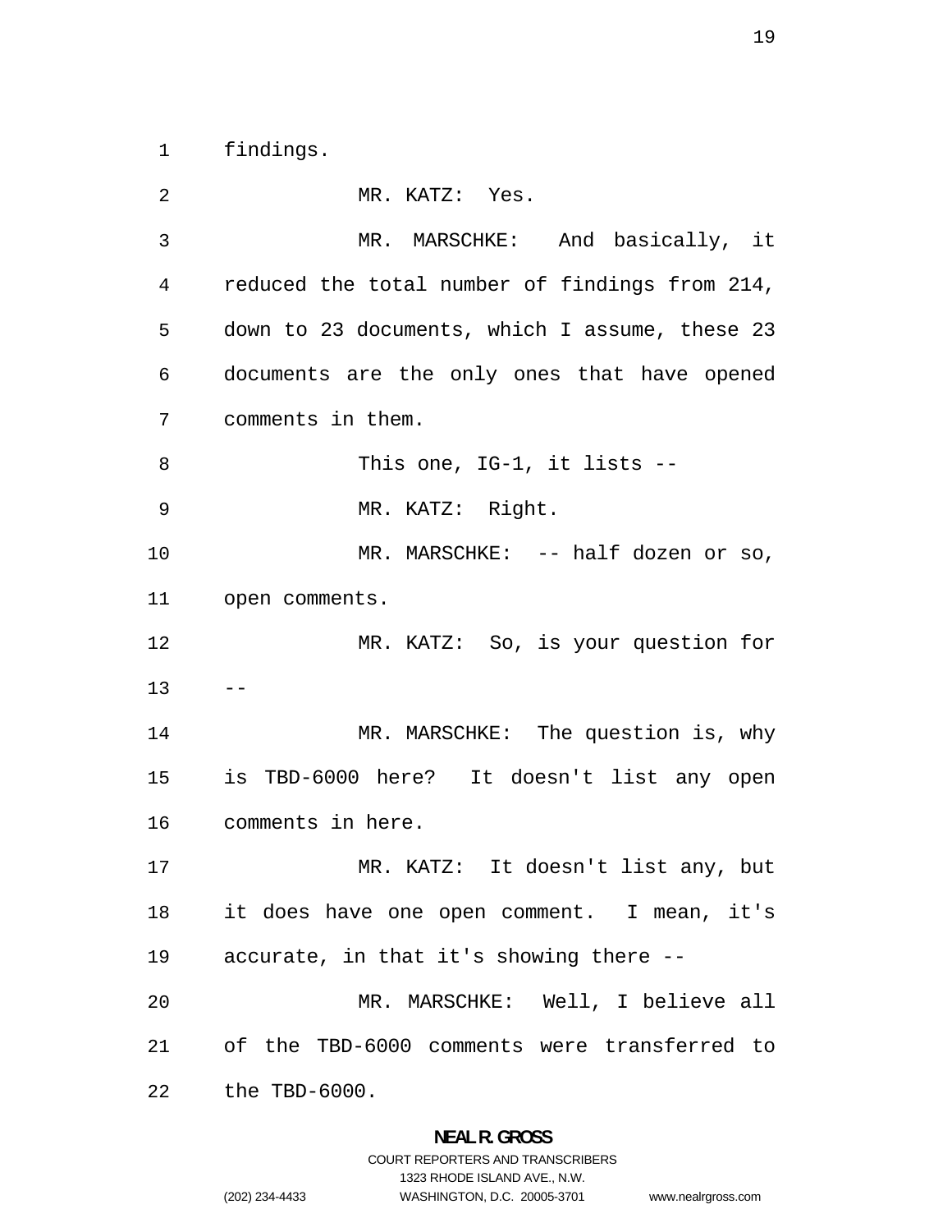findings.

MR. KATZ: Yes.

MR. MARSCHKE: And basically, it reduced the total number of findings from 214, down to 23 documents, which I assume, these 23 documents are the only ones that have opened comments in them.

This one, IG-1, it lists --

MR. KATZ: Right.

MR. MARSCHKE: -- half dozen or so, open comments.

MR. KATZ: So, is your question for --

MR. MARSCHKE: The question is, why is TBD-6000 here? It doesn't list any open comments in here.

MR. KATZ: It doesn't list any, but it does have one open comment. I mean, it's accurate, in that it's showing there --

MR. MARSCHKE: Well, I believe all of the TBD-6000 comments were transferred to the TBD-6000.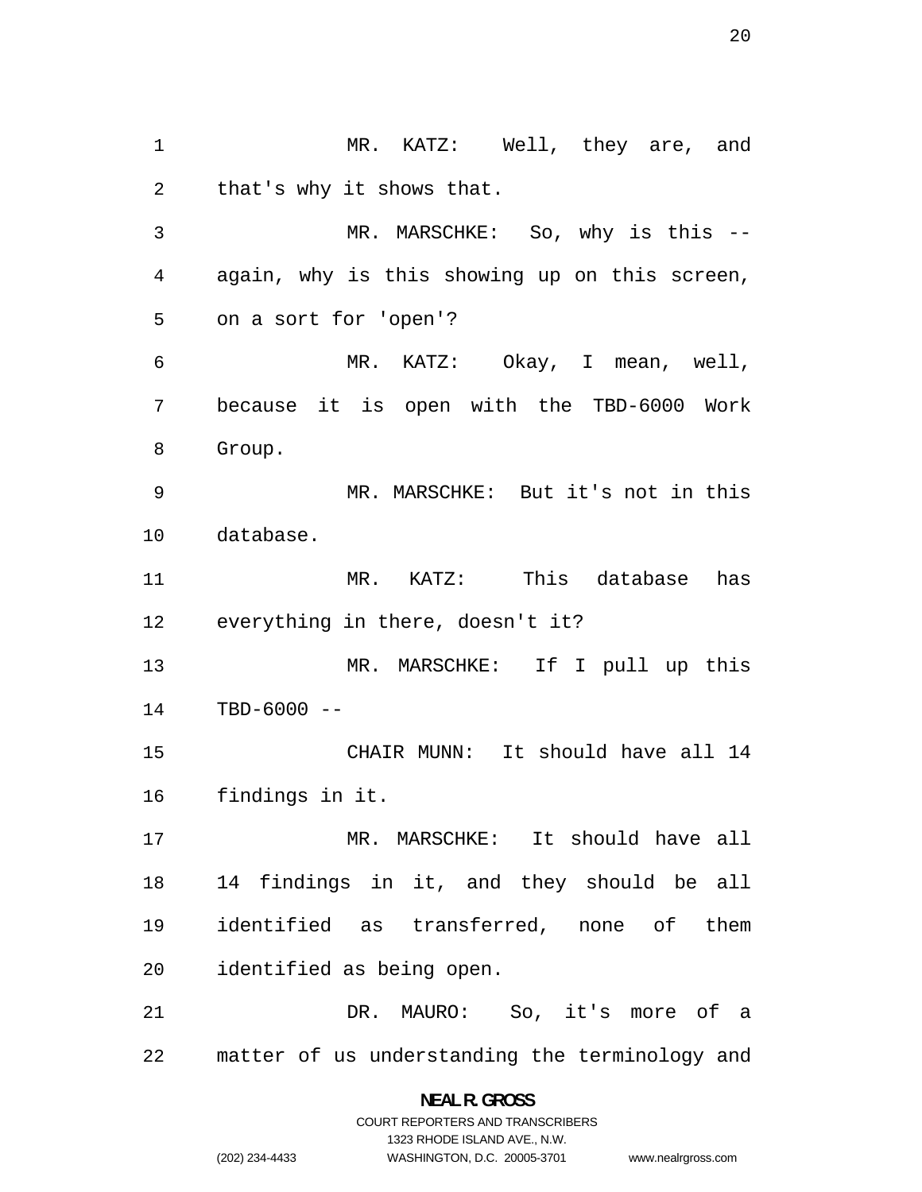MR. KATZ: Well, they are, and that's why it shows that.

MR. MARSCHKE: So, why is this -- again, why is this showing up on this screen, on a sort for 'open'?

MR. KATZ: Okay, I mean, well, because it is open with the TBD-6000 Work Group.

MR. MARSCHKE: But it's not in this database.

MR. KATZ: This database has everything in there, doesn't it?

MR. MARSCHKE: If I pull up this TBD-6000 --

CHAIR MUNN: It should have all 14 findings in it.

MR. MARSCHKE: It should have all 14 findings in it, and they should be all identified as transferred, none of them identified as being open.

DR. MAURO: So, it's more of a matter of us understanding the terminology and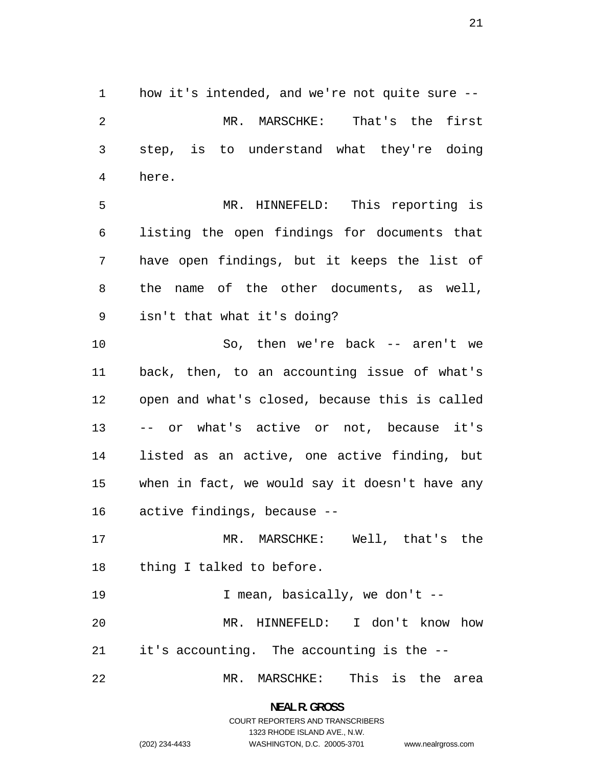how it's intended, and we're not quite sure --

MR. MARSCHKE: That's the first step, is to understand what they're doing here.

MR. HINNEFELD: This reporting is listing the open findings for documents that have open findings, but it keeps the list of the name of the other documents, as well, isn't that what it's doing?

So, then we're back -- aren't we back, then, to an accounting issue of what's open and what's closed, because this is called -- or what's active or not, because it's listed as an active, one active finding, but when in fact, we would say it doesn't have any active findings, because --

MR. MARSCHKE: Well, that's the thing I talked to before.

I mean, basically, we don't --

MR. HINNEFELD: I don't know how it's accounting. The accounting is the --

MR. MARSCHKE: This is the area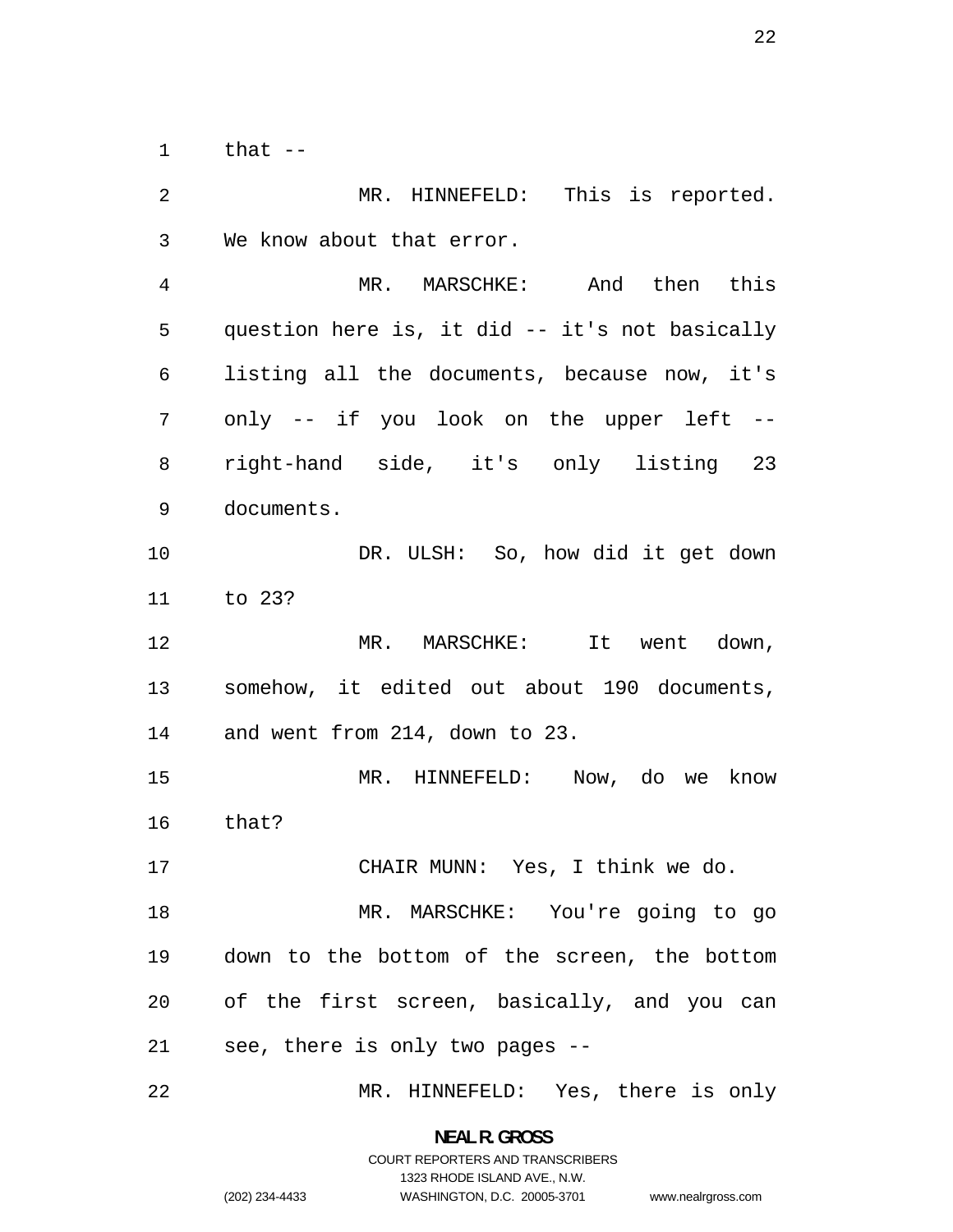that --

MR. HINNEFELD: This is reported. We know about that error.

MR. MARSCHKE: And then this question here is, it did -- it's not basically listing all the documents, because now, it's only -- if you look on the upper left -- right-hand side, it's only listing 23 documents.

DR. ULSH: So, how did it get down to 23?

MR. MARSCHKE: It went down, somehow, it edited out about 190 documents, and went from 214, down to 23.

MR. HINNEFELD: Now, do we know that?

CHAIR MUNN: Yes, I think we do.

MR. MARSCHKE: You're going to go down to the bottom of the screen, the bottom of the first screen, basically, and you can see, there is only two pages --

MR. HINNEFELD: Yes, there is only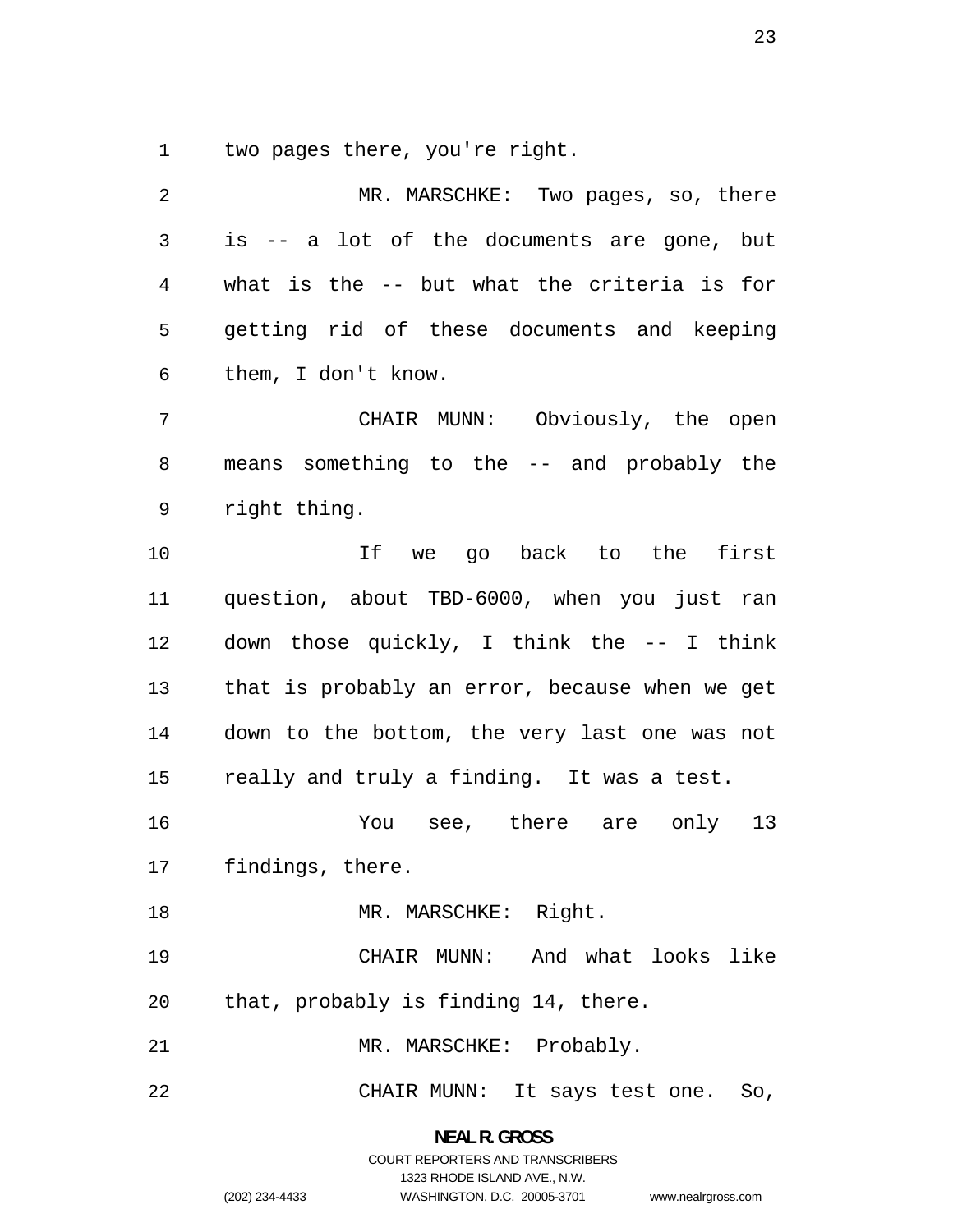two pages there, you're right.

MR. MARSCHKE: Two pages, so, there is -- a lot of the documents are gone, but what is the -- but what the criteria is for getting rid of these documents and keeping them, I don't know.

CHAIR MUNN: Obviously, the open means something to the -- and probably the right thing.

If we go back to the first question, about TBD-6000, when you just ran down those quickly, I think the -- I think that is probably an error, because when we get down to the bottom, the very last one was not really and truly a finding. It was a test.

You see, there are only 13 findings, there.

MR. MARSCHKE: Right.

CHAIR MUNN: And what looks like that, probably is finding 14, there.

MR. MARSCHKE: Probably.

CHAIR MUNN: It says test one. So,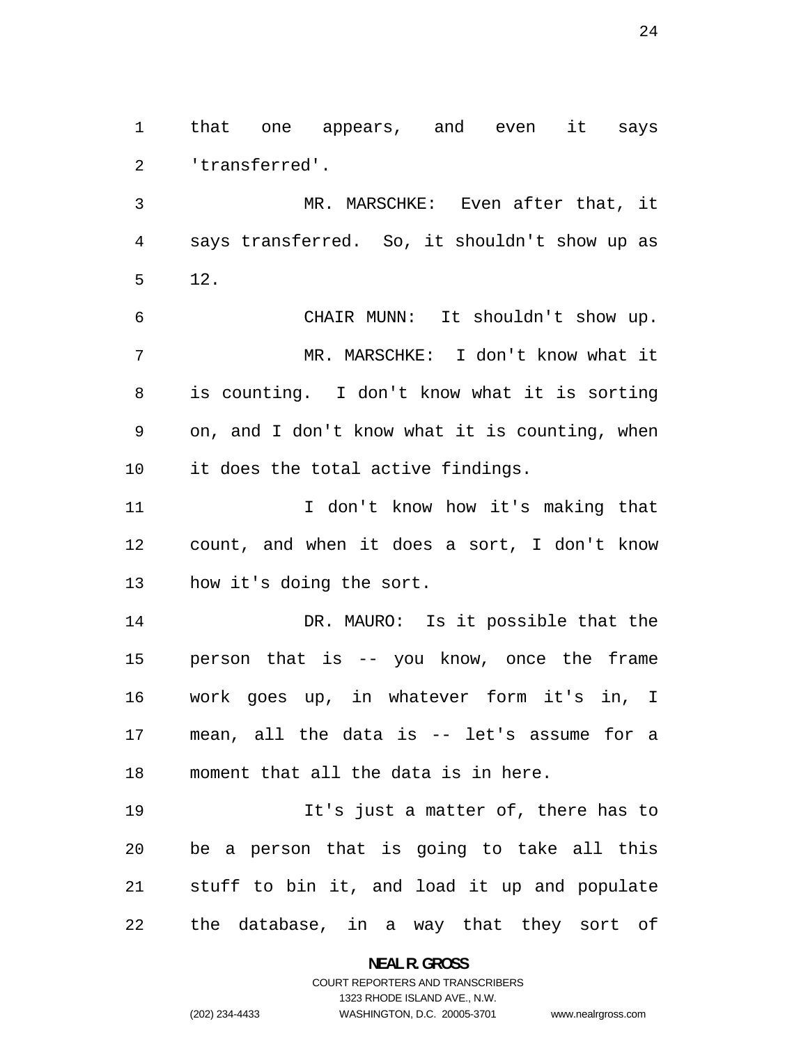that one appears, and even it says 'transferred'.

MR. MARSCHKE: Even after that, it says transferred. So, it shouldn't show up as 12.

CHAIR MUNN: It shouldn't show up.

MR. MARSCHKE: I don't know what it is counting. I don't know what it is sorting on, and I don't know what it is counting, when it does the total active findings.

I don't know how it's making that count, and when it does a sort, I don't know how it's doing the sort.

DR. MAURO: Is it possible that the person that is -- you know, once the frame work goes up, in whatever form it's in, I mean, all the data is -- let's assume for a moment that all the data is in here.

It's just a matter of, there has to be a person that is going to take all this stuff to bin it, and load it up and populate the database, in a way that they sort of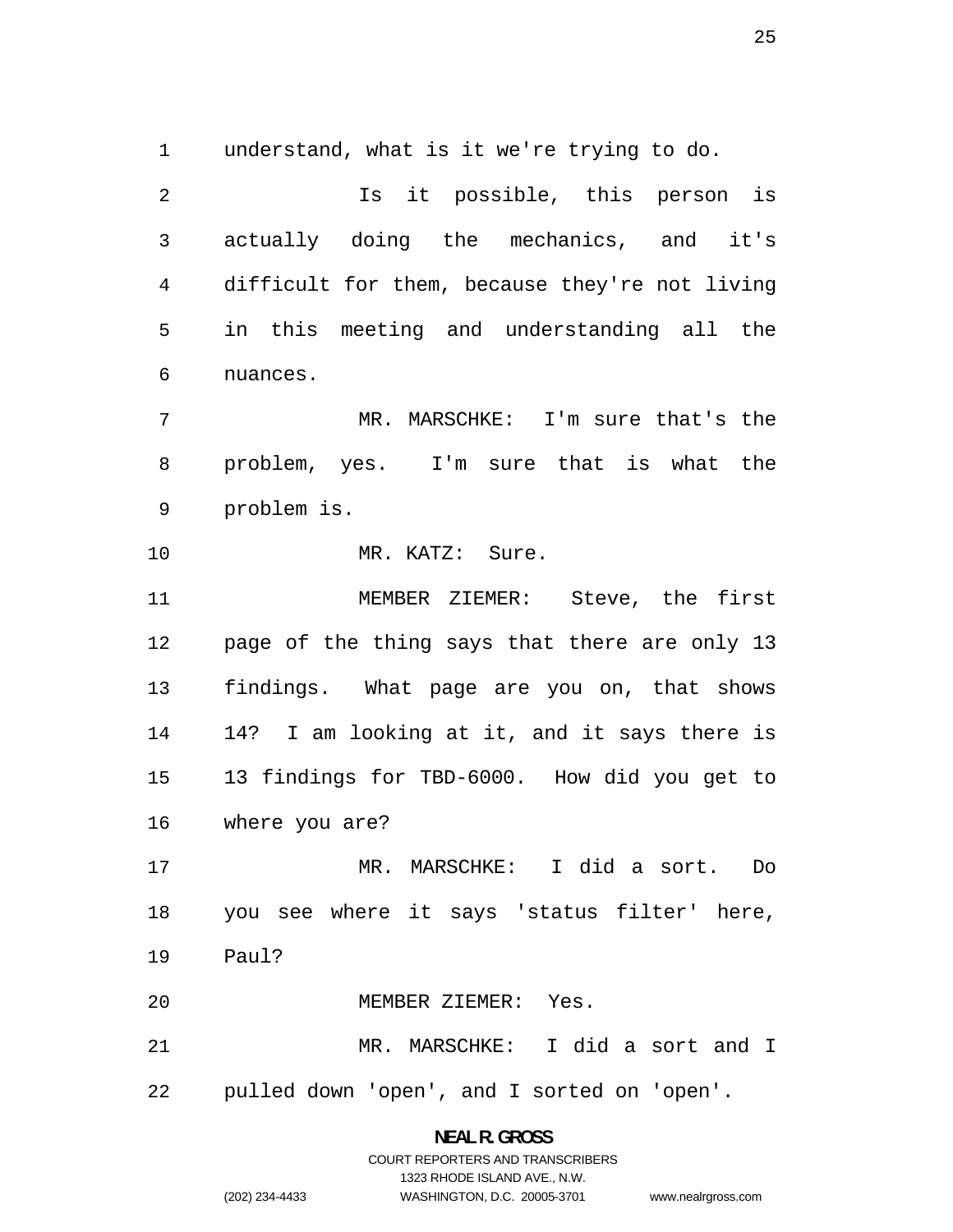understand, what is it we're trying to do.

Is it possible, this person is actually doing the mechanics, and it's difficult for them, because they're not living in this meeting and understanding all the nuances.

MR. MARSCHKE: I'm sure that's the problem, yes. I'm sure that is what the problem is.

MR. KATZ: Sure.

MEMBER ZIEMER: Steve, the first page of the thing says that there are only 13 findings. What page are you on, that shows 14? I am looking at it, and it says there is 13 findings for TBD-6000. How did you get to where you are?

MR. MARSCHKE: I did a sort. Do you see where it says 'status filter' here, Paul?

MEMBER ZIEMER: Yes.

MR. MARSCHKE: I did a sort and I pulled down 'open', and I sorted on 'open'.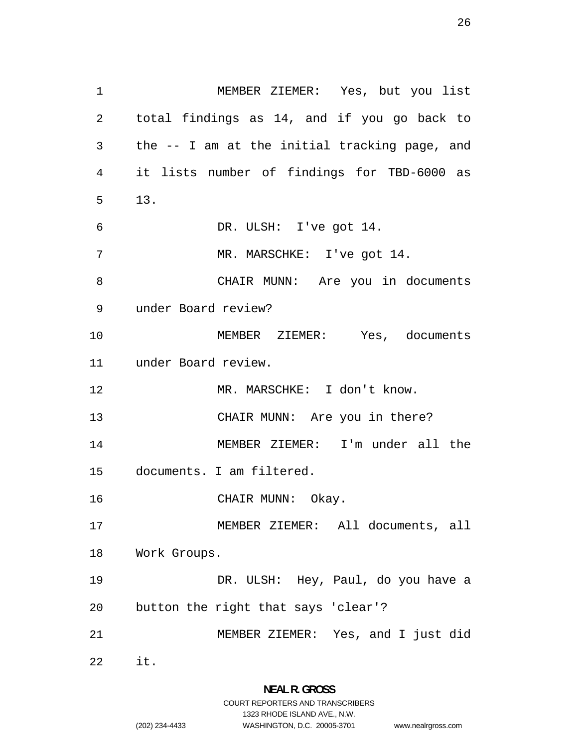MEMBER ZIEMER: Yes, but you list total findings as 14, and if you go back to the -- I am at the initial tracking page, and it lists number of findings for TBD-6000 as 13.

DR. ULSH: I've got 14.

MR. MARSCHKE: I've got 14.

CHAIR MUNN: Are you in documents under Board review?

MEMBER ZIEMER: Yes, documents under Board review.

MR. MARSCHKE: I don't know.

CHAIR MUNN: Are you in there?

MEMBER ZIEMER: I'm under all the documents. I am filtered.

CHAIR MUNN: Okay.

MEMBER ZIEMER: All documents, all Work Groups.

DR. ULSH: Hey, Paul, do you have a button the right that says 'clear'?

MEMBER ZIEMER: Yes, and I just did it.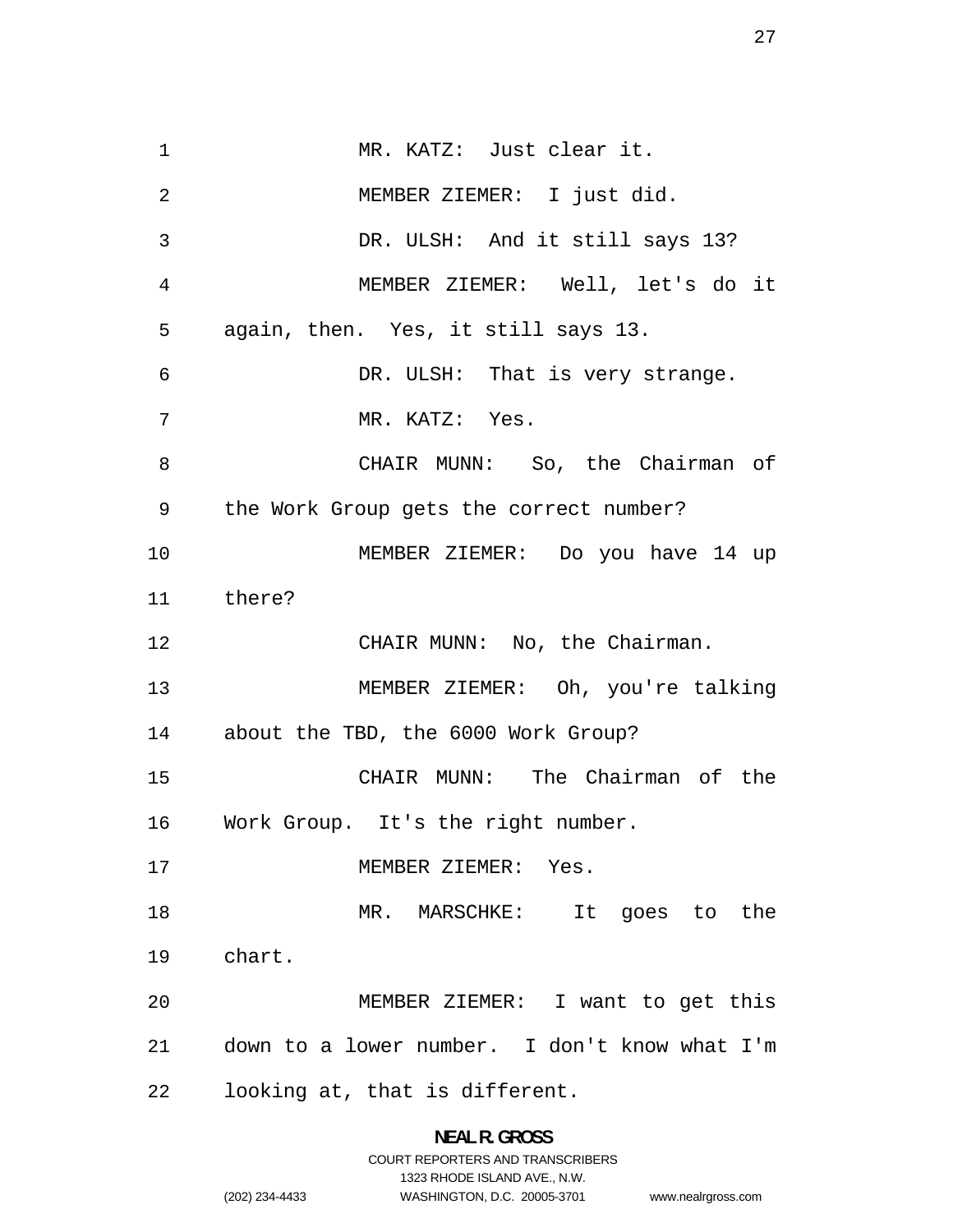MR. KATZ: Just clear it.

MEMBER ZIEMER: I just did.

DR. ULSH: And it still says 13?

MEMBER ZIEMER: Well, let's do it again, then. Yes, it still says 13.

DR. ULSH: That is very strange.

MR. KATZ: Yes.

CHAIR MUNN: So, the Chairman of the Work Group gets the correct number?

MEMBER ZIEMER: Do you have 14 up there?

CHAIR MUNN: No, the Chairman.

MEMBER ZIEMER: Oh, you're talking about the TBD, the 6000 Work Group?

CHAIR MUNN: The Chairman of the Work Group. It's the right number.

MEMBER ZIEMER: Yes.

MR. MARSCHKE: It goes to the chart.

MEMBER ZIEMER: I want to get this down to a lower number. I don't know what I'm looking at, that is different.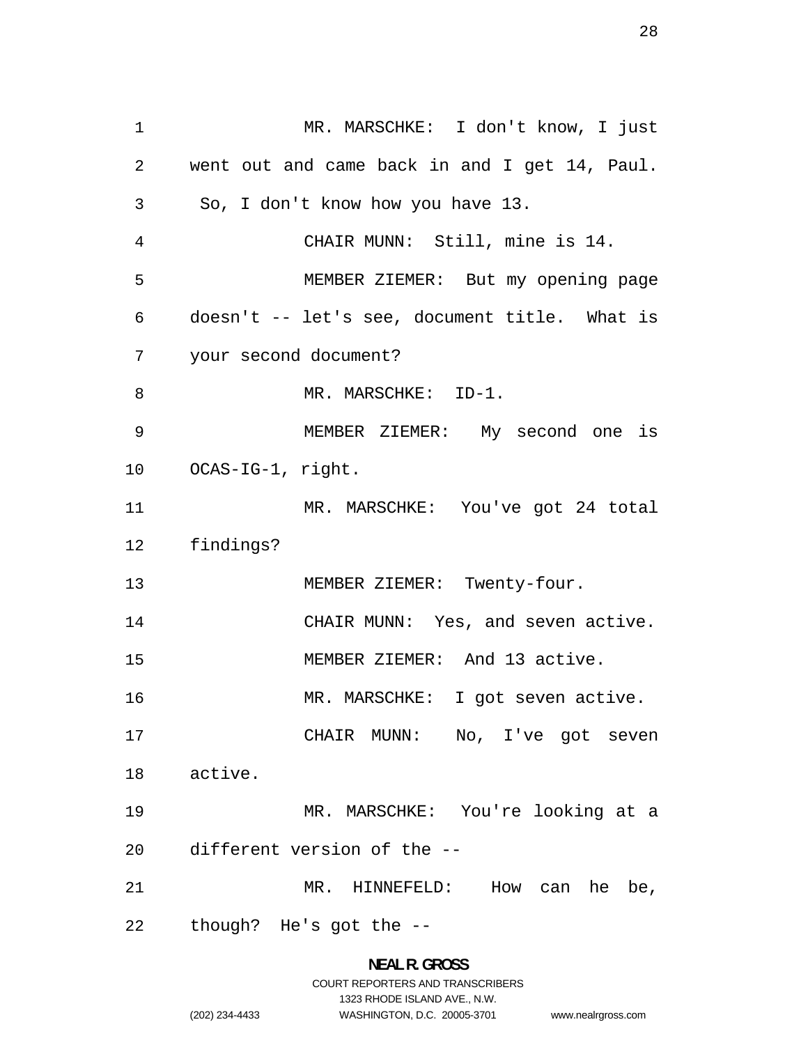MR. MARSCHKE: I don't know, I just went out and came back in and I get 14, Paul. So, I don't know how you have 13.

CHAIR MUNN: Still, mine is 14.

MEMBER ZIEMER: But my opening page doesn't -- let's see, document title. What is your second document?

MR. MARSCHKE: ID-1.

MEMBER ZIEMER: My second one is OCAS-IG-1, right.

MR. MARSCHKE: You've got 24 total findings?

MEMBER ZIEMER: Twenty-four.

CHAIR MUNN: Yes, and seven active.

MEMBER ZIEMER: And 13 active.

MR. MARSCHKE: I got seven active.

CHAIR MUNN: No, I've got seven active.

MR. MARSCHKE: You're looking at a different version of the --

MR. HINNEFELD: How can he be, though? He's got the --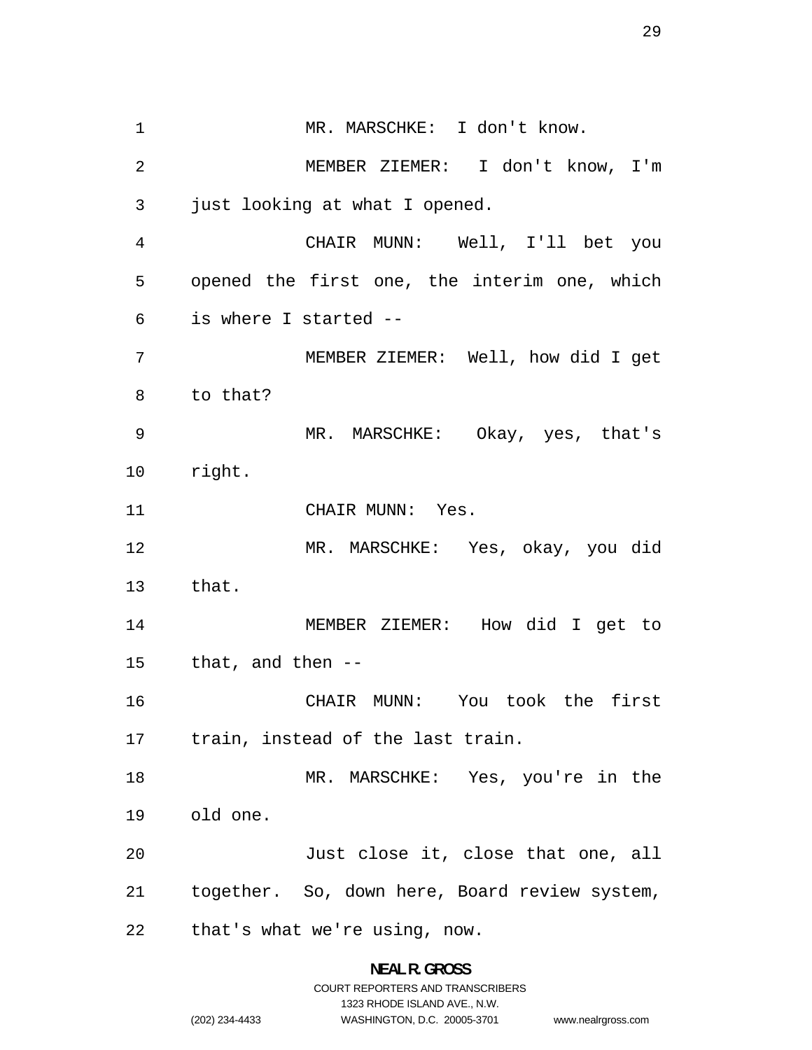MR. MARSCHKE: I don't know.

MEMBER ZIEMER: I don't know, I'm just looking at what I opened.

CHAIR MUNN: Well, I'll bet you opened the first one, the interim one, which is where I started --

MEMBER ZIEMER: Well, how did I get to that?

MR. MARSCHKE: Okay, yes, that's right.

CHAIR MUNN: Yes.

MR. MARSCHKE: Yes, okay, you did that.

MEMBER ZIEMER: How did I get to that, and then --

CHAIR MUNN: You took the first train, instead of the last train.

MR. MARSCHKE: Yes, you're in the old one.

Just close it, close that one, all together. So, down here, Board review system, that's what we're using, now.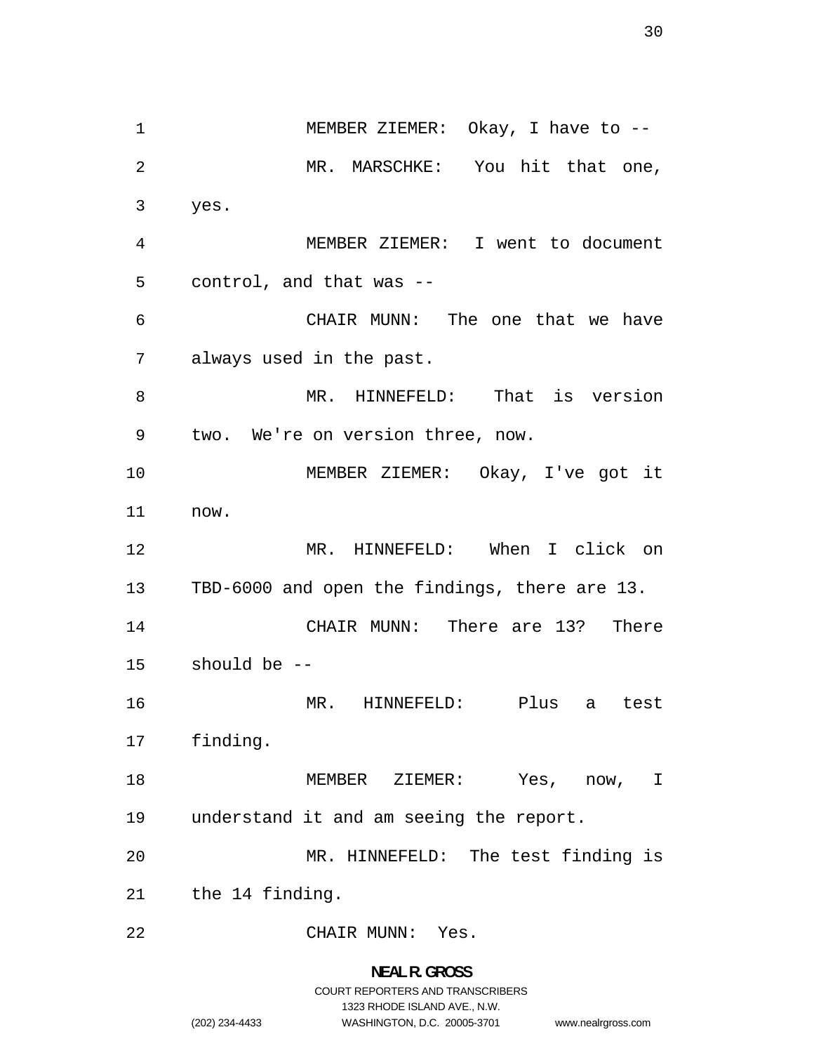MEMBER ZIEMER: Okay, I have to --

MR. MARSCHKE: You hit that one, yes.

MEMBER ZIEMER: I went to document control, and that was --

CHAIR MUNN: The one that we have always used in the past.

MR. HINNEFELD: That is version two. We're on version three, now.

MEMBER ZIEMER: Okay, I've got it now.

MR. HINNEFELD: When I click on TBD-6000 and open the findings, there are 13.

CHAIR MUNN: There are 13? There should be --

MR. HINNEFELD: Plus a test finding.

MEMBER ZIEMER: Yes, now, I understand it and am seeing the report.

MR. HINNEFELD: The test finding is the 14 finding.

CHAIR MUNN: Yes.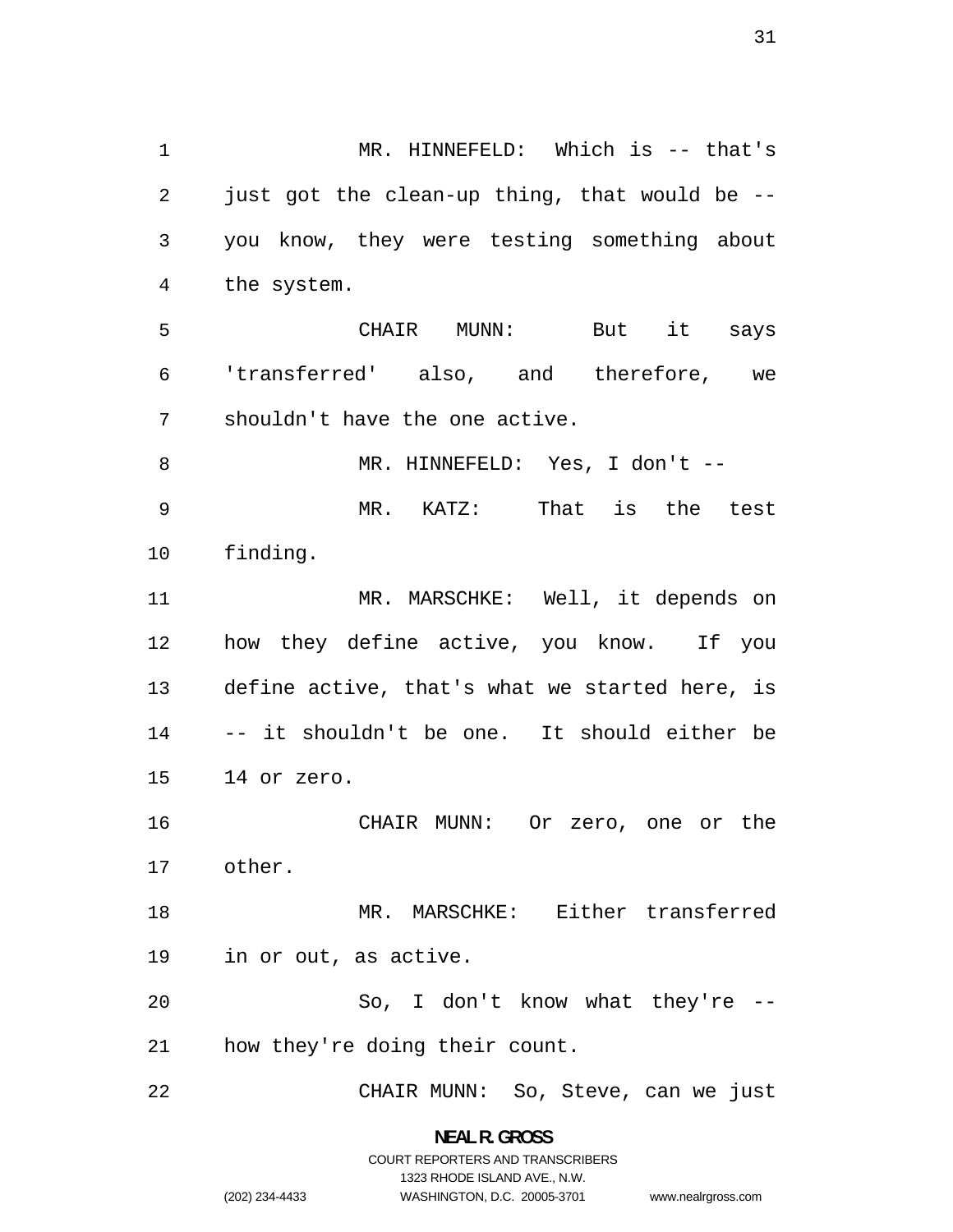MR. HINNEFELD: Which is -- that's just got the clean-up thing, that would be -- you know, they were testing something about the system.

CHAIR MUNN: But it says 'transferred' also, and therefore, we shouldn't have the one active.

MR. HINNEFELD: Yes, I don't --

MR. KATZ: That is the test finding.

MR. MARSCHKE: Well, it depends on how they define active, you know. If you define active, that's what we started here, is -- it shouldn't be one. It should either be 14 or zero.

CHAIR MUNN: Or zero, one or the other.

MR. MARSCHKE: Either transferred in or out, as active.

So, I don't know what they're -- how they're doing their count.

CHAIR MUNN: So, Steve, can we just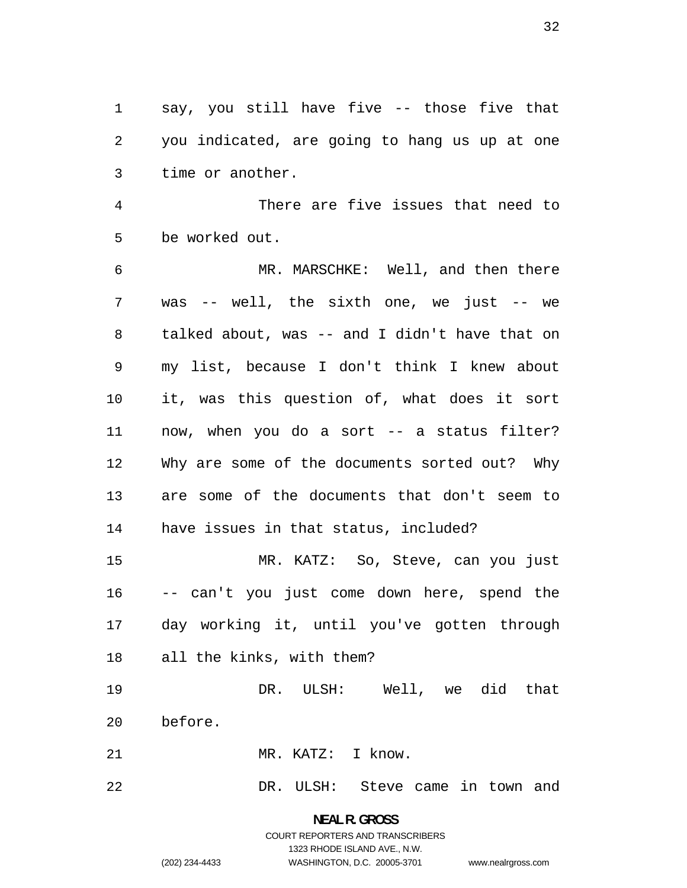say, you still have five -- those five that you indicated, are going to hang us up at one time or another.

There are five issues that need to be worked out.

MR. MARSCHKE: Well, and then there was -- well, the sixth one, we just -- we talked about, was -- and I didn't have that on my list, because I don't think I knew about it, was this question of, what does it sort now, when you do a sort -- a status filter? Why are some of the documents sorted out? Why are some of the documents that don't seem to have issues in that status, included?

MR. KATZ: So, Steve, can you just -- can't you just come down here, spend the day working it, until you've gotten through all the kinks, with them?

DR. ULSH: Well, we did that before.

MR. KATZ: I know.

DR. ULSH: Steve came in town and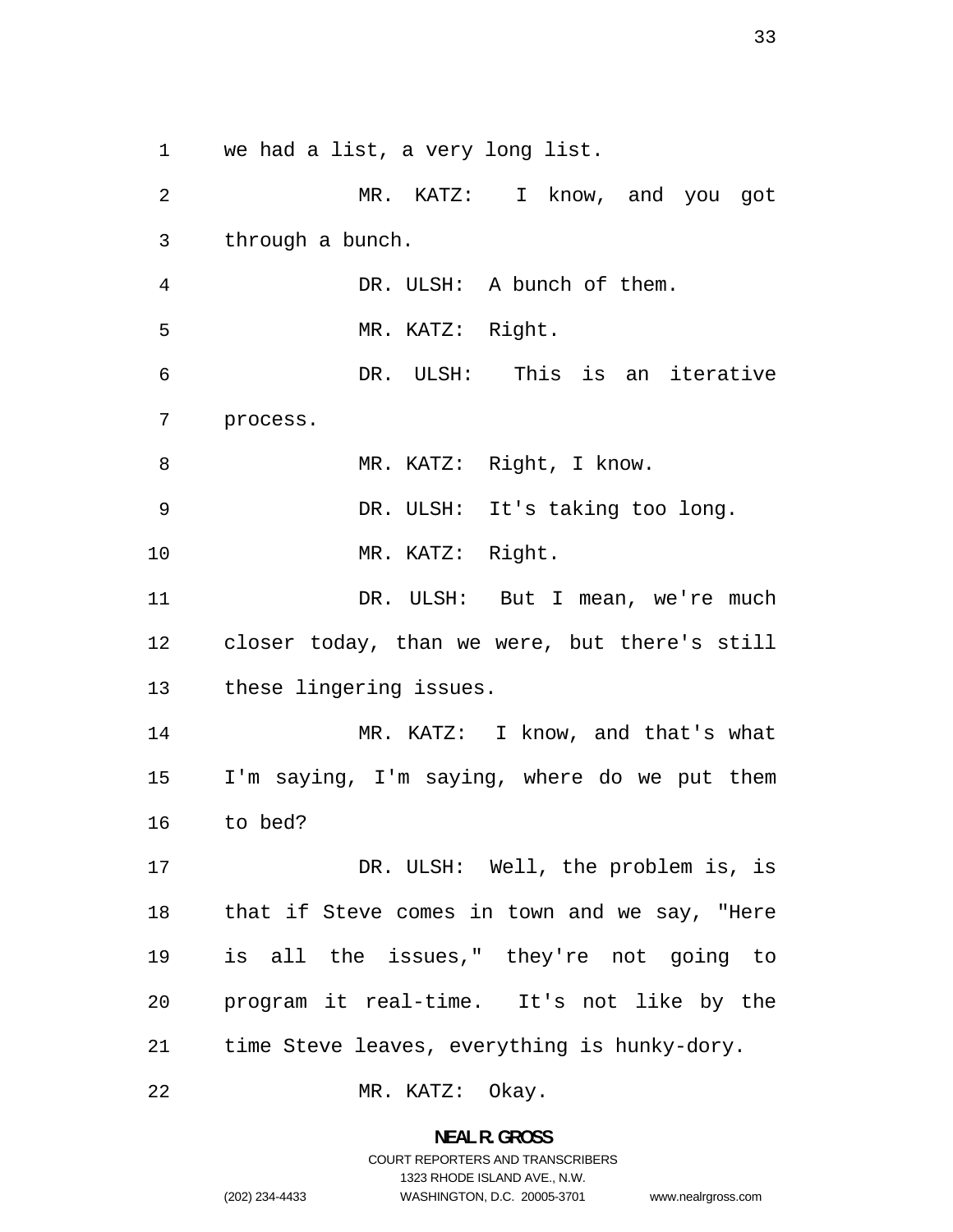we had a list, a very long list.

MR. KATZ: I know, and you got through a bunch.

DR. ULSH: A bunch of them.

MR. KATZ: Right.

DR. ULSH: This is an iterative process.

MR. KATZ: Right, I know.

DR. ULSH: It's taking too long.

MR. KATZ: Right.

DR. ULSH: But I mean, we're much closer today, than we were, but there's still these lingering issues.

MR. KATZ: I know, and that's what I'm saying, I'm saying, where do we put them to bed?

DR. ULSH: Well, the problem is, is that if Steve comes in town and we say, "Here is all the issues," they're not going to program it real-time. It's not like by the time Steve leaves, everything is hunky-dory.

MR. KATZ: Okay.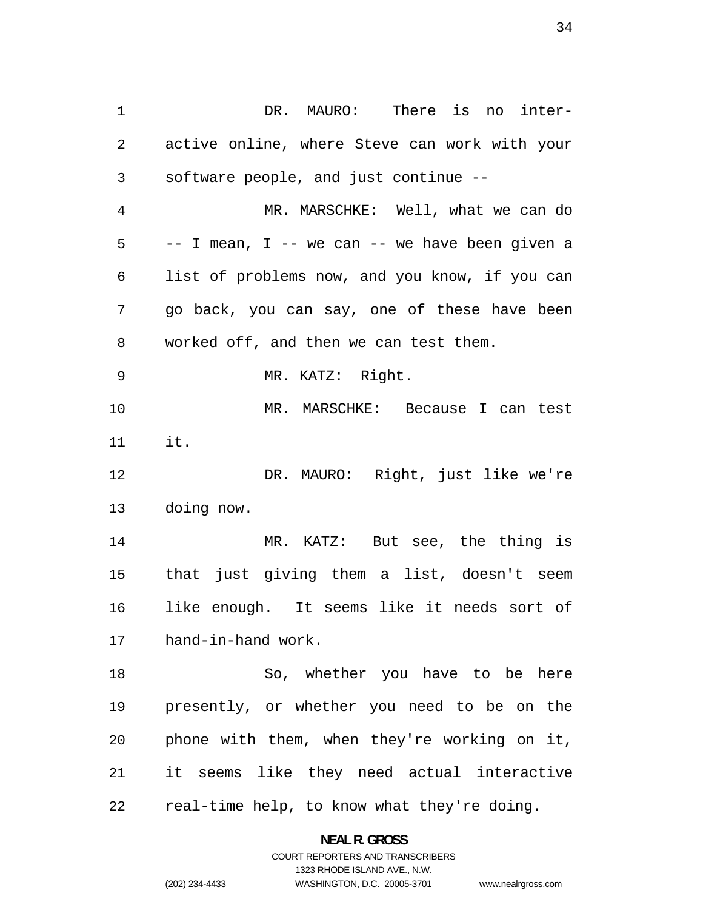DR. MAURO: There is no inter-active online, where Steve can work with your software people, and just continue --

MR. MARSCHKE: Well, what we can do -- I mean, I -- we can -- we have been given a list of problems now, and you know, if you can go back, you can say, one of these have been worked off, and then we can test them.

MR. KATZ: Right.

MR. MARSCHKE: Because I can test it.

DR. MAURO: Right, just like we're doing now.

MR. KATZ: But see, the thing is that just giving them a list, doesn't seem like enough. It seems like it needs sort of hand-in-hand work.

So, whether you have to be here presently, or whether you need to be on the phone with them, when they're working on it, it seems like they need actual interactive real-time help, to know what they're doing.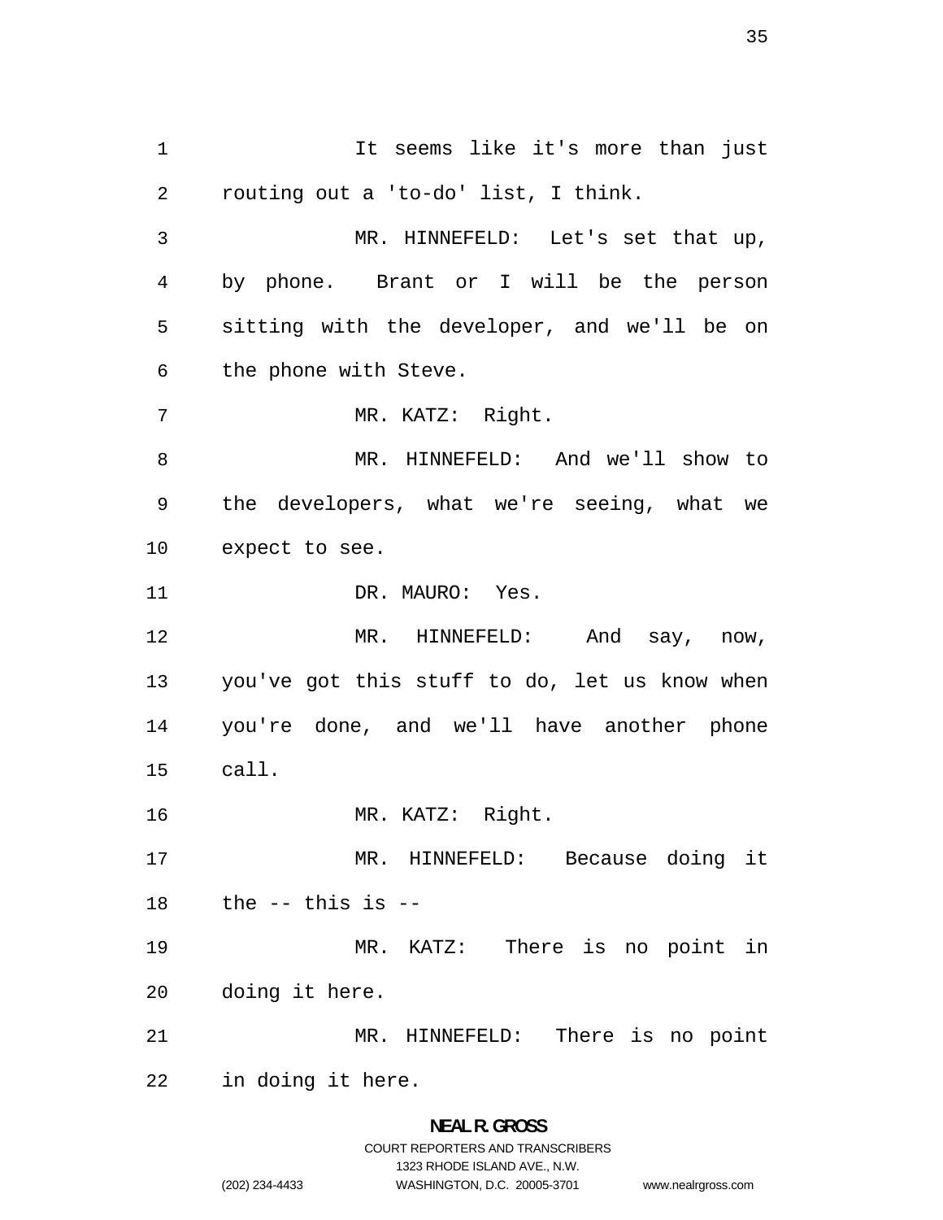It seems like it's more than just routing out a 'to-do' list, I think.

MR. HINNEFELD: Let's set that up, by phone. Brant or I will be the person sitting with the developer, and we'll be on the phone with Steve.

MR. KATZ: Right.

MR. HINNEFELD: And we'll show to the developers, what we're seeing, what we expect to see.

DR. MAURO: Yes.

MR. HINNEFELD: And say, now, you've got this stuff to do, let us know when you're done, and we'll have another phone call.

MR. KATZ: Right.

MR. HINNEFELD: Because doing it the -- this is --

MR. KATZ: There is no point in doing it here.

MR. HINNEFELD: There is no point in doing it here.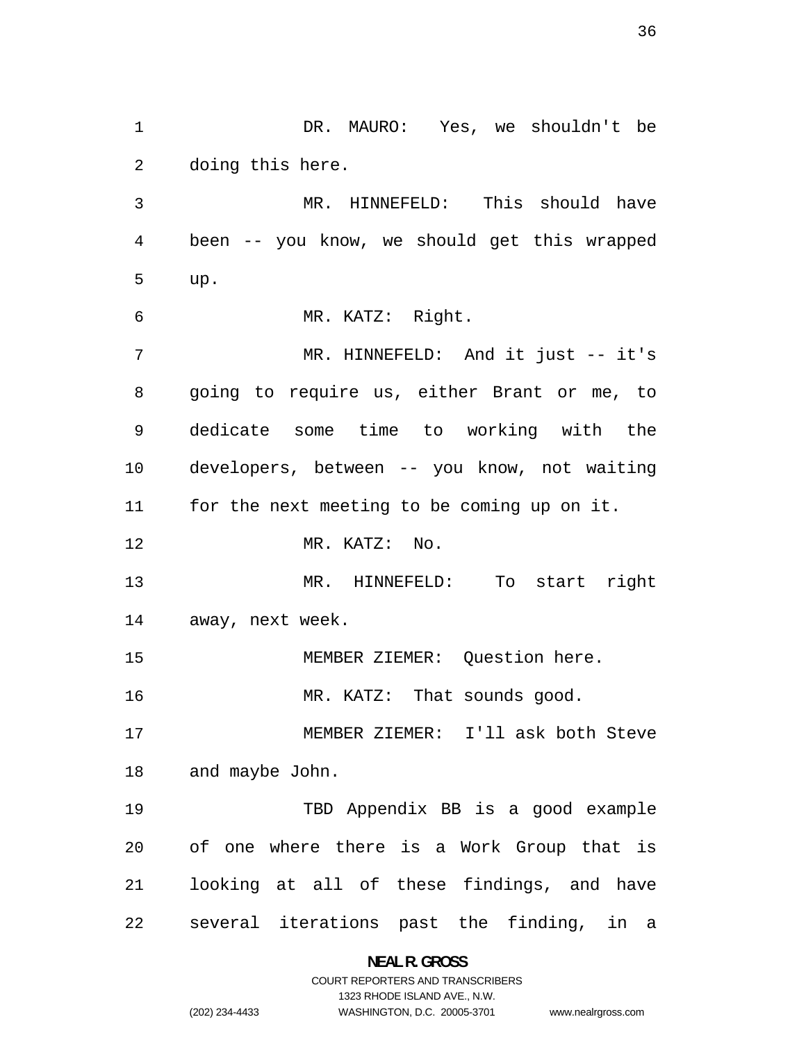DR. MAURO: Yes, we shouldn't be doing this here.

MR. HINNEFELD: This should have been -- you know, we should get this wrapped up.

MR. KATZ: Right.

MR. HINNEFELD: And it just -- it's going to require us, either Brant or me, to dedicate some time to working with the developers, between -- you know, not waiting for the next meeting to be coming up on it.

MR. KATZ: No.

MR. HINNEFELD: To start right away, next week.

MEMBER ZIEMER: Question here.

MR. KATZ: That sounds good.

MEMBER ZIEMER: I'll ask both Steve and maybe John.

TBD Appendix BB is a good example of one where there is a Work Group that is looking at all of these findings, and have several iterations past the finding, in a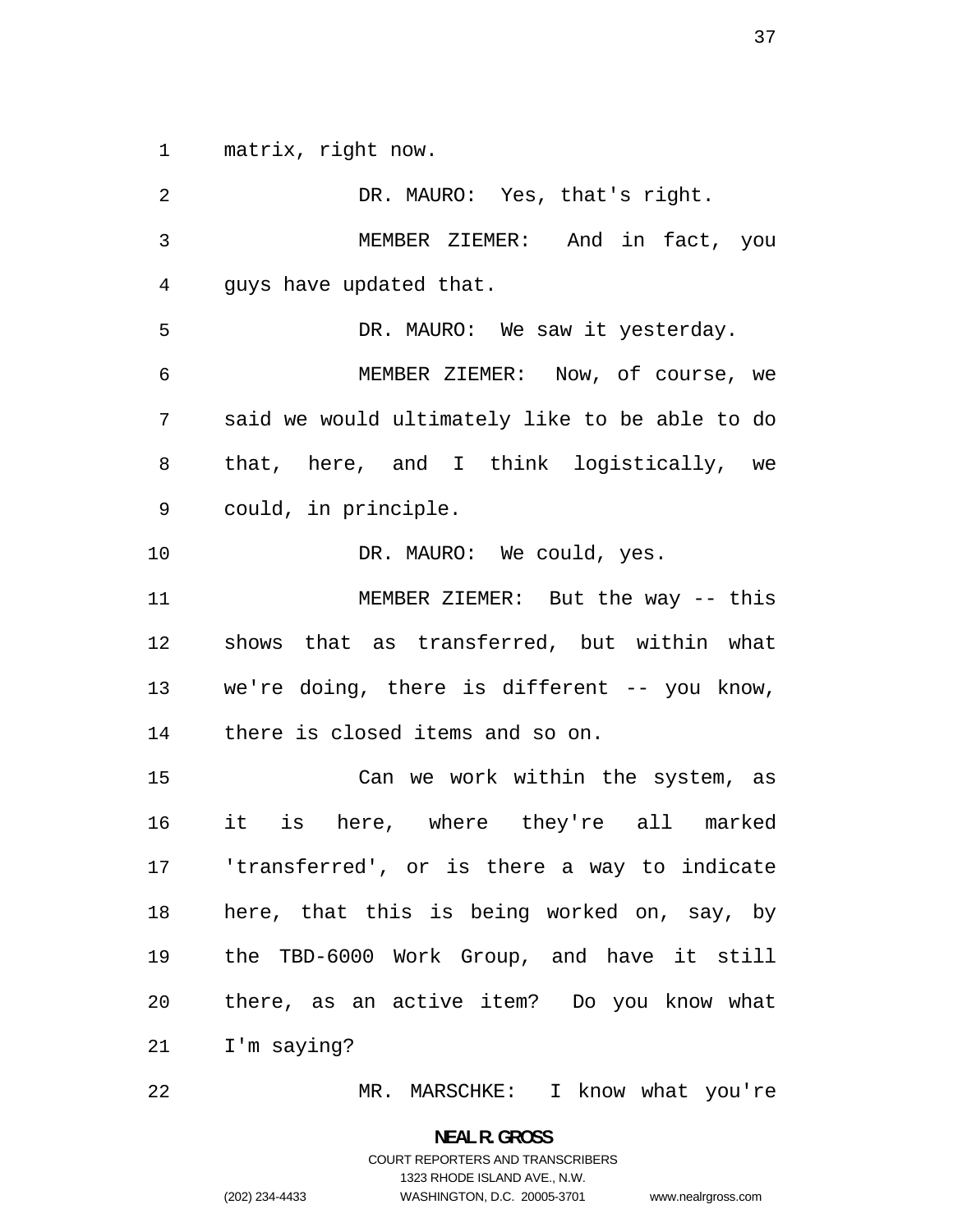matrix, right now.

DR. MAURO: Yes, that's right.

MEMBER ZIEMER: And in fact, you guys have updated that.

DR. MAURO: We saw it yesterday.

MEMBER ZIEMER: Now, of course, we said we would ultimately like to be able to do that, here, and I think logistically, we could, in principle.

DR. MAURO: We could, yes.

MEMBER ZIEMER: But the way -- this shows that as transferred, but within what we're doing, there is different -- you know, there is closed items and so on.

Can we work within the system, as it is here, where they're all marked 'transferred', or is there a way to indicate here, that this is being worked on, say, by the TBD-6000 Work Group, and have it still there, as an active item? Do you know what I'm saying?

MR. MARSCHKE: I know what you're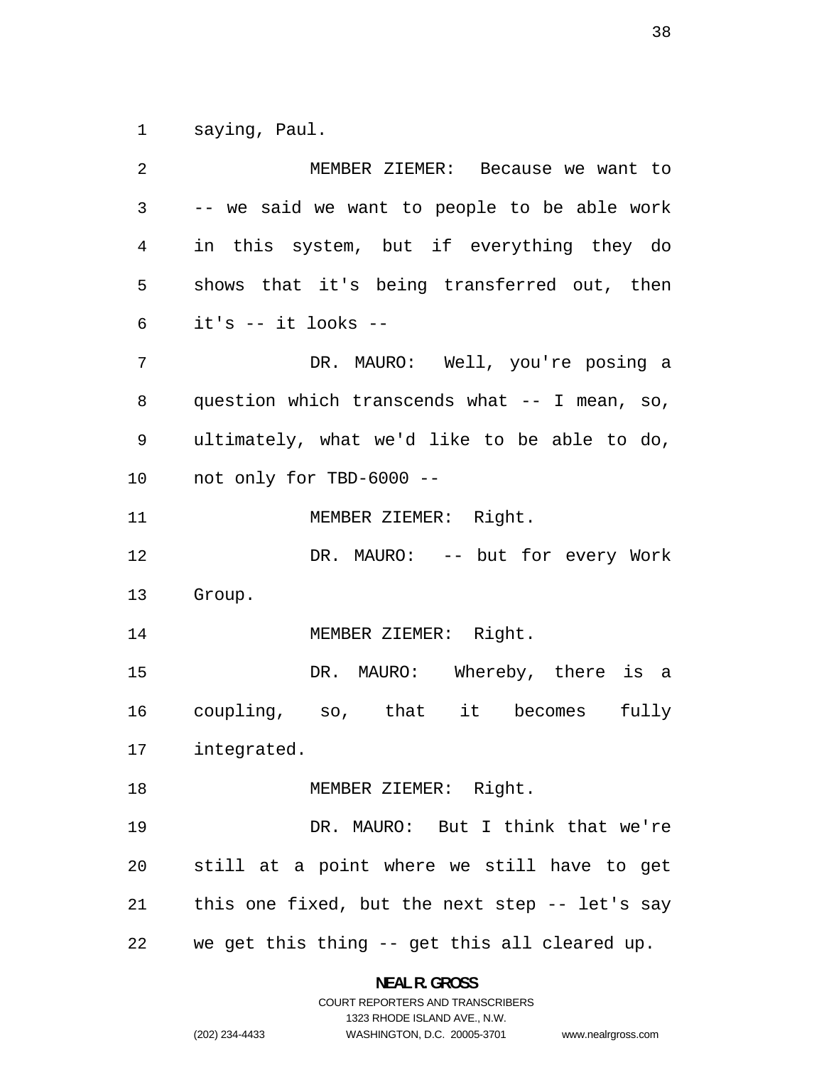saying, Paul.

MEMBER ZIEMER: Because we want to -- we said we want to people to be able work in this system, but if everything they do shows that it's being transferred out, then it's -- it looks --

DR. MAURO: Well, you're posing a question which transcends what -- I mean, so, ultimately, what we'd like to be able to do, not only for TBD-6000 --

MEMBER ZIEMER: Right.

DR. MAURO: -- but for every Work Group.

MEMBER ZIEMER: Right.

DR. MAURO: Whereby, there is a coupling, so, that it becomes fully integrated.

MEMBER ZIEMER: Right.

DR. MAURO: But I think that we're still at a point where we still have to get this one fixed, but the next step -- let's say we get this thing -- get this all cleared up.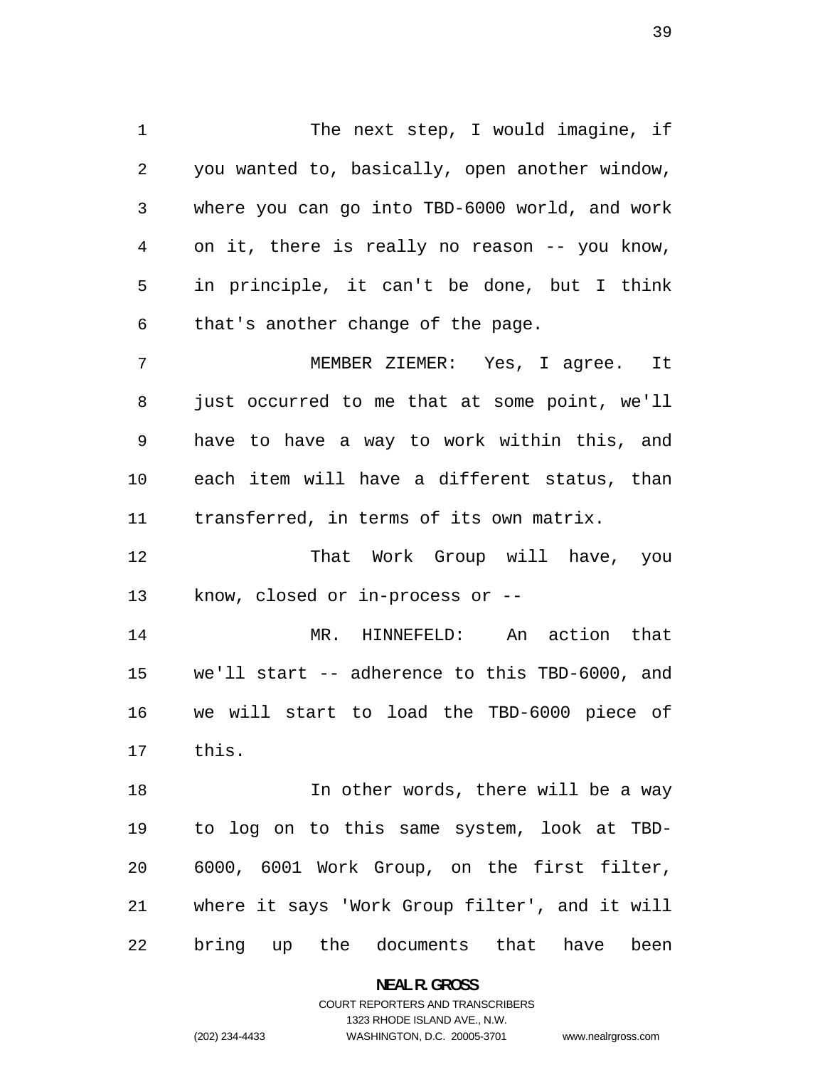The next step, I would imagine, if you wanted to, basically, open another window, where you can go into TBD-6000 world, and work on it, there is really no reason -- you know, in principle, it can't be done, but I think that's another change of the page.

MEMBER ZIEMER: Yes, I agree. It just occurred to me that at some point, we'll have to have a way to work within this, and each item will have a different status, than transferred, in terms of its own matrix.

That Work Group will have, you know, closed or in-process or --

MR. HINNEFELD: An action that we'll start -- adherence to this TBD-6000, and we will start to load the TBD-6000 piece of this.

In other words, there will be a way to log on to this same system, look at TBD-6000, 6001 Work Group, on the first filter, where it says 'Work Group filter', and it will bring up the documents that have been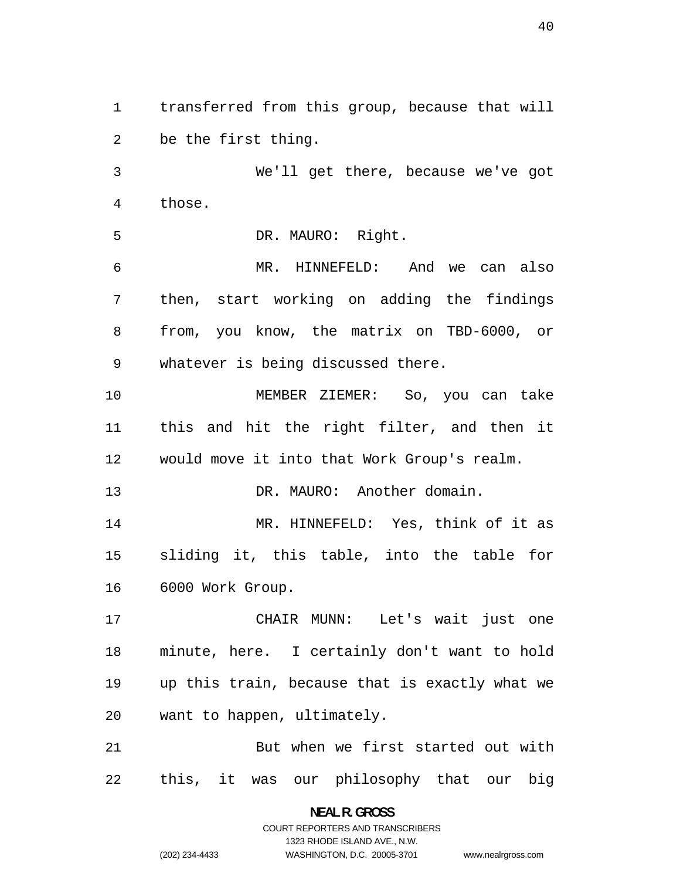transferred from this group, because that will be the first thing.

We'll get there, because we've got those.

DR. MAURO: Right.

MR. HINNEFELD: And we can also then, start working on adding the findings from, you know, the matrix on TBD-6000, or whatever is being discussed there.

MEMBER ZIEMER: So, you can take this and hit the right filter, and then it would move it into that Work Group's realm.

DR. MAURO: Another domain.

MR. HINNEFELD: Yes, think of it as sliding it, this table, into the table for 6000 Work Group.

CHAIR MUNN: Let's wait just one minute, here. I certainly don't want to hold up this train, because that is exactly what we want to happen, ultimately.

But when we first started out with this, it was our philosophy that our big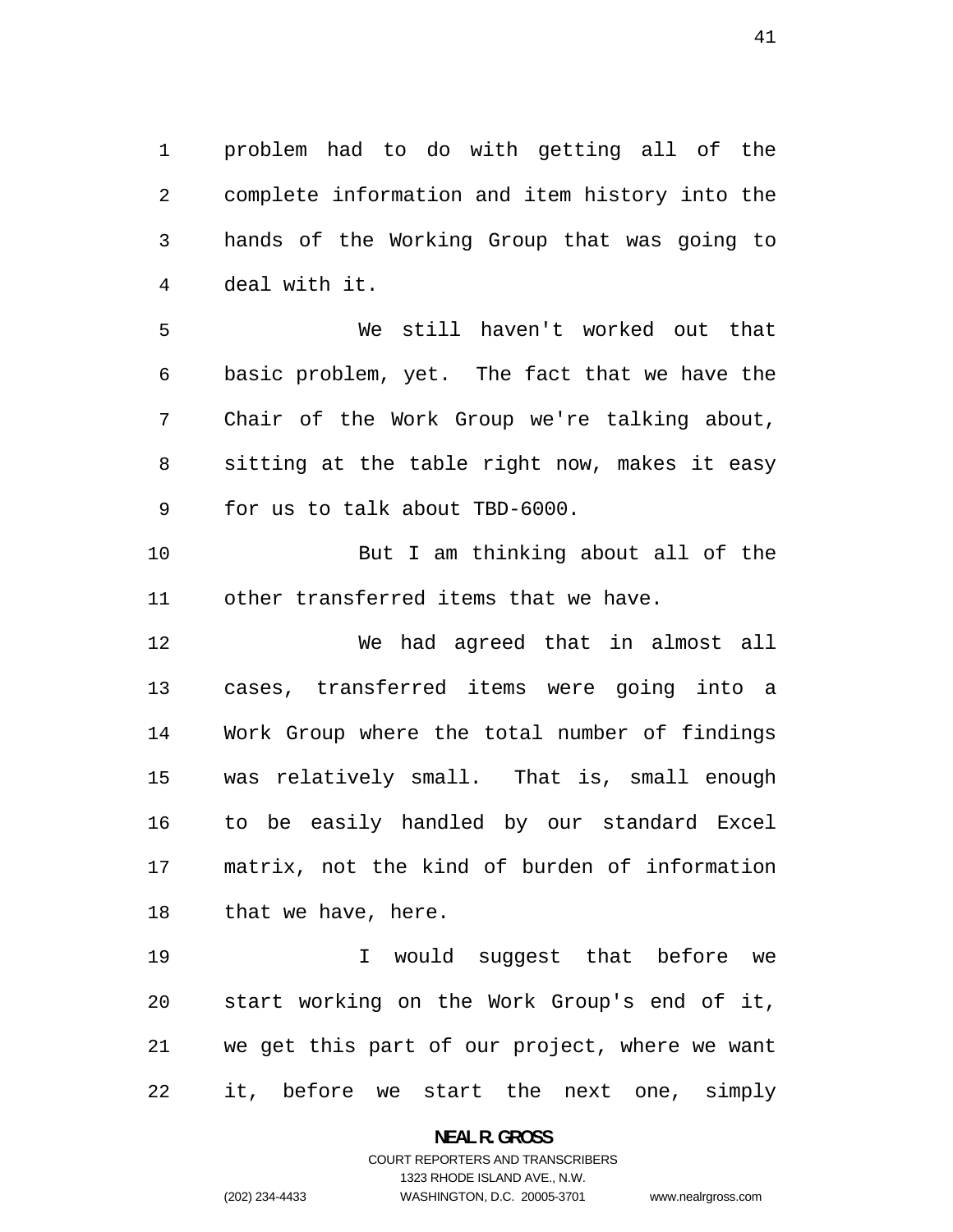problem had to do with getting all of the complete information and item history into the hands of the Working Group that was going to deal with it.

We still haven't worked out that basic problem, yet. The fact that we have the Chair of the Work Group we're talking about, sitting at the table right now, makes it easy for us to talk about TBD-6000.

But I am thinking about all of the other transferred items that we have.

We had agreed that in almost all cases, transferred items were going into a Work Group where the total number of findings was relatively small. That is, small enough to be easily handled by our standard Excel matrix, not the kind of burden of information that we have, here.

I would suggest that before we start working on the Work Group's end of it, we get this part of our project, where we want it, before we start the next one, simply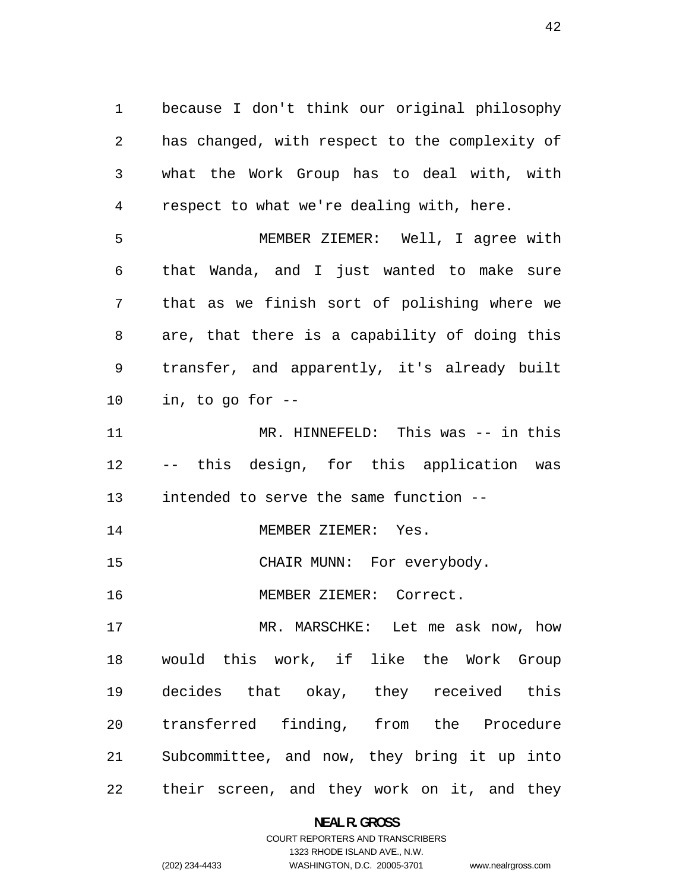because I don't think our original philosophy has changed, with respect to the complexity of what the Work Group has to deal with, with respect to what we're dealing with, here.

MEMBER ZIEMER: Well, I agree with that Wanda, and I just wanted to make sure that as we finish sort of polishing where we are, that there is a capability of doing this transfer, and apparently, it's already built in, to go for --

MR. HINNEFELD: This was -- in this -- this design, for this application was intended to serve the same function --

MEMBER ZIEMER: Yes.

CHAIR MUNN: For everybody.

MEMBER ZIEMER: Correct.

MR. MARSCHKE: Let me ask now, how would this work, if like the Work Group decides that okay, they received this transferred finding, from the Procedure Subcommittee, and now, they bring it up into their screen, and they work on it, and they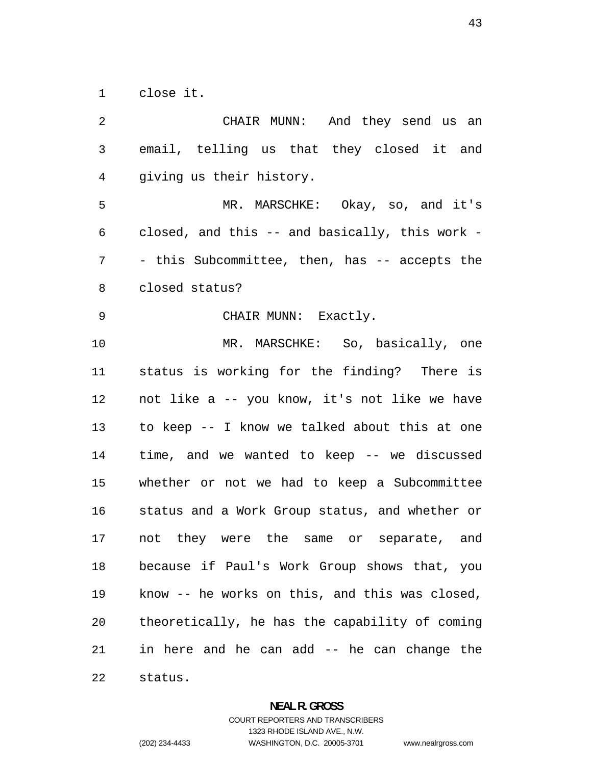close it.

CHAIR MUNN: And they send us an email, telling us that they closed it and giving us their history.

MR. MARSCHKE: Okay, so, and it's closed, and this -- and basically, this work -- this Subcommittee, then, has -- accepts the closed status?

CHAIR MUNN: Exactly.

MR. MARSCHKE: So, basically, one status is working for the finding? There is not like a -- you know, it's not like we have to keep -- I know we talked about this at one time, and we wanted to keep -- we discussed whether or not we had to keep a Subcommittee status and a Work Group status, and whether or not they were the same or separate, and because if Paul's Work Group shows that, you know -- he works on this, and this was closed, theoretically, he has the capability of coming in here and he can add -- he can change the status.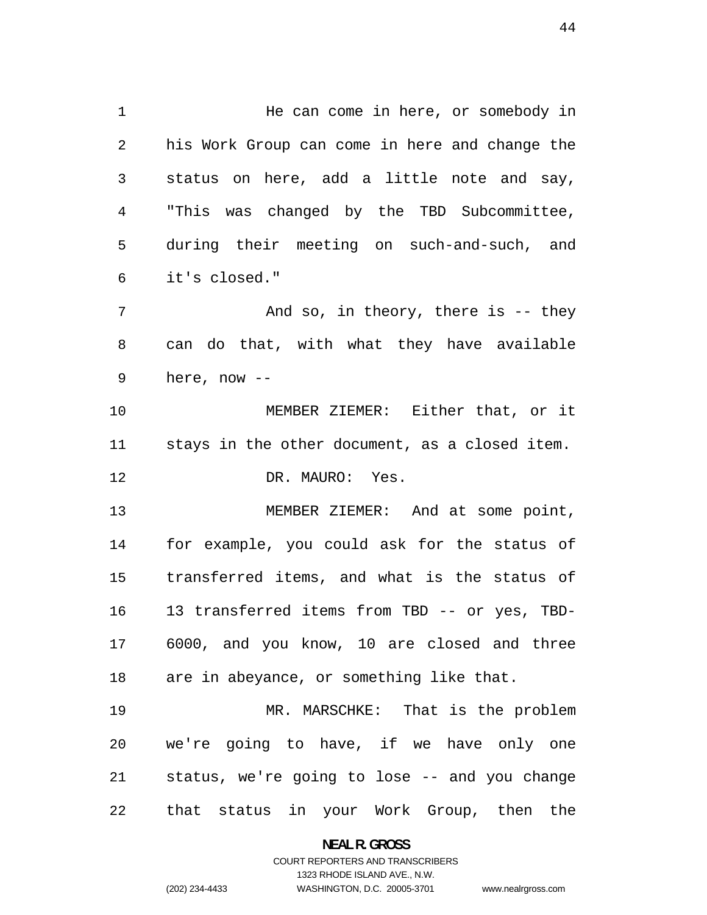He can come in here, or somebody in his Work Group can come in here and change the status on here, add a little note and say, "This was changed by the TBD Subcommittee, during their meeting on such-and-such, and it's closed."

And so, in theory, there is -- they can do that, with what they have available here, now --

MEMBER ZIEMER: Either that, or it stays in the other document, as a closed item.

DR. MAURO: Yes.

MEMBER ZIEMER: And at some point, for example, you could ask for the status of transferred items, and what is the status of 13 transferred items from TBD -- or yes, TBD-6000, and you know, 10 are closed and three are in abeyance, or something like that.

MR. MARSCHKE: That is the problem we're going to have, if we have only one status, we're going to lose -- and you change that status in your Work Group, then the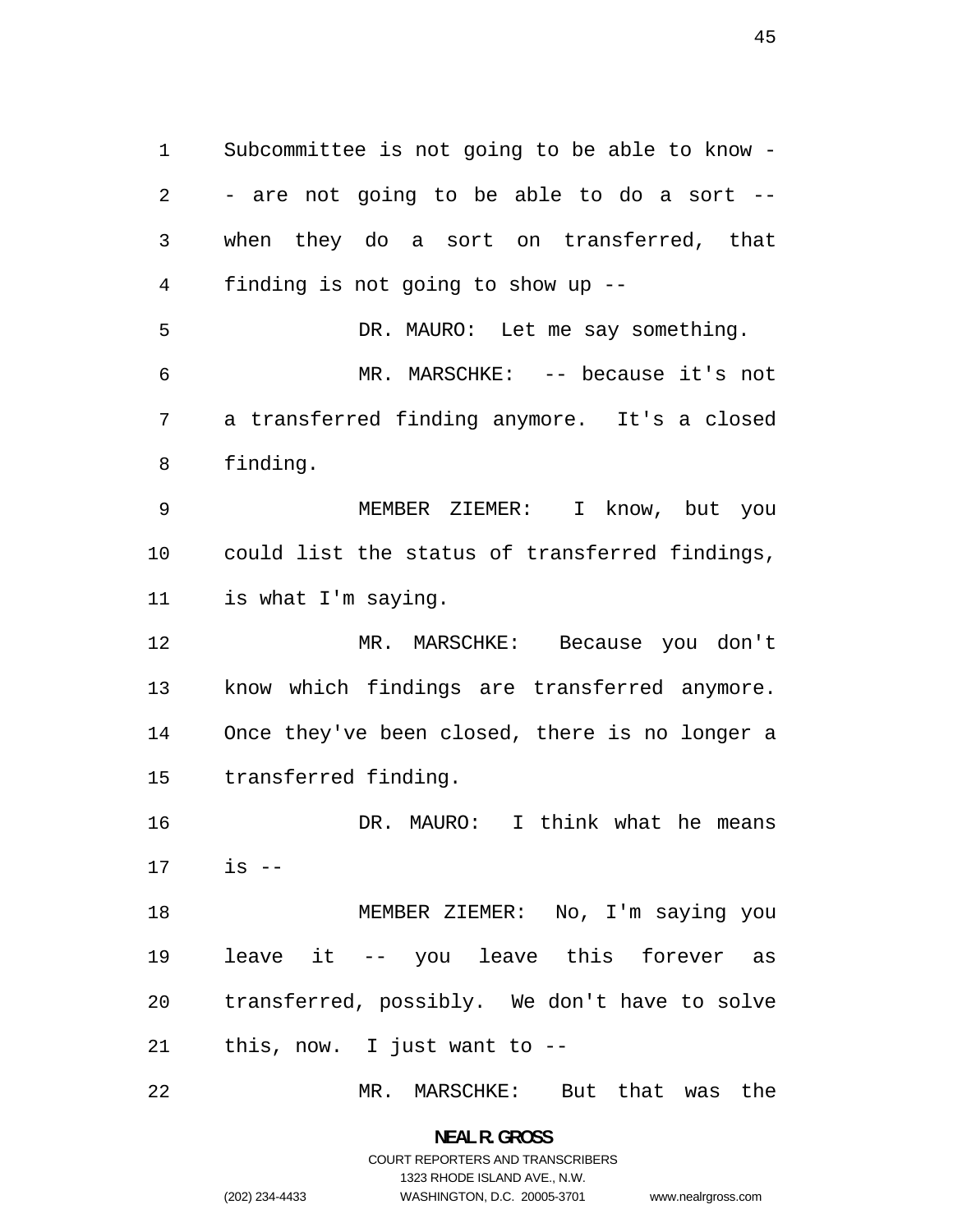Subcommittee is not going to be able to know -- are not going to be able to do a sort -- when they do a sort on transferred, that finding is not going to show up --

DR. MAURO: Let me say something.

MR. MARSCHKE: -- because it's not a transferred finding anymore. It's a closed finding.

MEMBER ZIEMER: I know, but you could list the status of transferred findings, is what I'm saying.

MR. MARSCHKE: Because you don't know which findings are transferred anymore. Once they've been closed, there is no longer a transferred finding.

DR. MAURO: I think what he means is --

MEMBER ZIEMER: No, I'm saying you leave it -- you leave this forever as transferred, possibly. We don't have to solve this, now. I just want to --

MR. MARSCHKE: But that was the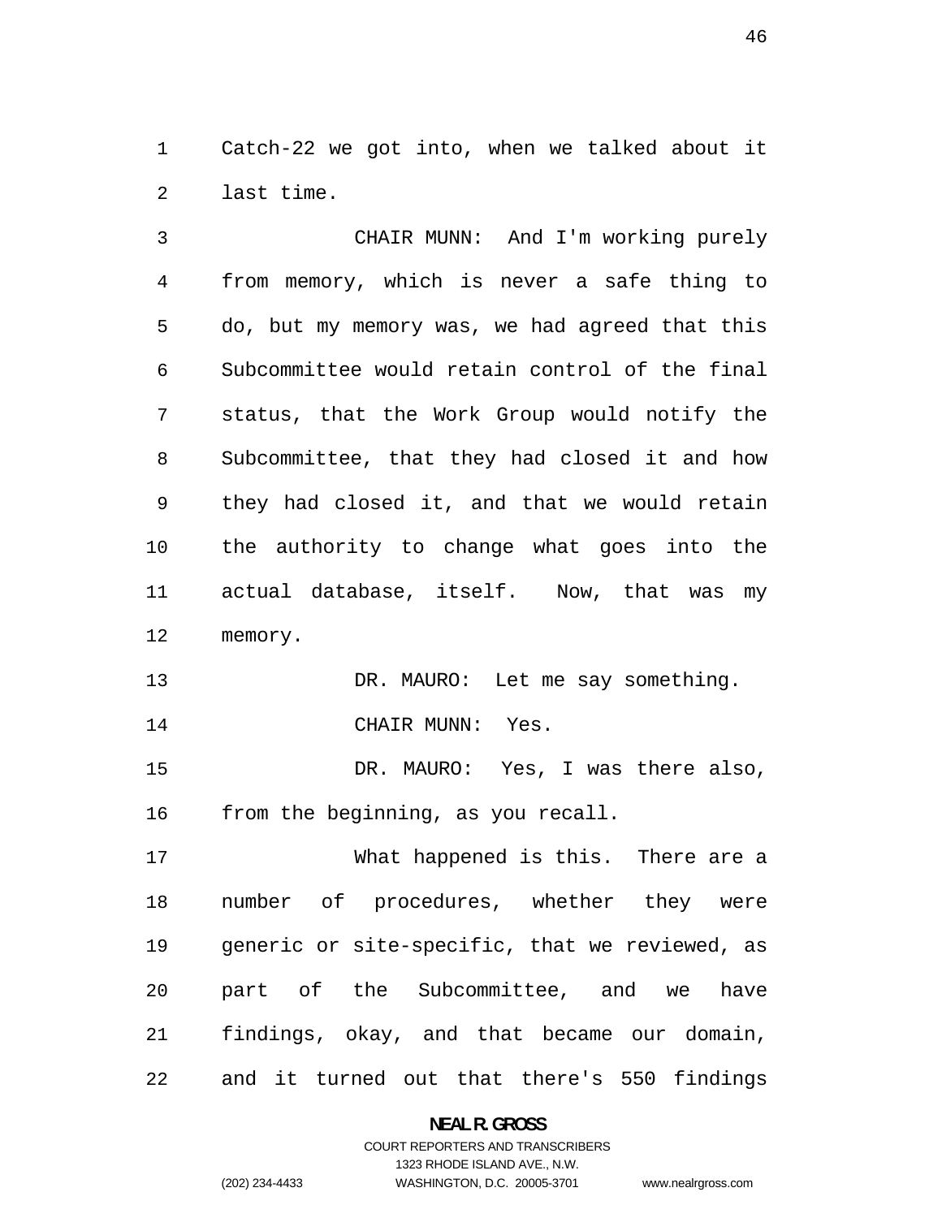Catch-22 we got into, when we talked about it last time.

CHAIR MUNN: And I'm working purely from memory, which is never a safe thing to do, but my memory was, we had agreed that this Subcommittee would retain control of the final status, that the Work Group would notify the Subcommittee, that they had closed it and how they had closed it, and that we would retain the authority to change what goes into the actual database, itself. Now, that was my memory.

DR. MAURO: Let me say something.

CHAIR MUNN: Yes.

DR. MAURO: Yes, I was there also, from the beginning, as you recall.

What happened is this. There are a number of procedures, whether they were generic or site-specific, that we reviewed, as part of the Subcommittee, and we have findings, okay, and that became our domain, and it turned out that there's 550 findings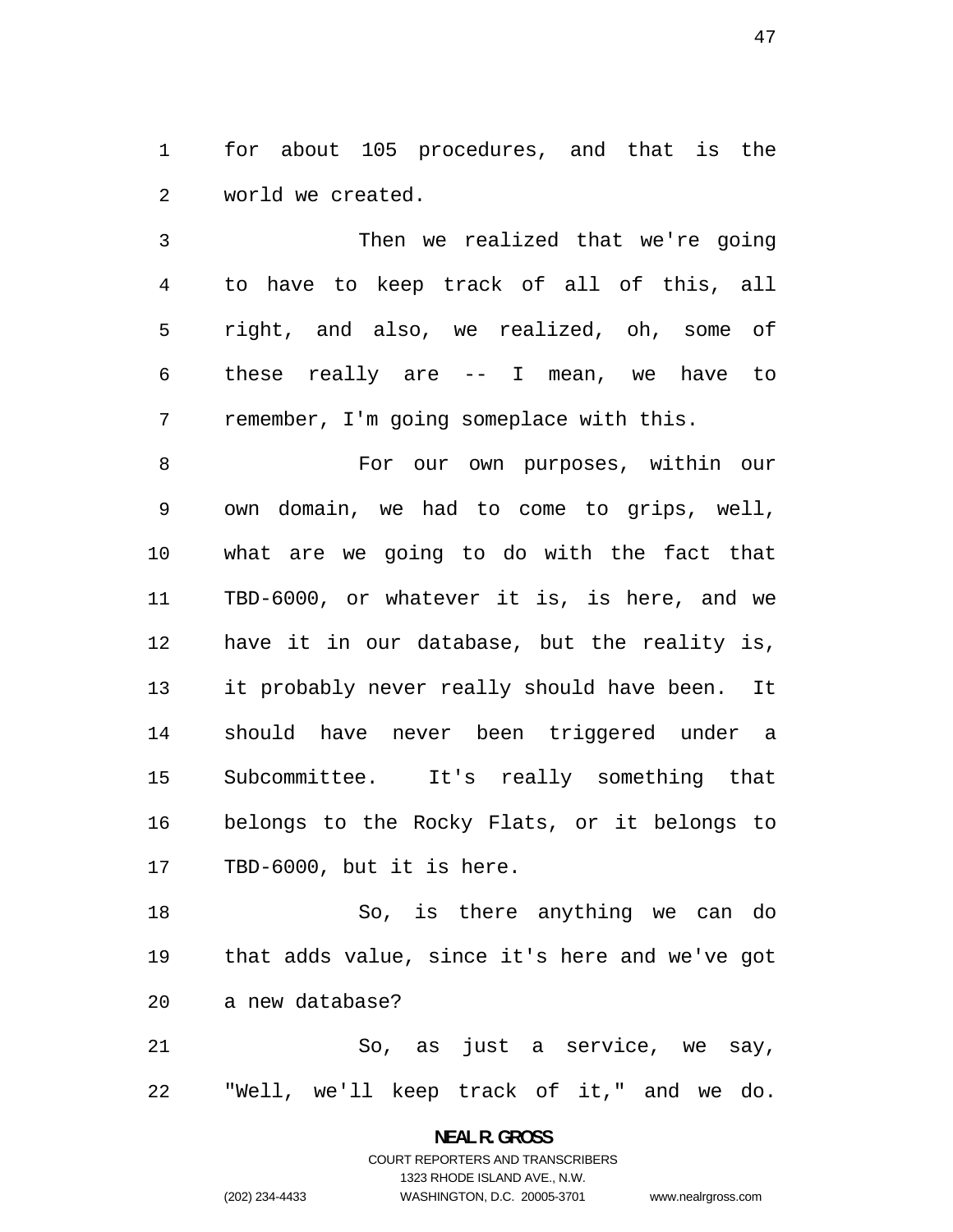for about 105 procedures, and that is the world we created.

Then we realized that we're going to have to keep track of all of this, all right, and also, we realized, oh, some of these really are -- I mean, we have to remember, I'm going someplace with this.

For our own purposes, within our own domain, we had to come to grips, well, what are we going to do with the fact that TBD-6000, or whatever it is, is here, and we have it in our database, but the reality is, it probably never really should have been. It should have never been triggered under a Subcommittee. It's really something that belongs to the Rocky Flats, or it belongs to TBD-6000, but it is here.

So, is there anything we can do that adds value, since it's here and we've got a new database?

So, as just a service, we say, "Well, we'll keep track of it," and we do.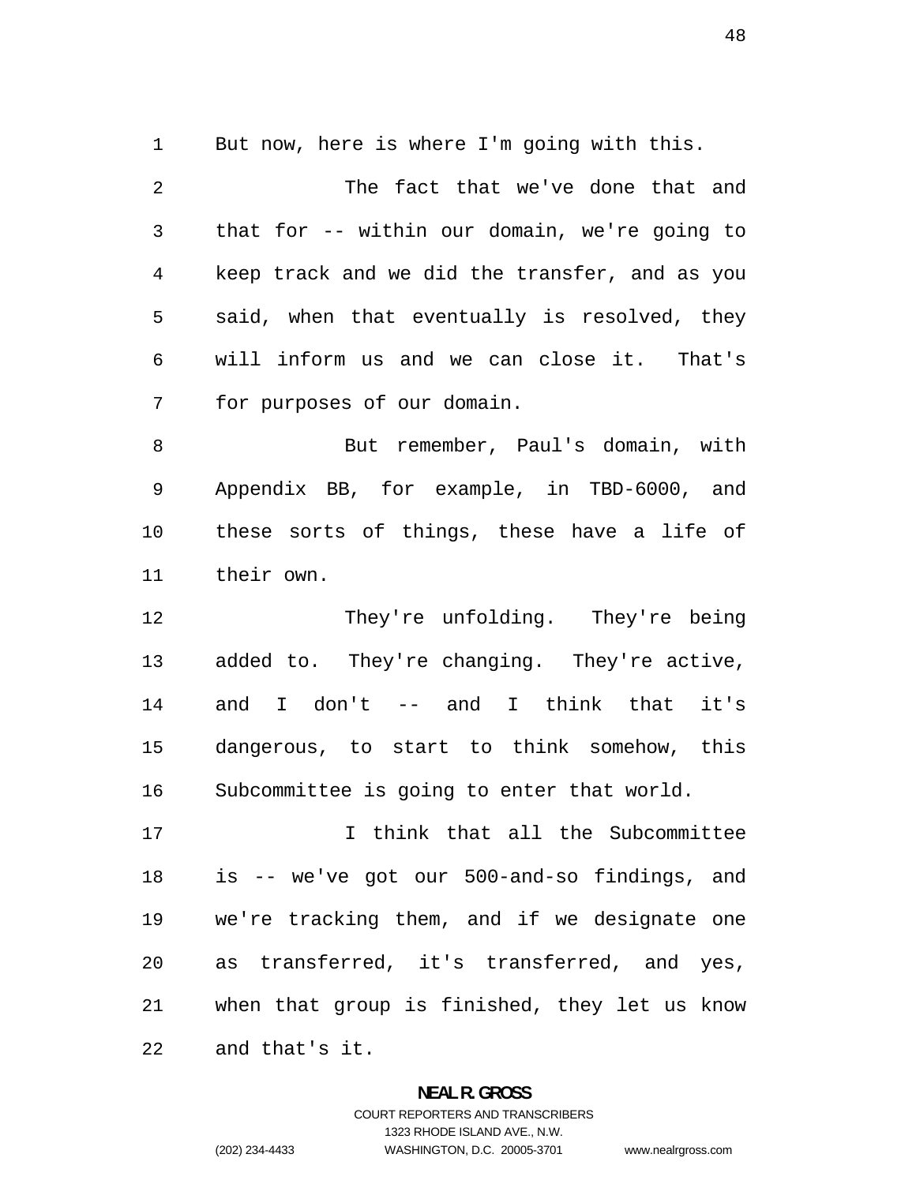But now, here is where I'm going with this.

The fact that we've done that and that for -- within our domain, we're going to keep track and we did the transfer, and as you said, when that eventually is resolved, they will inform us and we can close it. That's for purposes of our domain.

But remember, Paul's domain, with Appendix BB, for example, in TBD-6000, and these sorts of things, these have a life of their own.

They're unfolding. They're being added to. They're changing. They're active, and I don't -- and I think that it's dangerous, to start to think somehow, this Subcommittee is going to enter that world.

I think that all the Subcommittee is -- we've got our 500-and-so findings, and we're tracking them, and if we designate one as transferred, it's transferred, and yes, when that group is finished, they let us know and that's it.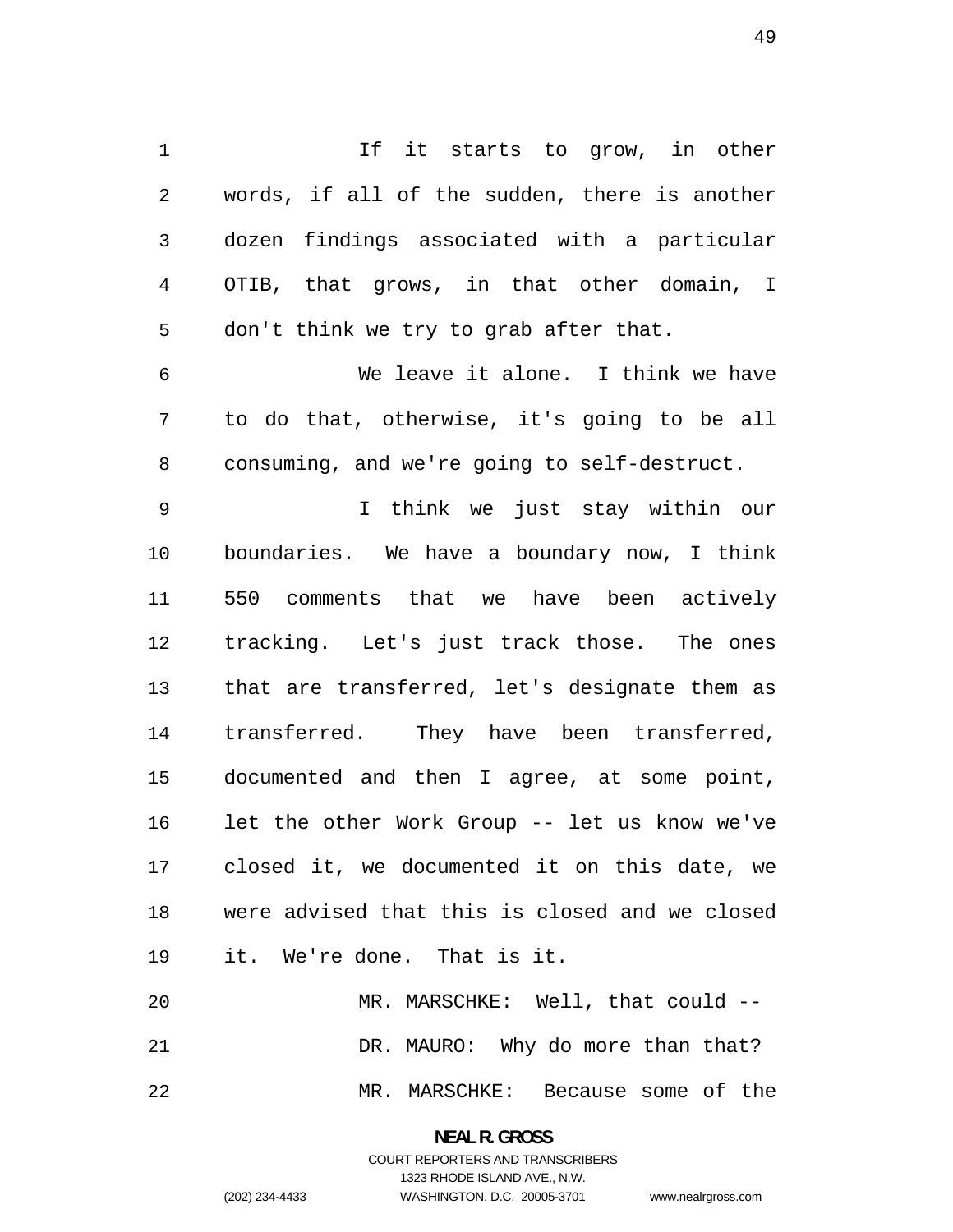If it starts to grow, in other words, if all of the sudden, there is another dozen findings associated with a particular OTIB, that grows, in that other domain, I don't think we try to grab after that.

We leave it alone. I think we have to do that, otherwise, it's going to be all consuming, and we're going to self-destruct.

I think we just stay within our boundaries. We have a boundary now, I think 550 comments that we have been actively tracking. Let's just track those. The ones that are transferred, let's designate them as transferred. They have been transferred, documented and then I agree, at some point, let the other Work Group -- let us know we've closed it, we documented it on this date, we were advised that this is closed and we closed it. We're done. That is it.

MR. MARSCHKE: Well, that could --

DR. MAURO: Why do more than that?

MR. MARSCHKE: Because some of the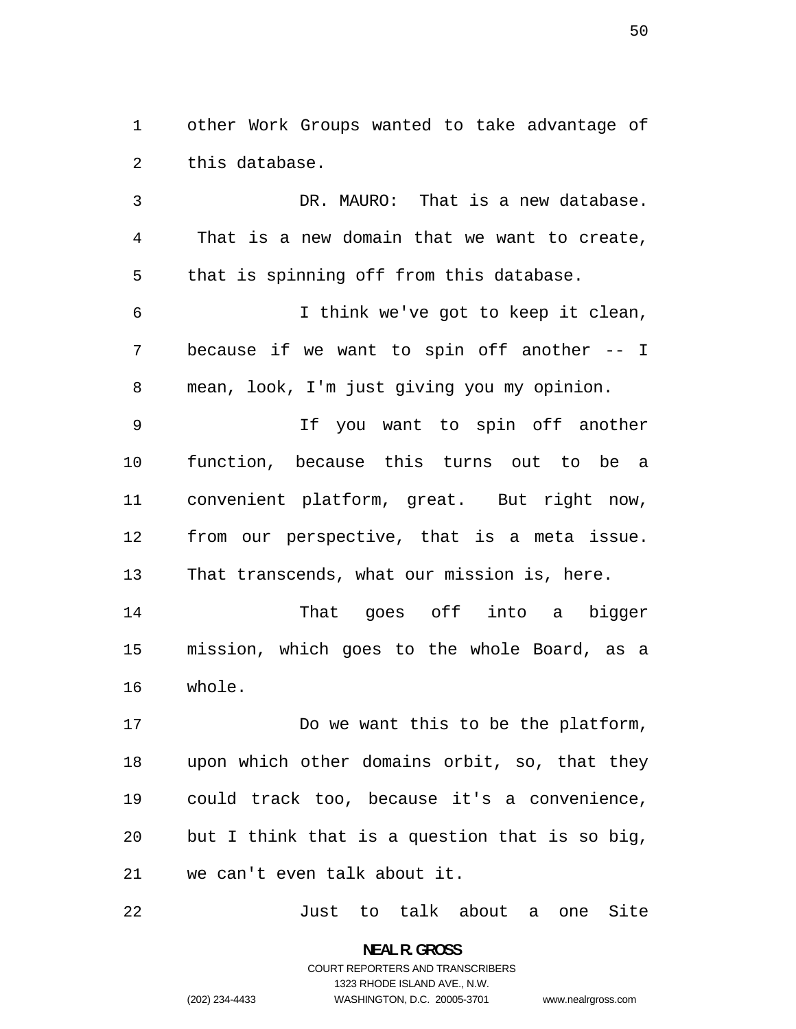other Work Groups wanted to take advantage of this database.

DR. MAURO: That is a new database. That is a new domain that we want to create, that is spinning off from this database.

I think we've got to keep it clean, because if we want to spin off another -- I mean, look, I'm just giving you my opinion.

If you want to spin off another function, because this turns out to be a convenient platform, great. But right now, from our perspective, that is a meta issue. That transcends, what our mission is, here.

That goes off into a bigger mission, which goes to the whole Board, as a whole.

Do we want this to be the platform, upon which other domains orbit, so, that they could track too, because it's a convenience, but I think that is a question that is so big, we can't even talk about it.

Just to talk about a one Site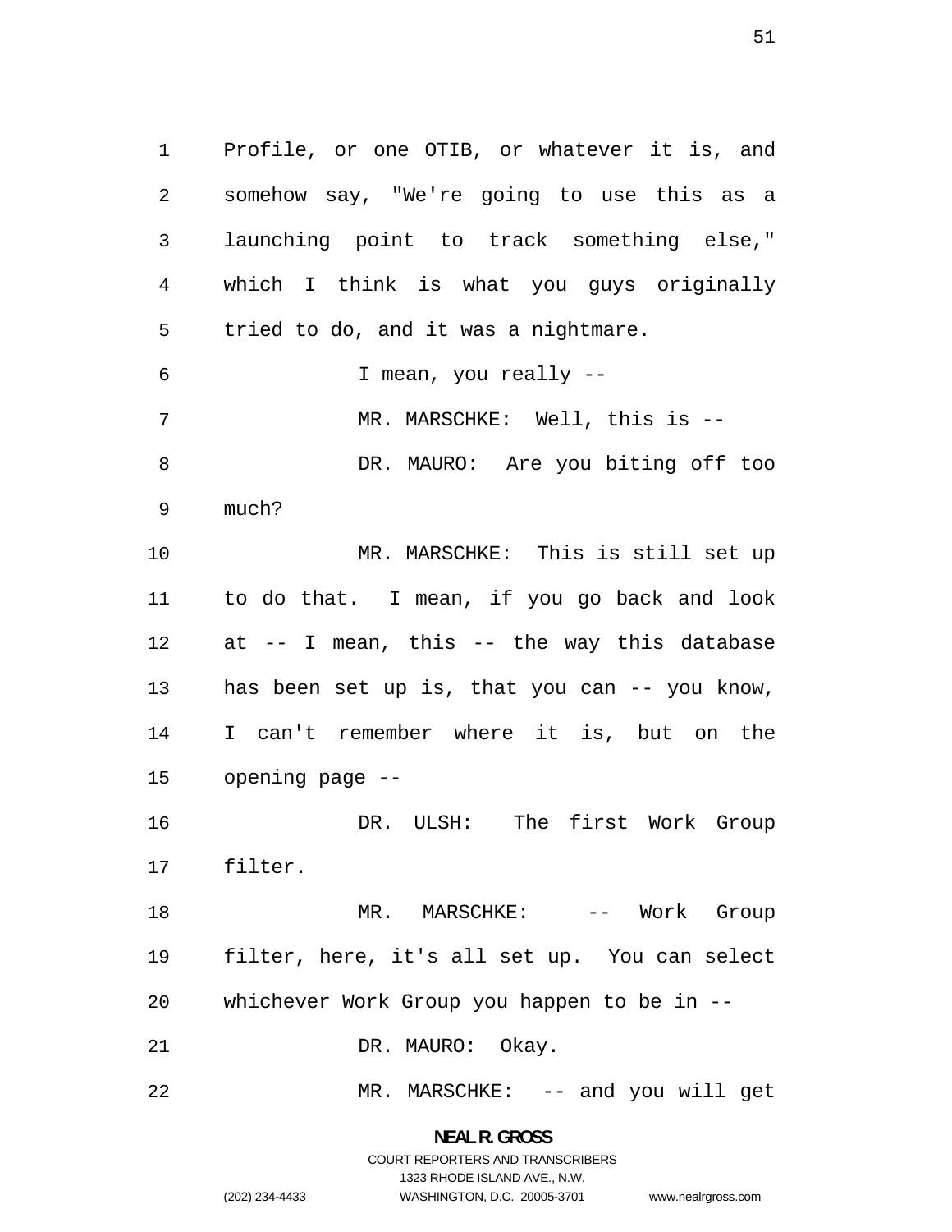Profile, or one OTIB, or whatever it is, and somehow say, "We're going to use this as a launching point to track something else," which I think is what you guys originally tried to do, and it was a nightmare.

I mean, you really --

MR. MARSCHKE: Well, this is --

DR. MAURO: Are you biting off too much?

MR. MARSCHKE: This is still set up to do that. I mean, if you go back and look at -- I mean, this -- the way this database has been set up is, that you can -- you know, I can't remember where it is, but on the opening page --

DR. ULSH: The first Work Group filter.

MR. MARSCHKE: -- Work Group filter, here, it's all set up. You can select whichever Work Group you happen to be in --

DR. MAURO: Okay.

MR. MARSCHKE: -- and you will get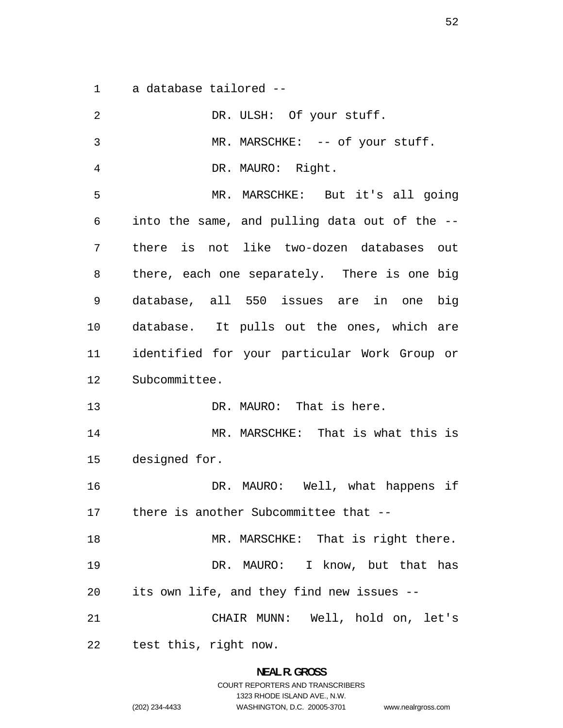a database tailored --

DR. ULSH: Of your stuff.

MR. MARSCHKE: -- of your stuff.

DR. MAURO: Right.

MR. MARSCHKE: But it's all going into the same, and pulling data out of the -- there is not like two-dozen databases out there, each one separately. There is one big database, all 550 issues are in one big database. It pulls out the ones, which are identified for your particular Work Group or Subcommittee.

DR. MAURO: That is here.

MR. MARSCHKE: That is what this is designed for.

DR. MAURO: Well, what happens if there is another Subcommittee that --

MR. MARSCHKE: That is right there.

DR. MAURO: I know, but that has its own life, and they find new issues --

CHAIR MUNN: Well, hold on, let's test this, right now.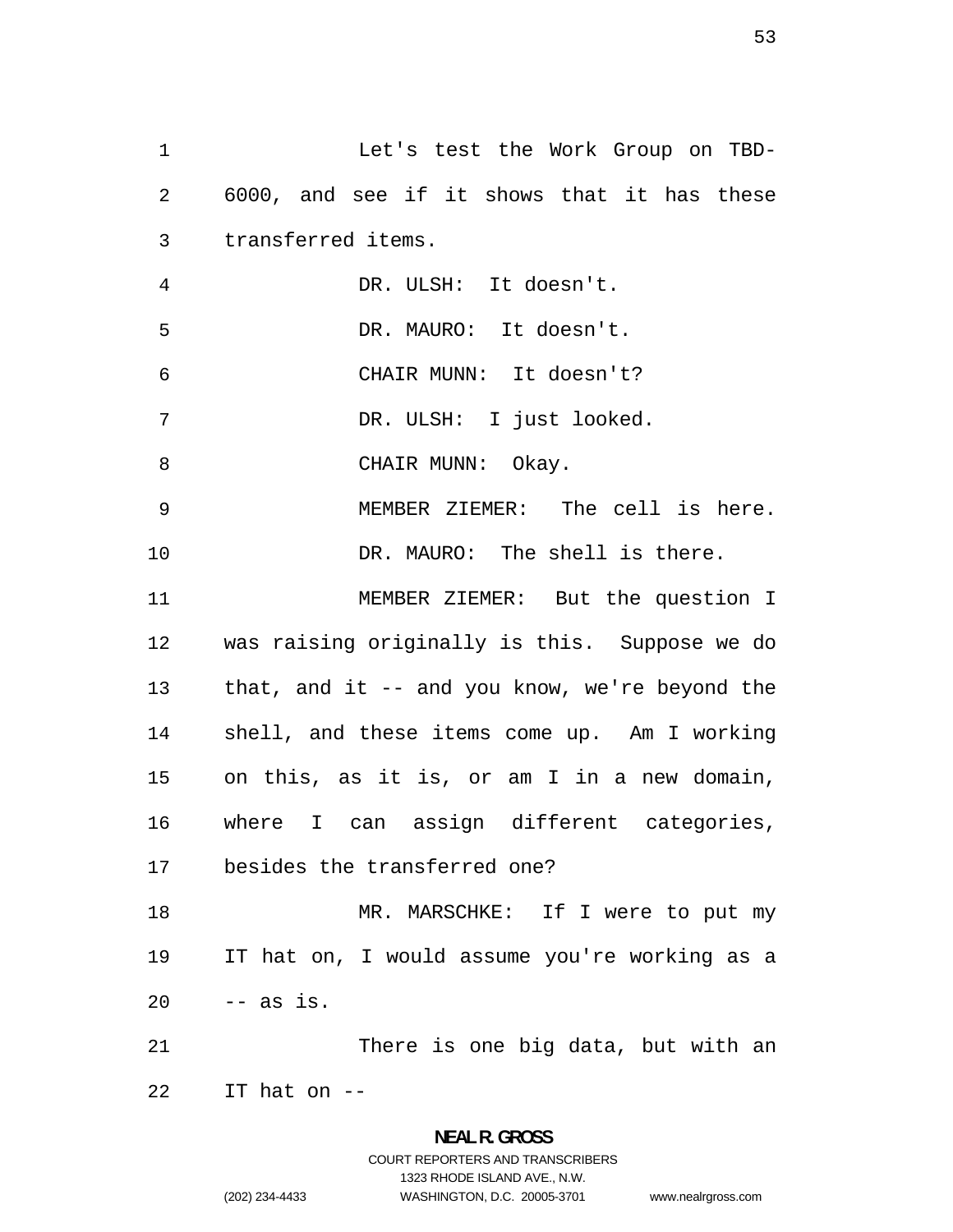Let's test the Work Group on TBD-6000, and see if it shows that it has these transferred items.

DR. ULSH: It doesn't.

DR. MAURO: It doesn't.

CHAIR MUNN: It doesn't?

DR. ULSH: I just looked.

CHAIR MUNN: Okay.

MEMBER ZIEMER: The cell is here.

DR. MAURO: The shell is there.

MEMBER ZIEMER: But the question I was raising originally is this. Suppose we do that, and it -- and you know, we're beyond the shell, and these items come up. Am I working on this, as it is, or am I in a new domain, where I can assign different categories, besides the transferred one?

MR. MARSCHKE: If I were to put my IT hat on, I would assume you're working as a -- as is.

There is one big data, but with an IT hat on --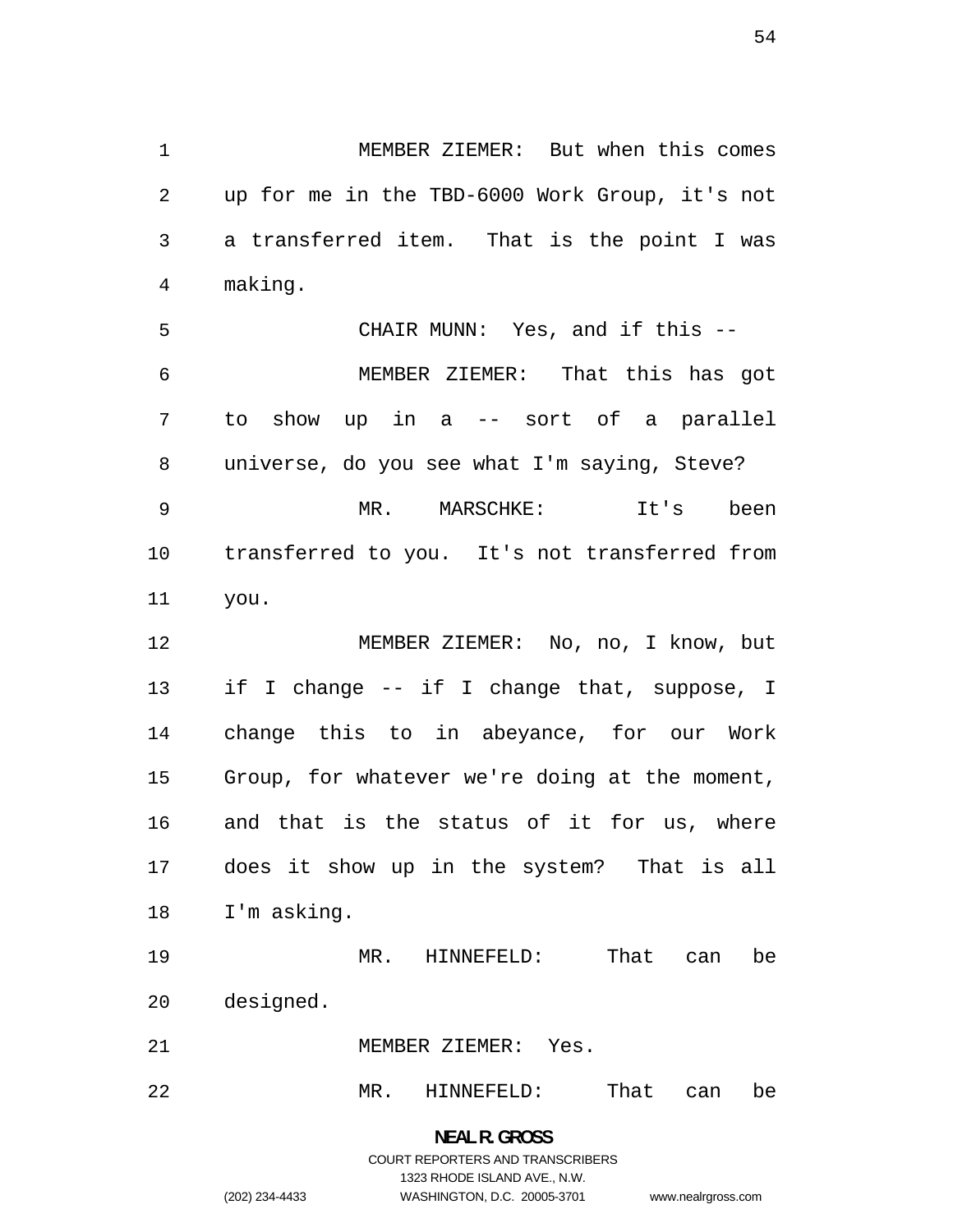MEMBER ZIEMER: But when this comes up for me in the TBD-6000 Work Group, it's not a transferred item. That is the point I was making.

CHAIR MUNN: Yes, and if this --

MEMBER ZIEMER: That this has got to show up in a -- sort of a parallel universe, do you see what I'm saying, Steve?

MR. MARSCHKE: It's been transferred to you. It's not transferred from you.

MEMBER ZIEMER: No, no, I know, but if I change -- if I change that, suppose, I change this to in abeyance, for our Work Group, for whatever we're doing at the moment, and that is the status of it for us, where does it show up in the system? That is all I'm asking.

MR. HINNEFELD: That can be designed.

MEMBER ZIEMER: Yes.

MR. HINNEFELD: That can be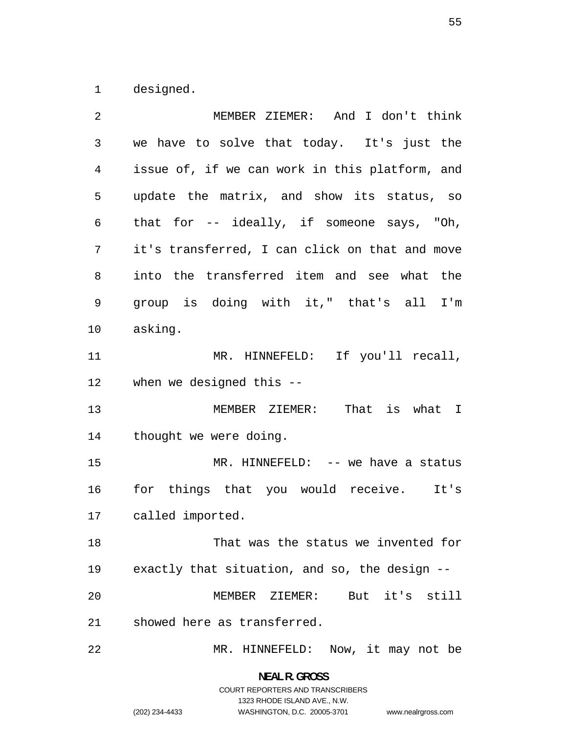designed.

MEMBER ZIEMER: And I don't think we have to solve that today. It's just the issue of, if we can work in this platform, and update the matrix, and show its status, so that for -- ideally, if someone says, "Oh, it's transferred, I can click on that and move into the transferred item and see what the group is doing with it," that's all I'm asking.

MR. HINNEFELD: If you'll recall, when we designed this --

MEMBER ZIEMER: That is what I thought we were doing.

MR. HINNEFELD: -- we have a status for things that you would receive. It's called imported.

That was the status we invented for exactly that situation, and so, the design --

MEMBER ZIEMER: But it's still showed here as transferred.

MR. HINNEFELD: Now, it may not be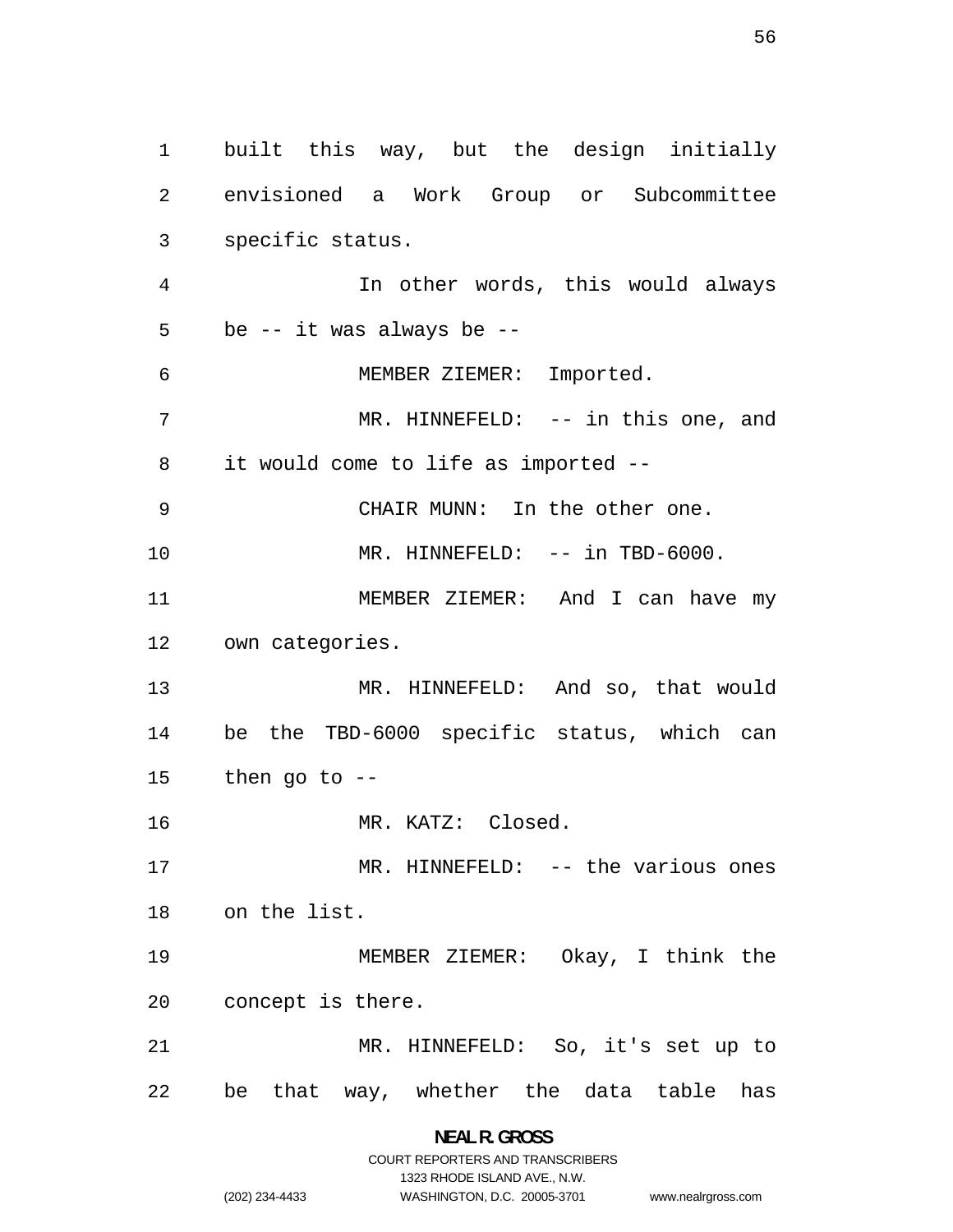built this way, but the design initially envisioned a Work Group or Subcommittee specific status.

In other words, this would always be -- it was always be --

MEMBER ZIEMER: Imported.

MR. HINNEFELD: -- in this one, and it would come to life as imported --

CHAIR MUNN: In the other one.

MR. HINNEFELD: -- in TBD-6000.

MEMBER ZIEMER: And I can have my own categories.

MR. HINNEFELD: And so, that would be the TBD-6000 specific status, which can then go to --

MR. KATZ: Closed.

MR. HINNEFELD: -- the various ones on the list.

MEMBER ZIEMER: Okay, I think the concept is there.

MR. HINNEFELD: So, it's set up to be that way, whether the data table has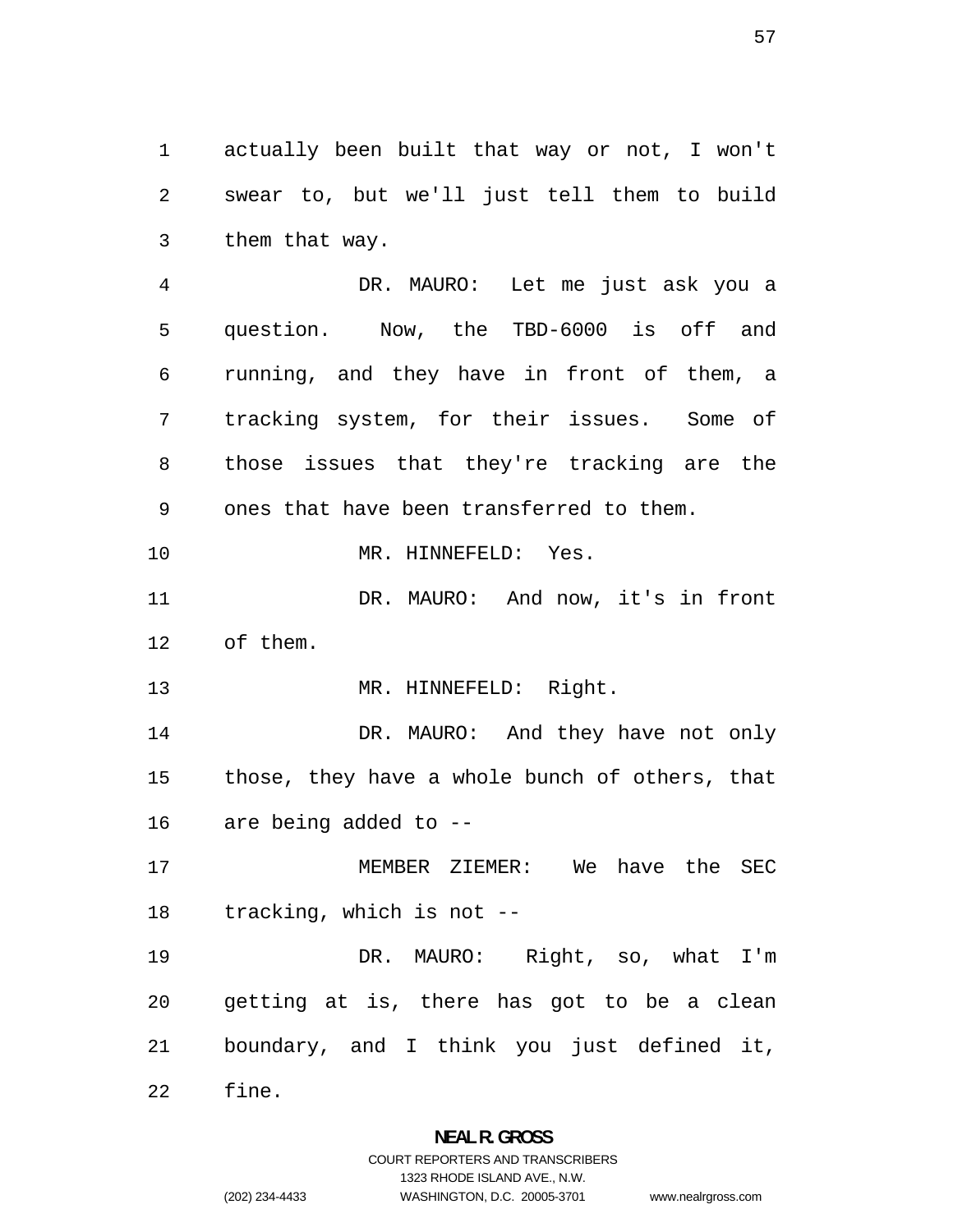actually been built that way or not, I won't swear to, but we'll just tell them to build them that way.

DR. MAURO: Let me just ask you a question. Now, the TBD-6000 is off and running, and they have in front of them, a tracking system, for their issues. Some of those issues that they're tracking are the ones that have been transferred to them.

MR. HINNEFELD: Yes.

DR. MAURO: And now, it's in front of them.

MR. HINNEFELD: Right.

DR. MAURO: And they have not only those, they have a whole bunch of others, that are being added to --

MEMBER ZIEMER: We have the SEC tracking, which is not --

DR. MAURO: Right, so, what I'm getting at is, there has got to be a clean boundary, and I think you just defined it, fine.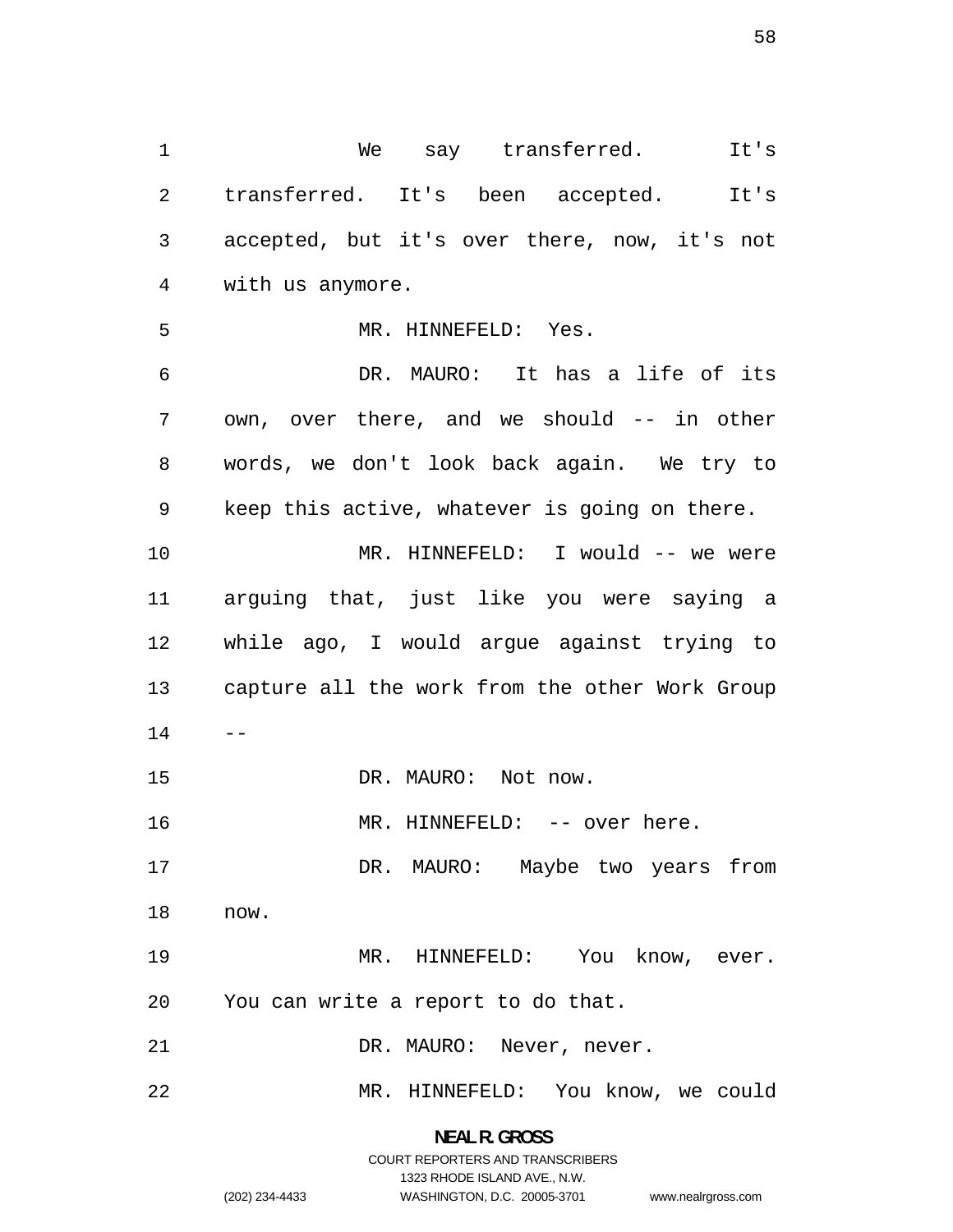We say transferred. It's transferred. It's been accepted. It's accepted, but it's over there, now, it's not with us anymore.

MR. HINNEFELD: Yes.

DR. MAURO: It has a life of its own, over there, and we should -- in other words, we don't look back again. We try to keep this active, whatever is going on there.

MR. HINNEFELD: I would -- we were arguing that, just like you were saying a while ago, I would argue against trying to capture all the work from the other Work Group --

DR. MAURO: Not now.

MR. HINNEFELD: -- over here.

DR. MAURO: Maybe two years from now.

MR. HINNEFELD: You know, ever. You can write a report to do that.

DR. MAURO: Never, never.

MR. HINNEFELD: You know, we could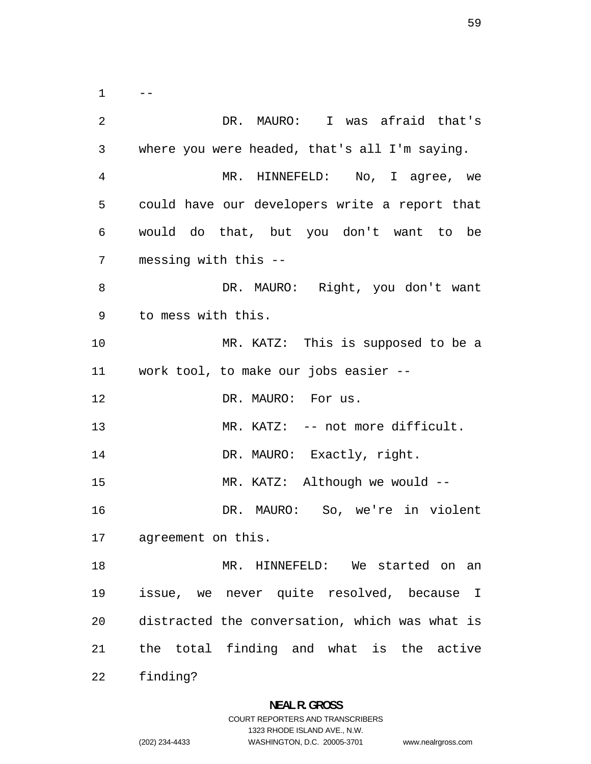--

DR. MAURO: I was afraid that's where you were headed, that's all I'm saying.

MR. HINNEFELD: No, I agree, we could have our developers write a report that would do that, but you don't want to be messing with this --

DR. MAURO: Right, you don't want to mess with this.

MR. KATZ: This is supposed to be a work tool, to make our jobs easier --

DR. MAURO: For us.

MR. KATZ: -- not more difficult.

DR. MAURO: Exactly, right.

MR. KATZ: Although we would --

DR. MAURO: So, we're in violent agreement on this.

MR. HINNEFELD: We started on an issue, we never quite resolved, because I distracted the conversation, which was what is the total finding and what is the active finding?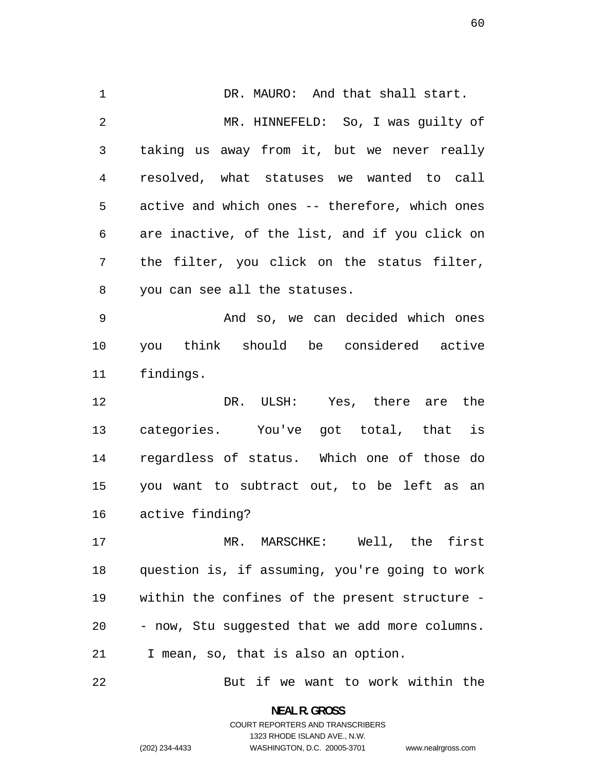DR. MAURO: And that shall start.

MR. HINNEFELD: So, I was guilty of taking us away from it, but we never really resolved, what statuses we wanted to call active and which ones -- therefore, which ones are inactive, of the list, and if you click on the filter, you click on the status filter, you can see all the statuses.

And so, we can decided which ones you think should be considered active findings.

DR. ULSH: Yes, there are the categories. You've got total, that is regardless of status. Which one of those do you want to subtract out, to be left as an active finding?

MR. MARSCHKE: Well, the first question is, if assuming, you're going to work within the confines of the present structure -- now, Stu suggested that we add more columns. I mean, so, that is also an option.

But if we want to work within the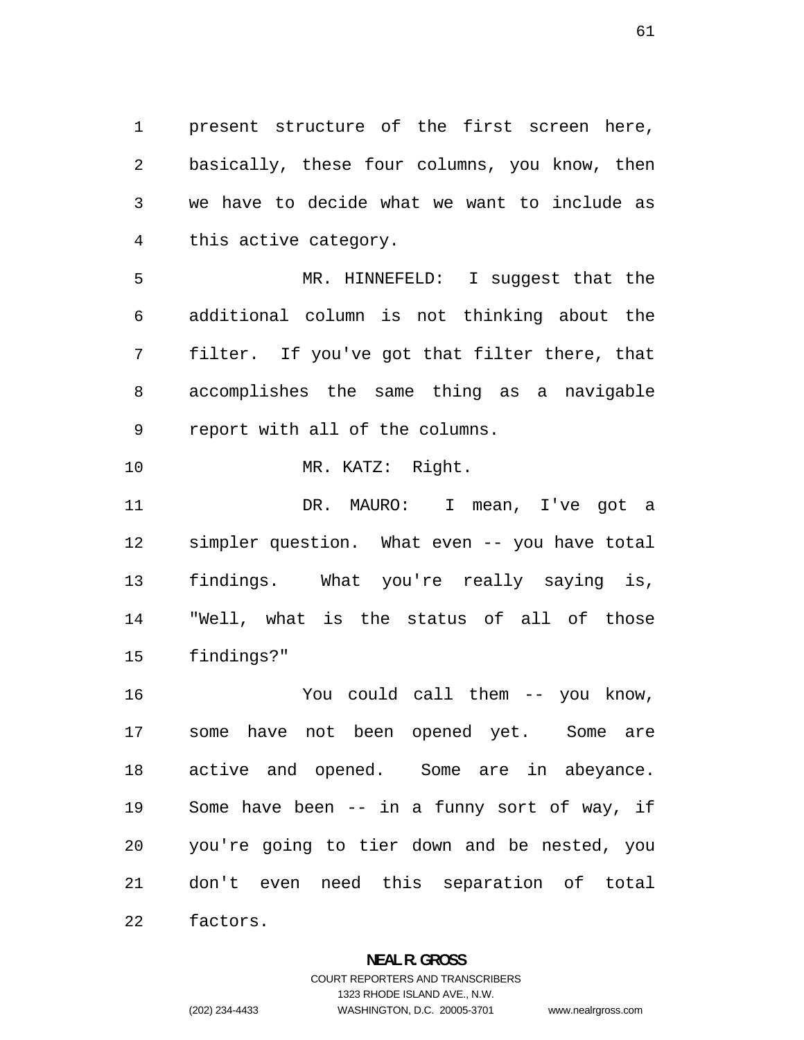present structure of the first screen here, basically, these four columns, you know, then we have to decide what we want to include as this active category.

MR. HINNEFELD: I suggest that the additional column is not thinking about the filter. If you've got that filter there, that accomplishes the same thing as a navigable report with all of the columns.

MR. KATZ: Right.

DR. MAURO: I mean, I've got a simpler question. What even -- you have total findings. What you're really saying is, "Well, what is the status of all of those findings?"

You could call them -- you know, some have not been opened yet. Some are active and opened. Some are in abeyance. Some have been -- in a funny sort of way, if you're going to tier down and be nested, you don't even need this separation of total factors.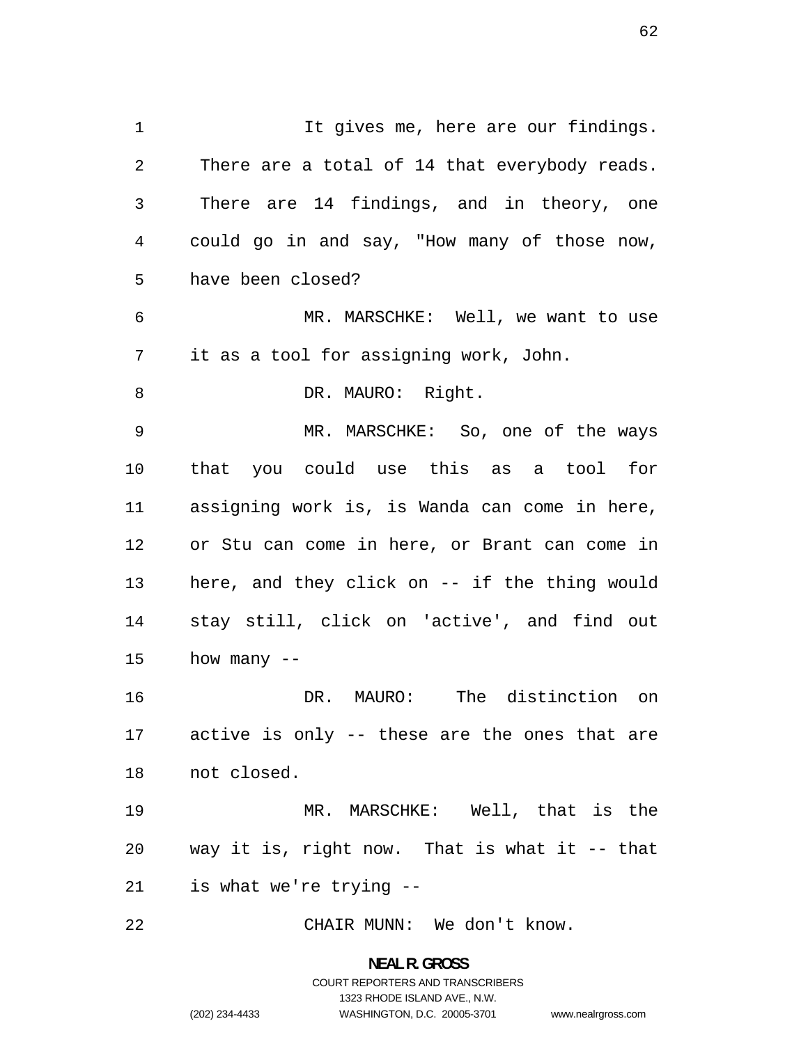It gives me, here are our findings. There are a total of 14 that everybody reads. There are 14 findings, and in theory, one could go in and say, "How many of those now, have been closed?

MR. MARSCHKE: Well, we want to use it as a tool for assigning work, John.

DR. MAURO: Right.

MR. MARSCHKE: So, one of the ways that you could use this as a tool for assigning work is, is Wanda can come in here, or Stu can come in here, or Brant can come in here, and they click on -- if the thing would stay still, click on 'active', and find out how many --

DR. MAURO: The distinction on active is only -- these are the ones that are not closed.

MR. MARSCHKE: Well, that is the way it is, right now. That is what it -- that is what we're trying --

CHAIR MUNN: We don't know.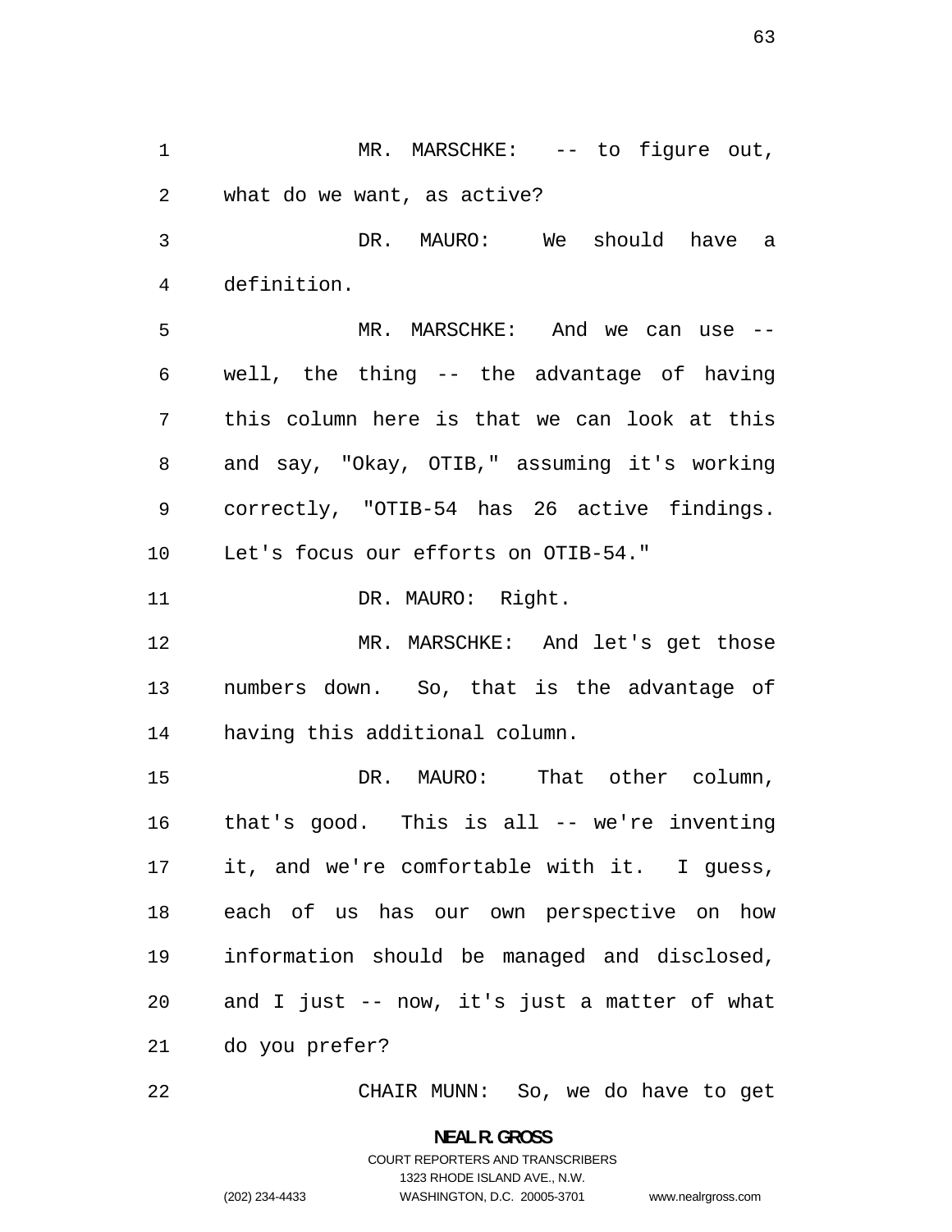MR. MARSCHKE: -- to figure out, what do we want, as active?

DR. MAURO: We should have a definition.

MR. MARSCHKE: And we can use -- well, the thing -- the advantage of having this column here is that we can look at this and say, "Okay, OTIB," assuming it's working correctly, "OTIB-54 has 26 active findings. Let's focus our efforts on OTIB-54."

DR. MAURO: Right.

MR. MARSCHKE: And let's get those numbers down. So, that is the advantage of having this additional column.

DR. MAURO: That other column, that's good. This is all -- we're inventing it, and we're comfortable with it. I guess, each of us has our own perspective on how information should be managed and disclosed, and I just -- now, it's just a matter of what do you prefer?

CHAIR MUNN: So, we do have to get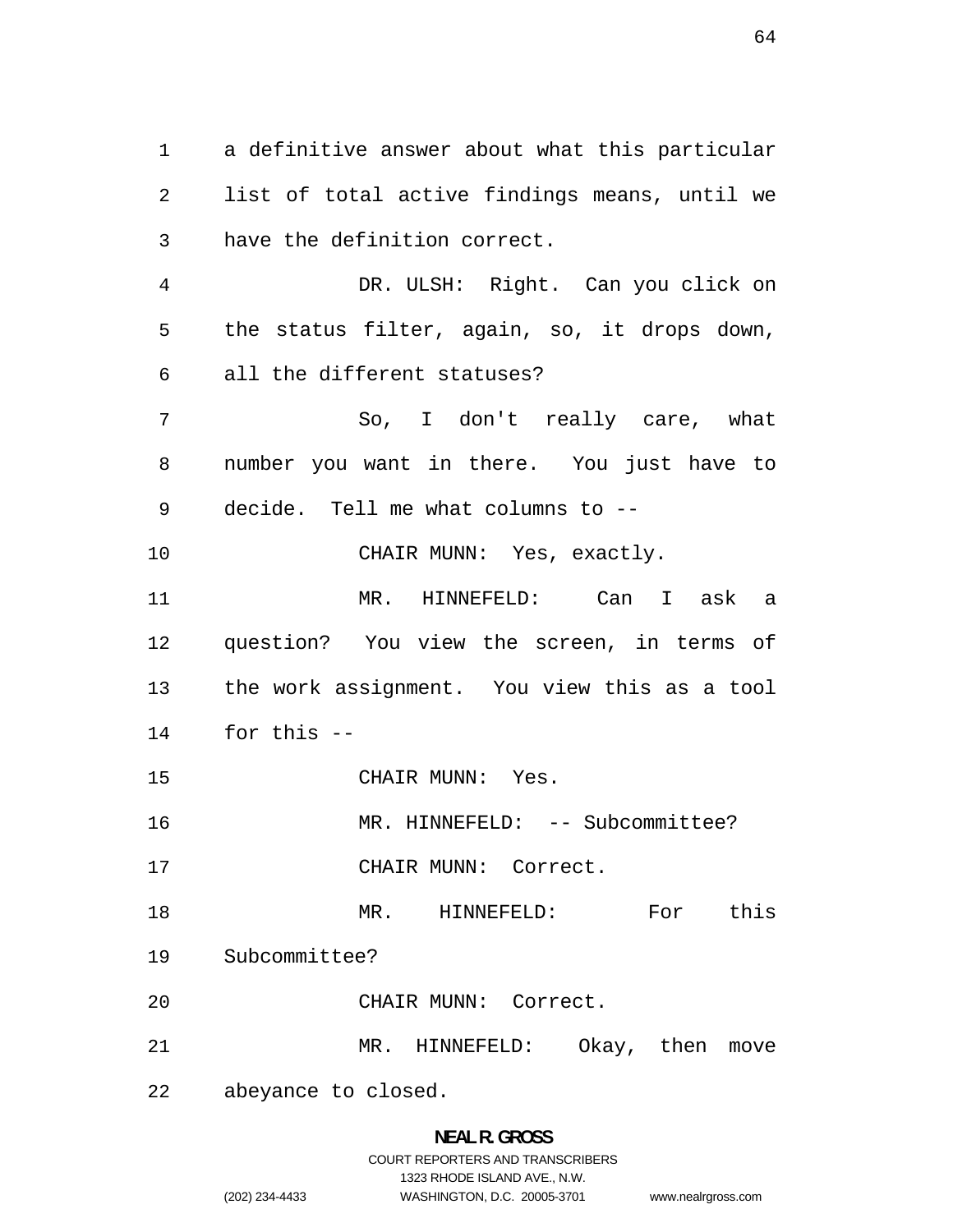a definitive answer about what this particular list of total active findings means, until we have the definition correct.

DR. ULSH: Right. Can you click on the status filter, again, so, it drops down, all the different statuses?

So, I don't really care, what number you want in there. You just have to decide. Tell me what columns to --

CHAIR MUNN: Yes, exactly.

MR. HINNEFELD: Can I ask a question? You view the screen, in terms of the work assignment. You view this as a tool for this --

CHAIR MUNN: Yes.

MR. HINNEFELD: -- Subcommittee?

CHAIR MUNN: Correct.

MR. HINNEFELD: For this Subcommittee?

CHAIR MUNN: Correct.

MR. HINNEFELD: Okay, then move abeyance to closed.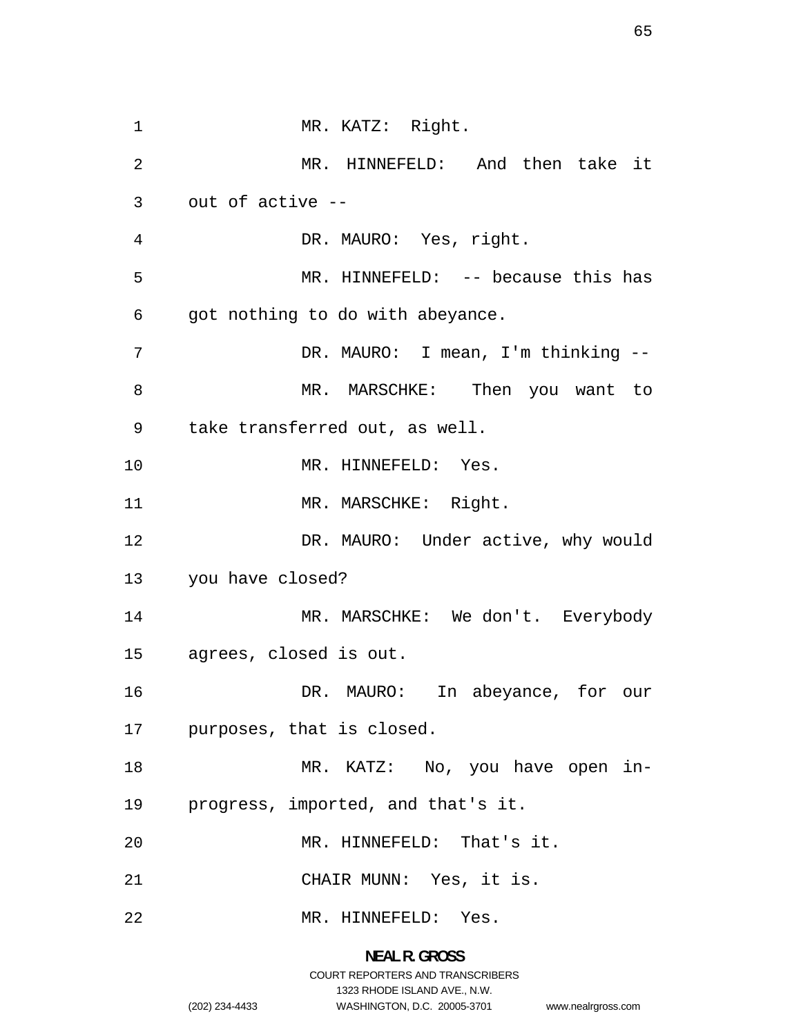MR. KATZ: Right.

MR. HINNEFELD: And then take it out of active --

DR. MAURO: Yes, right.

MR. HINNEFELD: -- because this has got nothing to do with abeyance.

DR. MAURO: I mean, I'm thinking --

MR. MARSCHKE: Then you want to take transferred out, as well.

MR. HINNEFELD: Yes.

MR. MARSCHKE: Right.

DR. MAURO: Under active, why would you have closed?

MR. MARSCHKE: We don't. Everybody agrees, closed is out.

DR. MAURO: In abeyance, for our purposes, that is closed.

MR. KATZ: No, you have open in-progress, imported, and that's it.

MR. HINNEFELD: That's it.

CHAIR MUNN: Yes, it is.

MR. HINNEFELD: Yes.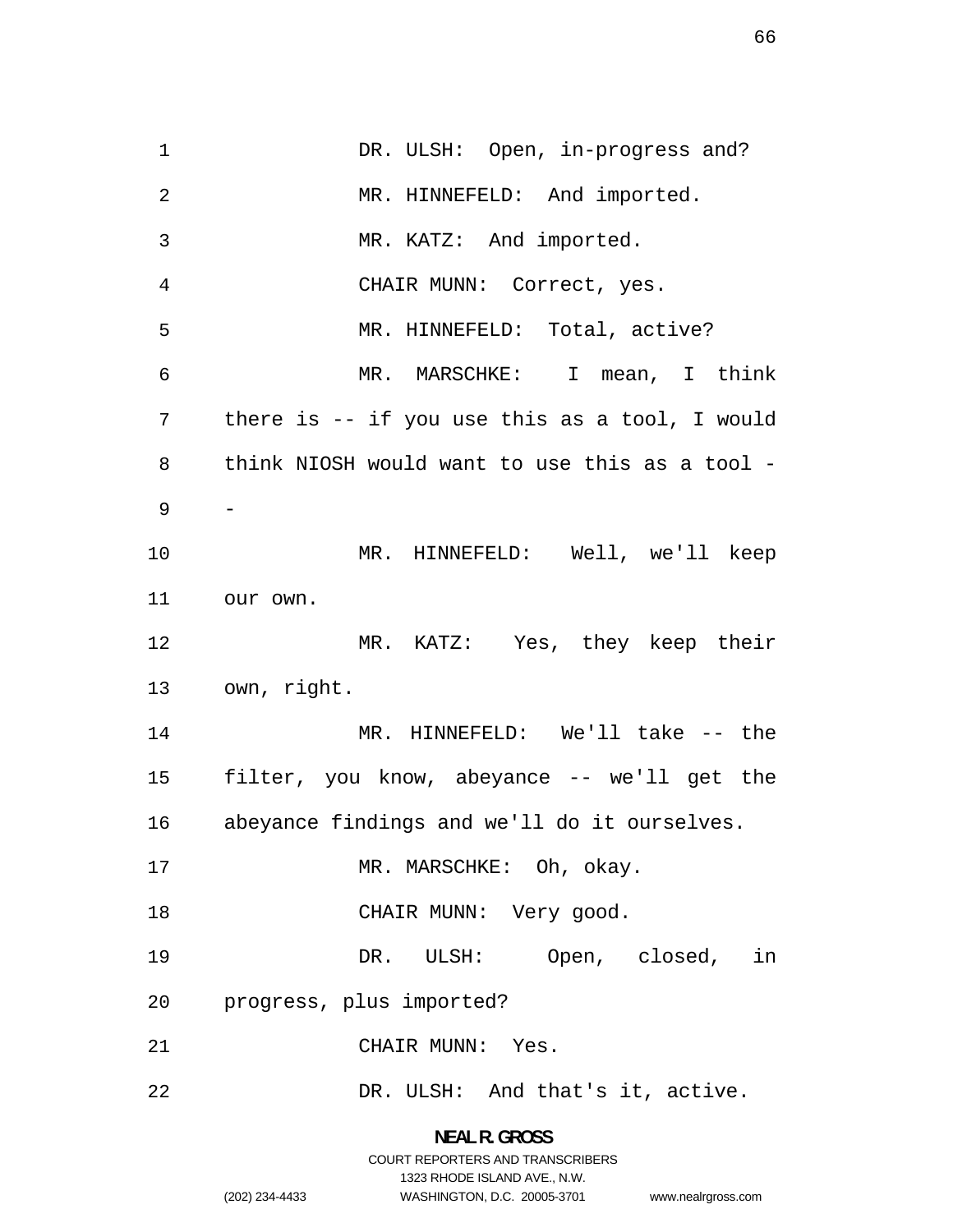DR. ULSH: Open, in-progress and?

MR. HINNEFELD: And imported.

MR. KATZ: And imported.

CHAIR MUNN: Correct, yes.

MR. HINNEFELD: Total, active?

MR. MARSCHKE: I mean, I think there is -- if you use this as a tool, I would think NIOSH would want to use this as a tool --

MR. HINNEFELD: Well, we'll keep our own.

MR. KATZ: Yes, they keep their own, right.

MR. HINNEFELD: We'll take -- the filter, you know, abeyance -- we'll get the abeyance findings and we'll do it ourselves.

MR. MARSCHKE: Oh, okay.

CHAIR MUNN: Very good.

DR. ULSH: Open, closed, in progress, plus imported?

CHAIR MUNN: Yes.

DR. ULSH: And that's it, active.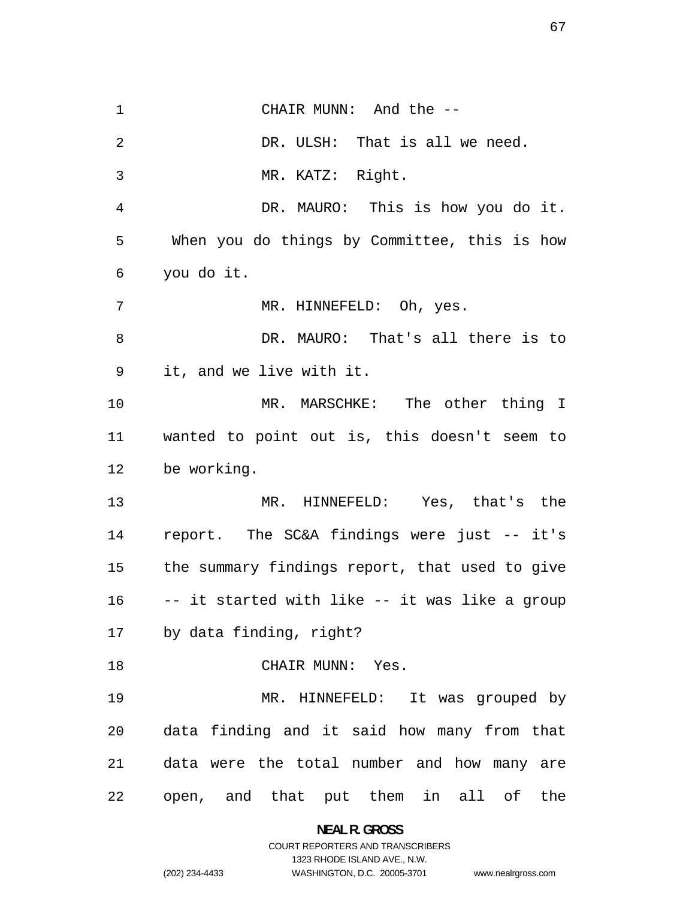CHAIR MUNN: And the --

DR. ULSH: That is all we need.

MR. KATZ: Right.

DR. MAURO: This is how you do it. When you do things by Committee, this is how you do it.

MR. HINNEFELD: Oh, yes.

DR. MAURO: That's all there is to it, and we live with it.

MR. MARSCHKE: The other thing I wanted to point out is, this doesn't seem to be working.

MR. HINNEFELD: Yes, that's the report. The SC&A findings were just -- it's the summary findings report, that used to give -- it started with like -- it was like a group by data finding, right?

CHAIR MUNN: Yes.

MR. HINNEFELD: It was grouped by data finding and it said how many from that data were the total number and how many are open, and that put them in all of the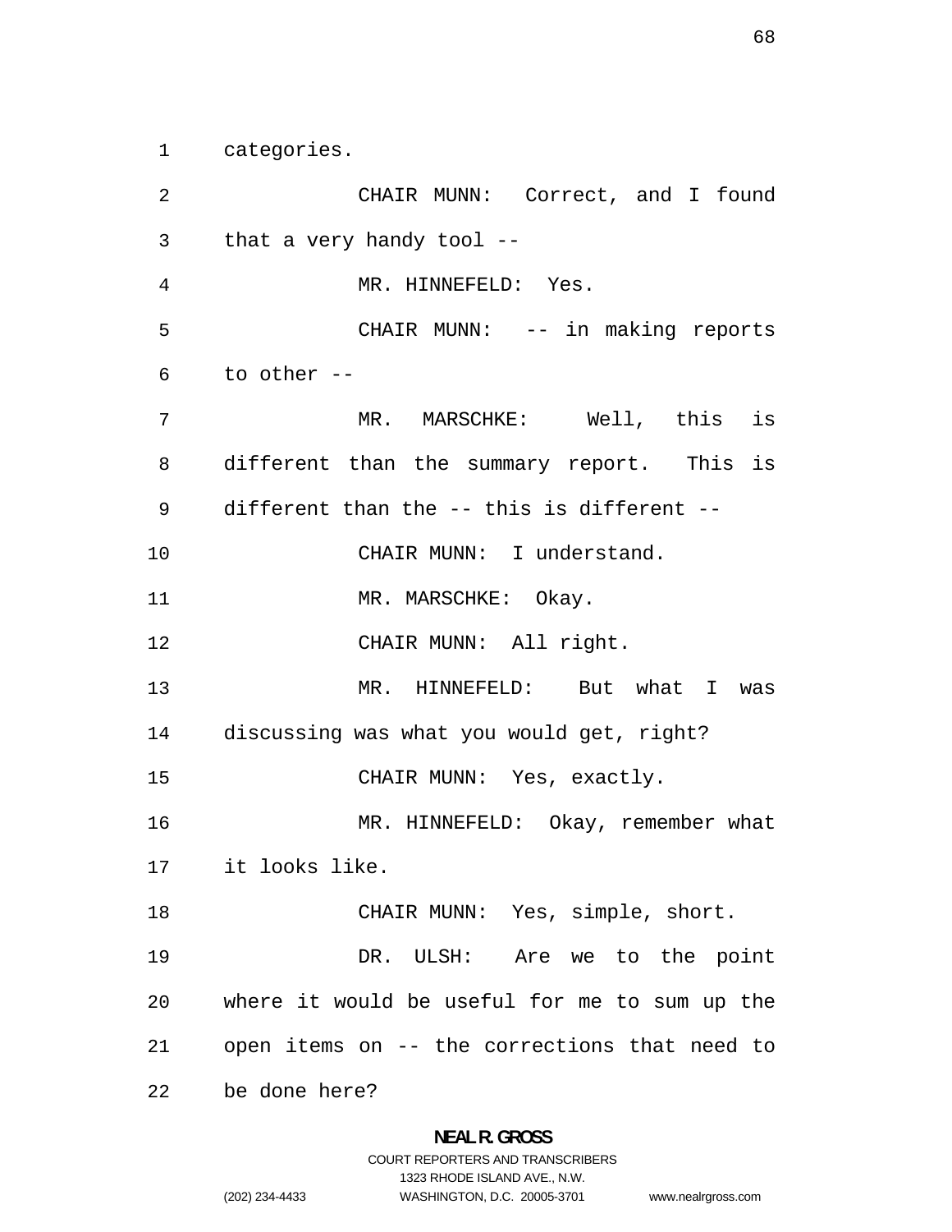categories.

CHAIR MUNN: Correct, and I found that a very handy tool --

MR. HINNEFELD: Yes.

CHAIR MUNN: -- in making reports to other --

MR. MARSCHKE: Well, this is different than the summary report. This is different than the -- this is different --

CHAIR MUNN: I understand.

MR. MARSCHKE: Okay.

CHAIR MUNN: All right.

MR. HINNEFELD: But what I was discussing was what you would get, right?

CHAIR MUNN: Yes, exactly.

MR. HINNEFELD: Okay, remember what it looks like.

CHAIR MUNN: Yes, simple, short.

DR. ULSH: Are we to the point where it would be useful for me to sum up the open items on -- the corrections that need to be done here?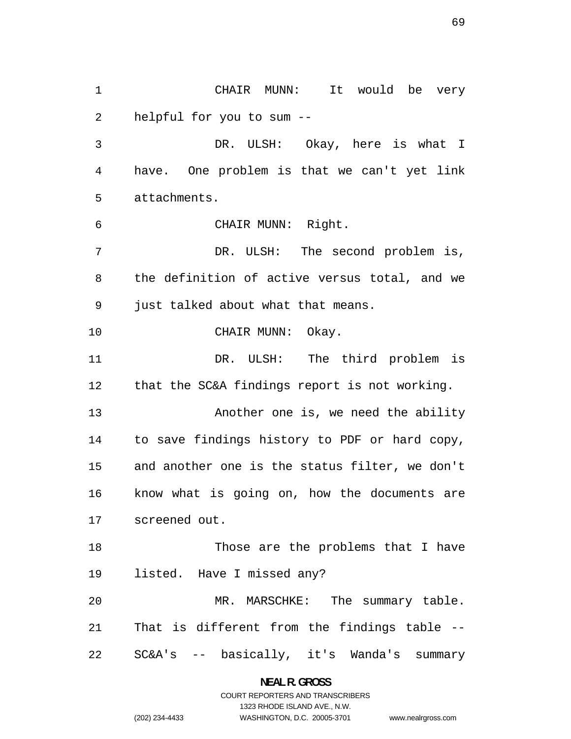CHAIR MUNN: It would be very helpful for you to sum --

DR. ULSH: Okay, here is what I have. One problem is that we can't yet link attachments.

CHAIR MUNN: Right.

DR. ULSH: The second problem is, the definition of active versus total, and we just talked about what that means.

CHAIR MUNN: Okay.

DR. ULSH: The third problem is that the SC&A findings report is not working.

Another one is, we need the ability to save findings history to PDF or hard copy, and another one is the status filter, we don't know what is going on, how the documents are screened out.

Those are the problems that I have listed. Have I missed any?

MR. MARSCHKE: The summary table. That is different from the findings table -- SC&A's -- basically, it's Wanda's summary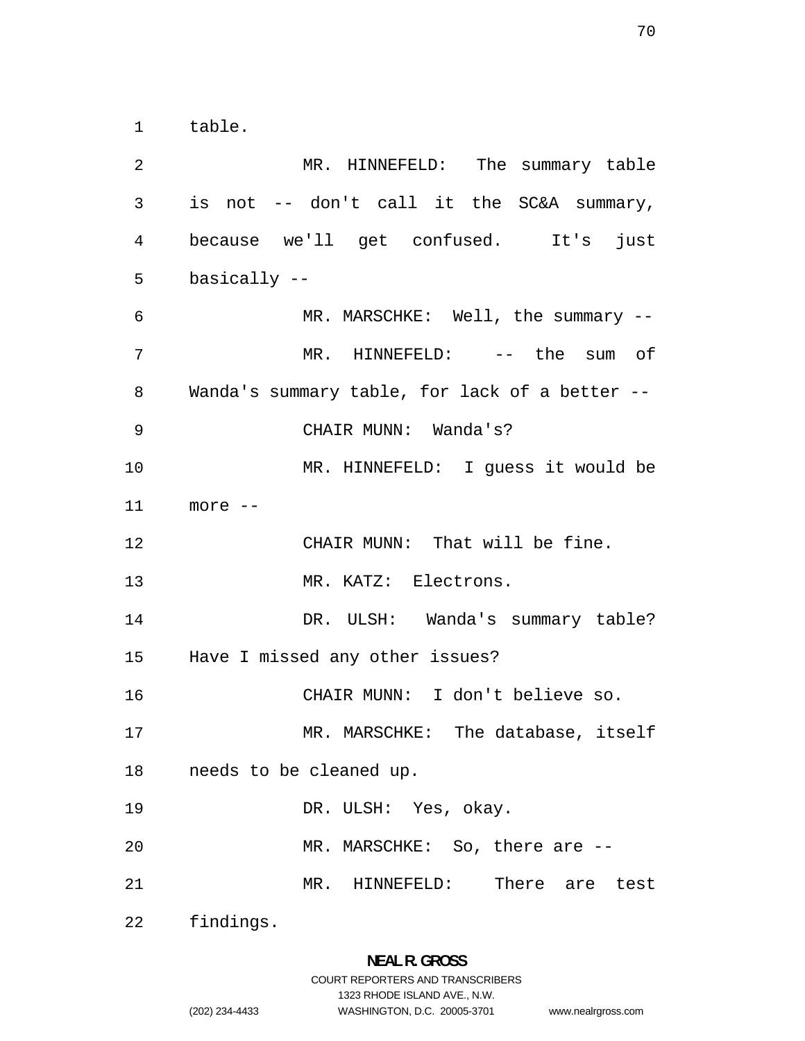table.

MR. HINNEFELD: The summary table is not -- don't call it the SC&A summary, because we'll get confused. It's just basically --

MR. MARSCHKE: Well, the summary --

MR. HINNEFELD: -- the sum of Wanda's summary table, for lack of a better --

CHAIR MUNN: Wanda's?

MR. HINNEFELD: I guess it would be more --

CHAIR MUNN: That will be fine.

MR. KATZ: Electrons.

DR. ULSH: Wanda's summary table? Have I missed any other issues?

CHAIR MUNN: I don't believe so.

MR. MARSCHKE: The database, itself needs to be cleaned up.

DR. ULSH: Yes, okay.

MR. MARSCHKE: So, there are --

MR. HINNEFELD: There are test findings.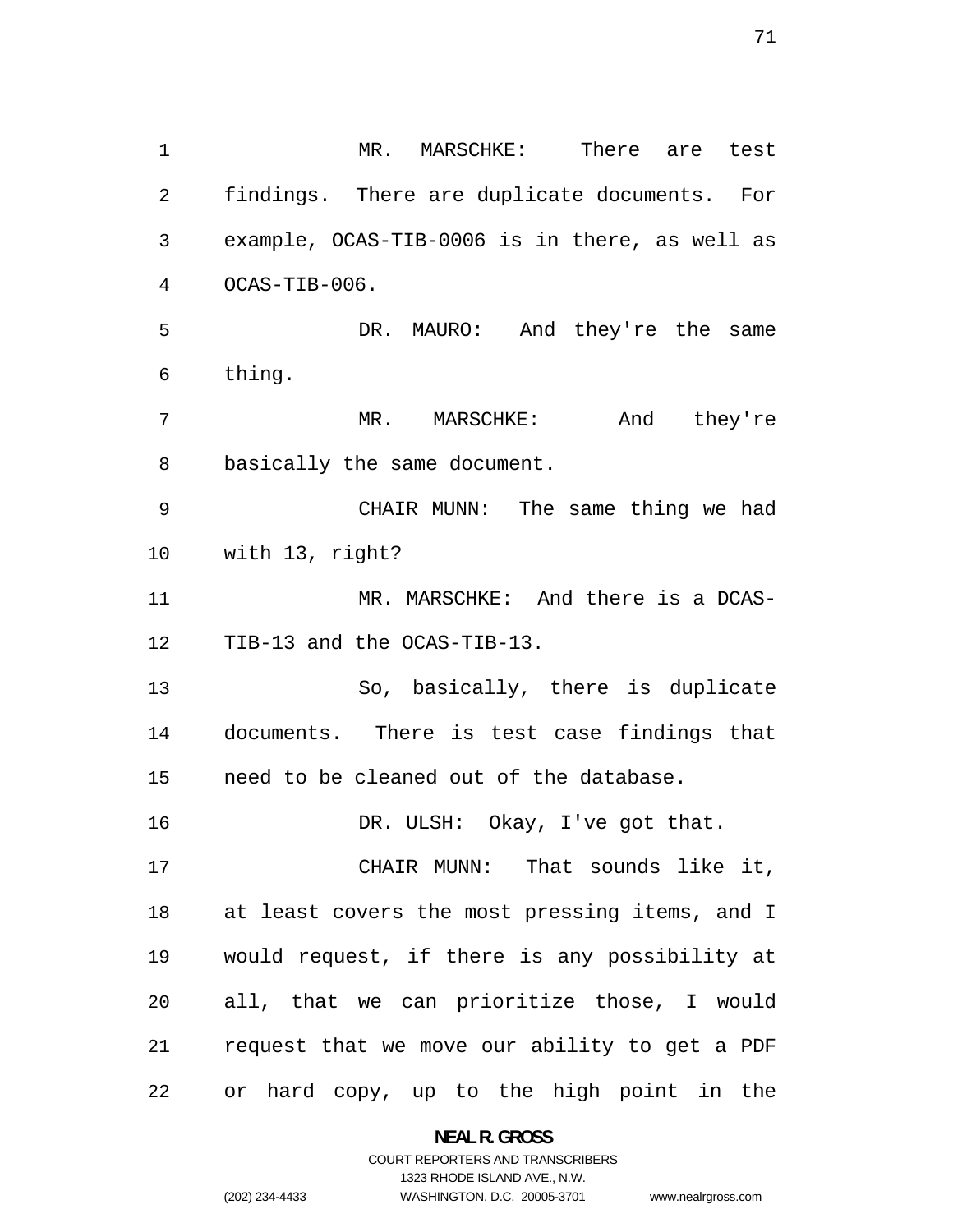MR. MARSCHKE: There are test findings. There are duplicate documents. For example, OCAS-TIB-0006 is in there, as well as OCAS-TIB-006.

DR. MAURO: And they're the same thing.

MR. MARSCHKE: And they're basically the same document.

CHAIR MUNN: The same thing we had with 13, right?

MR. MARSCHKE: And there is a DCAS-TIB-13 and the OCAS-TIB-13.

So, basically, there is duplicate documents. There is test case findings that need to be cleaned out of the database.

DR. ULSH: Okay, I've got that.

CHAIR MUNN: That sounds like it, at least covers the most pressing items, and I would request, if there is any possibility at all, that we can prioritize those, I would request that we move our ability to get a PDF or hard copy, up to the high point in the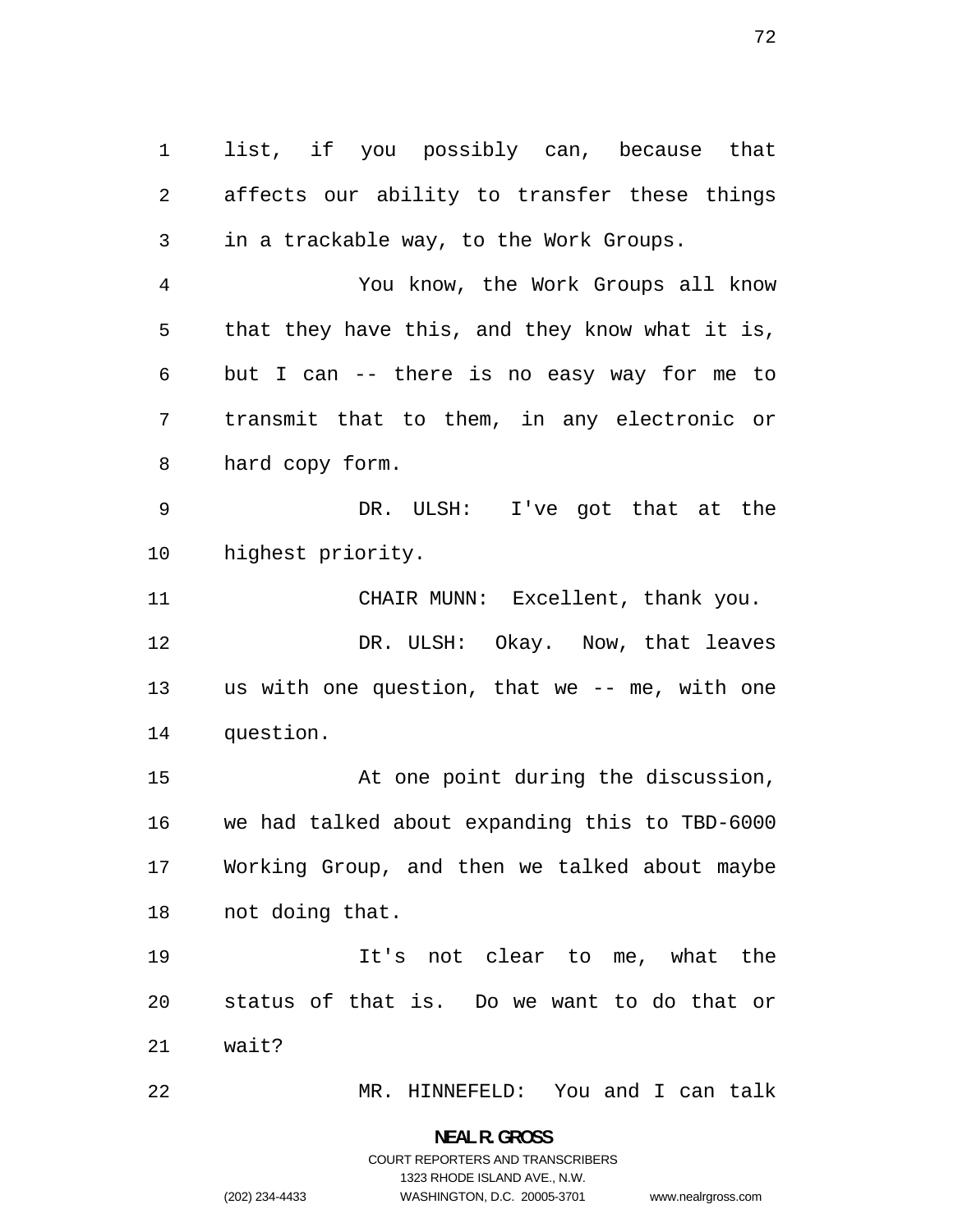list, if you possibly can, because that affects our ability to transfer these things in a trackable way, to the Work Groups.

You know, the Work Groups all know that they have this, and they know what it is, but I can -- there is no easy way for me to transmit that to them, in any electronic or hard copy form.

DR. ULSH: I've got that at the highest priority.

CHAIR MUNN: Excellent, thank you.

DR. ULSH: Okay. Now, that leaves us with one question, that we -- me, with one question.

At one point during the discussion, we had talked about expanding this to TBD-6000 Working Group, and then we talked about maybe not doing that.

It's not clear to me, what the status of that is. Do we want to do that or wait?

MR. HINNEFELD: You and I can talk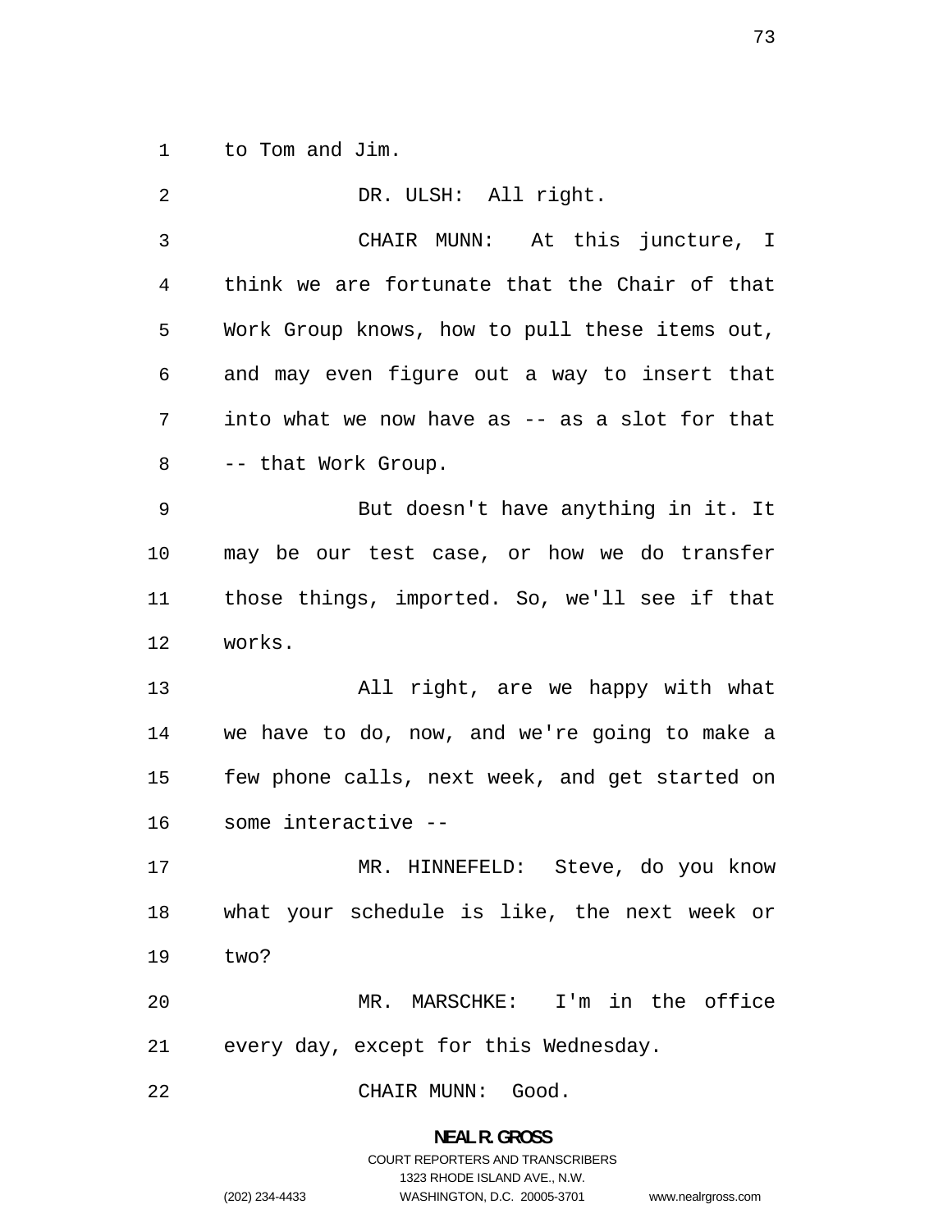to Tom and Jim.

DR. ULSH: All right.

CHAIR MUNN: At this juncture, I think we are fortunate that the Chair of that Work Group knows, how to pull these items out, and may even figure out a way to insert that into what we now have as -- as a slot for that -- that Work Group.

But doesn't have anything in it. It may be our test case, or how we do transfer those things, imported. So, we'll see if that works.

All right, are we happy with what we have to do, now, and we're going to make a few phone calls, next week, and get started on some interactive --

MR. HINNEFELD: Steve, do you know what your schedule is like, the next week or two?

MR. MARSCHKE: I'm in the office every day, except for this Wednesday.

CHAIR MUNN: Good.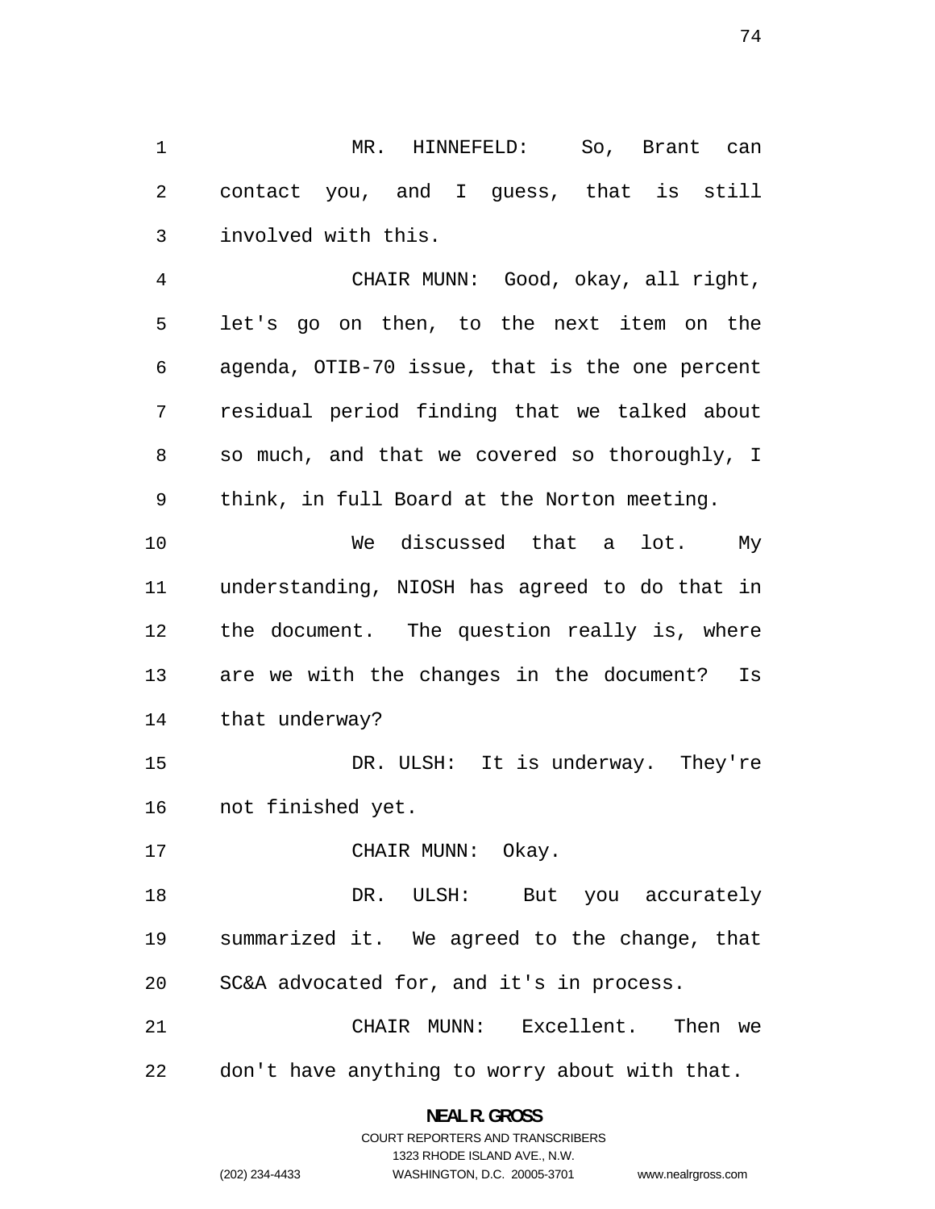MR. HINNEFELD: So, Brant can contact you, and I guess, that is still involved with this.

CHAIR MUNN: Good, okay, all right, let's go on then, to the next item on the agenda, OTIB-70 issue, that is the one percent residual period finding that we talked about so much, and that we covered so thoroughly, I think, in full Board at the Norton meeting.

We discussed that a lot. My understanding, NIOSH has agreed to do that in the document. The question really is, where are we with the changes in the document? Is that underway?

DR. ULSH: It is underway. They're not finished yet.

CHAIR MUNN: Okay.

DR. ULSH: But you accurately summarized it. We agreed to the change, that SC&A advocated for, and it's in process.

CHAIR MUNN: Excellent. Then we don't have anything to worry about with that.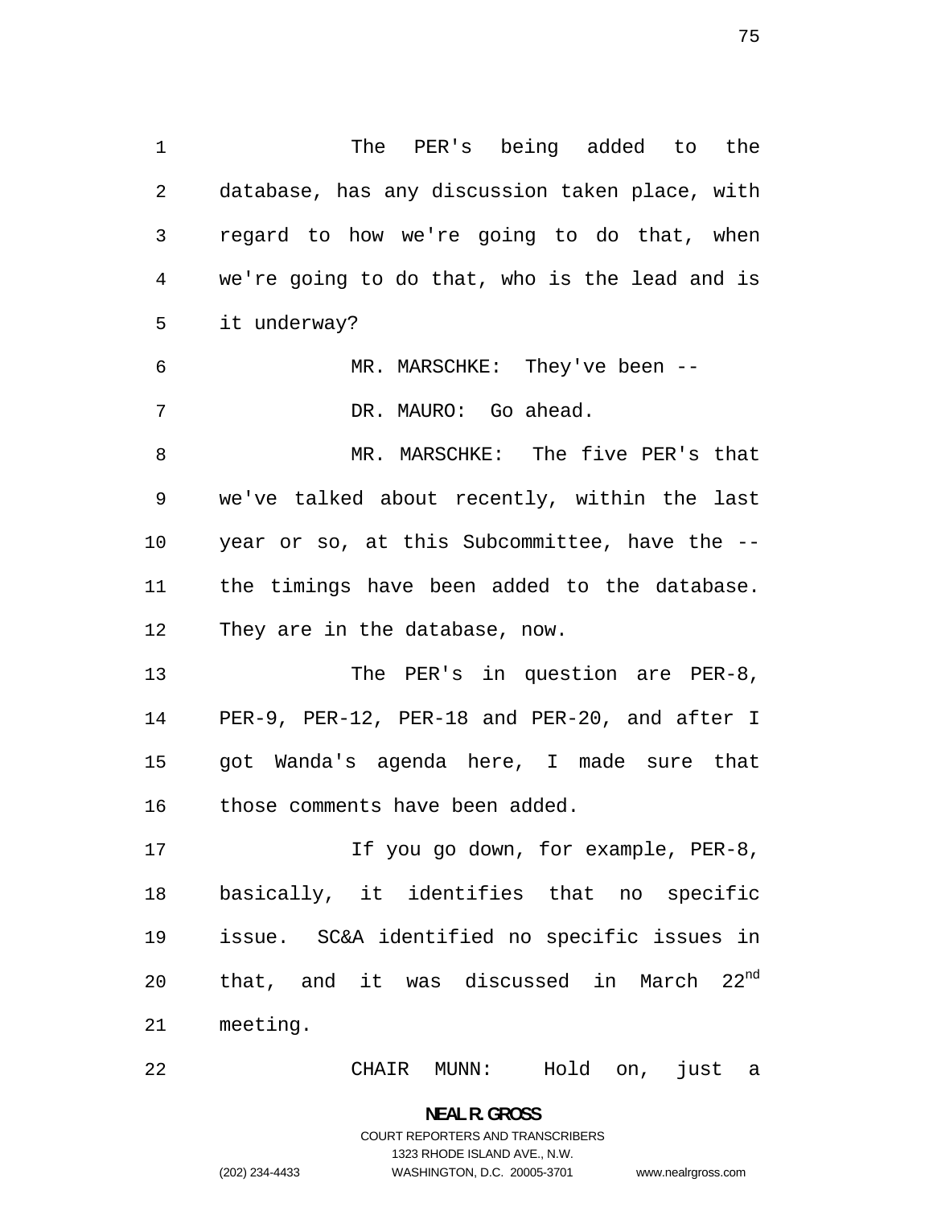The PER's being added to the database, has any discussion taken place, with regard to how we're going to do that, when we're going to do that, who is the lead and is it underway?

MR. MARSCHKE: They've been --

DR. MAURO: Go ahead.

MR. MARSCHKE: The five PER's that we've talked about recently, within the last year or so, at this Subcommittee, have the -- the timings have been added to the database. They are in the database, now.

The PER's in question are PER-8, PER-9, PER-12, PER-18 and PER-20, and after I got Wanda's agenda here, I made sure that those comments have been added.

If you go down, for example, PER-8, basically, it identifies that no specific issue. SC&A identified no specific issues in that, and it was discussed in March 22nd meeting.

CHAIR MUNN: Hold on, just a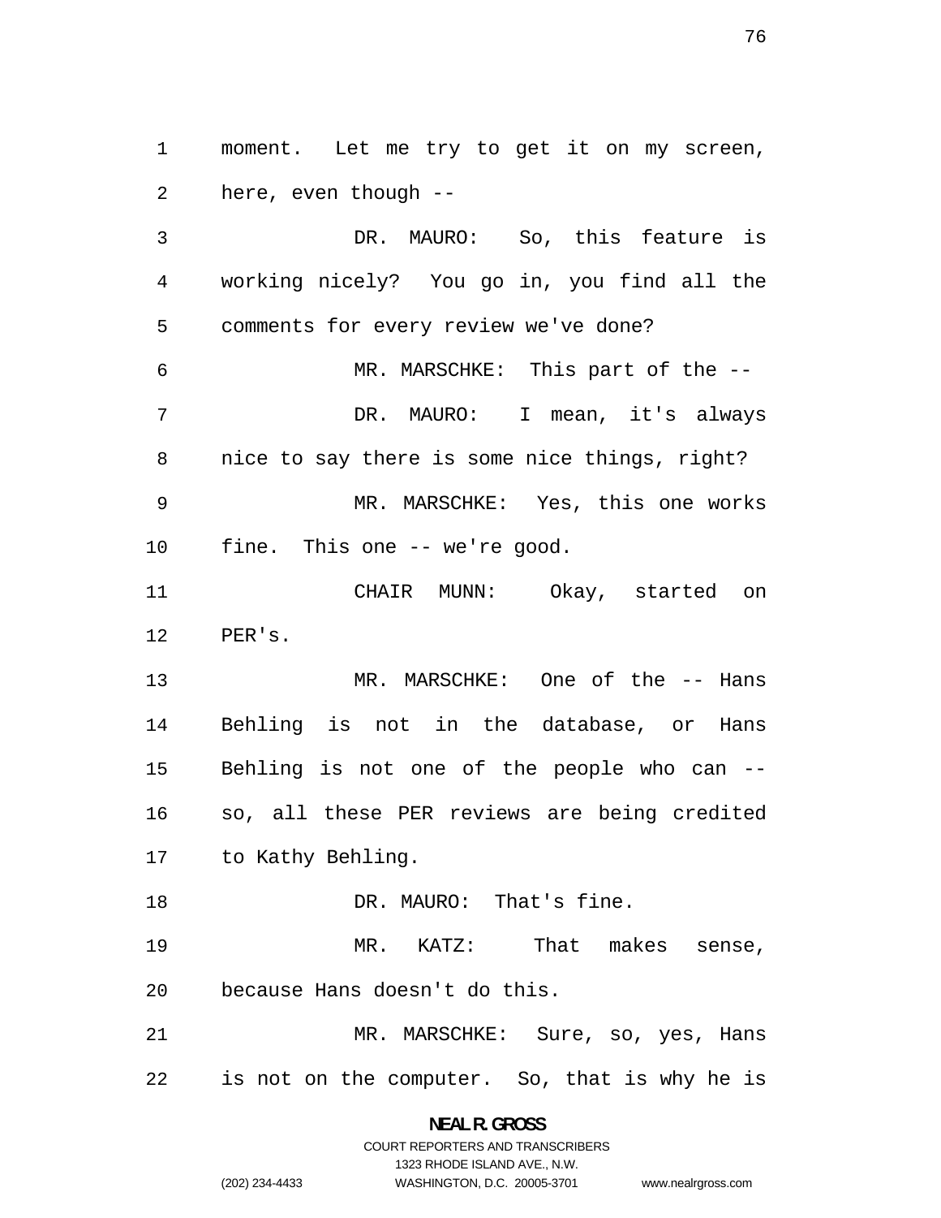moment. Let me try to get it on my screen, here, even though --

DR. MAURO: So, this feature is working nicely? You go in, you find all the comments for every review we've done?

MR. MARSCHKE: This part of the --

DR. MAURO: I mean, it's always nice to say there is some nice things, right?

MR. MARSCHKE: Yes, this one works fine. This one -- we're good.

CHAIR MUNN: Okay, started on PER's.

MR. MARSCHKE: One of the -- Hans Behling is not in the database, or Hans Behling is not one of the people who can -- so, all these PER reviews are being credited to Kathy Behling.

DR. MAURO: That's fine.

MR. KATZ: That makes sense, because Hans doesn't do this.

MR. MARSCHKE: Sure, so, yes, Hans is not on the computer. So, that is why he is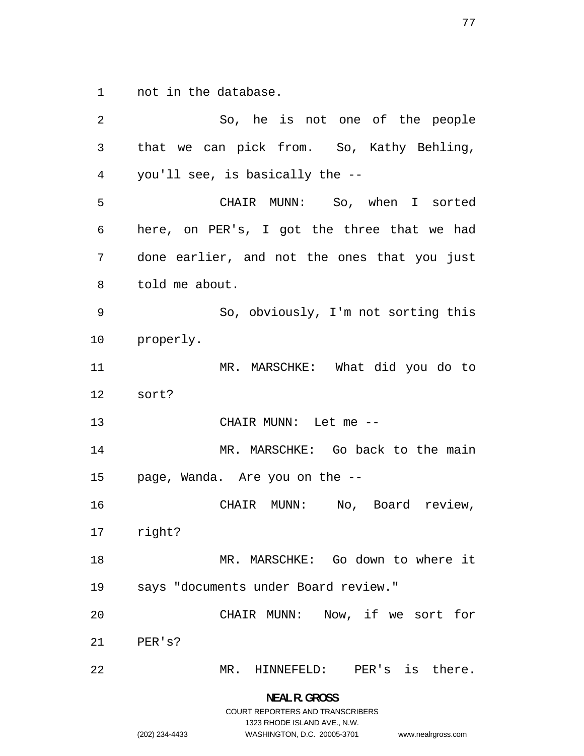not in the database.

So, he is not one of the people that we can pick from. So, Kathy Behling, you'll see, is basically the --

CHAIR MUNN: So, when I sorted here, on PER's, I got the three that we had done earlier, and not the ones that you just told me about.

So, obviously, I'm not sorting this properly.

MR. MARSCHKE: What did you do to sort?

CHAIR MUNN: Let me --

MR. MARSCHKE: Go back to the main page, Wanda. Are you on the --

CHAIR MUNN: No, Board review, right?

MR. MARSCHKE: Go down to where it says "documents under Board review."

CHAIR MUNN: Now, if we sort for PER's?

MR. HINNEFELD: PER's is there.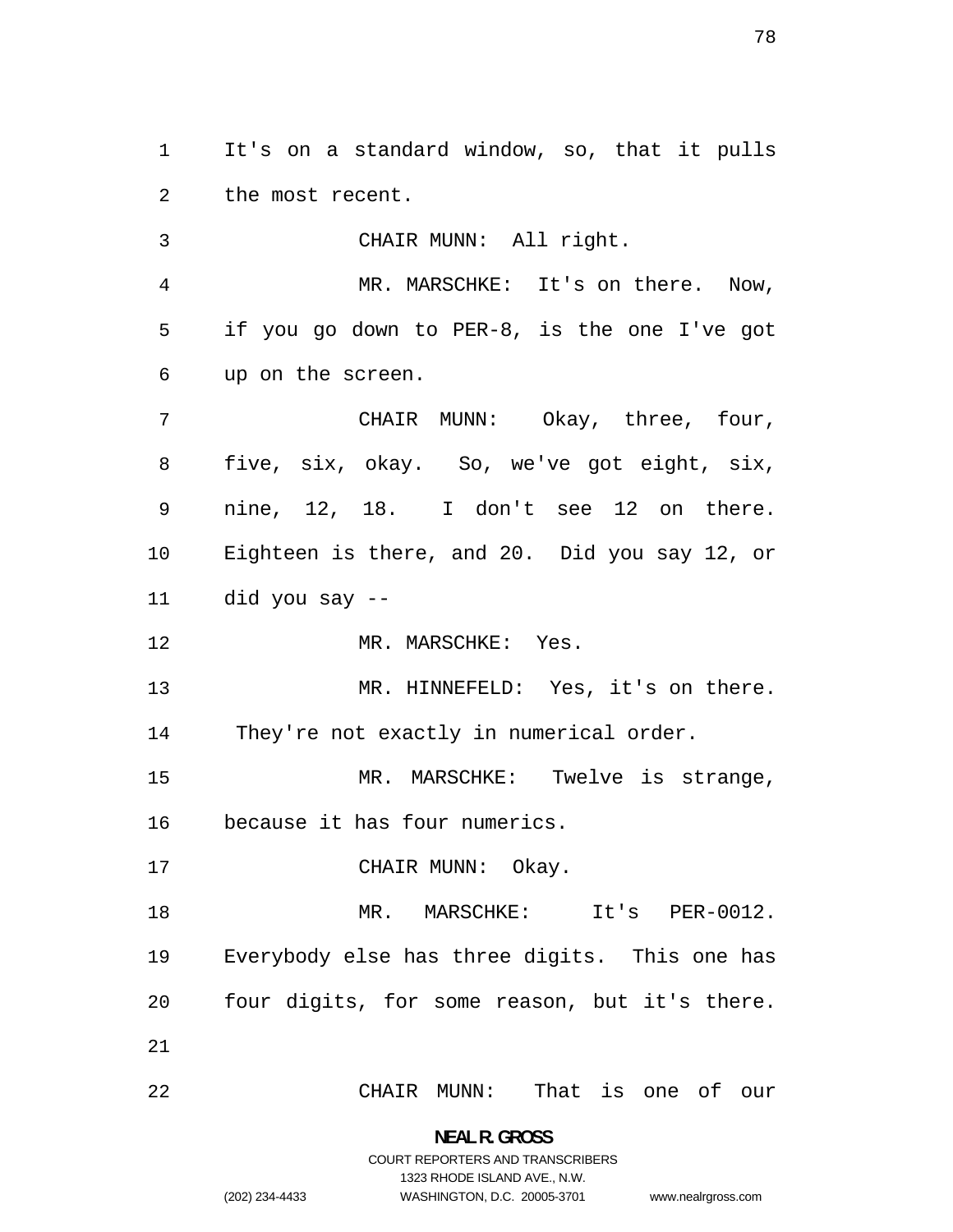It's on a standard window, so, that it pulls the most recent.

CHAIR MUNN: All right.

MR. MARSCHKE: It's on there. Now, if you go down to PER-8, is the one I've got up on the screen.

CHAIR MUNN: Okay, three, four, five, six, okay. So, we've got eight, six, nine, 12, 18. I don't see 12 on there. Eighteen is there, and 20. Did you say 12, or did you say --

MR. MARSCHKE: Yes.

MR. HINNEFELD: Yes, it's on there. They're not exactly in numerical order.

MR. MARSCHKE: Twelve is strange, because it has four numerics.

CHAIR MUNN: Okay.

MR. MARSCHKE: It's PER-0012. Everybody else has three digits. This one has four digits, for some reason, but it's there.

CHAIR MUNN: That is one of our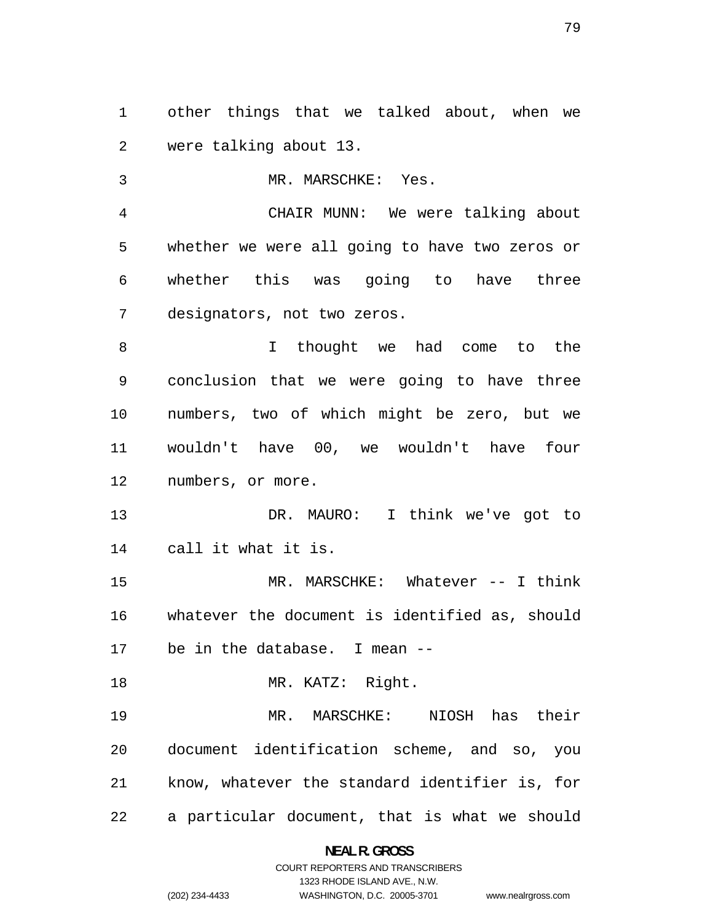other things that we talked about, when we were talking about 13.

MR. MARSCHKE: Yes.

CHAIR MUNN: We were talking about whether we were all going to have two zeros or whether this was going to have three designators, not two zeros.

I thought we had come to the conclusion that we were going to have three numbers, two of which might be zero, but we wouldn't have 00, we wouldn't have four numbers, or more.

DR. MAURO: I think we've got to call it what it is.

MR. MARSCHKE: Whatever -- I think whatever the document is identified as, should be in the database. I mean --

MR. KATZ: Right.

MR. MARSCHKE: NIOSH has their document identification scheme, and so, you know, whatever the standard identifier is, for a particular document, that is what we should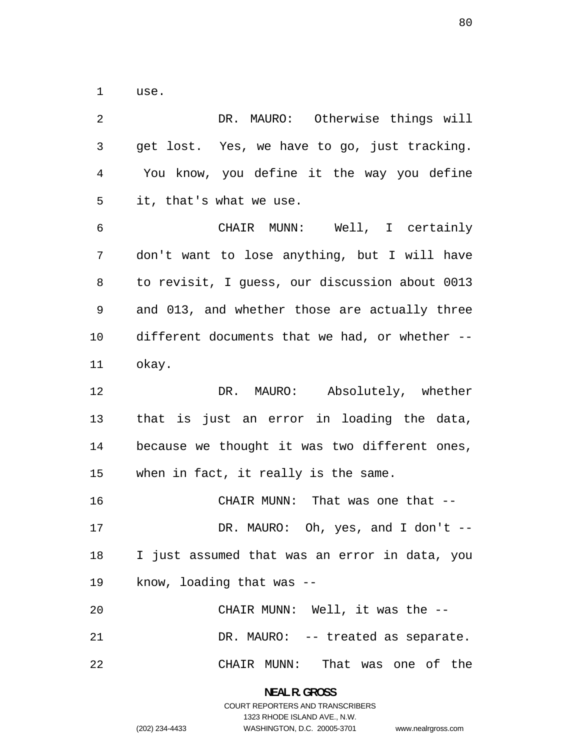use.

DR. MAURO: Otherwise things will get lost. Yes, we have to go, just tracking. You know, you define it the way you define it, that's what we use.

CHAIR MUNN: Well, I certainly don't want to lose anything, but I will have to revisit, I guess, our discussion about 0013 and 013, and whether those are actually three different documents that we had, or whether -- okay.

DR. MAURO: Absolutely, whether that is just an error in loading the data, because we thought it was two different ones, when in fact, it really is the same.

CHAIR MUNN: That was one that --

DR. MAURO: Oh, yes, and I don't -- I just assumed that was an error in data, you know, loading that was --

CHAIR MUNN: Well, it was the --

DR. MAURO: -- treated as separate.

CHAIR MUNN: That was one of the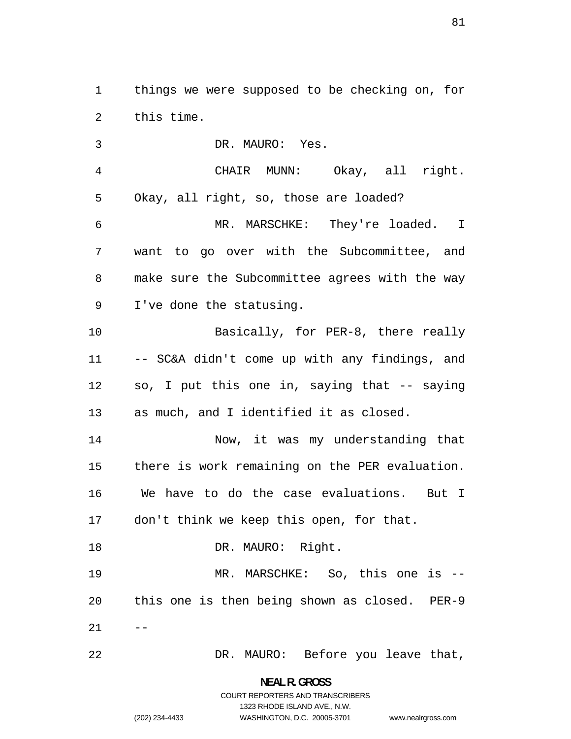things we were supposed to be checking on, for this time.

DR. MAURO: Yes.

CHAIR MUNN: Okay, all right. Okay, all right, so, those are loaded?

MR. MARSCHKE: They're loaded. I want to go over with the Subcommittee, and make sure the Subcommittee agrees with the way I've done the statusing.

Basically, for PER-8, there really -- SC&A didn't come up with any findings, and so, I put this one in, saying that -- saying as much, and I identified it as closed.

Now, it was my understanding that there is work remaining on the PER evaluation. We have to do the case evaluations. But I don't think we keep this open, for that.

DR. MAURO: Right.

MR. MARSCHKE: So, this one is -- this one is then being shown as closed. PER-9 --

DR. MAURO: Before you leave that,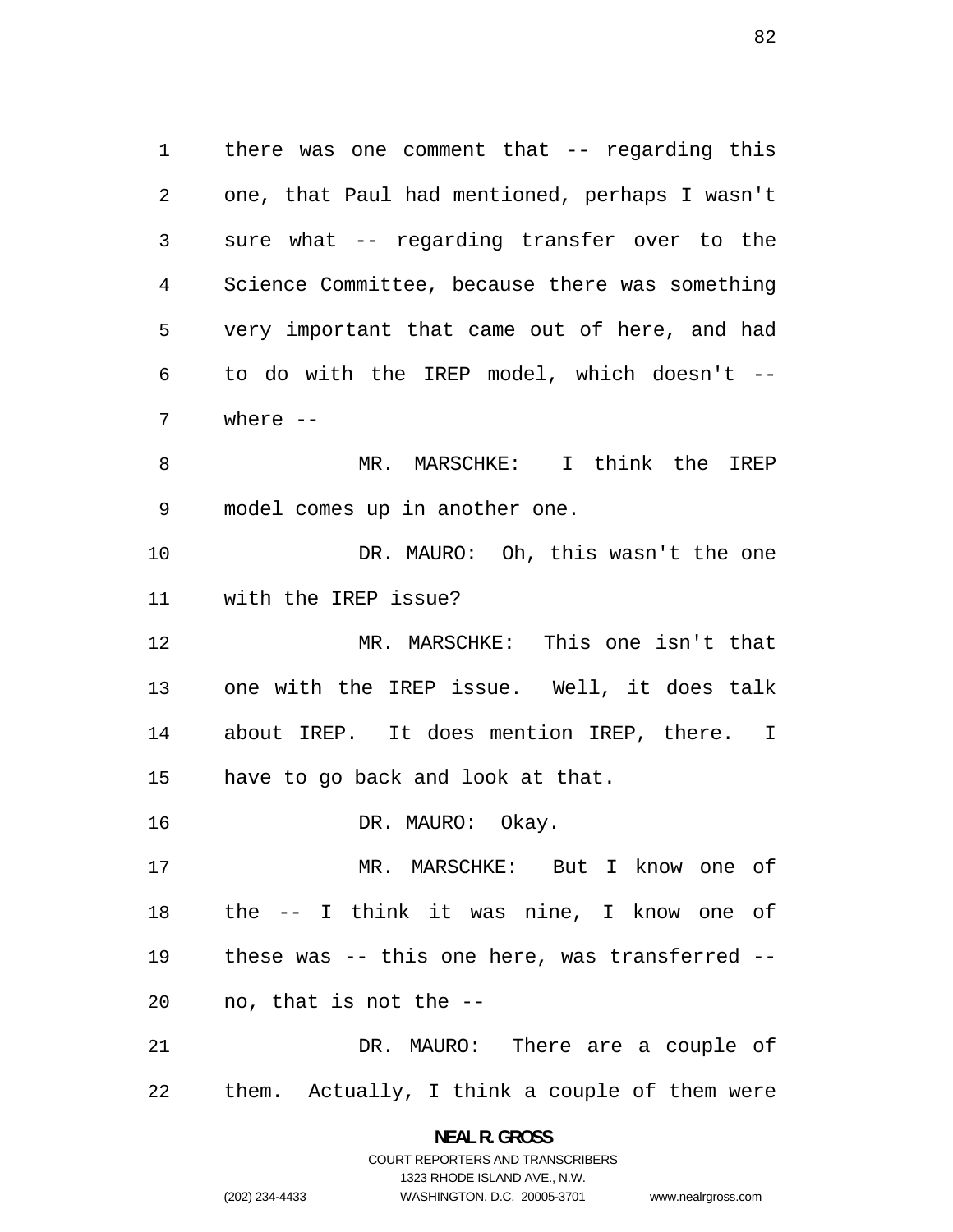there was one comment that -- regarding this one, that Paul had mentioned, perhaps I wasn't sure what -- regarding transfer over to the Science Committee, because there was something very important that came out of here, and had to do with the IREP model, which doesn't -- where --

MR. MARSCHKE: I think the IREP model comes up in another one.

DR. MAURO: Oh, this wasn't the one with the IREP issue?

MR. MARSCHKE: This one isn't that one with the IREP issue. Well, it does talk about IREP. It does mention IREP, there. I have to go back and look at that.

DR. MAURO: Okay.

MR. MARSCHKE: But I know one of the -- I think it was nine, I know one of these was -- this one here, was transferred -- no, that is not the --

DR. MAURO: There are a couple of them. Actually, I think a couple of them were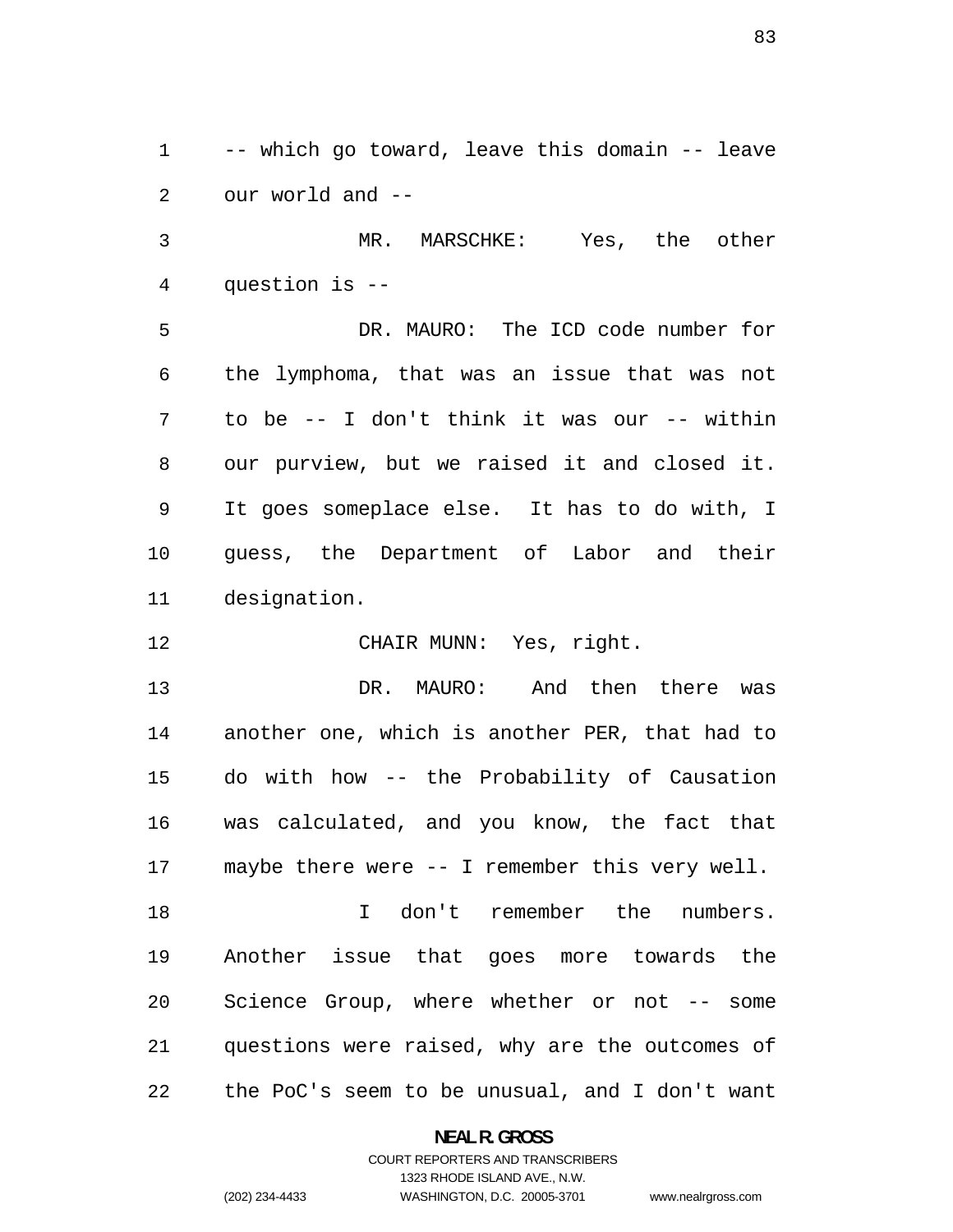-- which go toward, leave this domain -- leave our world and --

MR. MARSCHKE: Yes, the other question is --

DR. MAURO: The ICD code number for the lymphoma, that was an issue that was not to be -- I don't think it was our -- within our purview, but we raised it and closed it. It goes someplace else. It has to do with, I guess, the Department of Labor and their designation.

CHAIR MUNN: Yes, right.

DR. MAURO: And then there was another one, which is another PER, that had to do with how -- the Probability of Causation was calculated, and you know, the fact that maybe there were -- I remember this very well.

I don't remember the numbers. Another issue that goes more towards the Science Group, where whether or not -- some questions were raised, why are the outcomes of the PoC's seem to be unusual, and I don't want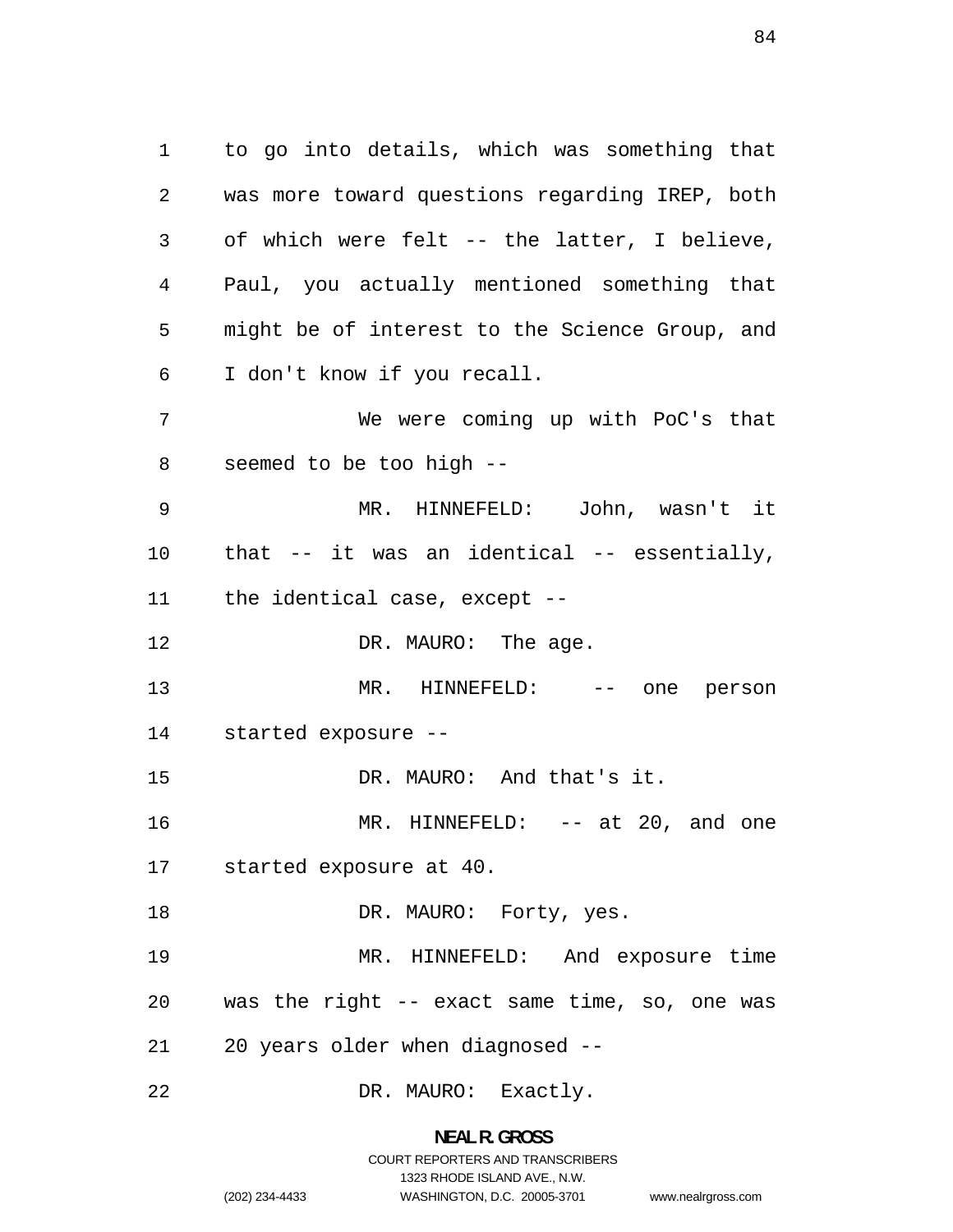to go into details, which was something that was more toward questions regarding IREP, both of which were felt -- the latter, I believe, Paul, you actually mentioned something that might be of interest to the Science Group, and I don't know if you recall.

We were coming up with PoC's that seemed to be too high --

MR. HINNEFELD: John, wasn't it that -- it was an identical -- essentially, the identical case, except --

DR. MAURO: The age.

MR. HINNEFELD: -- one person started exposure --

DR. MAURO: And that's it.

MR. HINNEFELD: -- at 20, and one started exposure at 40.

DR. MAURO: Forty, yes.

MR. HINNEFELD: And exposure time was the right -- exact same time, so, one was 20 years older when diagnosed --

DR. MAURO: Exactly.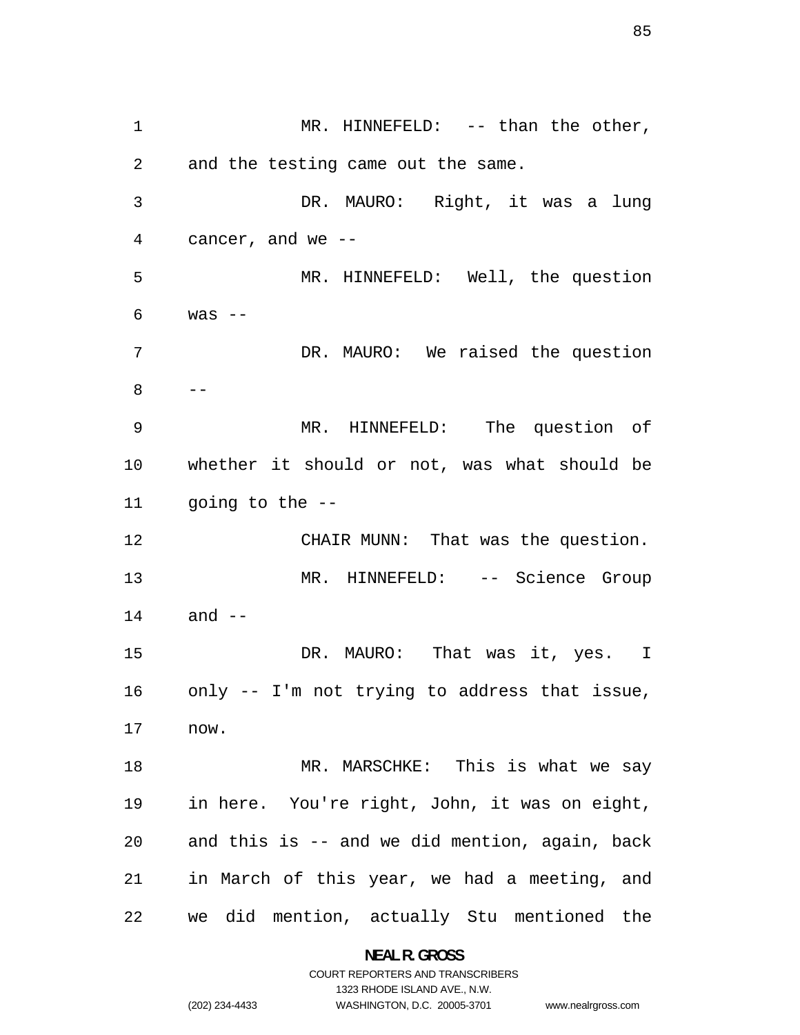MR. HINNEFELD: -- than the other, and the testing came out the same.

DR. MAURO: Right, it was a lung cancer, and we --

MR. HINNEFELD: Well, the question was --

DR. MAURO: We raised the question --

MR. HINNEFELD: The question of whether it should or not, was what should be going to the --

CHAIR MUNN: That was the question.

MR. HINNEFELD: -- Science Group and --

DR. MAURO: That was it, yes. I only -- I'm not trying to address that issue, now.

MR. MARSCHKE: This is what we say in here. You're right, John, it was on eight, and this is -- and we did mention, again, back in March of this year, we had a meeting, and we did mention, actually Stu mentioned the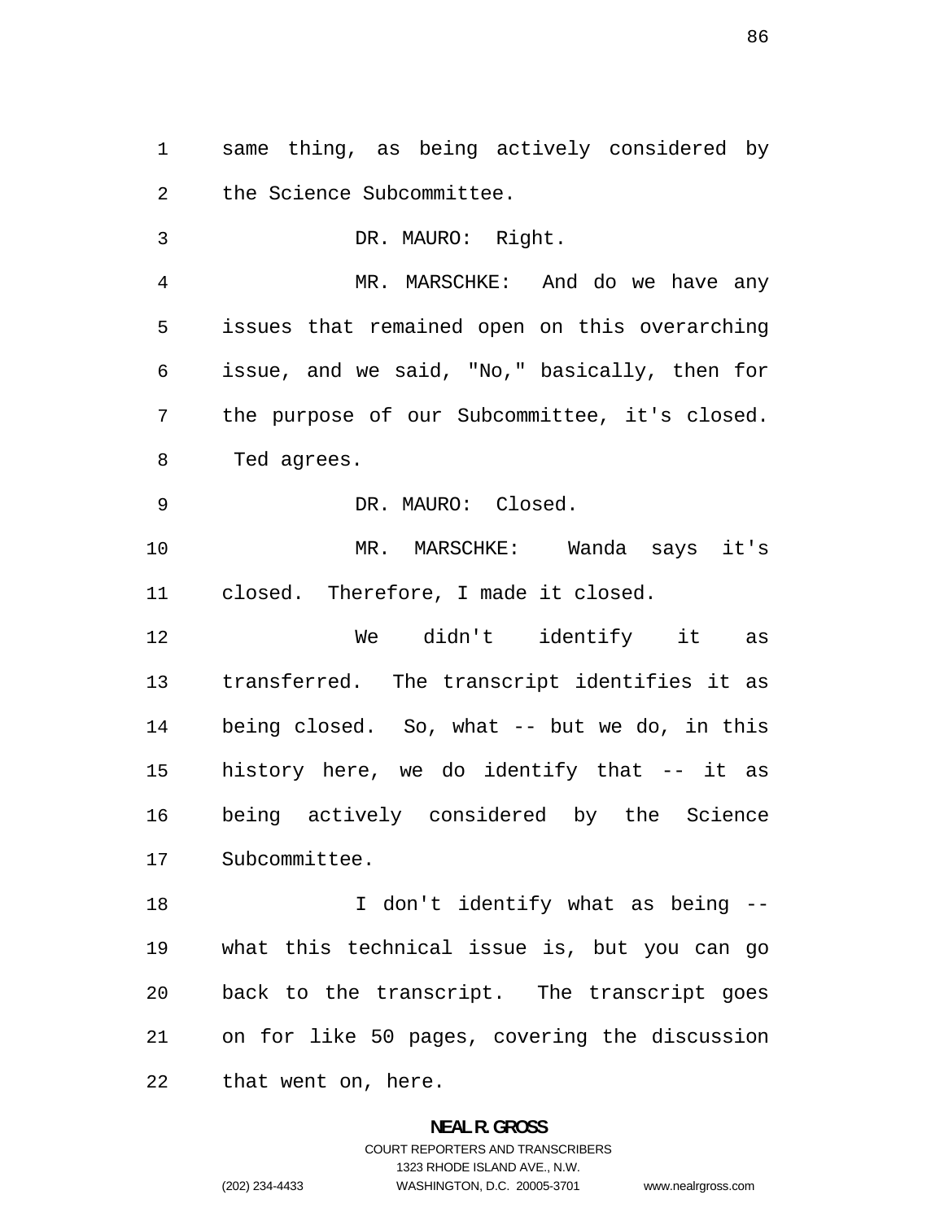same thing, as being actively considered by the Science Subcommittee.

DR. MAURO: Right.

MR. MARSCHKE: And do we have any issues that remained open on this overarching issue, and we said, "No," basically, then for the purpose of our Subcommittee, it's closed. Ted agrees.

DR. MAURO: Closed.

MR. MARSCHKE: Wanda says it's closed. Therefore, I made it closed.

We didn't identify it as transferred. The transcript identifies it as being closed. So, what -- but we do, in this history here, we do identify that -- it as being actively considered by the Science Subcommittee.

I don't identify what as being -- what this technical issue is, but you can go back to the transcript. The transcript goes on for like 50 pages, covering the discussion that went on, here.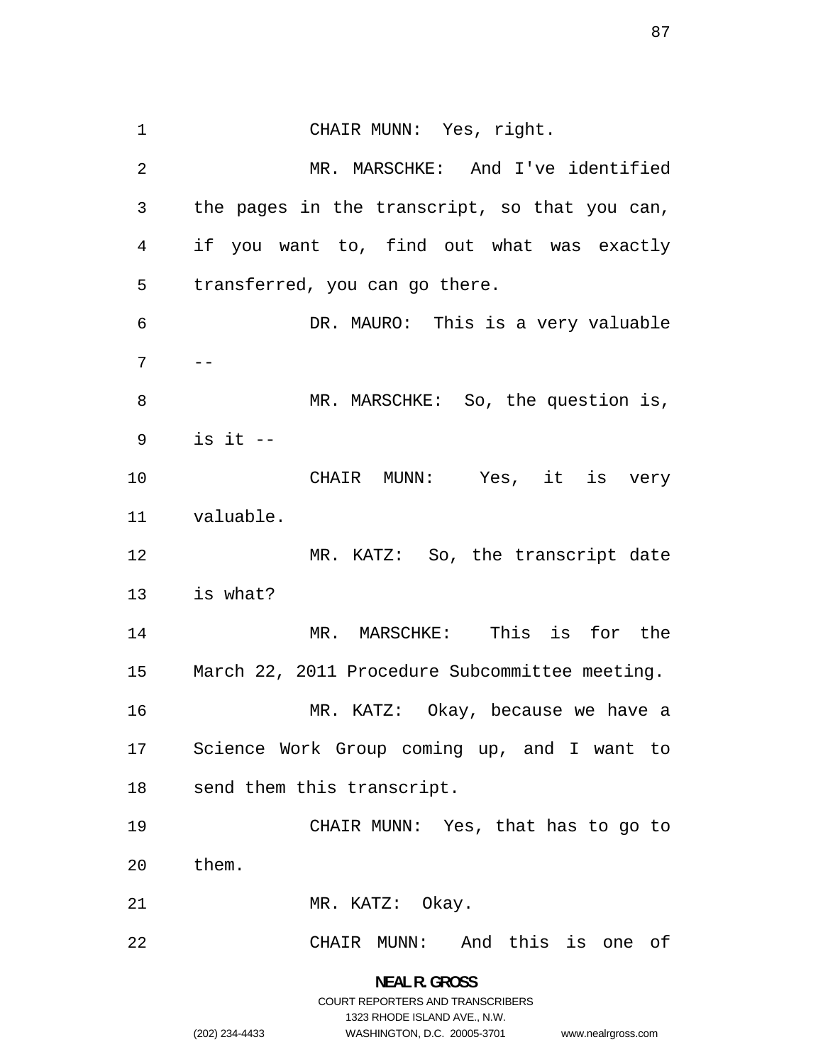CHAIR MUNN: Yes, right.

MR. MARSCHKE: And I've identified the pages in the transcript, so that you can, if you want to, find out what was exactly transferred, you can go there.

DR. MAURO: This is a very valuable --

MR. MARSCHKE: So, the question is, is it --

CHAIR MUNN: Yes, it is very valuable.

MR. KATZ: So, the transcript date is what?

MR. MARSCHKE: This is for the March 22, 2011 Procedure Subcommittee meeting.

MR. KATZ: Okay, because we have a Science Work Group coming up, and I want to send them this transcript.

CHAIR MUNN: Yes, that has to go to them.

MR. KATZ: Okay.

CHAIR MUNN: And this is one of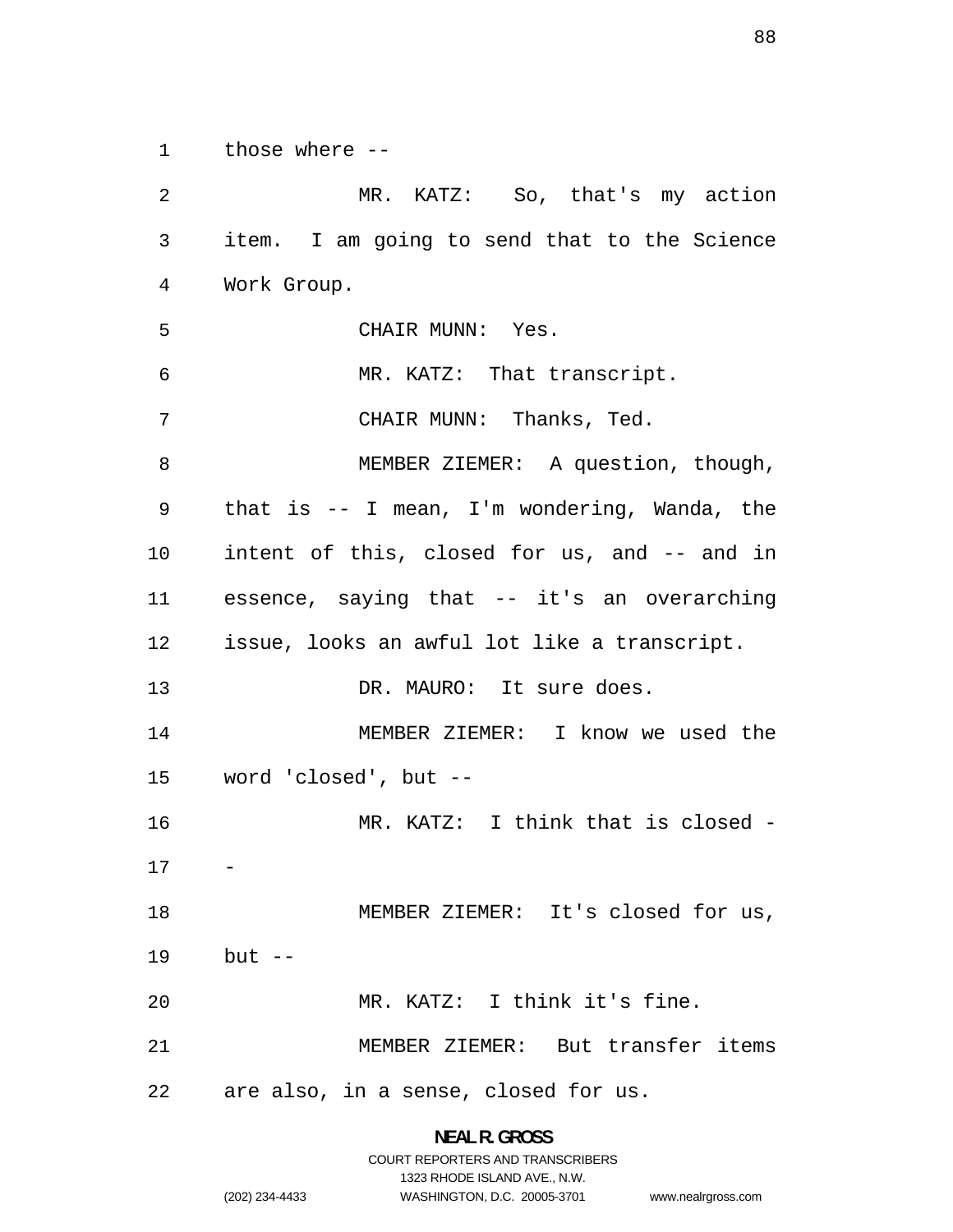those where --

MR. KATZ: So, that's my action item. I am going to send that to the Science Work Group.

CHAIR MUNN: Yes.

MR. KATZ: That transcript.

CHAIR MUNN: Thanks, Ted.

MEMBER ZIEMER: A question, though, that is -- I mean, I'm wondering, Wanda, the intent of this, closed for us, and -- and in essence, saying that -- it's an overarching issue, looks an awful lot like a transcript.

DR. MAURO: It sure does.

MEMBER ZIEMER: I know we used the word 'closed', but --

MR. KATZ: I think that is closed --

MEMBER ZIEMER: It's closed for us, but --

MR. KATZ: I think it's fine.

MEMBER ZIEMER: But transfer items are also, in a sense, closed for us.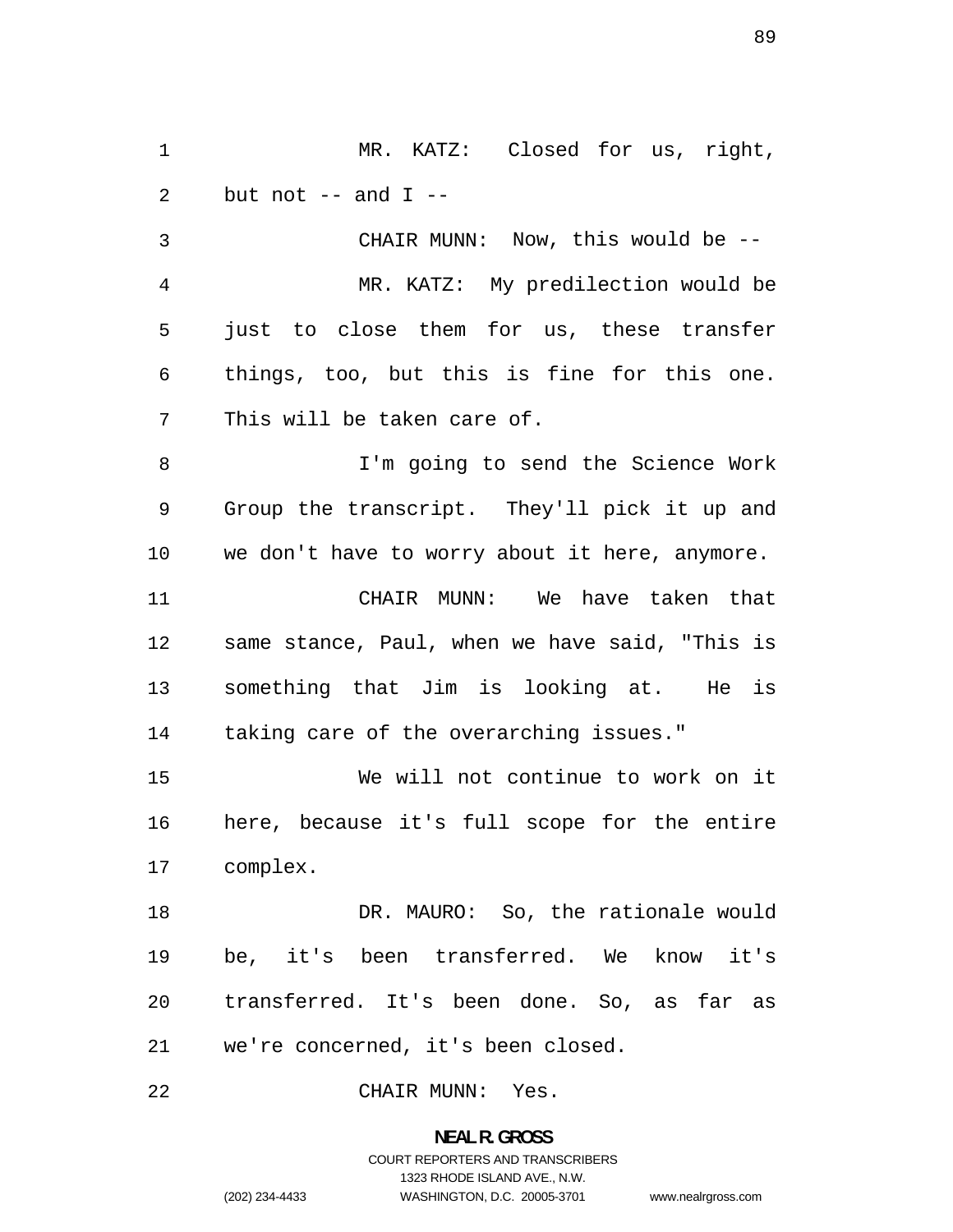MR. KATZ: Closed for us, right, but not -- and I --

CHAIR MUNN: Now, this would be --

MR. KATZ: My predilection would be just to close them for us, these transfer things, too, but this is fine for this one. This will be taken care of.

I'm going to send the Science Work Group the transcript. They'll pick it up and we don't have to worry about it here, anymore.

CHAIR MUNN: We have taken that same stance, Paul, when we have said, "This is something that Jim is looking at. He is taking care of the overarching issues."

We will not continue to work on it here, because it's full scope for the entire complex.

DR. MAURO: So, the rationale would be, it's been transferred. We know it's transferred. It's been done. So, as far as we're concerned, it's been closed.

CHAIR MUNN: Yes.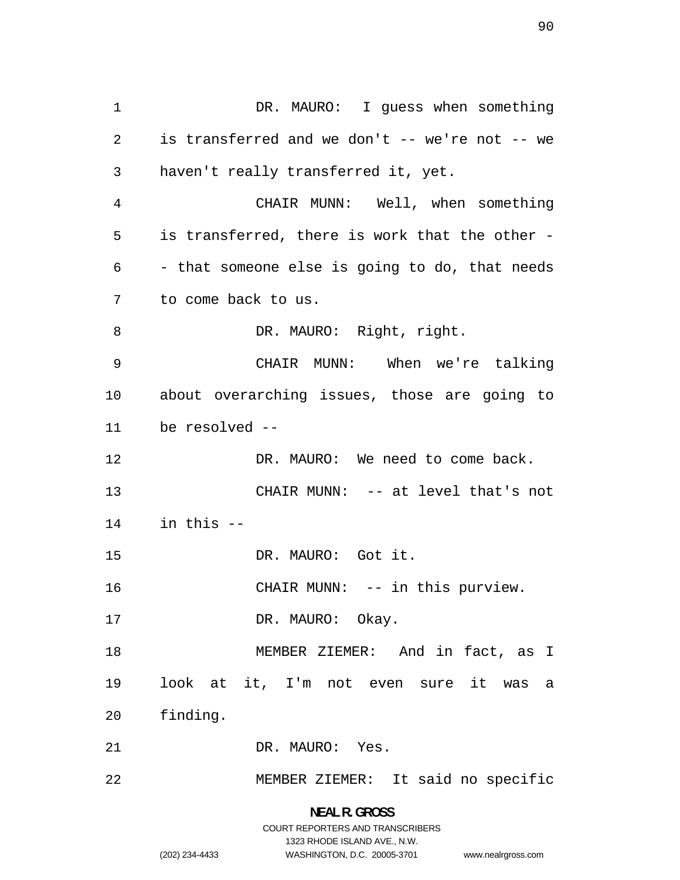DR. MAURO: I guess when something is transferred and we don't -- we're not -- we haven't really transferred it, yet.

CHAIR MUNN: Well, when something is transferred, there is work that the other -- that someone else is going to do, that needs to come back to us.

DR. MAURO: Right, right.

CHAIR MUNN: When we're talking about overarching issues, those are going to be resolved --

DR. MAURO: We need to come back.

CHAIR MUNN: -- at level that's not in this --

DR. MAURO: Got it.

CHAIR MUNN: -- in this purview.

DR. MAURO: Okay.

MEMBER ZIEMER: And in fact, as I look at it, I'm not even sure it was a finding.

DR. MAURO: Yes.

MEMBER ZIEMER: It said no specific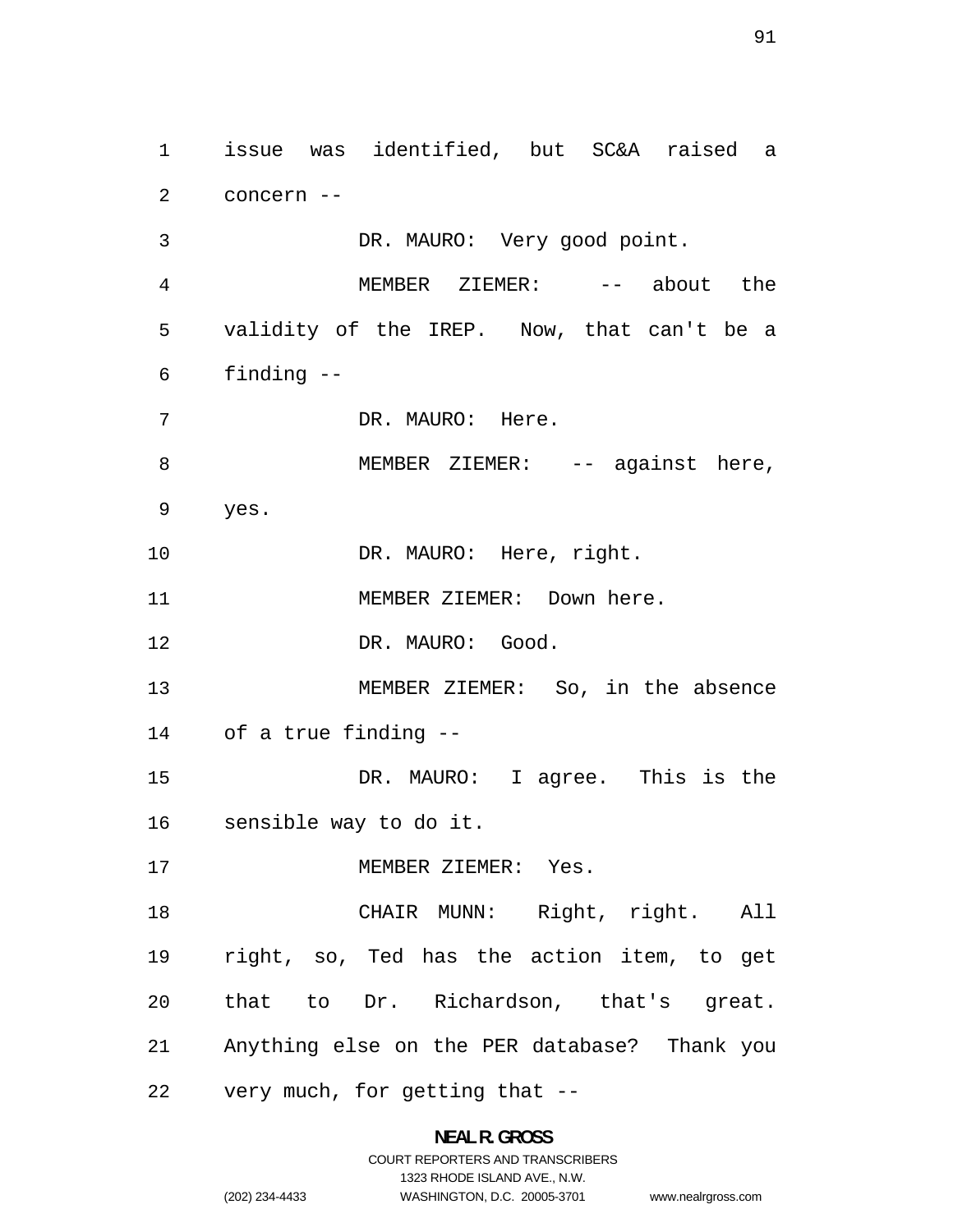issue was identified, but SC&A raised a concern --

DR. MAURO: Very good point.

MEMBER ZIEMER: -- about the validity of the IREP. Now, that can't be a finding --

DR. MAURO: Here.

MEMBER ZIEMER: -- against here, yes.

DR. MAURO: Here, right.

MEMBER ZIEMER: Down here.

DR. MAURO: Good.

MEMBER ZIEMER: So, in the absence of a true finding --

DR. MAURO: I agree. This is the sensible way to do it.

MEMBER ZIEMER: Yes.

CHAIR MUNN: Right, right. All right, so, Ted has the action item, to get that to Dr. Richardson, that's great. Anything else on the PER database? Thank you very much, for getting that --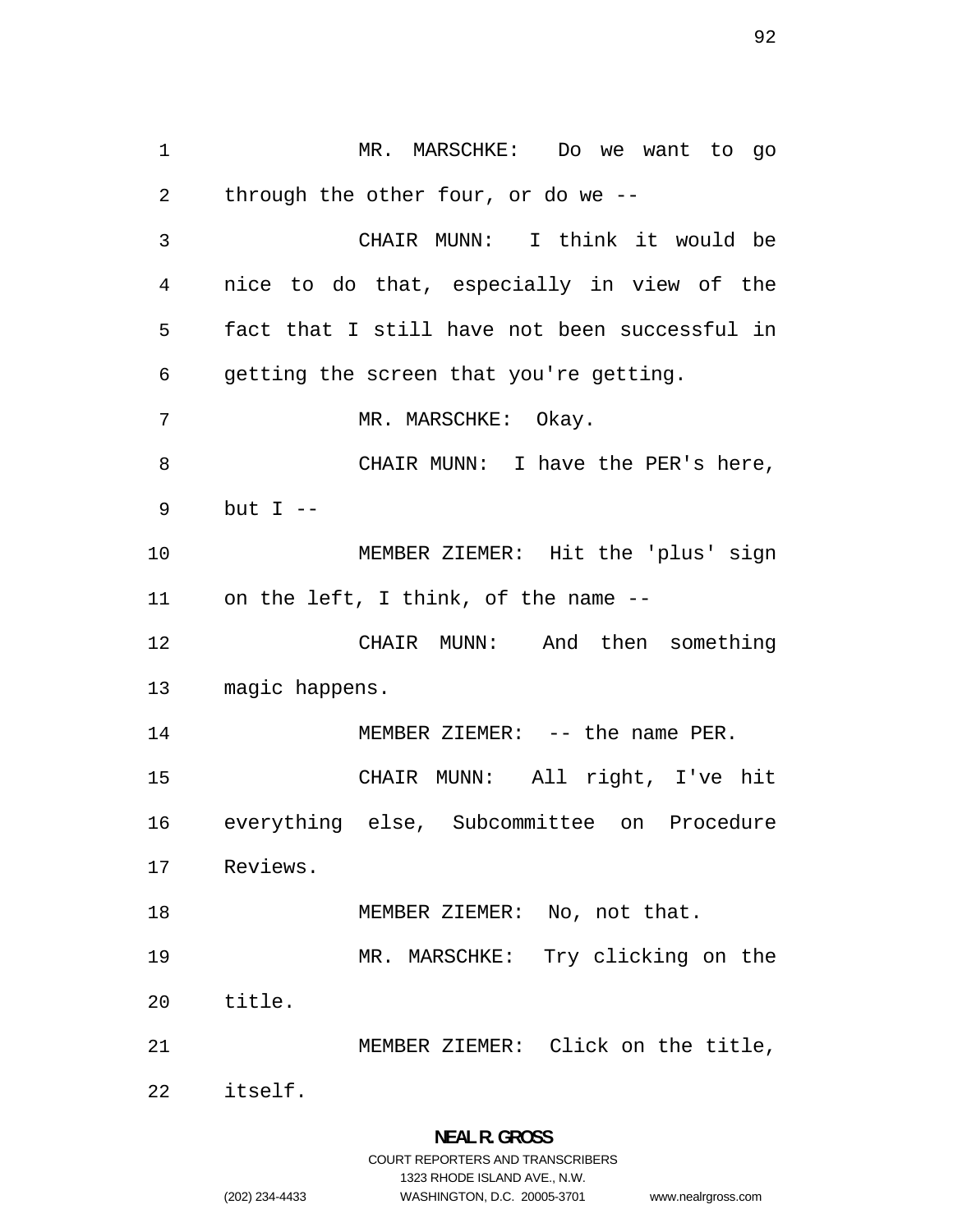MR. MARSCHKE: Do we want to go through the other four, or do we --

CHAIR MUNN: I think it would be nice to do that, especially in view of the fact that I still have not been successful in getting the screen that you're getting.

MR. MARSCHKE: Okay.

CHAIR MUNN: I have the PER's here, but I --

MEMBER ZIEMER: Hit the 'plus' sign on the left, I think, of the name --

CHAIR MUNN: And then something magic happens.

MEMBER ZIEMER: -- the name PER.

CHAIR MUNN: All right, I've hit everything else, Subcommittee on Procedure Reviews.

MEMBER ZIEMER: No, not that.

MR. MARSCHKE: Try clicking on the title.

MEMBER ZIEMER: Click on the title, itself.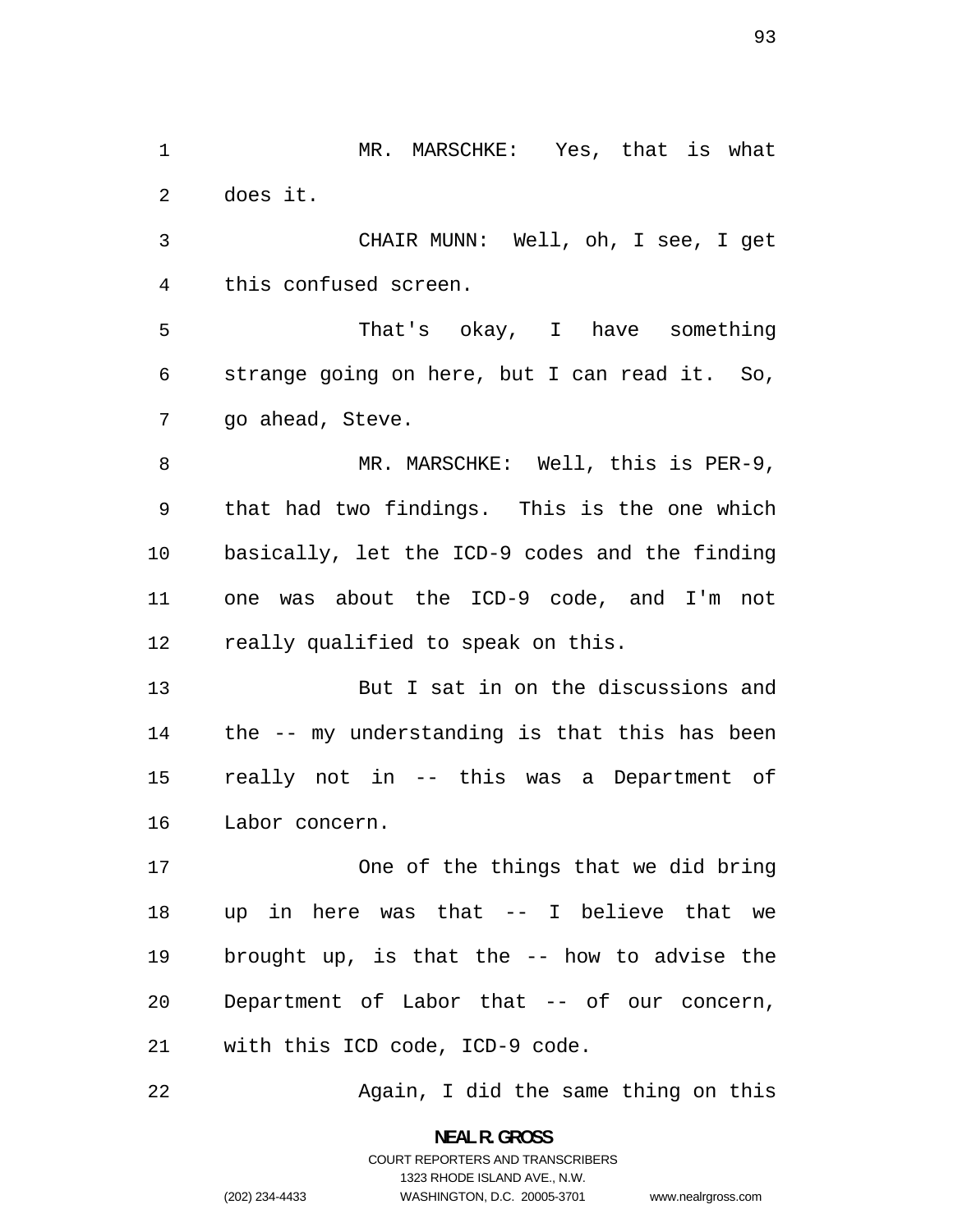MR. MARSCHKE: Yes, that is what does it.

CHAIR MUNN: Well, oh, I see, I get this confused screen.

That's okay, I have something strange going on here, but I can read it. So, go ahead, Steve.

MR. MARSCHKE: Well, this is PER-9, that had two findings. This is the one which basically, let the ICD-9 codes and the finding one was about the ICD-9 code, and I'm not really qualified to speak on this.

But I sat in on the discussions and the -- my understanding is that this has been really not in -- this was a Department of Labor concern.

One of the things that we did bring up in here was that -- I believe that we brought up, is that the -- how to advise the Department of Labor that -- of our concern, with this ICD code, ICD-9 code.

Again, I did the same thing on this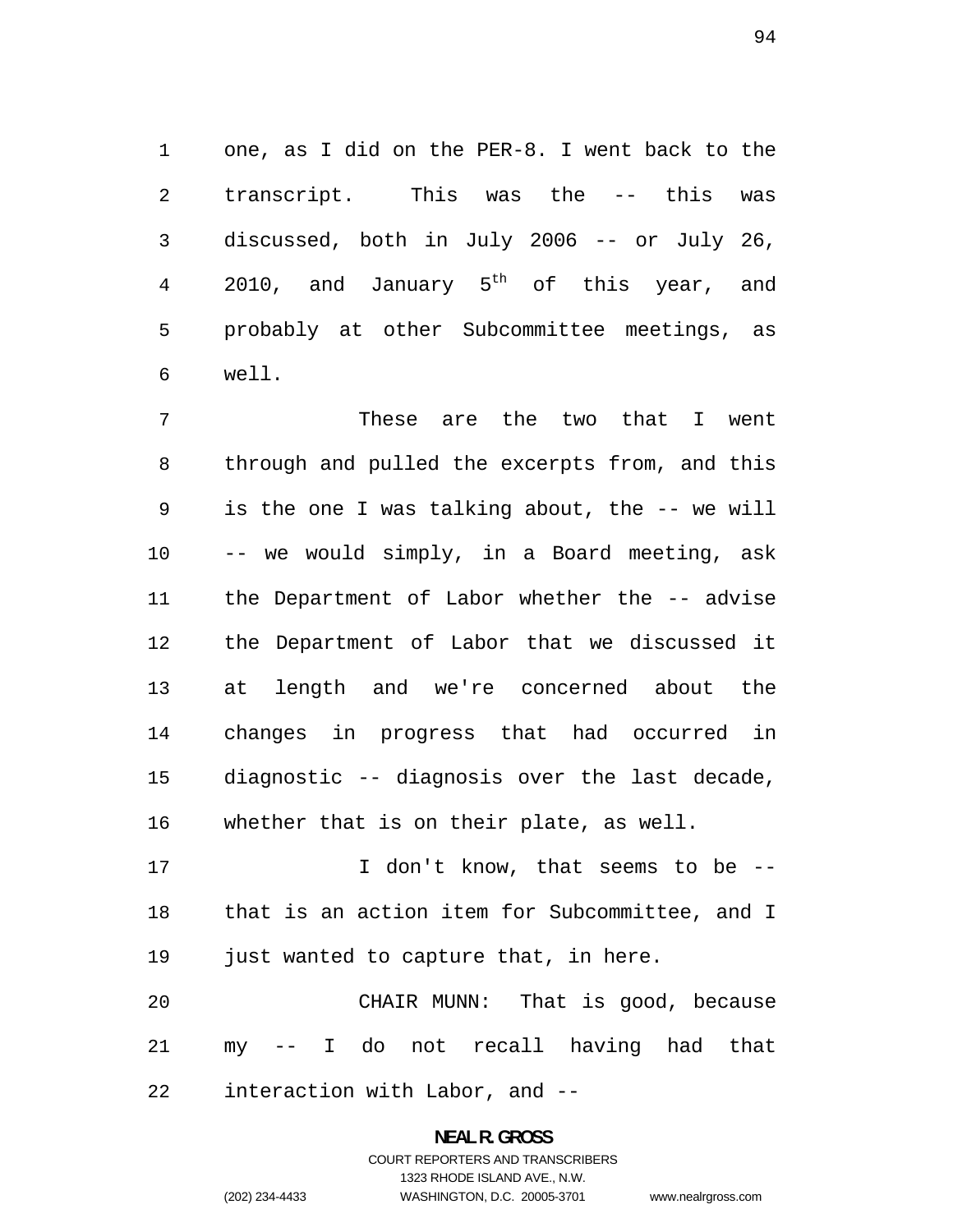one, as I did on the PER-8. I went back to the transcript. This was the -- this was discussed, both in July 2006 -- or July 26, 2010, and January 5th of this year, and probably at other Subcommittee meetings, as well.

These are the two that I went through and pulled the excerpts from, and this is the one I was talking about, the -- we will -- we would simply, in a Board meeting, ask the Department of Labor whether the -- advise the Department of Labor that we discussed it at length and we're concerned about the changes in progress that had occurred in diagnostic -- diagnosis over the last decade, whether that is on their plate, as well.

I don't know, that seems to be -- that is an action item for Subcommittee, and I just wanted to capture that, in here.

CHAIR MUNN: That is good, because my -- I do not recall having had that interaction with Labor, and --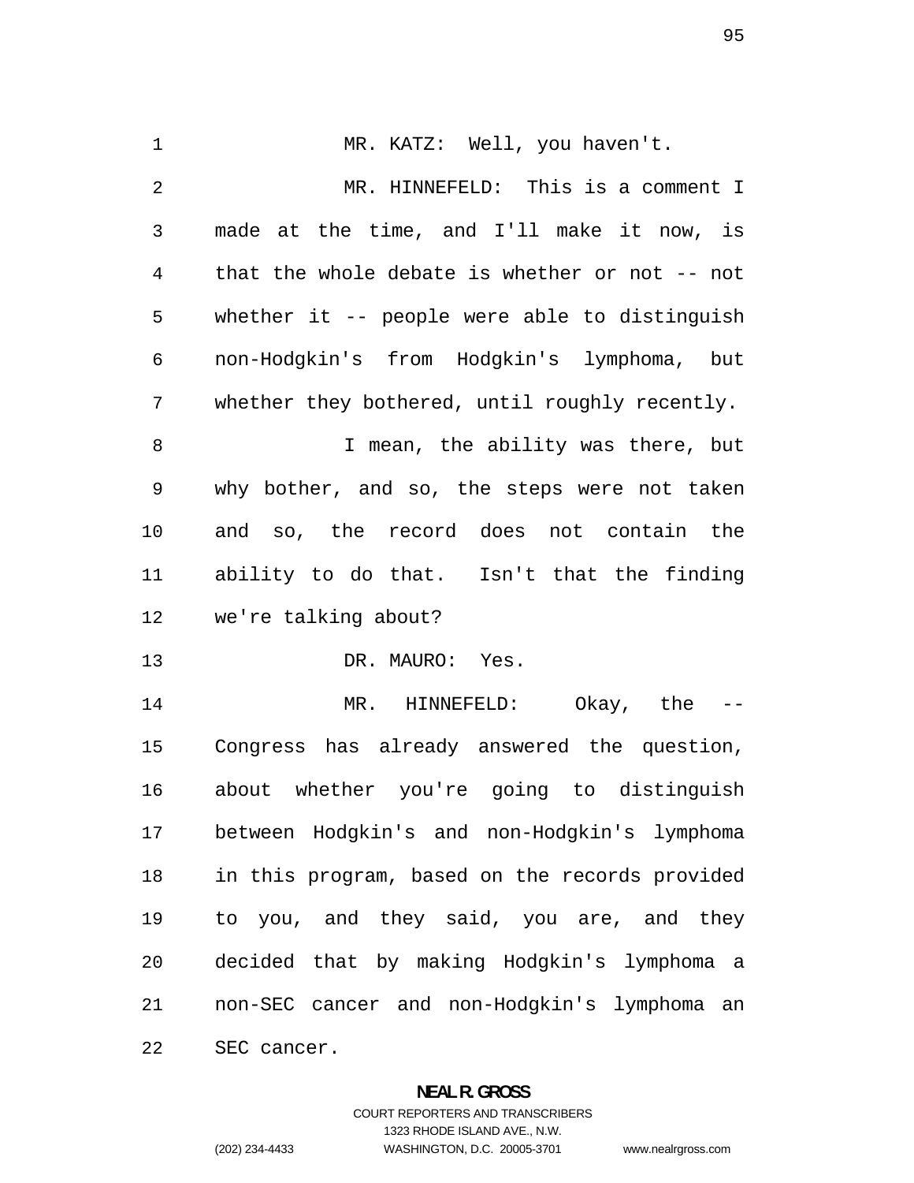MR. KATZ: Well, you haven't.

MR. HINNEFELD: This is a comment I made at the time, and I'll make it now, is that the whole debate is whether or not -- not whether it -- people were able to distinguish non-Hodgkin's from Hodgkin's lymphoma, but whether they bothered, until roughly recently.

I mean, the ability was there, but why bother, and so, the steps were not taken and so, the record does not contain the ability to do that. Isn't that the finding we're talking about?

DR. MAURO: Yes.

MR. HINNEFELD: Okay, the -- Congress has already answered the question, about whether you're going to distinguish between Hodgkin's and non-Hodgkin's lymphoma in this program, based on the records provided to you, and they said, you are, and they decided that by making Hodgkin's lymphoma a non-SEC cancer and non-Hodgkin's lymphoma an SEC cancer.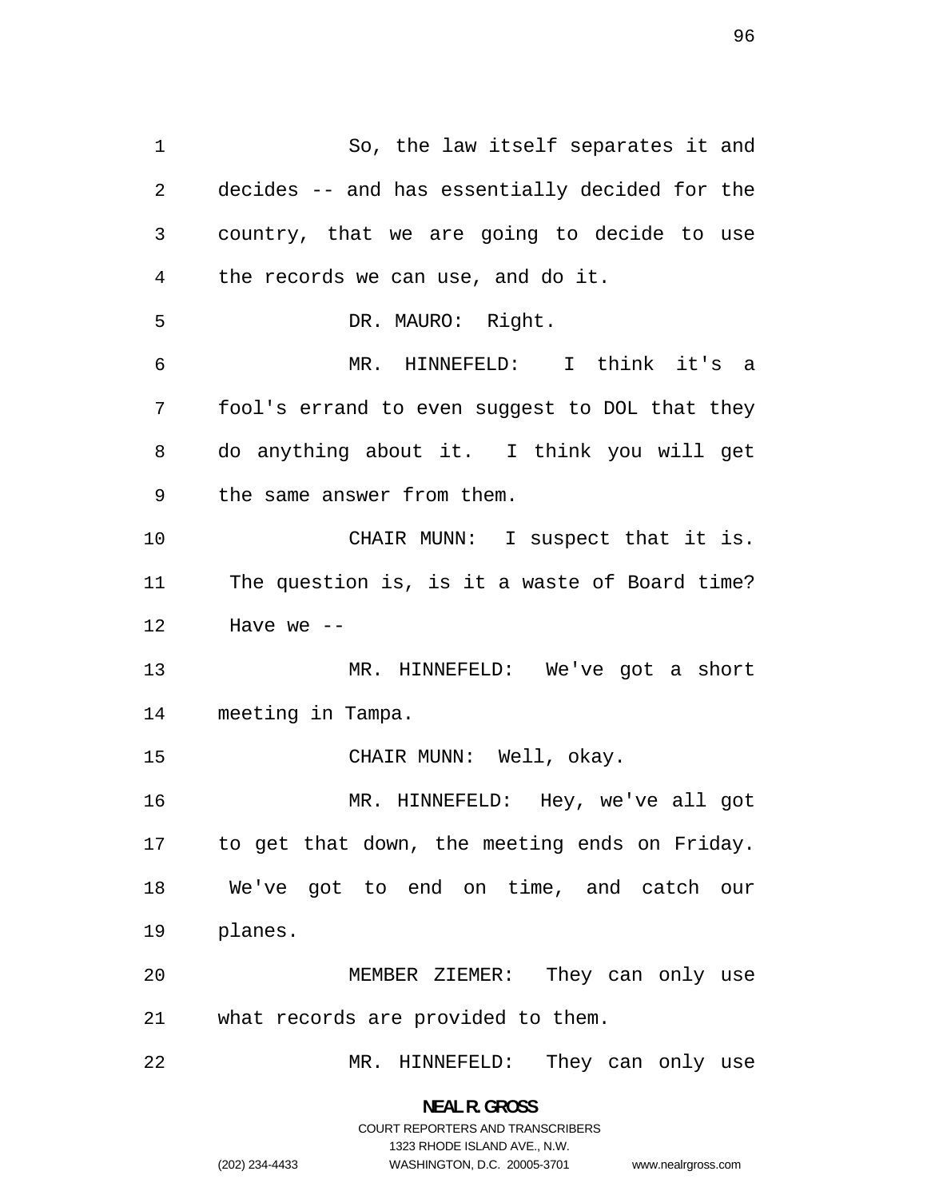So, the law itself separates it and decides -- and has essentially decided for the country, that we are going to decide to use the records we can use, and do it.

DR. MAURO: Right.

MR. HINNEFELD: I think it's a fool's errand to even suggest to DOL that they do anything about it. I think you will get the same answer from them.

CHAIR MUNN: I suspect that it is. The question is, is it a waste of Board time? Have we --

MR. HINNEFELD: We've got a short meeting in Tampa.

CHAIR MUNN: Well, okay.

MR. HINNEFELD: Hey, we've all got to get that down, the meeting ends on Friday. We've got to end on time, and catch our planes.

MEMBER ZIEMER: They can only use what records are provided to them.

MR. HINNEFELD: They can only use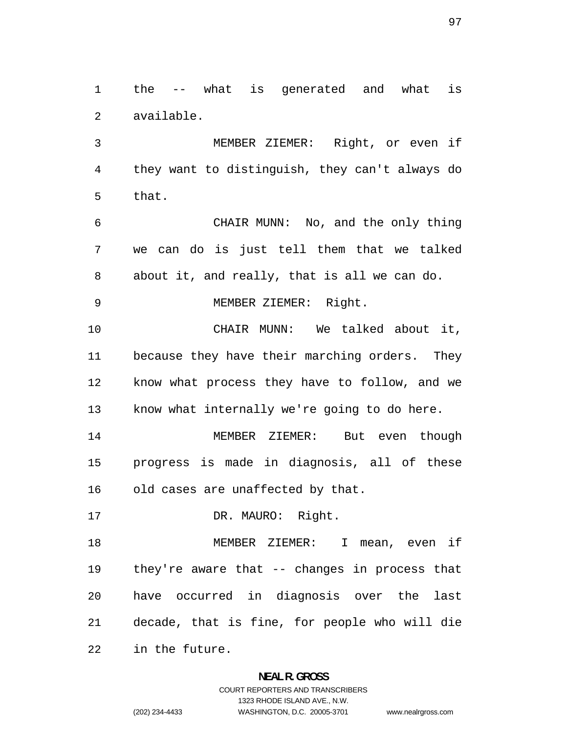the -- what is generated and what is available.

MEMBER ZIEMER: Right, or even if they want to distinguish, they can't always do that.

CHAIR MUNN: No, and the only thing we can do is just tell them that we talked about it, and really, that is all we can do.

MEMBER ZIEMER: Right.

CHAIR MUNN: We talked about it, because they have their marching orders. They know what process they have to follow, and we know what internally we're going to do here.

MEMBER ZIEMER: But even though progress is made in diagnosis, all of these old cases are unaffected by that.

DR. MAURO: Right.

MEMBER ZIEMER: I mean, even if they're aware that -- changes in process that have occurred in diagnosis over the last decade, that is fine, for people who will die in the future.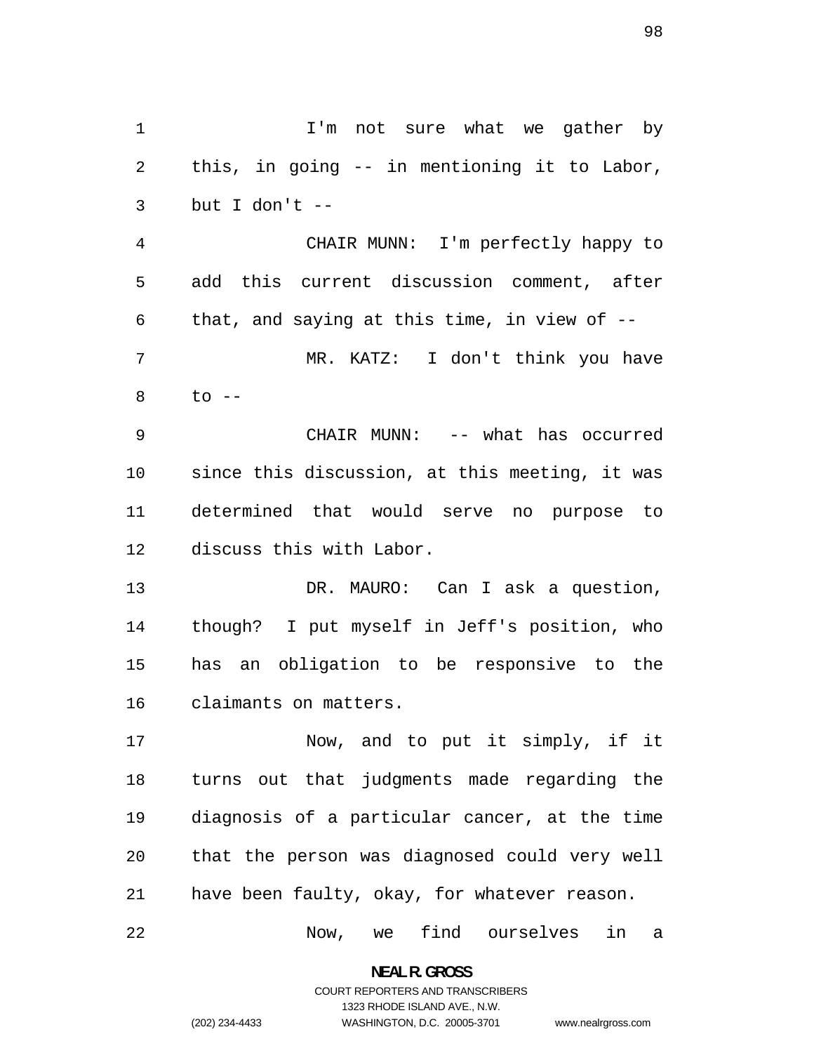I'm not sure what we gather by this, in going -- in mentioning it to Labor, but I don't --

CHAIR MUNN: I'm perfectly happy to add this current discussion comment, after that, and saying at this time, in view of --

MR. KATZ: I don't think you have to --

CHAIR MUNN: -- what has occurred since this discussion, at this meeting, it was determined that would serve no purpose to discuss this with Labor.

DR. MAURO: Can I ask a question, though? I put myself in Jeff's position, who has an obligation to be responsive to the claimants on matters.

Now, and to put it simply, if it turns out that judgments made regarding the diagnosis of a particular cancer, at the time that the person was diagnosed could very well have been faulty, okay, for whatever reason.

Now, we find ourselves in a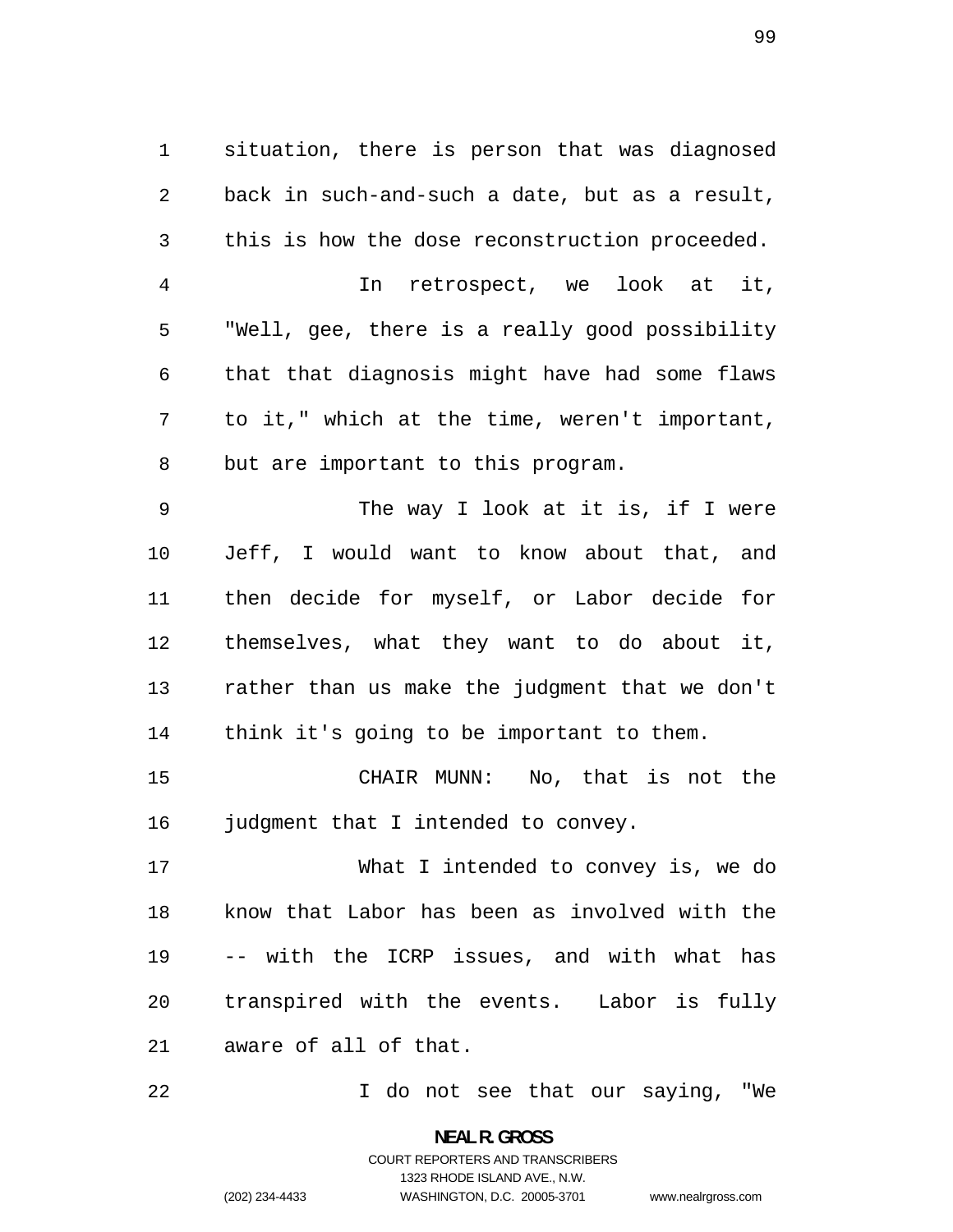situation, there is person that was diagnosed back in such-and-such a date, but as a result, this is how the dose reconstruction proceeded.

In retrospect, we look at it, "Well, gee, there is a really good possibility that that diagnosis might have had some flaws to it," which at the time, weren't important, but are important to this program.

The way I look at it is, if I were Jeff, I would want to know about that, and then decide for myself, or Labor decide for themselves, what they want to do about it, rather than us make the judgment that we don't think it's going to be important to them.

CHAIR MUNN: No, that is not the judgment that I intended to convey.

What I intended to convey is, we do know that Labor has been as involved with the -- with the ICRP issues, and with what has transpired with the events. Labor is fully aware of all of that.

I do not see that our saying, "We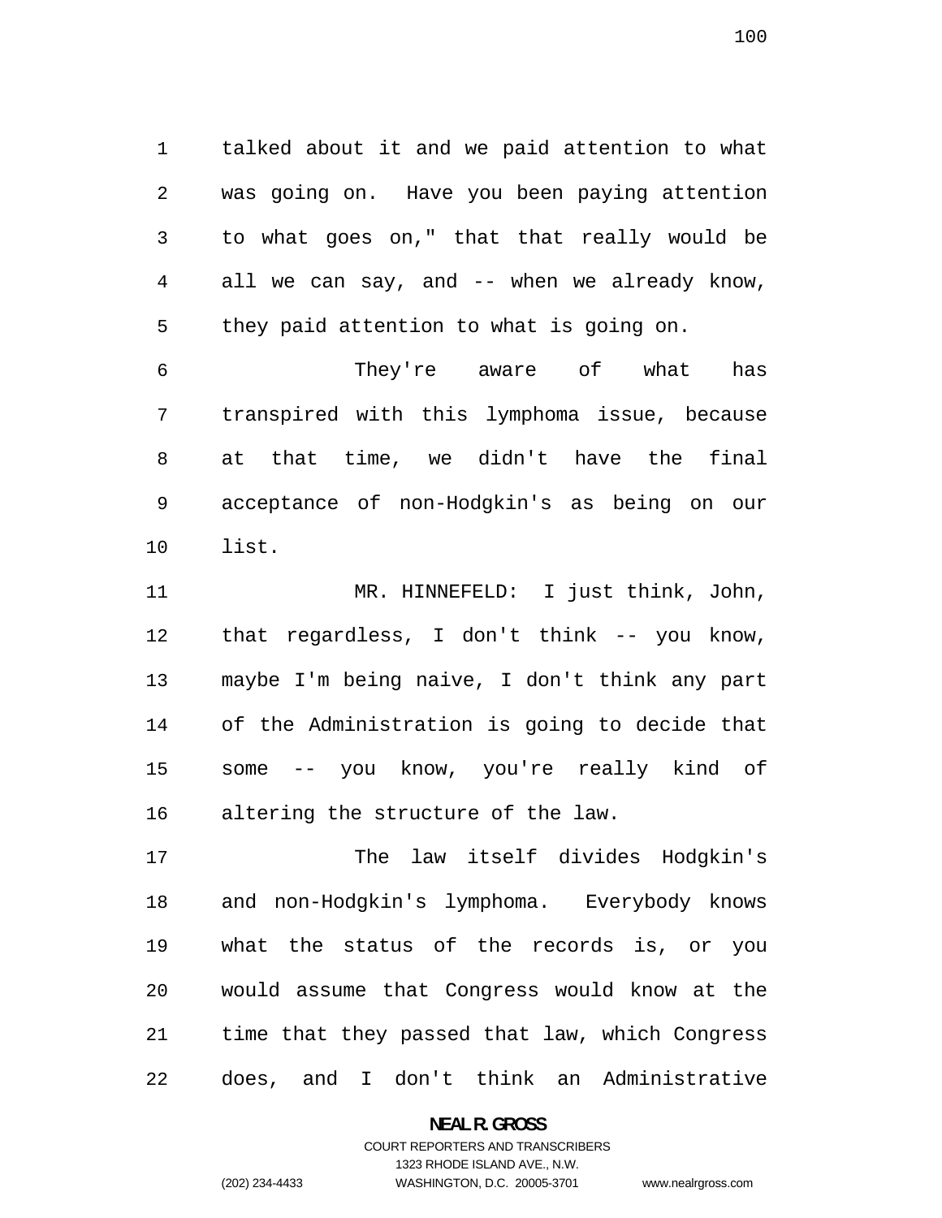talked about it and we paid attention to what was going on. Have you been paying attention to what goes on," that that really would be all we can say, and -- when we already know, they paid attention to what is going on.

They're aware of what has transpired with this lymphoma issue, because at that time, we didn't have the final acceptance of non-Hodgkin's as being on our list.

MR. HINNEFELD: I just think, John, that regardless, I don't think -- you know, maybe I'm being naive, I don't think any part of the Administration is going to decide that some -- you know, you're really kind of altering the structure of the law.

The law itself divides Hodgkin's and non-Hodgkin's lymphoma. Everybody knows what the status of the records is, or you would assume that Congress would know at the time that they passed that law, which Congress does, and I don't think an Administrative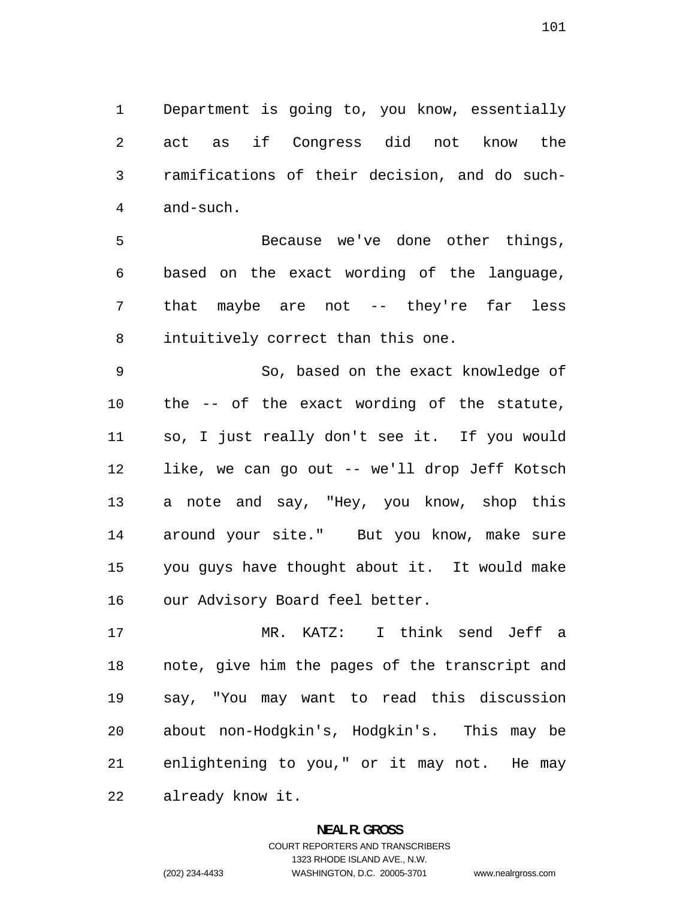Department is going to, you know, essentially act as if Congress did not know the ramifications of their decision, and do such-and-such.

Because we've done other things, based on the exact wording of the language, that maybe are not -- they're far less intuitively correct than this one.

So, based on the exact knowledge of the -- of the exact wording of the statute, so, I just really don't see it. If you would like, we can go out -- we'll drop Jeff Kotsch a note and say, "Hey, you know, shop this around your site." But you know, make sure you guys have thought about it. It would make our Advisory Board feel better.

MR. KATZ: I think send Jeff a note, give him the pages of the transcript and say, "You may want to read this discussion about non-Hodgkin's, Hodgkin's. This may be enlightening to you," or it may not. He may already know it.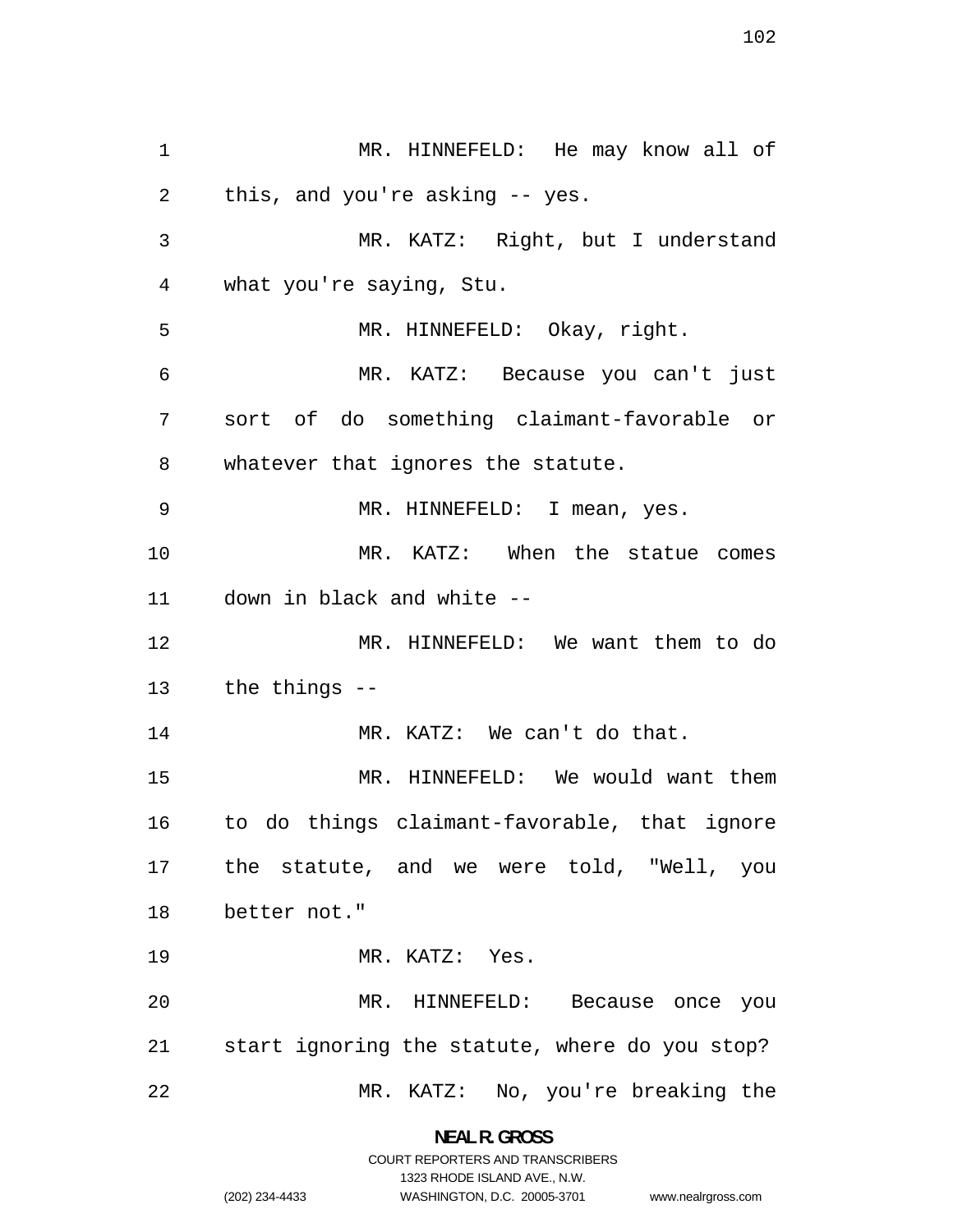MR. HINNEFELD: He may know all of this, and you're asking -- yes.

MR. KATZ: Right, but I understand what you're saying, Stu.

MR. HINNEFELD: Okay, right.

MR. KATZ: Because you can't just sort of do something claimant-favorable or whatever that ignores the statute.

MR. HINNEFELD: I mean, yes.

MR. KATZ: When the statue comes down in black and white --

MR. HINNEFELD: We want them to do the things --

MR. KATZ: We can't do that.

MR. HINNEFELD: We would want them to do things claimant-favorable, that ignore the statute, and we were told, "Well, you better not."

MR. KATZ: Yes.

MR. HINNEFELD: Because once you start ignoring the statute, where do you stop?

MR. KATZ: No, you're breaking the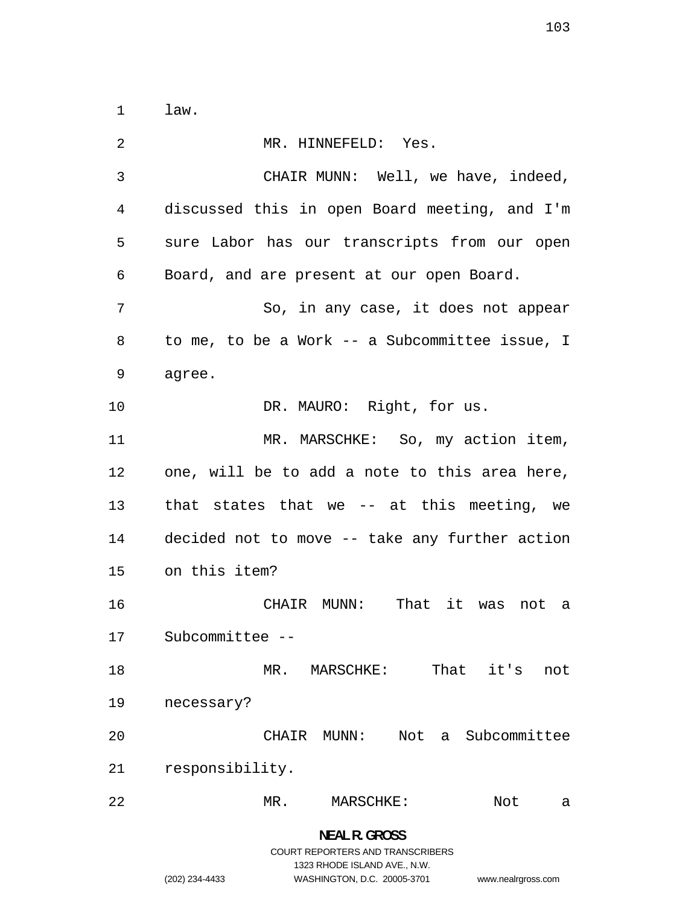law.

MR. HINNEFELD: Yes.

CHAIR MUNN: Well, we have, indeed, discussed this in open Board meeting, and I'm sure Labor has our transcripts from our open Board, and are present at our open Board.

So, in any case, it does not appear to me, to be a Work -- a Subcommittee issue, I agree.

DR. MAURO: Right, for us.

MR. MARSCHKE: So, my action item, one, will be to add a note to this area here, that states that we -- at this meeting, we decided not to move -- take any further action on this item?

CHAIR MUNN: That it was not a Subcommittee --

MR. MARSCHKE: That it's not necessary?

CHAIR MUNN: Not a Subcommittee responsibility.

MR. MARSCHKE: Not a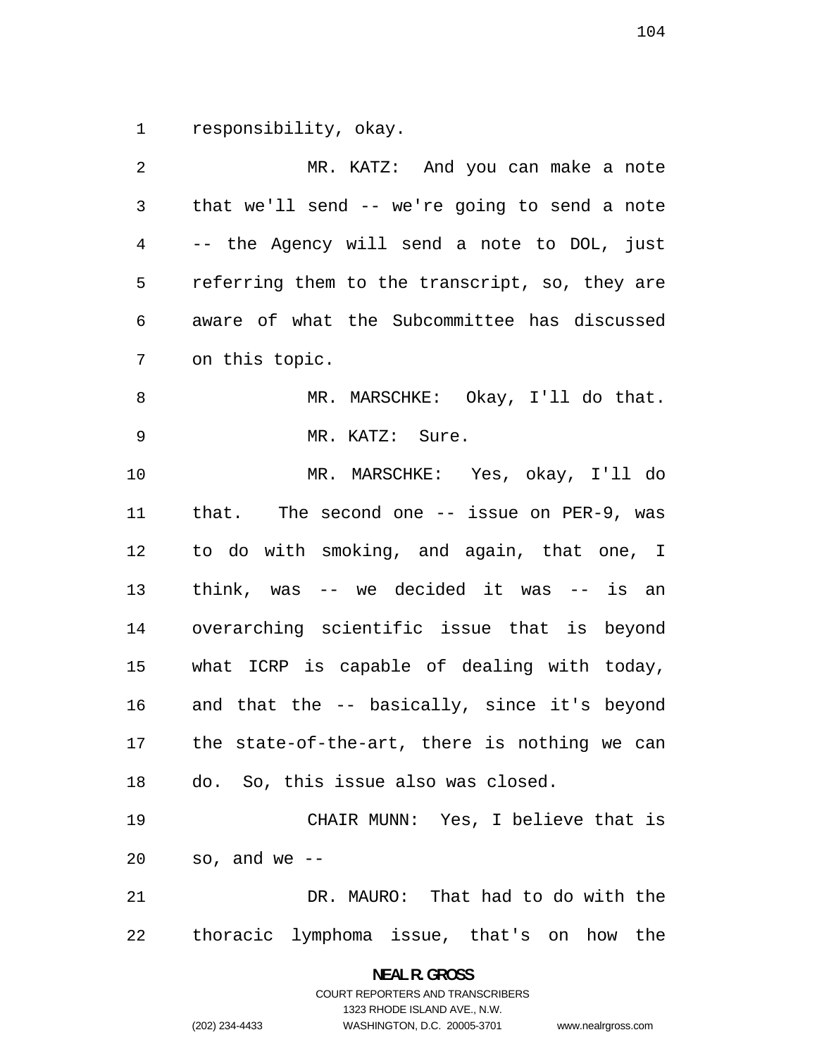responsibility, okay.

MR. KATZ: And you can make a note that we'll send -- we're going to send a note -- the Agency will send a note to DOL, just referring them to the transcript, so, they are aware of what the Subcommittee has discussed on this topic.

MR. MARSCHKE: Okay, I'll do that.

MR. KATZ: Sure.

MR. MARSCHKE: Yes, okay, I'll do that. The second one -- issue on PER-9, was to do with smoking, and again, that one, I think, was -- we decided it was -- is an overarching scientific issue that is beyond what ICRP is capable of dealing with today, and that the -- basically, since it's beyond the state-of-the-art, there is nothing we can do. So, this issue also was closed.

CHAIR MUNN: Yes, I believe that is so, and we --

DR. MAURO: That had to do with the thoracic lymphoma issue, that's on how the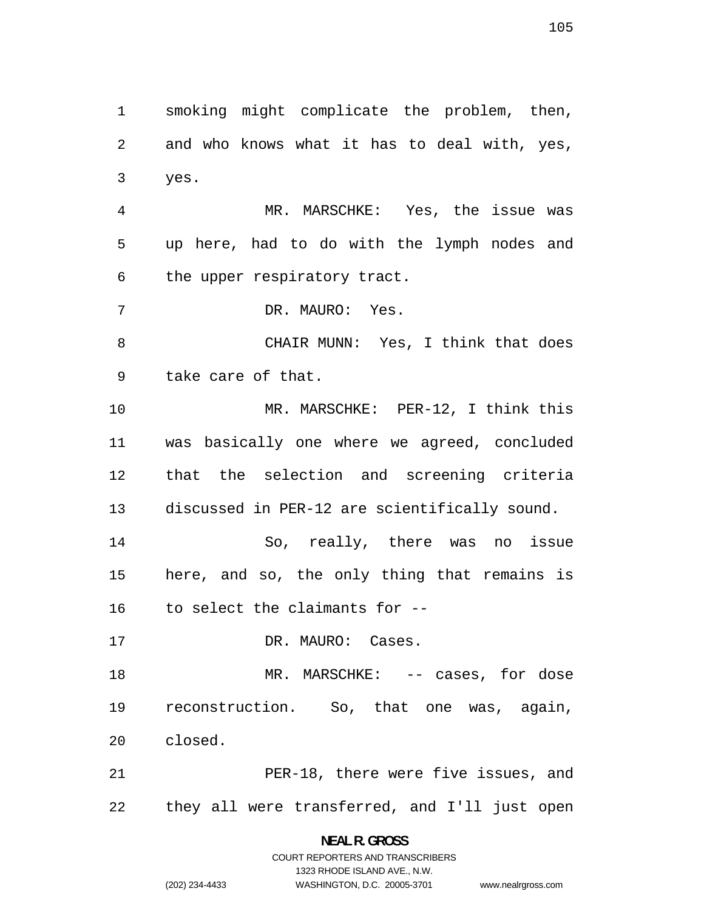smoking might complicate the problem, then, and who knows what it has to deal with, yes, yes.

MR. MARSCHKE: Yes, the issue was up here, had to do with the lymph nodes and the upper respiratory tract.

DR. MAURO: Yes.

CHAIR MUNN: Yes, I think that does take care of that.

MR. MARSCHKE: PER-12, I think this was basically one where we agreed, concluded that the selection and screening criteria discussed in PER-12 are scientifically sound.

So, really, there was no issue here, and so, the only thing that remains is to select the claimants for --

DR. MAURO: Cases.

MR. MARSCHKE: -- cases, for dose reconstruction. So, that one was, again, closed.

PER-18, there were five issues, and they all were transferred, and I'll just open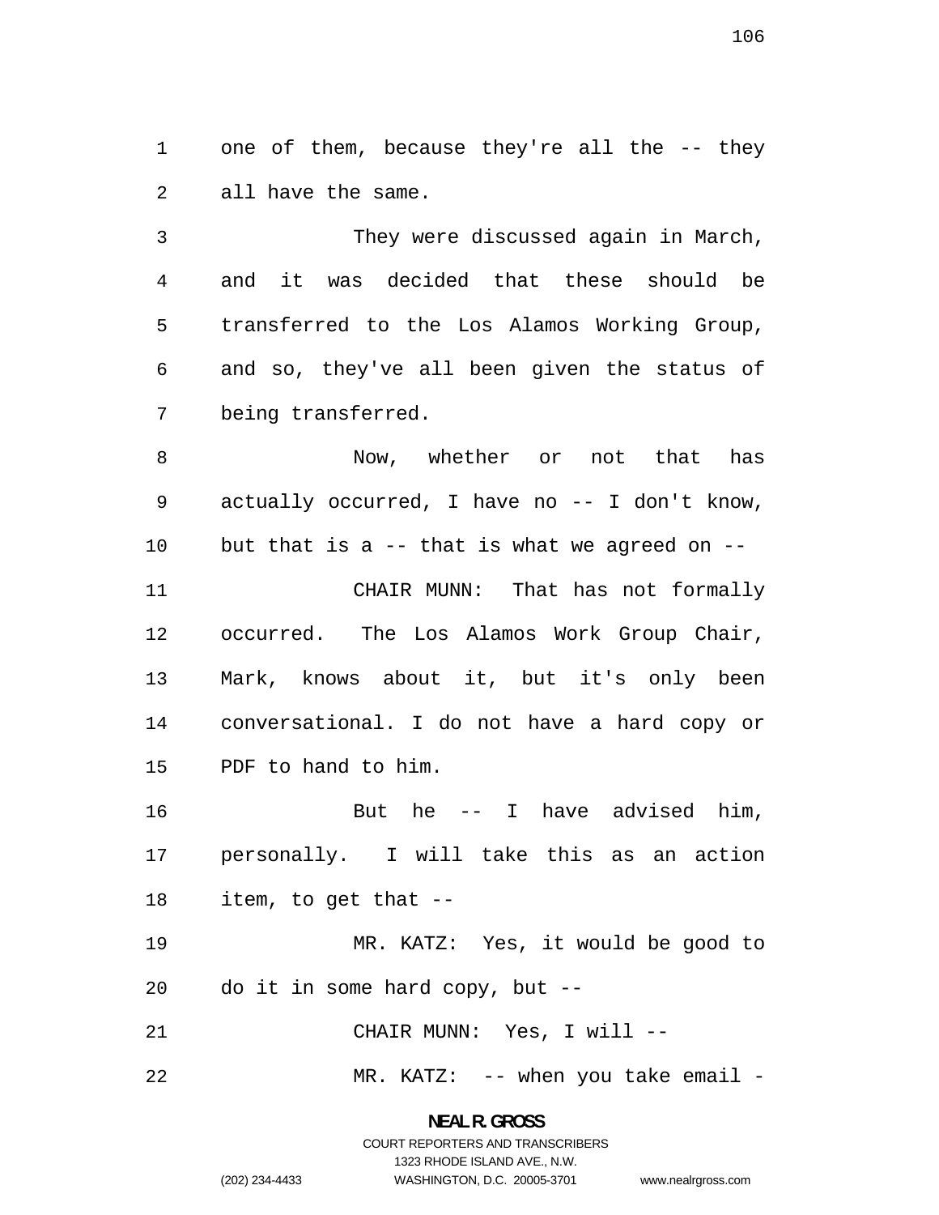one of them, because they're all the -- they all have the same.

They were discussed again in March, and it was decided that these should be transferred to the Los Alamos Working Group, and so, they've all been given the status of being transferred.

Now, whether or not that has actually occurred, I have no -- I don't know, but that is a -- that is what we agreed on --

CHAIR MUNN: That has not formally occurred. The Los Alamos Work Group Chair, Mark, knows about it, but it's only been conversational. I do not have a hard copy or PDF to hand to him.

But he -- I have advised him, personally. I will take this as an action item, to get that --

MR. KATZ: Yes, it would be good to do it in some hard copy, but --

CHAIR MUNN: Yes, I will --

MR. KATZ: -- when you take email -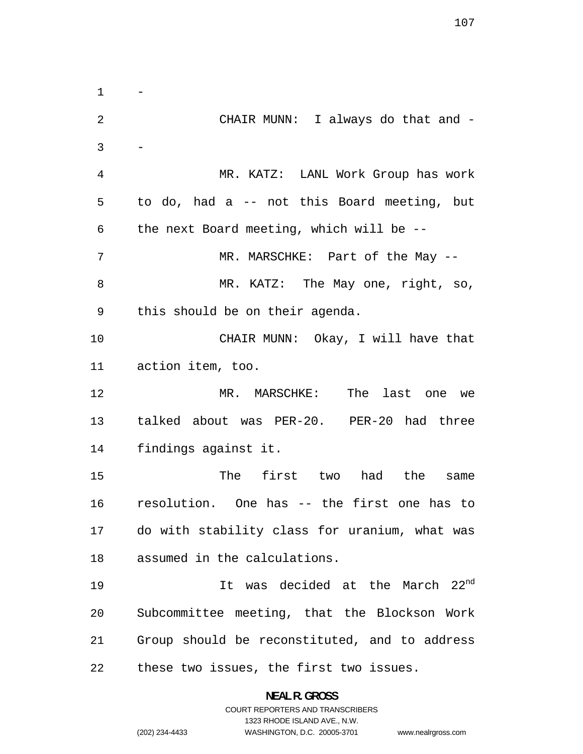-

CHAIR MUNN: I always do that and --

MR. KATZ: LANL Work Group has work to do, had a -- not this Board meeting, but the next Board meeting, which will be --

MR. MARSCHKE: Part of the May --

MR. KATZ: The May one, right, so, this should be on their agenda.

CHAIR MUNN: Okay, I will have that action item, too.

MR. MARSCHKE: The last one we talked about was PER-20. PER-20 had three findings against it.

The first two had the same resolution. One has -- the first one has to do with stability class for uranium, what was assumed in the calculations.

It was decided at the March 22nd Subcommittee meeting, that the Blockson Work Group should be reconstituted, and to address these two issues, the first two issues.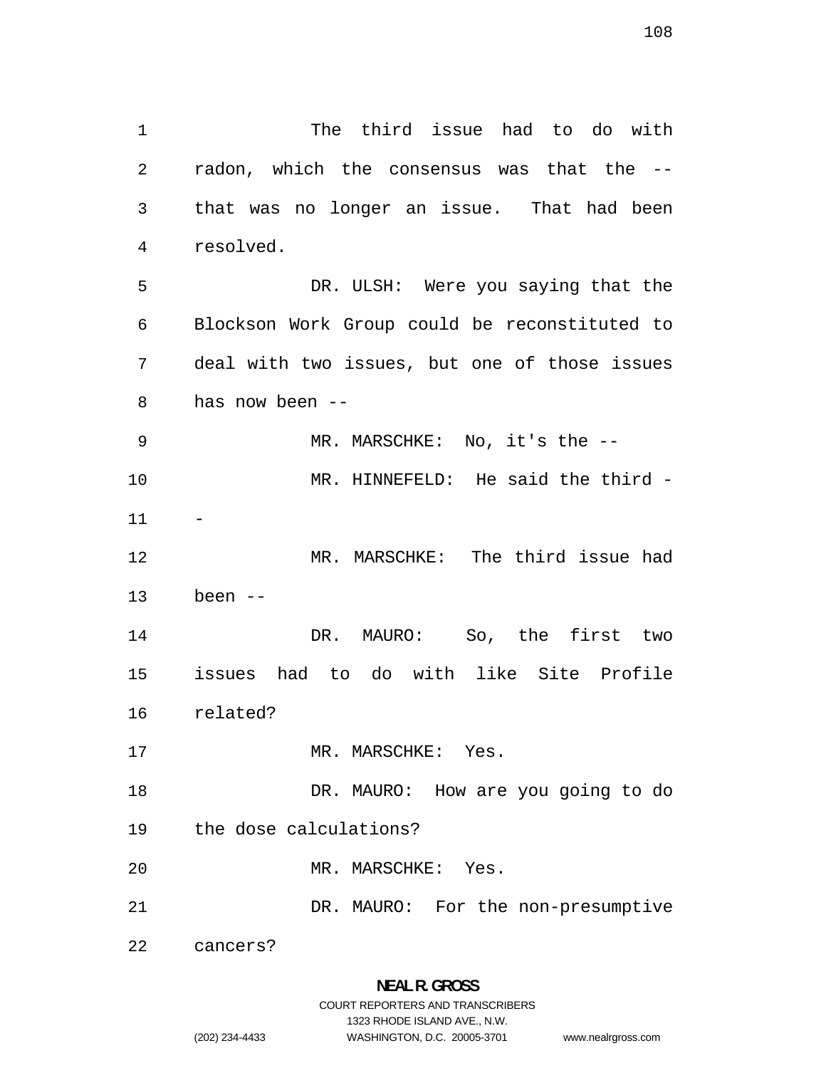The third issue had to do with radon, which the consensus was that the -- that was no longer an issue. That had been resolved.

DR. ULSH: Were you saying that the Blockson Work Group could be reconstituted to deal with two issues, but one of those issues has now been --

MR. MARSCHKE: No, it's the --

MR. HINNEFELD: He said the third --

MR. MARSCHKE: The third issue had been --

DR. MAURO: So, the first two issues had to do with like Site Profile related?

MR. MARSCHKE: Yes.

DR. MAURO: How are you going to do the dose calculations?

MR. MARSCHKE: Yes.

DR. MAURO: For the non-presumptive cancers?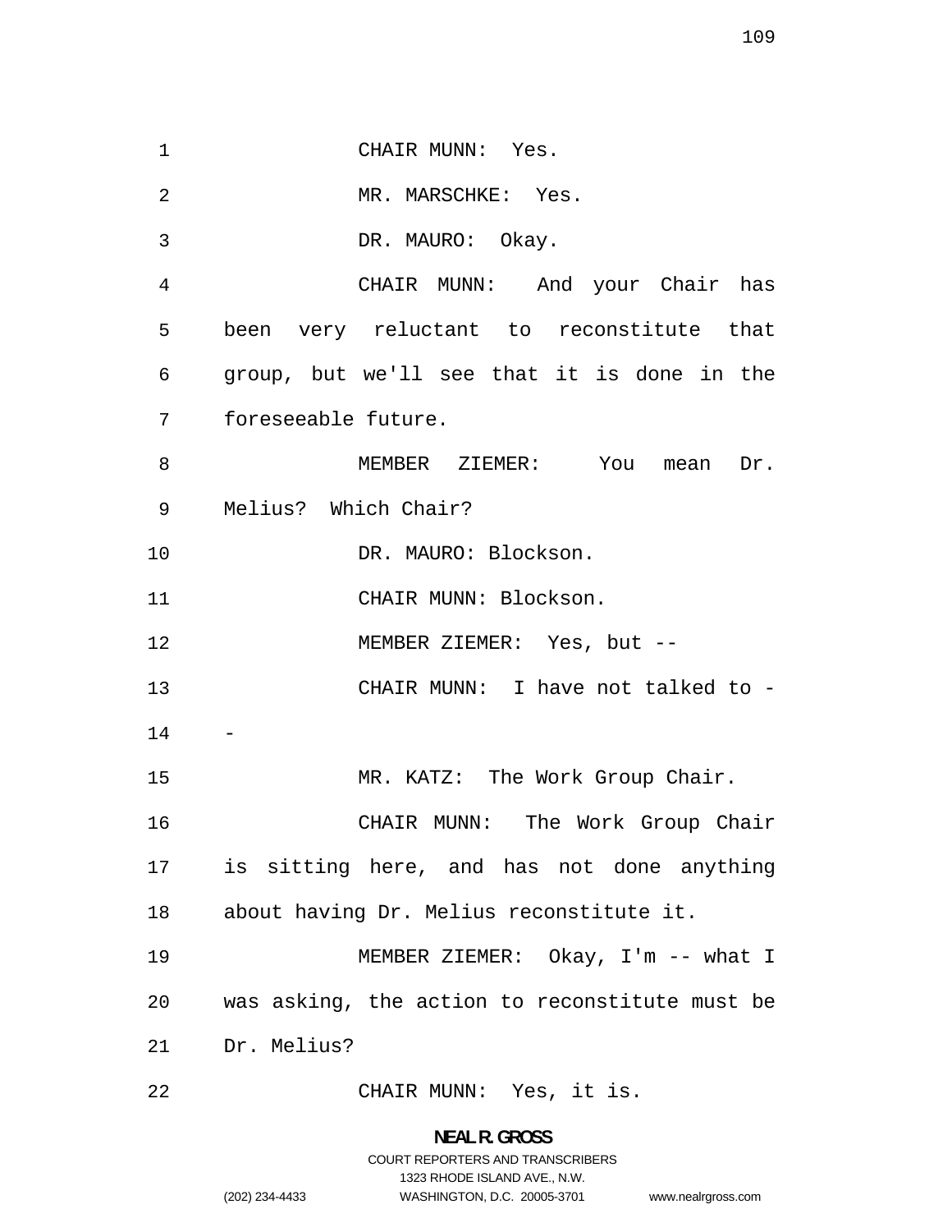CHAIR MUNN: Yes.

MR. MARSCHKE: Yes.

DR. MAURO: Okay.

CHAIR MUNN: And your Chair has been very reluctant to reconstitute that group, but we'll see that it is done in the foreseeable future.

MEMBER ZIEMER: You mean Dr. Melius? Which Chair?

DR. MAURO: Blockson.

CHAIR MUNN: Blockson.

MEMBER ZIEMER: Yes, but --

CHAIR MUNN: I have not talked to --

MR. KATZ: The Work Group Chair.

CHAIR MUNN: The Work Group Chair is sitting here, and has not done anything about having Dr. Melius reconstitute it.

MEMBER ZIEMER: Okay, I'm -- what I was asking, the action to reconstitute must be Dr. Melius?

CHAIR MUNN: Yes, it is.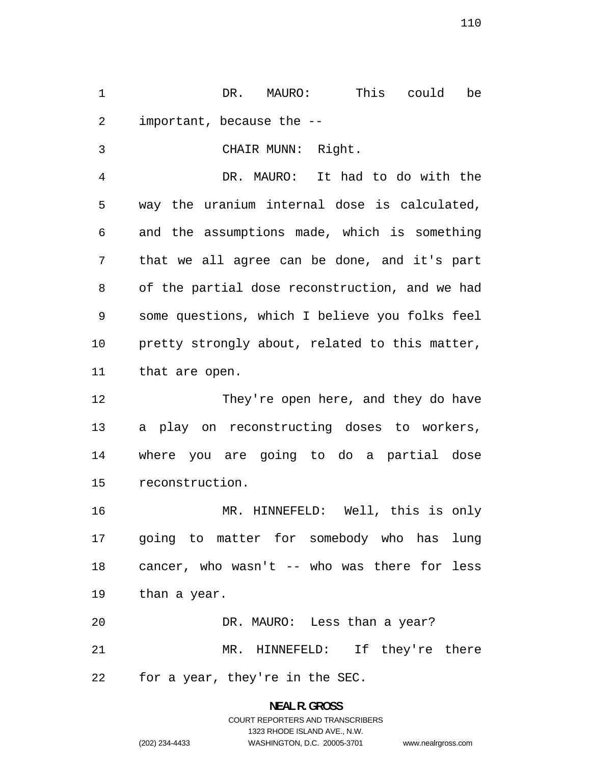DR. MAURO: This could be important, because the --

CHAIR MUNN: Right.

DR. MAURO: It had to do with the way the uranium internal dose is calculated, and the assumptions made, which is something that we all agree can be done, and it's part of the partial dose reconstruction, and we had some questions, which I believe you folks feel pretty strongly about, related to this matter, that are open.

They're open here, and they do have a play on reconstructing doses to workers, where you are going to do a partial dose reconstruction.

MR. HINNEFELD: Well, this is only going to matter for somebody who has lung cancer, who wasn't -- who was there for less than a year.

DR. MAURO: Less than a year?

MR. HINNEFELD: If they're there for a year, they're in the SEC.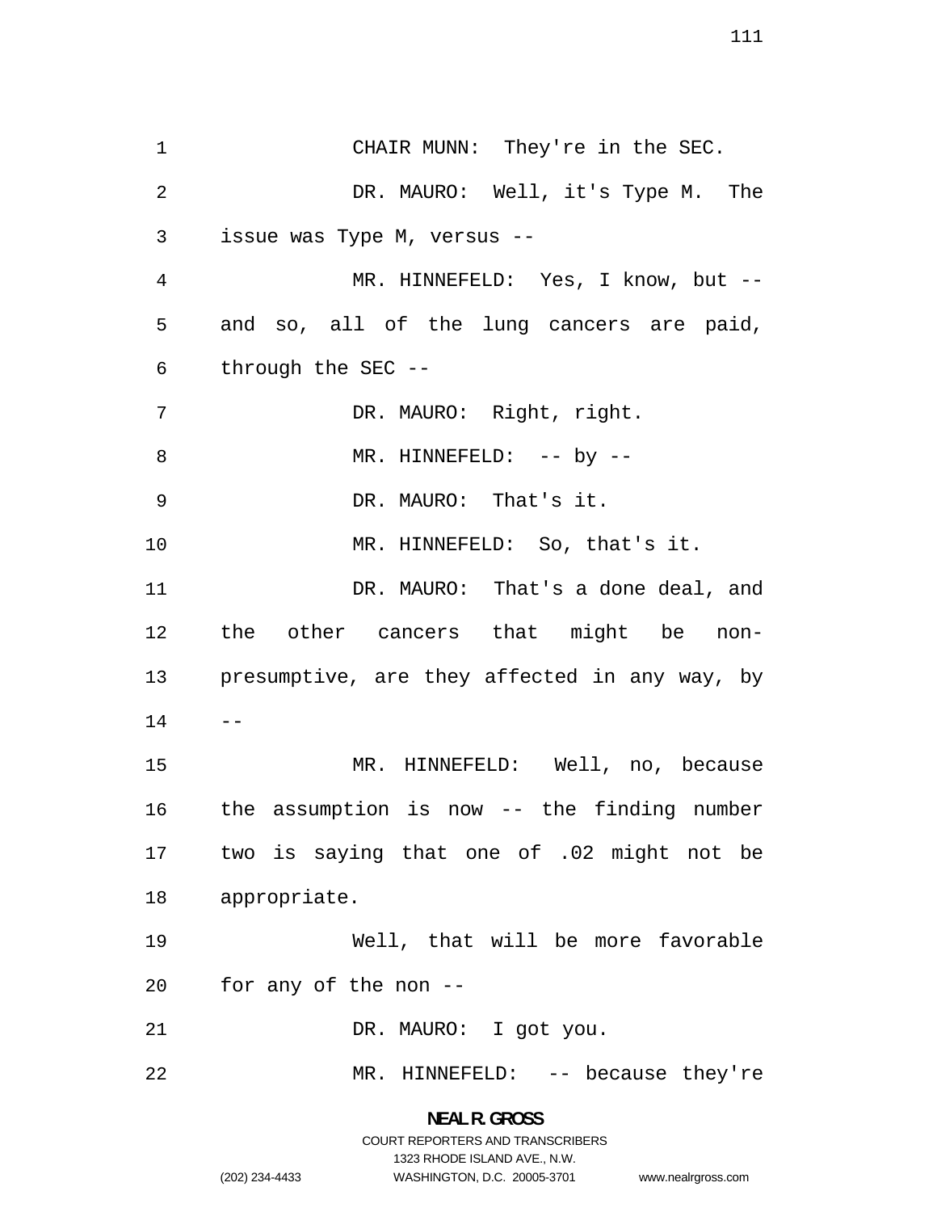CHAIR MUNN: They're in the SEC.

DR. MAURO: Well, it's Type M. The issue was Type M, versus --

MR. HINNEFELD: Yes, I know, but -- and so, all of the lung cancers are paid, through the SEC --

DR. MAURO: Right, right.

MR. HINNEFELD: -- by --

DR. MAURO: That's it.

MR. HINNEFELD: So, that's it.

DR. MAURO: That's a done deal, and the other cancers that might be non-presumptive, are they affected in any way, by --

MR. HINNEFELD: Well, no, because the assumption is now -- the finding number two is saying that one of .02 might not be appropriate.

Well, that will be more favorable for any of the non --

DR. MAURO: I got you.

MR. HINNEFELD: -- because they're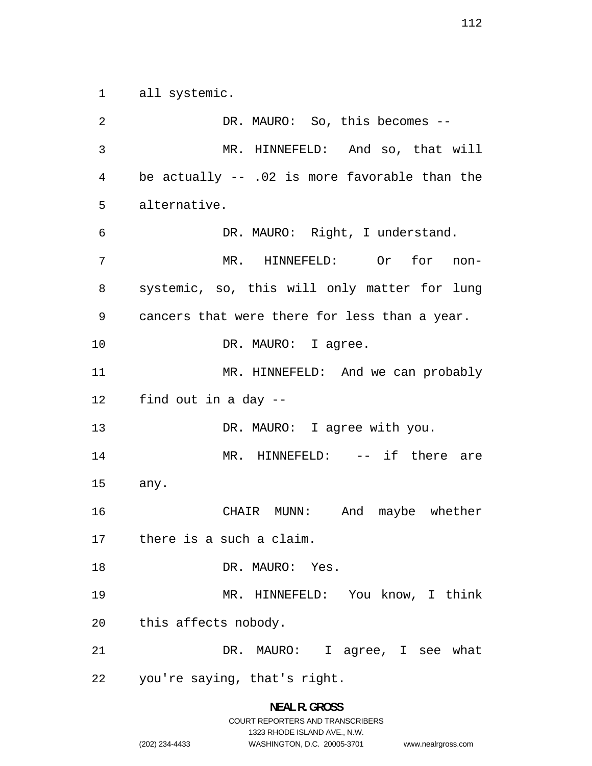all systemic.

DR. MAURO: So, this becomes --

MR. HINNEFELD: And so, that will be actually -- .02 is more favorable than the alternative.

DR. MAURO: Right, I understand.

MR. HINNEFELD: Or for non-systemic, so, this will only matter for lung cancers that were there for less than a year.

DR. MAURO: I agree.

MR. HINNEFELD: And we can probably find out in a day --

DR. MAURO: I agree with you.

MR. HINNEFELD: -- if there are any.

CHAIR MUNN: And maybe whether there is a such a claim.

DR. MAURO: Yes.

MR. HINNEFELD: You know, I think this affects nobody.

DR. MAURO: I agree, I see what you're saying, that's right.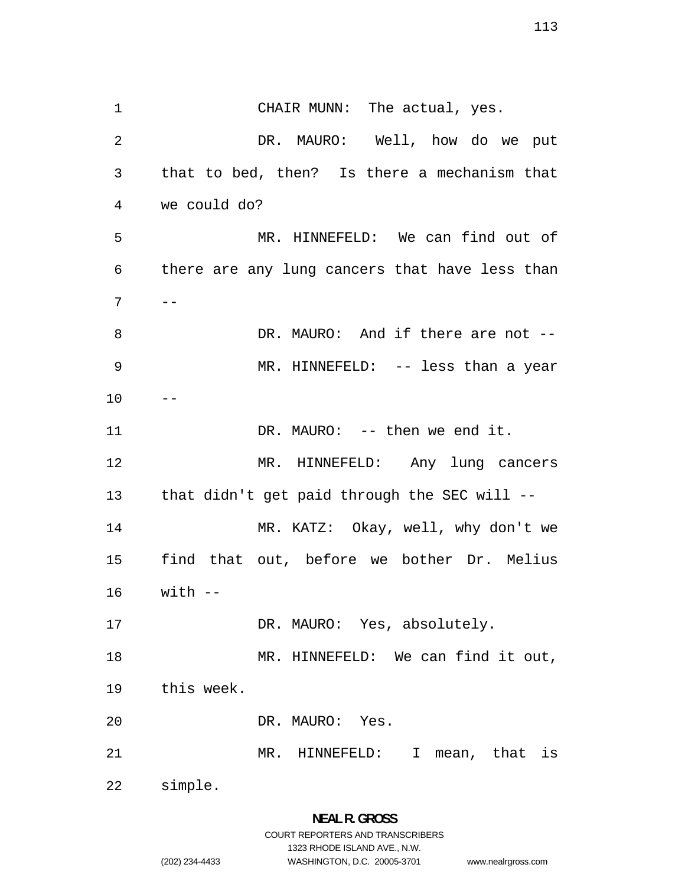CHAIR MUNN: The actual, yes.

DR. MAURO: Well, how do we put that to bed, then? Is there a mechanism that we could do?

MR. HINNEFELD: We can find out of there are any lung cancers that have less than --

DR. MAURO: And if there are not --

MR. HINNEFELD: -- less than a year --

DR. MAURO: -- then we end it.

MR. HINNEFELD: Any lung cancers that didn't get paid through the SEC will --

MR. KATZ: Okay, well, why don't we find that out, before we bother Dr. Melius with --

DR. MAURO: Yes, absolutely.

MR. HINNEFELD: We can find it out, this week.

DR. MAURO: Yes.

MR. HINNEFELD: I mean, that is simple.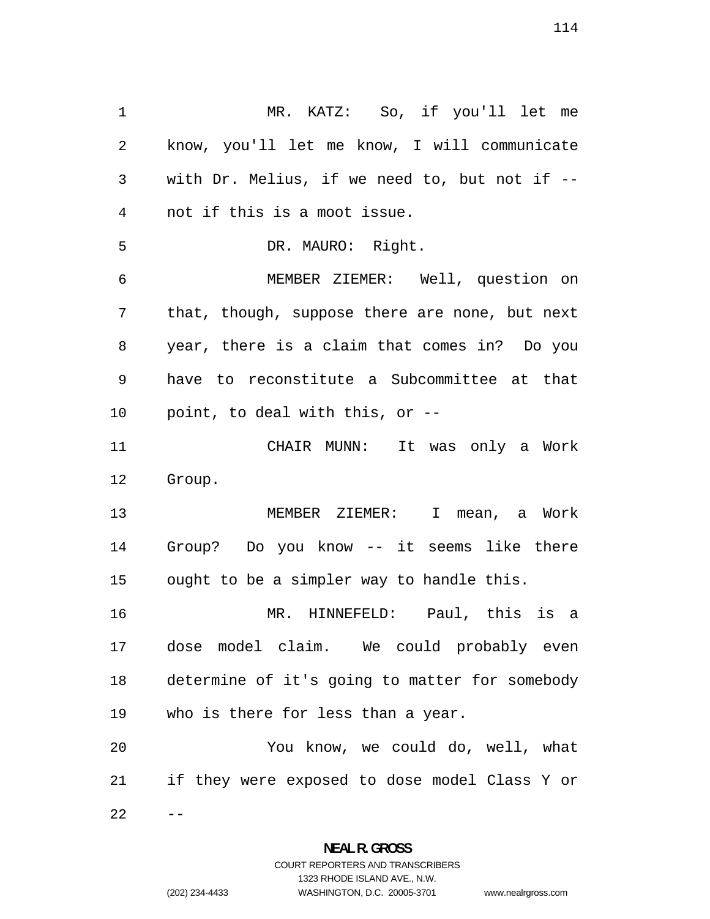MR. KATZ: So, if you'll let me know, you'll let me know, I will communicate with Dr. Melius, if we need to, but not if -- not if this is a moot issue.

DR. MAURO: Right.

MEMBER ZIEMER: Well, question on that, though, suppose there are none, but next year, there is a claim that comes in? Do you have to reconstitute a Subcommittee at that point, to deal with this, or --

CHAIR MUNN: It was only a Work Group.

MEMBER ZIEMER: I mean, a Work Group? Do you know -- it seems like there ought to be a simpler way to handle this.

MR. HINNEFELD: Paul, this is a dose model claim. We could probably even determine of it's going to matter for somebody who is there for less than a year.

You know, we could do, well, what if they were exposed to dose model Class Y or --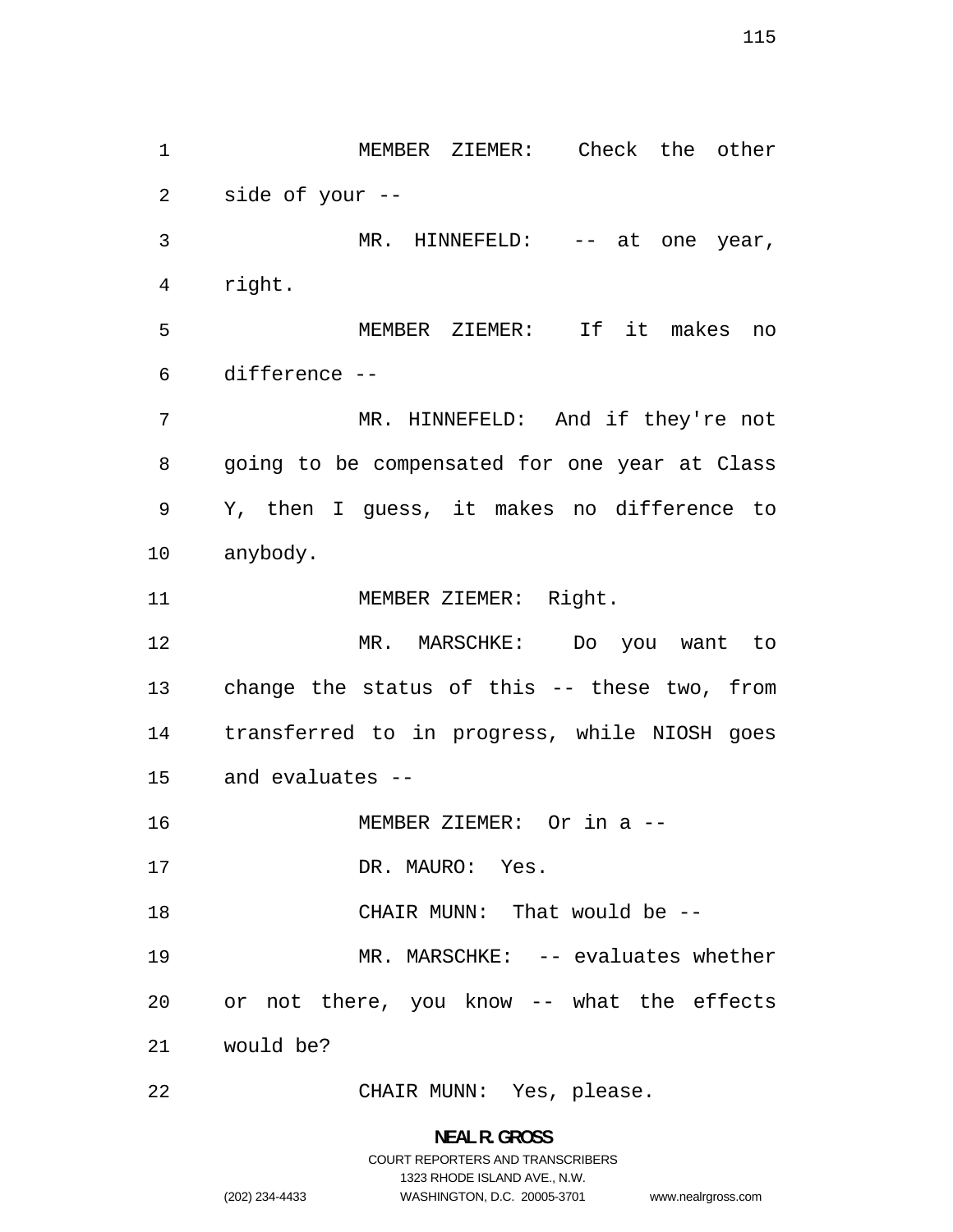MEMBER ZIEMER: Check the other side of your --

MR. HINNEFELD: -- at one year, right.

MEMBER ZIEMER: If it makes no difference --

MR. HINNEFELD: And if they're not going to be compensated for one year at Class Y, then I guess, it makes no difference to anybody.

MEMBER ZIEMER: Right.

MR. MARSCHKE: Do you want to change the status of this -- these two, from transferred to in progress, while NIOSH goes and evaluates --

MEMBER ZIEMER: Or in a --

DR. MAURO: Yes.

CHAIR MUNN: That would be --

MR. MARSCHKE: -- evaluates whether or not there, you know -- what the effects would be?

CHAIR MUNN: Yes, please.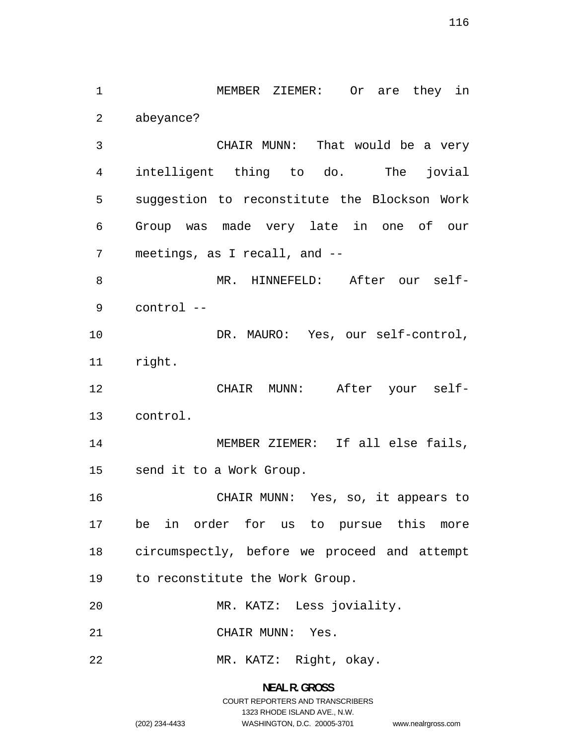MEMBER ZIEMER: Or are they in abeyance?

CHAIR MUNN: That would be a very intelligent thing to do. The jovial suggestion to reconstitute the Blockson Work Group was made very late in one of our meetings, as I recall, and --

MR. HINNEFELD: After our self-control --

DR. MAURO: Yes, our self-control, right.

CHAIR MUNN: After your self-control.

MEMBER ZIEMER: If all else fails, send it to a Work Group.

CHAIR MUNN: Yes, so, it appears to be in order for us to pursue this more circumspectly, before we proceed and attempt to reconstitute the Work Group.

MR. KATZ: Less joviality.

CHAIR MUNN: Yes.

MR. KATZ: Right, okay.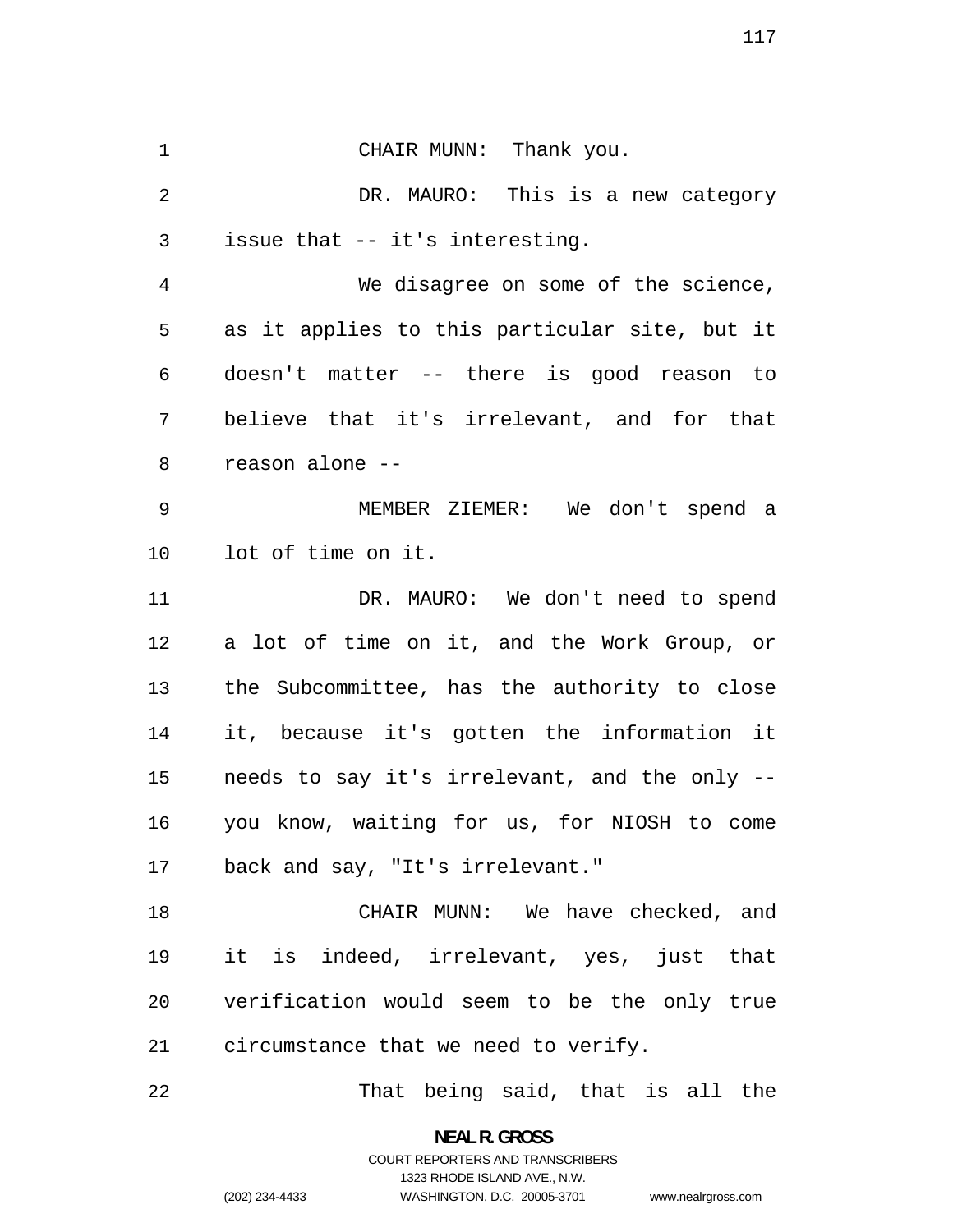CHAIR MUNN: Thank you.

DR. MAURO: This is a new category issue that -- it's interesting.

We disagree on some of the science, as it applies to this particular site, but it doesn't matter -- there is good reason to believe that it's irrelevant, and for that reason alone --

MEMBER ZIEMER: We don't spend a lot of time on it.

DR. MAURO: We don't need to spend a lot of time on it, and the Work Group, or the Subcommittee, has the authority to close it, because it's gotten the information it needs to say it's irrelevant, and the only -- you know, waiting for us, for NIOSH to come back and say, "It's irrelevant."

CHAIR MUNN: We have checked, and it is indeed, irrelevant, yes, just that verification would seem to be the only true circumstance that we need to verify.

That being said, that is all the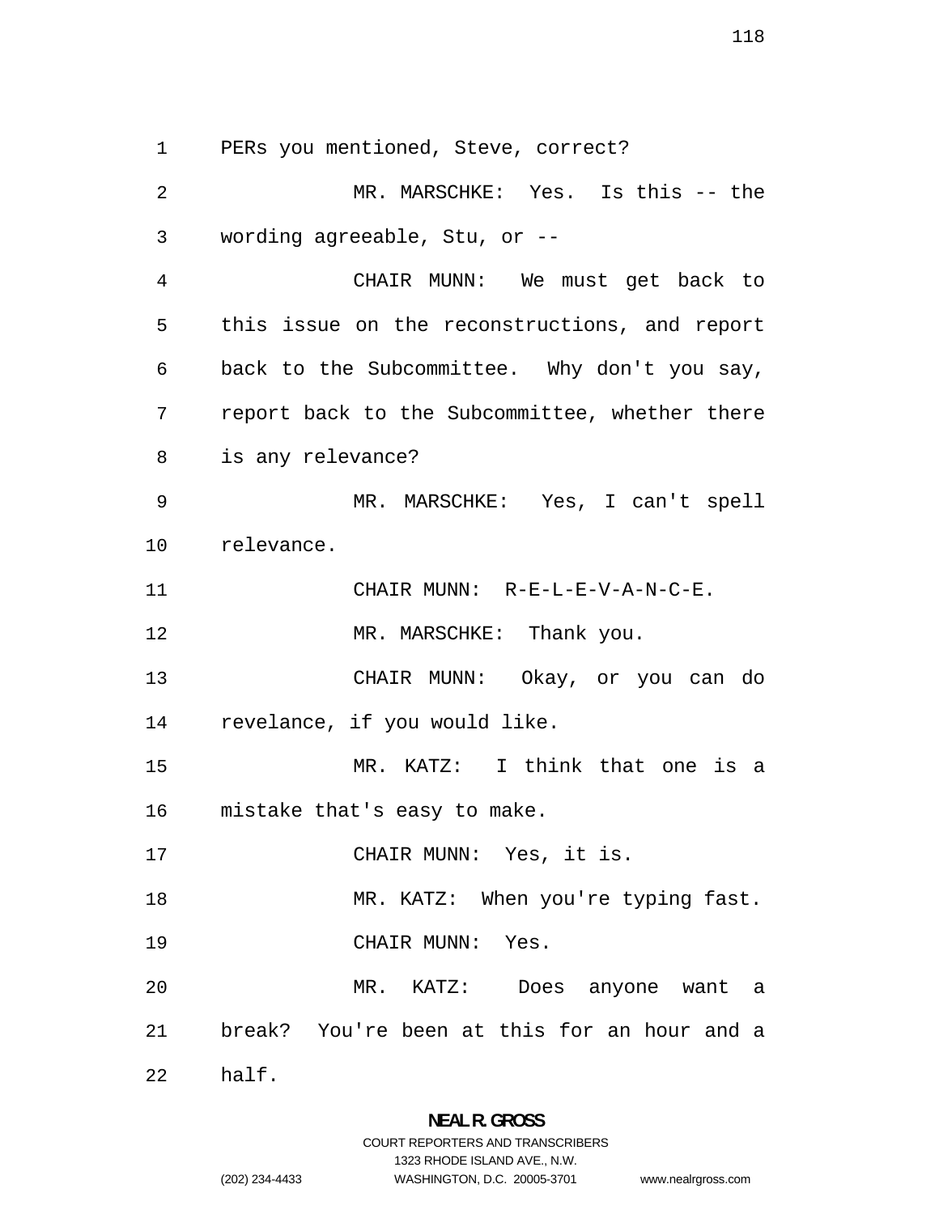PERs you mentioned, Steve, correct?

MR. MARSCHKE: Yes. Is this -- the wording agreeable, Stu, or --

CHAIR MUNN: We must get back to this issue on the reconstructions, and report back to the Subcommittee. Why don't you say, report back to the Subcommittee, whether there is any relevance?

MR. MARSCHKE: Yes, I can't spell relevance.

CHAIR MUNN: R-E-L-E-V-A-N-C-E.

MR. MARSCHKE: Thank you.

CHAIR MUNN: Okay, or you can do revelance, if you would like.

MR. KATZ: I think that one is a mistake that's easy to make.

CHAIR MUNN: Yes, it is.

MR. KATZ: When you're typing fast.

CHAIR MUNN: Yes.

MR. KATZ: Does anyone want a break? You're been at this for an hour and a half.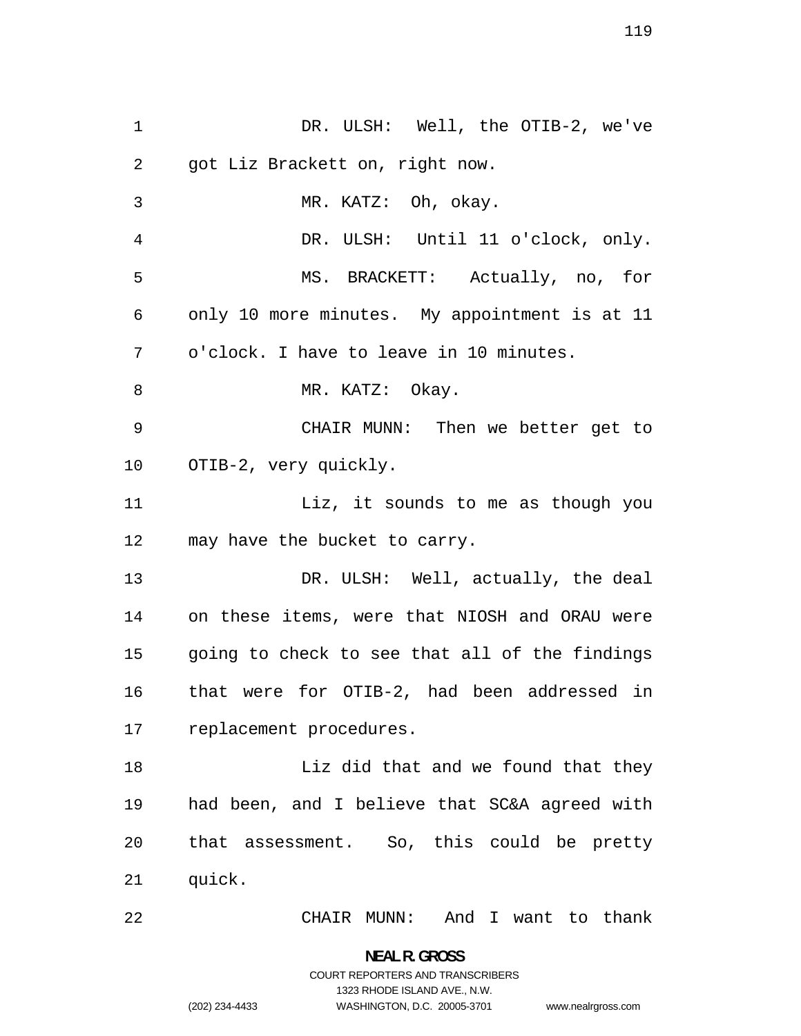DR. ULSH: Well, the OTIB-2, we've got Liz Brackett on, right now.

MR. KATZ: Oh, okay.

DR. ULSH: Until 11 o'clock, only.

MS. BRACKETT: Actually, no, for only 10 more minutes. My appointment is at 11 o'clock. I have to leave in 10 minutes.

MR. KATZ: Okay.

CHAIR MUNN: Then we better get to OTIB-2, very quickly.

Liz, it sounds to me as though you may have the bucket to carry.

DR. ULSH: Well, actually, the deal on these items, were that NIOSH and ORAU were going to check to see that all of the findings that were for OTIB-2, had been addressed in replacement procedures.

Liz did that and we found that they had been, and I believe that SC&A agreed with that assessment. So, this could be pretty quick.

CHAIR MUNN: And I want to thank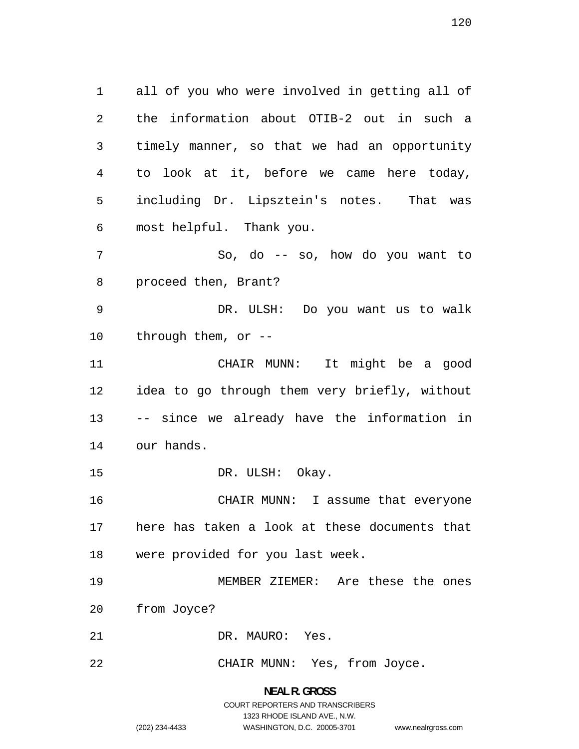all of you who were involved in getting all of the information about OTIB-2 out in such a timely manner, so that we had an opportunity to look at it, before we came here today, including Dr. Lipsztein's notes. That was most helpful. Thank you.

So, do -- so, how do you want to proceed then, Brant?

DR. ULSH: Do you want us to walk through them, or --

CHAIR MUNN: It might be a good idea to go through them very briefly, without -- since we already have the information in our hands.

DR. ULSH: Okay.

CHAIR MUNN: I assume that everyone here has taken a look at these documents that were provided for you last week.

MEMBER ZIEMER: Are these the ones from Joyce?

DR. MAURO: Yes.

CHAIR MUNN: Yes, from Joyce.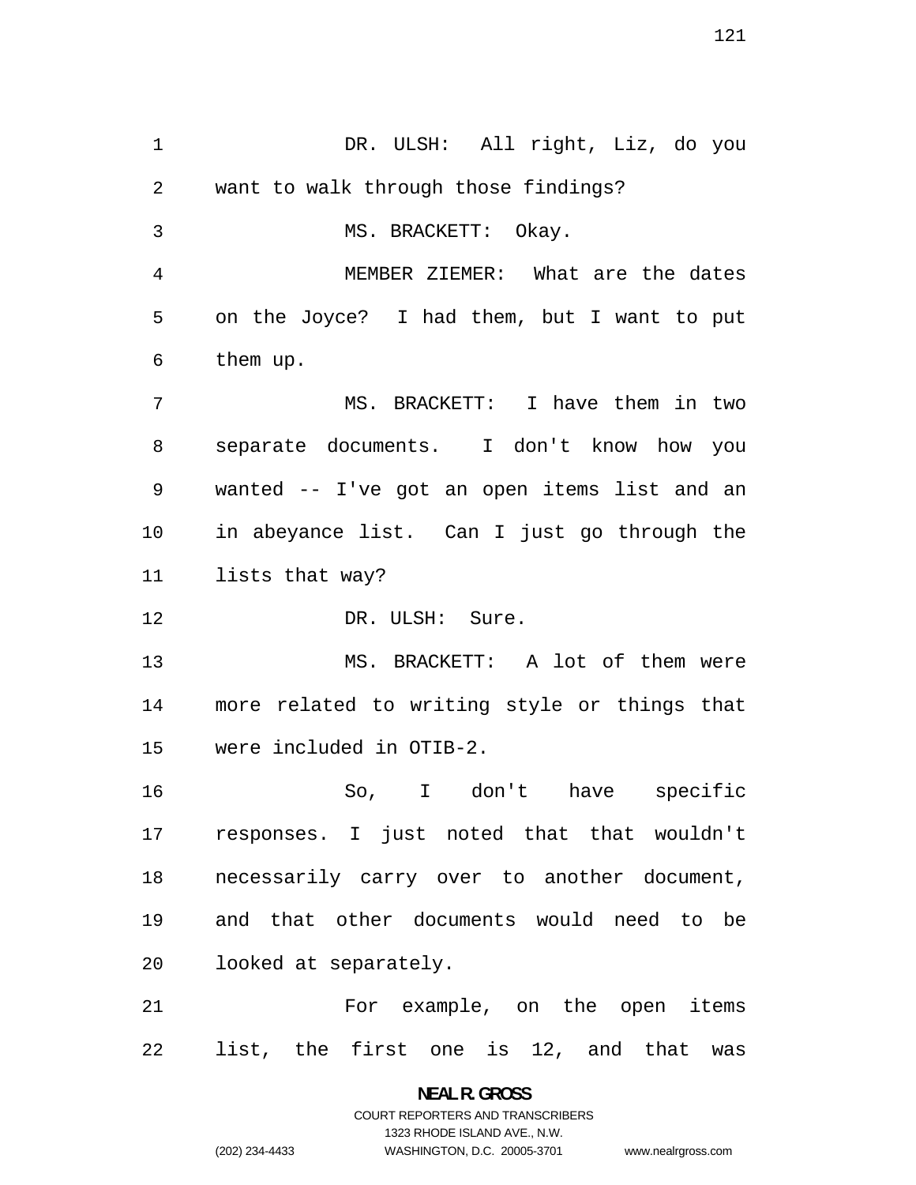DR. ULSH: All right, Liz, do you want to walk through those findings?

MS. BRACKETT: Okay.

MEMBER ZIEMER: What are the dates on the Joyce? I had them, but I want to put them up.

MS. BRACKETT: I have them in two separate documents. I don't know how you wanted -- I've got an open items list and an in abeyance list. Can I just go through the lists that way?

DR. ULSH: Sure.

MS. BRACKETT: A lot of them were more related to writing style or things that were included in OTIB-2.

So, I don't have specific responses. I just noted that that wouldn't necessarily carry over to another document, and that other documents would need to be looked at separately.

For example, on the open items list, the first one is 12, and that was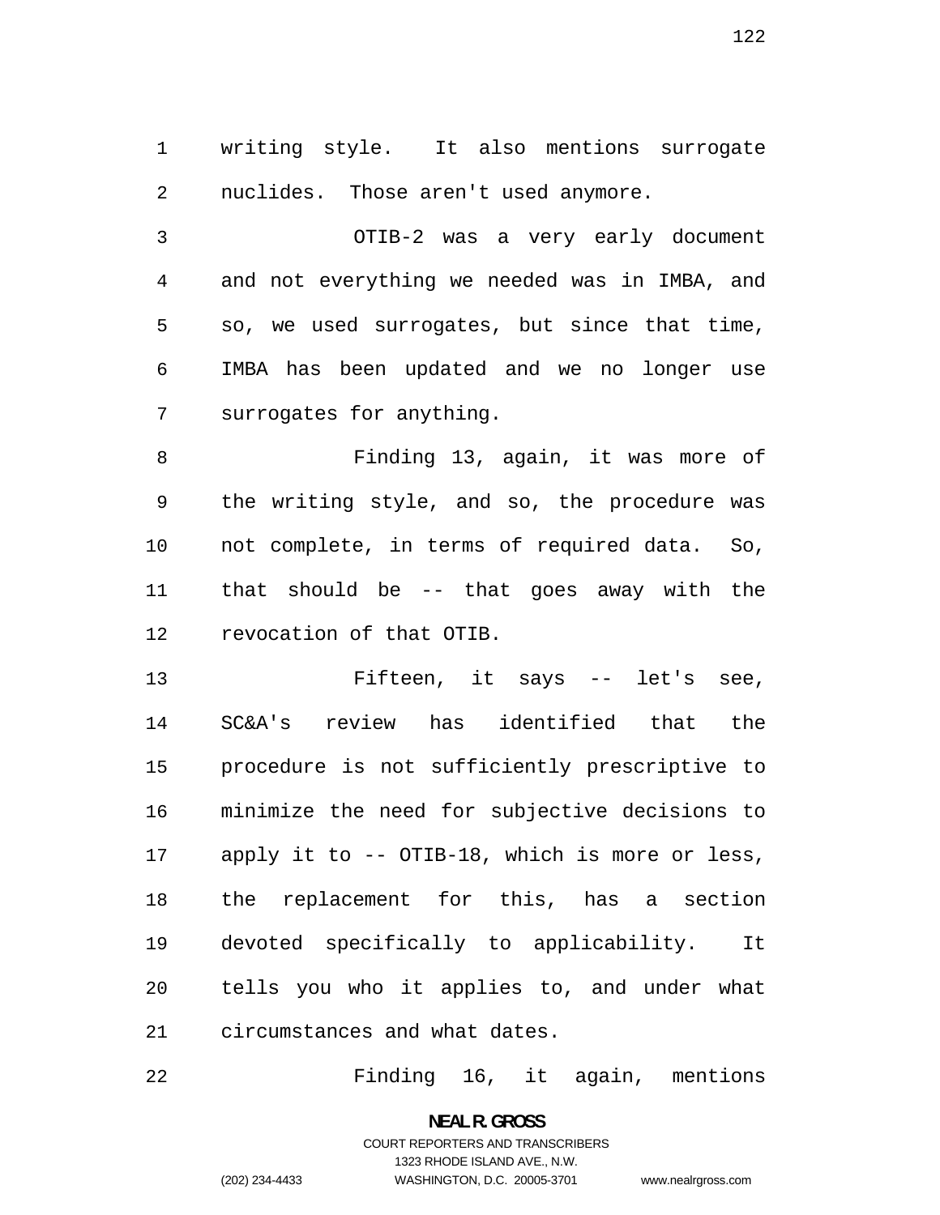writing style. It also mentions surrogate nuclides. Those aren't used anymore.

OTIB-2 was a very early document and not everything we needed was in IMBA, and so, we used surrogates, but since that time, IMBA has been updated and we no longer use surrogates for anything.

Finding 13, again, it was more of the writing style, and so, the procedure was not complete, in terms of required data. So, that should be -- that goes away with the revocation of that OTIB.

Fifteen, it says -- let's see, SC&A's review has identified that the procedure is not sufficiently prescriptive to minimize the need for subjective decisions to apply it to -- OTIB-18, which is more or less, the replacement for this, has a section devoted specifically to applicability. It tells you who it applies to, and under what circumstances and what dates.

Finding 16, it again, mentions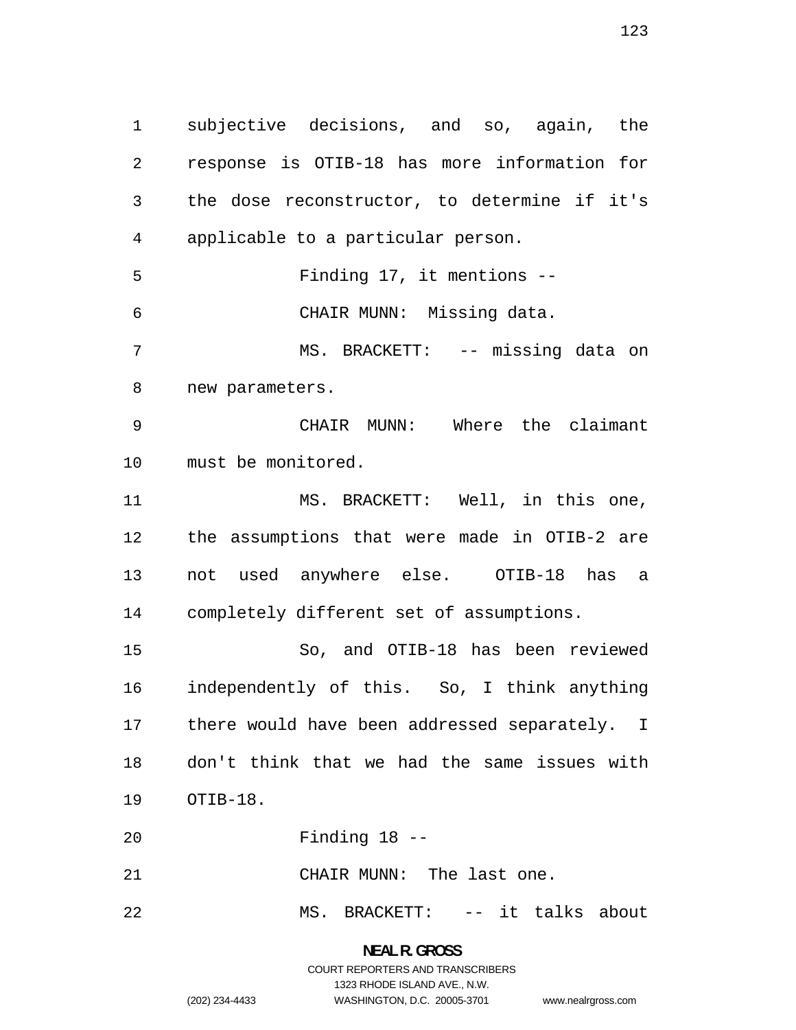subjective decisions, and so, again, the response is OTIB-18 has more information for the dose reconstructor, to determine if it's applicable to a particular person.

Finding 17, it mentions --

CHAIR MUNN: Missing data.

MS. BRACKETT: -- missing data on new parameters.

CHAIR MUNN: Where the claimant must be monitored.

MS. BRACKETT: Well, in this one, the assumptions that were made in OTIB-2 are not used anywhere else. OTIB-18 has a completely different set of assumptions.

So, and OTIB-18 has been reviewed independently of this. So, I think anything there would have been addressed separately. I don't think that we had the same issues with OTIB-18.

Finding 18 --

CHAIR MUNN: The last one.

MS. BRACKETT: -- it talks about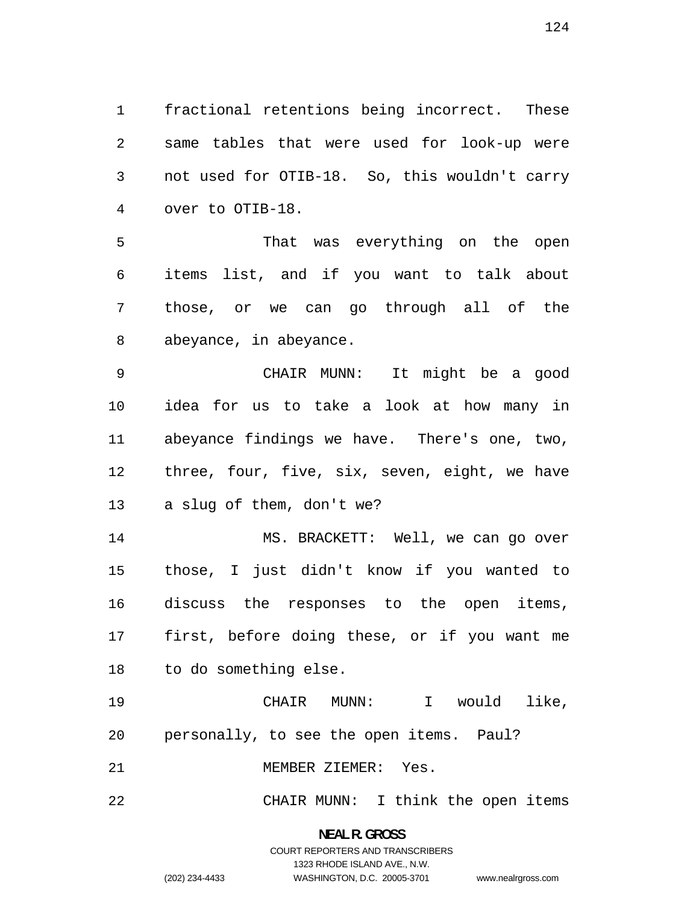fractional retentions being incorrect. These same tables that were used for look-up were not used for OTIB-18. So, this wouldn't carry over to OTIB-18.

That was everything on the open items list, and if you want to talk about those, or we can go through all of the abeyance, in abeyance.

CHAIR MUNN: It might be a good idea for us to take a look at how many in abeyance findings we have. There's one, two, three, four, five, six, seven, eight, we have a slug of them, don't we?

MS. BRACKETT: Well, we can go over those, I just didn't know if you wanted to discuss the responses to the open items, first, before doing these, or if you want me to do something else.

CHAIR MUNN: I would like, personally, to see the open items. Paul?

MEMBER ZIEMER: Yes.

CHAIR MUNN: I think the open items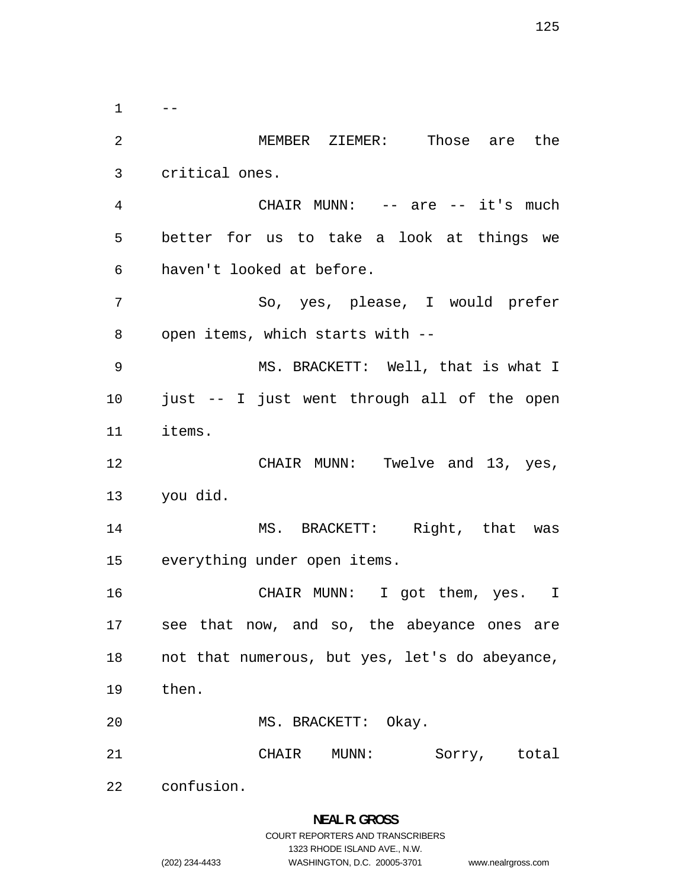--

MEMBER ZIEMER: Those are the critical ones.

CHAIR MUNN: -- are -- it's much better for us to take a look at things we haven't looked at before.

So, yes, please, I would prefer open items, which starts with --

MS. BRACKETT: Well, that is what I just -- I just went through all of the open items.

CHAIR MUNN: Twelve and 13, yes, you did.

MS. BRACKETT: Right, that was everything under open items.

CHAIR MUNN: I got them, yes. I see that now, and so, the abeyance ones are not that numerous, but yes, let's do abeyance, then.

MS. BRACKETT: Okay.

CHAIR MUNN: Sorry, total confusion.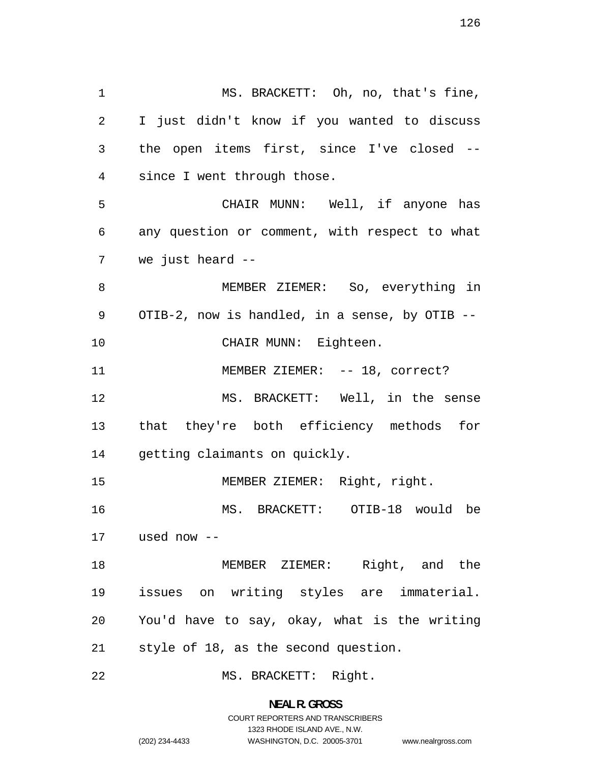MS. BRACKETT: Oh, no, that's fine, I just didn't know if you wanted to discuss the open items first, since I've closed -- since I went through those.

CHAIR MUNN: Well, if anyone has any question or comment, with respect to what we just heard --

MEMBER ZIEMER: So, everything in OTIB-2, now is handled, in a sense, by OTIB --

CHAIR MUNN: Eighteen.

MEMBER ZIEMER: -- 18, correct?

MS. BRACKETT: Well, in the sense that they're both efficiency methods for getting claimants on quickly.

MEMBER ZIEMER: Right, right.

MS. BRACKETT: OTIB-18 would be used now --

MEMBER ZIEMER: Right, and the issues on writing styles are immaterial. You'd have to say, okay, what is the writing style of 18, as the second question.

MS. BRACKETT: Right.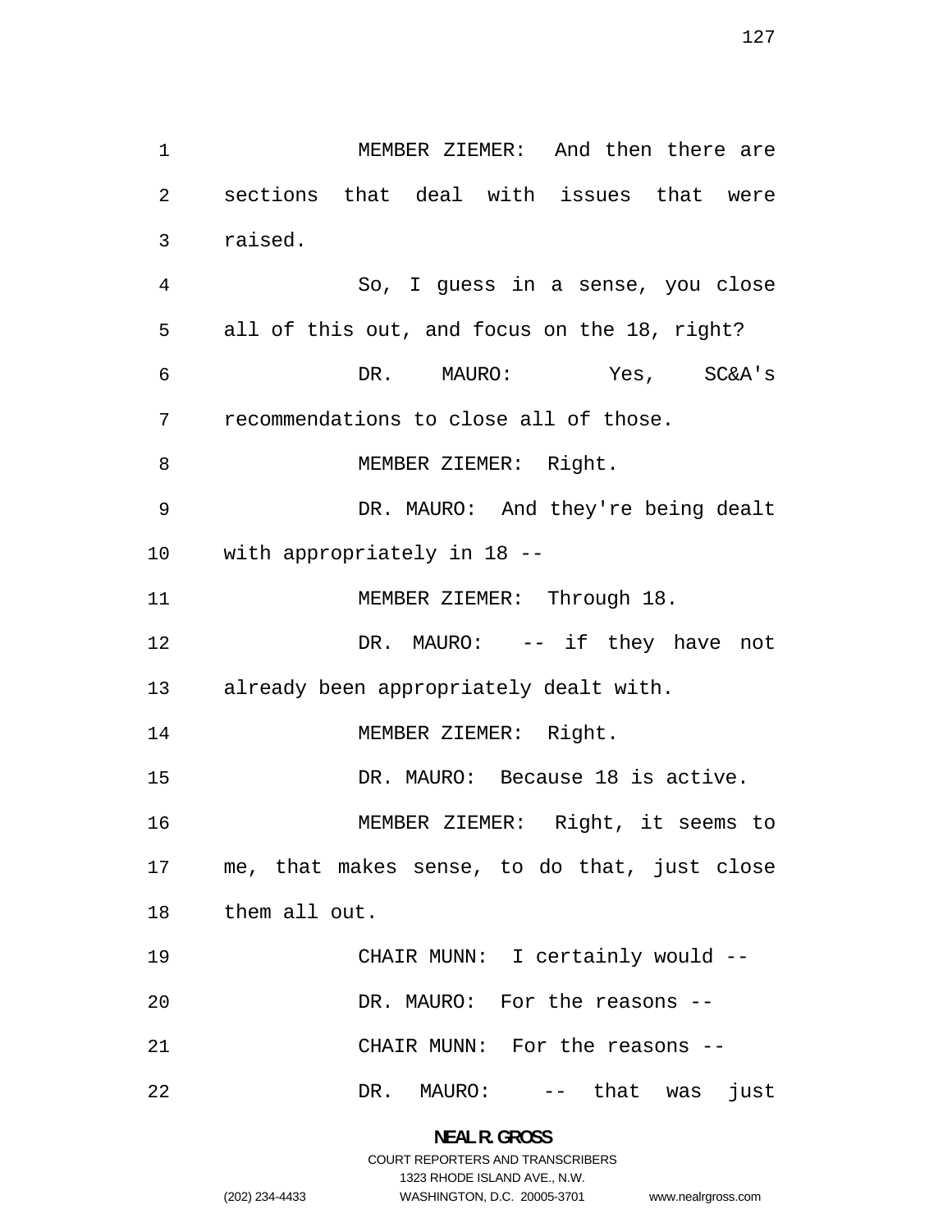MEMBER ZIEMER: And then there are sections that deal with issues that were raised.

So, I guess in a sense, you close all of this out, and focus on the 18, right?

DR. MAURO: Yes, SC&A's recommendations to close all of those.

MEMBER ZIEMER: Right.

DR. MAURO: And they're being dealt with appropriately in 18 --

MEMBER ZIEMER: Through 18.

DR. MAURO: -- if they have not already been appropriately dealt with.

MEMBER ZIEMER: Right.

DR. MAURO: Because 18 is active.

MEMBER ZIEMER: Right, it seems to me, that makes sense, to do that, just close them all out.

CHAIR MUNN: I certainly would --

DR. MAURO: For the reasons --

CHAIR MUNN: For the reasons --

DR. MAURO: -- that was just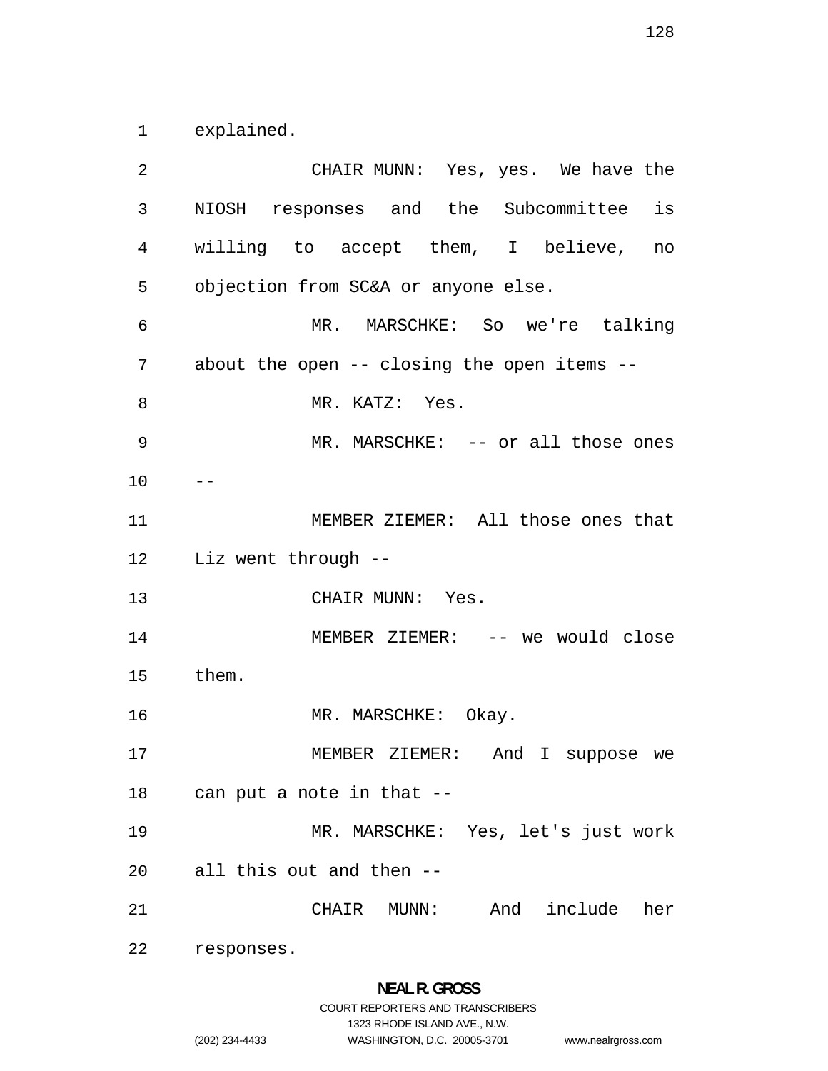explained.

CHAIR MUNN: Yes, yes. We have the NIOSH responses and the Subcommittee is willing to accept them, I believe, no objection from SC&A or anyone else.

MR. MARSCHKE: So we're talking about the open -- closing the open items --

MR. KATZ: Yes.

MR. MARSCHKE: -- or all those ones --

MEMBER ZIEMER: All those ones that Liz went through --

CHAIR MUNN: Yes.

MEMBER ZIEMER: -- we would close them.

MR. MARSCHKE: Okay.

MEMBER ZIEMER: And I suppose we can put a note in that --

MR. MARSCHKE: Yes, let's just work all this out and then --

CHAIR MUNN: And include her responses.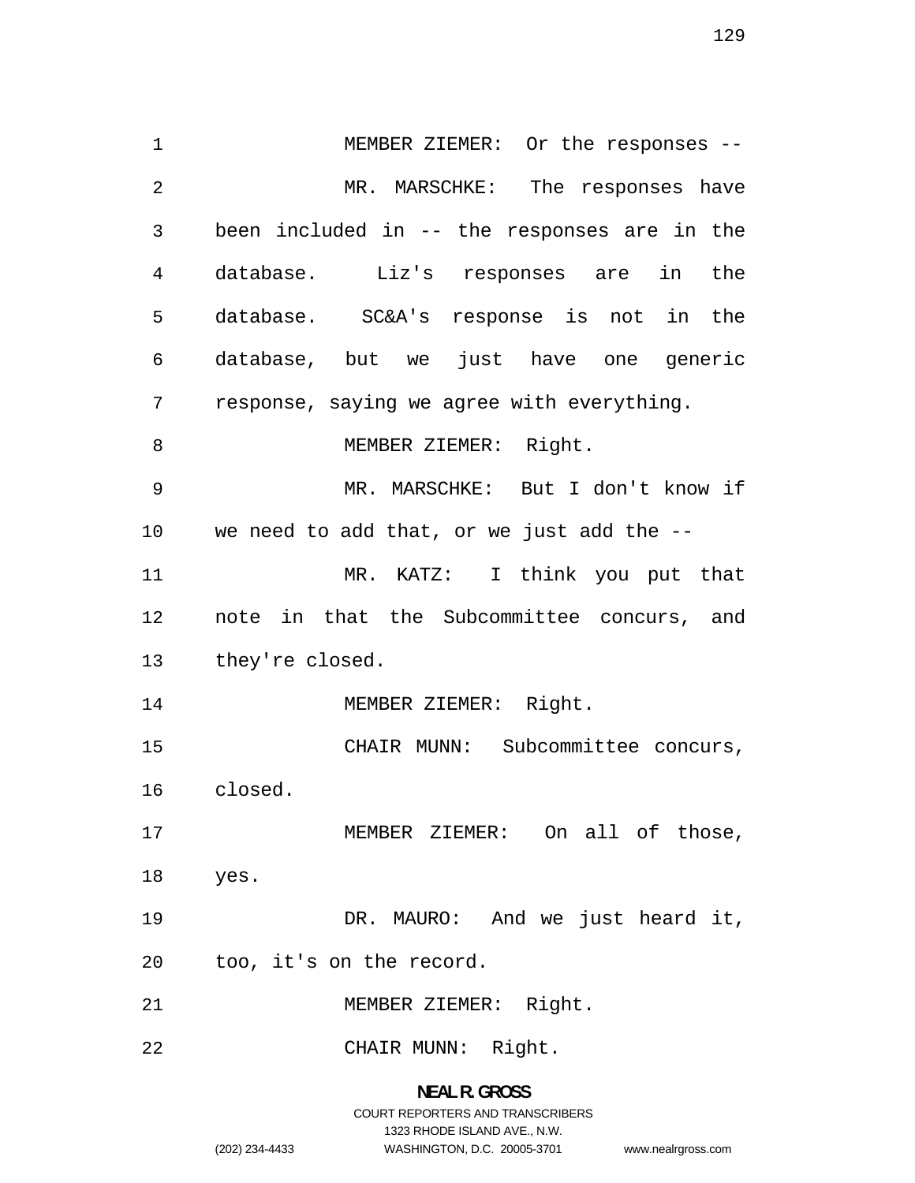MEMBER ZIEMER: Or the responses --

MR. MARSCHKE: The responses have been included in -- the responses are in the database. Liz's responses are in the database. SC&A's response is not in the database, but we just have one generic response, saying we agree with everything.

MEMBER ZIEMER: Right.

MR. MARSCHKE: But I don't know if we need to add that, or we just add the --

MR. KATZ: I think you put that note in that the Subcommittee concurs, and they're closed.

MEMBER ZIEMER: Right.

CHAIR MUNN: Subcommittee concurs, closed.

MEMBER ZIEMER: On all of those, yes.

DR. MAURO: And we just heard it, too, it's on the record.

MEMBER ZIEMER: Right.

CHAIR MUNN: Right.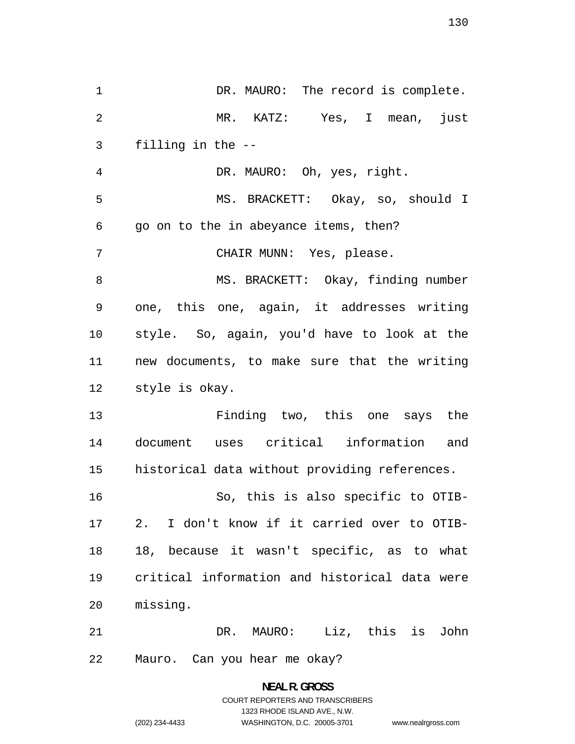DR. MAURO: The record is complete.

MR. KATZ: Yes, I mean, just filling in the --

DR. MAURO: Oh, yes, right.

MS. BRACKETT: Okay, so, should I go on to the in abeyance items, then?

CHAIR MUNN: Yes, please.

MS. BRACKETT: Okay, finding number one, this one, again, it addresses writing style. So, again, you'd have to look at the new documents, to make sure that the writing style is okay.

Finding two, this one says the document uses critical information and historical data without providing references.

So, this is also specific to OTIB-2. I don't know if it carried over to OTIB-18, because it wasn't specific, as to what critical information and historical data were missing.

DR. MAURO: Liz, this is John Mauro. Can you hear me okay?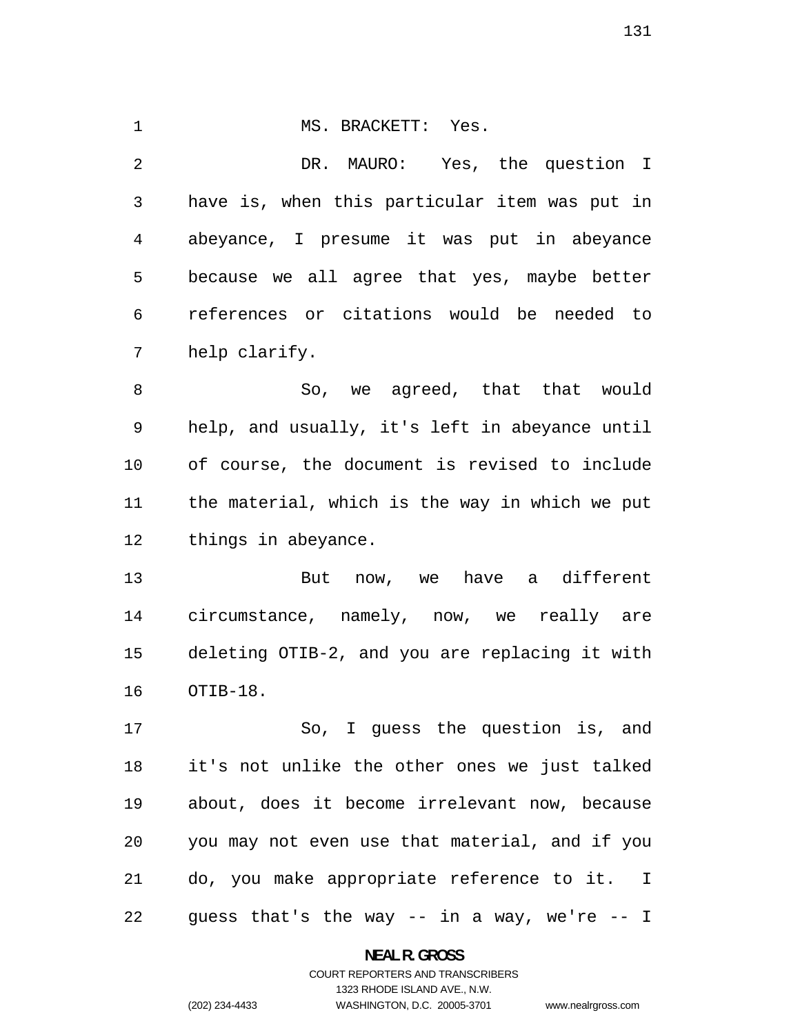MS. BRACKETT: Yes.

DR. MAURO: Yes, the question I have is, when this particular item was put in abeyance, I presume it was put in abeyance because we all agree that yes, maybe better references or citations would be needed to help clarify.

So, we agreed, that that would help, and usually, it's left in abeyance until of course, the document is revised to include the material, which is the way in which we put things in abeyance.

But now, we have a different circumstance, namely, now, we really are deleting OTIB-2, and you are replacing it with OTIB-18.

So, I guess the question is, and it's not unlike the other ones we just talked about, does it become irrelevant now, because you may not even use that material, and if you do, you make appropriate reference to it. I guess that's the way -- in a way, we're -- I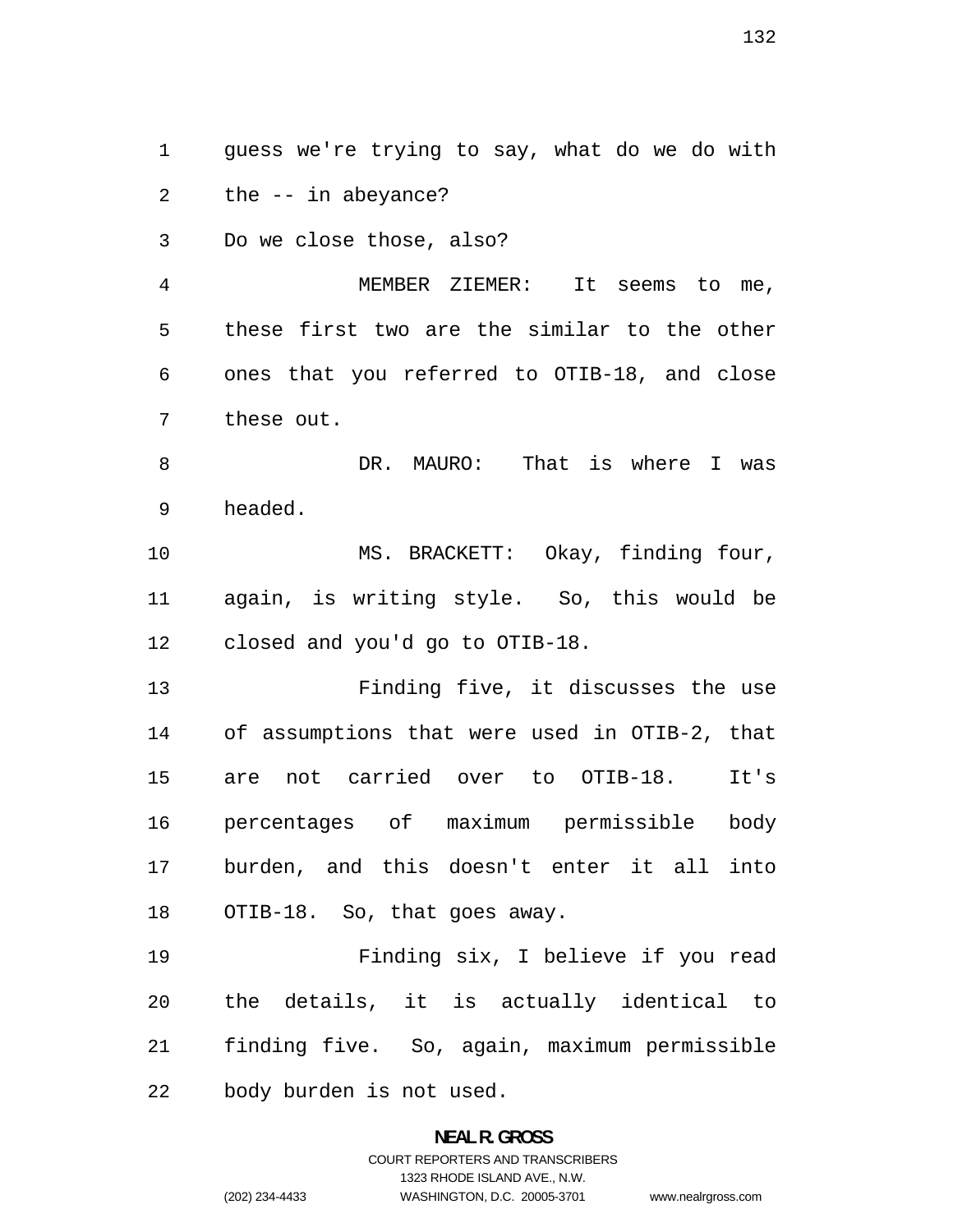guess we're trying to say, what do we do with the -- in abeyance?

Do we close those, also?

MEMBER ZIEMER: It seems to me, these first two are the similar to the other ones that you referred to OTIB-18, and close these out.

DR. MAURO: That is where I was headed.

MS. BRACKETT: Okay, finding four, again, is writing style. So, this would be closed and you'd go to OTIB-18.

Finding five, it discusses the use of assumptions that were used in OTIB-2, that are not carried over to OTIB-18. It's percentages of maximum permissible body burden, and this doesn't enter it all into OTIB-18. So, that goes away.

Finding six, I believe if you read the details, it is actually identical to finding five. So, again, maximum permissible body burden is not used.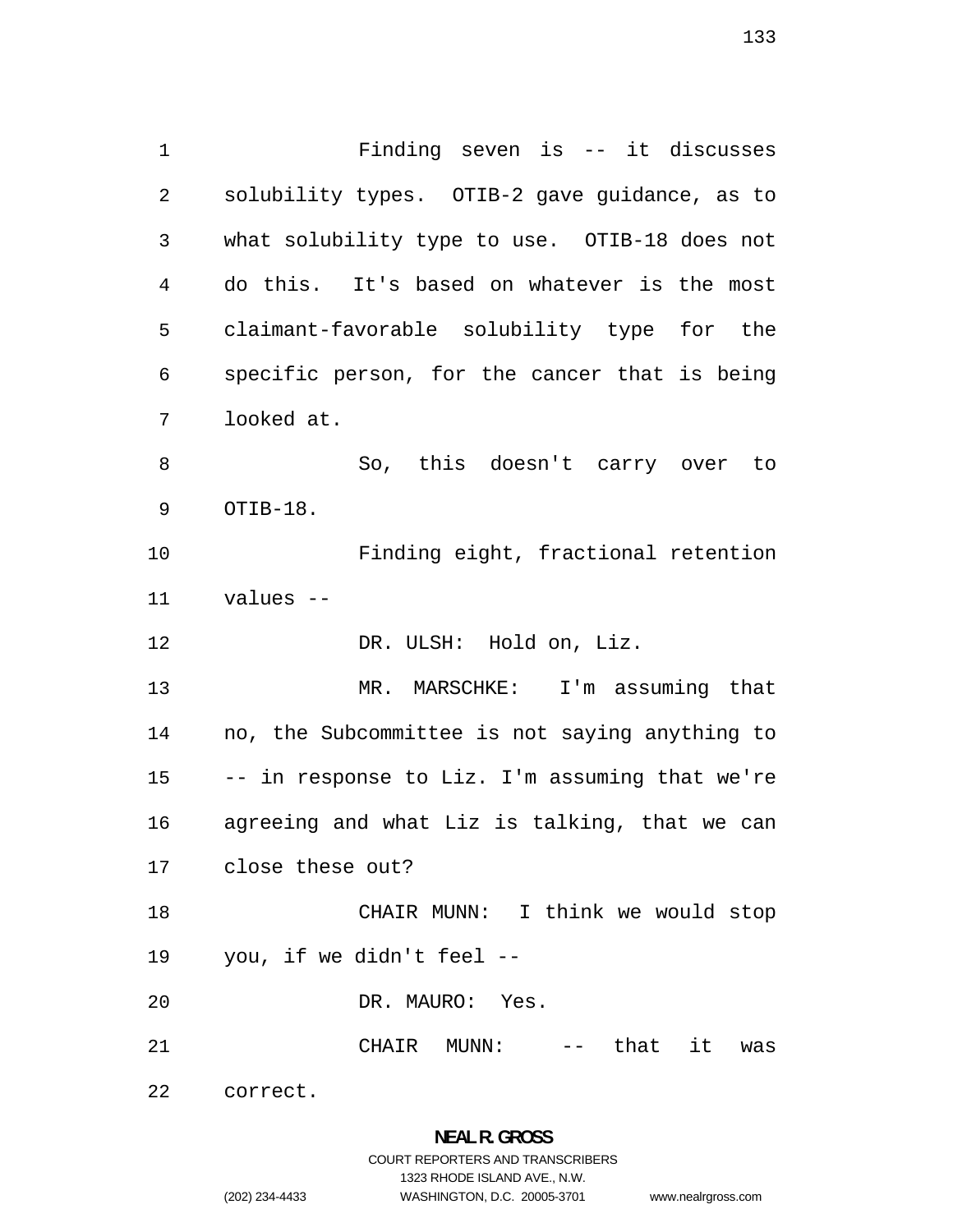Finding seven is -- it discusses solubility types. OTIB-2 gave guidance, as to what solubility type to use. OTIB-18 does not do this. It's based on whatever is the most claimant-favorable solubility type for the specific person, for the cancer that is being looked at.

So, this doesn't carry over to OTIB-18.

Finding eight, fractional retention values --

DR. ULSH: Hold on, Liz.

MR. MARSCHKE: I'm assuming that no, the Subcommittee is not saying anything to -- in response to Liz. I'm assuming that we're agreeing and what Liz is talking, that we can close these out?

CHAIR MUNN: I think we would stop you, if we didn't feel --

DR. MAURO: Yes.

CHAIR MUNN: -- that it was correct.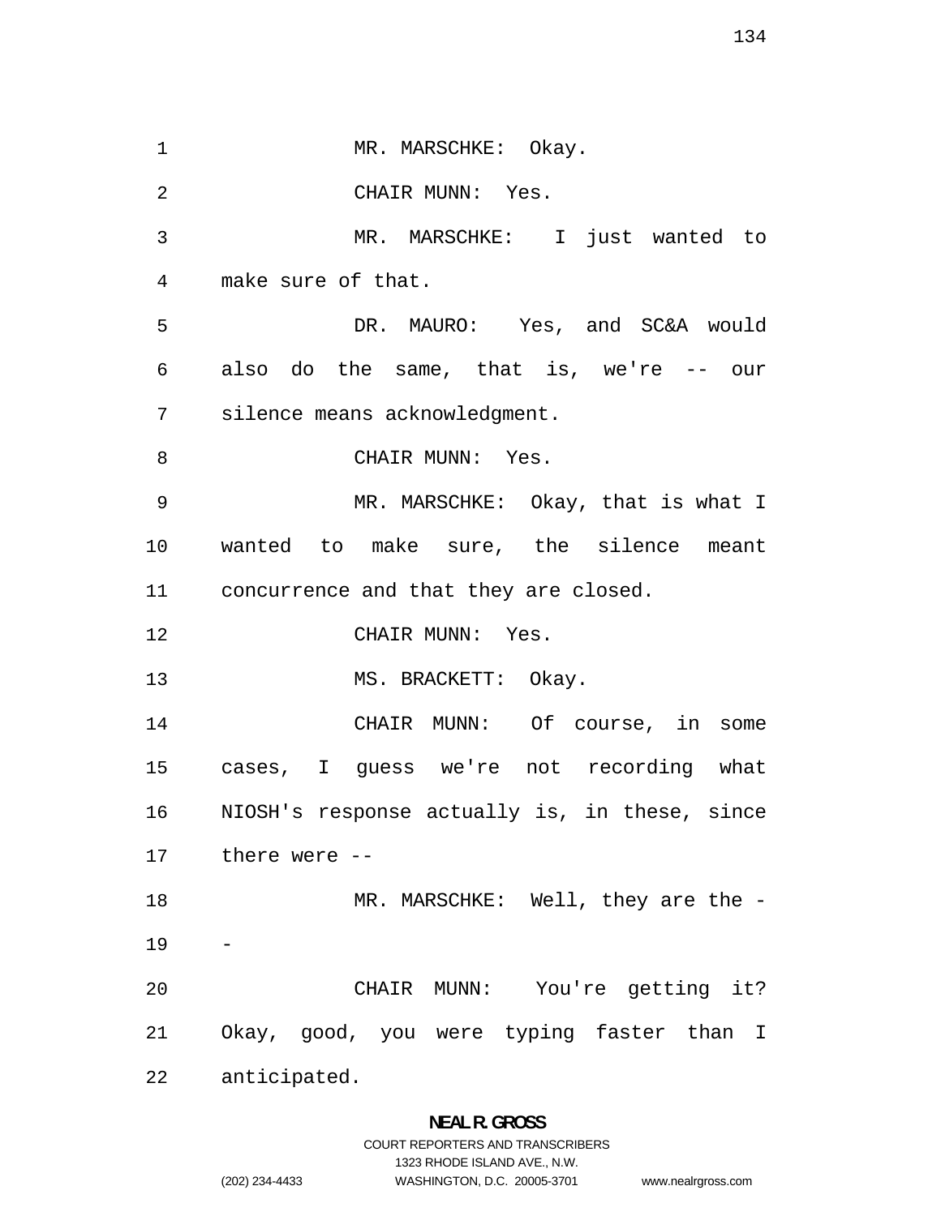MR. MARSCHKE: Okay.

CHAIR MUNN: Yes.

MR. MARSCHKE: I just wanted to make sure of that.

DR. MAURO: Yes, and SC&A would also do the same, that is, we're -- our silence means acknowledgment.

CHAIR MUNN: Yes.

MR. MARSCHKE: Okay, that is what I wanted to make sure, the silence meant concurrence and that they are closed.

CHAIR MUNN: Yes.

MS. BRACKETT: Okay.

CHAIR MUNN: Of course, in some cases, I guess we're not recording what NIOSH's response actually is, in these, since there were --

MR. MARSCHKE: Well, they are the --

CHAIR MUNN: You're getting it? Okay, good, you were typing faster than I anticipated.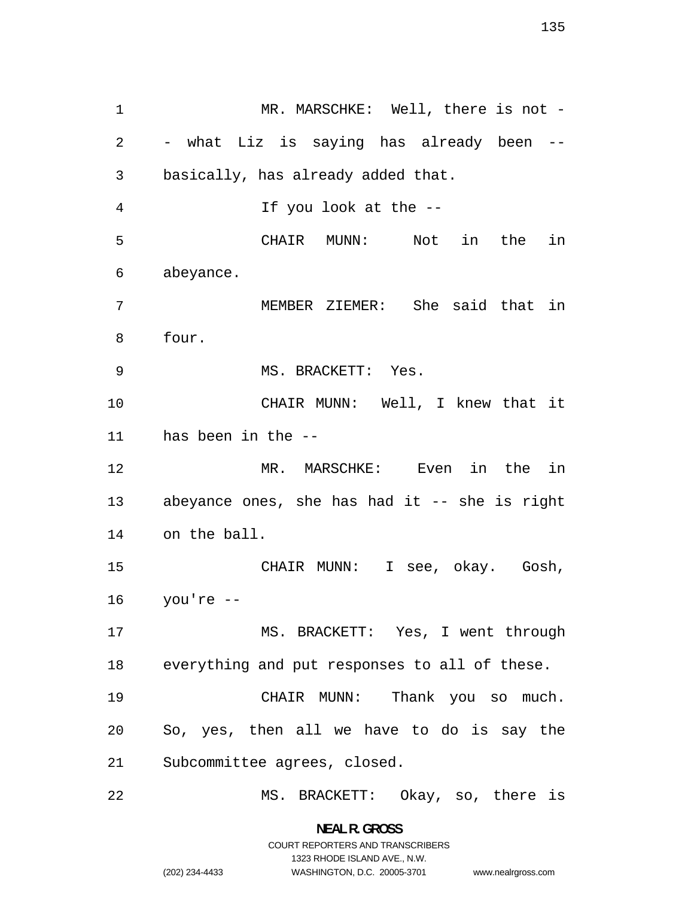MR. MARSCHKE: Well, there is not -- what Liz is saying has already been -- basically, has already added that.

If you look at the --

CHAIR MUNN: Not in the in abeyance.

MEMBER ZIEMER: She said that in four.

MS. BRACKETT: Yes.

CHAIR MUNN: Well, I knew that it has been in the --

MR. MARSCHKE: Even in the in abeyance ones, she has had it -- she is right on the ball.

CHAIR MUNN: I see, okay. Gosh, you're --

MS. BRACKETT: Yes, I went through everything and put responses to all of these.

CHAIR MUNN: Thank you so much. So, yes, then all we have to do is say the Subcommittee agrees, closed.

MS. BRACKETT: Okay, so, there is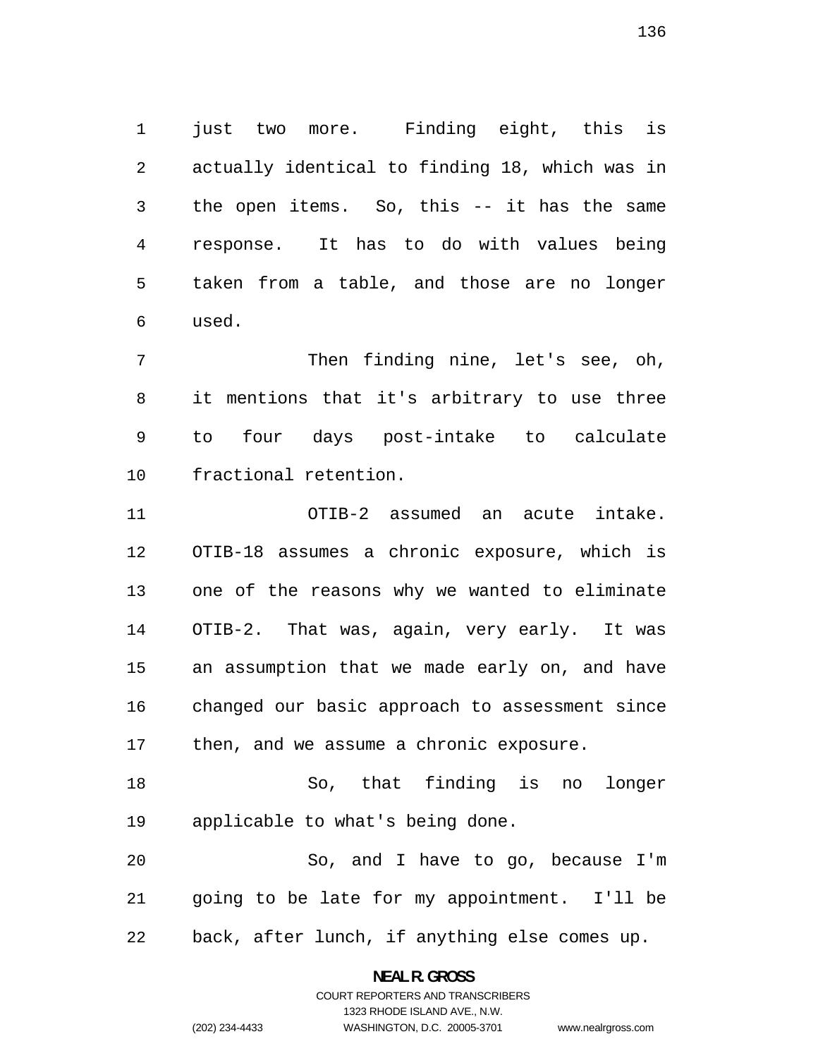just two more. Finding eight, this is actually identical to finding 18, which was in the open items. So, this -- it has the same response. It has to do with values being taken from a table, and those are no longer used.

Then finding nine, let's see, oh, it mentions that it's arbitrary to use three to four days post-intake to calculate fractional retention.

OTIB-2 assumed an acute intake. OTIB-18 assumes a chronic exposure, which is one of the reasons why we wanted to eliminate OTIB-2. That was, again, very early. It was an assumption that we made early on, and have changed our basic approach to assessment since then, and we assume a chronic exposure.

So, that finding is no longer applicable to what's being done.

So, and I have to go, because I'm going to be late for my appointment. I'll be back, after lunch, if anything else comes up.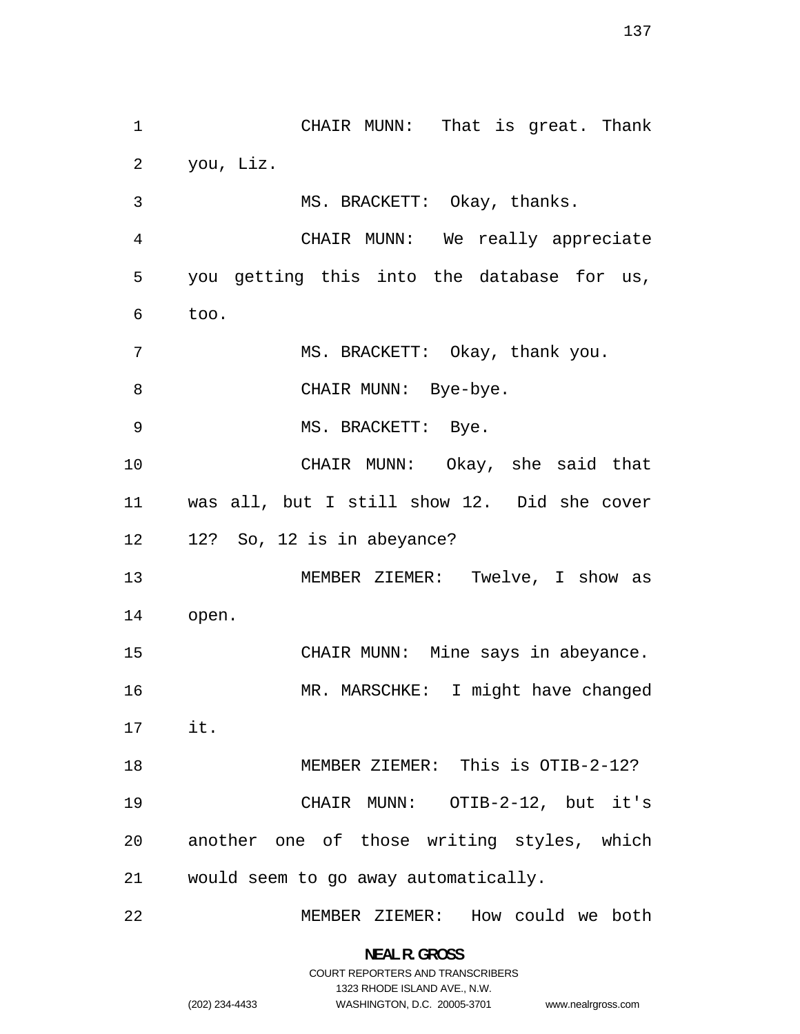CHAIR MUNN: That is great. Thank you, Liz.

MS. BRACKETT: Okay, thanks.

CHAIR MUNN: We really appreciate you getting this into the database for us, too.

MS. BRACKETT: Okay, thank you.

CHAIR MUNN: Bye-bye.

MS. BRACKETT: Bye.

CHAIR MUNN: Okay, she said that was all, but I still show 12. Did she cover 12? So, 12 is in abeyance?

MEMBER ZIEMER: Twelve, I show as open.

CHAIR MUNN: Mine says in abeyance.

MR. MARSCHKE: I might have changed it.

MEMBER ZIEMER: This is OTIB-2-12?

CHAIR MUNN: OTIB-2-12, but it's another one of those writing styles, which would seem to go away automatically.

MEMBER ZIEMER: How could we both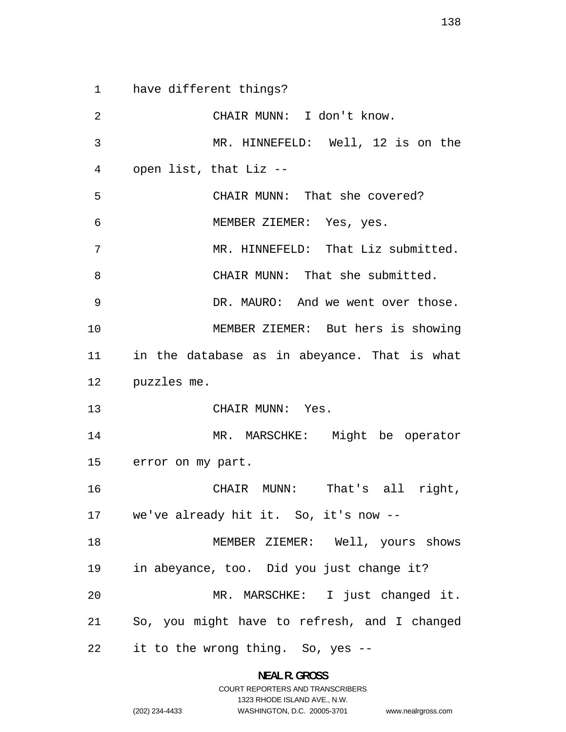have different things?

CHAIR MUNN: I don't know.

MR. HINNEFELD: Well, 12 is on the open list, that Liz --

CHAIR MUNN: That she covered?

MEMBER ZIEMER: Yes, yes.

MR. HINNEFELD: That Liz submitted.

CHAIR MUNN: That she submitted.

DR. MAURO: And we went over those.

MEMBER ZIEMER: But hers is showing in the database as in abeyance. That is what puzzles me.

CHAIR MUNN: Yes.

MR. MARSCHKE: Might be operator error on my part.

CHAIR MUNN: That's all right, we've already hit it. So, it's now --

MEMBER ZIEMER: Well, yours shows in abeyance, too. Did you just change it?

MR. MARSCHKE: I just changed it. So, you might have to refresh, and I changed it to the wrong thing. So, yes --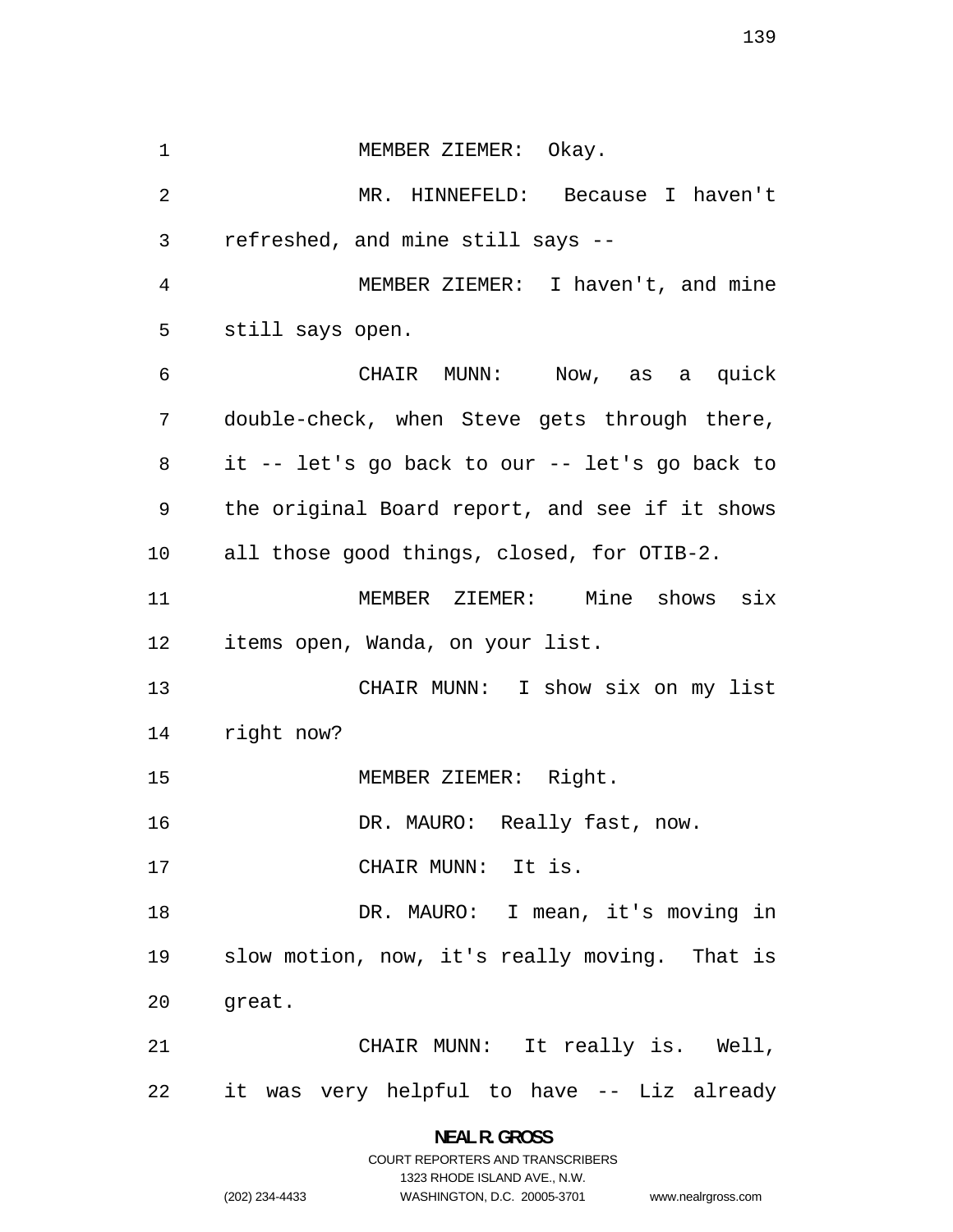MEMBER ZIEMER: Okay.

MR. HINNEFELD: Because I haven't refreshed, and mine still says --

MEMBER ZIEMER: I haven't, and mine still says open.

CHAIR MUNN: Now, as a quick double-check, when Steve gets through there, it -- let's go back to our -- let's go back to the original Board report, and see if it shows all those good things, closed, for OTIB-2.

MEMBER ZIEMER: Mine shows six items open, Wanda, on your list.

CHAIR MUNN: I show six on my list right now?

MEMBER ZIEMER: Right.

DR. MAURO: Really fast, now.

CHAIR MUNN: It is.

DR. MAURO: I mean, it's moving in slow motion, now, it's really moving. That is great.

CHAIR MUNN: It really is. Well, it was very helpful to have -- Liz already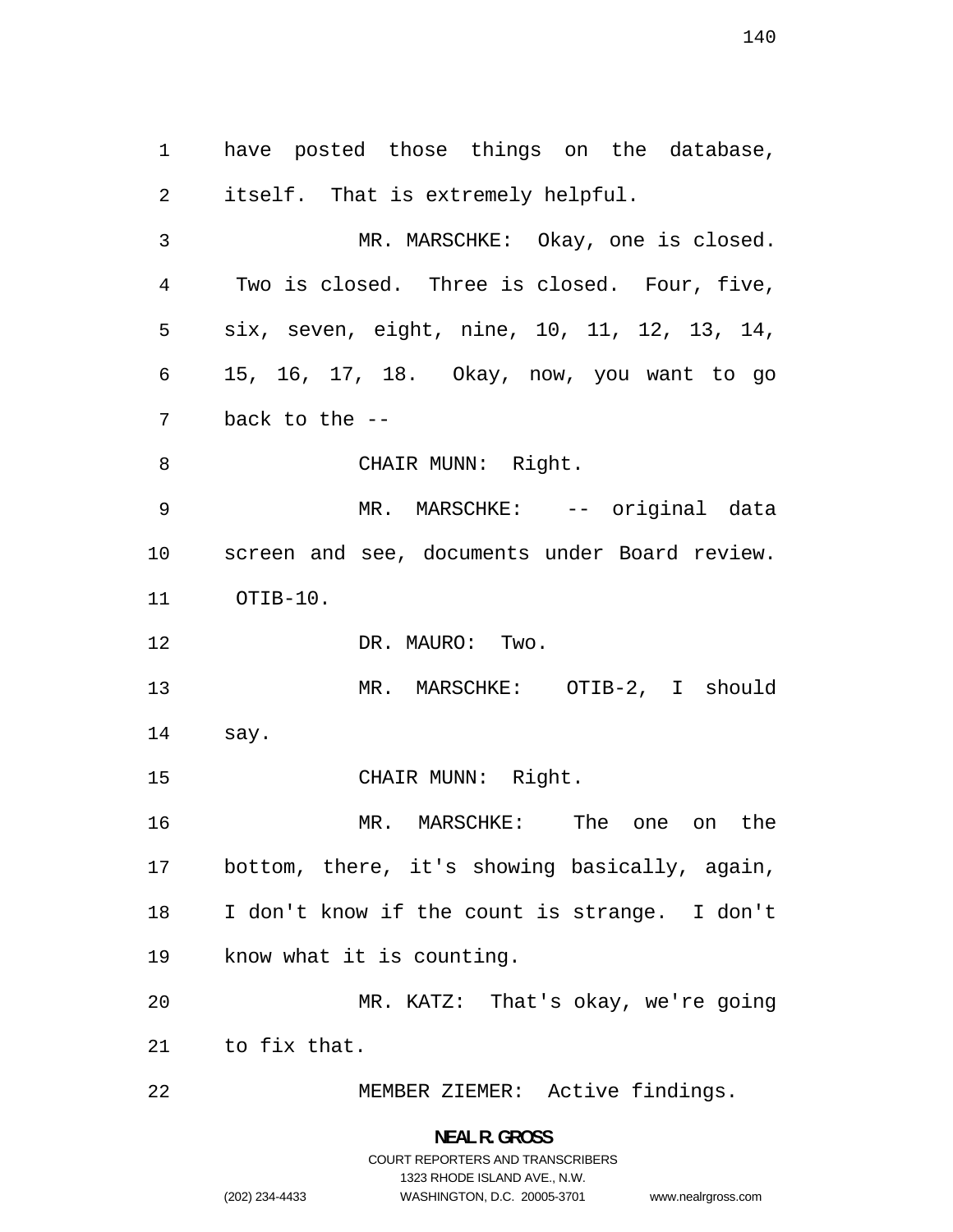have posted those things on the database, itself. That is extremely helpful.

MR. MARSCHKE: Okay, one is closed. Two is closed. Three is closed. Four, five, six, seven, eight, nine, 10, 11, 12, 13, 14, 15, 16, 17, 18. Okay, now, you want to go back to the --

CHAIR MUNN: Right.

MR. MARSCHKE: -- original data screen and see, documents under Board review. OTIB-10.

DR. MAURO: Two.

MR. MARSCHKE: OTIB-2, I should say.

CHAIR MUNN: Right.

MR. MARSCHKE: The one on the bottom, there, it's showing basically, again, I don't know if the count is strange. I don't know what it is counting.

MR. KATZ: That's okay, we're going to fix that.

MEMBER ZIEMER: Active findings.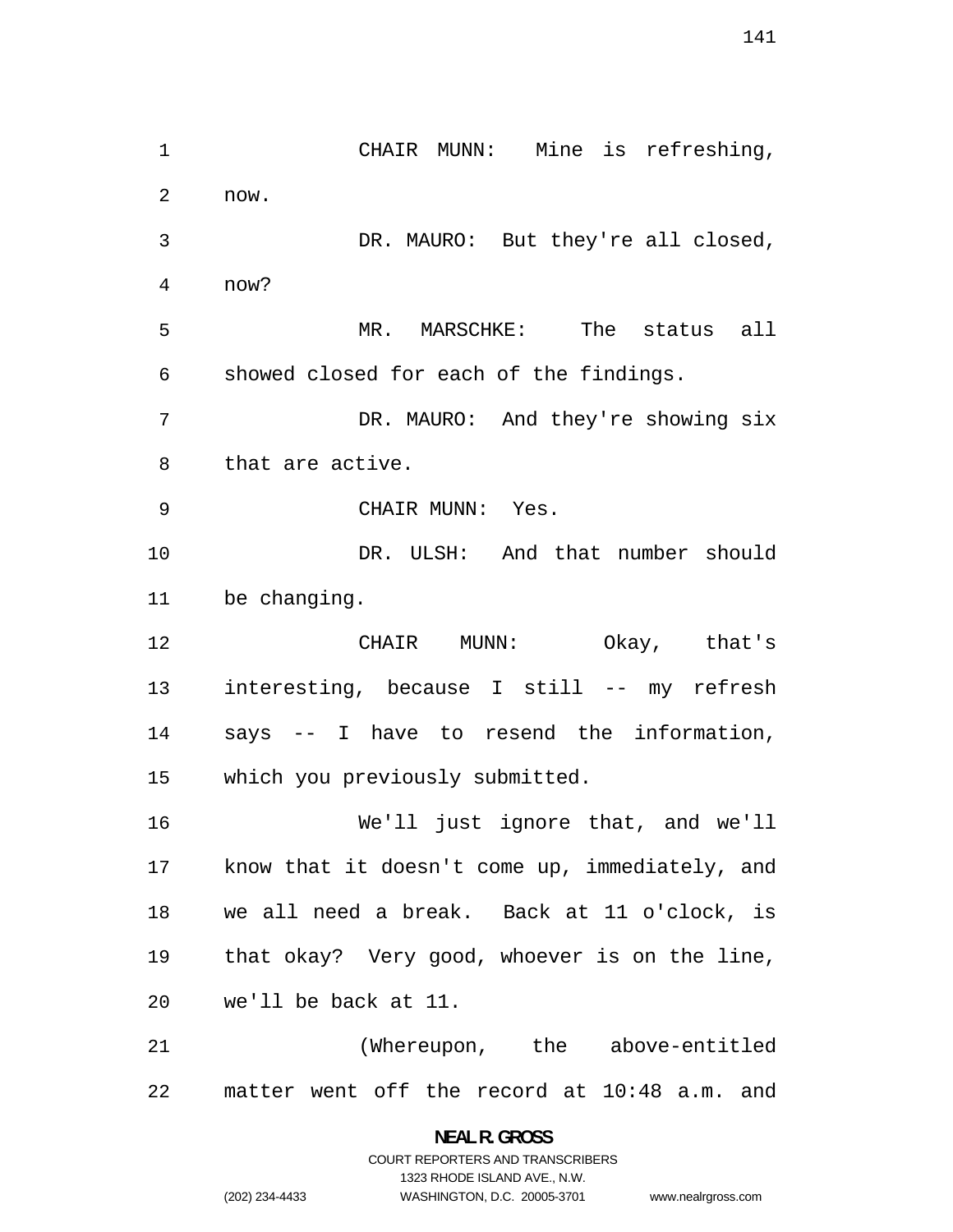CHAIR MUNN: Mine is refreshing, now.

DR. MAURO: But they're all closed, now?

MR. MARSCHKE: The status all showed closed for each of the findings.

DR. MAURO: And they're showing six that are active.

CHAIR MUNN: Yes.

DR. ULSH: And that number should be changing.

CHAIR MUNN: Okay, that's interesting, because I still -- my refresh says -- I have to resend the information, which you previously submitted.

We'll just ignore that, and we'll know that it doesn't come up, immediately, and we all need a break. Back at 11 o'clock, is that okay? Very good, whoever is on the line, we'll be back at 11.

(Whereupon, the above-entitled matter went off the record at 10:48 a.m. and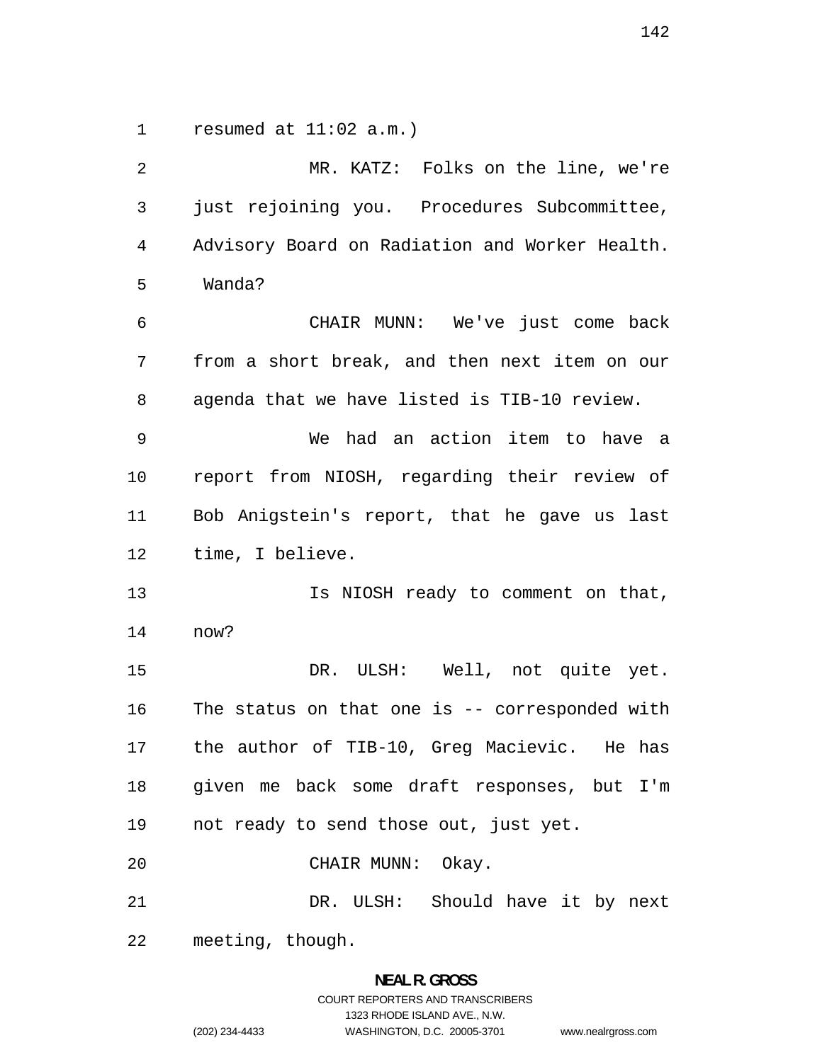resumed at 11:02 a.m.)

MR. KATZ: Folks on the line, we're just rejoining you. Procedures Subcommittee, Advisory Board on Radiation and Worker Health. Wanda?

CHAIR MUNN: We've just come back from a short break, and then next item on our agenda that we have listed is TIB-10 review.

We had an action item to have a report from NIOSH, regarding their review of Bob Anigstein's report, that he gave us last time, I believe.

Is NIOSH ready to comment on that, now?

DR. ULSH: Well, not quite yet. The status on that one is -- corresponded with the author of TIB-10, Greg Macievic. He has given me back some draft responses, but I'm not ready to send those out, just yet.

CHAIR MUNN: Okay.

DR. ULSH: Should have it by next meeting, though.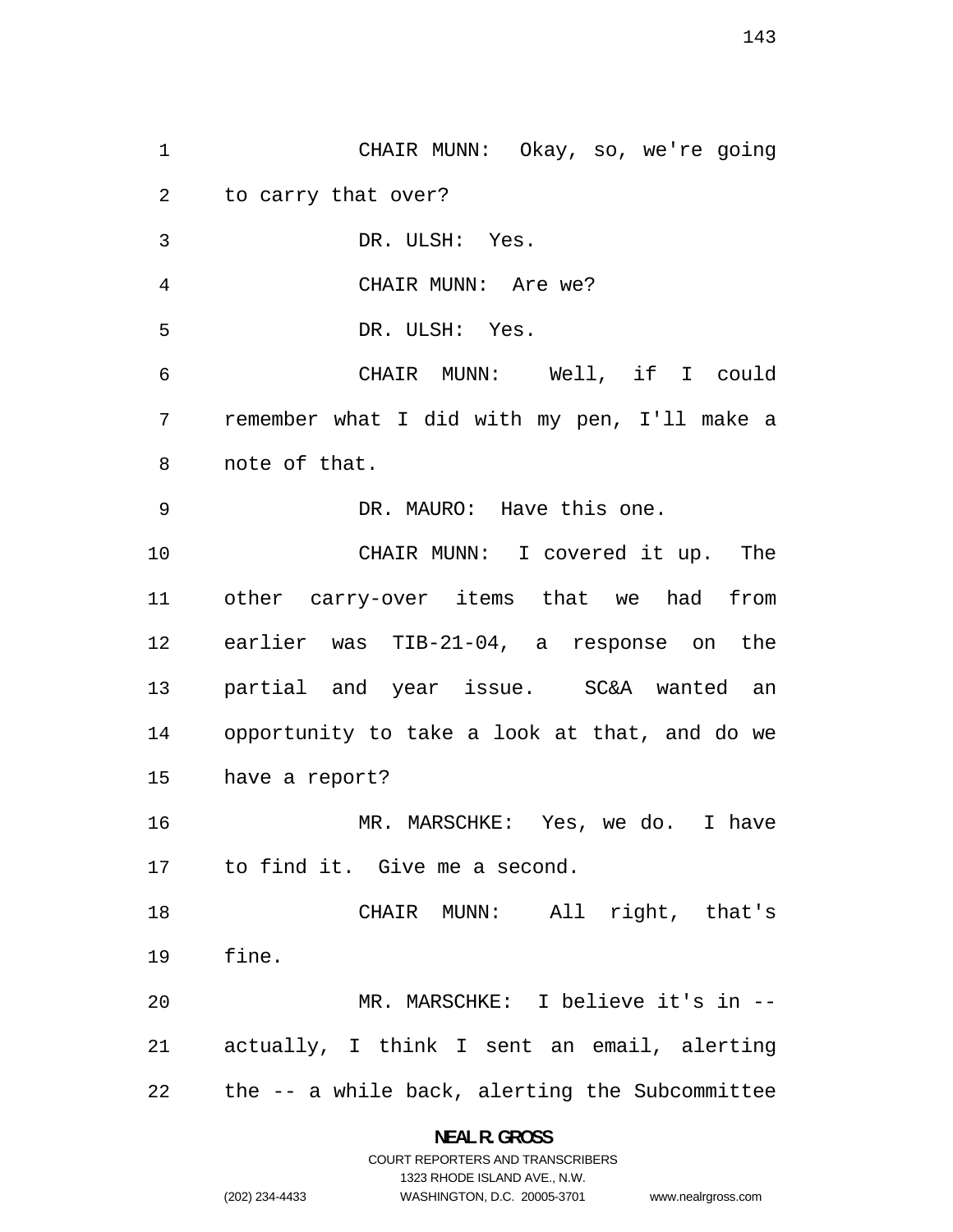CHAIR MUNN: Okay, so, we're going to carry that over?

DR. ULSH: Yes.

CHAIR MUNN: Are we?

DR. ULSH: Yes.

CHAIR MUNN: Well, if I could remember what I did with my pen, I'll make a note of that.

DR. MAURO: Have this one.

CHAIR MUNN: I covered it up. The other carry-over items that we had from earlier was TIB-21-04, a response on the partial and year issue. SC&A wanted an opportunity to take a look at that, and do we have a report?

MR. MARSCHKE: Yes, we do. I have to find it. Give me a second.

CHAIR MUNN: All right, that's fine.

MR. MARSCHKE: I believe it's in -- actually, I think I sent an email, alerting the -- a while back, alerting the Subcommittee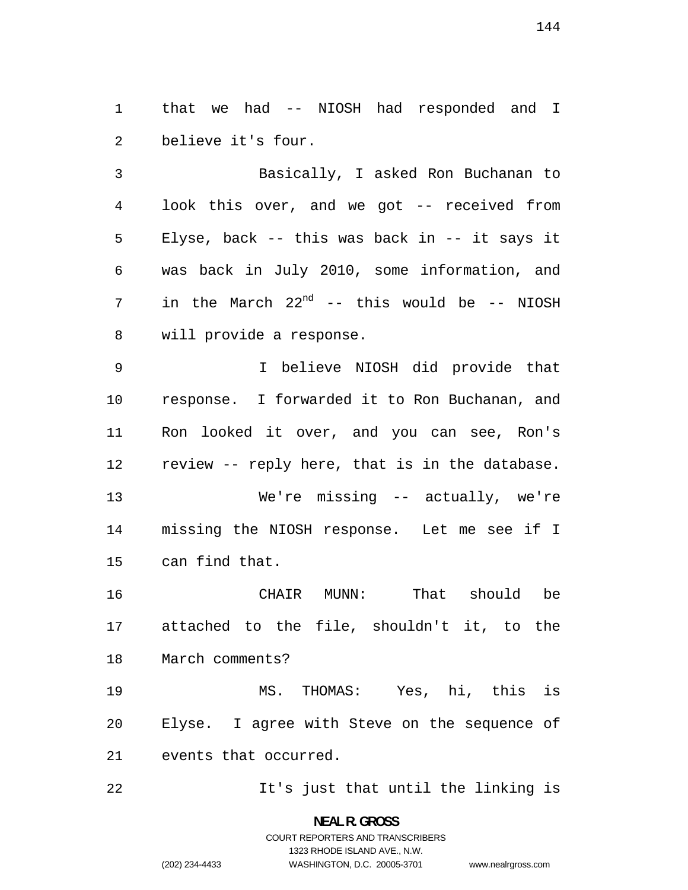that we had -- NIOSH had responded and I believe it's four.

Basically, I asked Ron Buchanan to look this over, and we got -- received from Elyse, back -- this was back in -- it says it was back in July 2010, some information, and in the March 22nd -- this would be -- NIOSH will provide a response.

I believe NIOSH did provide that response. I forwarded it to Ron Buchanan, and Ron looked it over, and you can see, Ron's review -- reply here, that is in the database.

We're missing -- actually, we're missing the NIOSH response. Let me see if I can find that.

CHAIR MUNN: That should be attached to the file, shouldn't it, to the March comments?

MS. THOMAS: Yes, hi, this is Elyse. I agree with Steve on the sequence of events that occurred.

It's just that until the linking is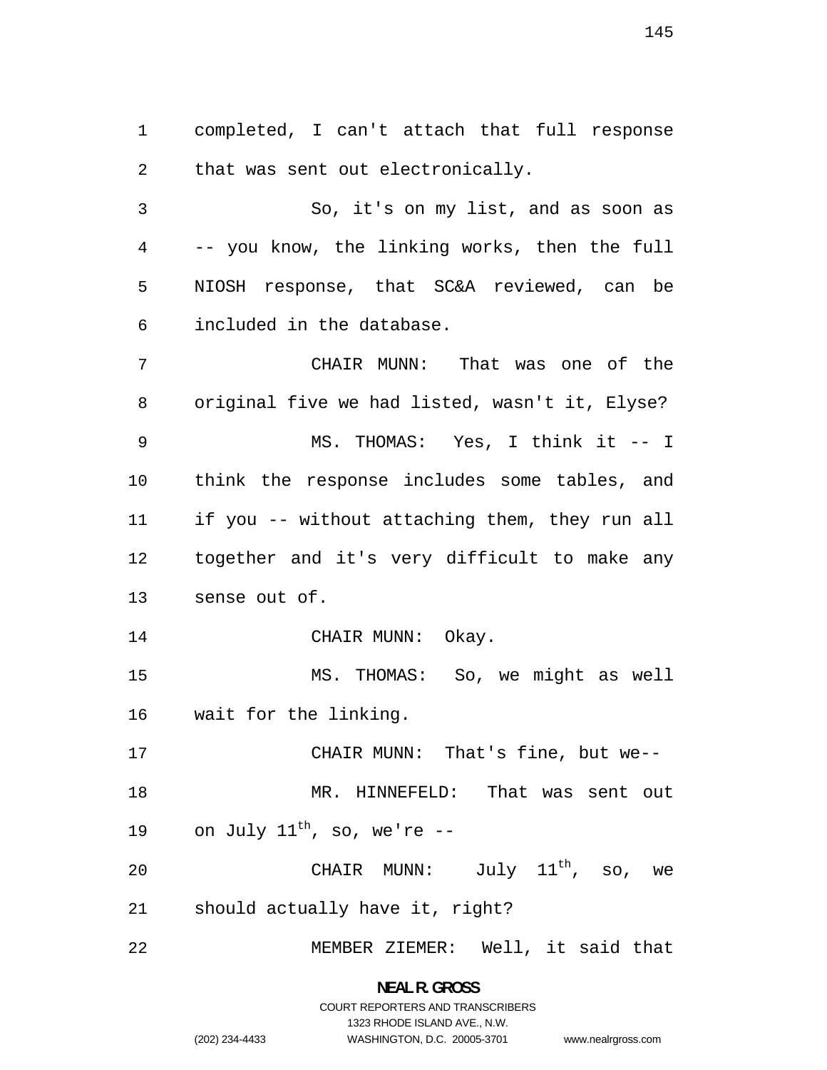completed, I can't attach that full response that was sent out electronically.

So, it's on my list, and as soon as -- you know, the linking works, then the full NIOSH response, that SC&A reviewed, can be included in the database.

CHAIR MUNN: That was one of the original five we had listed, wasn't it, Elyse?

MS. THOMAS: Yes, I think it -- I think the response includes some tables, and if you -- without attaching them, they run all together and it's very difficult to make any sense out of.

CHAIR MUNN: Okay.

MS. THOMAS: So, we might as well wait for the linking.

CHAIR MUNN: That's fine, but we--

MR. HINNEFELD: That was sent out on July $11^{th}$, so, we're --

CHAIR MUNN: July $11^{th}$, so, we should actually have it, right?

MEMBER ZIEMER: Well, it said that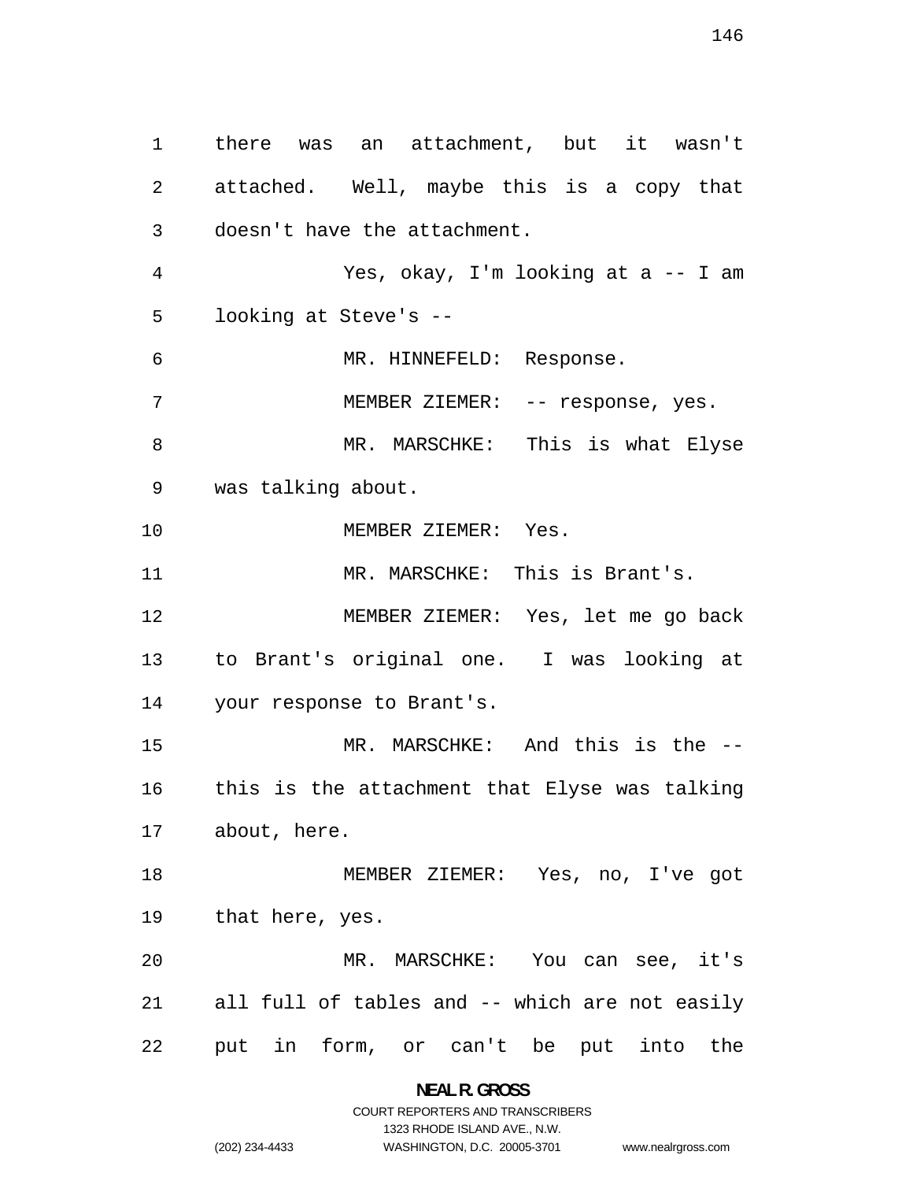there was an attachment, but it wasn't attached. Well, maybe this is a copy that doesn't have the attachment.

Yes, okay, I'm looking at a -- I am looking at Steve's --

MR. HINNEFELD: Response.

MEMBER ZIEMER: -- response, yes.

MR. MARSCHKE: This is what Elyse was talking about.

MEMBER ZIEMER: Yes.

MR. MARSCHKE: This is Brant's.

MEMBER ZIEMER: Yes, let me go back to Brant's original one. I was looking at your response to Brant's.

MR. MARSCHKE: And this is the -- this is the attachment that Elyse was talking about, here.

MEMBER ZIEMER: Yes, no, I've got that here, yes.

MR. MARSCHKE: You can see, it's all full of tables and -- which are not easily put in form, or can't be put into the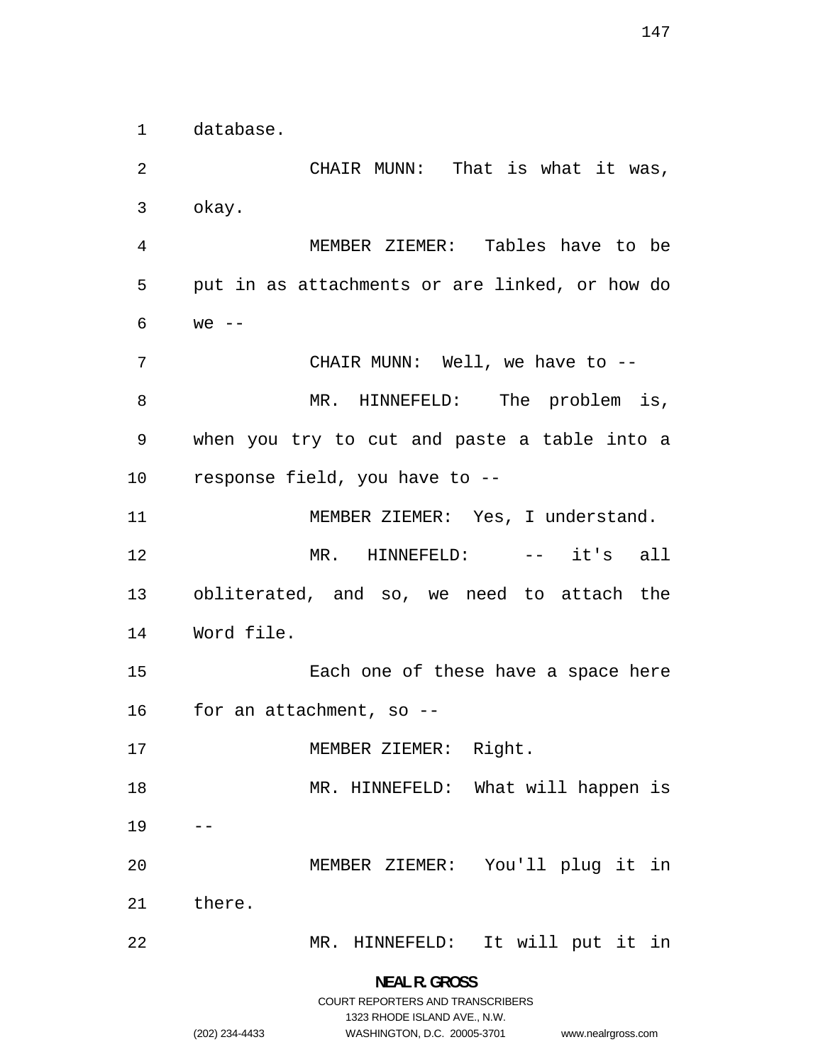database.

CHAIR MUNN: That is what it was, okay.

MEMBER ZIEMER: Tables have to be put in as attachments or are linked, or how do we --

CHAIR MUNN: Well, we have to --

MR. HINNEFELD: The problem is, when you try to cut and paste a table into a response field, you have to --

MEMBER ZIEMER: Yes, I understand.

MR. HINNEFELD: -- it's all obliterated, and so, we need to attach the Word file.

Each one of these have a space here for an attachment, so --

MEMBER ZIEMER: Right.

MR. HINNEFELD: What will happen is --

MEMBER ZIEMER: You'll plug it in there.

MR. HINNEFELD: It will put it in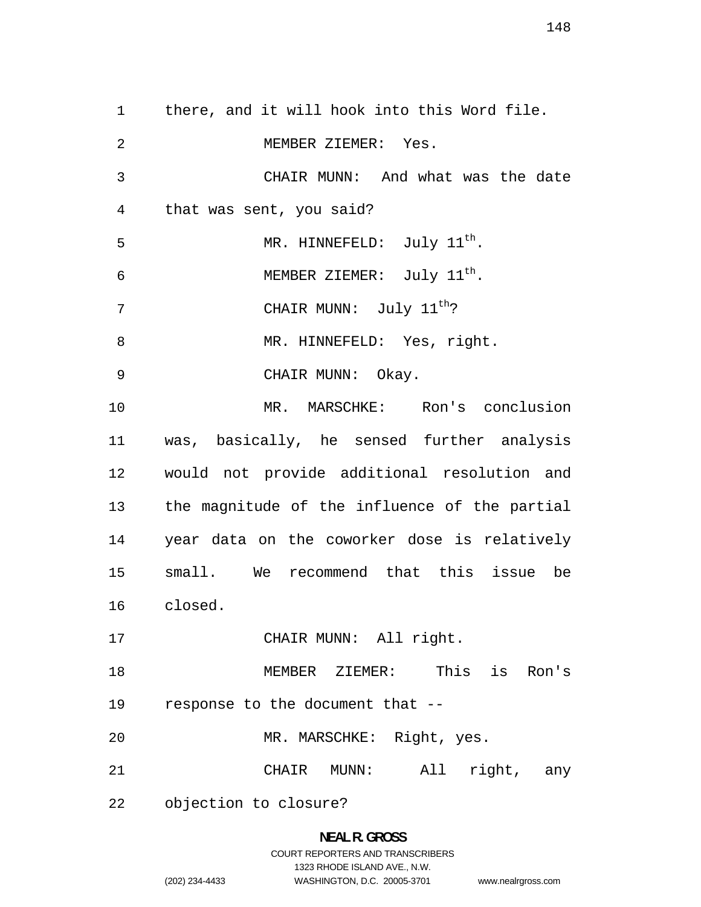there, and it will hook into this Word file.

MEMBER ZIEMER: Yes.

CHAIR MUNN: And what was the date that was sent, you said?

MR. HINNEFELD: July 11th.

MEMBER ZIEMER: July 11th.

CHAIR MUNN: July 11th?

MR. HINNEFELD: Yes, right.

CHAIR MUNN: Okay.

MR. MARSCHKE: Ron's conclusion was, basically, he sensed further analysis would not provide additional resolution and the magnitude of the influence of the partial year data on the coworker dose is relatively small. We recommend that this issue be closed.

CHAIR MUNN: All right.

MEMBER ZIEMER: This is Ron's response to the document that --

MR. MARSCHKE: Right, yes.

CHAIR MUNN: All right, any objection to closure?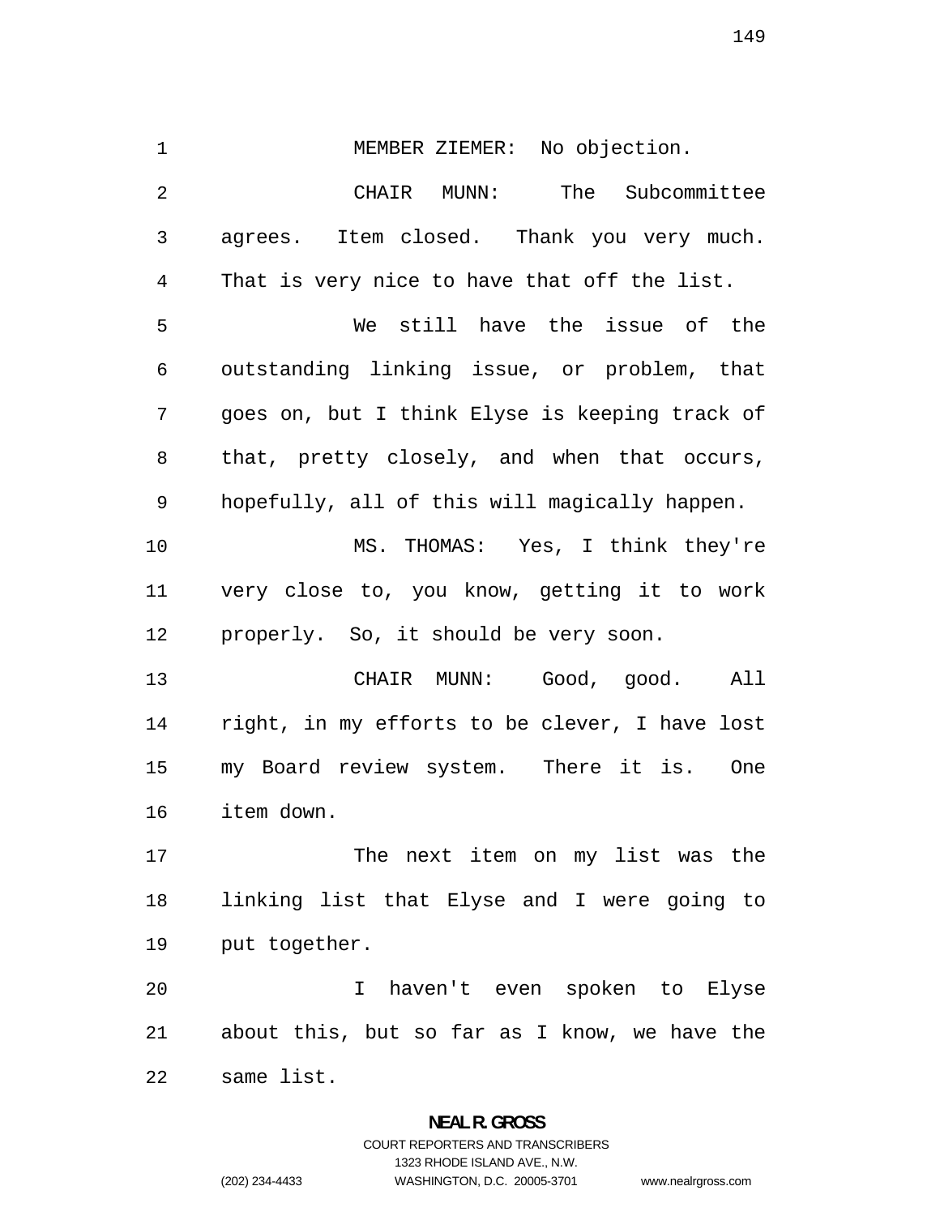MEMBER ZIEMER: No objection.

CHAIR MUNN: The Subcommittee agrees. Item closed. Thank you very much. That is very nice to have that off the list.

We still have the issue of the outstanding linking issue, or problem, that goes on, but I think Elyse is keeping track of that, pretty closely, and when that occurs, hopefully, all of this will magically happen.

MS. THOMAS: Yes, I think they're very close to, you know, getting it to work properly. So, it should be very soon.

CHAIR MUNN: Good, good. All right, in my efforts to be clever, I have lost my Board review system. There it is. One item down.

The next item on my list was the linking list that Elyse and I were going to put together.

I haven't even spoken to Elyse about this, but so far as I know, we have the same list.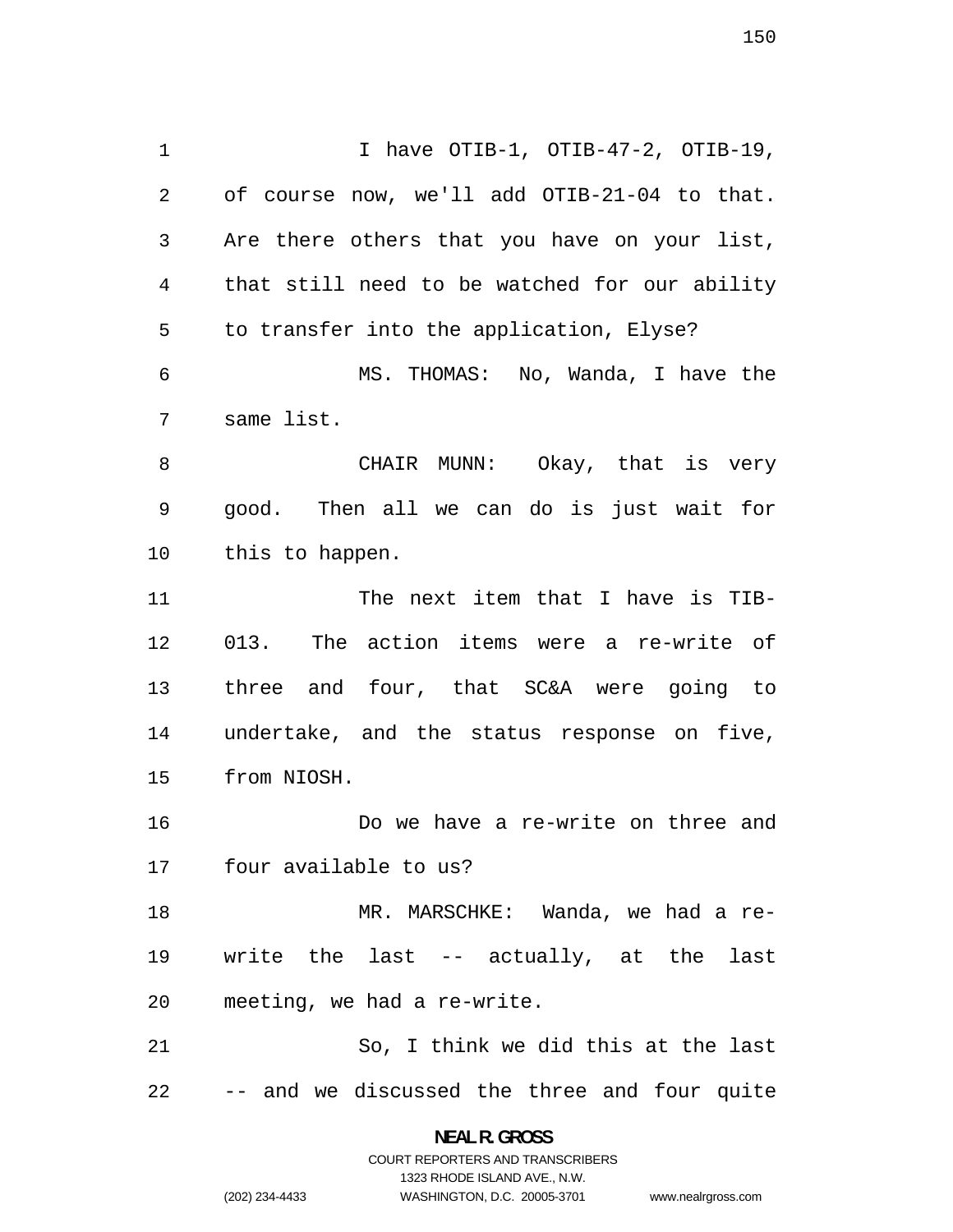I have OTIB-1, OTIB-47-2, OTIB-19, of course now, we'll add OTIB-21-04 to that. Are there others that you have on your list, that still need to be watched for our ability to transfer into the application, Elyse?

MS. THOMAS: No, Wanda, I have the same list.

CHAIR MUNN: Okay, that is very good. Then all we can do is just wait for this to happen.

The next item that I have is TIB-013. The action items were a re-write of three and four, that SC&A were going to undertake, and the status response on five, from NIOSH.

Do we have a re-write on three and four available to us?

MR. MARSCHKE: Wanda, we had a re-write the last -- actually, at the last meeting, we had a re-write.

So, I think we did this at the last -- and we discussed the three and four quite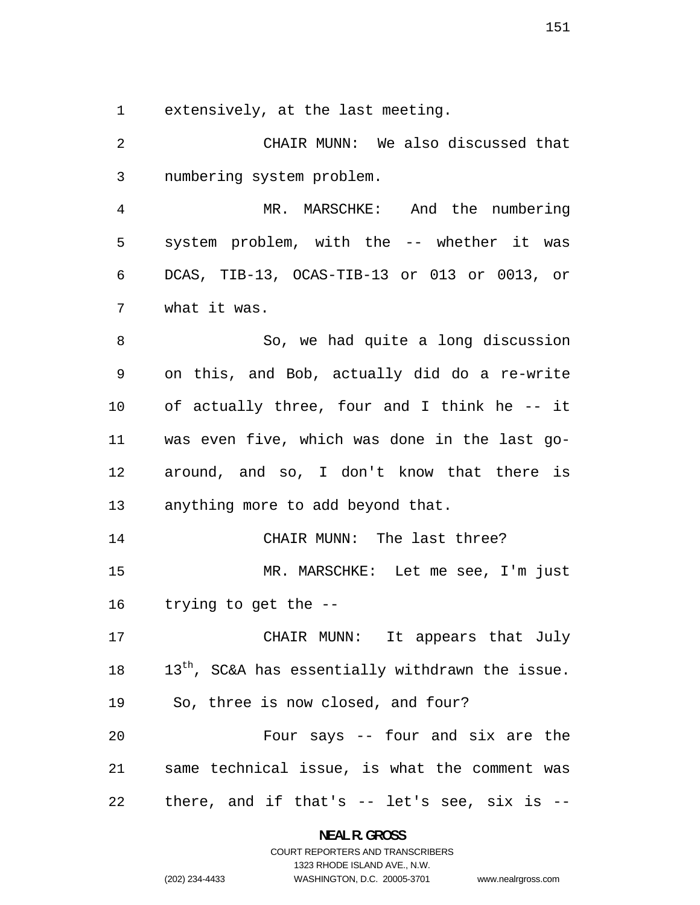extensively, at the last meeting.

CHAIR MUNN: We also discussed that numbering system problem.

MR. MARSCHKE: And the numbering system problem, with the -- whether it was DCAS, TIB-13, OCAS-TIB-13 or 013 or 0013, or what it was.

So, we had quite a long discussion on this, and Bob, actually did do a re-write of actually three, four and I think he -- it was even five, which was done in the last go-around, and so, I don't know that there is anything more to add beyond that.

CHAIR MUNN: The last three?

MR. MARSCHKE: Let me see, I'm just trying to get the --

CHAIR MUNN: It appears that July 13th, SC&A has essentially withdrawn the issue. So, three is now closed, and four?

Four says -- four and six are the same technical issue, is what the comment was there, and if that's -- let's see, six is --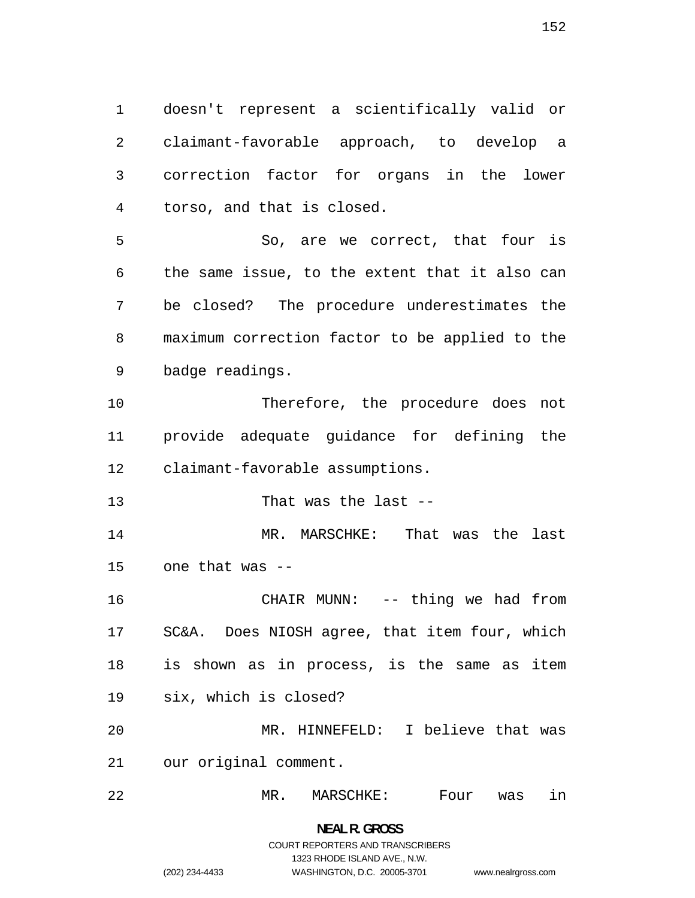doesn't represent a scientifically valid or claimant-favorable approach, to develop a correction factor for organs in the lower torso, and that is closed.

So, are we correct, that four is the same issue, to the extent that it also can be closed? The procedure underestimates the maximum correction factor to be applied to the badge readings.

Therefore, the procedure does not provide adequate guidance for defining the claimant-favorable assumptions.

That was the last --

MR. MARSCHKE: That was the last one that was --

CHAIR MUNN: -- thing we had from SC&A. Does NIOSH agree, that item four, which is shown as in process, is the same as item six, which is closed?

MR. HINNEFELD: I believe that was our original comment.

MR. MARSCHKE: Four was in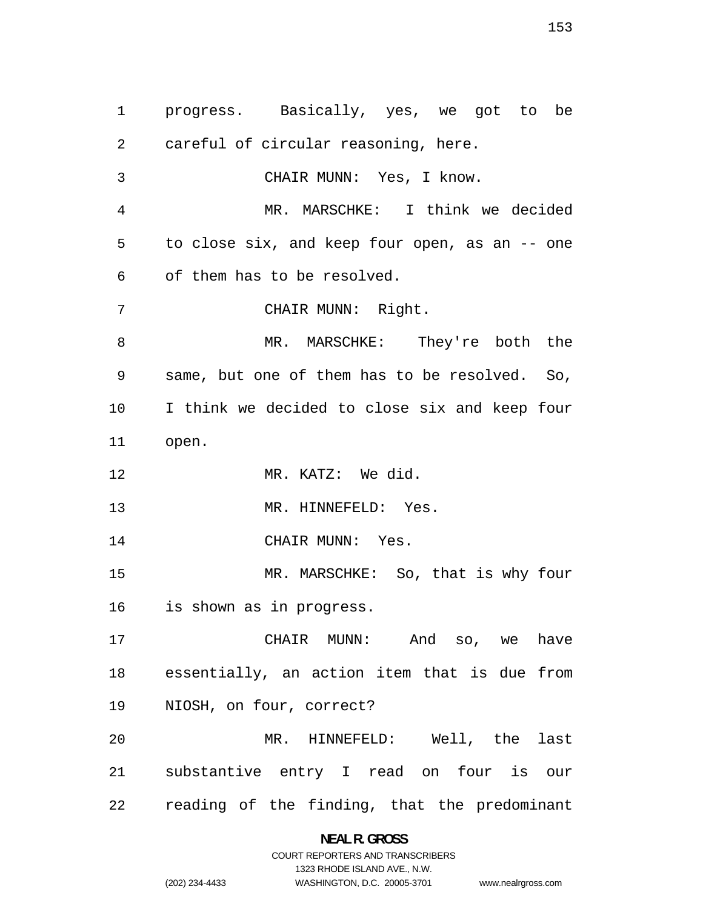progress. Basically, yes, we got to be careful of circular reasoning, here.

CHAIR MUNN: Yes, I know.

MR. MARSCHKE: I think we decided to close six, and keep four open, as an -- one of them has to be resolved.

CHAIR MUNN: Right.

MR. MARSCHKE: They're both the same, but one of them has to be resolved. So, I think we decided to close six and keep four open.

MR. KATZ: We did.

MR. HINNEFELD: Yes.

CHAIR MUNN: Yes.

MR. MARSCHKE: So, that is why four is shown as in progress.

CHAIR MUNN: And so, we have essentially, an action item that is due from NIOSH, on four, correct?

MR. HINNEFELD: Well, the last substantive entry I read on four is our reading of the finding, that the predominant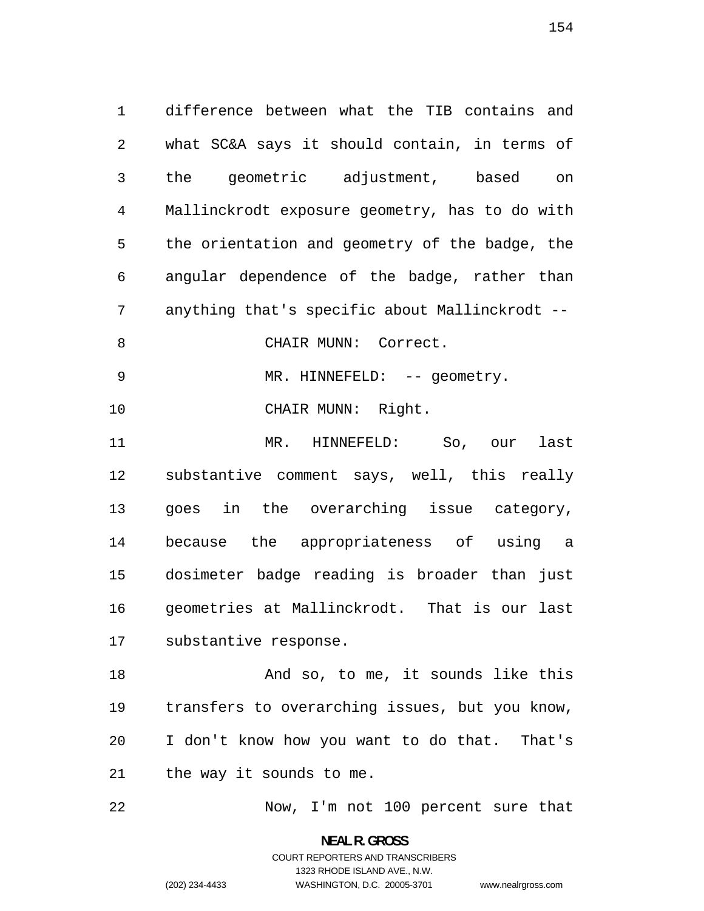difference between what the TIB contains and what SC&A says it should contain, in terms of the geometric adjustment, based on Mallinckrodt exposure geometry, has to do with the orientation and geometry of the badge, the angular dependence of the badge, rather than anything that's specific about Mallinckrodt --

CHAIR MUNN: Correct.

MR. HINNEFELD: -- geometry.

CHAIR MUNN: Right.

MR. HINNEFELD: So, our last substantive comment says, well, this really goes in the overarching issue category, because the appropriateness of using a dosimeter badge reading is broader than just geometries at Mallinckrodt. That is our last substantive response.

And so, to me, it sounds like this transfers to overarching issues, but you know, I don't know how you want to do that. That's the way it sounds to me.

Now, I'm not 100 percent sure that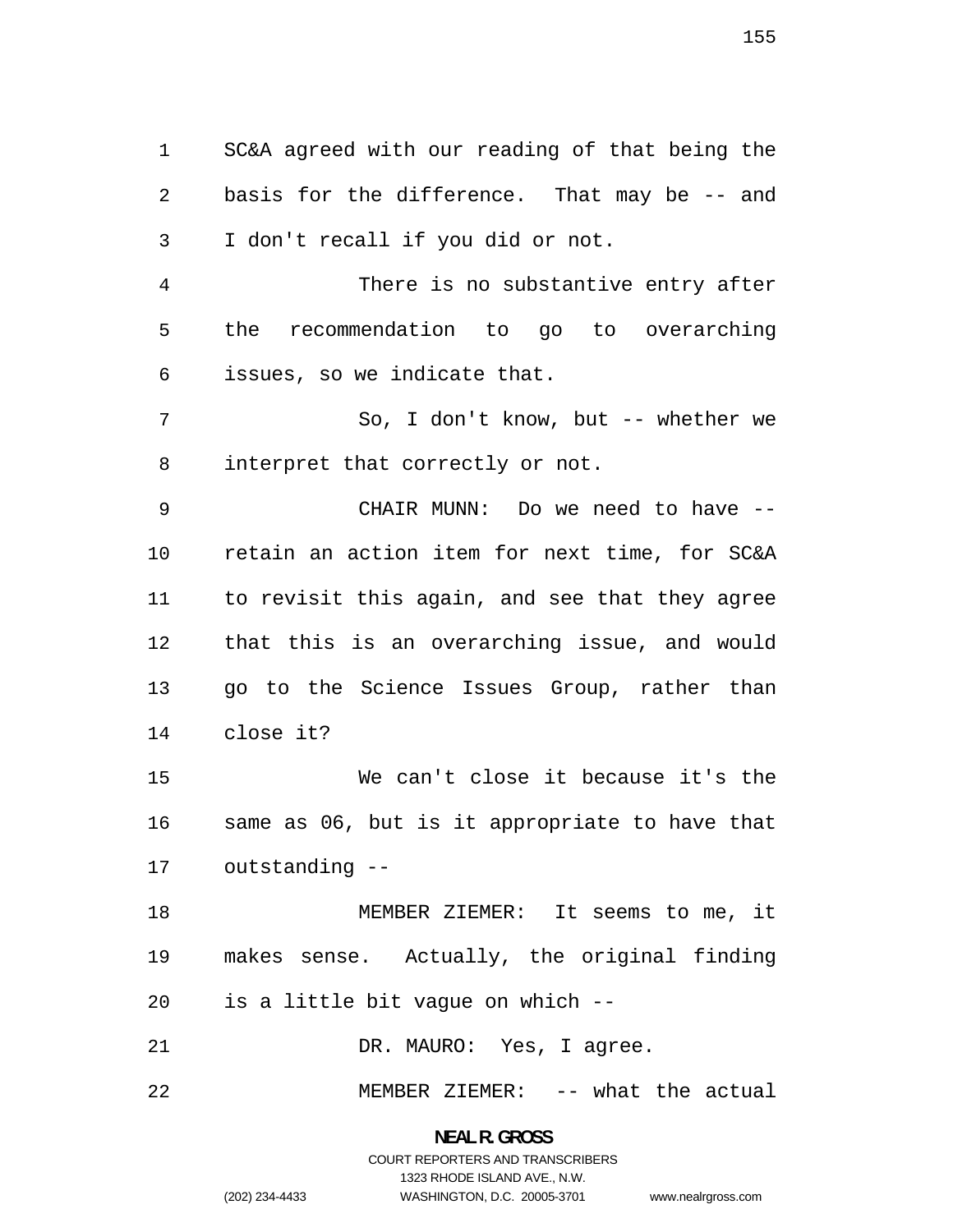SC&A agreed with our reading of that being the basis for the difference. That may be -- and I don't recall if you did or not.

There is no substantive entry after the recommendation to go to overarching issues, so we indicate that.

So, I don't know, but -- whether we interpret that correctly or not.

CHAIR MUNN: Do we need to have -- retain an action item for next time, for SC&A to revisit this again, and see that they agree that this is an overarching issue, and would go to the Science Issues Group, rather than close it?

We can't close it because it's the same as 06, but is it appropriate to have that outstanding --

MEMBER ZIEMER: It seems to me, it makes sense. Actually, the original finding is a little bit vague on which --

DR. MAURO: Yes, I agree.

MEMBER ZIEMER: -- what the actual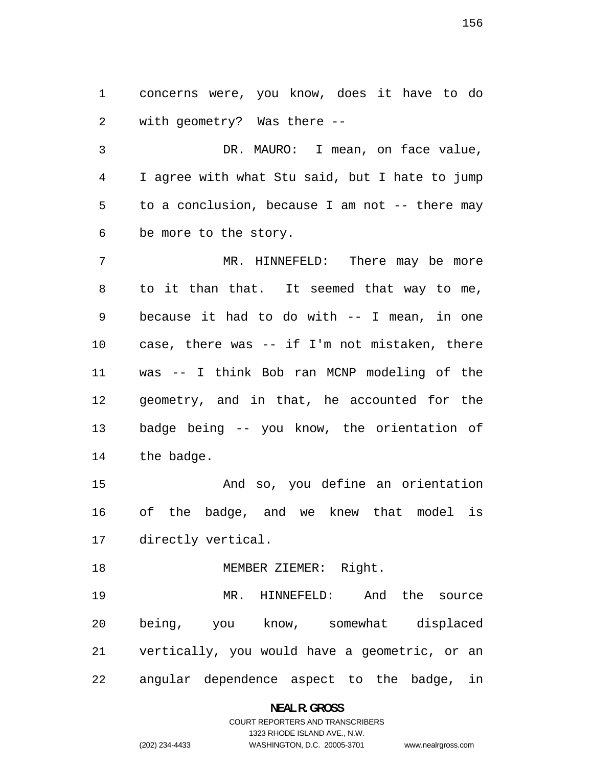concerns were, you know, does it have to do with geometry? Was there --

DR. MAURO: I mean, on face value, I agree with what Stu said, but I hate to jump to a conclusion, because I am not -- there may be more to the story.

MR. HINNEFELD: There may be more to it than that. It seemed that way to me, because it had to do with -- I mean, in one case, there was -- if I'm not mistaken, there was -- I think Bob ran MCNP modeling of the geometry, and in that, he accounted for the badge being -- you know, the orientation of the badge.

And so, you define an orientation of the badge, and we knew that model is directly vertical.

MEMBER ZIEMER: Right.

MR. HINNEFELD: And the source being, you know, somewhat displaced vertically, you would have a geometric, or an angular dependence aspect to the badge, in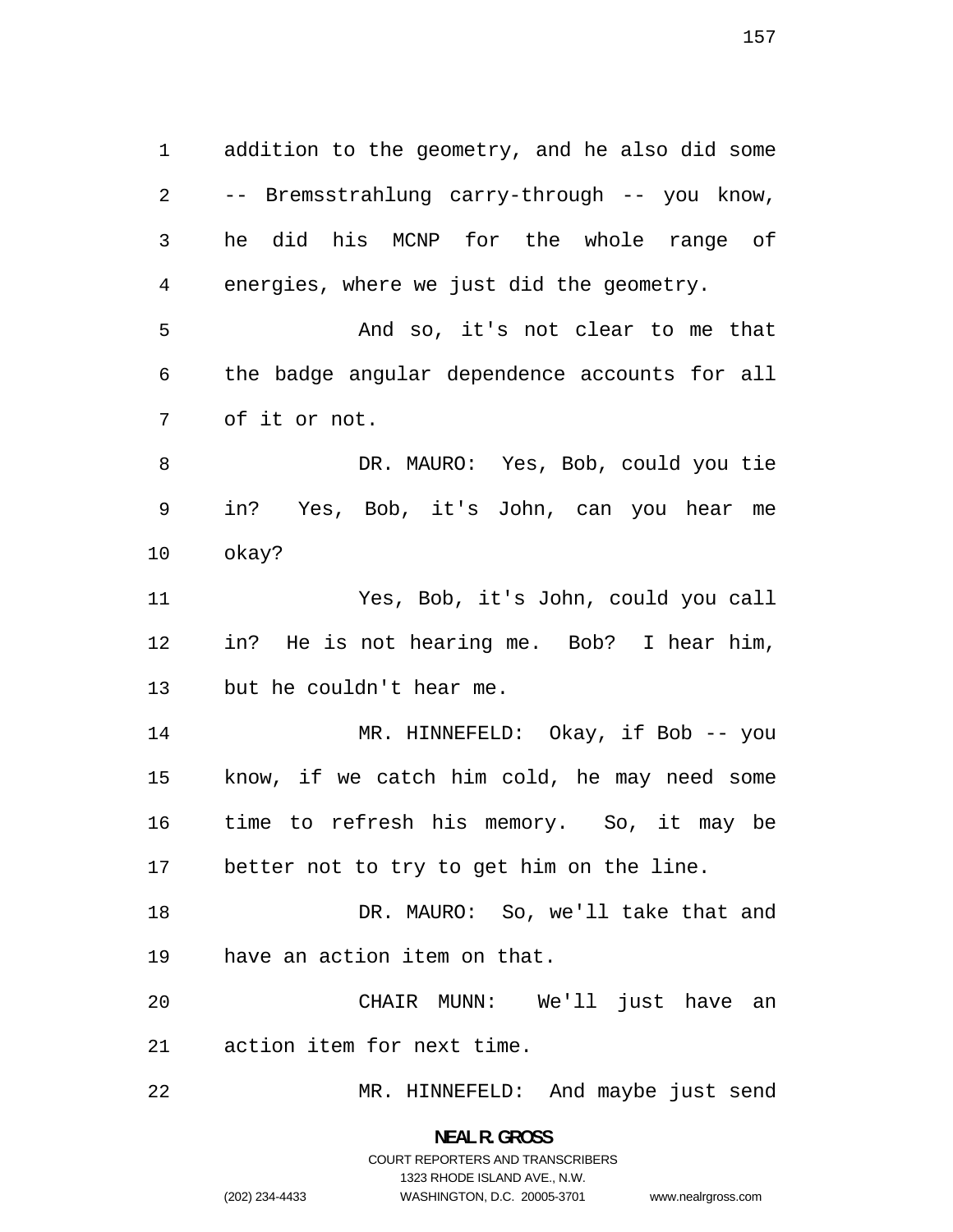addition to the geometry, and he also did some -- Bremsstrahlung carry-through -- you know, he did his MCNP for the whole range of energies, where we just did the geometry.

And so, it's not clear to me that the badge angular dependence accounts for all of it or not.

DR. MAURO: Yes, Bob, could you tie in? Yes, Bob, it's John, can you hear me okay?

Yes, Bob, it's John, could you call in? He is not hearing me. Bob? I hear him, but he couldn't hear me.

MR. HINNEFELD: Okay, if Bob -- you know, if we catch him cold, he may need some time to refresh his memory. So, it may be better not to try to get him on the line.

DR. MAURO: So, we'll take that and have an action item on that.

CHAIR MUNN: We'll just have an action item for next time.

MR. HINNEFELD: And maybe just send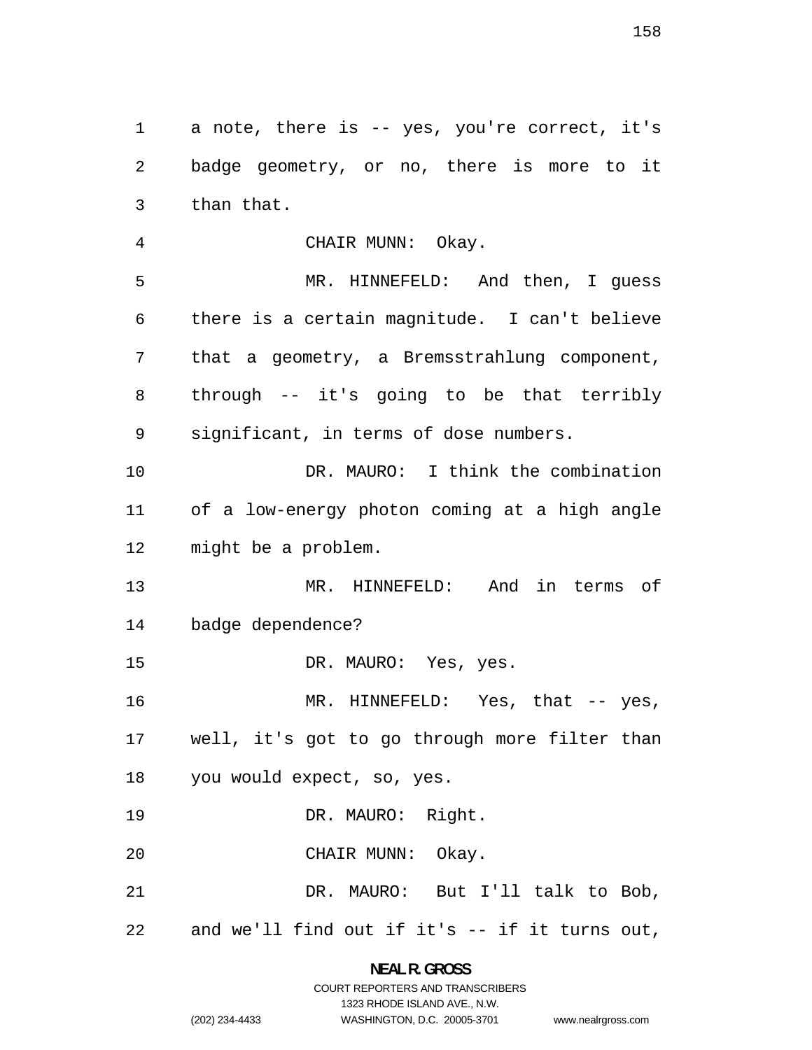a note, there is -- yes, you're correct, it's badge geometry, or no, there is more to it than that.

CHAIR MUNN: Okay.

MR. HINNEFELD: And then, I guess there is a certain magnitude. I can't believe that a geometry, a Bremsstrahlung component, through -- it's going to be that terribly significant, in terms of dose numbers.

DR. MAURO: I think the combination of a low-energy photon coming at a high angle might be a problem.

MR. HINNEFELD: And in terms of badge dependence?

DR. MAURO: Yes, yes.

MR. HINNEFELD: Yes, that -- yes, well, it's got to go through more filter than you would expect, so, yes.

DR. MAURO: Right.

CHAIR MUNN: Okay.

DR. MAURO: But I'll talk to Bob, and we'll find out if it's -- if it turns out,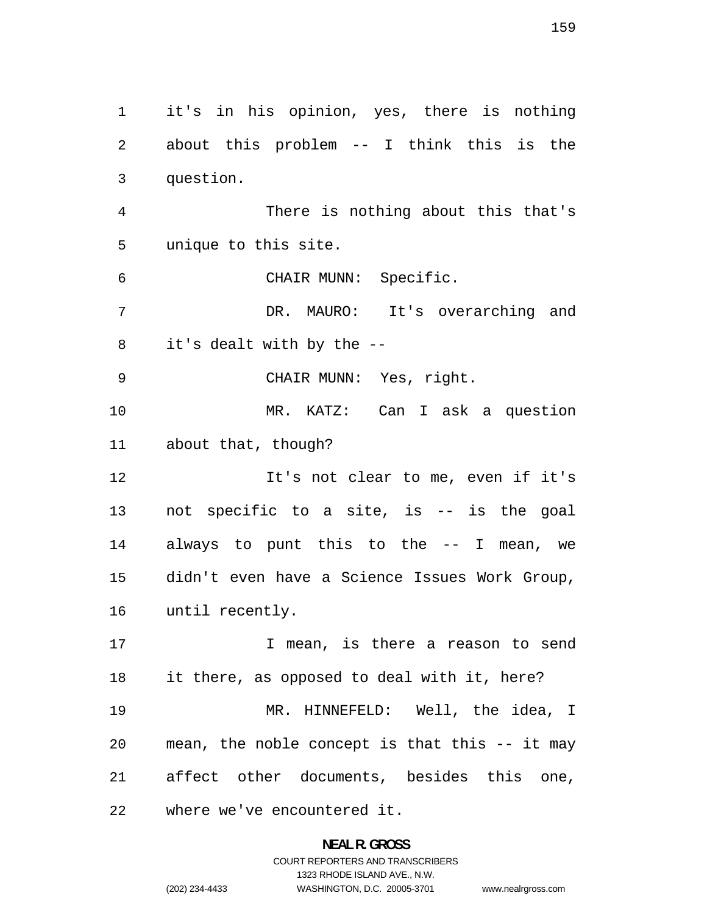it's in his opinion, yes, there is nothing about this problem -- I think this is the question.

There is nothing about this that's unique to this site.

CHAIR MUNN: Specific.

DR. MAURO: It's overarching and it's dealt with by the --

CHAIR MUNN: Yes, right.

MR. KATZ: Can I ask a question about that, though?

It's not clear to me, even if it's not specific to a site, is -- is the goal always to punt this to the -- I mean, we didn't even have a Science Issues Work Group, until recently.

I mean, is there a reason to send it there, as opposed to deal with it, here?

MR. HINNEFELD: Well, the idea, I mean, the noble concept is that this -- it may affect other documents, besides this one, where we've encountered it.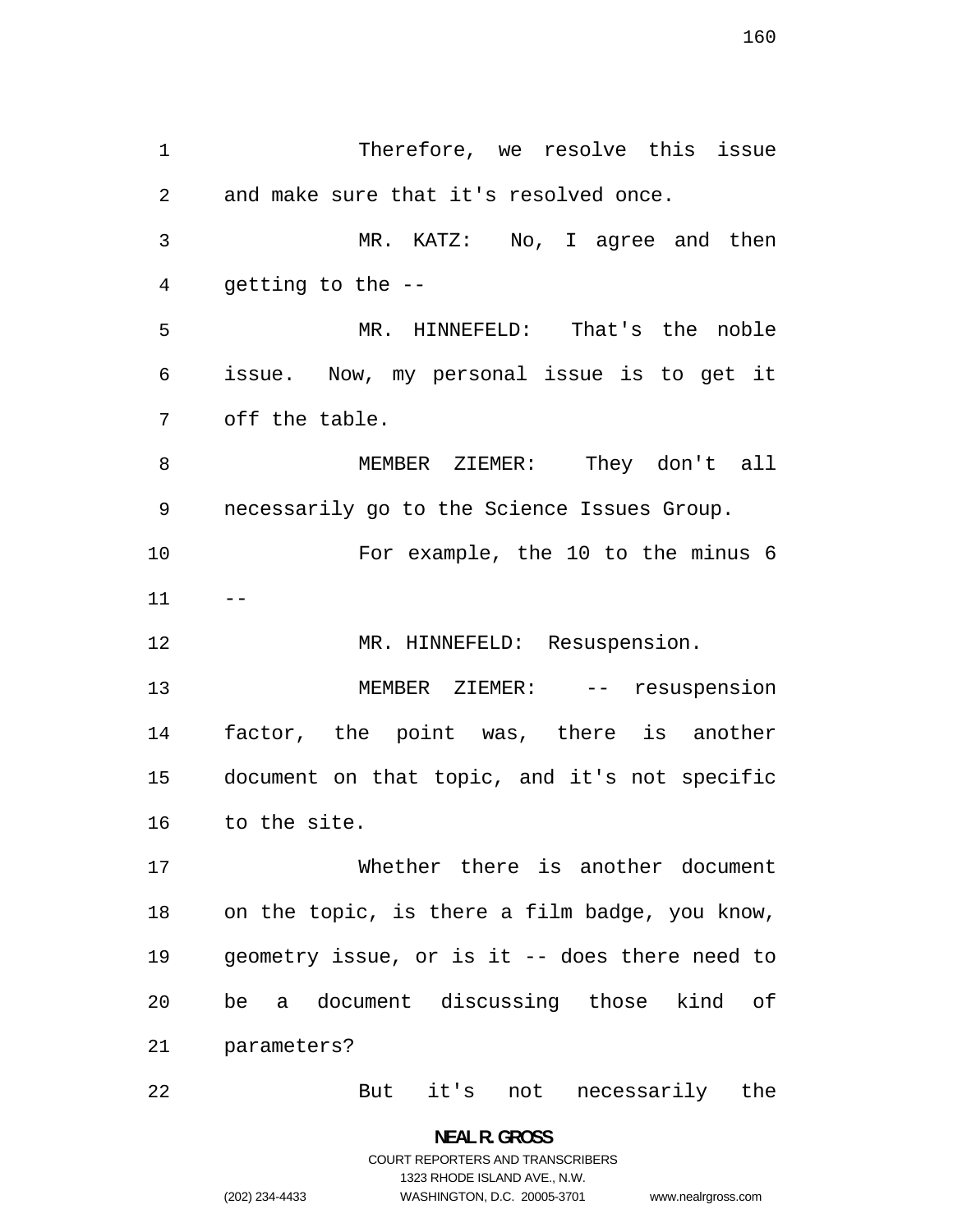Therefore, we resolve this issue and make sure that it's resolved once.

MR. KATZ: No, I agree and then getting to the --

MR. HINNEFELD: That's the noble issue. Now, my personal issue is to get it off the table.

MEMBER ZIEMER: They don't all necessarily go to the Science Issues Group.

For example, the 10 to the minus 6 --

MR. HINNEFELD: Resuspension.

MEMBER ZIEMER: -- resuspension factor, the point was, there is another document on that topic, and it's not specific to the site.

Whether there is another document on the topic, is there a film badge, you know, geometry issue, or is it -- does there need to be a document discussing those kind of parameters?

But it's not necessarily the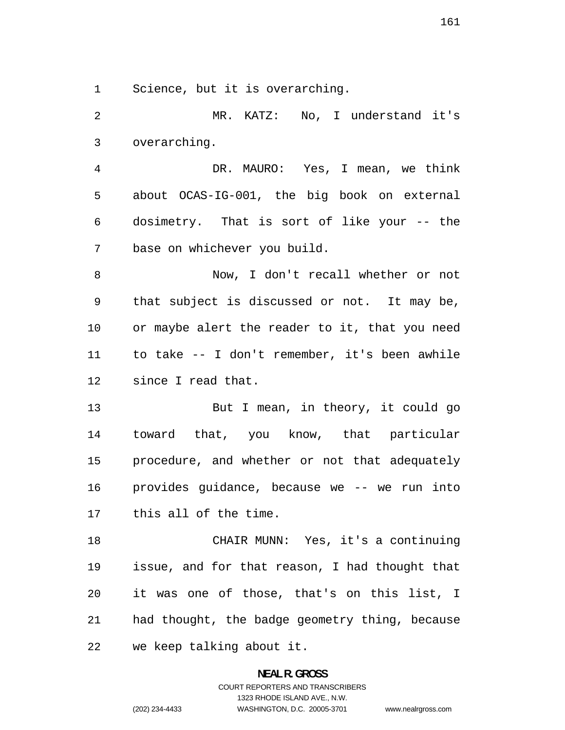Science, but it is overarching.

MR. KATZ: No, I understand it's overarching.

DR. MAURO: Yes, I mean, we think about OCAS-IG-001, the big book on external dosimetry. That is sort of like your -- the base on whichever you build.

Now, I don't recall whether or not that subject is discussed or not. It may be, or maybe alert the reader to it, that you need to take -- I don't remember, it's been awhile since I read that.

But I mean, in theory, it could go toward that, you know, that particular procedure, and whether or not that adequately provides guidance, because we -- we run into this all of the time.

CHAIR MUNN: Yes, it's a continuing issue, and for that reason, I had thought that it was one of those, that's on this list, I had thought, the badge geometry thing, because we keep talking about it.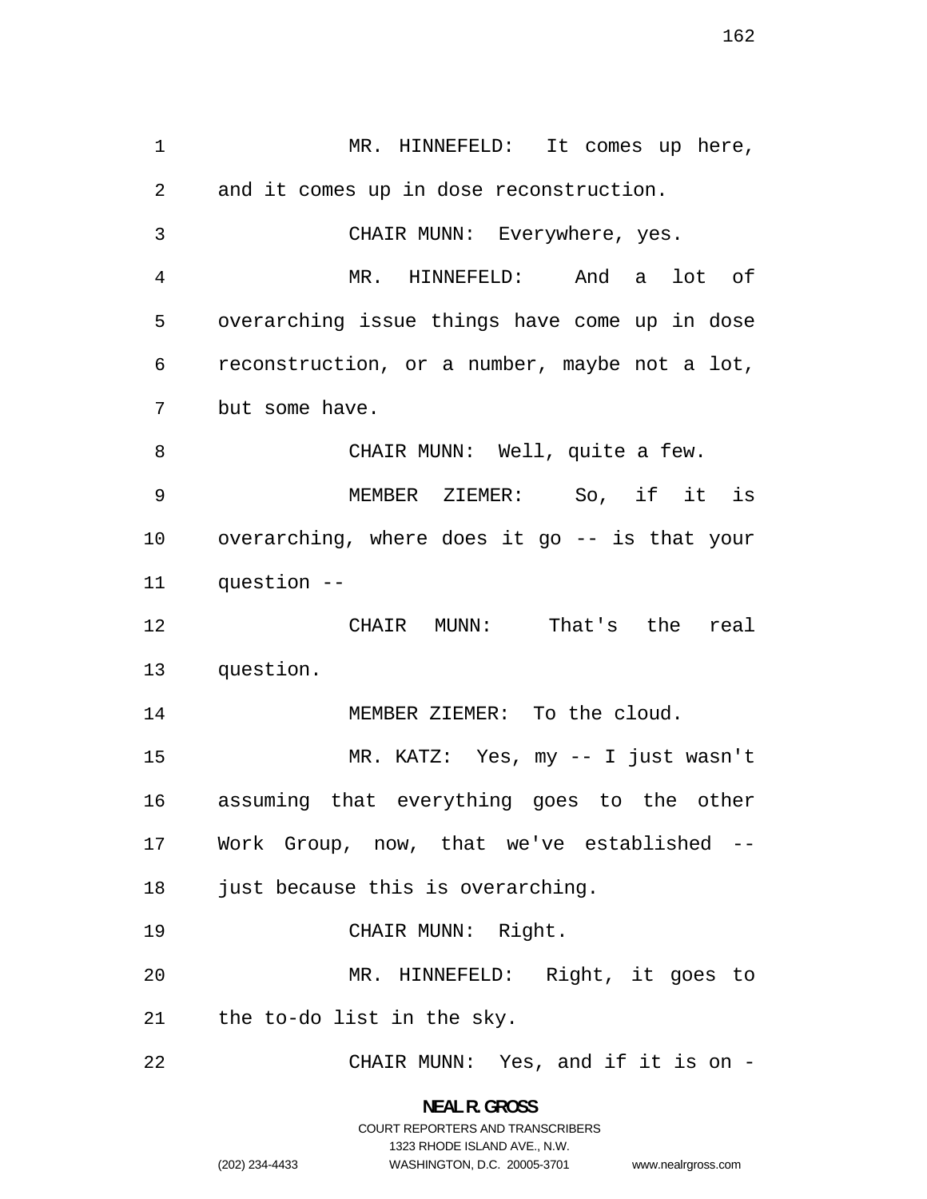MR. HINNEFELD: It comes up here, and it comes up in dose reconstruction.

CHAIR MUNN: Everywhere, yes.

MR. HINNEFELD: And a lot of overarching issue things have come up in dose reconstruction, or a number, maybe not a lot, but some have.

CHAIR MUNN: Well, quite a few.

MEMBER ZIEMER: So, if it is overarching, where does it go -- is that your question --

CHAIR MUNN: That's the real question.

MEMBER ZIEMER: To the cloud.

MR. KATZ: Yes, my -- I just wasn't assuming that everything goes to the other Work Group, now, that we've established -- just because this is overarching.

CHAIR MUNN: Right.

MR. HINNEFELD: Right, it goes to the to-do list in the sky.

CHAIR MUNN: Yes, and if it is on -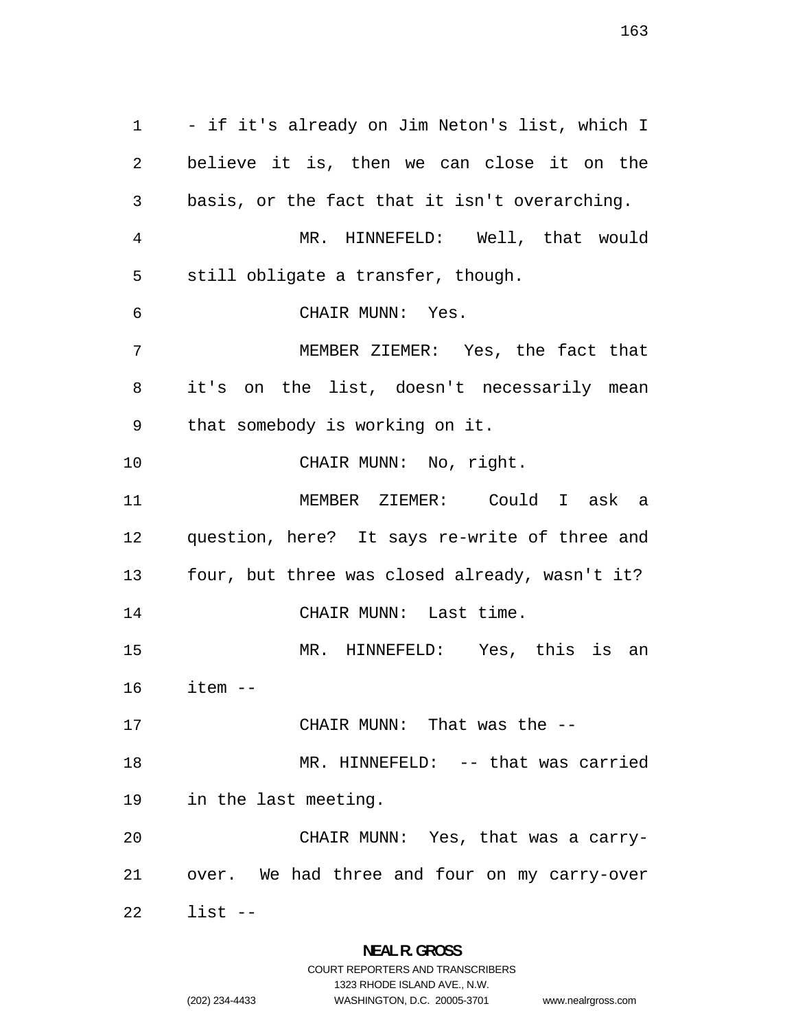- if it's already on Jim Neton's list, which I believe it is, then we can close it on the basis, or the fact that it isn't overarching.

MR. HINNEFELD: Well, that would still obligate a transfer, though.

CHAIR MUNN: Yes.

MEMBER ZIEMER: Yes, the fact that it's on the list, doesn't necessarily mean that somebody is working on it.

CHAIR MUNN: No, right.

MEMBER ZIEMER: Could I ask a question, here? It says re-write of three and four, but three was closed already, wasn't it?

CHAIR MUNN: Last time.

MR. HINNEFELD: Yes, this is an item --

CHAIR MUNN: That was the --

MR. HINNEFELD: -- that was carried in the last meeting.

CHAIR MUNN: Yes, that was a carry-over. We had three and four on my carry-over list --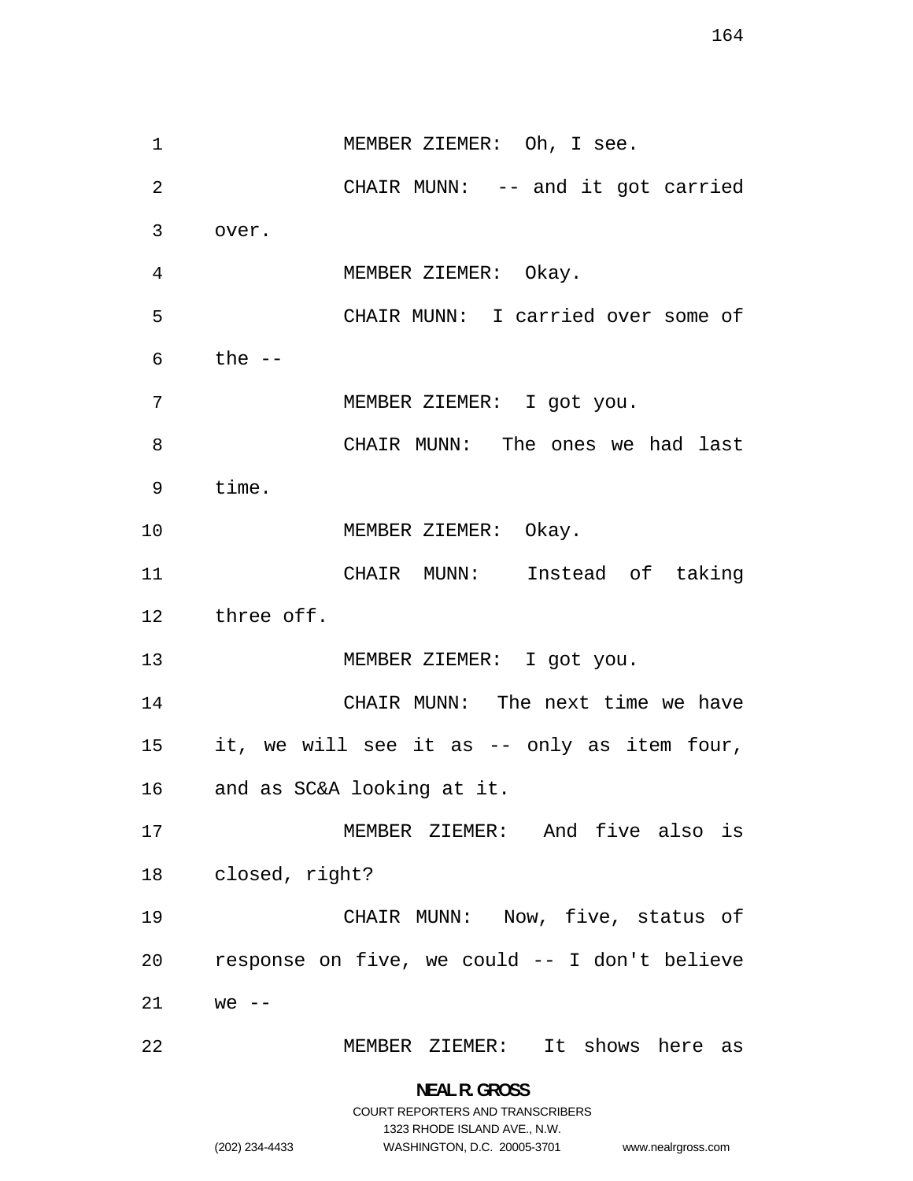MEMBER ZIEMER: Oh, I see.

CHAIR MUNN: -- and it got carried over.

MEMBER ZIEMER: Okay.

CHAIR MUNN: I carried over some of the --

MEMBER ZIEMER: I got you.

CHAIR MUNN: The ones we had last time.

MEMBER ZIEMER: Okay.

CHAIR MUNN: Instead of taking three off.

MEMBER ZIEMER: I got you.

CHAIR MUNN: The next time we have it, we will see it as -- only as item four, and as SC&A looking at it.

MEMBER ZIEMER: And five also is closed, right?

CHAIR MUNN: Now, five, status of response on five, we could -- I don't believe we --

MEMBER ZIEMER: It shows here as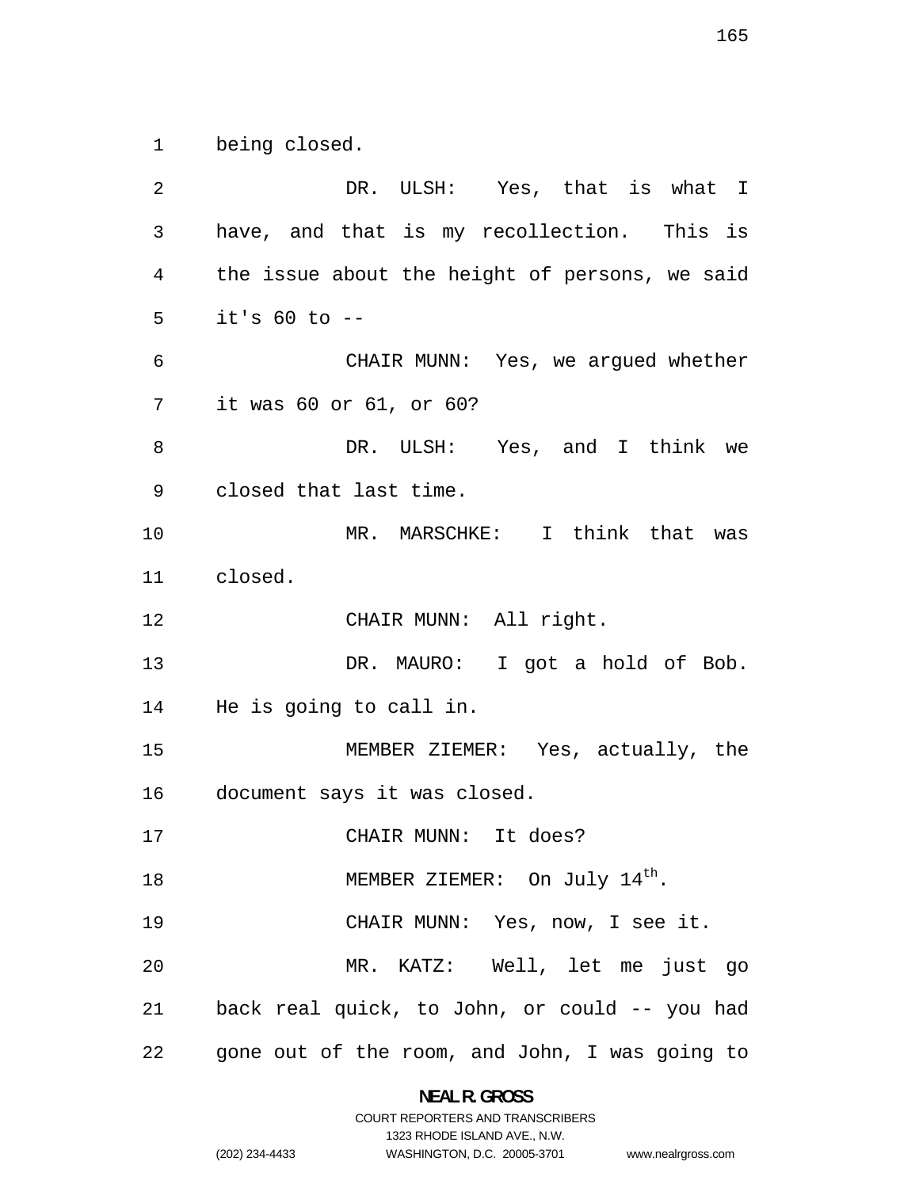being closed.

DR. ULSH: Yes, that is what I have, and that is my recollection. This is the issue about the height of persons, we said it's 60 to --

CHAIR MUNN: Yes, we argued whether it was 60 or 61, or 60?

DR. ULSH: Yes, and I think we closed that last time.

MR. MARSCHKE: I think that was closed.

CHAIR MUNN: All right.

DR. MAURO: I got a hold of Bob. He is going to call in.

MEMBER ZIEMER: Yes, actually, the document says it was closed.

CHAIR MUNN: It does?

MEMBER ZIEMER: On July 14th.

CHAIR MUNN: Yes, now, I see it.

MR. KATZ: Well, let me just go back real quick, to John, or could -- you had gone out of the room, and John, I was going to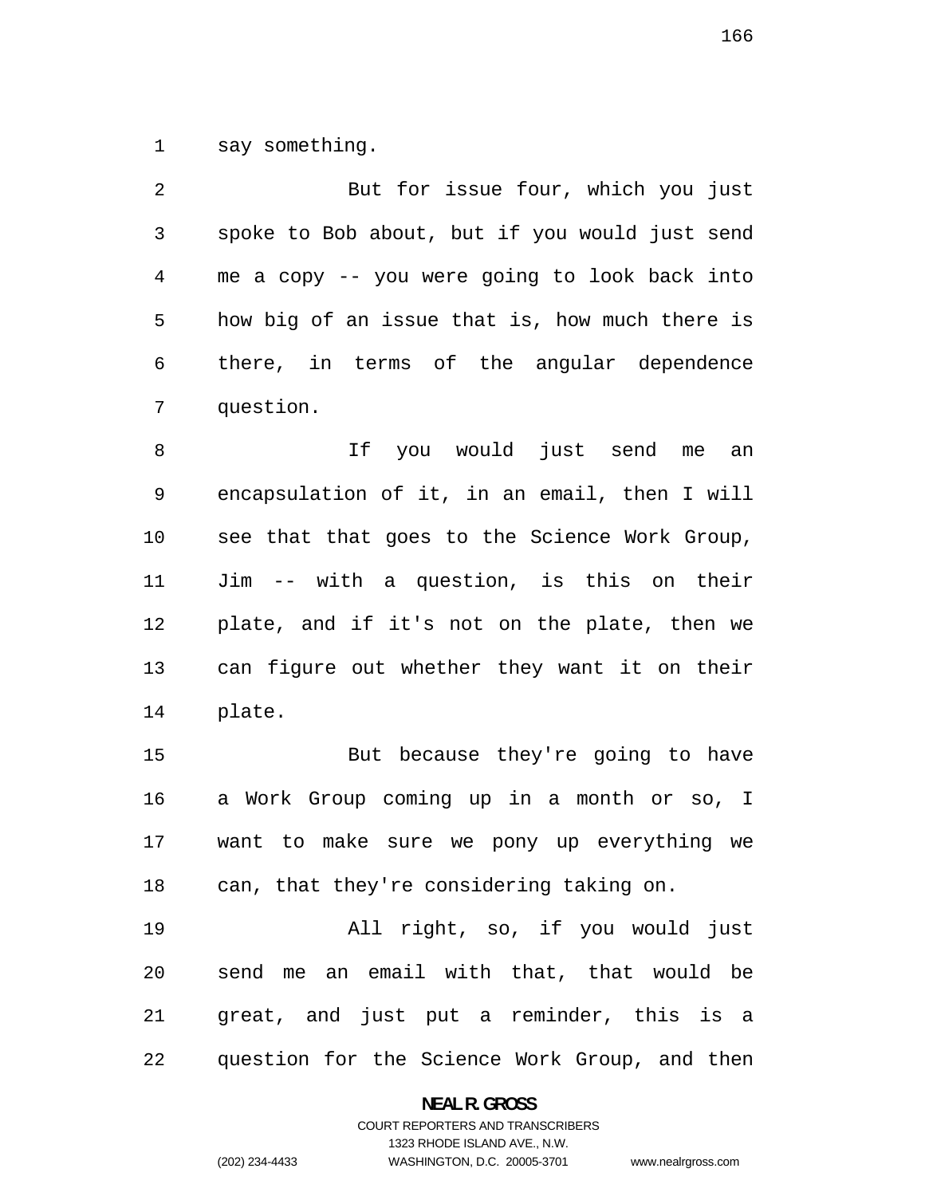say something.

But for issue four, which you just spoke to Bob about, but if you would just send me a copy -- you were going to look back into how big of an issue that is, how much there is there, in terms of the angular dependence question.

If you would just send me an encapsulation of it, in an email, then I will see that that goes to the Science Work Group, Jim -- with a question, is this on their plate, and if it's not on the plate, then we can figure out whether they want it on their plate.

But because they're going to have a Work Group coming up in a month or so, I want to make sure we pony up everything we can, that they're considering taking on.

All right, so, if you would just send me an email with that, that would be great, and just put a reminder, this is a question for the Science Work Group, and then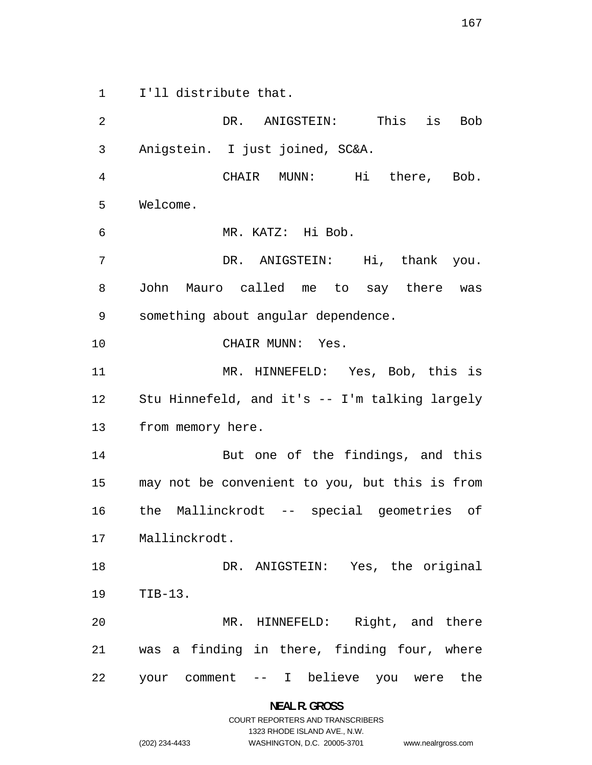I'll distribute that.

DR. ANIGSTEIN: This is Bob Anigstein. I just joined, SC&A.

CHAIR MUNN: Hi there, Bob. Welcome.

MR. KATZ: Hi Bob.

DR. ANIGSTEIN: Hi, thank you. John Mauro called me to say there was something about angular dependence.

CHAIR MUNN: Yes.

MR. HINNEFELD: Yes, Bob, this is Stu Hinnefeld, and it's -- I'm talking largely from memory here.

But one of the findings, and this may not be convenient to you, but this is from the Mallinckrodt -- special geometries of Mallinckrodt.

DR. ANIGSTEIN: Yes, the original TIB-13.

MR. HINNEFELD: Right, and there was a finding in there, finding four, where your comment -- I believe you were the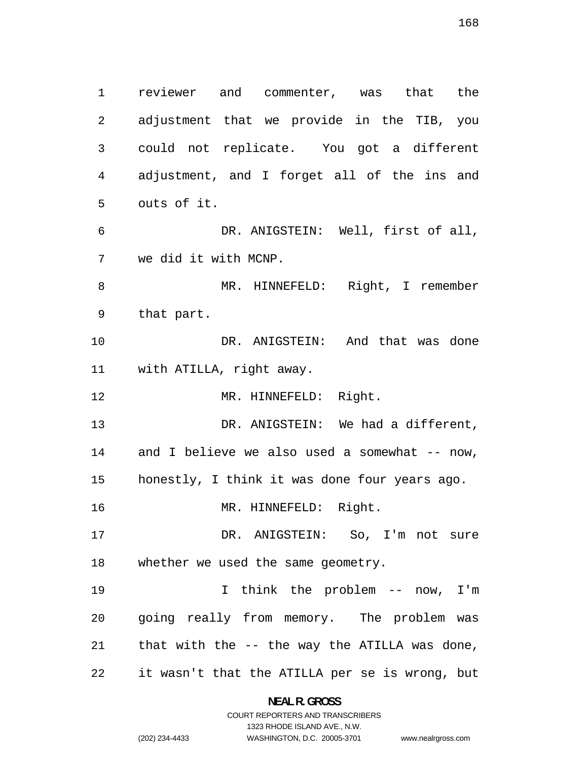reviewer and commenter, was that the adjustment that we provide in the TIB, you could not replicate. You got a different adjustment, and I forget all of the ins and outs of it.

DR. ANIGSTEIN: Well, first of all, we did it with MCNP.

MR. HINNEFELD: Right, I remember that part.

DR. ANIGSTEIN: And that was done with ATILLA, right away.

MR. HINNEFELD: Right.

DR. ANIGSTEIN: We had a different, and I believe we also used a somewhat -- now, honestly, I think it was done four years ago.

MR. HINNEFELD: Right.

DR. ANIGSTEIN: So, I'm not sure whether we used the same geometry.

I think the problem -- now, I'm going really from memory. The problem was that with the -- the way the ATILLA was done, it wasn't that the ATILLA per se is wrong, but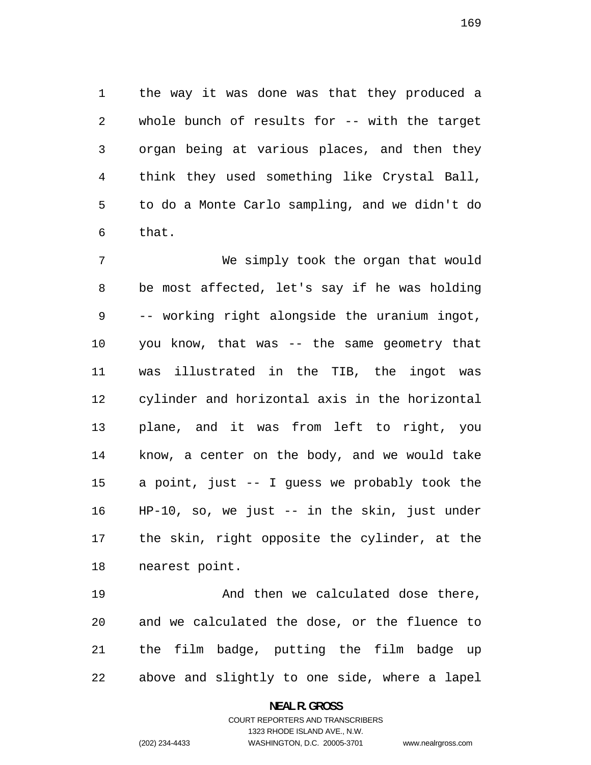the way it was done was that they produced a whole bunch of results for -- with the target organ being at various places, and then they think they used something like Crystal Ball, to do a Monte Carlo sampling, and we didn't do that.

We simply took the organ that would be most affected, let's say if he was holding -- working right alongside the uranium ingot, you know, that was -- the same geometry that was illustrated in the TIB, the ingot was cylinder and horizontal axis in the horizontal plane, and it was from left to right, you know, a center on the body, and we would take a point, just -- I guess we probably took the HP-10, so, we just -- in the skin, just under the skin, right opposite the cylinder, at the nearest point.

And then we calculated dose there, and we calculated the dose, or the fluence to the film badge, putting the film badge up above and slightly to one side, where a lapel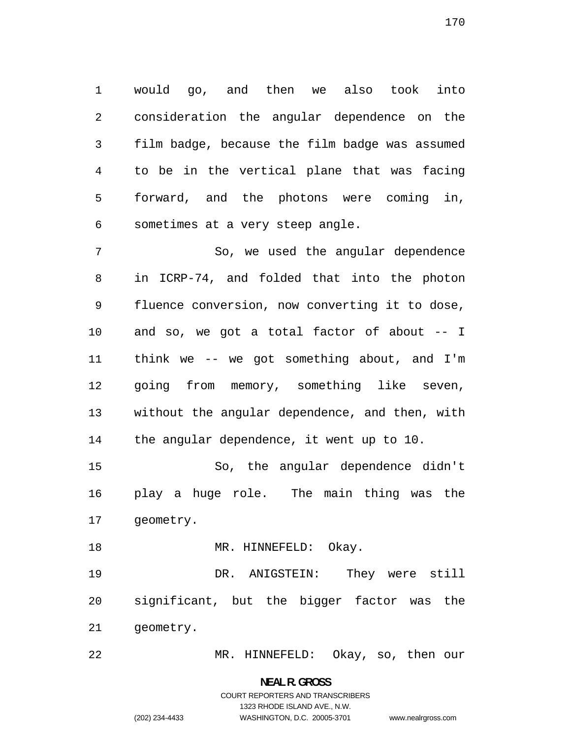would go, and then we also took into consideration the angular dependence on the film badge, because the film badge was assumed to be in the vertical plane that was facing forward, and the photons were coming in, sometimes at a very steep angle.

So, we used the angular dependence in ICRP-74, and folded that into the photon fluence conversion, now converting it to dose, and so, we got a total factor of about -- I think we -- we got something about, and I'm going from memory, something like seven, without the angular dependence, and then, with the angular dependence, it went up to 10.

So, the angular dependence didn't play a huge role. The main thing was the geometry.

MR. HINNEFELD: Okay.

DR. ANIGSTEIN: They were still significant, but the bigger factor was the geometry.

MR. HINNEFELD: Okay, so, then our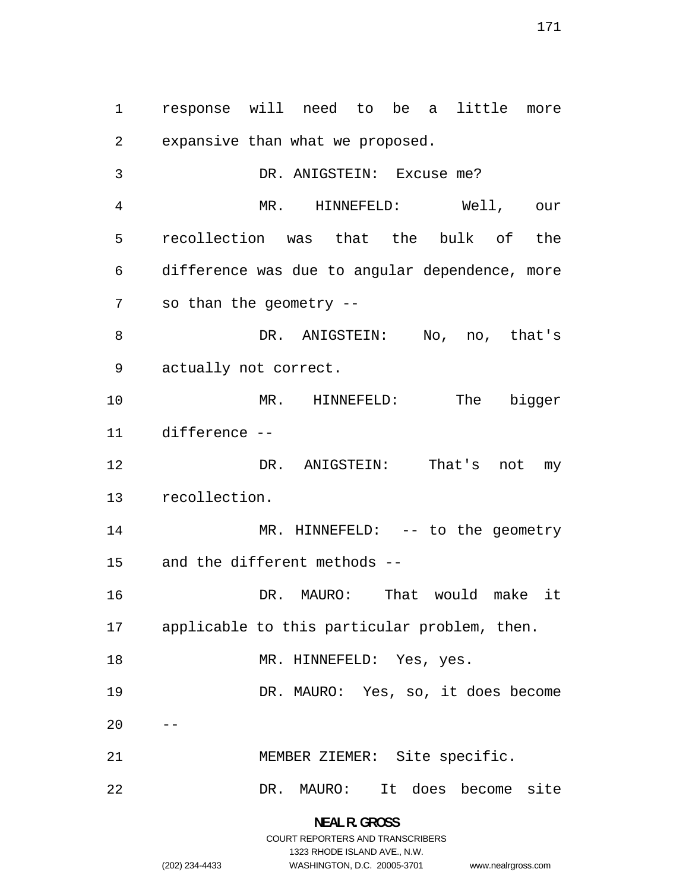response will need to be a little more expansive than what we proposed.

DR. ANIGSTEIN: Excuse me?

MR. HINNEFELD: Well, our recollection was that the bulk of the difference was due to angular dependence, more so than the geometry --

DR. ANIGSTEIN: No, no, that's actually not correct.

MR. HINNEFELD: The bigger difference --

DR. ANIGSTEIN: That's not my recollection.

MR. HINNEFELD: -- to the geometry and the different methods --

DR. MAURO: That would make it applicable to this particular problem, then.

MR. HINNEFELD: Yes, yes.

DR. MAURO: Yes, so, it does become --

MEMBER ZIEMER: Site specific.

DR. MAURO: It does become site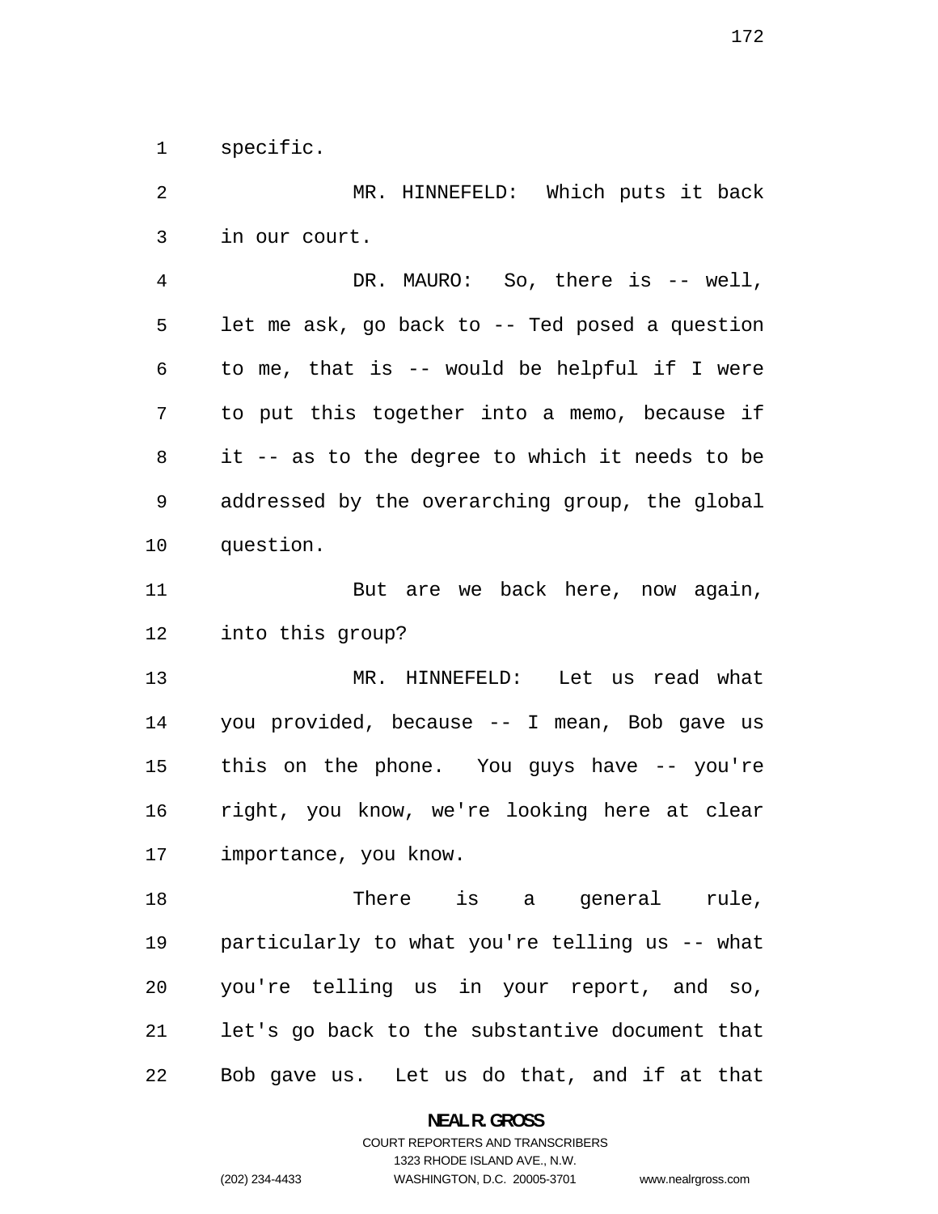specific.

MR. HINNEFELD: Which puts it back in our court.

DR. MAURO: So, there is -- well, let me ask, go back to -- Ted posed a question to me, that is -- would be helpful if I were to put this together into a memo, because if it -- as to the degree to which it needs to be addressed by the overarching group, the global question.

But are we back here, now again, into this group?

MR. HINNEFELD: Let us read what you provided, because -- I mean, Bob gave us this on the phone. You guys have -- you're right, you know, we're looking here at clear importance, you know.

There is a general rule, particularly to what you're telling us -- what you're telling us in your report, and so, let's go back to the substantive document that Bob gave us. Let us do that, and if at that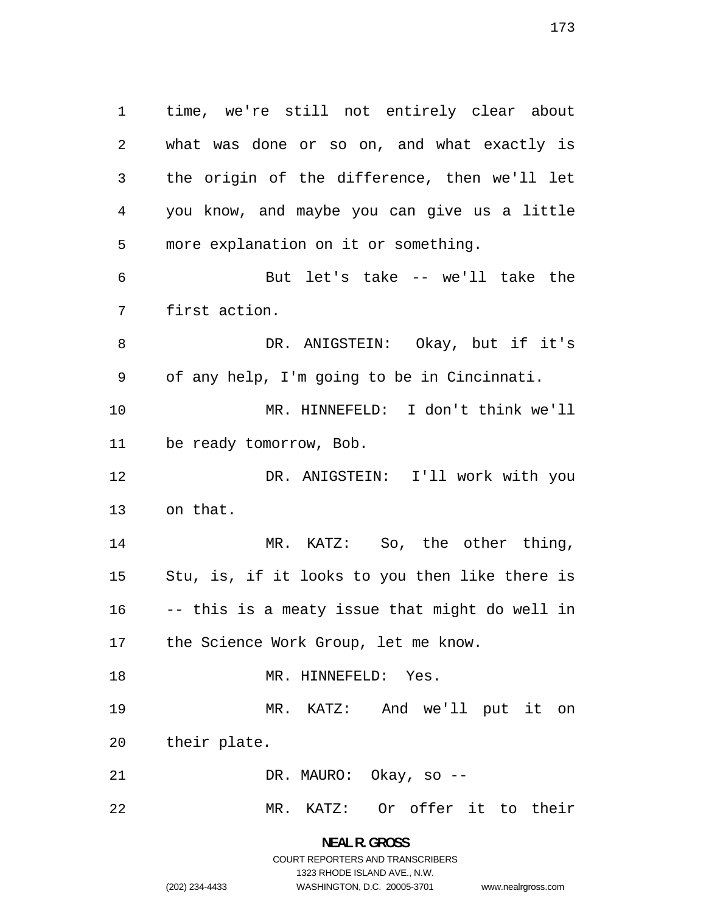time, we're still not entirely clear about what was done or so on, and what exactly is the origin of the difference, then we'll let you know, and maybe you can give us a little more explanation on it or something.

But let's take -- we'll take the first action.

DR. ANIGSTEIN: Okay, but if it's of any help, I'm going to be in Cincinnati.

MR. HINNEFELD: I don't think we'll be ready tomorrow, Bob.

DR. ANIGSTEIN: I'll work with you on that.

MR. KATZ: So, the other thing, Stu, is, if it looks to you then like there is -- this is a meaty issue that might do well in the Science Work Group, let me know.

MR. HINNEFELD: Yes.

MR. KATZ: And we'll put it on their plate.

DR. MAURO: Okay, so --

MR. KATZ: Or offer it to their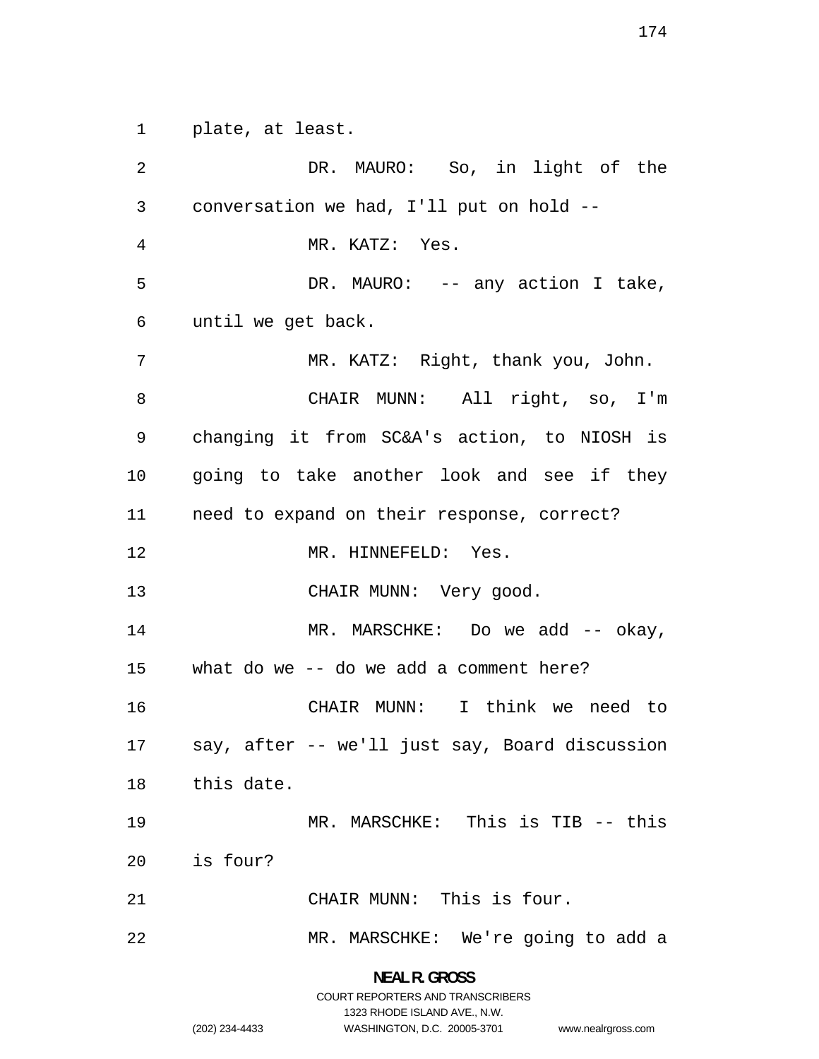plate, at least.

DR. MAURO: So, in light of the conversation we had, I'll put on hold --

MR. KATZ: Yes.

DR. MAURO: -- any action I take, until we get back.

MR. KATZ: Right, thank you, John.

CHAIR MUNN: All right, so, I'm changing it from SC&A's action, to NIOSH is going to take another look and see if they need to expand on their response, correct?

MR. HINNEFELD: Yes.

CHAIR MUNN: Very good.

MR. MARSCHKE: Do we add -- okay, what do we -- do we add a comment here?

CHAIR MUNN: I think we need to say, after -- we'll just say, Board discussion this date.

MR. MARSCHKE: This is TIB -- this is four?

CHAIR MUNN: This is four.

MR. MARSCHKE: We're going to add a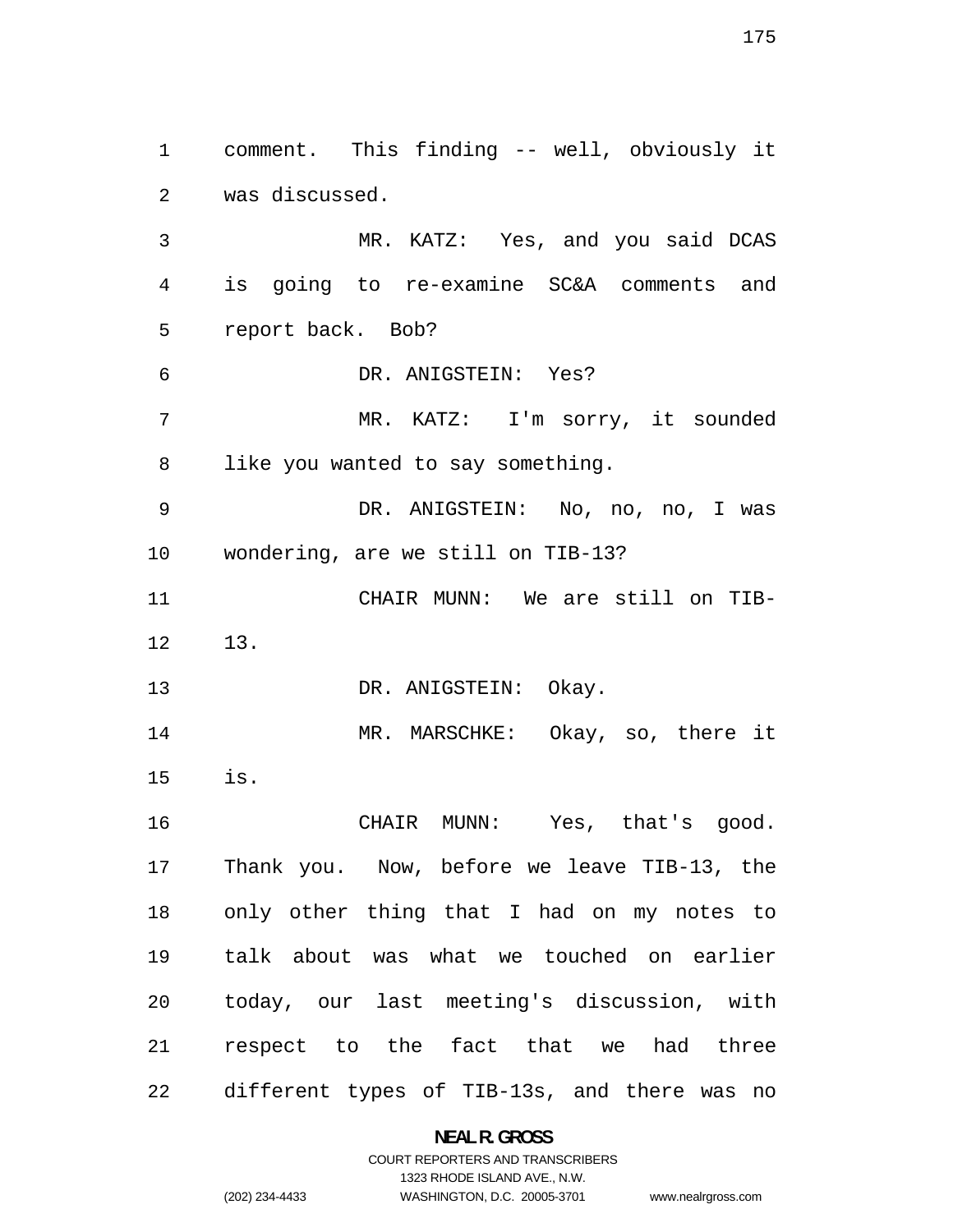comment. This finding -- well, obviously it was discussed.

MR. KATZ: Yes, and you said DCAS is going to re-examine SC&A comments and report back. Bob?

DR. ANIGSTEIN: Yes?

MR. KATZ: I'm sorry, it sounded like you wanted to say something.

DR. ANIGSTEIN: No, no, no, I was wondering, are we still on TIB-13?

CHAIR MUNN: We are still on TIB-13.

DR. ANIGSTEIN: Okay.

MR. MARSCHKE: Okay, so, there it is.

CHAIR MUNN: Yes, that's good. Thank you. Now, before we leave TIB-13, the only other thing that I had on my notes to talk about was what we touched on earlier today, our last meeting's discussion, with respect to the fact that we had three different types of TIB-13s, and there was no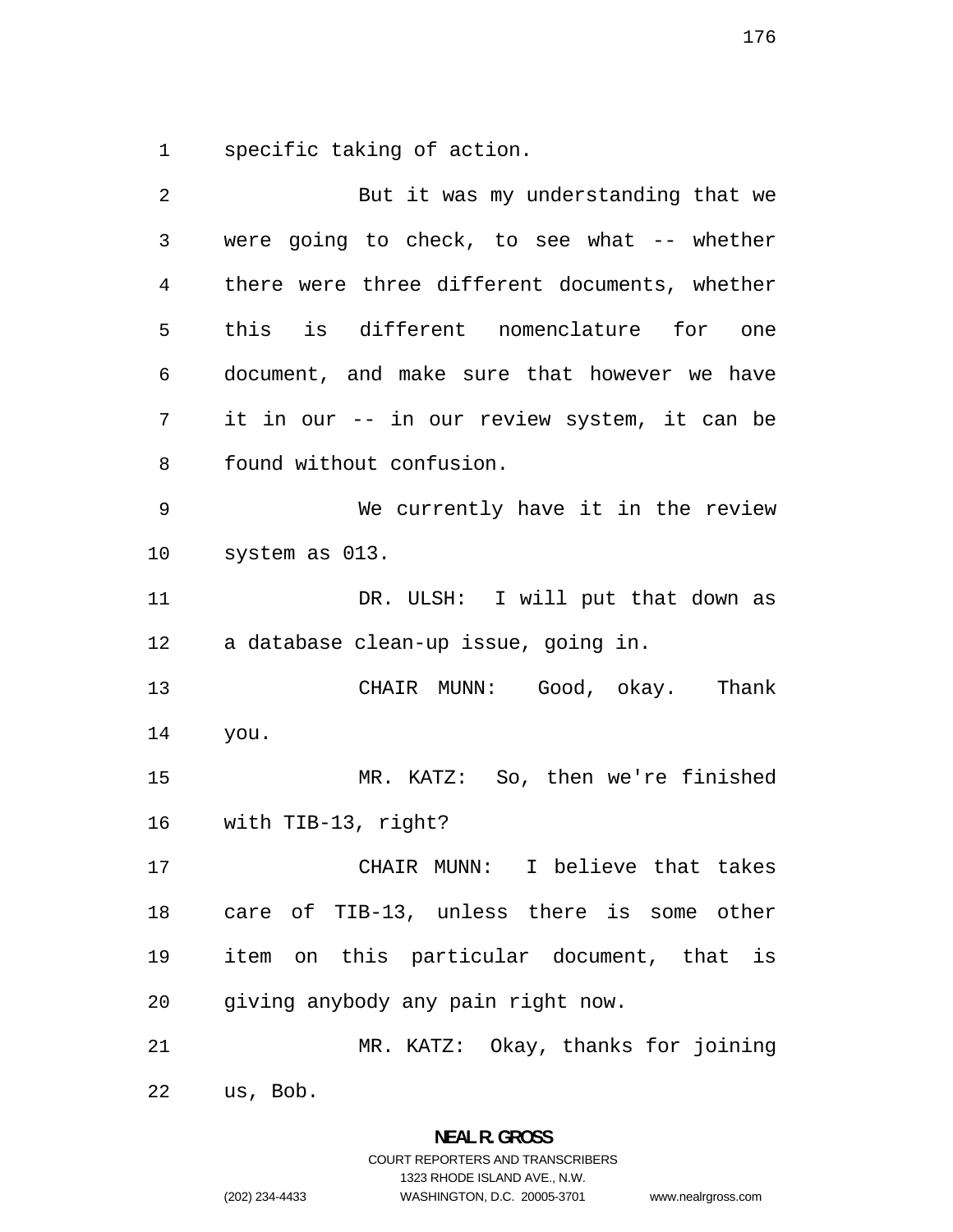specific taking of action.

But it was my understanding that we were going to check, to see what -- whether there were three different documents, whether this is different nomenclature for one document, and make sure that however we have it in our -- in our review system, it can be found without confusion.

We currently have it in the review system as 013.

DR. ULSH: I will put that down as a database clean-up issue, going in.

CHAIR MUNN: Good, okay. Thank you.

MR. KATZ: So, then we're finished with TIB-13, right?

CHAIR MUNN: I believe that takes care of TIB-13, unless there is some other item on this particular document, that is giving anybody any pain right now.

MR. KATZ: Okay, thanks for joining us, Bob.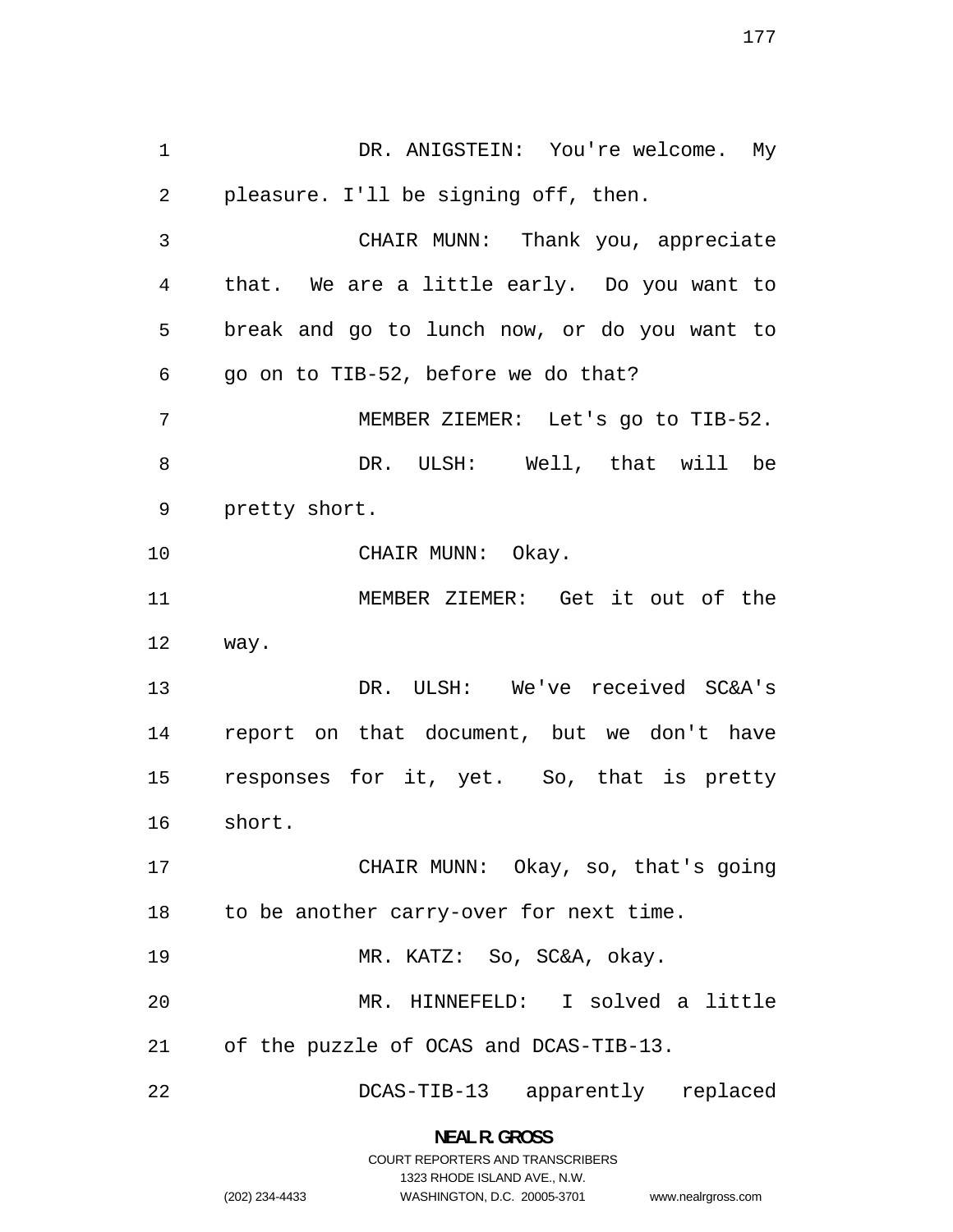DR. ANIGSTEIN: You're welcome. My pleasure. I'll be signing off, then.

CHAIR MUNN: Thank you, appreciate that. We are a little early. Do you want to break and go to lunch now, or do you want to go on to TIB-52, before we do that?

MEMBER ZIEMER: Let's go to TIB-52.

DR. ULSH: Well, that will be pretty short.

CHAIR MUNN: Okay.

MEMBER ZIEMER: Get it out of the way.

DR. ULSH: We've received SC&A's report on that document, but we don't have responses for it, yet. So, that is pretty short.

CHAIR MUNN: Okay, so, that's going to be another carry-over for next time.

MR. KATZ: So, SC&A, okay.

MR. HINNEFELD: I solved a little of the puzzle of OCAS and DCAS-TIB-13.

DCAS-TIB-13 apparently replaced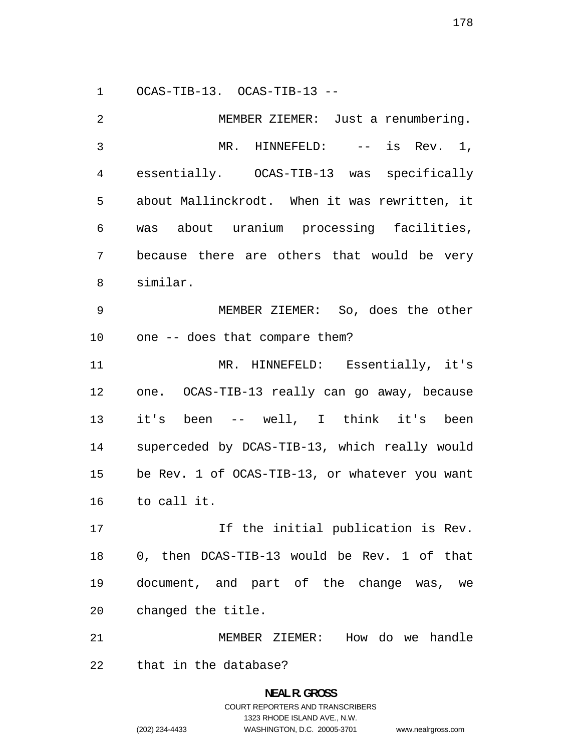OCAS-TIB-13. OCAS-TIB-13 --

MEMBER ZIEMER: Just a renumbering.

MR. HINNEFELD: -- is Rev. 1, essentially. OCAS-TIB-13 was specifically about Mallinckrodt. When it was rewritten, it was about uranium processing facilities, because there are others that would be very similar.

MEMBER ZIEMER: So, does the other one -- does that compare them?

MR. HINNEFELD: Essentially, it's one. OCAS-TIB-13 really can go away, because it's been -- well, I think it's been superceded by DCAS-TIB-13, which really would be Rev. 1 of OCAS-TIB-13, or whatever you want to call it.

If the initial publication is Rev. 0, then DCAS-TIB-13 would be Rev. 1 of that document, and part of the change was, we changed the title.

MEMBER ZIEMER: How do we handle that in the database?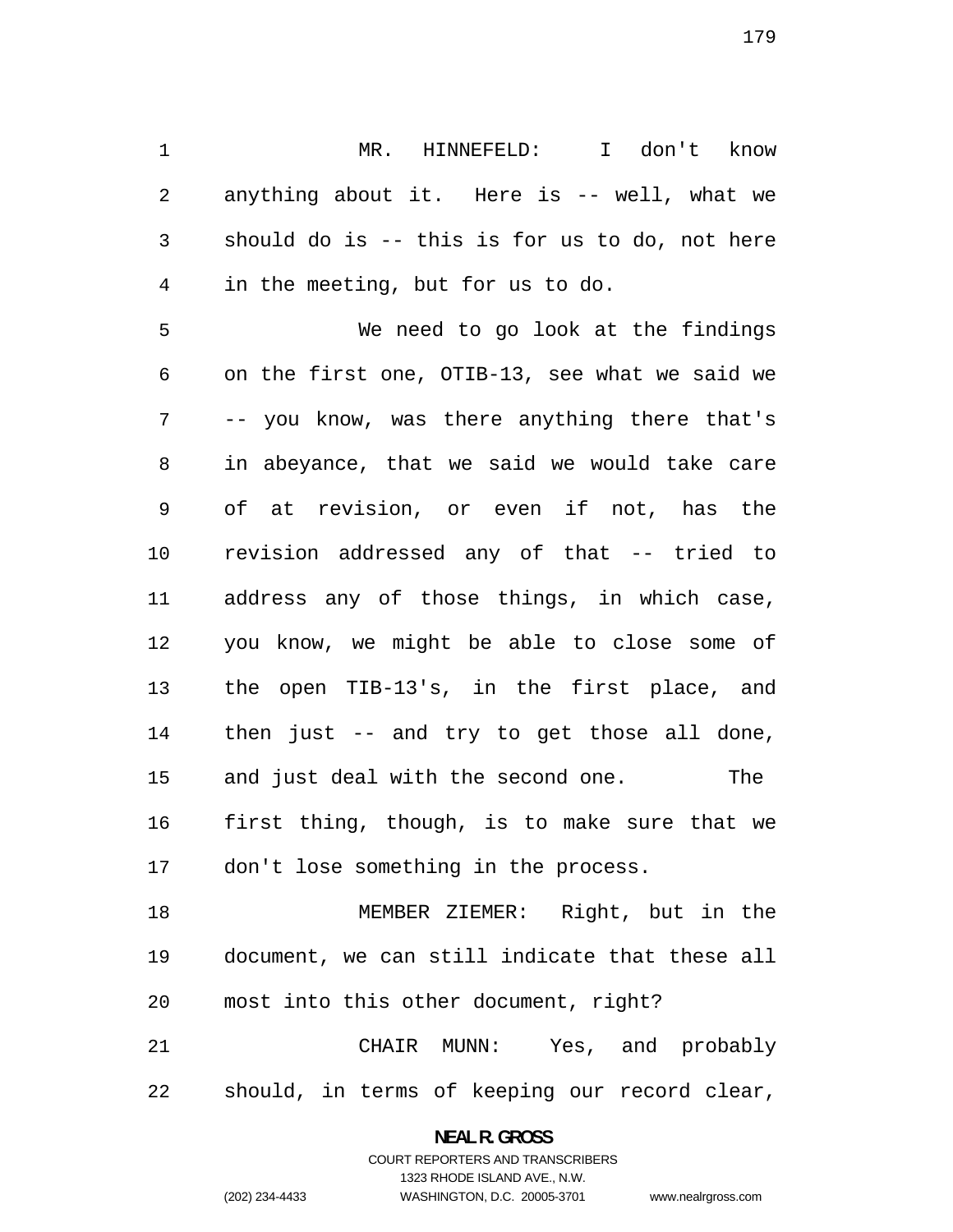MR. HINNEFELD: I don't know anything about it. Here is -- well, what we should do is -- this is for us to do, not here in the meeting, but for us to do.

We need to go look at the findings on the first one, OTIB-13, see what we said we -- you know, was there anything there that's in abeyance, that we said we would take care of at revision, or even if not, has the revision addressed any of that -- tried to address any of those things, in which case, you know, we might be able to close some of the open TIB-13's, in the first place, and then just -- and try to get those all done, and just deal with the second one. The first thing, though, is to make sure that we don't lose something in the process.

MEMBER ZIEMER: Right, but in the document, we can still indicate that these all most into this other document, right?

CHAIR MUNN: Yes, and probably should, in terms of keeping our record clear,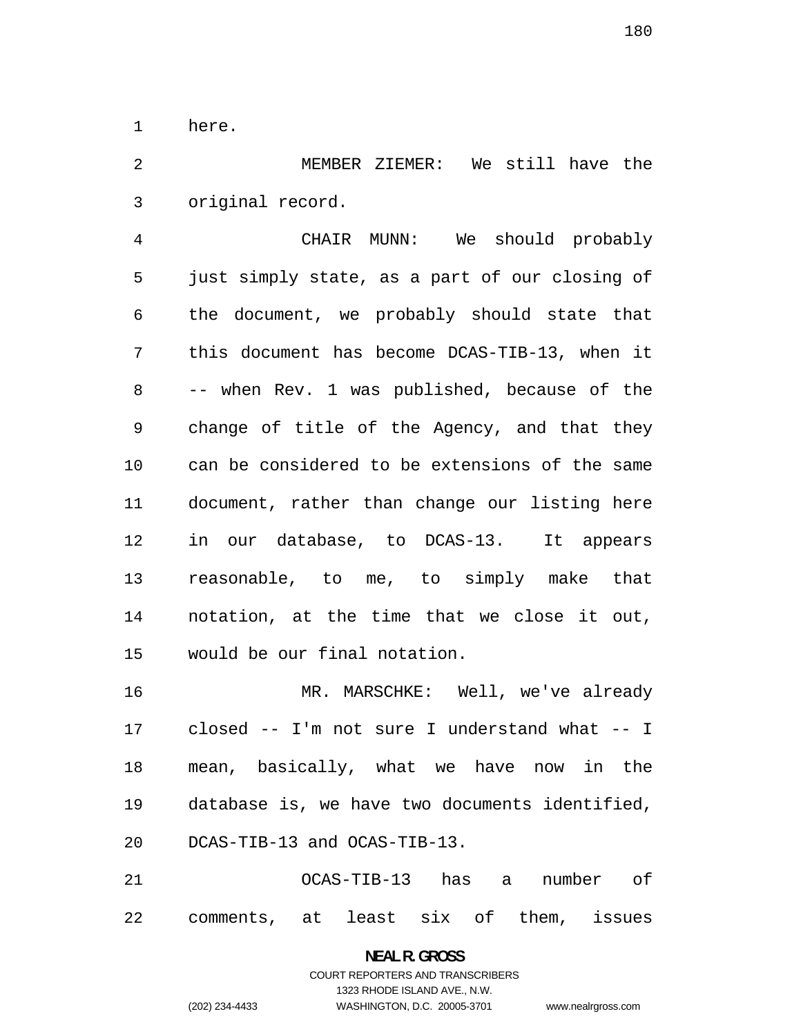here.

MEMBER ZIEMER: We still have the original record.

CHAIR MUNN: We should probably just simply state, as a part of our closing of the document, we probably should state that this document has become DCAS-TIB-13, when it -- when Rev. 1 was published, because of the change of title of the Agency, and that they can be considered to be extensions of the same document, rather than change our listing here in our database, to DCAS-13. It appears reasonable, to me, to simply make that notation, at the time that we close it out, would be our final notation.

MR. MARSCHKE: Well, we've already closed -- I'm not sure I understand what -- I mean, basically, what we have now in the database is, we have two documents identified, DCAS-TIB-13 and OCAS-TIB-13.

OCAS-TIB-13 has a number of comments, at least six of them, issues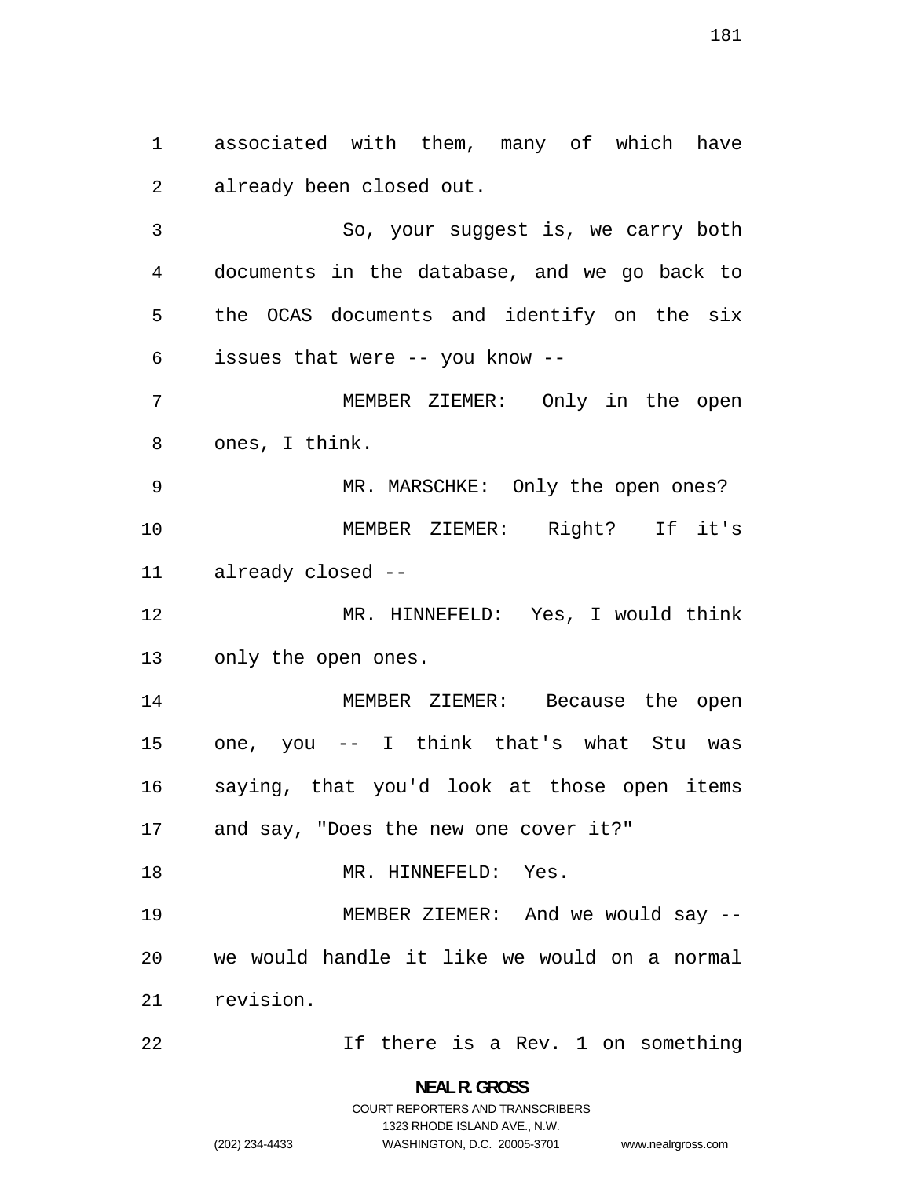associated with them, many of which have already been closed out.

So, your suggest is, we carry both documents in the database, and we go back to the OCAS documents and identify on the six issues that were -- you know --

MEMBER ZIEMER: Only in the open ones, I think.

MR. MARSCHKE: Only the open ones?

MEMBER ZIEMER: Right? If it's already closed --

MR. HINNEFELD: Yes, I would think only the open ones.

MEMBER ZIEMER: Because the open one, you -- I think that's what Stu was saying, that you'd look at those open items and say, "Does the new one cover it?"

MR. HINNEFELD: Yes.

MEMBER ZIEMER: And we would say -- we would handle it like we would on a normal revision.

If there is a Rev. 1 on something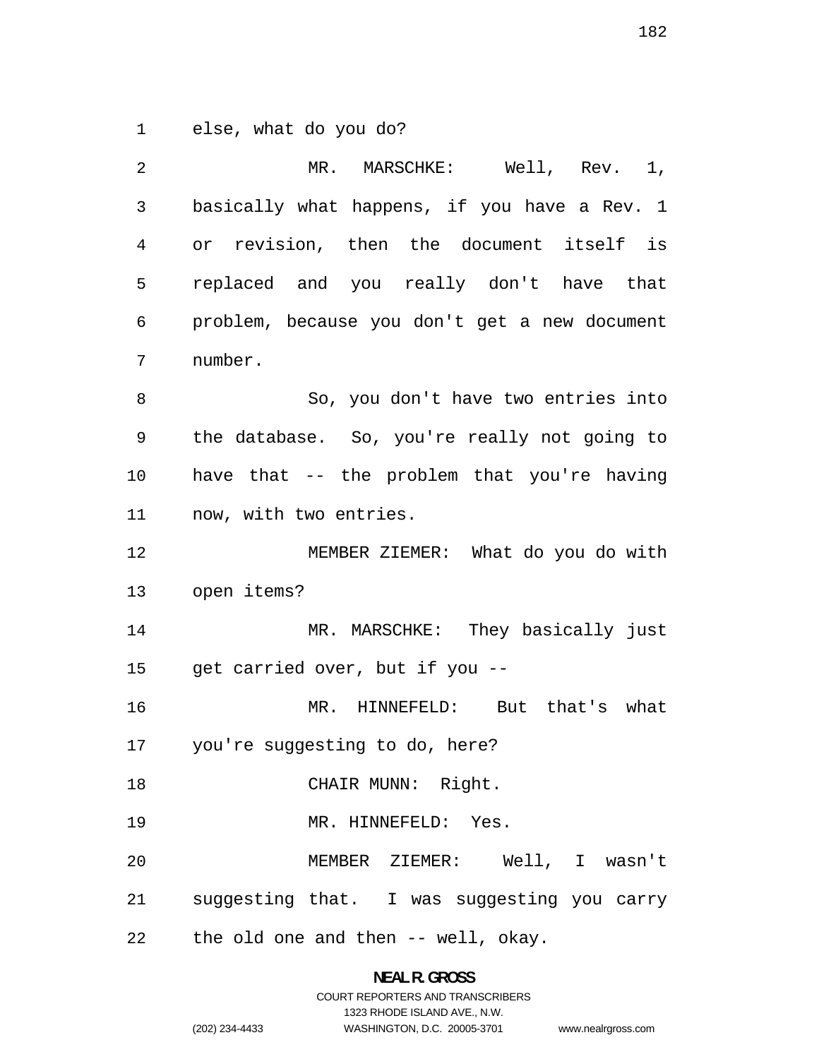else, what do you do?

MR. MARSCHKE: Well, Rev. 1, basically what happens, if you have a Rev. 1 or revision, then the document itself is replaced and you really don't have that problem, because you don't get a new document number.

So, you don't have two entries into the database. So, you're really not going to have that -- the problem that you're having now, with two entries.

MEMBER ZIEMER: What do you do with open items?

MR. MARSCHKE: They basically just get carried over, but if you --

MR. HINNEFELD: But that's what you're suggesting to do, here?

CHAIR MUNN: Right.

MR. HINNEFELD: Yes.

MEMBER ZIEMER: Well, I wasn't suggesting that. I was suggesting you carry the old one and then -- well, okay.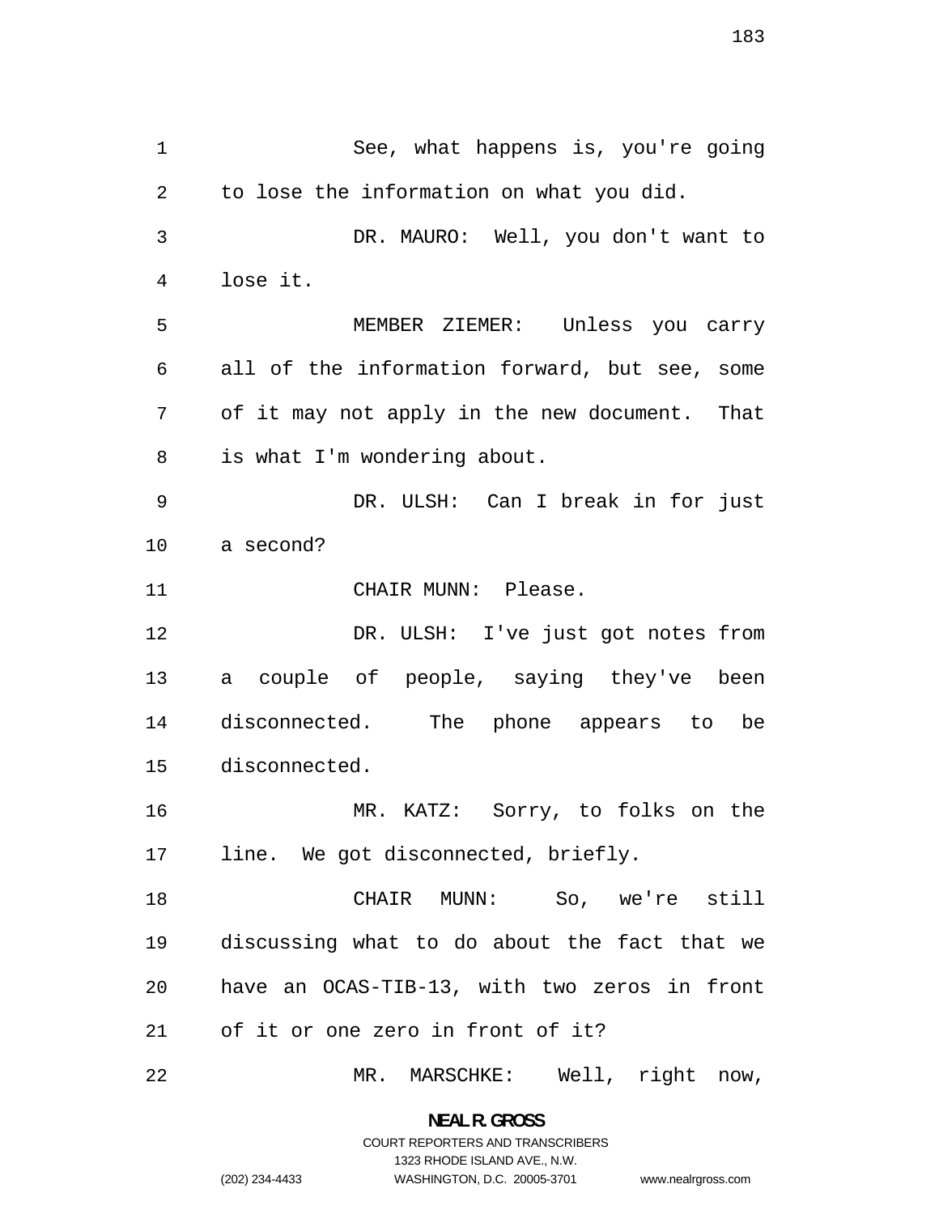See, what happens is, you're going to lose the information on what you did.

DR. MAURO: Well, you don't want to lose it.

MEMBER ZIEMER: Unless you carry all of the information forward, but see, some of it may not apply in the new document. That is what I'm wondering about.

DR. ULSH: Can I break in for just a second?

CHAIR MUNN: Please.

DR. ULSH: I've just got notes from a couple of people, saying they've been disconnected. The phone appears to be disconnected.

MR. KATZ: Sorry, to folks on the line. We got disconnected, briefly.

CHAIR MUNN: So, we're still discussing what to do about the fact that we have an OCAS-TIB-13, with two zeros in front of it or one zero in front of it?

MR. MARSCHKE: Well, right now,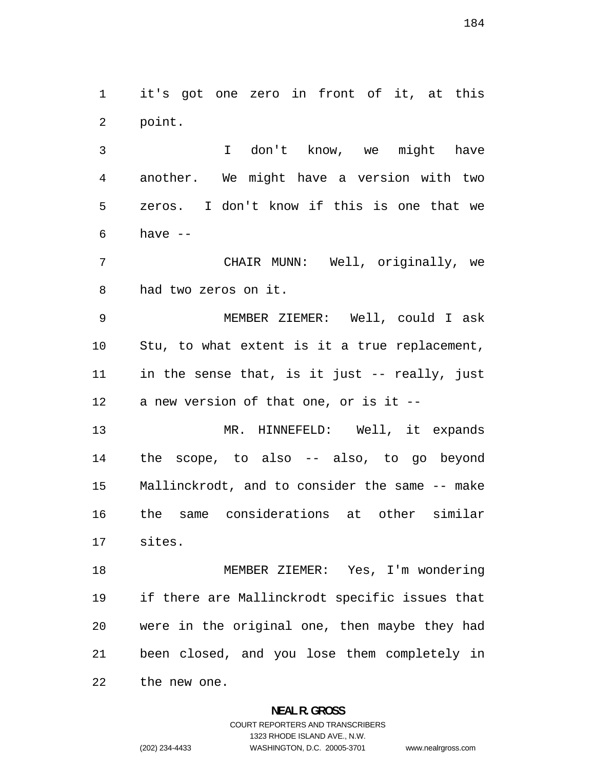it's got one zero in front of it, at this point.

I don't know, we might have another. We might have a version with two zeros. I don't know if this is one that we have --

CHAIR MUNN: Well, originally, we had two zeros on it.

MEMBER ZIEMER: Well, could I ask Stu, to what extent is it a true replacement, in the sense that, is it just -- really, just a new version of that one, or is it --

MR. HINNEFELD: Well, it expands the scope, to also -- also, to go beyond Mallinckrodt, and to consider the same -- make the same considerations at other similar sites.

MEMBER ZIEMER: Yes, I'm wondering if there are Mallinckrodt specific issues that were in the original one, then maybe they had been closed, and you lose them completely in the new one.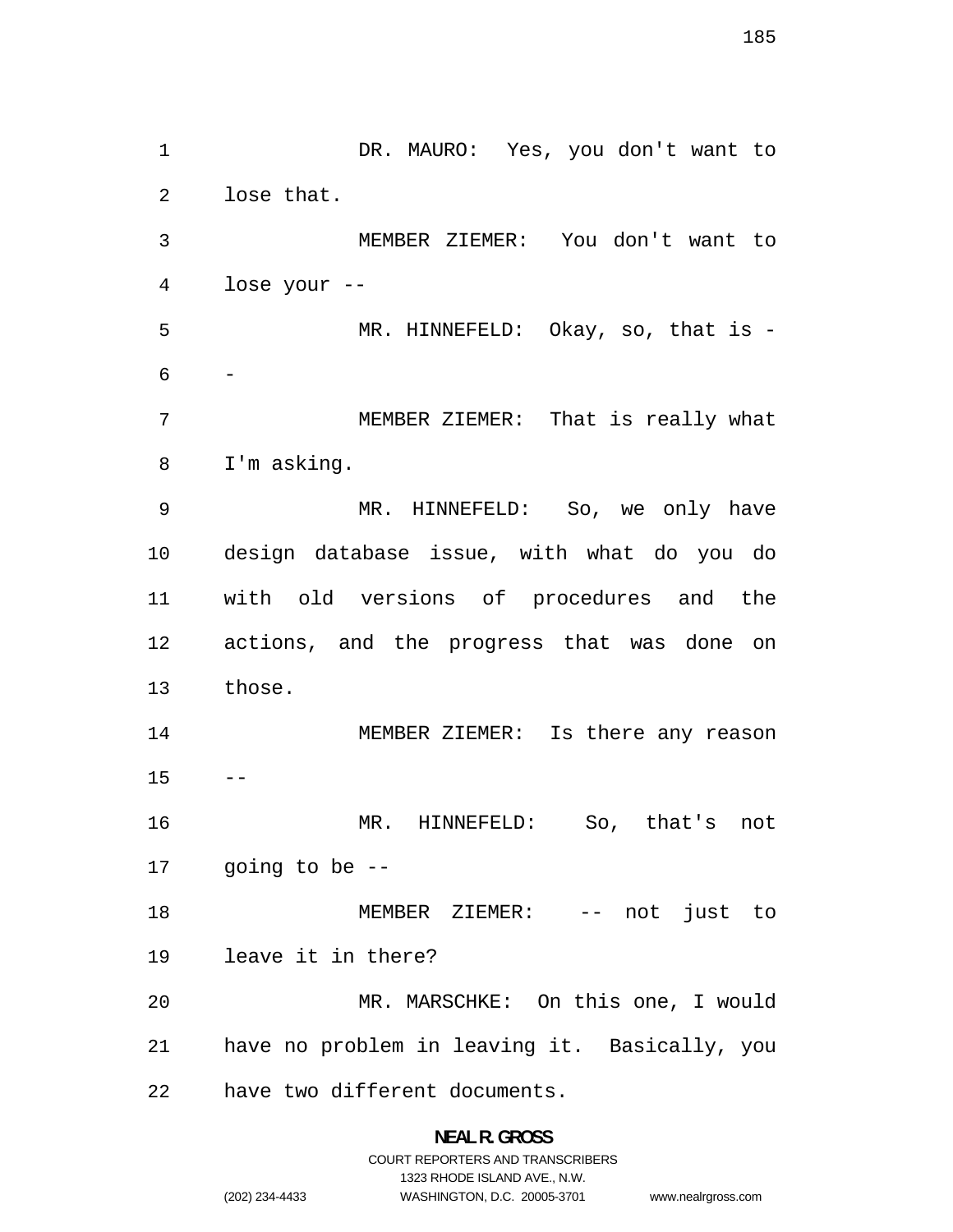DR. MAURO: Yes, you don't want to lose that.

MEMBER ZIEMER: You don't want to lose your --

MR. HINNEFELD: Okay, so, that is --

MEMBER ZIEMER: That is really what I'm asking.

MR. HINNEFELD: So, we only have design database issue, with what do you do with old versions of procedures and the actions, and the progress that was done on those.

MEMBER ZIEMER: Is there any reason --

MR. HINNEFELD: So, that's not going to be --

MEMBER ZIEMER: -- not just to leave it in there?

MR. MARSCHKE: On this one, I would have no problem in leaving it. Basically, you have two different documents.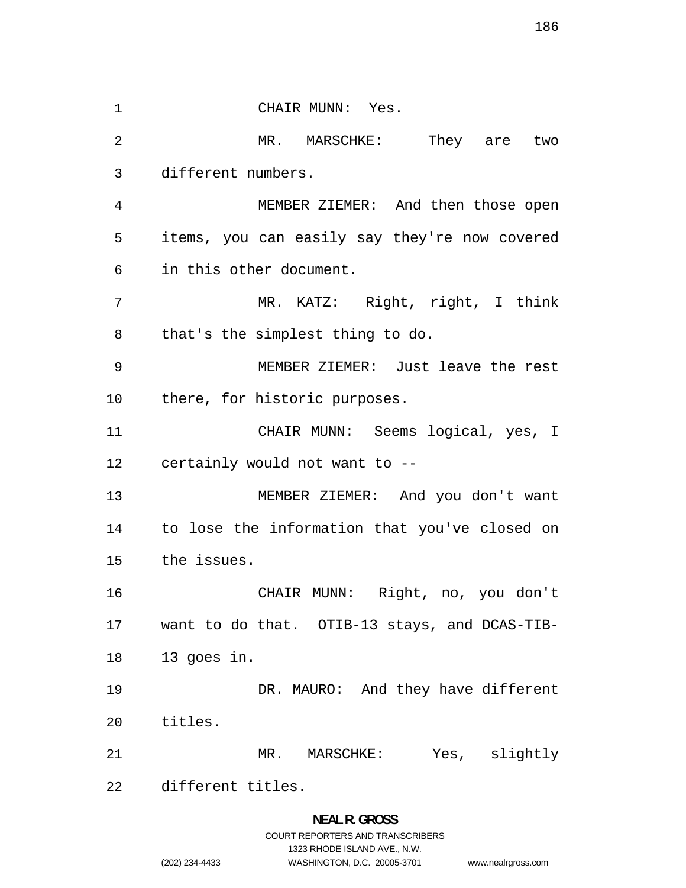CHAIR MUNN: Yes.

MR. MARSCHKE: They are two different numbers.

MEMBER ZIEMER: And then those open items, you can easily say they're now covered in this other document.

MR. KATZ: Right, right, I think that's the simplest thing to do.

MEMBER ZIEMER: Just leave the rest there, for historic purposes.

CHAIR MUNN: Seems logical, yes, I certainly would not want to --

MEMBER ZIEMER: And you don't want to lose the information that you've closed on the issues.

CHAIR MUNN: Right, no, you don't want to do that. OTIB-13 stays, and DCAS-TIB-13 goes in.

DR. MAURO: And they have different titles.

MR. MARSCHKE: Yes, slightly different titles.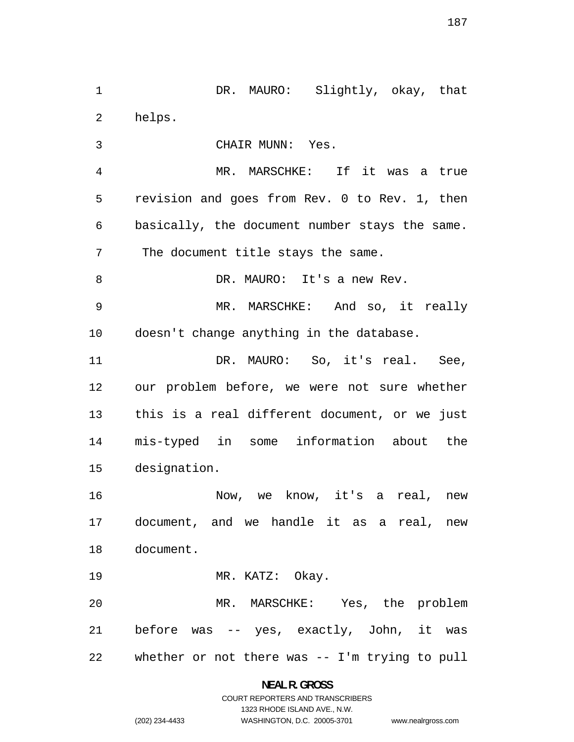DR. MAURO: Slightly, okay, that helps.

CHAIR MUNN: Yes.

MR. MARSCHKE: If it was a true revision and goes from Rev. 0 to Rev. 1, then basically, the document number stays the same. The document title stays the same.

DR. MAURO: It's a new Rev.

MR. MARSCHKE: And so, it really doesn't change anything in the database.

DR. MAURO: So, it's real. See, our problem before, we were not sure whether this is a real different document, or we just mis-typed in some information about the designation.

Now, we know, it's a real, new document, and we handle it as a real, new document.

MR. KATZ: Okay.

MR. MARSCHKE: Yes, the problem before was -- yes, exactly, John, it was whether or not there was -- I'm trying to pull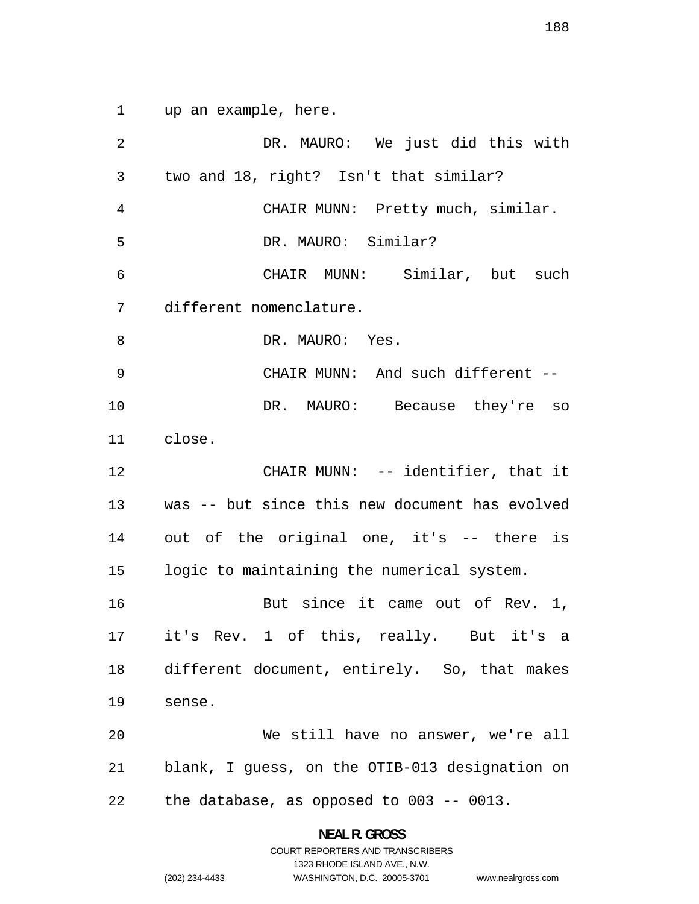up an example, here.

DR. MAURO: We just did this with two and 18, right? Isn't that similar?

CHAIR MUNN: Pretty much, similar.

DR. MAURO: Similar?

CHAIR MUNN: Similar, but such different nomenclature.

DR. MAURO: Yes.

CHAIR MUNN: And such different --

DR. MAURO: Because they're so close.

CHAIR MUNN: -- identifier, that it was -- but since this new document has evolved out of the original one, it's -- there is logic to maintaining the numerical system.

But since it came out of Rev. 1, it's Rev. 1 of this, really. But it's a different document, entirely. So, that makes sense.

We still have no answer, we're all blank, I guess, on the OTIB-013 designation on the database, as opposed to 003 -- 0013.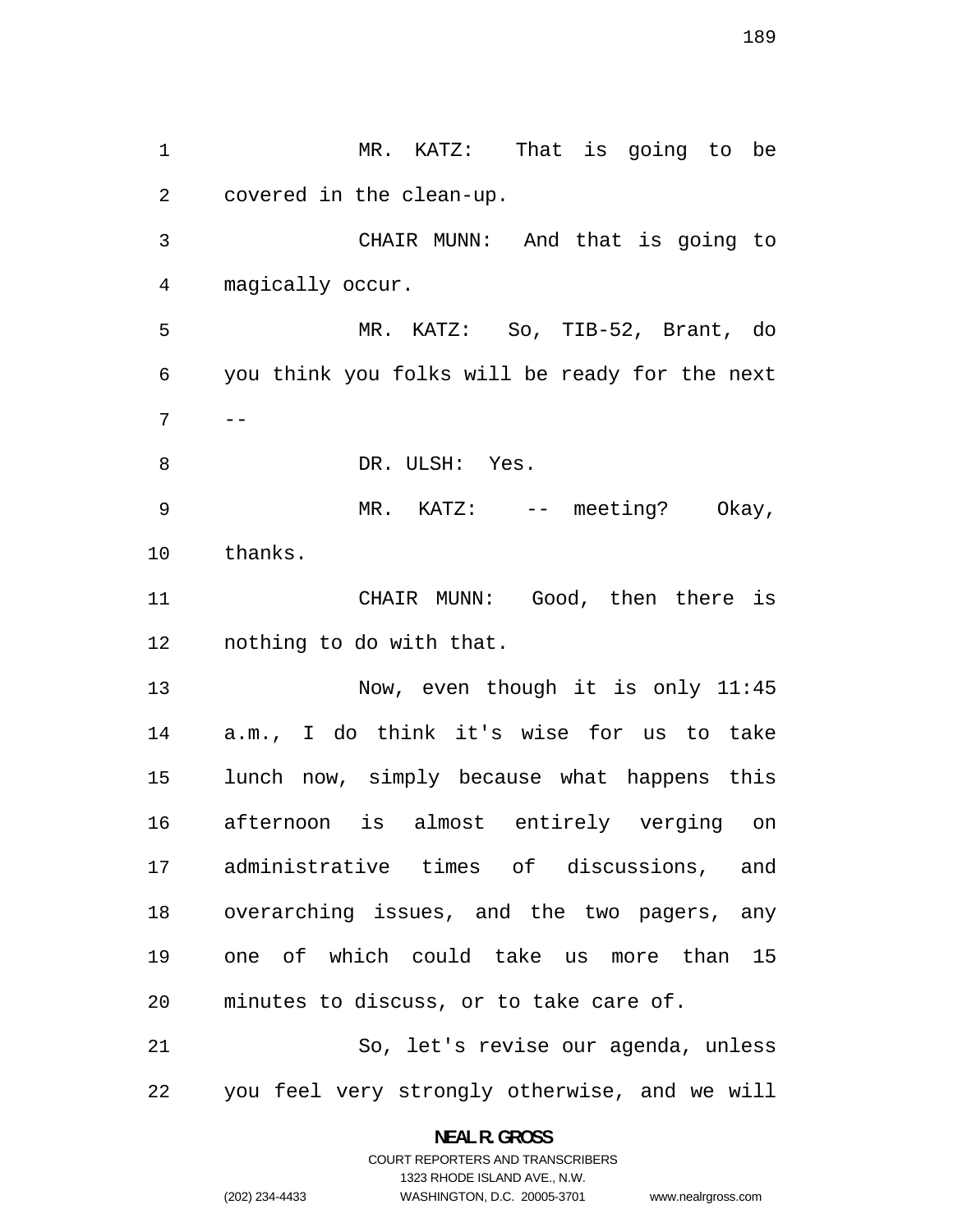MR. KATZ: That is going to be covered in the clean-up.

CHAIR MUNN: And that is going to magically occur.

MR. KATZ: So, TIB-52, Brant, do you think you folks will be ready for the next --

DR. ULSH: Yes.

MR. KATZ: -- meeting? Okay, thanks.

CHAIR MUNN: Good, then there is nothing to do with that.

Now, even though it is only 11:45 a.m., I do think it's wise for us to take lunch now, simply because what happens this afternoon is almost entirely verging on administrative times of discussions, and overarching issues, and the two pagers, any one of which could take us more than 15 minutes to discuss, or to take care of.

So, let's revise our agenda, unless you feel very strongly otherwise, and we will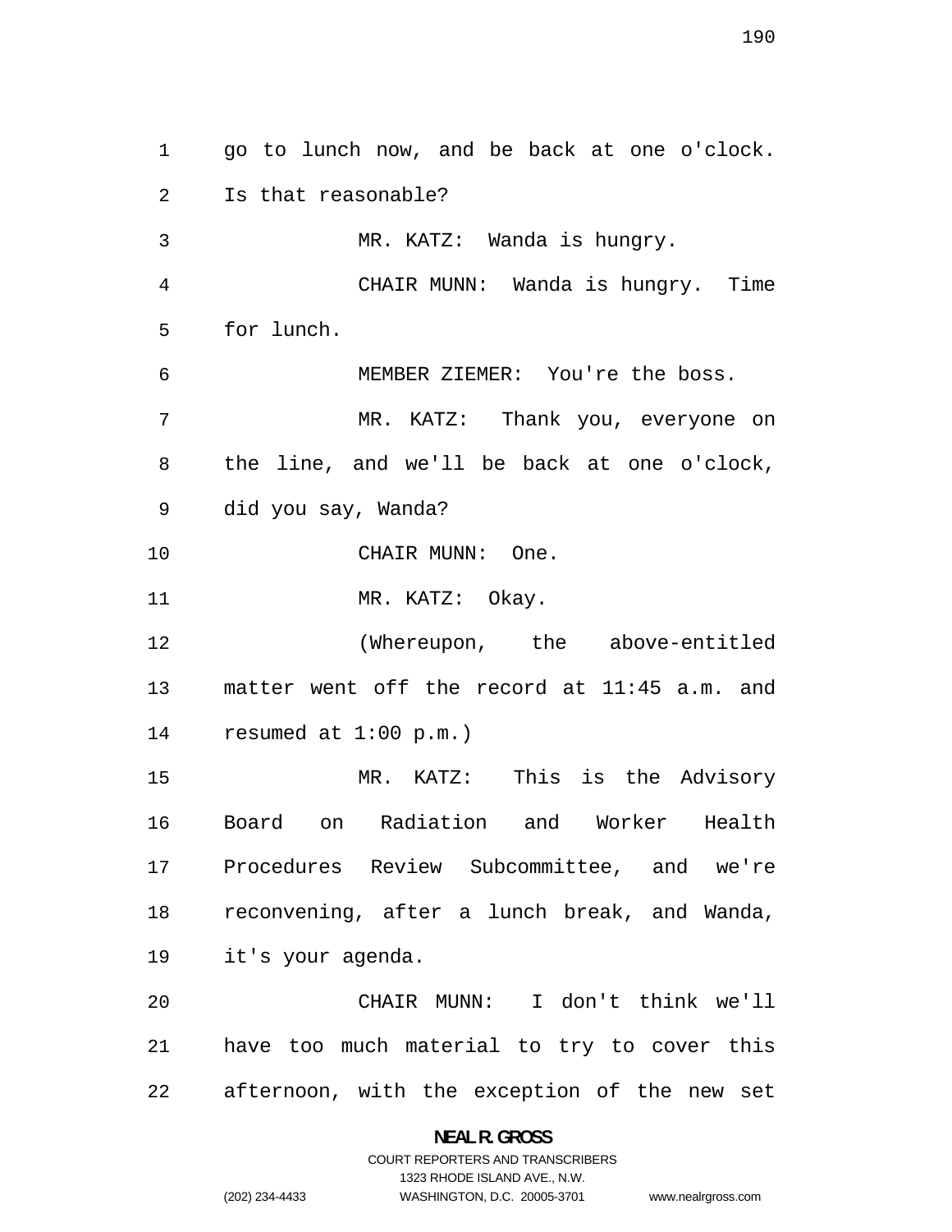go to lunch now, and be back at one o'clock. Is that reasonable?

MR. KATZ: Wanda is hungry.

CHAIR MUNN: Wanda is hungry. Time for lunch.

MEMBER ZIEMER: You're the boss.

MR. KATZ: Thank you, everyone on the line, and we'll be back at one o'clock, did you say, Wanda?

CHAIR MUNN: One.

MR. KATZ: Okay.

(Whereupon, the above-entitled matter went off the record at 11:45 a.m. and resumed at 1:00 p.m.)

MR. KATZ: This is the Advisory Board on Radiation and Worker Health Procedures Review Subcommittee, and we're reconvening, after a lunch break, and Wanda, it's your agenda.

CHAIR MUNN: I don't think we'll have too much material to try to cover this afternoon, with the exception of the new set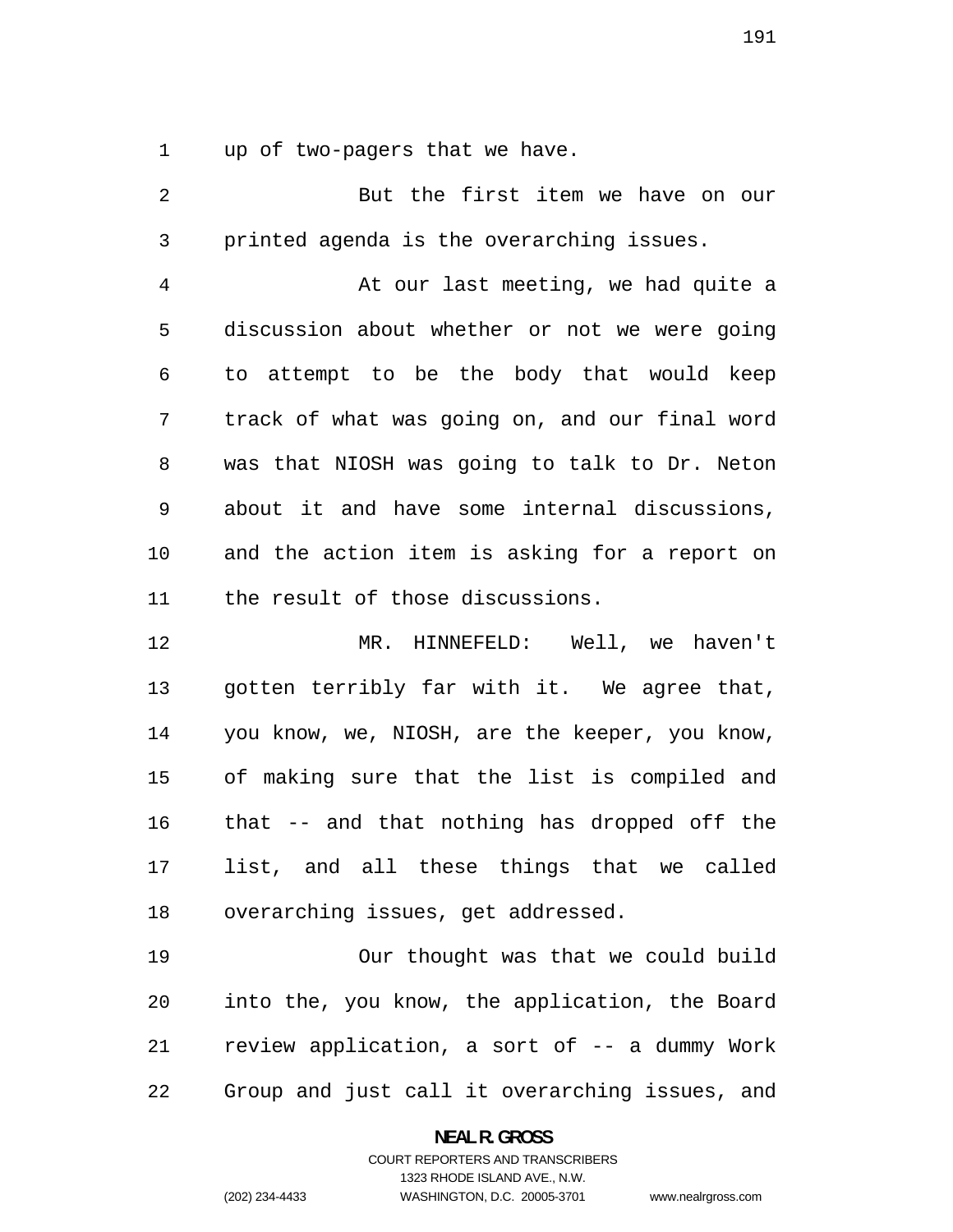up of two-pagers that we have.

But the first item we have on our printed agenda is the overarching issues.

At our last meeting, we had quite a discussion about whether or not we were going to attempt to be the body that would keep track of what was going on, and our final word was that NIOSH was going to talk to Dr. Neton about it and have some internal discussions, and the action item is asking for a report on the result of those discussions.

MR. HINNEFELD: Well, we haven't gotten terribly far with it. We agree that, you know, we, NIOSH, are the keeper, you know, of making sure that the list is compiled and that -- and that nothing has dropped off the list, and all these things that we called overarching issues, get addressed.

Our thought was that we could build into the, you know, the application, the Board review application, a sort of -- a dummy Work Group and just call it overarching issues, and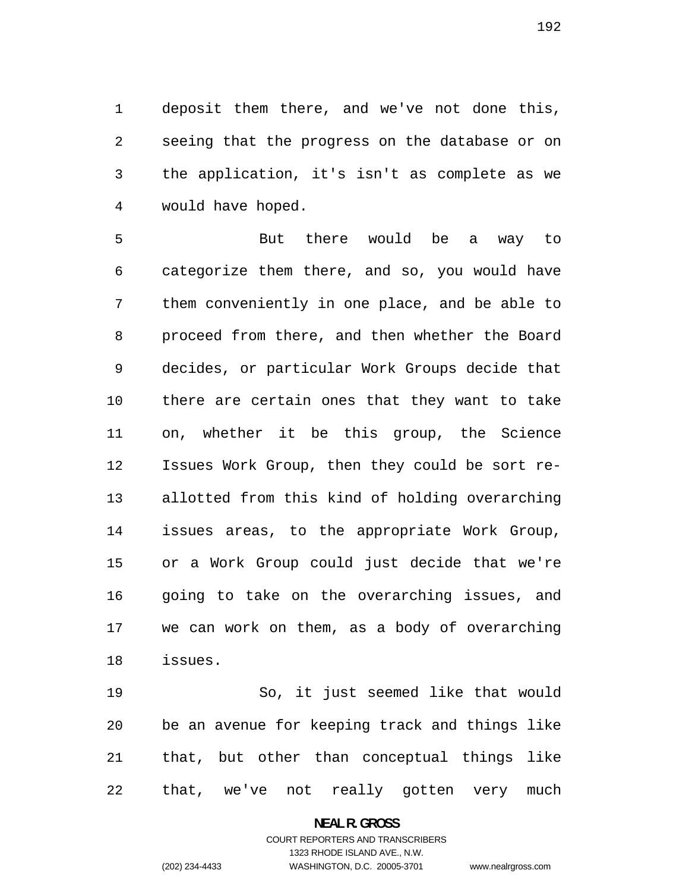deposit them there, and we've not done this, seeing that the progress on the database or on the application, it's isn't as complete as we would have hoped.

But there would be a way to categorize them there, and so, you would have them conveniently in one place, and be able to proceed from there, and then whether the Board decides, or particular Work Groups decide that there are certain ones that they want to take on, whether it be this group, the Science Issues Work Group, then they could be sort re-allotted from this kind of holding overarching issues areas, to the appropriate Work Group, or a Work Group could just decide that we're going to take on the overarching issues, and we can work on them, as a body of overarching issues.

So, it just seemed like that would be an avenue for keeping track and things like that, but other than conceptual things like that, we've not really gotten very much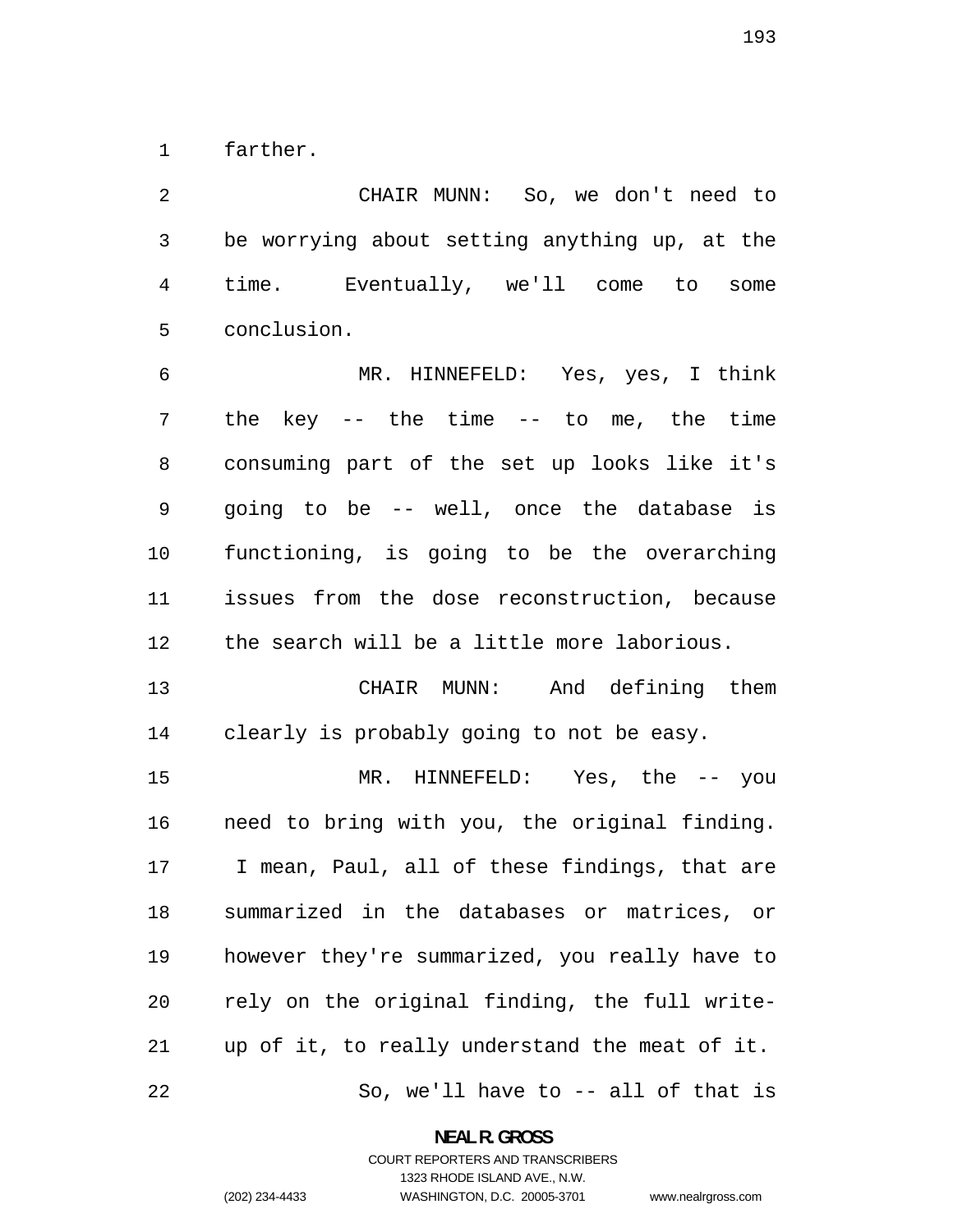farther.

CHAIR MUNN: So, we don't need to be worrying about setting anything up, at the time. Eventually, we'll come to some conclusion.

MR. HINNEFELD: Yes, yes, I think the key -- the time -- to me, the time consuming part of the set up looks like it's going to be -- well, once the database is functioning, is going to be the overarching issues from the dose reconstruction, because the search will be a little more laborious.

CHAIR MUNN: And defining them clearly is probably going to not be easy.

MR. HINNEFELD: Yes, the -- you need to bring with you, the original finding. I mean, Paul, all of these findings, that are summarized in the databases or matrices, or however they're summarized, you really have to rely on the original finding, the full write-up of it, to really understand the meat of it.

So, we'll have to -- all of that is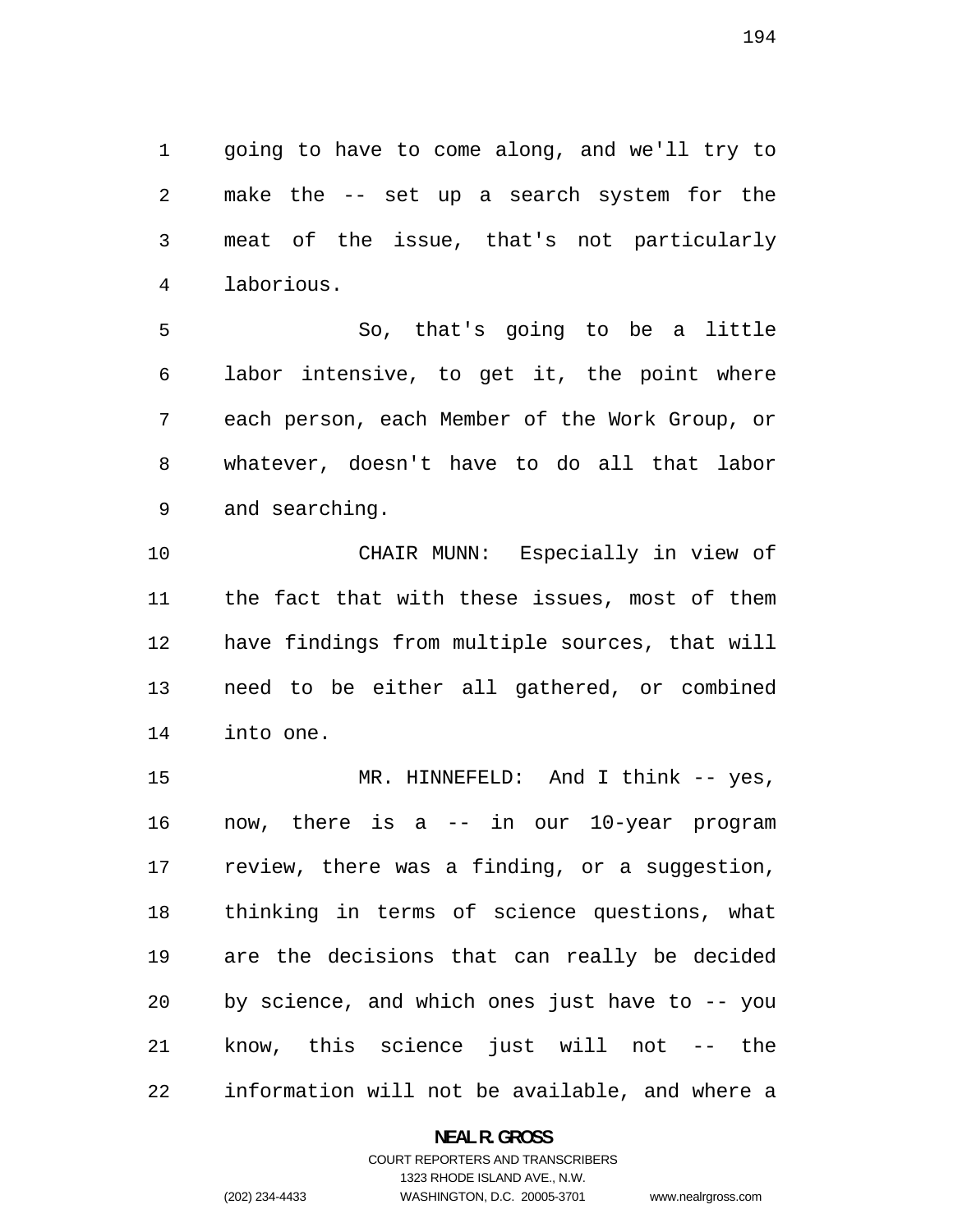going to have to come along, and we'll try to make the -- set up a search system for the meat of the issue, that's not particularly laborious.

So, that's going to be a little labor intensive, to get it, the point where each person, each Member of the Work Group, or whatever, doesn't have to do all that labor and searching.

CHAIR MUNN: Especially in view of the fact that with these issues, most of them have findings from multiple sources, that will need to be either all gathered, or combined into one.

MR. HINNEFELD: And I think -- yes, now, there is a -- in our 10-year program review, there was a finding, or a suggestion, thinking in terms of science questions, what are the decisions that can really be decided by science, and which ones just have to -- you know, this science just will not -- the information will not be available, and where a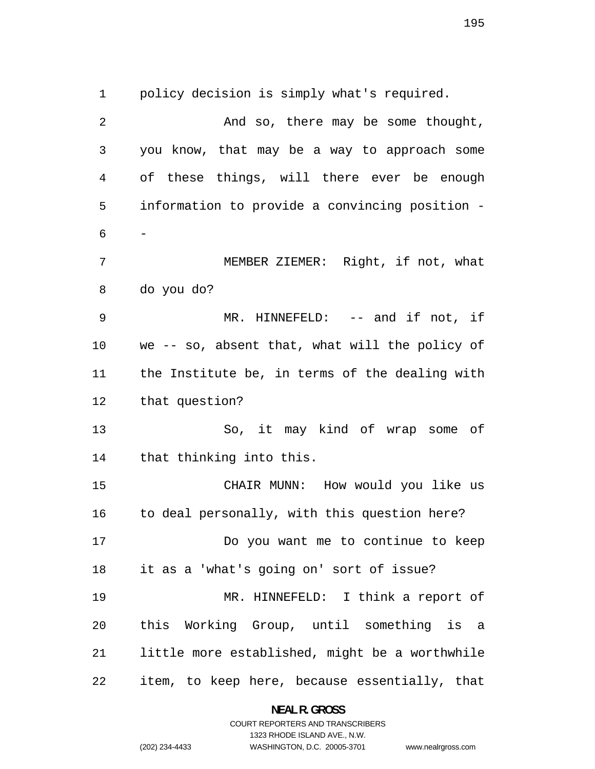policy decision is simply what's required.

And so, there may be some thought, you know, that may be a way to approach some of these things, will there ever be enough information to provide a convincing position --

MEMBER ZIEMER: Right, if not, what do you do?

MR. HINNEFELD: -- and if not, if we -- so, absent that, what will the policy of the Institute be, in terms of the dealing with that question?

So, it may kind of wrap some of that thinking into this.

CHAIR MUNN: How would you like us to deal personally, with this question here?

Do you want me to continue to keep it as a 'what's going on' sort of issue?

MR. HINNEFELD: I think a report of this Working Group, until something is a little more established, might be a worthwhile item, to keep here, because essentially, that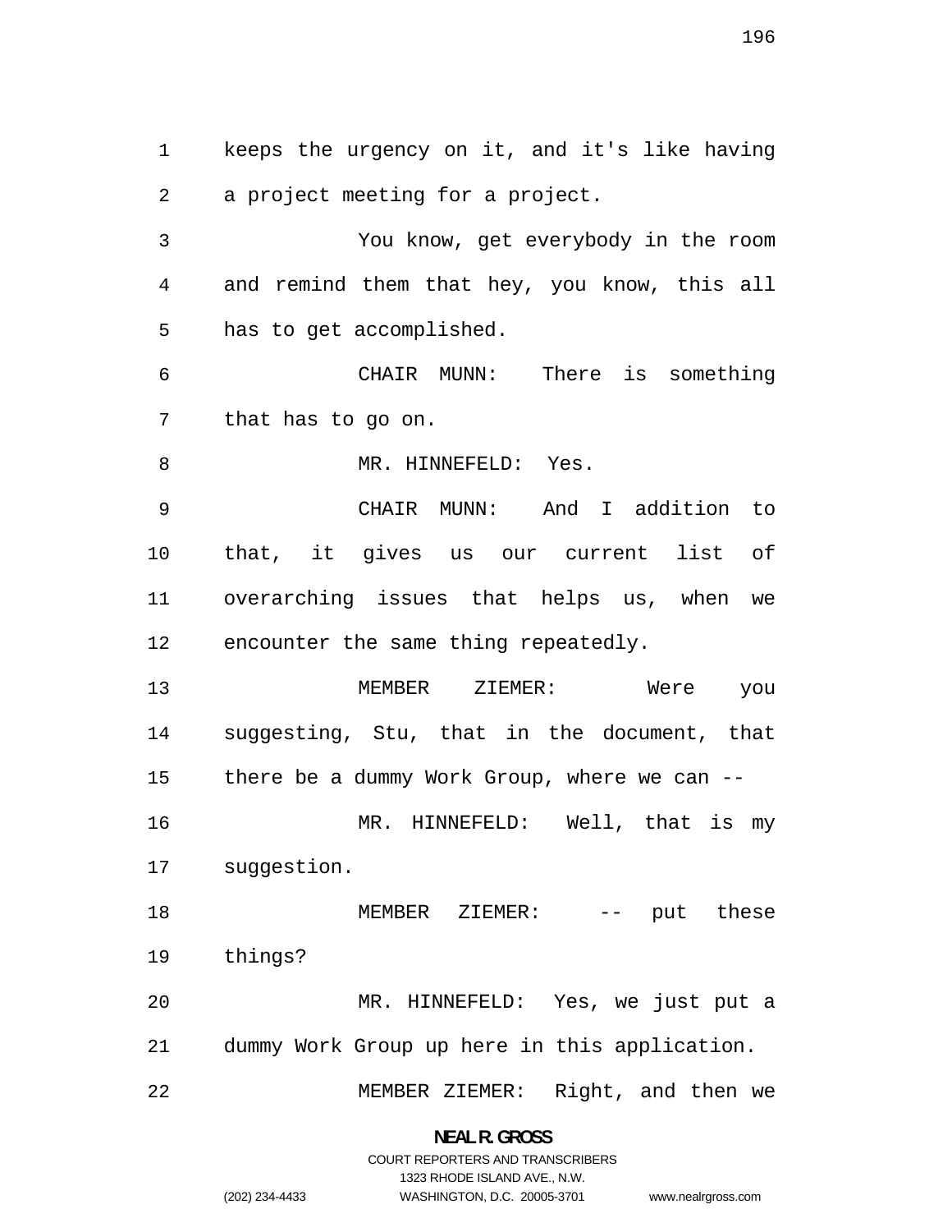keeps the urgency on it, and it's like having a project meeting for a project.

You know, get everybody in the room and remind them that hey, you know, this all has to get accomplished.

CHAIR MUNN: There is something that has to go on.

MR. HINNEFELD: Yes.

CHAIR MUNN: And I addition to that, it gives us our current list of overarching issues that helps us, when we encounter the same thing repeatedly.

MEMBER ZIEMER: Were you suggesting, Stu, that in the document, that there be a dummy Work Group, where we can --

MR. HINNEFELD: Well, that is my suggestion.

MEMBER ZIEMER: -- put these things?

MR. HINNEFELD: Yes, we just put a dummy Work Group up here in this application.

MEMBER ZIEMER: Right, and then we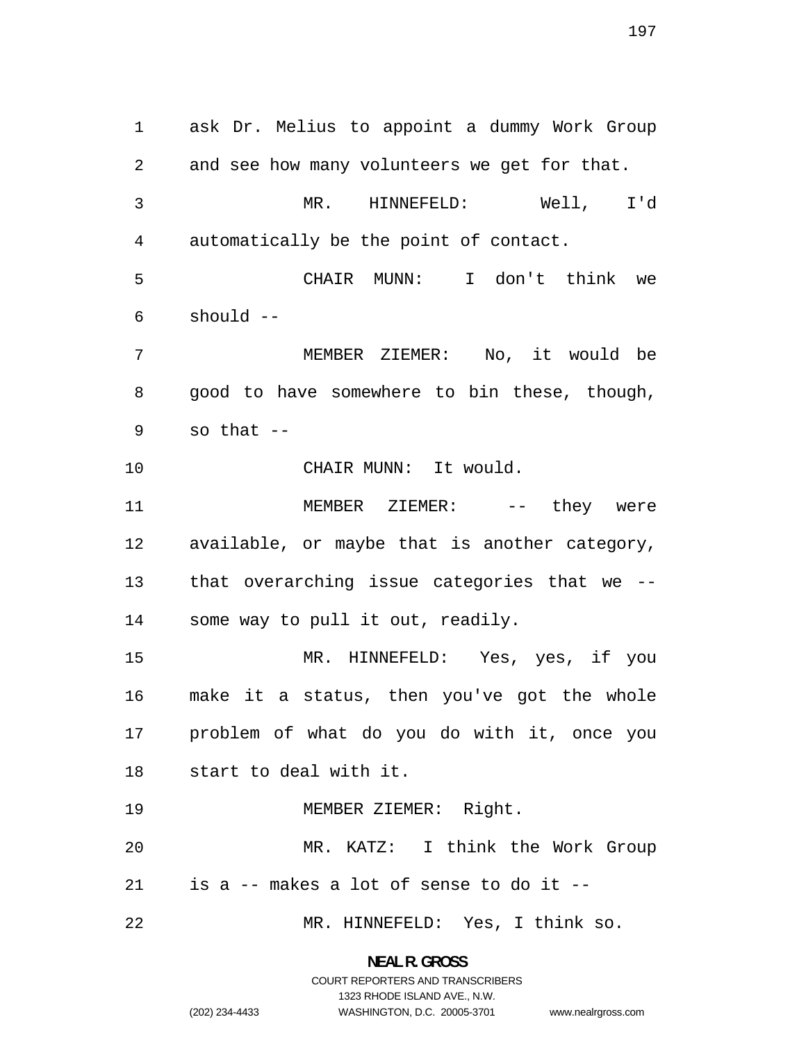ask Dr. Melius to appoint a dummy Work Group and see how many volunteers we get for that.

MR. HINNEFELD: Well, I'd automatically be the point of contact.

CHAIR MUNN: I don't think we should --

MEMBER ZIEMER: No, it would be good to have somewhere to bin these, though, so that --

CHAIR MUNN: It would.

MEMBER ZIEMER: -- they were available, or maybe that is another category, that overarching issue categories that we -- some way to pull it out, readily.

MR. HINNEFELD: Yes, yes, if you make it a status, then you've got the whole problem of what do you do with it, once you start to deal with it.

MEMBER ZIEMER: Right.

MR. KATZ: I think the Work Group is a -- makes a lot of sense to do it --

MR. HINNEFELD: Yes, I think so.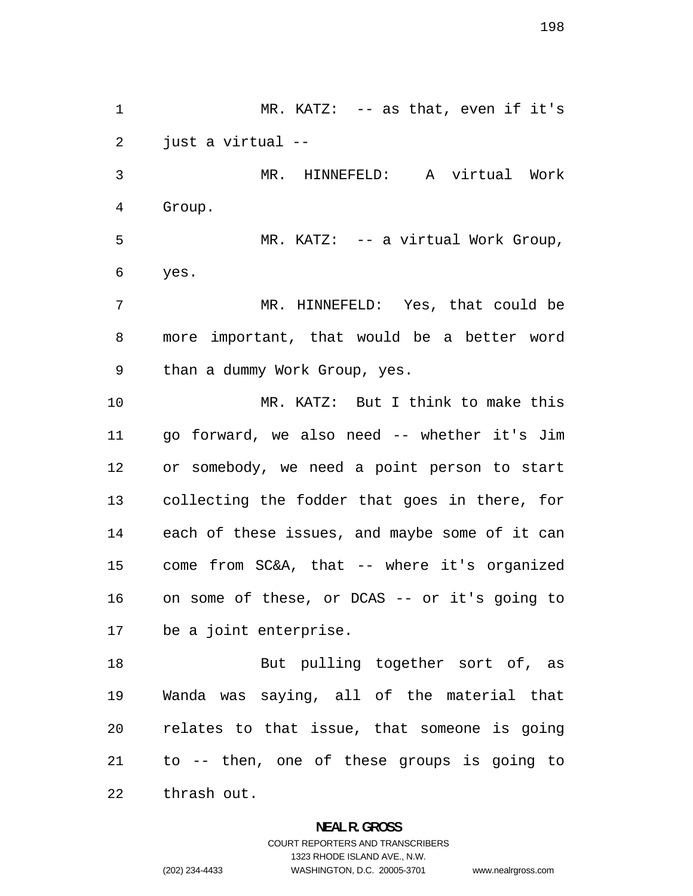MR. KATZ: -- as that, even if it's just a virtual --

MR. HINNEFELD: A virtual Work Group.

MR. KATZ: -- a virtual Work Group, yes.

MR. HINNEFELD: Yes, that could be more important, that would be a better word than a dummy Work Group, yes.

MR. KATZ: But I think to make this go forward, we also need -- whether it's Jim or somebody, we need a point person to start collecting the fodder that goes in there, for each of these issues, and maybe some of it can come from SC&A, that -- where it's organized on some of these, or DCAS -- or it's going to be a joint enterprise.

But pulling together sort of, as Wanda was saying, all of the material that relates to that issue, that someone is going to -- then, one of these groups is going to thrash out.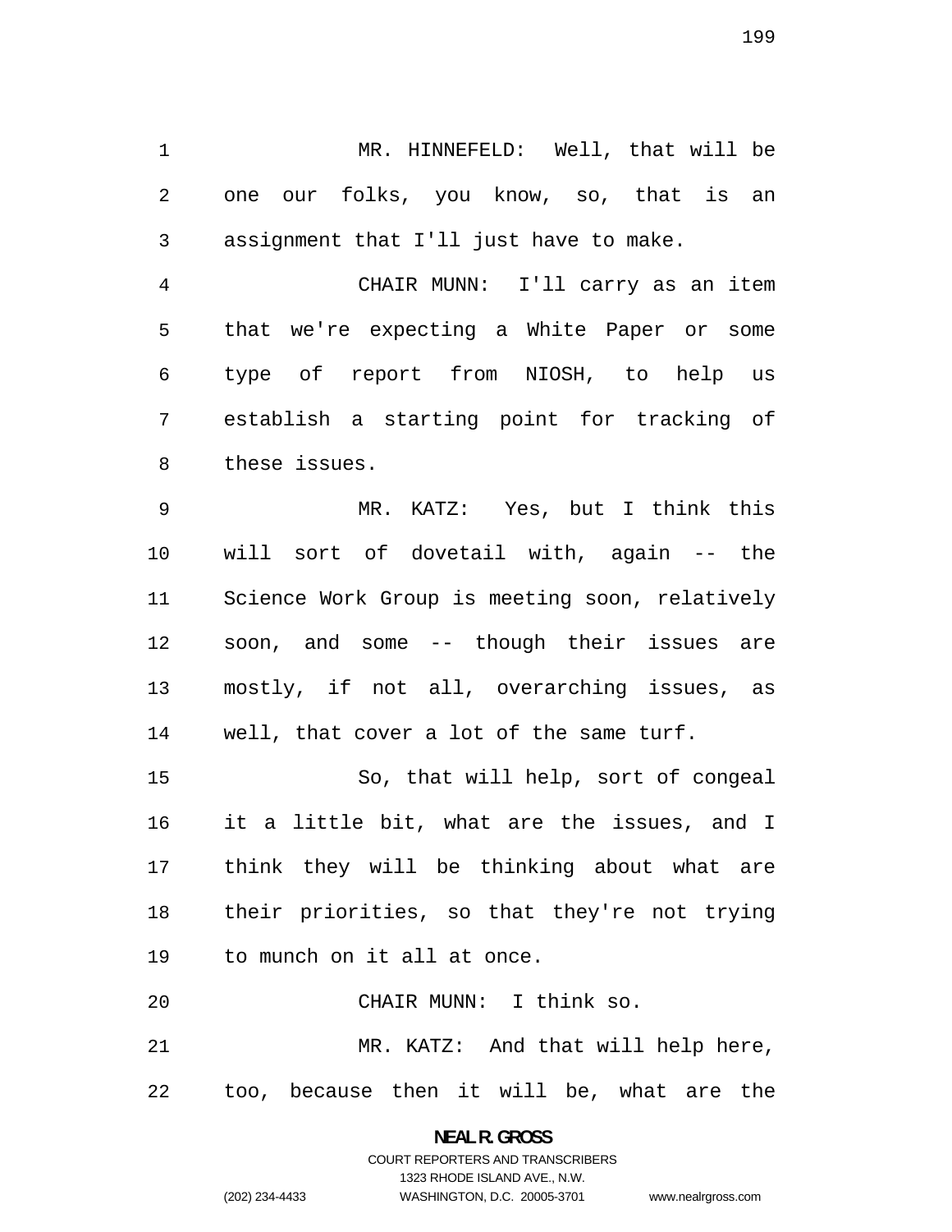MR. HINNEFELD: Well, that will be one our folks, you know, so, that is an assignment that I'll just have to make.

CHAIR MUNN: I'll carry as an item that we're expecting a White Paper or some type of report from NIOSH, to help us establish a starting point for tracking of these issues.

MR. KATZ: Yes, but I think this will sort of dovetail with, again -- the Science Work Group is meeting soon, relatively soon, and some -- though their issues are mostly, if not all, overarching issues, as well, that cover a lot of the same turf.

So, that will help, sort of congeal it a little bit, what are the issues, and I think they will be thinking about what are their priorities, so that they're not trying to munch on it all at once.

CHAIR MUNN: I think so.

MR. KATZ: And that will help here, too, because then it will be, what are the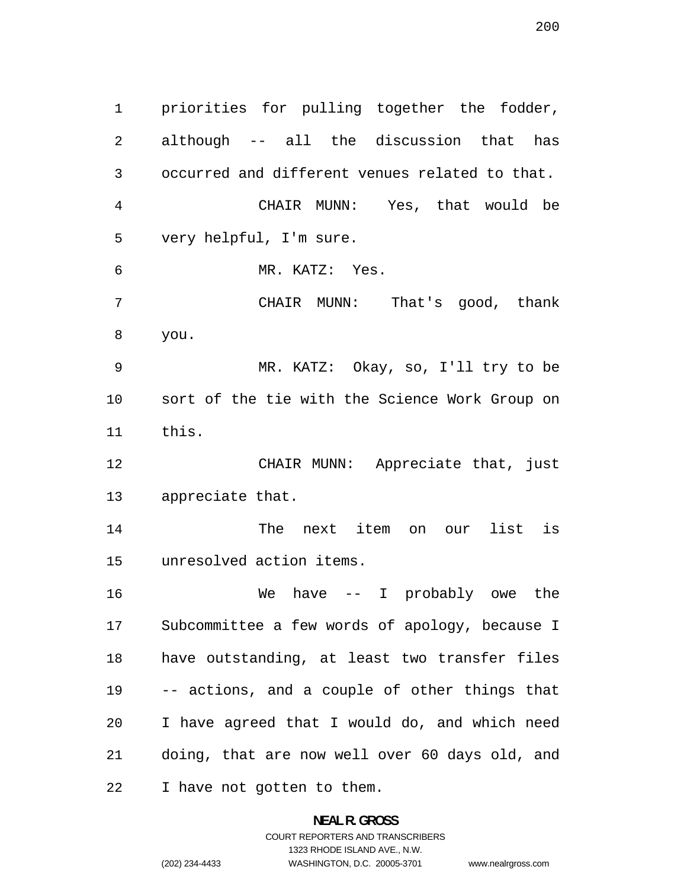priorities for pulling together the fodder, although -- all the discussion that has occurred and different venues related to that.

CHAIR MUNN: Yes, that would be very helpful, I'm sure.

MR. KATZ: Yes.

CHAIR MUNN: That's good, thank you.

MR. KATZ: Okay, so, I'll try to be sort of the tie with the Science Work Group on this.

CHAIR MUNN: Appreciate that, just appreciate that.

The next item on our list is unresolved action items.

We have -- I probably owe the Subcommittee a few words of apology, because I have outstanding, at least two transfer files -- actions, and a couple of other things that I have agreed that I would do, and which need doing, that are now well over 60 days old, and I have not gotten to them.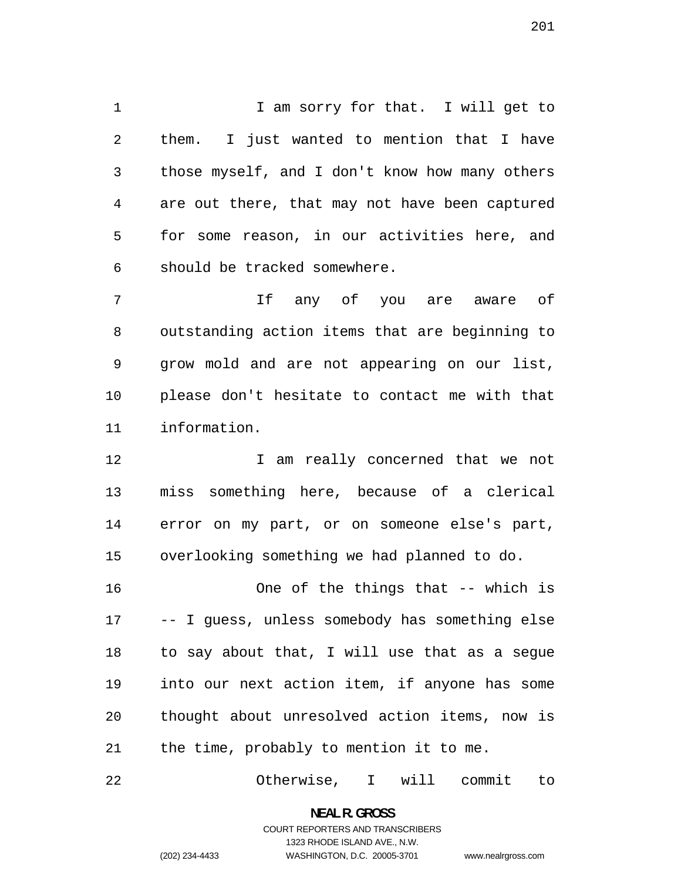I am sorry for that. I will get to them. I just wanted to mention that I have those myself, and I don't know how many others are out there, that may not have been captured for some reason, in our activities here, and should be tracked somewhere.

If any of you are aware of outstanding action items that are beginning to grow mold and are not appearing on our list, please don't hesitate to contact me with that information.

I am really concerned that we not miss something here, because of a clerical error on my part, or on someone else's part, overlooking something we had planned to do.

One of the things that -- which is -- I guess, unless somebody has something else to say about that, I will use that as a segue into our next action item, if anyone has some thought about unresolved action items, now is the time, probably to mention it to me.

Otherwise, I will commit to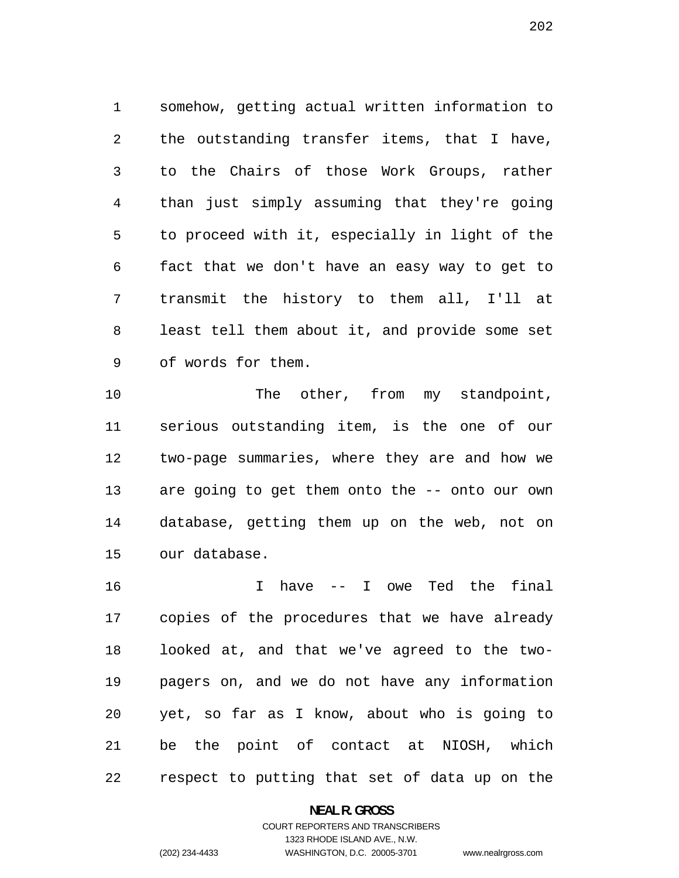somehow, getting actual written information to the outstanding transfer items, that I have, to the Chairs of those Work Groups, rather than just simply assuming that they're going to proceed with it, especially in light of the fact that we don't have an easy way to get to transmit the history to them all, I'll at least tell them about it, and provide some set of words for them.

The other, from my standpoint, serious outstanding item, is the one of our two-page summaries, where they are and how we are going to get them onto the -- onto our own database, getting them up on the web, not on our database.

I have -- I owe Ted the final copies of the procedures that we have already looked at, and that we've agreed to the two-pagers on, and we do not have any information yet, so far as I know, about who is going to be the point of contact at NIOSH, which respect to putting that set of data up on the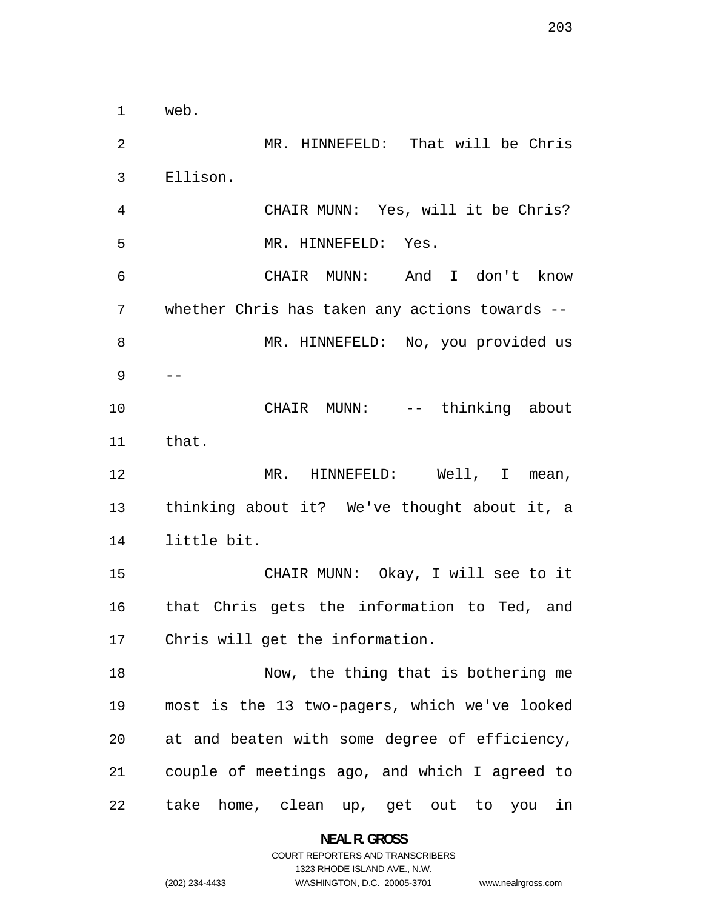web.

MR. HINNEFELD: That will be Chris Ellison.

CHAIR MUNN: Yes, will it be Chris?

MR. HINNEFELD: Yes.

CHAIR MUNN: And I don't know whether Chris has taken any actions towards --

MR. HINNEFELD: No, you provided us --

CHAIR MUNN: -- thinking about that.

MR. HINNEFELD: Well, I mean, thinking about it? We've thought about it, a little bit.

CHAIR MUNN: Okay, I will see to it that Chris gets the information to Ted, and Chris will get the information.

Now, the thing that is bothering me most is the 13 two-pagers, which we've looked at and beaten with some degree of efficiency, couple of meetings ago, and which I agreed to take home, clean up, get out to you in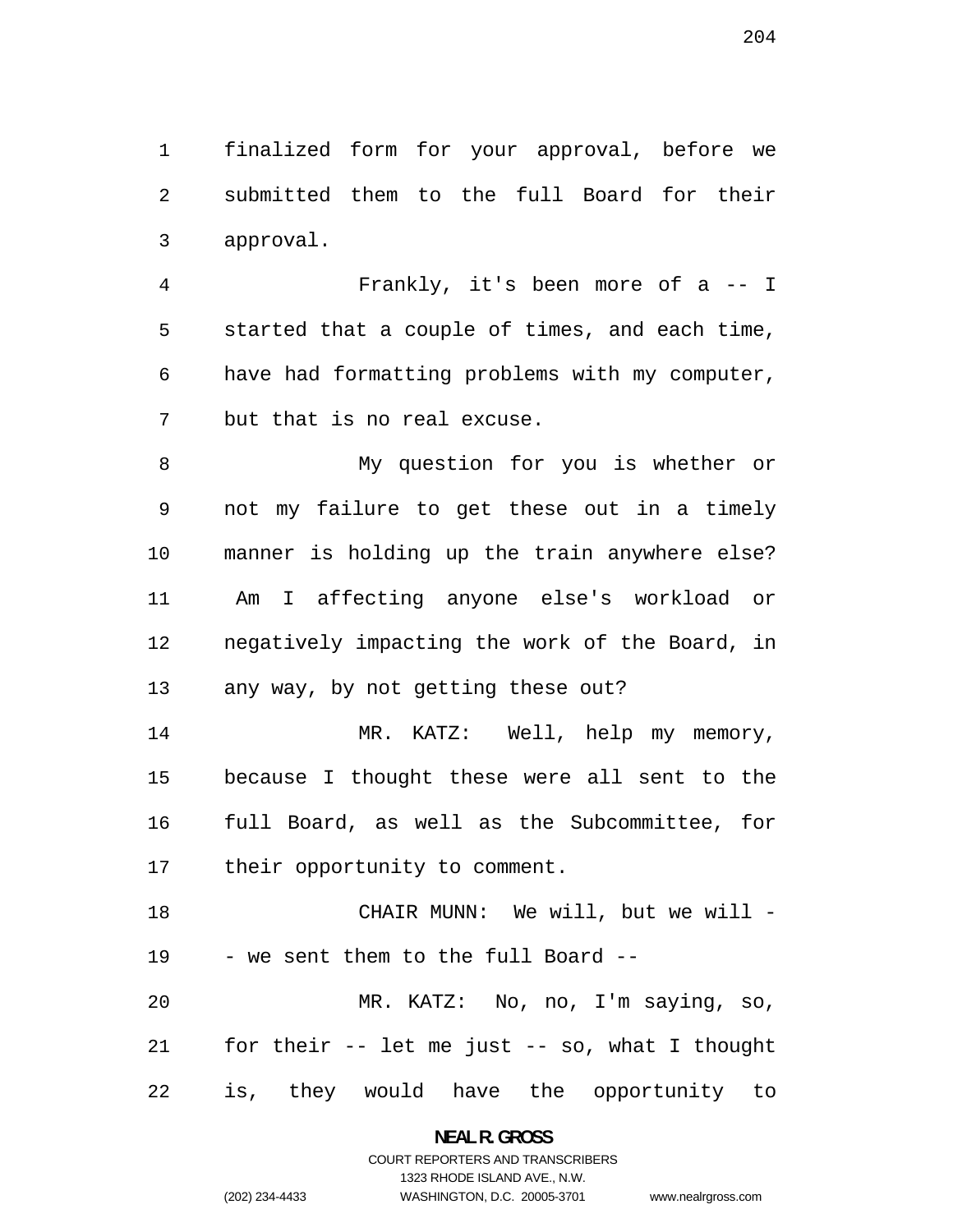finalized form for your approval, before we submitted them to the full Board for their approval.

Frankly, it's been more of a -- I started that a couple of times, and each time, have had formatting problems with my computer, but that is no real excuse.

My question for you is whether or not my failure to get these out in a timely manner is holding up the train anywhere else? Am I affecting anyone else's workload or negatively impacting the work of the Board, in any way, by not getting these out?

MR. KATZ: Well, help my memory, because I thought these were all sent to the full Board, as well as the Subcommittee, for their opportunity to comment.

CHAIR MUNN: We will, but we will -- we sent them to the full Board --

MR. KATZ: No, no, I'm saying, so, for their -- let me just -- so, what I thought is, they would have the opportunity to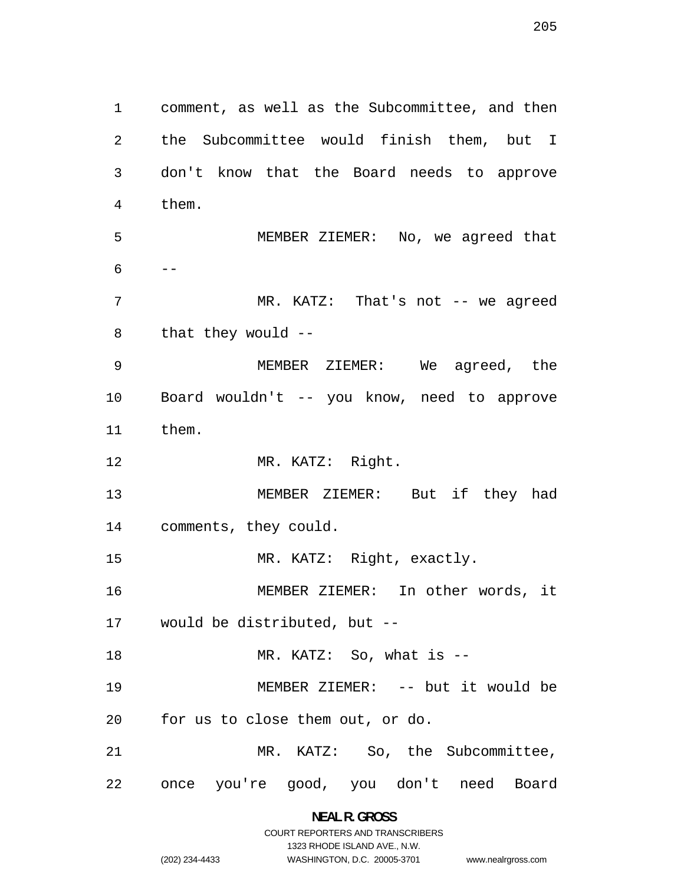comment, as well as the Subcommittee, and then the Subcommittee would finish them, but I don't know that the Board needs to approve them.

MEMBER ZIEMER: No, we agreed that --

MR. KATZ: That's not -- we agreed that they would --

MEMBER ZIEMER: We agreed, the Board wouldn't -- you know, need to approve them.

MR. KATZ: Right.

MEMBER ZIEMER: But if they had comments, they could.

MR. KATZ: Right, exactly.

MEMBER ZIEMER: In other words, it would be distributed, but --

MR. KATZ: So, what is --

MEMBER ZIEMER: -- but it would be for us to close them out, or do.

MR. KATZ: So, the Subcommittee, once you're good, you don't need Board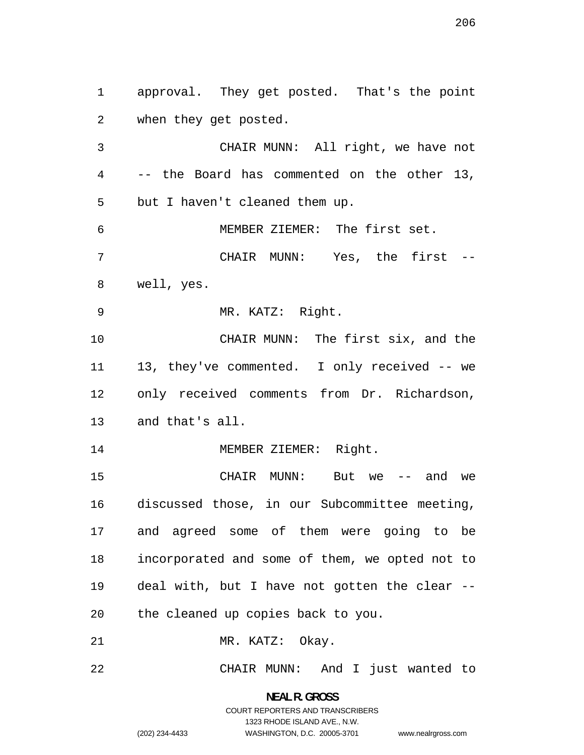approval. They get posted. That's the point when they get posted.

CHAIR MUNN: All right, we have not -- the Board has commented on the other 13, but I haven't cleaned them up.

MEMBER ZIEMER: The first set.

CHAIR MUNN: Yes, the first -- well, yes.

MR. KATZ: Right.

CHAIR MUNN: The first six, and the 13, they've commented. I only received -- we only received comments from Dr. Richardson, and that's all.

MEMBER ZIEMER: Right.

CHAIR MUNN: But we -- and we discussed those, in our Subcommittee meeting, and agreed some of them were going to be incorporated and some of them, we opted not to deal with, but I have not gotten the clear -- the cleaned up copies back to you.

MR. KATZ: Okay.

CHAIR MUNN: And I just wanted to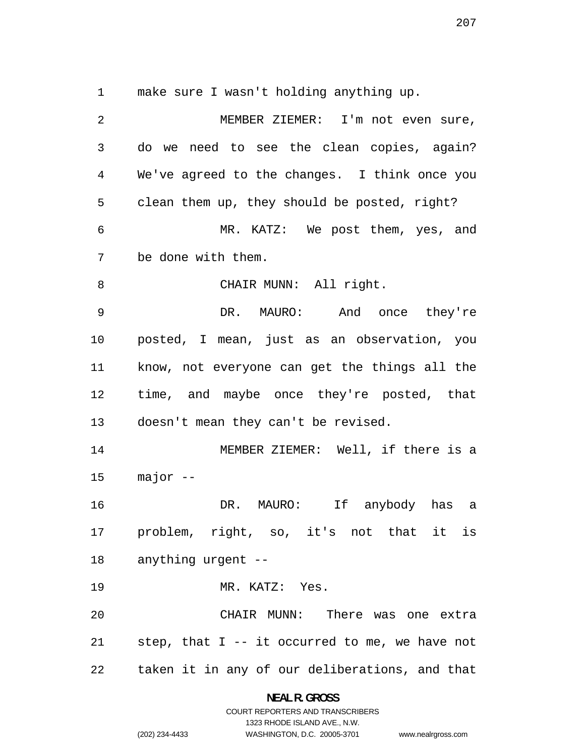make sure I wasn't holding anything up.

MEMBER ZIEMER: I'm not even sure, do we need to see the clean copies, again? We've agreed to the changes. I think once you clean them up, they should be posted, right?

MR. KATZ: We post them, yes, and be done with them.

CHAIR MUNN: All right.

DR. MAURO: And once they're posted, I mean, just as an observation, you know, not everyone can get the things all the time, and maybe once they're posted, that doesn't mean they can't be revised.

MEMBER ZIEMER: Well, if there is a major --

DR. MAURO: If anybody has a problem, right, so, it's not that it is anything urgent --

MR. KATZ: Yes.

CHAIR MUNN: There was one extra step, that I -- it occurred to me, we have not taken it in any of our deliberations, and that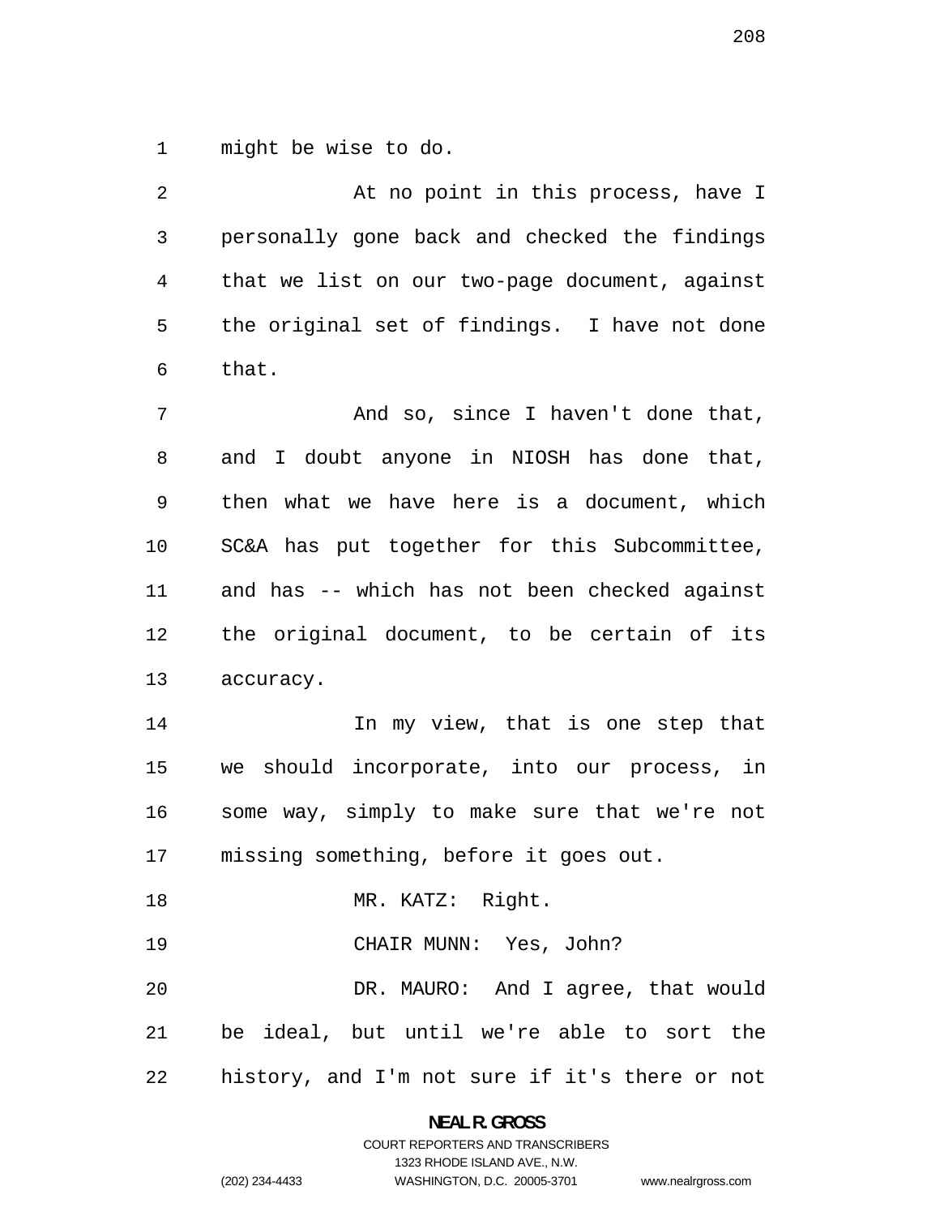might be wise to do.

At no point in this process, have I personally gone back and checked the findings that we list on our two-page document, against the original set of findings. I have not done that.

And so, since I haven't done that, and I doubt anyone in NIOSH has done that, then what we have here is a document, which SC&A has put together for this Subcommittee, and has -- which has not been checked against the original document, to be certain of its accuracy.

In my view, that is one step that we should incorporate, into our process, in some way, simply to make sure that we're not missing something, before it goes out.

MR. KATZ: Right.

CHAIR MUNN: Yes, John?

DR. MAURO: And I agree, that would be ideal, but until we're able to sort the history, and I'm not sure if it's there or not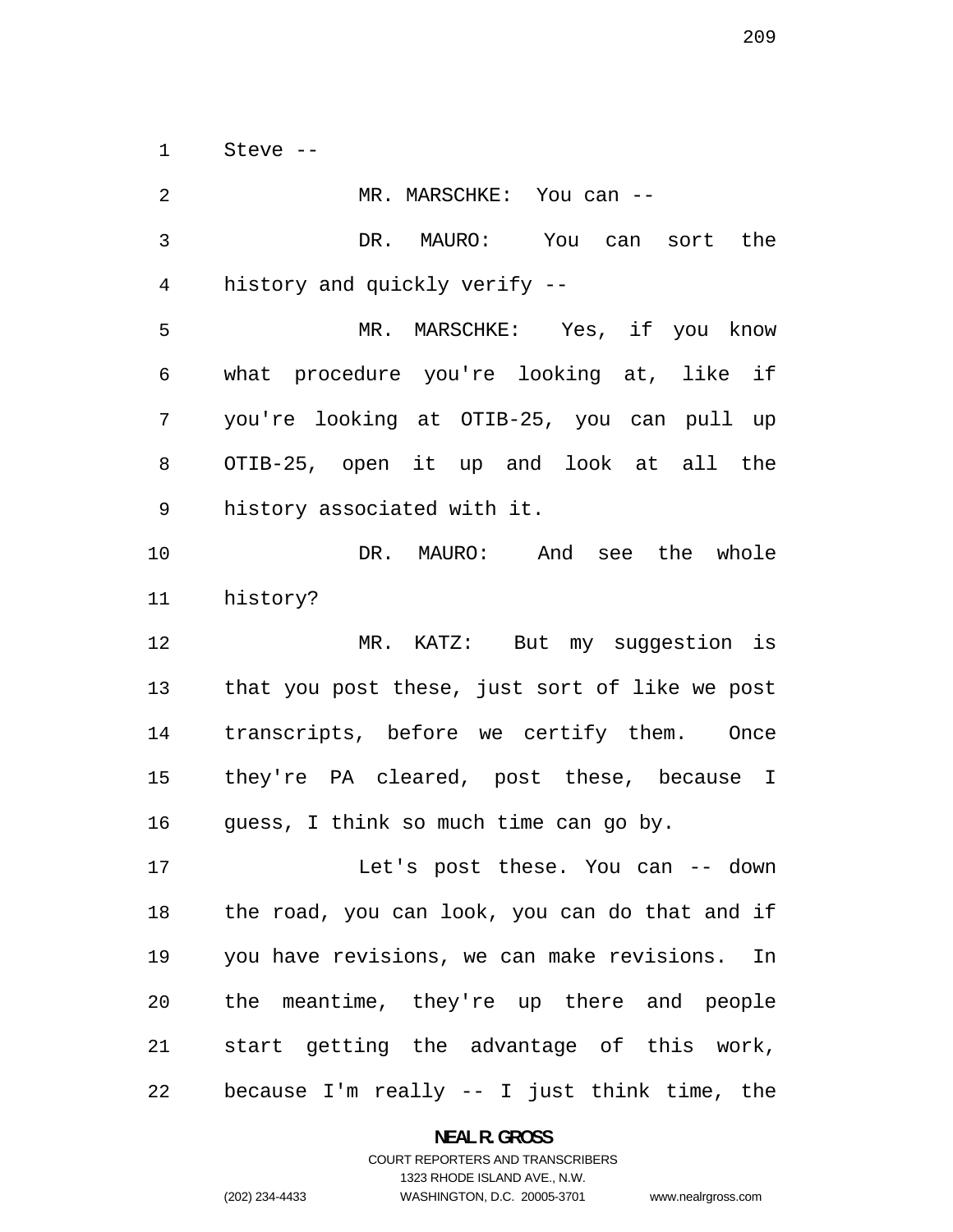Steve --

MR. MARSCHKE: You can --

DR. MAURO: You can sort the history and quickly verify --

MR. MARSCHKE: Yes, if you know what procedure you're looking at, like if you're looking at OTIB-25, you can pull up OTIB-25, open it up and look at all the history associated with it.

DR. MAURO: And see the whole history?

MR. KATZ: But my suggestion is that you post these, just sort of like we post transcripts, before we certify them. Once they're PA cleared, post these, because I guess, I think so much time can go by.

Let's post these. You can -- down the road, you can look, you can do that and if you have revisions, we can make revisions. In the meantime, they're up there and people start getting the advantage of this work, because I'm really -- I just think time, the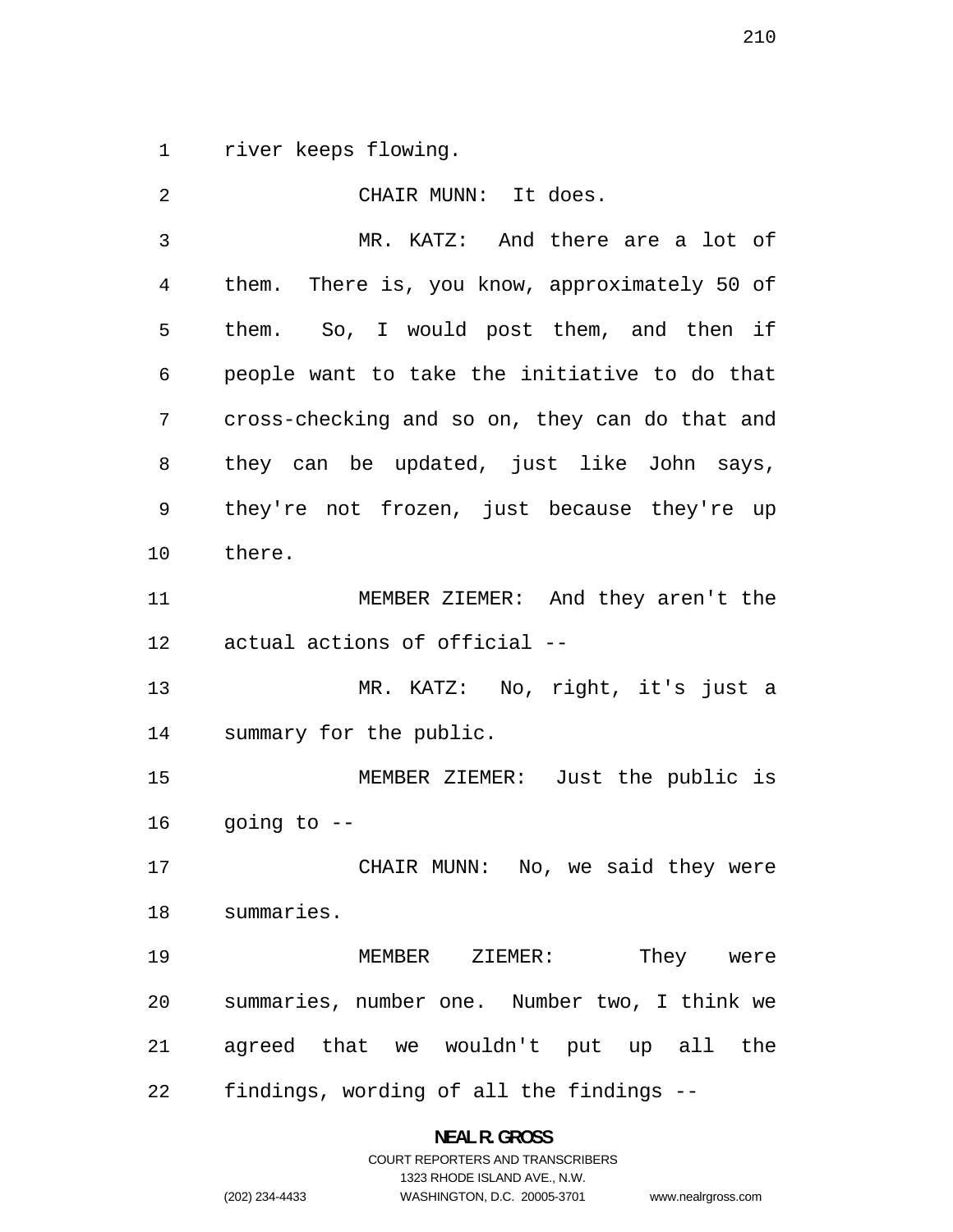river keeps flowing.

CHAIR MUNN: It does.

MR. KATZ: And there are a lot of them. There is, you know, approximately 50 of them. So, I would post them, and then if people want to take the initiative to do that cross-checking and so on, they can do that and they can be updated, just like John says, they're not frozen, just because they're up there.

MEMBER ZIEMER: And they aren't the actual actions of official --

MR. KATZ: No, right, it's just a summary for the public.

MEMBER ZIEMER: Just the public is going to --

CHAIR MUNN: No, we said they were summaries.

MEMBER ZIEMER: They were summaries, number one. Number two, I think we agreed that we wouldn't put up all the findings, wording of all the findings --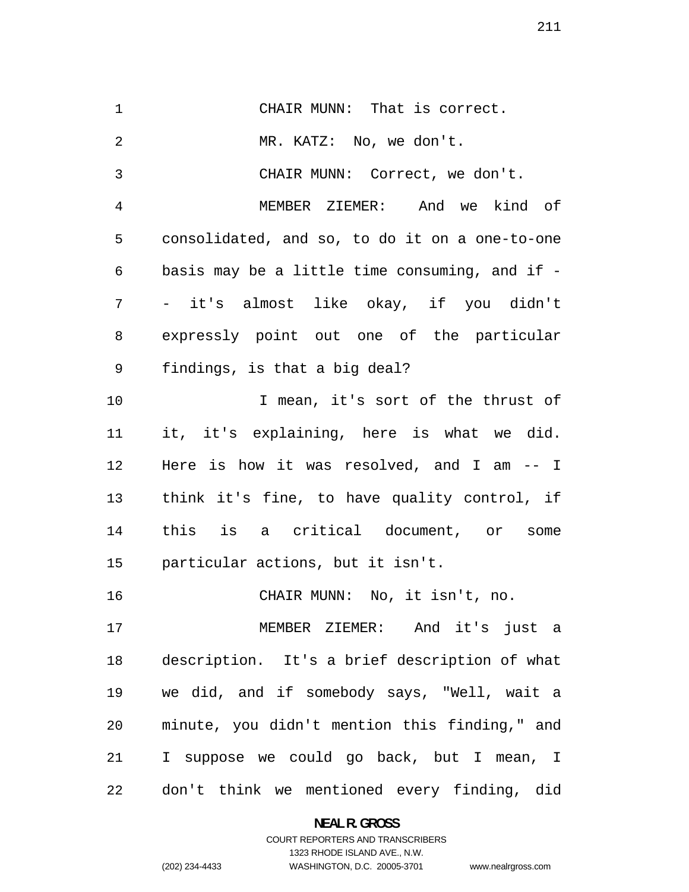CHAIR MUNN: That is correct.

MR. KATZ: No, we don't.

CHAIR MUNN: Correct, we don't.

MEMBER ZIEMER: And we kind of consolidated, and so, to do it on a one-to-one basis may be a little time consuming, and if -- it's almost like okay, if you didn't expressly point out one of the particular findings, is that a big deal?

I mean, it's sort of the thrust of it, it's explaining, here is what we did. Here is how it was resolved, and I am -- I think it's fine, to have quality control, if this is a critical document, or some particular actions, but it isn't.

CHAIR MUNN: No, it isn't, no.

MEMBER ZIEMER: And it's just a description. It's a brief description of what we did, and if somebody says, "Well, wait a minute, you didn't mention this finding," and I suppose we could go back, but I mean, I don't think we mentioned every finding, did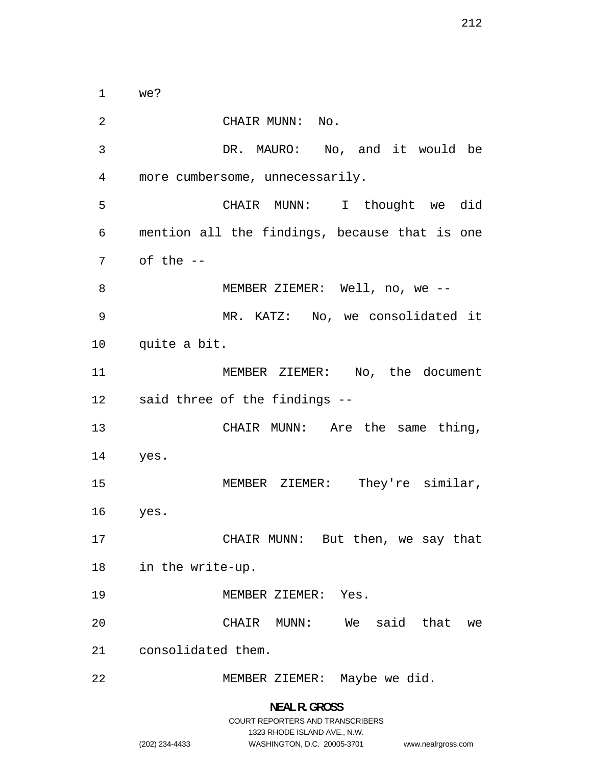we?

CHAIR MUNN: No.

DR. MAURO: No, and it would be more cumbersome, unnecessarily.

CHAIR MUNN: I thought we did mention all the findings, because that is one of the --

MEMBER ZIEMER: Well, no, we --

MR. KATZ: No, we consolidated it quite a bit.

MEMBER ZIEMER: No, the document said three of the findings --

CHAIR MUNN: Are the same thing, yes.

MEMBER ZIEMER: They're similar, yes.

CHAIR MUNN: But then, we say that in the write-up.

MEMBER ZIEMER: Yes.

CHAIR MUNN: We said that we consolidated them.

MEMBER ZIEMER: Maybe we did.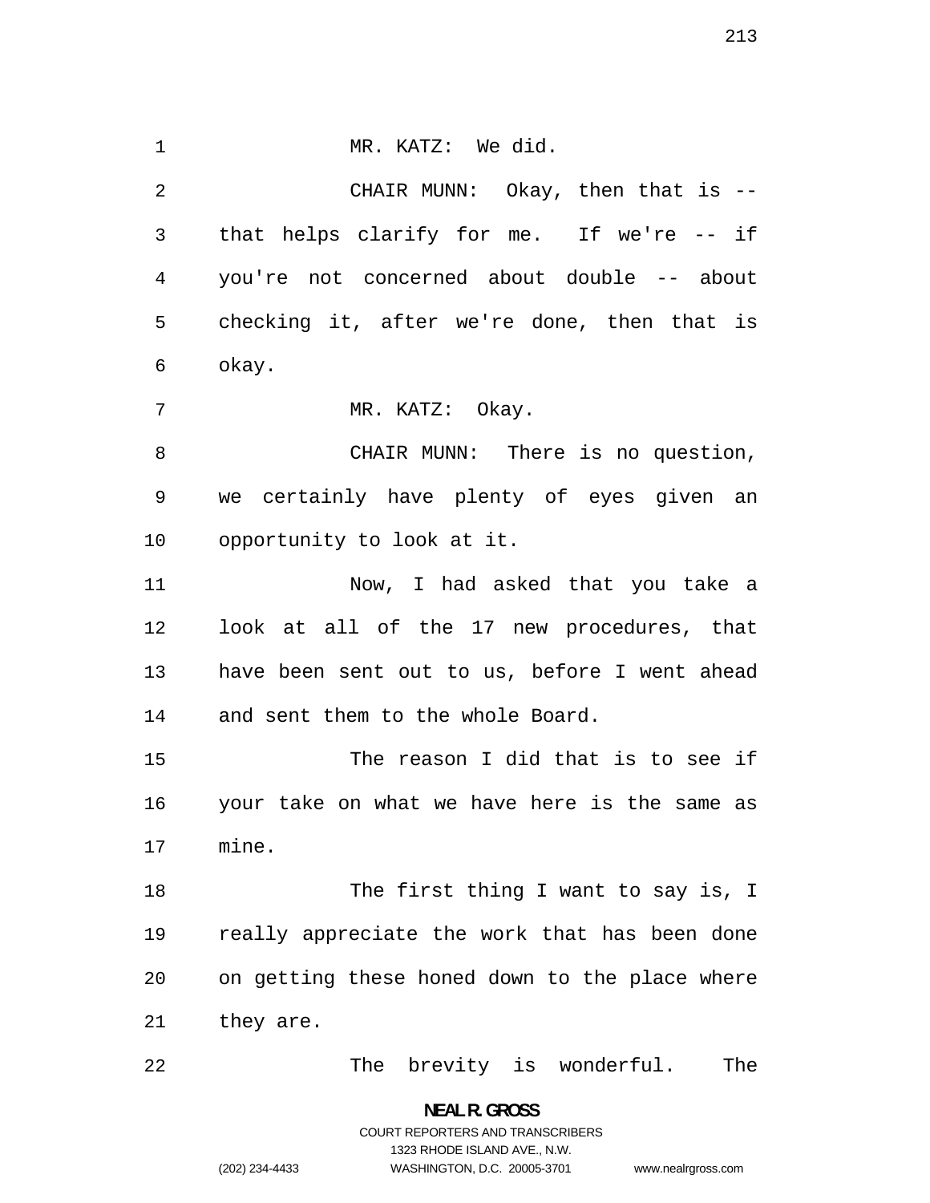MR. KATZ: We did.

CHAIR MUNN: Okay, then that is -- that helps clarify for me. If we're -- if you're not concerned about double -- about checking it, after we're done, then that is okay.

MR. KATZ: Okay.

CHAIR MUNN: There is no question, we certainly have plenty of eyes given an opportunity to look at it.

Now, I had asked that you take a look at all of the 17 new procedures, that have been sent out to us, before I went ahead and sent them to the whole Board.

The reason I did that is to see if your take on what we have here is the same as mine.

The first thing I want to say is, I really appreciate the work that has been done on getting these honed down to the place where they are.

The brevity is wonderful. The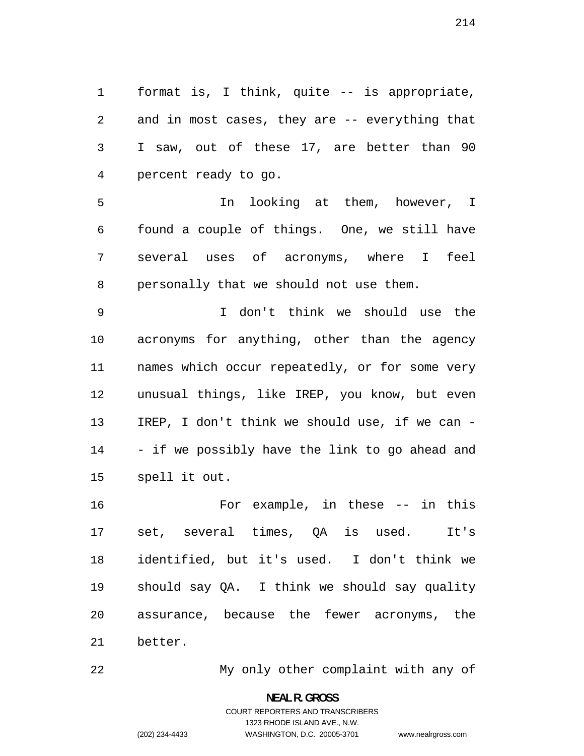format is, I think, quite -- is appropriate, and in most cases, they are -- everything that I saw, out of these 17, are better than 90 percent ready to go.

In looking at them, however, I found a couple of things. One, we still have several uses of acronyms, where I feel personally that we should not use them.

I don't think we should use the acronyms for anything, other than the agency names which occur repeatedly, or for some very unusual things, like IREP, you know, but even IREP, I don't think we should use, if we can -- if we possibly have the link to go ahead and spell it out.

For example, in these -- in this set, several times, QA is used. It's identified, but it's used. I don't think we should say QA. I think we should say quality assurance, because the fewer acronyms, the better.

My only other complaint with any of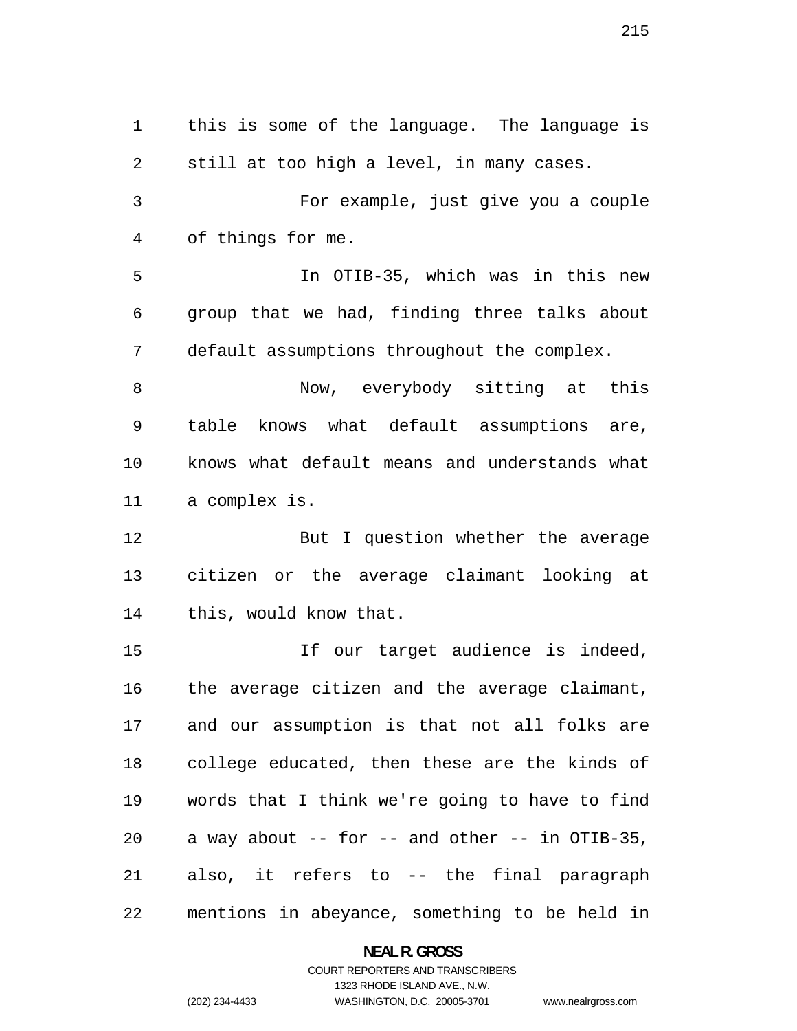this is some of the language. The language is still at too high a level, in many cases.

For example, just give you a couple of things for me.

In OTIB-35, which was in this new group that we had, finding three talks about default assumptions throughout the complex.

Now, everybody sitting at this table knows what default assumptions are, knows what default means and understands what a complex is.

But I question whether the average citizen or the average claimant looking at this, would know that.

If our target audience is indeed, the average citizen and the average claimant, and our assumption is that not all folks are college educated, then these are the kinds of words that I think we're going to have to find a way about -- for -- and other -- in OTIB-35, also, it refers to -- the final paragraph mentions in abeyance, something to be held in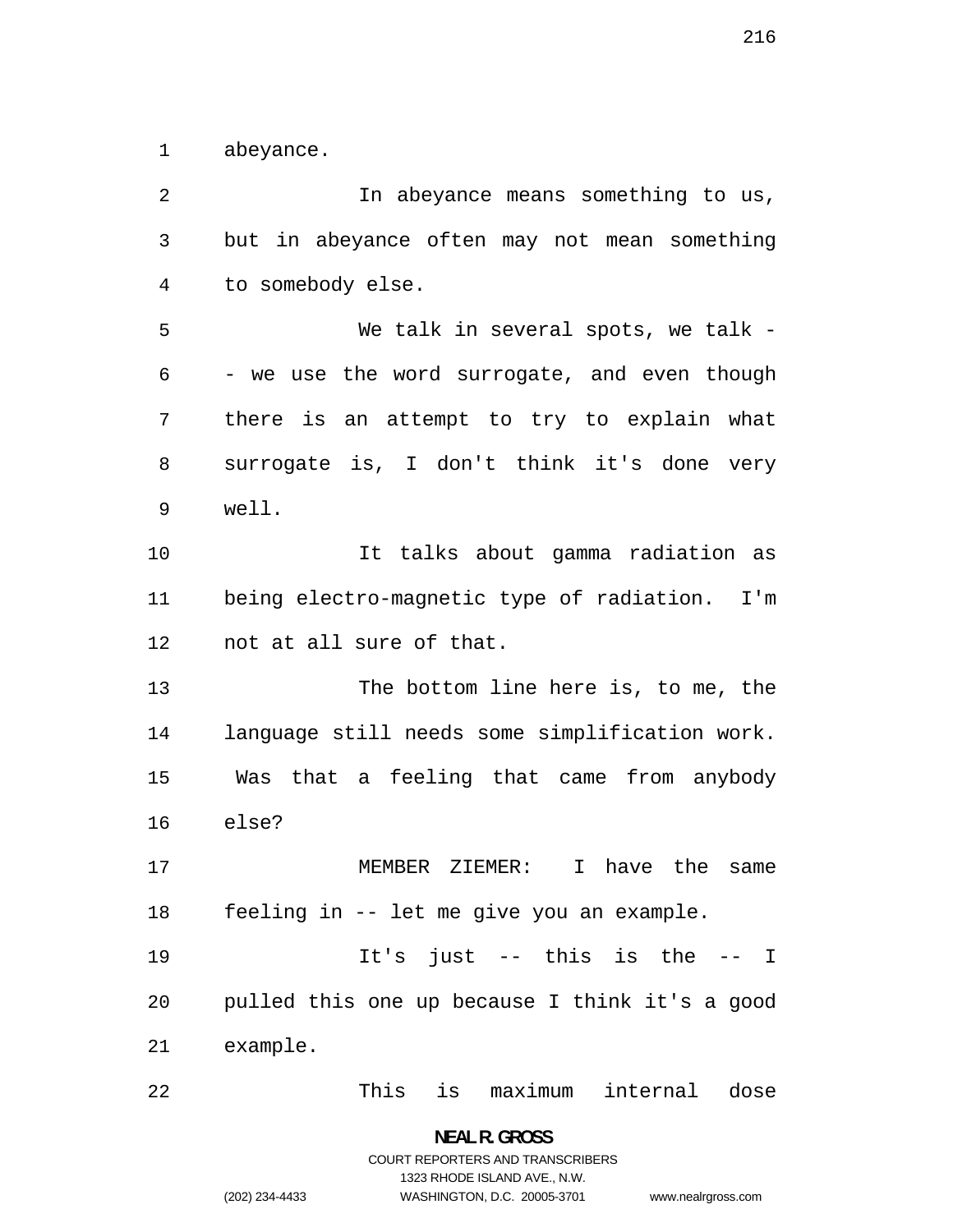abeyance.

In abeyance means something to us, but in abeyance often may not mean something to somebody else.

We talk in several spots, we talk -- we use the word surrogate, and even though there is an attempt to try to explain what surrogate is, I don't think it's done very well.

It talks about gamma radiation as being electro-magnetic type of radiation. I'm not at all sure of that.

The bottom line here is, to me, the language still needs some simplification work. Was that a feeling that came from anybody else?

MEMBER ZIEMER: I have the same feeling in -- let me give you an example.

It's just -- this is the -- I pulled this one up because I think it's a good example.

This is maximum internal dose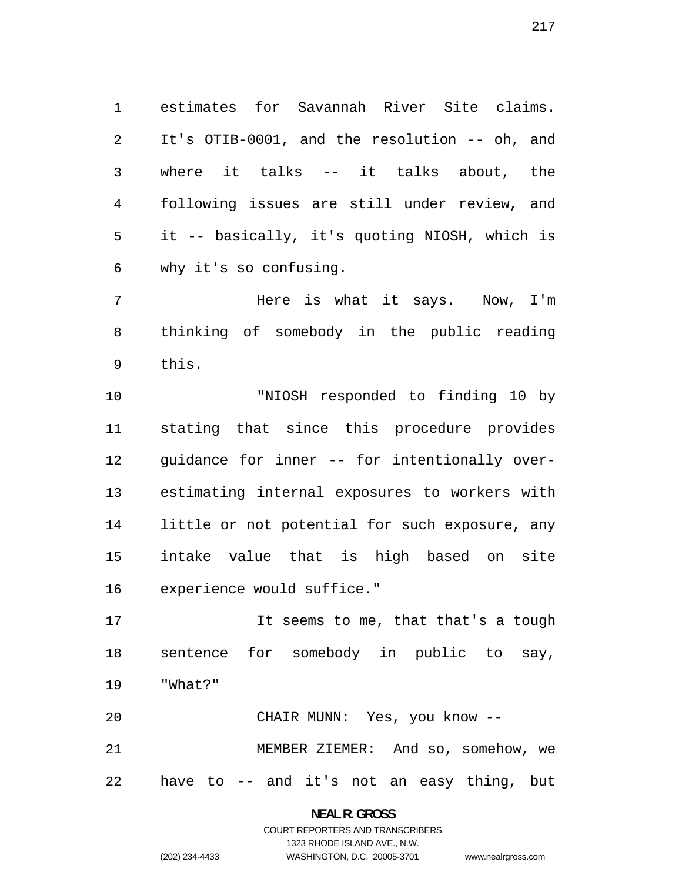estimates for Savannah River Site claims. It's OTIB-0001, and the resolution -- oh, and where it talks -- it talks about, the following issues are still under review, and it -- basically, it's quoting NIOSH, which is why it's so confusing.

Here is what it says. Now, I'm thinking of somebody in the public reading this.

"NIOSH responded to finding 10 by stating that since this procedure provides guidance for inner -- for intentionally over-estimating internal exposures to workers with little or not potential for such exposure, any intake value that is high based on site experience would suffice."

It seems to me, that that's a tough sentence for somebody in public to say, "What?"

CHAIR MUNN: Yes, you know --

MEMBER ZIEMER: And so, somehow, we have to -- and it's not an easy thing, but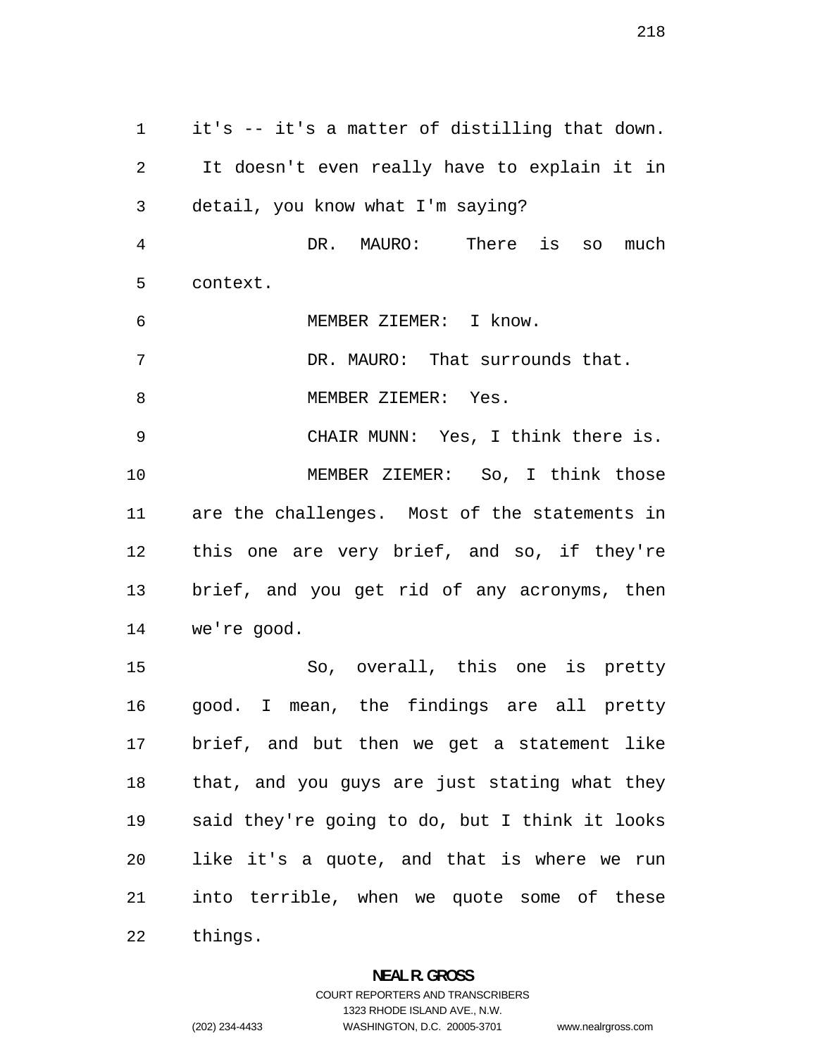it's -- it's a matter of distilling that down. It doesn't even really have to explain it in detail, you know what I'm saying?

DR. MAURO: There is so much context.

MEMBER ZIEMER: I know.

DR. MAURO: That surrounds that.

MEMBER ZIEMER: Yes.

CHAIR MUNN: Yes, I think there is.

MEMBER ZIEMER: So, I think those are the challenges. Most of the statements in this one are very brief, and so, if they're brief, and you get rid of any acronyms, then we're good.

So, overall, this one is pretty good. I mean, the findings are all pretty brief, and but then we get a statement like that, and you guys are just stating what they said they're going to do, but I think it looks like it's a quote, and that is where we run into terrible, when we quote some of these things.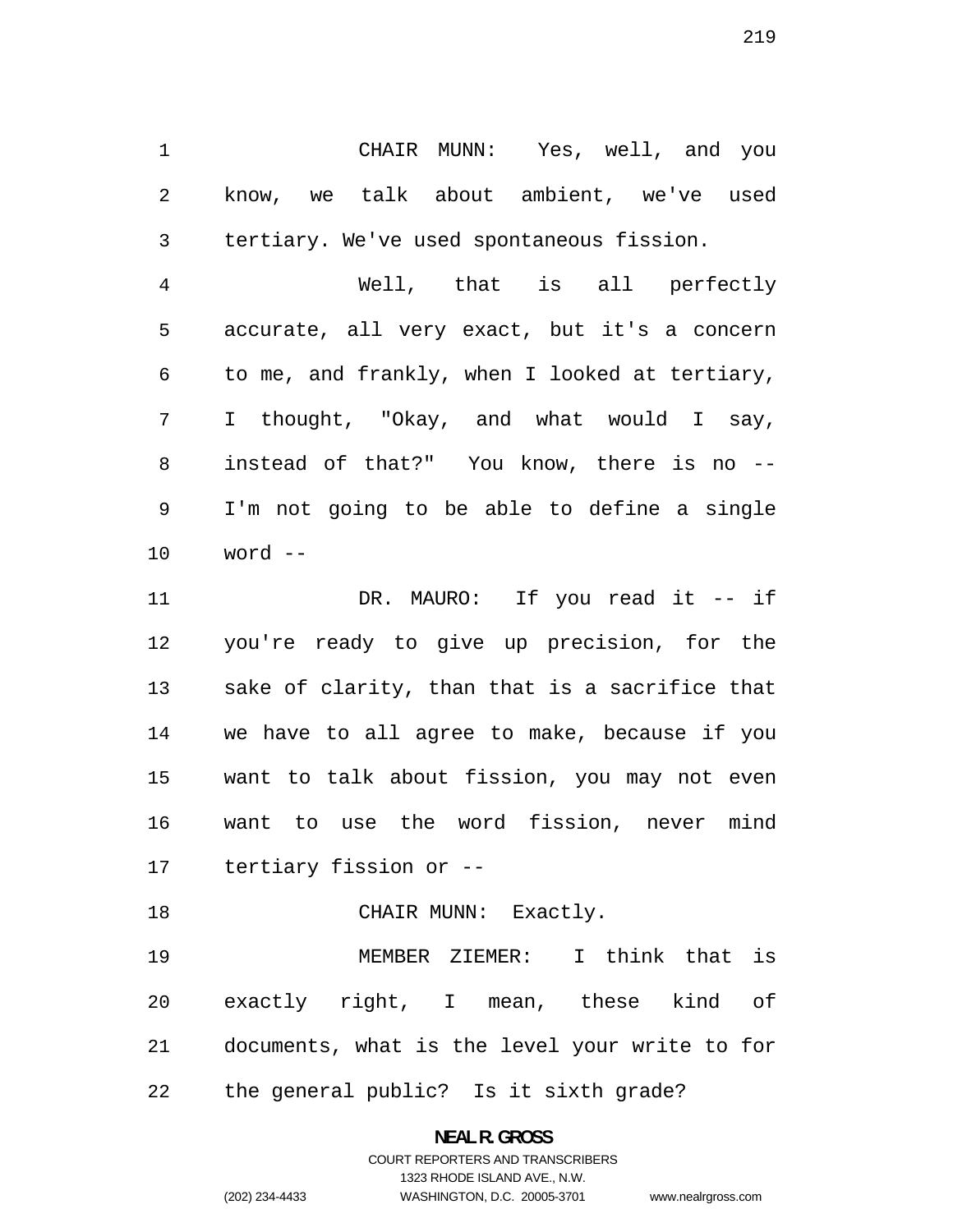CHAIR MUNN: Yes, well, and you know, we talk about ambient, we've used tertiary. We've used spontaneous fission.

Well, that is all perfectly accurate, all very exact, but it's a concern to me, and frankly, when I looked at tertiary, I thought, "Okay, and what would I say, instead of that?" You know, there is no -- I'm not going to be able to define a single word --

DR. MAURO: If you read it -- if you're ready to give up precision, for the sake of clarity, than that is a sacrifice that we have to all agree to make, because if you want to talk about fission, you may not even want to use the word fission, never mind tertiary fission or --

CHAIR MUNN: Exactly.

MEMBER ZIEMER: I think that is exactly right, I mean, these kind of documents, what is the level your write to for the general public? Is it sixth grade?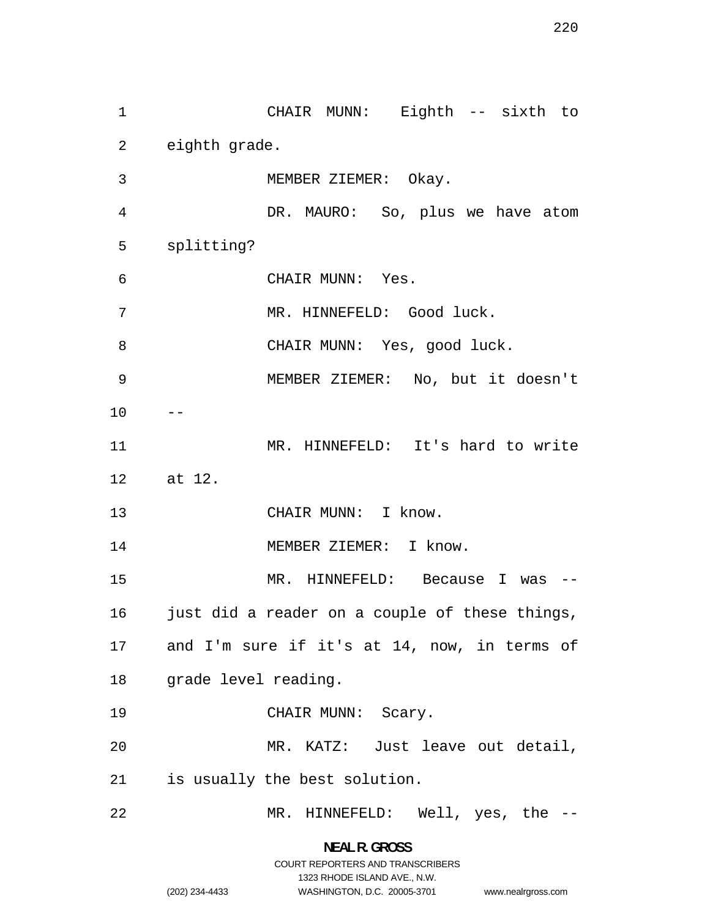CHAIR MUNN: Eighth -- sixth to eighth grade.

MEMBER ZIEMER: Okay.

DR. MAURO: So, plus we have atom splitting?

CHAIR MUNN: Yes.

MR. HINNEFELD: Good luck.

CHAIR MUNN: Yes, good luck.

MEMBER ZIEMER: No, but it doesn't --

MR. HINNEFELD: It's hard to write at 12.

CHAIR MUNN: I know.

MEMBER ZIEMER: I know.

MR. HINNEFELD: Because I was -- just did a reader on a couple of these things, and I'm sure if it's at 14, now, in terms of grade level reading.

CHAIR MUNN: Scary.

MR. KATZ: Just leave out detail, is usually the best solution.

MR. HINNEFELD: Well, yes, the --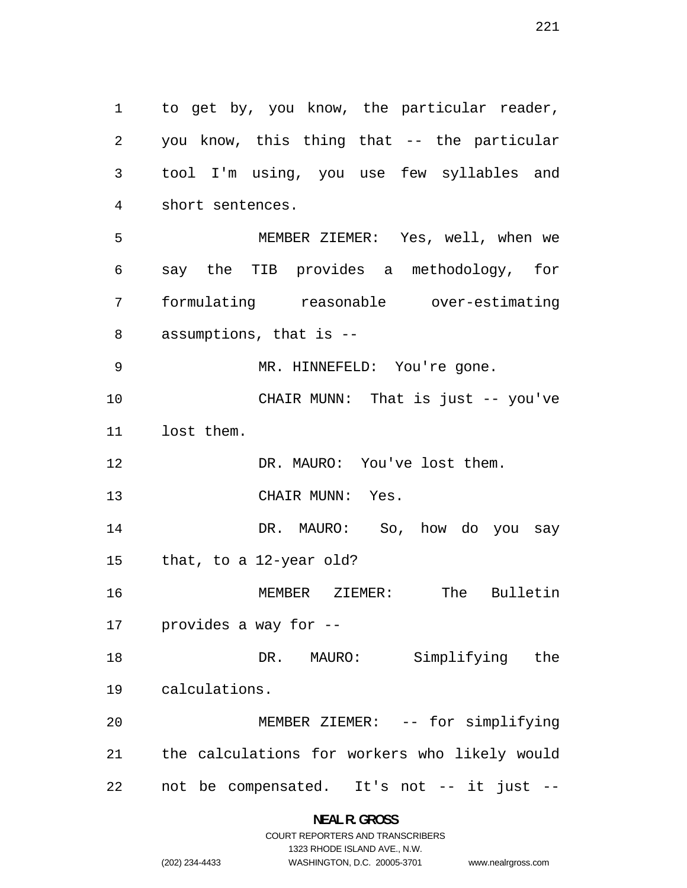to get by, you know, the particular reader, you know, this thing that -- the particular tool I'm using, you use few syllables and short sentences.

MEMBER ZIEMER: Yes, well, when we say the TIB provides a methodology, for formulating reasonable over-estimating assumptions, that is --

MR. HINNEFELD: You're gone.

CHAIR MUNN: That is just -- you've lost them.

DR. MAURO: You've lost them.

CHAIR MUNN: Yes.

DR. MAURO: So, how do you say that, to a 12-year old?

MEMBER ZIEMER: The Bulletin provides a way for --

DR. MAURO: Simplifying the calculations.

MEMBER ZIEMER: -- for simplifying the calculations for workers who likely would not be compensated. It's not -- it just --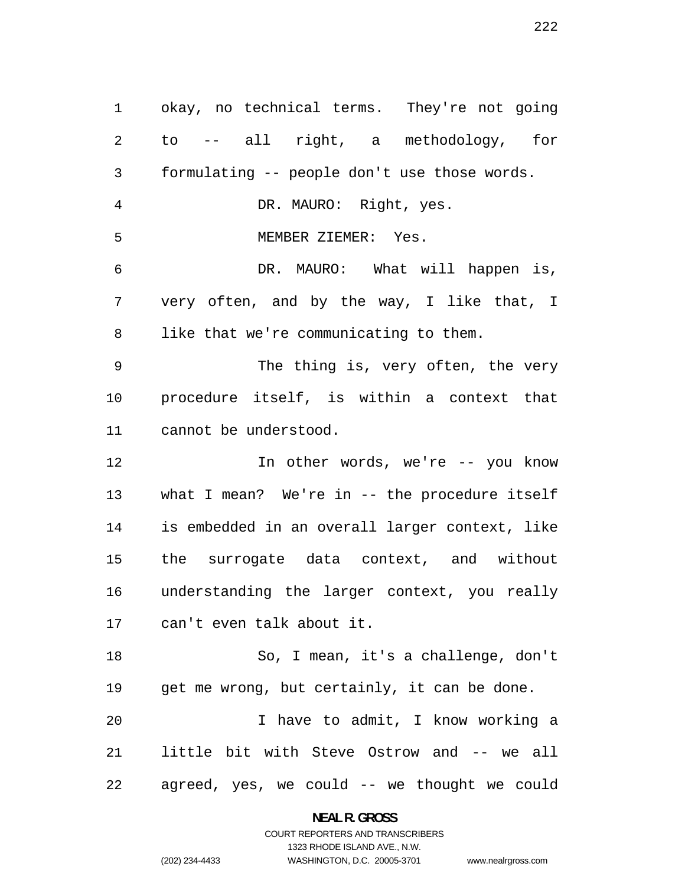okay, no technical terms. They're not going to -- all right, a methodology, for formulating -- people don't use those words.

DR. MAURO: Right, yes.

MEMBER ZIEMER: Yes.

DR. MAURO: What will happen is, very often, and by the way, I like that, I like that we're communicating to them.

The thing is, very often, the very procedure itself, is within a context that cannot be understood.

In other words, we're -- you know what I mean? We're in -- the procedure itself is embedded in an overall larger context, like the surrogate data context, and without understanding the larger context, you really can't even talk about it.

So, I mean, it's a challenge, don't get me wrong, but certainly, it can be done.

I have to admit, I know working a little bit with Steve Ostrow and -- we all agreed, yes, we could -- we thought we could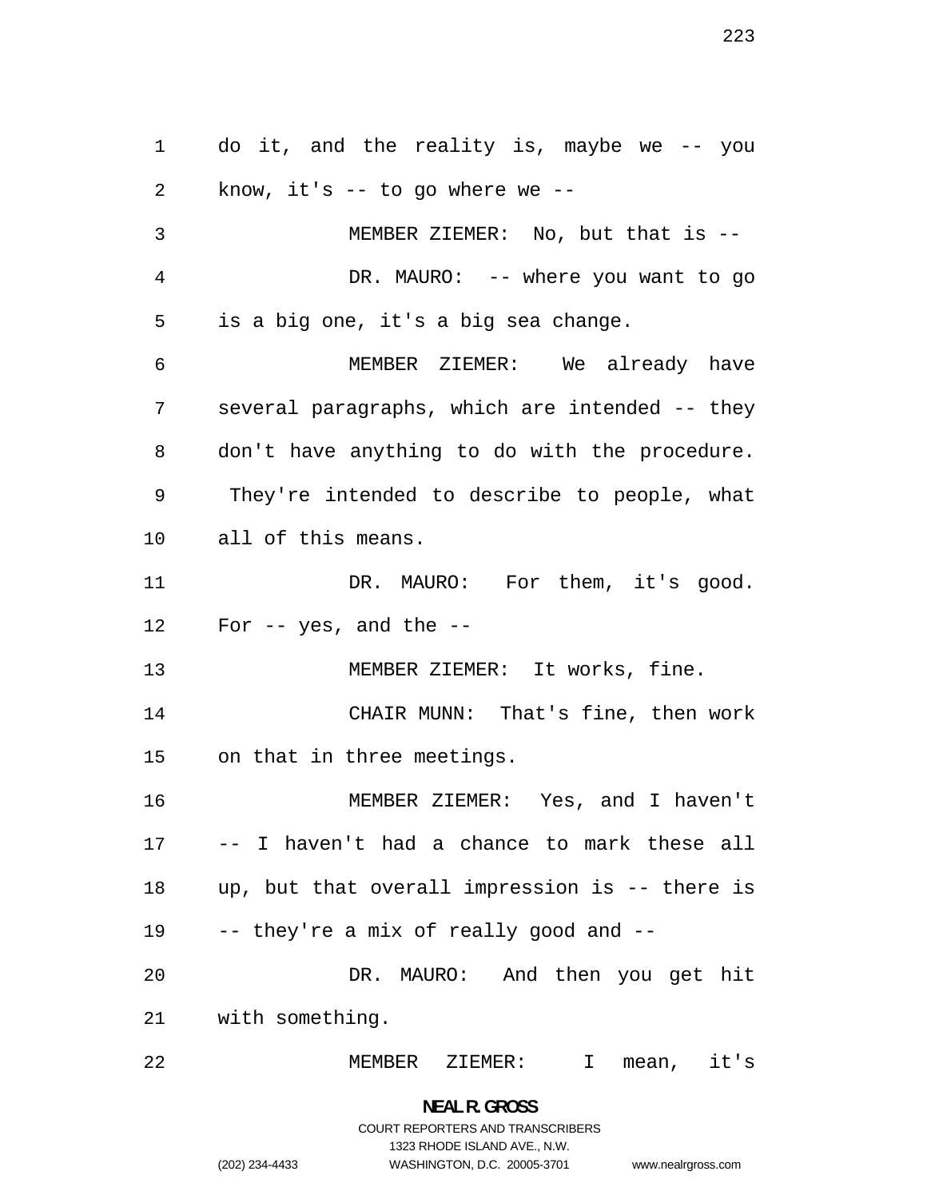do it, and the reality is, maybe we -- you know, it's -- to go where we --

MEMBER ZIEMER: No, but that is --

DR. MAURO: -- where you want to go is a big one, it's a big sea change.

MEMBER ZIEMER: We already have several paragraphs, which are intended -- they don't have anything to do with the procedure. They're intended to describe to people, what all of this means.

DR. MAURO: For them, it's good. For -- yes, and the --

MEMBER ZIEMER: It works, fine.

CHAIR MUNN: That's fine, then work on that in three meetings.

MEMBER ZIEMER: Yes, and I haven't -- I haven't had a chance to mark these all up, but that overall impression is -- there is -- they're a mix of really good and --

DR. MAURO: And then you get hit with something.

MEMBER ZIEMER: I mean, it's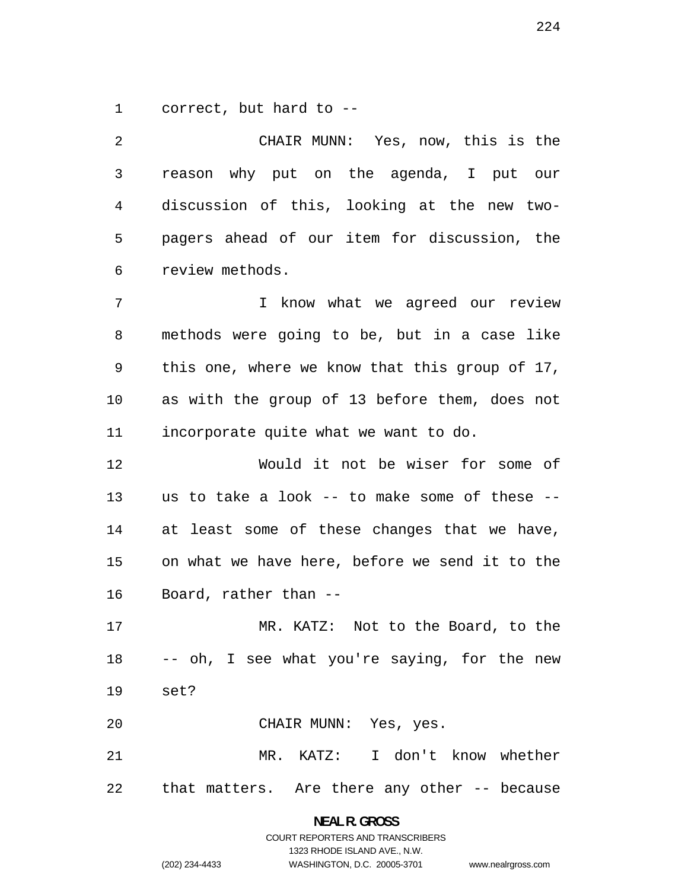correct, but hard to --

CHAIR MUNN: Yes, now, this is the reason why put on the agenda, I put our discussion of this, looking at the new two-pagers ahead of our item for discussion, the review methods.

I know what we agreed our review methods were going to be, but in a case like this one, where we know that this group of 17, as with the group of 13 before them, does not incorporate quite what we want to do.

Would it not be wiser for some of us to take a look -- to make some of these -- at least some of these changes that we have, on what we have here, before we send it to the Board, rather than --

MR. KATZ: Not to the Board, to the -- oh, I see what you're saying, for the new set?

CHAIR MUNN: Yes, yes.

MR. KATZ: I don't know whether that matters. Are there any other -- because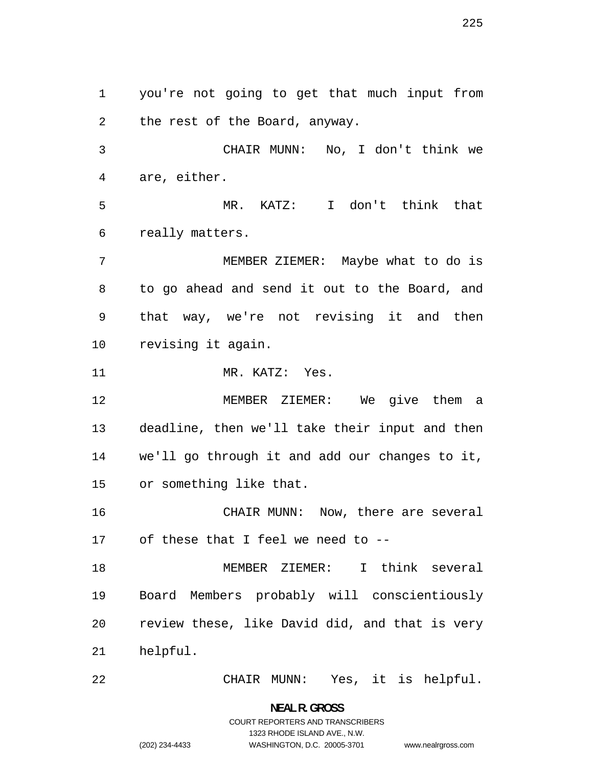you're not going to get that much input from the rest of the Board, anyway.

CHAIR MUNN: No, I don't think we are, either.

MR. KATZ: I don't think that really matters.

MEMBER ZIEMER: Maybe what to do is to go ahead and send it out to the Board, and that way, we're not revising it and then revising it again.

MR. KATZ: Yes.

MEMBER ZIEMER: We give them a deadline, then we'll take their input and then we'll go through it and add our changes to it, or something like that.

CHAIR MUNN: Now, there are several of these that I feel we need to --

MEMBER ZIEMER: I think several Board Members probably will conscientiously review these, like David did, and that is very helpful.

CHAIR MUNN: Yes, it is helpful.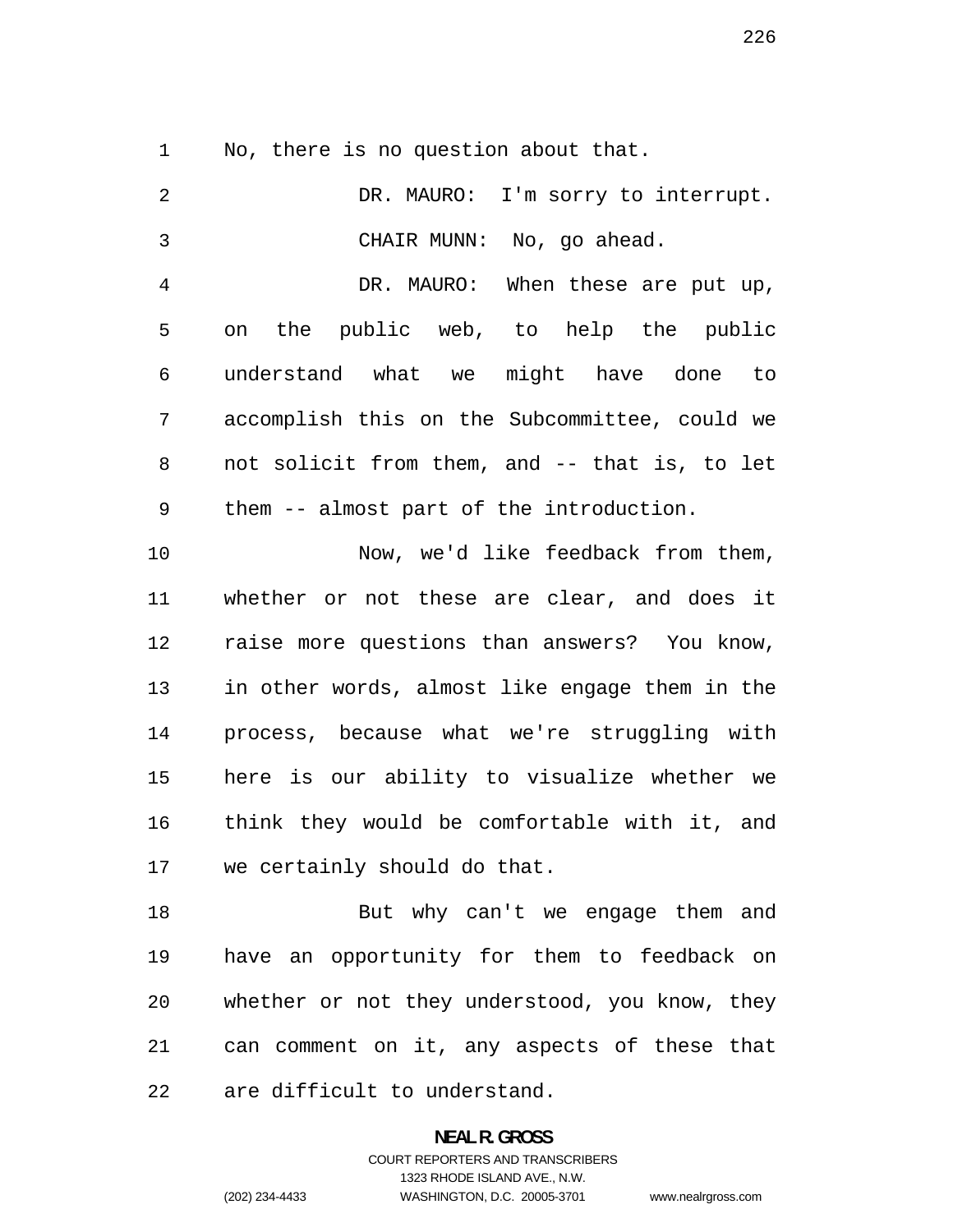No, there is no question about that.

DR. MAURO: I'm sorry to interrupt.

CHAIR MUNN: No, go ahead.

DR. MAURO: When these are put up, on the public web, to help the public understand what we might have done to accomplish this on the Subcommittee, could we not solicit from them, and -- that is, to let them -- almost part of the introduction.

Now, we'd like feedback from them, whether or not these are clear, and does it raise more questions than answers? You know, in other words, almost like engage them in the process, because what we're struggling with here is our ability to visualize whether we think they would be comfortable with it, and we certainly should do that.

But why can't we engage them and have an opportunity for them to feedback on whether or not they understood, you know, they can comment on it, any aspects of these that are difficult to understand.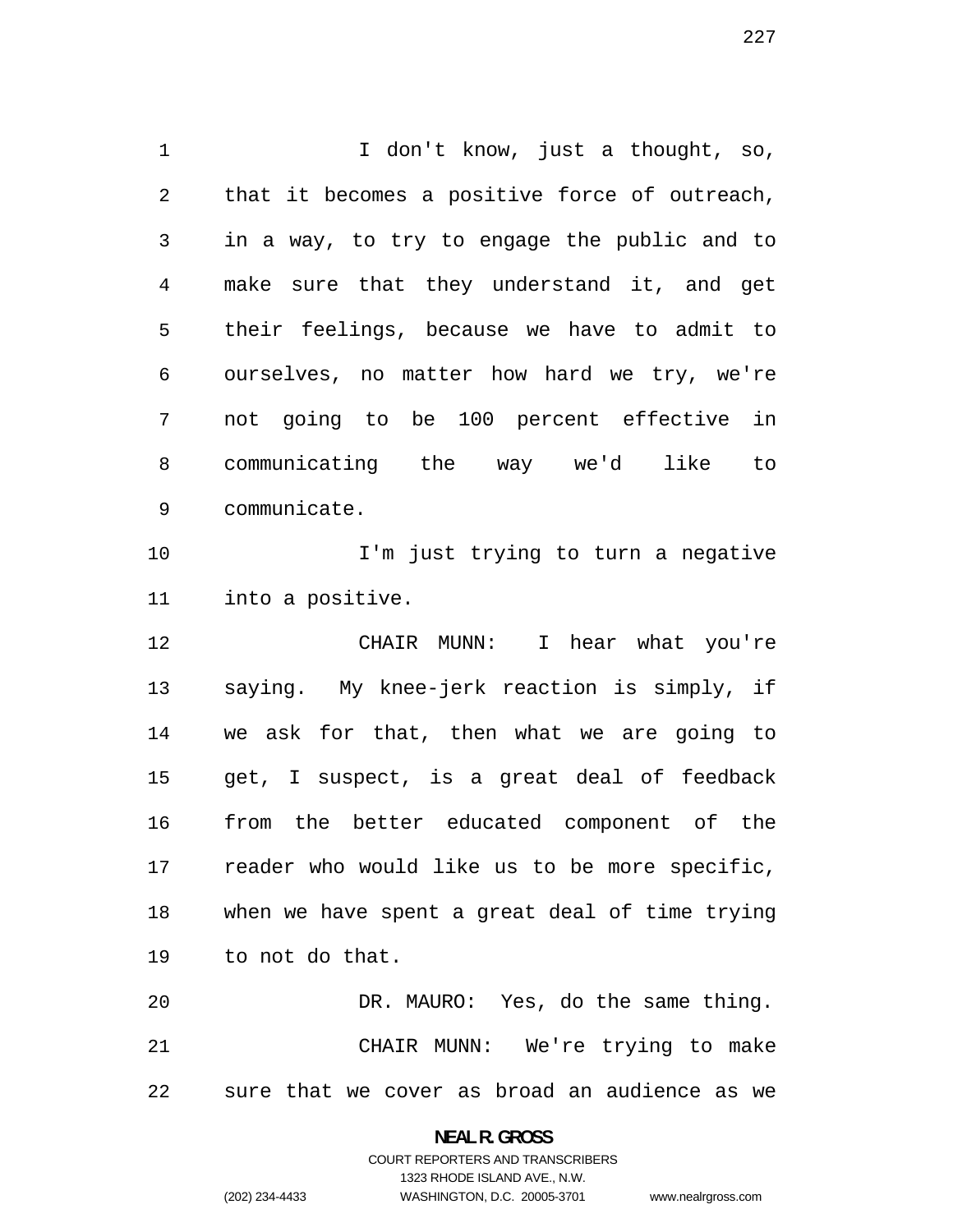I don't know, just a thought, so, that it becomes a positive force of outreach, in a way, to try to engage the public and to make sure that they understand it, and get their feelings, because we have to admit to ourselves, no matter how hard we try, we're not going to be 100 percent effective in communicating the way we'd like to communicate.

I'm just trying to turn a negative into a positive.

CHAIR MUNN: I hear what you're saying. My knee-jerk reaction is simply, if we ask for that, then what we are going to get, I suspect, is a great deal of feedback from the better educated component of the reader who would like us to be more specific, when we have spent a great deal of time trying to not do that.

DR. MAURO: Yes, do the same thing.

CHAIR MUNN: We're trying to make sure that we cover as broad an audience as we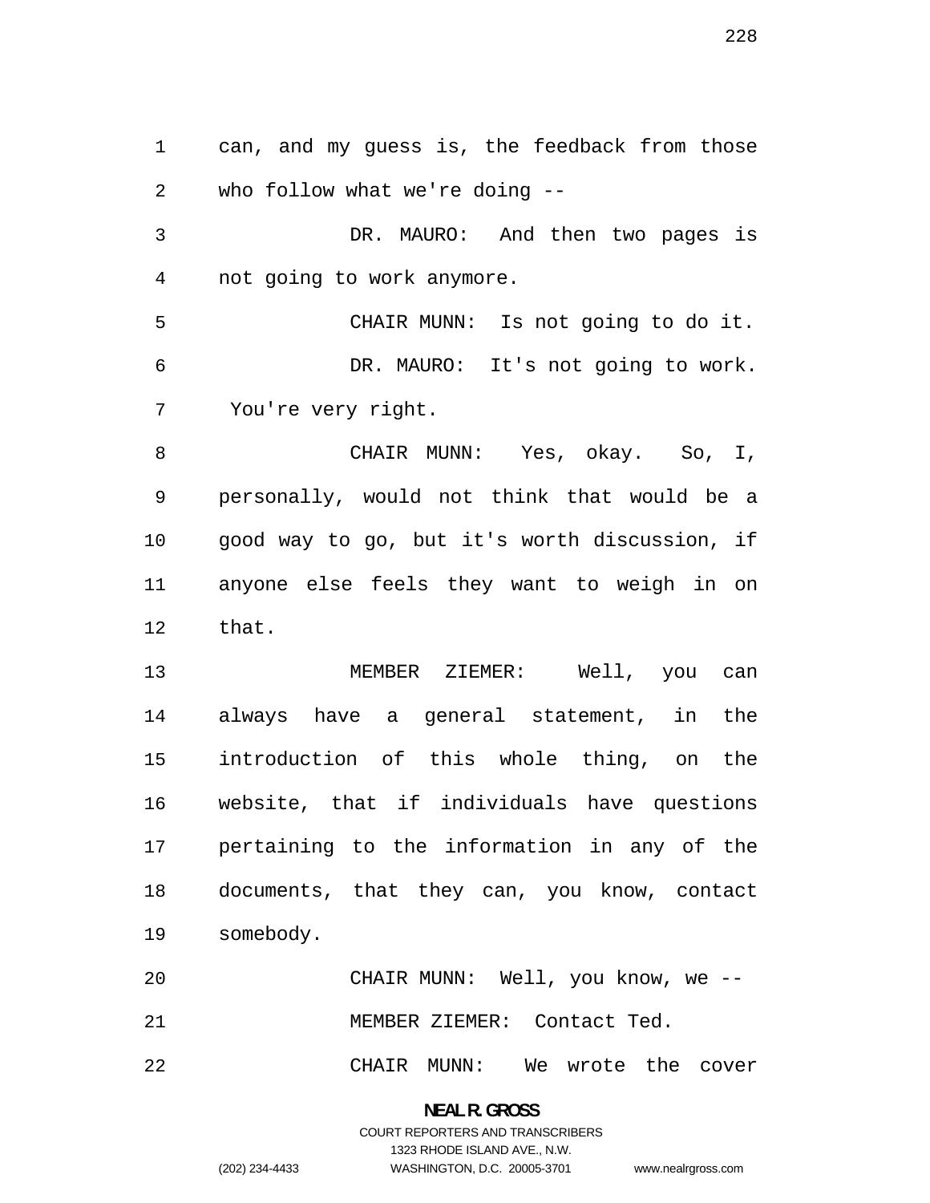can, and my guess is, the feedback from those who follow what we're doing --

DR. MAURO: And then two pages is not going to work anymore.

CHAIR MUNN: Is not going to do it.

DR. MAURO: It's not going to work. You're very right.

CHAIR MUNN: Yes, okay. So, I, personally, would not think that would be a good way to go, but it's worth discussion, if anyone else feels they want to weigh in on that.

MEMBER ZIEMER: Well, you can always have a general statement, in the introduction of this whole thing, on the website, that if individuals have questions pertaining to the information in any of the documents, that they can, you know, contact somebody.

CHAIR MUNN: Well, you know, we --

MEMBER ZIEMER: Contact Ted.

CHAIR MUNN: We wrote the cover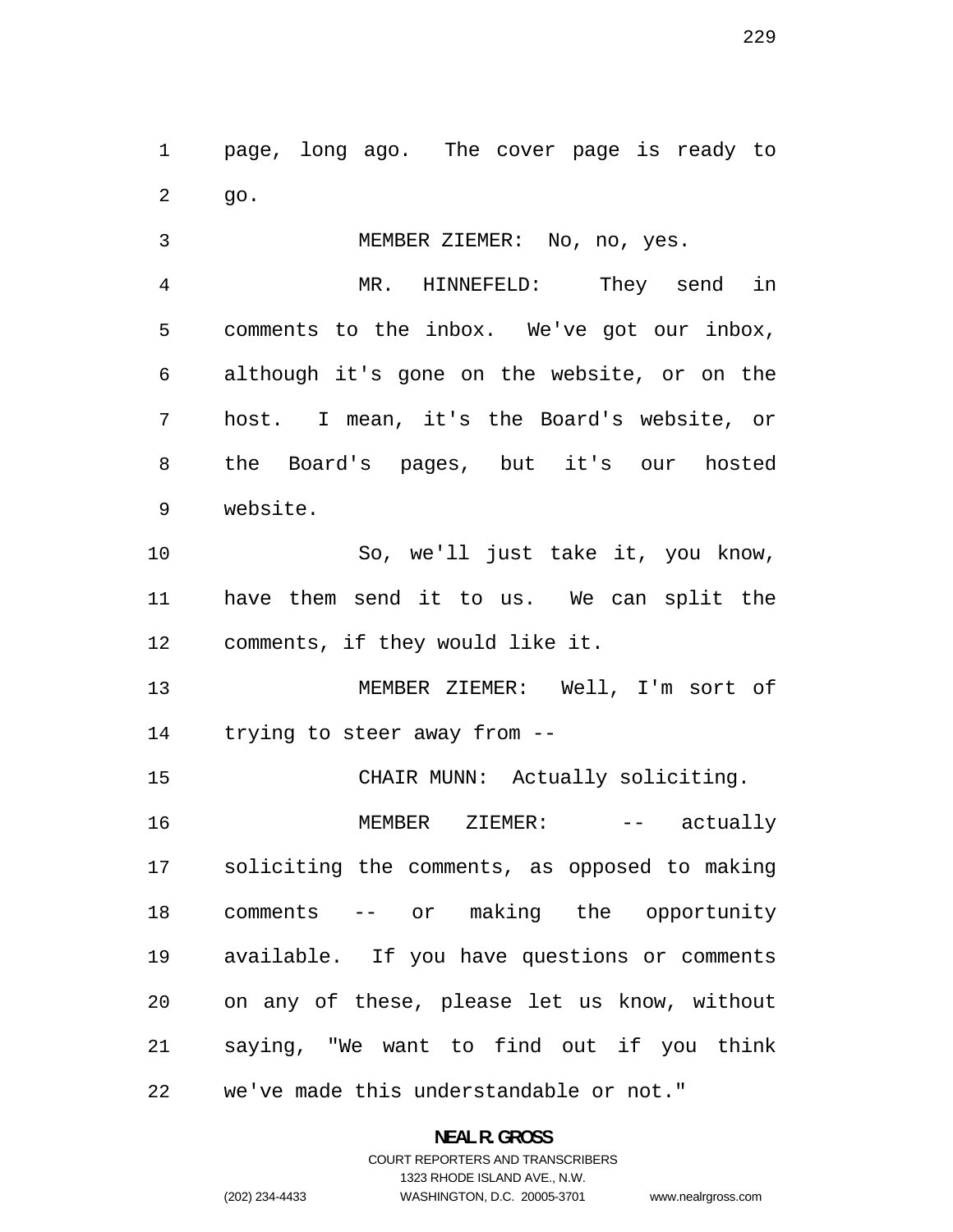page, long ago. The cover page is ready to go.

MEMBER ZIEMER: No, no, yes.

MR. HINNEFELD: They send in comments to the inbox. We've got our inbox, although it's gone on the website, or on the host. I mean, it's the Board's website, or the Board's pages, but it's our hosted website.

So, we'll just take it, you know, have them send it to us. We can split the comments, if they would like it.

MEMBER ZIEMER: Well, I'm sort of trying to steer away from --

CHAIR MUNN: Actually soliciting.

MEMBER ZIEMER: -- actually soliciting the comments, as opposed to making comments -- or making the opportunity available. If you have questions or comments on any of these, please let us know, without saying, "We want to find out if you think we've made this understandable or not."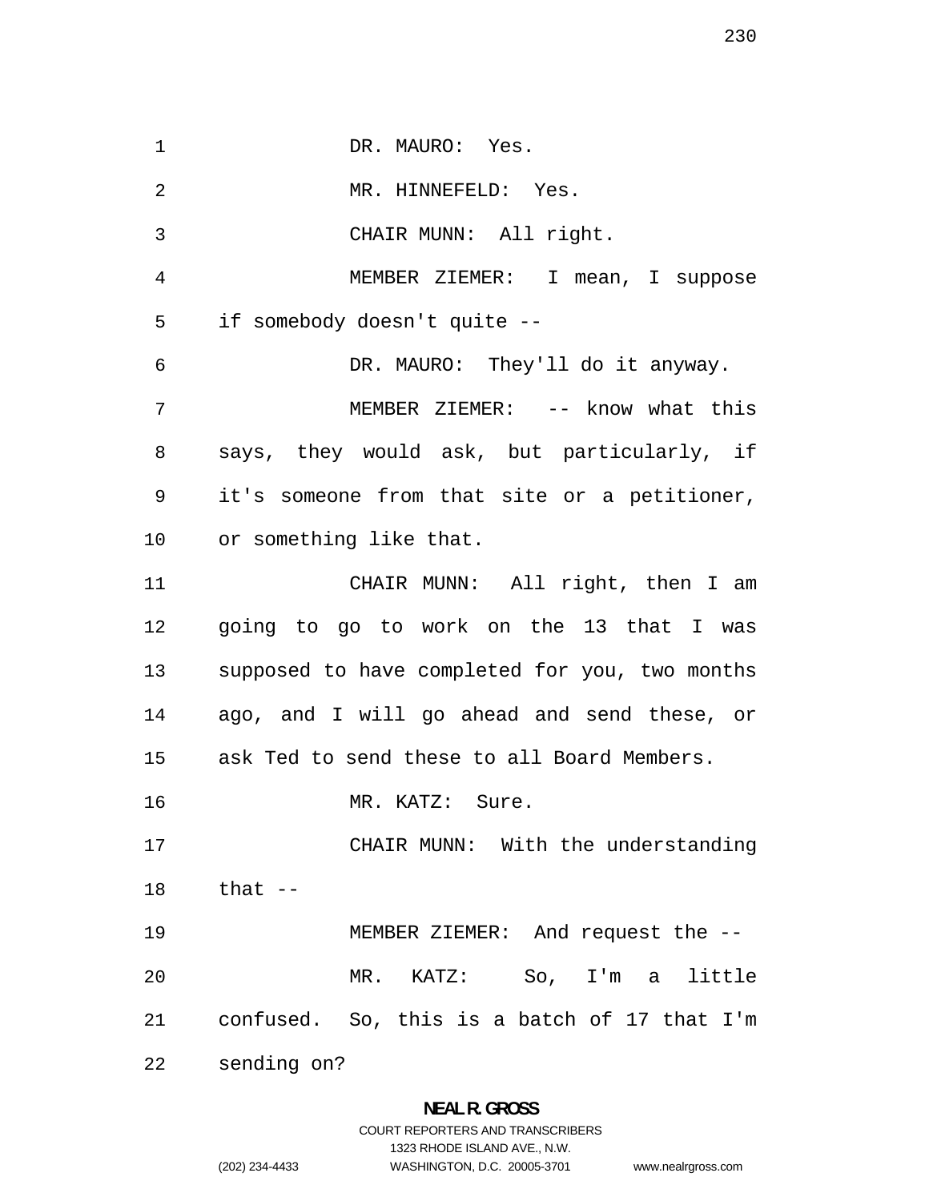DR. MAURO: Yes.

MR. HINNEFELD: Yes.

CHAIR MUNN: All right.

MEMBER ZIEMER: I mean, I suppose if somebody doesn't quite --

DR. MAURO: They'll do it anyway.

MEMBER ZIEMER: -- know what this says, they would ask, but particularly, if it's someone from that site or a petitioner, or something like that.

CHAIR MUNN: All right, then I am going to go to work on the 13 that I was supposed to have completed for you, two months ago, and I will go ahead and send these, or ask Ted to send these to all Board Members.

MR. KATZ: Sure.

CHAIR MUNN: With the understanding that --

MEMBER ZIEMER: And request the --

MR. KATZ: So, I'm a little confused. So, this is a batch of 17 that I'm sending on?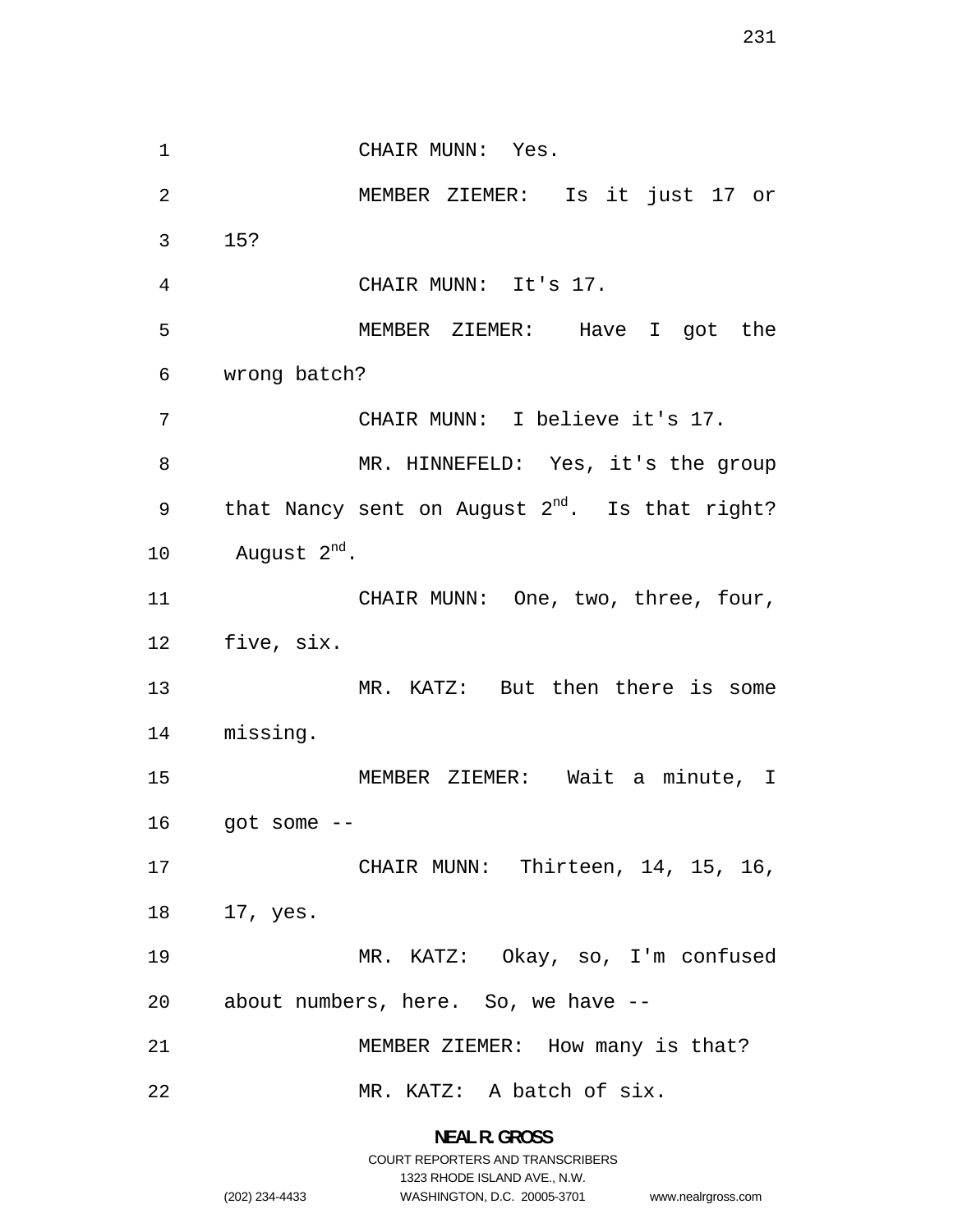CHAIR MUNN: Yes.

MEMBER ZIEMER: Is it just 17 or 15?

CHAIR MUNN: It's 17.

MEMBER ZIEMER: Have I got the wrong batch?

CHAIR MUNN: I believe it's 17.

MR. HINNEFELD: Yes, it's the group that Nancy sent on August 2nd. Is that right? August 2nd.

CHAIR MUNN: One, two, three, four, five, six.

MR. KATZ: But then there is some missing.

MEMBER ZIEMER: Wait a minute, I got some --

CHAIR MUNN: Thirteen, 14, 15, 16, 17, yes.

MR. KATZ: Okay, so, I'm confused about numbers, here. So, we have --

MEMBER ZIEMER: How many is that?

MR. KATZ: A batch of six.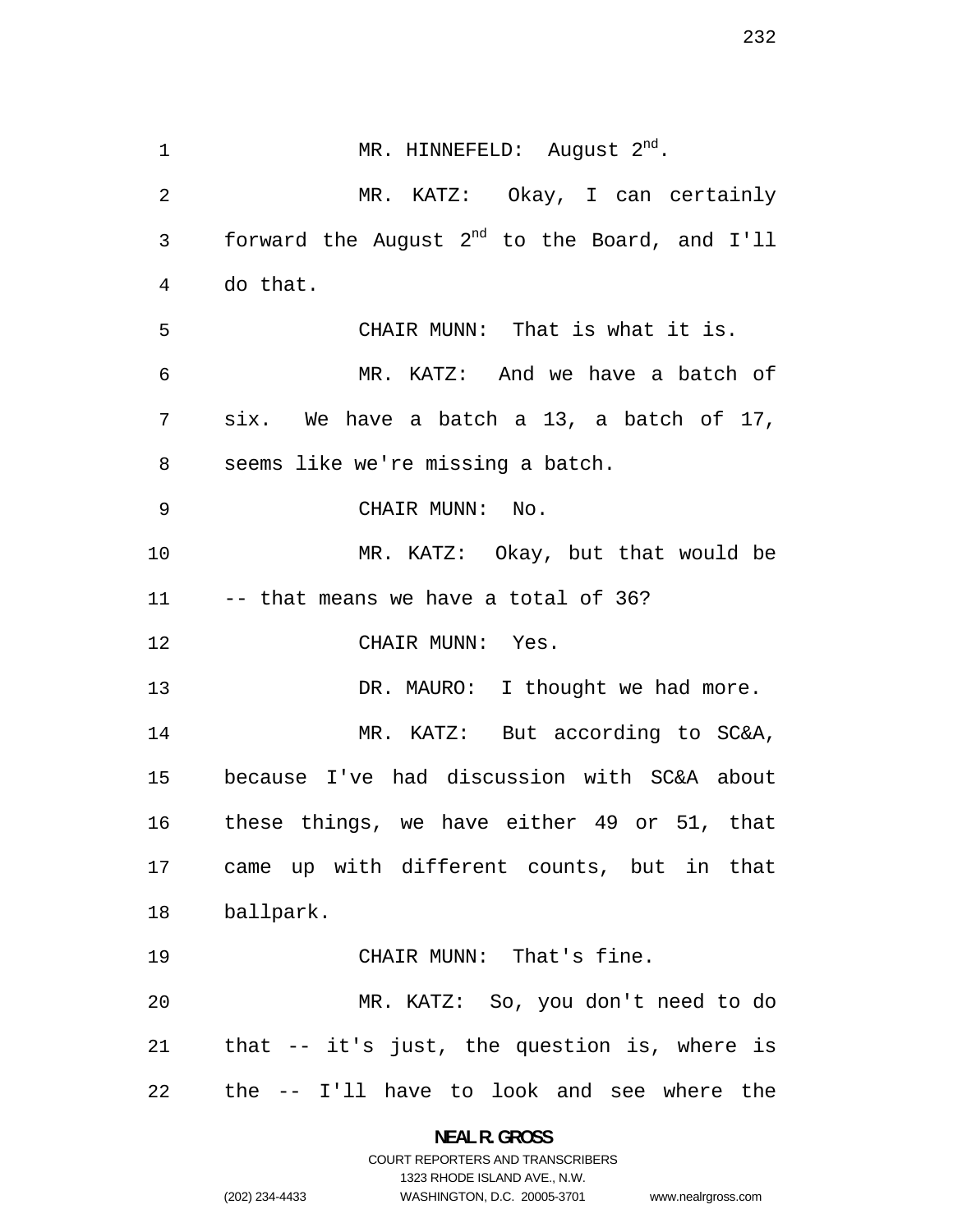MR. HINNEFELD: August $2^{nd}$.

MR. KATZ: Okay, I can certainly forward the August $2^{nd}$ to the Board, and I'll do that.

CHAIR MUNN: That is what it is.

MR. KATZ: And we have a batch of six. We have a batch a 13, a batch of 17, seems like we're missing a batch.

CHAIR MUNN: No.

MR. KATZ: Okay, but that would be -- that means we have a total of 36?

CHAIR MUNN: Yes.

DR. MAURO: I thought we had more.

MR. KATZ: But according to SC&A, because I've had discussion with SC&A about these things, we have either 49 or 51, that came up with different counts, but in that ballpark.

CHAIR MUNN: That's fine.

MR. KATZ: So, you don't need to do that -- it's just, the question is, where is the -- I'll have to look and see where the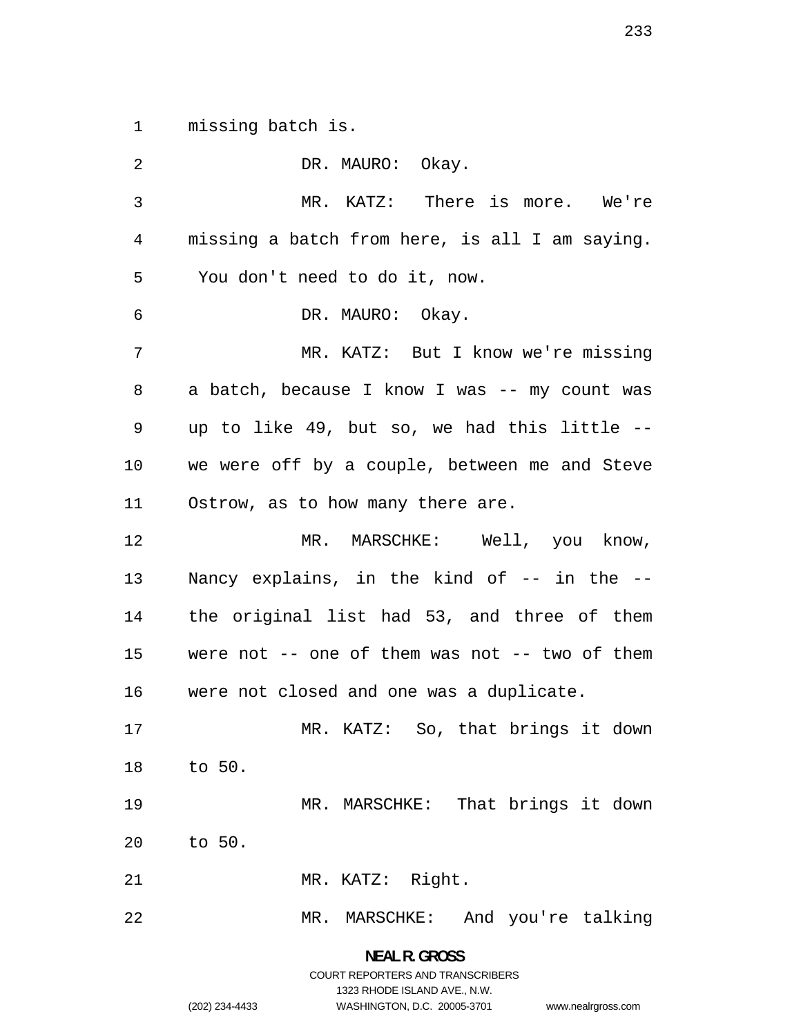missing batch is.

DR. MAURO: Okay.

MR. KATZ: There is more. We're missing a batch from here, is all I am saying. You don't need to do it, now.

DR. MAURO: Okay.

MR. KATZ: But I know we're missing a batch, because I know I was -- my count was up to like 49, but so, we had this little -- we were off by a couple, between me and Steve Ostrow, as to how many there are.

MR. MARSCHKE: Well, you know, Nancy explains, in the kind of -- in the -- the original list had 53, and three of them were not -- one of them was not -- two of them were not closed and one was a duplicate.

MR. KATZ: So, that brings it down to 50.

MR. MARSCHKE: That brings it down to 50.

MR. KATZ: Right.

MR. MARSCHKE: And you're talking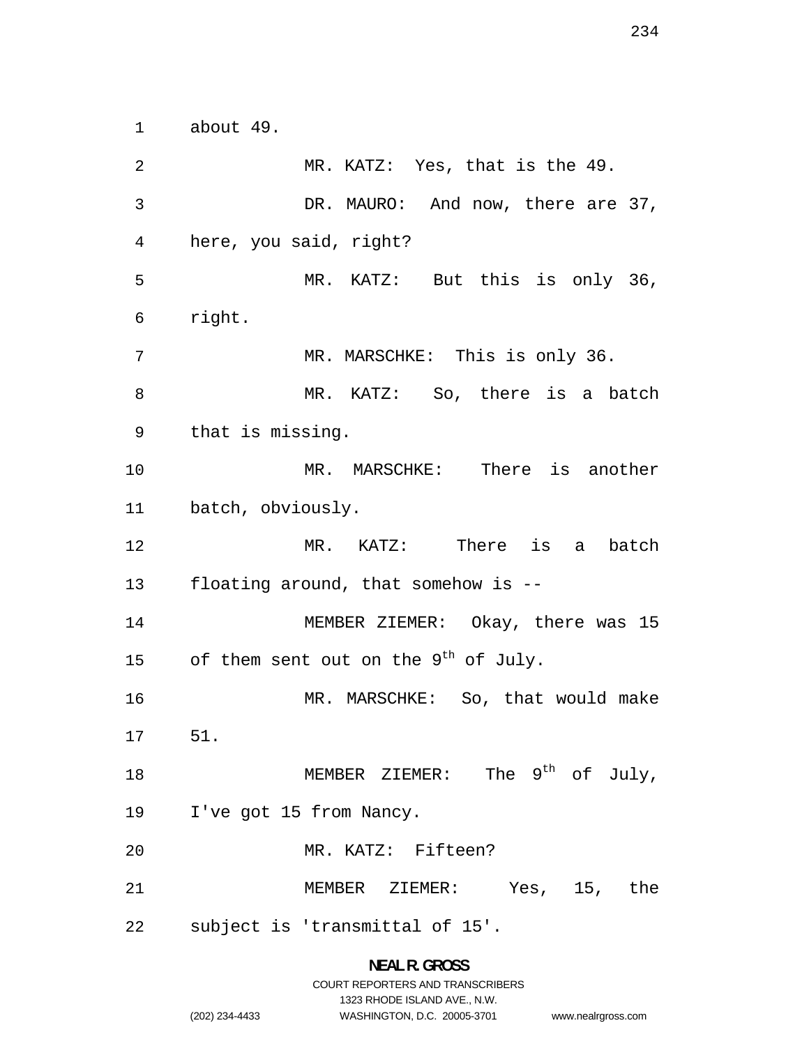about 49.

MR. KATZ: Yes, that is the 49.

DR. MAURO: And now, there are 37, here, you said, right?

MR. KATZ: But this is only 36, right.

MR. MARSCHKE: This is only 36.

MR. KATZ: So, there is a batch that is missing.

MR. MARSCHKE: There is another batch, obviously.

MR. KATZ: There is a batch floating around, that somehow is --

MEMBER ZIEMER: Okay, there was 15 of them sent out on the 9th of July.

MR. MARSCHKE: So, that would make 51.

MEMBER ZIEMER: The 9th of July, I've got 15 from Nancy.

MR. KATZ: Fifteen?

MEMBER ZIEMER: Yes, 15, the subject is 'transmittal of 15'.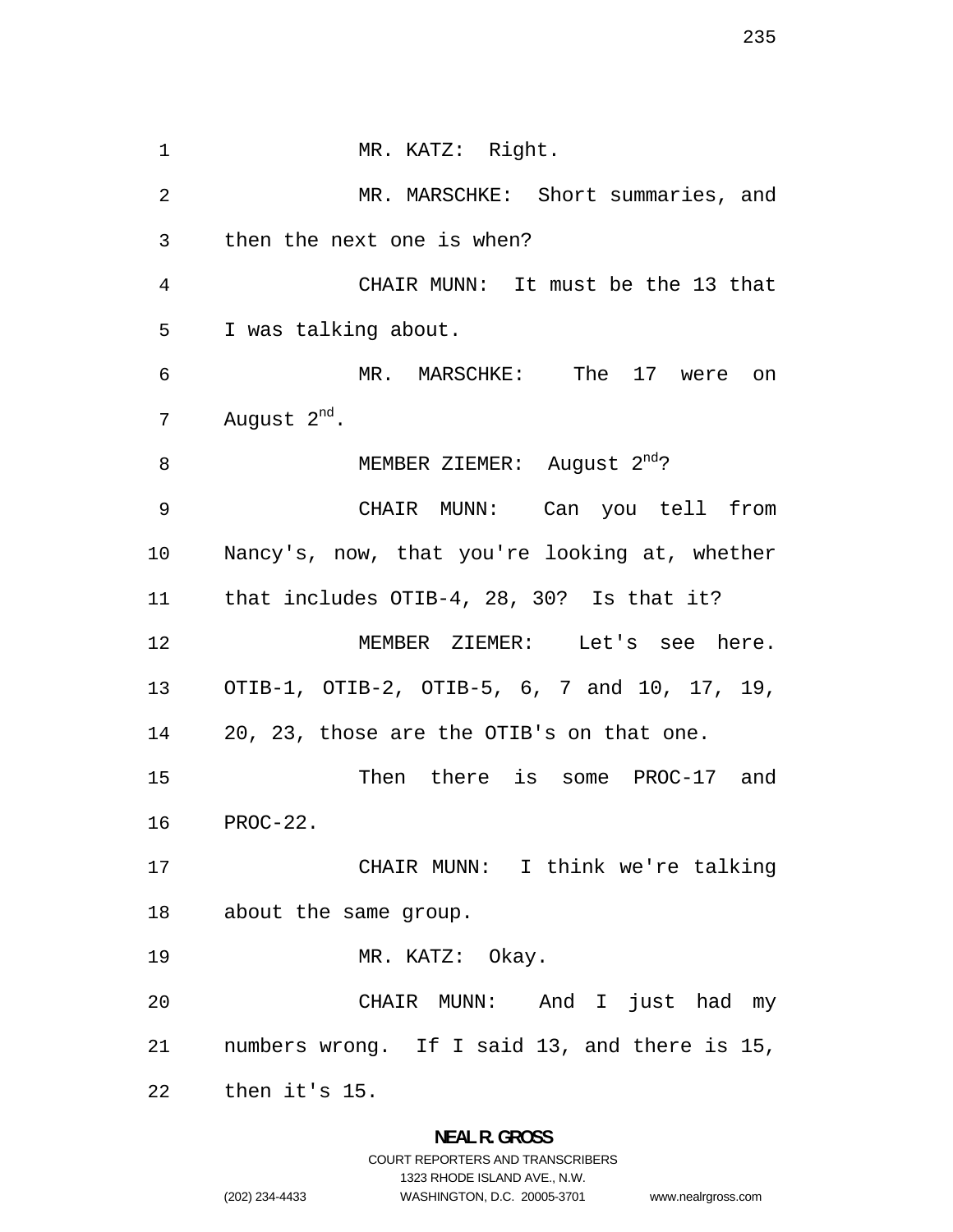MR. KATZ: Right.

MR. MARSCHKE: Short summaries, and then the next one is when?

CHAIR MUNN: It must be the 13 that I was talking about.

MR. MARSCHKE: The 17 were on August 2nd.

MEMBER ZIEMER: August 2nd?

CHAIR MUNN: Can you tell from Nancy's, now, that you're looking at, whether that includes OTIB-4, 28, 30? Is that it?

MEMBER ZIEMER: Let's see here. OTIB-1, OTIB-2, OTIB-5, 6, 7 and 10, 17, 19, 20, 23, those are the OTIB's on that one.

Then there is some PROC-17 and PROC-22.

CHAIR MUNN: I think we're talking about the same group.

MR. KATZ: Okay.

CHAIR MUNN: And I just had my numbers wrong. If I said 13, and there is 15, then it's 15.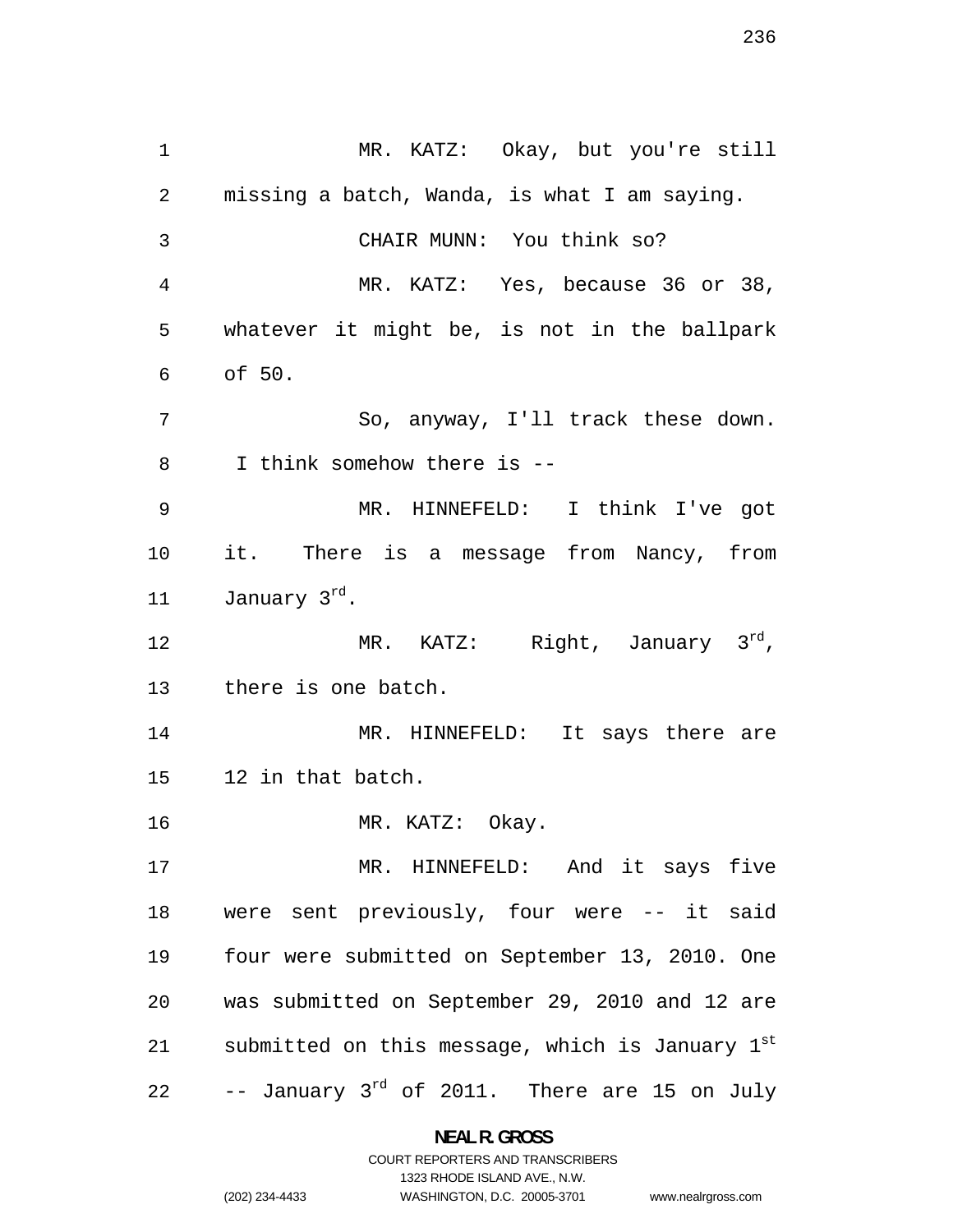MR. KATZ: Okay, but you're still missing a batch, Wanda, is what I am saying.

CHAIR MUNN: You think so?

MR. KATZ: Yes, because 36 or 38, whatever it might be, is not in the ballpark of 50.

So, anyway, I'll track these down. I think somehow there is --

MR. HINNEFELD: I think I've got it. There is a message from Nancy, from January 3rd.

MR. KATZ: Right, January 3rd, there is one batch.

MR. HINNEFELD: It says there are 12 in that batch.

MR. KATZ: Okay.

MR. HINNEFELD: And it says five were sent previously, four were -- it said four were submitted on September 13, 2010. One was submitted on September 29, 2010 and 12 are submitted on this message, which is January 1st -- January 3rd of 2011. There are 15 on July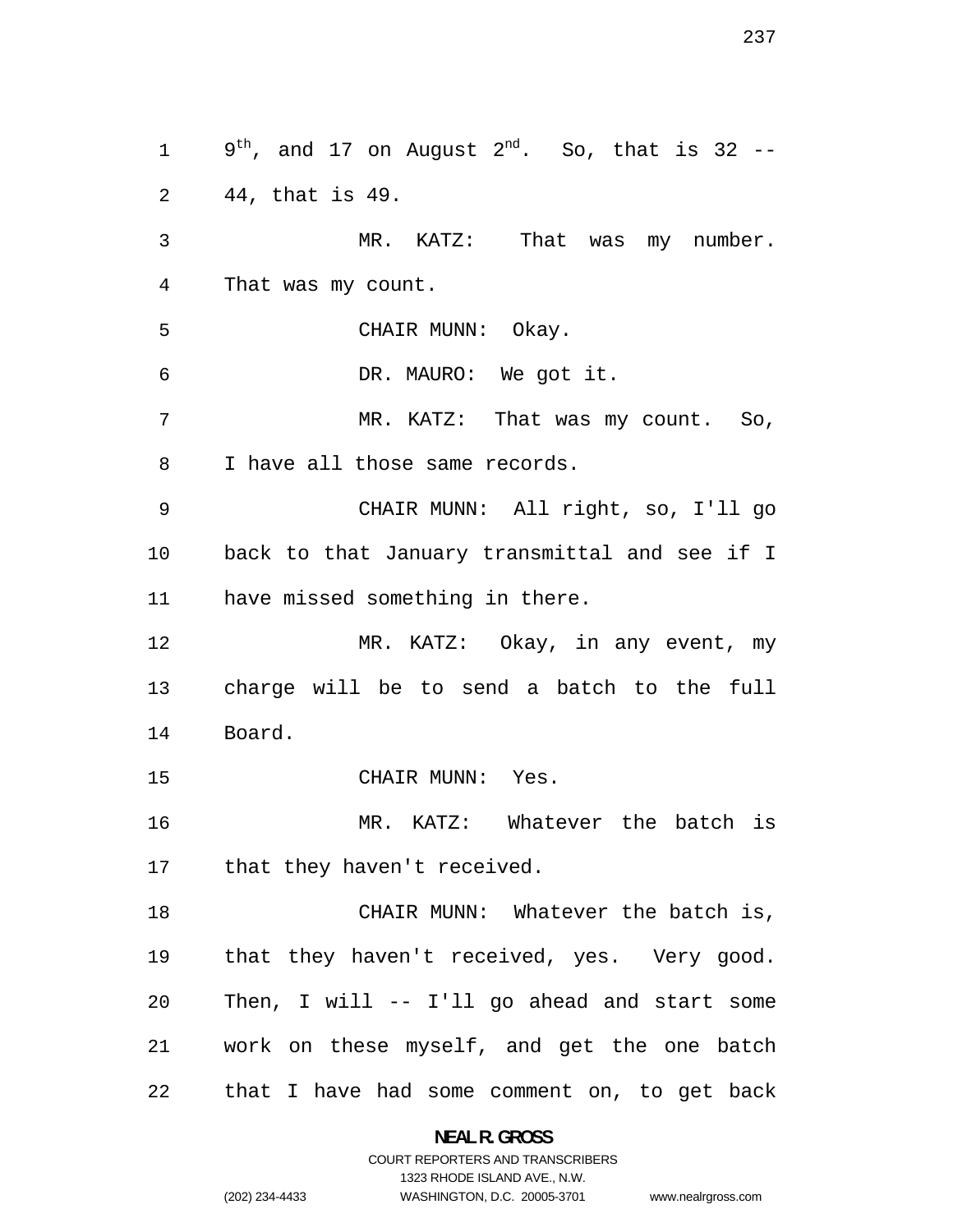9th, and 17 on August 2nd. So, that is 32 -- 44, that is 49.

MR. KATZ: That was my number. That was my count.

CHAIR MUNN: Okay.

DR. MAURO: We got it.

MR. KATZ: That was my count. So, I have all those same records.

CHAIR MUNN: All right, so, I'll go back to that January transmittal and see if I have missed something in there.

MR. KATZ: Okay, in any event, my charge will be to send a batch to the full Board.

CHAIR MUNN: Yes.

MR. KATZ: Whatever the batch is that they haven't received.

CHAIR MUNN: Whatever the batch is, that they haven't received, yes. Very good. Then, I will -- I'll go ahead and start some work on these myself, and get the one batch that I have had some comment on, to get back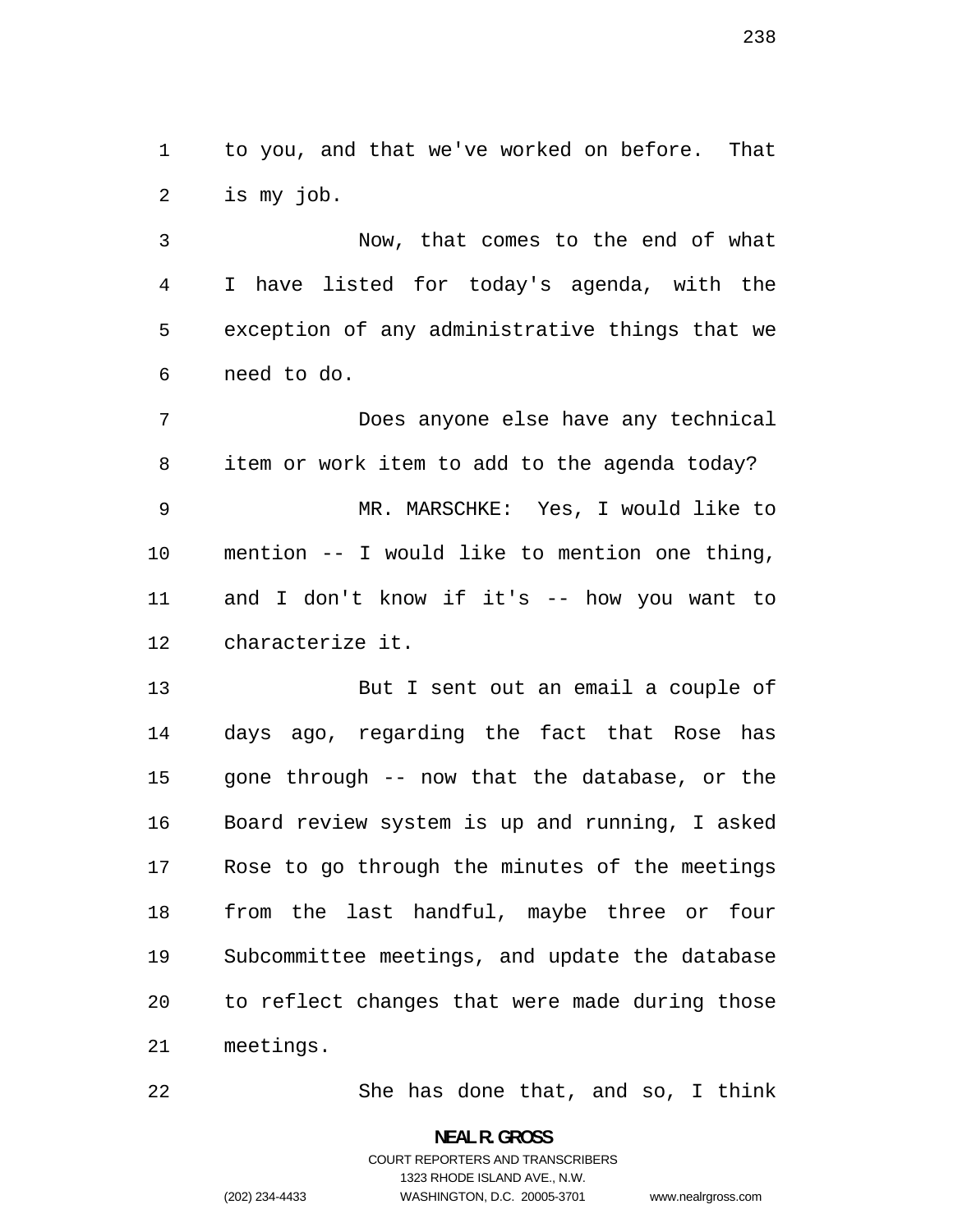to you, and that we've worked on before. That is my job.

Now, that comes to the end of what I have listed for today's agenda, with the exception of any administrative things that we need to do.

Does anyone else have any technical item or work item to add to the agenda today?

MR. MARSCHKE: Yes, I would like to mention -- I would like to mention one thing, and I don't know if it's -- how you want to characterize it.

But I sent out an email a couple of days ago, regarding the fact that Rose has gone through -- now that the database, or the Board review system is up and running, I asked Rose to go through the minutes of the meetings from the last handful, maybe three or four Subcommittee meetings, and update the database to reflect changes that were made during those meetings.

She has done that, and so, I think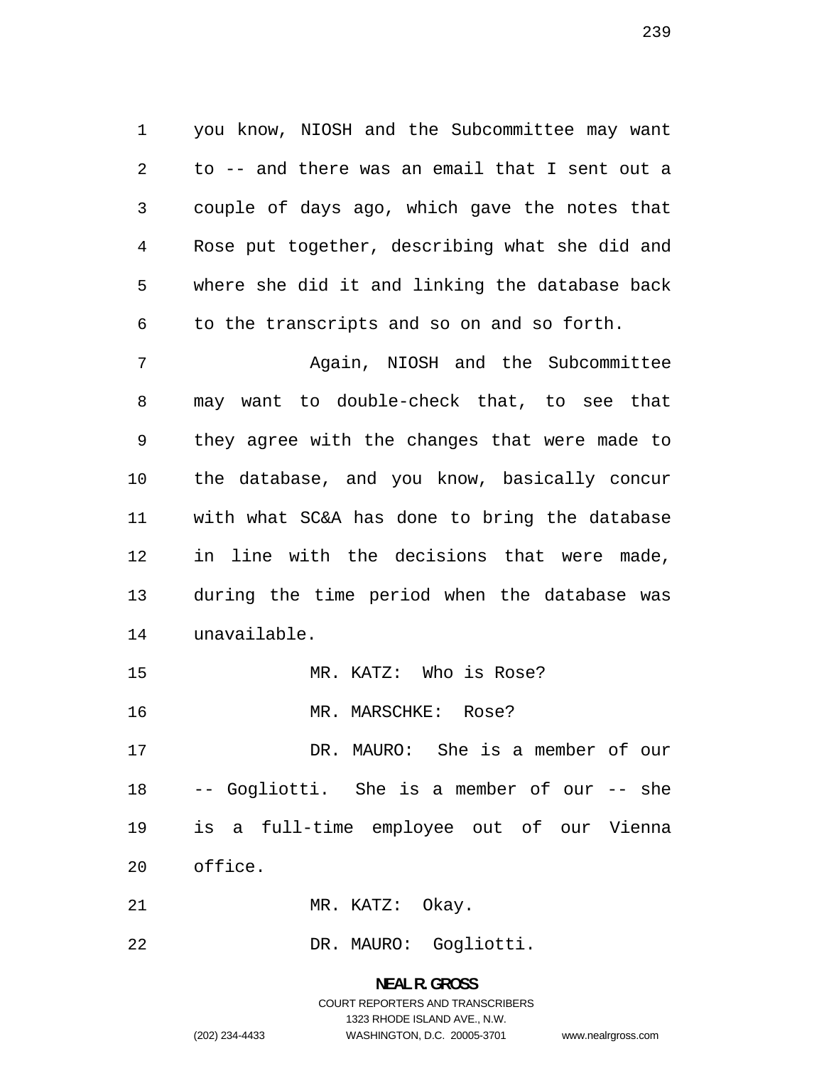you know, NIOSH and the Subcommittee may want to -- and there was an email that I sent out a couple of days ago, which gave the notes that Rose put together, describing what she did and where she did it and linking the database back to the transcripts and so on and so forth.

Again, NIOSH and the Subcommittee may want to double-check that, to see that they agree with the changes that were made to the database, and you know, basically concur with what SC&A has done to bring the database in line with the decisions that were made, during the time period when the database was unavailable.

MR. KATZ: Who is Rose?

MR. MARSCHKE: Rose?

DR. MAURO: She is a member of our -- Gogliotti. She is a member of our -- she is a full-time employee out of our Vienna office.

MR. KATZ: Okay.

DR. MAURO: Gogliotti.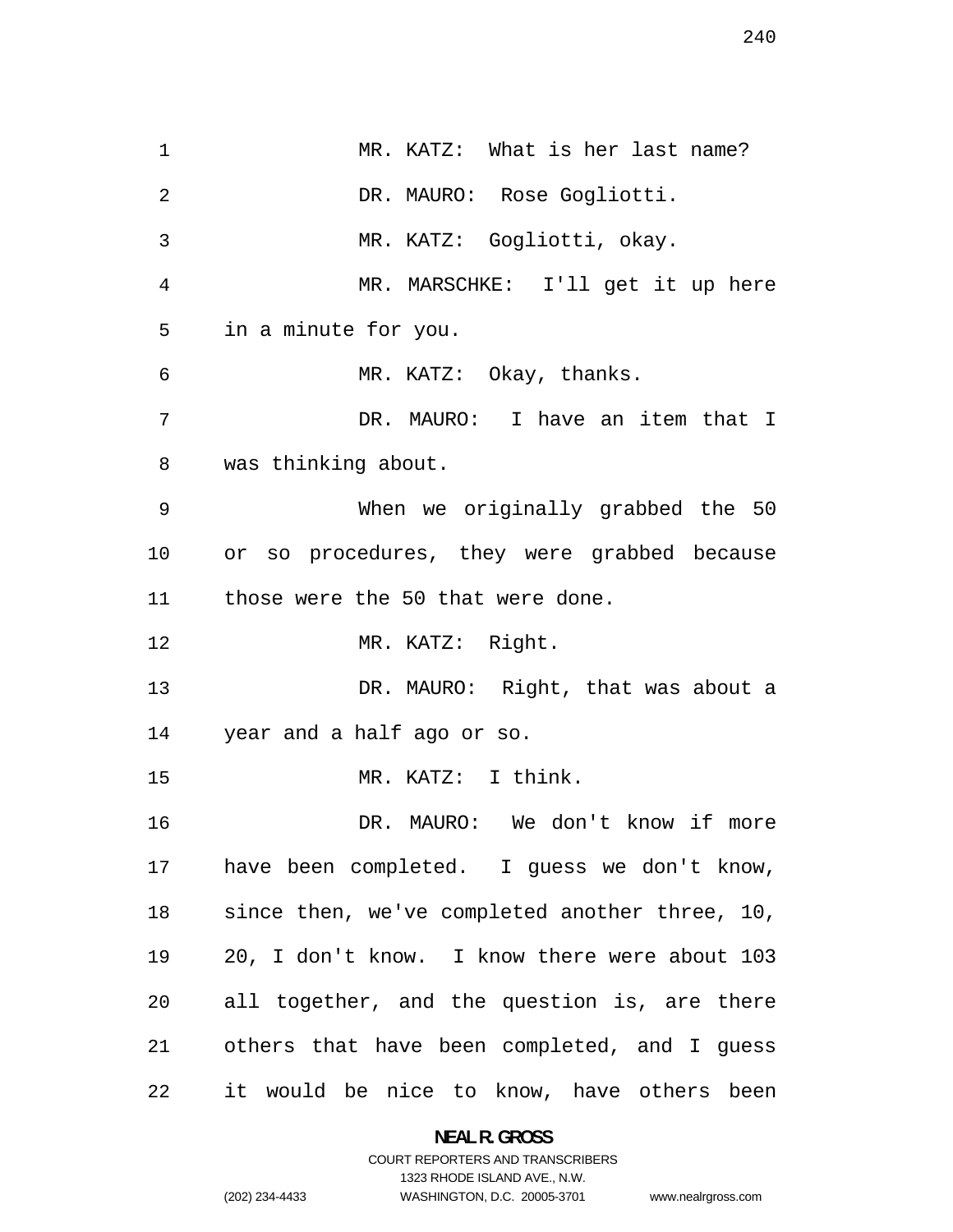MR. KATZ: What is her last name?

DR. MAURO: Rose Gogliotti.

MR. KATZ: Gogliotti, okay.

MR. MARSCHKE: I'll get it up here in a minute for you.

MR. KATZ: Okay, thanks.

DR. MAURO: I have an item that I was thinking about.

When we originally grabbed the 50 or so procedures, they were grabbed because those were the 50 that were done.

MR. KATZ: Right.

DR. MAURO: Right, that was about a year and a half ago or so.

MR. KATZ: I think.

DR. MAURO: We don't know if more have been completed. I guess we don't know, since then, we've completed another three, 10, 20, I don't know. I know there were about 103 all together, and the question is, are there others that have been completed, and I guess it would be nice to know, have others been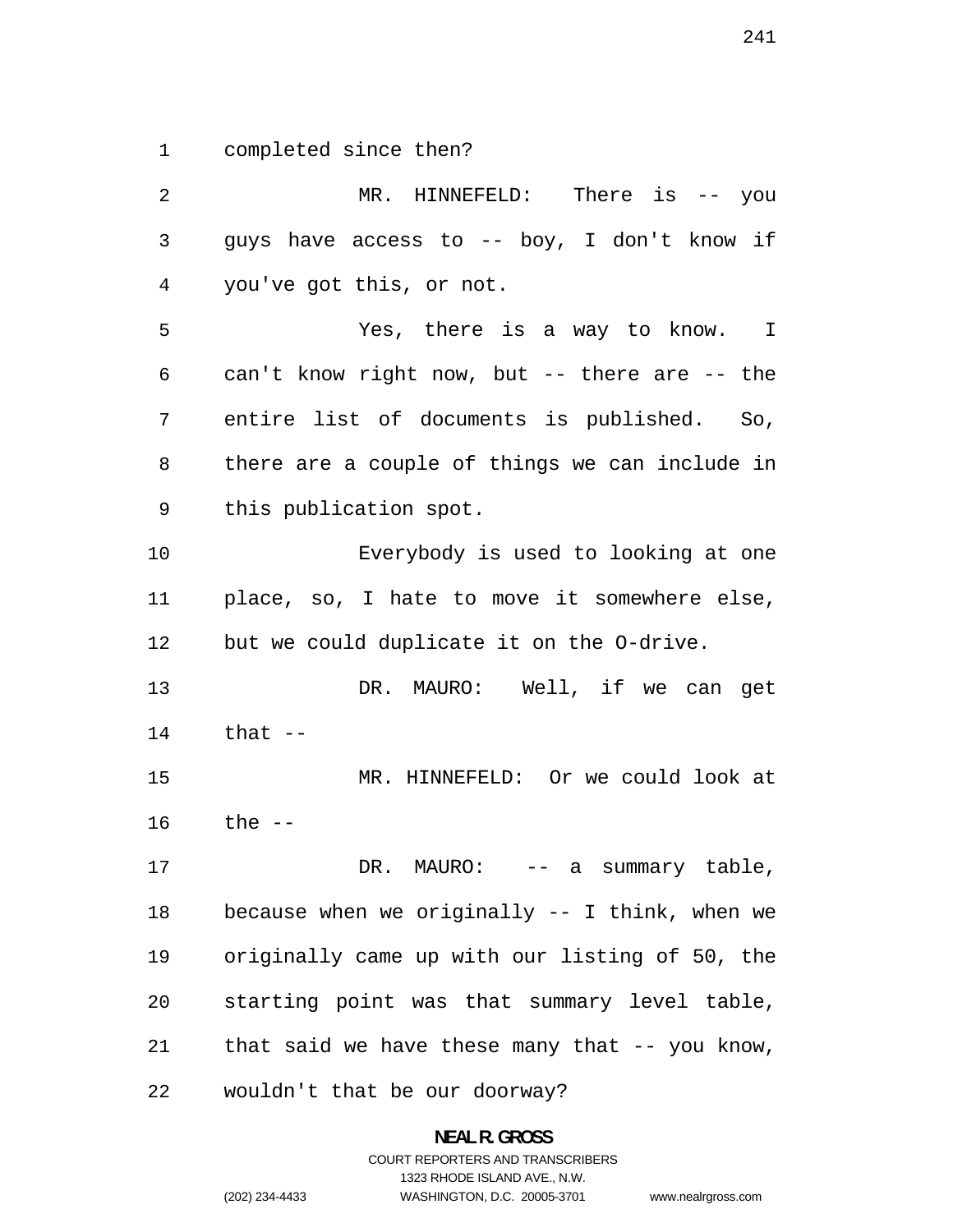completed since then?

MR. HINNEFELD: There is -- you guys have access to -- boy, I don't know if you've got this, or not.

Yes, there is a way to know. I can't know right now, but -- there are -- the entire list of documents is published. So, there are a couple of things we can include in this publication spot.

Everybody is used to looking at one place, so, I hate to move it somewhere else, but we could duplicate it on the O-drive.

DR. MAURO: Well, if we can get that --

MR. HINNEFELD: Or we could look at the --

DR. MAURO: -- a summary table, because when we originally -- I think, when we originally came up with our listing of 50, the starting point was that summary level table, that said we have these many that -- you know, wouldn't that be our doorway?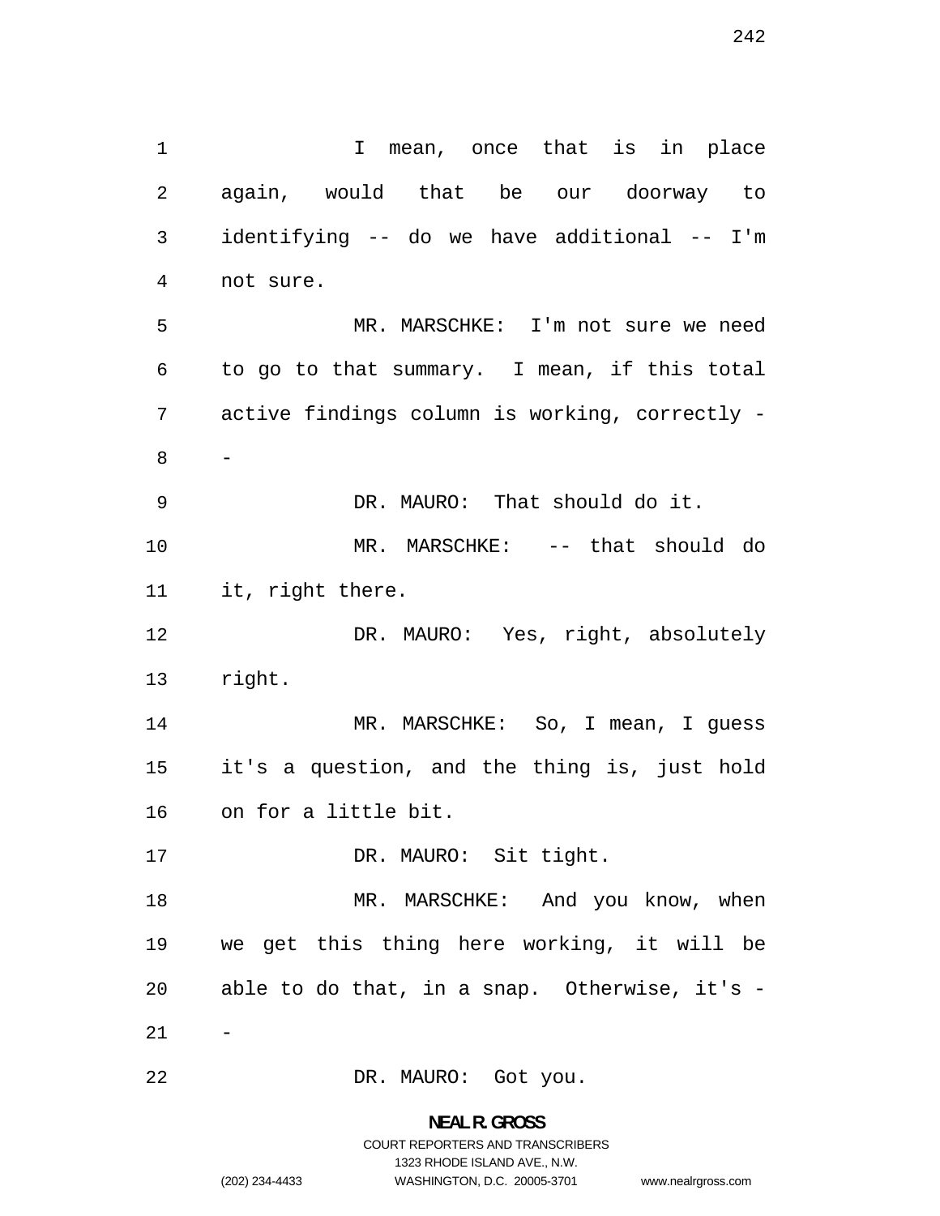I mean, once that is in place again, would that be our doorway to identifying -- do we have additional -- I'm not sure.

MR. MARSCHKE: I'm not sure we need to go to that summary. I mean, if this total active findings column is working, correctly --

DR. MAURO: That should do it.

MR. MARSCHKE: -- that should do it, right there.

DR. MAURO: Yes, right, absolutely right.

MR. MARSCHKE: So, I mean, I guess it's a question, and the thing is, just hold on for a little bit.

DR. MAURO: Sit tight.

MR. MARSCHKE: And you know, when we get this thing here working, it will be able to do that, in a snap. Otherwise, it's --

DR. MAURO: Got you.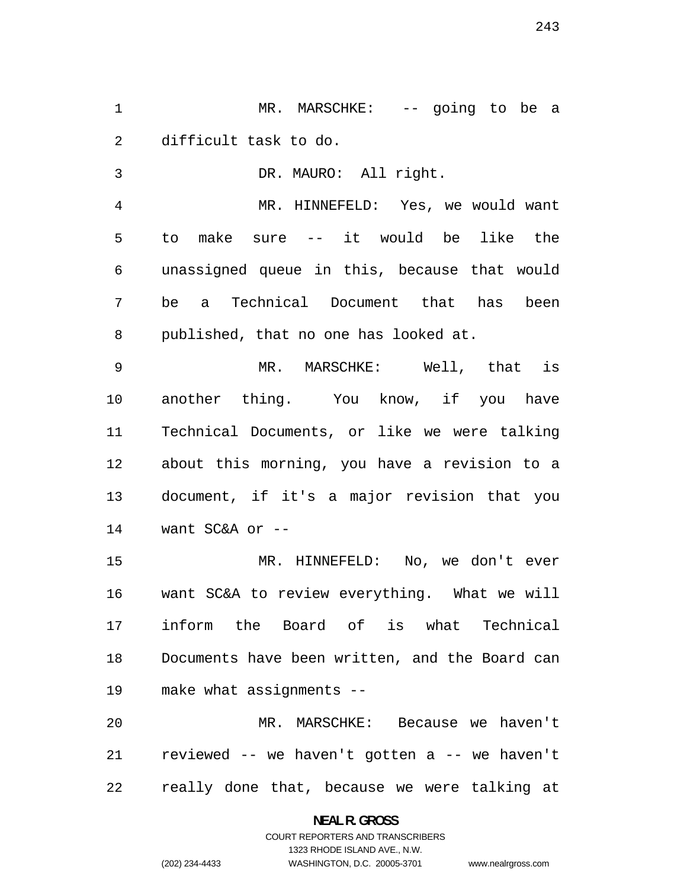MR. MARSCHKE: -- going to be a difficult task to do.

DR. MAURO: All right.

MR. HINNEFELD: Yes, we would want to make sure -- it would be like the unassigned queue in this, because that would be a Technical Document that has been published, that no one has looked at.

MR. MARSCHKE: Well, that is another thing. You know, if you have Technical Documents, or like we were talking about this morning, you have a revision to a document, if it's a major revision that you want SC&A or --

MR. HINNEFELD: No, we don't ever want SC&A to review everything. What we will inform the Board of is what Technical Documents have been written, and the Board can make what assignments --

MR. MARSCHKE: Because we haven't reviewed -- we haven't gotten a -- we haven't really done that, because we were talking at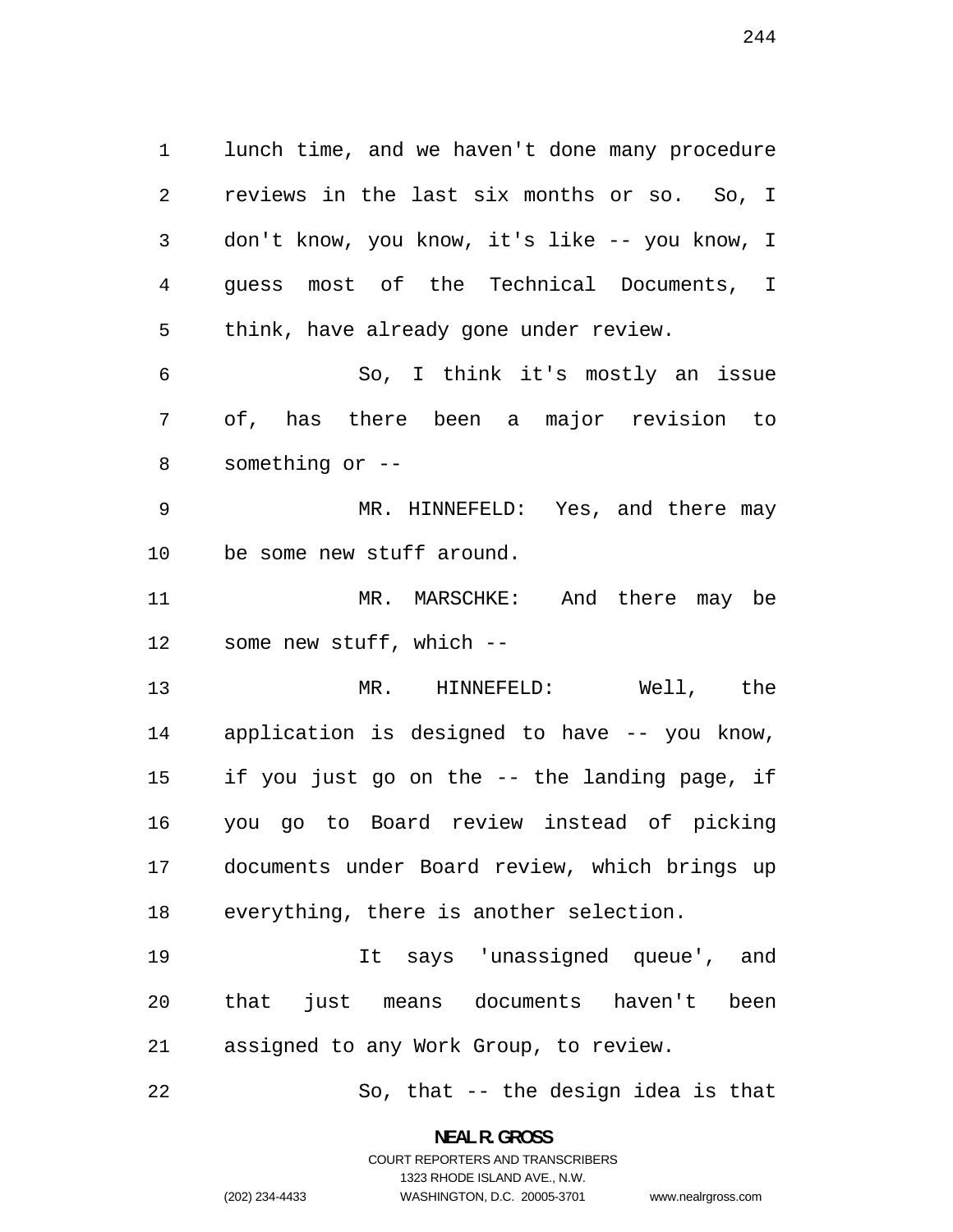lunch time, and we haven't done many procedure reviews in the last six months or so. So, I don't know, you know, it's like -- you know, I guess most of the Technical Documents, I think, have already gone under review.

So, I think it's mostly an issue of, has there been a major revision to something or --

MR. HINNEFELD: Yes, and there may be some new stuff around.

MR. MARSCHKE: And there may be some new stuff, which --

MR. HINNEFELD: Well, the application is designed to have -- you know, if you just go on the -- the landing page, if you go to Board review instead of picking documents under Board review, which brings up everything, there is another selection.

It says 'unassigned queue', and that just means documents haven't been assigned to any Work Group, to review.

So, that -- the design idea is that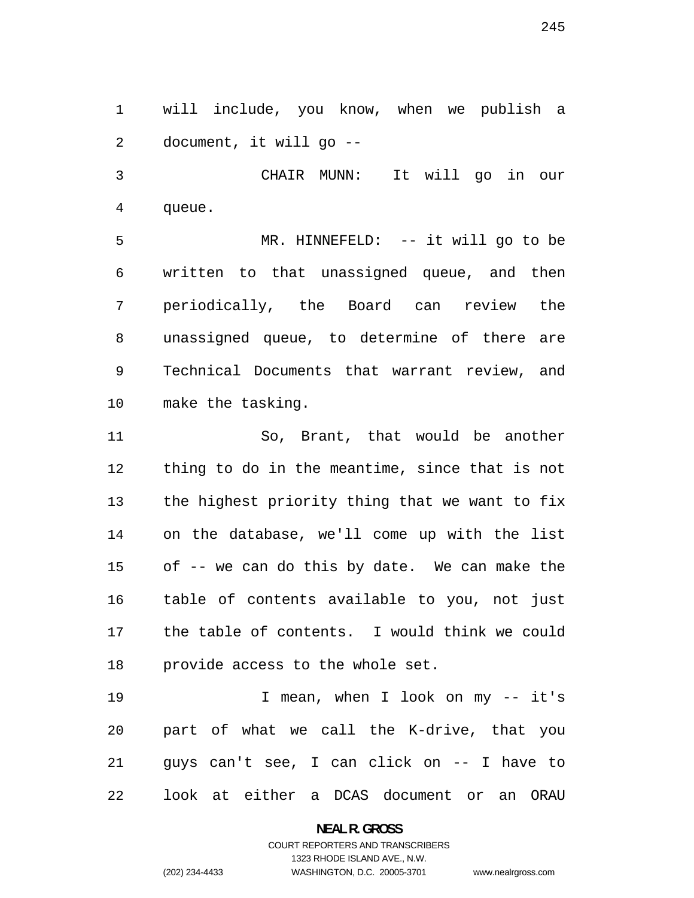will include, you know, when we publish a document, it will go --

CHAIR MUNN: It will go in our queue.

MR. HINNEFELD: -- it will go to be written to that unassigned queue, and then periodically, the Board can review the unassigned queue, to determine of there are Technical Documents that warrant review, and make the tasking.

So, Brant, that would be another thing to do in the meantime, since that is not the highest priority thing that we want to fix on the database, we'll come up with the list of -- we can do this by date. We can make the table of contents available to you, not just the table of contents. I would think we could provide access to the whole set.

I mean, when I look on my -- it's part of what we call the K-drive, that you guys can't see, I can click on -- I have to look at either a DCAS document or an ORAU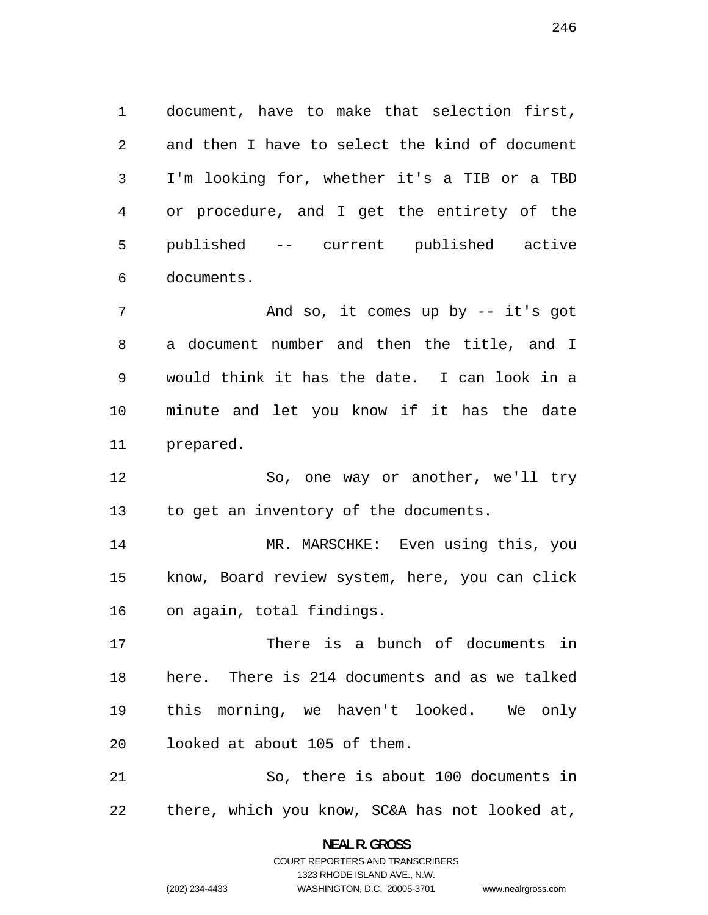document, have to make that selection first, and then I have to select the kind of document I'm looking for, whether it's a TIB or a TBD or procedure, and I get the entirety of the published -- current published active documents.

And so, it comes up by -- it's got a document number and then the title, and I would think it has the date. I can look in a minute and let you know if it has the date prepared.

So, one way or another, we'll try to get an inventory of the documents.

MR. MARSCHKE: Even using this, you know, Board review system, here, you can click on again, total findings.

There is a bunch of documents in here. There is 214 documents and as we talked this morning, we haven't looked. We only looked at about 105 of them.

So, there is about 100 documents in there, which you know, SC&A has not looked at,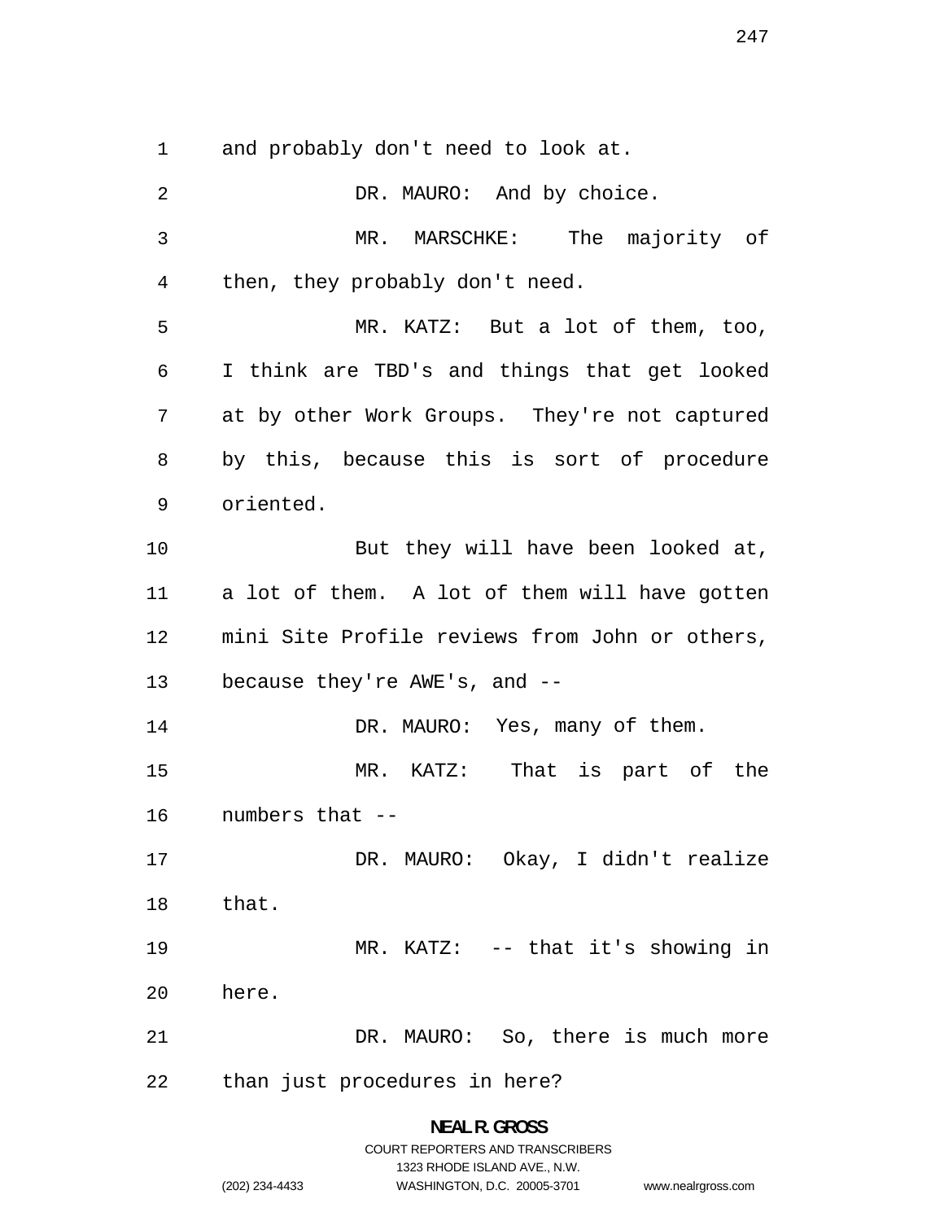and probably don't need to look at.

DR. MAURO: And by choice.

MR. MARSCHKE: The majority of then, they probably don't need.

MR. KATZ: But a lot of them, too, I think are TBD's and things that get looked at by other Work Groups. They're not captured by this, because this is sort of procedure oriented.

But they will have been looked at, a lot of them. A lot of them will have gotten mini Site Profile reviews from John or others, because they're AWE's, and --

DR. MAURO: Yes, many of them.

MR. KATZ: That is part of the numbers that --

DR. MAURO: Okay, I didn't realize that.

MR. KATZ: -- that it's showing in here.

DR. MAURO: So, there is much more than just procedures in here?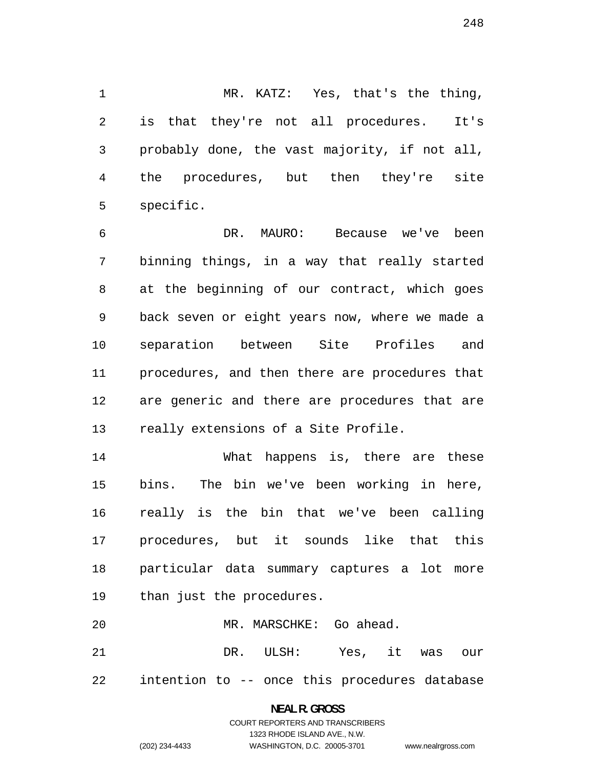MR. KATZ: Yes, that's the thing, is that they're not all procedures. It's probably done, the vast majority, if not all, the procedures, but then they're site specific.

DR. MAURO: Because we've been binning things, in a way that really started at the beginning of our contract, which goes back seven or eight years now, where we made a separation between Site Profiles and procedures, and then there are procedures that are generic and there are procedures that are really extensions of a Site Profile.

What happens is, there are these bins. The bin we've been working in here, really is the bin that we've been calling procedures, but it sounds like that this particular data summary captures a lot more than just the procedures.

MR. MARSCHKE: Go ahead.

DR. ULSH: Yes, it was our intention to -- once this procedures database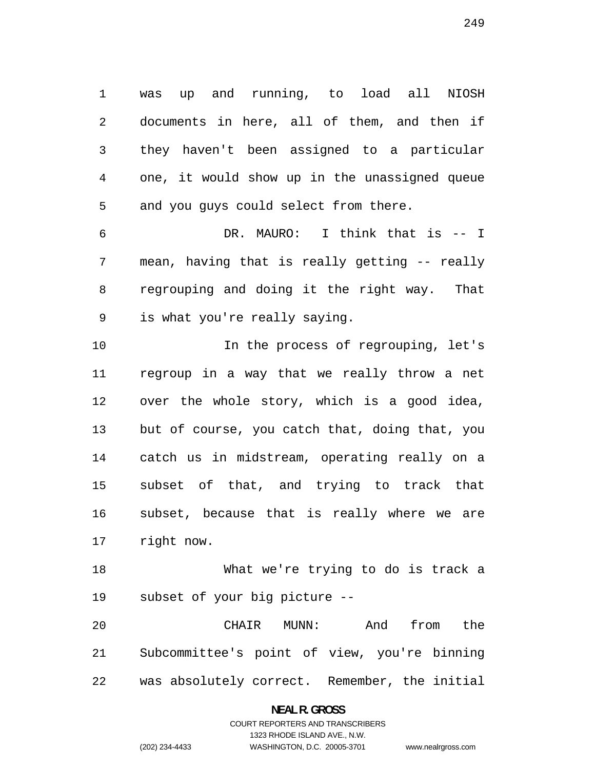was up and running, to load all NIOSH documents in here, all of them, and then if they haven't been assigned to a particular one, it would show up in the unassigned queue and you guys could select from there.

DR. MAURO: I think that is -- I mean, having that is really getting -- really regrouping and doing it the right way. That is what you're really saying.

In the process of regrouping, let's regroup in a way that we really throw a net over the whole story, which is a good idea, but of course, you catch that, doing that, you catch us in midstream, operating really on a subset of that, and trying to track that subset, because that is really where we are right now.

What we're trying to do is track a subset of your big picture --

CHAIR MUNN: And from the Subcommittee's point of view, you're binning was absolutely correct. Remember, the initial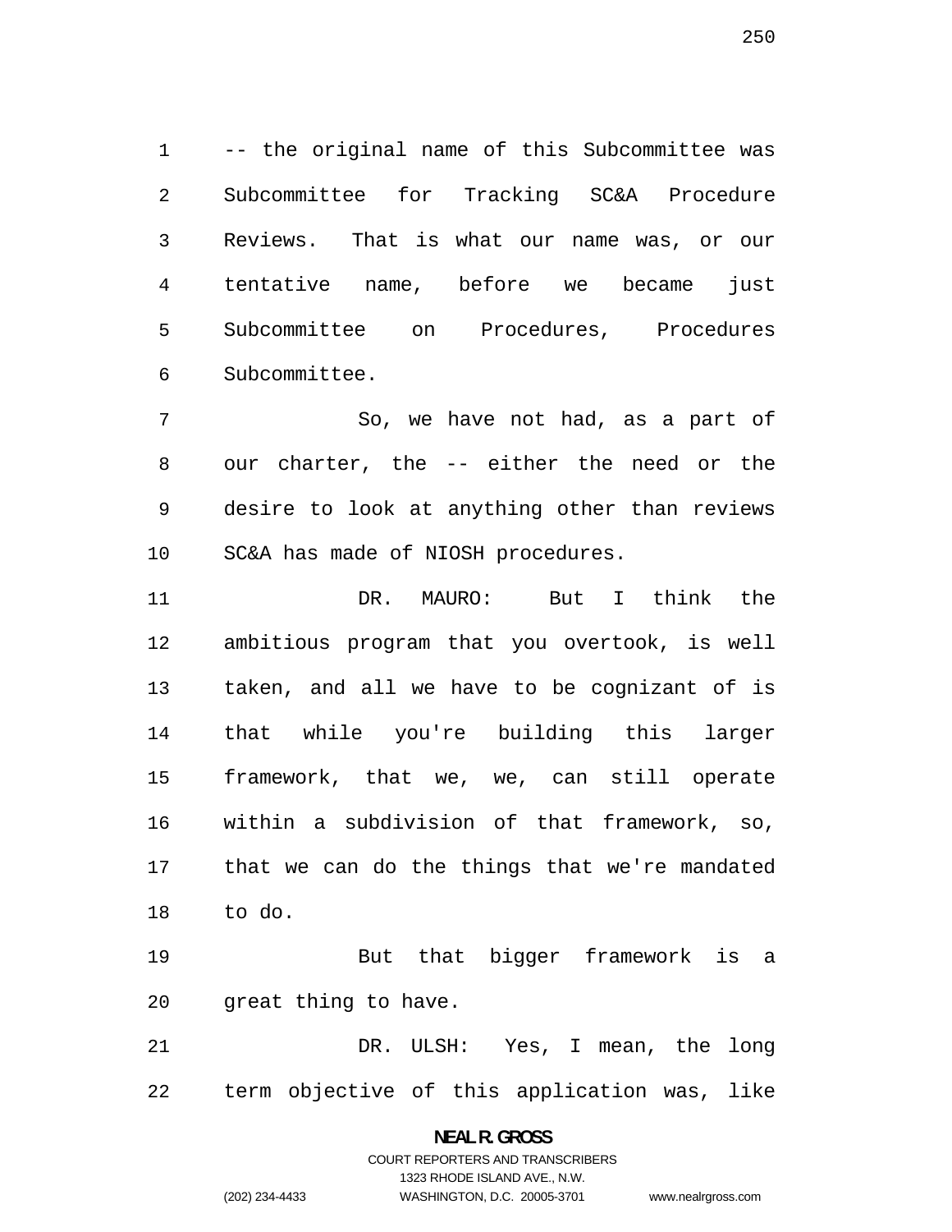-- the original name of this Subcommittee was Subcommittee for Tracking SC&A Procedure Reviews. That is what our name was, or our tentative name, before we became just Subcommittee on Procedures, Procedures Subcommittee.

So, we have not had, as a part of our charter, the -- either the need or the desire to look at anything other than reviews SC&A has made of NIOSH procedures.

DR. MAURO: But I think the ambitious program that you overtook, is well taken, and all we have to be cognizant of is that while you're building this larger framework, that we, we, can still operate within a subdivision of that framework, so, that we can do the things that we're mandated to do.

But that bigger framework is a great thing to have.

DR. ULSH: Yes, I mean, the long term objective of this application was, like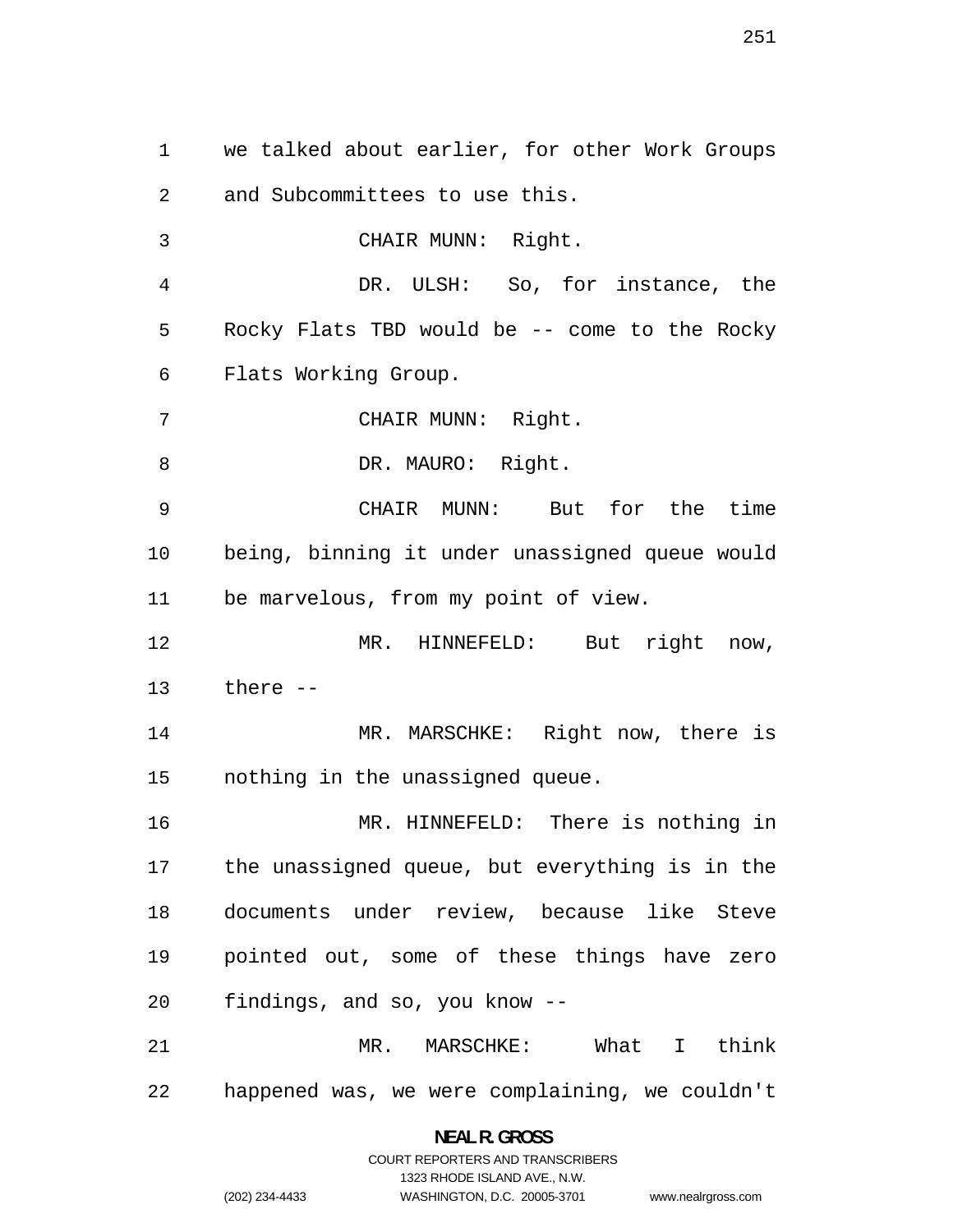we talked about earlier, for other Work Groups and Subcommittees to use this.

CHAIR MUNN: Right.

DR. ULSH: So, for instance, the Rocky Flats TBD would be -- come to the Rocky Flats Working Group.

CHAIR MUNN: Right.

DR. MAURO: Right.

CHAIR MUNN: But for the time being, binning it under unassigned queue would be marvelous, from my point of view.

MR. HINNEFELD: But right now, there --

MR. MARSCHKE: Right now, there is nothing in the unassigned queue.

MR. HINNEFELD: There is nothing in the unassigned queue, but everything is in the documents under review, because like Steve pointed out, some of these things have zero findings, and so, you know --

MR. MARSCHKE: What I think happened was, we were complaining, we couldn't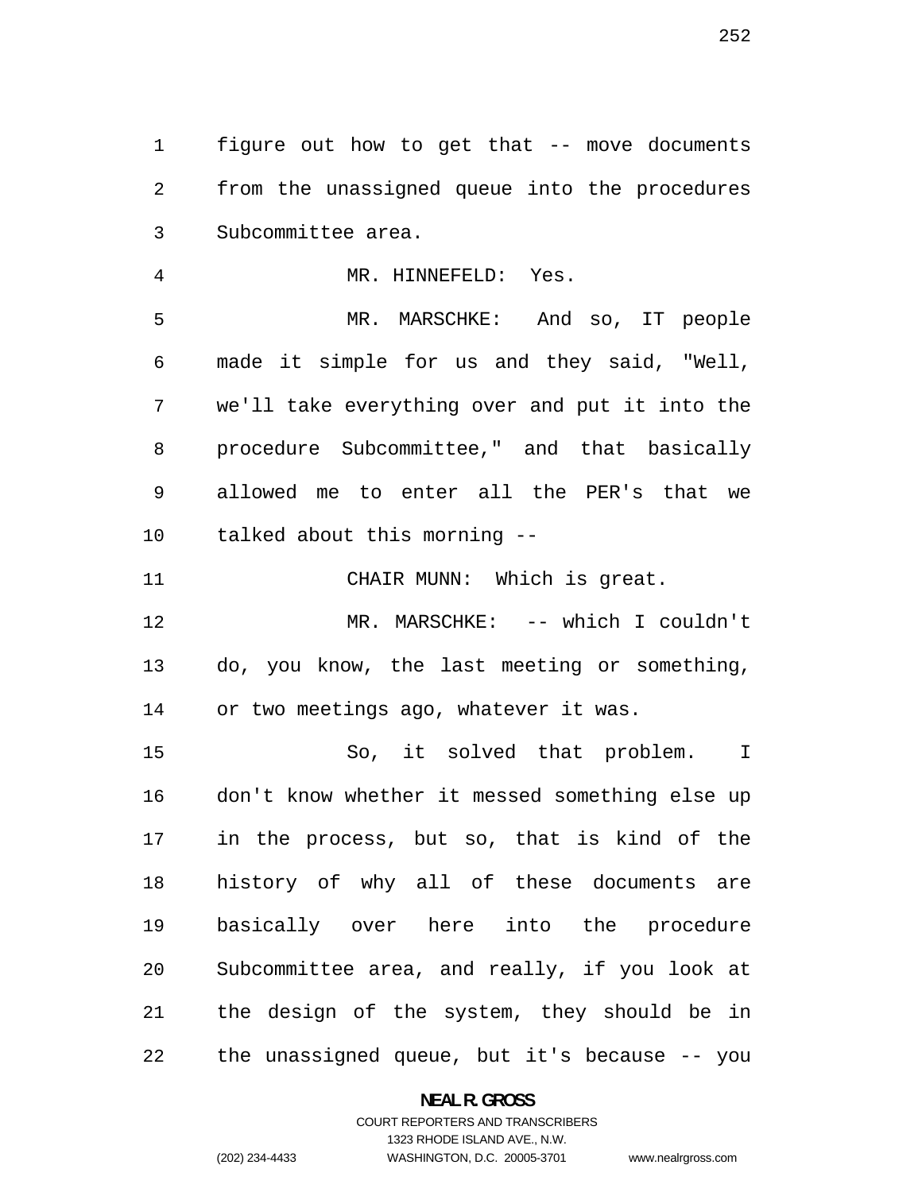figure out how to get that -- move documents from the unassigned queue into the procedures Subcommittee area.

MR. HINNEFELD: Yes.

MR. MARSCHKE: And so, IT people made it simple for us and they said, "Well, we'll take everything over and put it into the procedure Subcommittee," and that basically allowed me to enter all the PER's that we talked about this morning --

CHAIR MUNN: Which is great.

MR. MARSCHKE: -- which I couldn't do, you know, the last meeting or something, or two meetings ago, whatever it was.

So, it solved that problem. I don't know whether it messed something else up in the process, but so, that is kind of the history of why all of these documents are basically over here into the procedure Subcommittee area, and really, if you look at the design of the system, they should be in the unassigned queue, but it's because -- you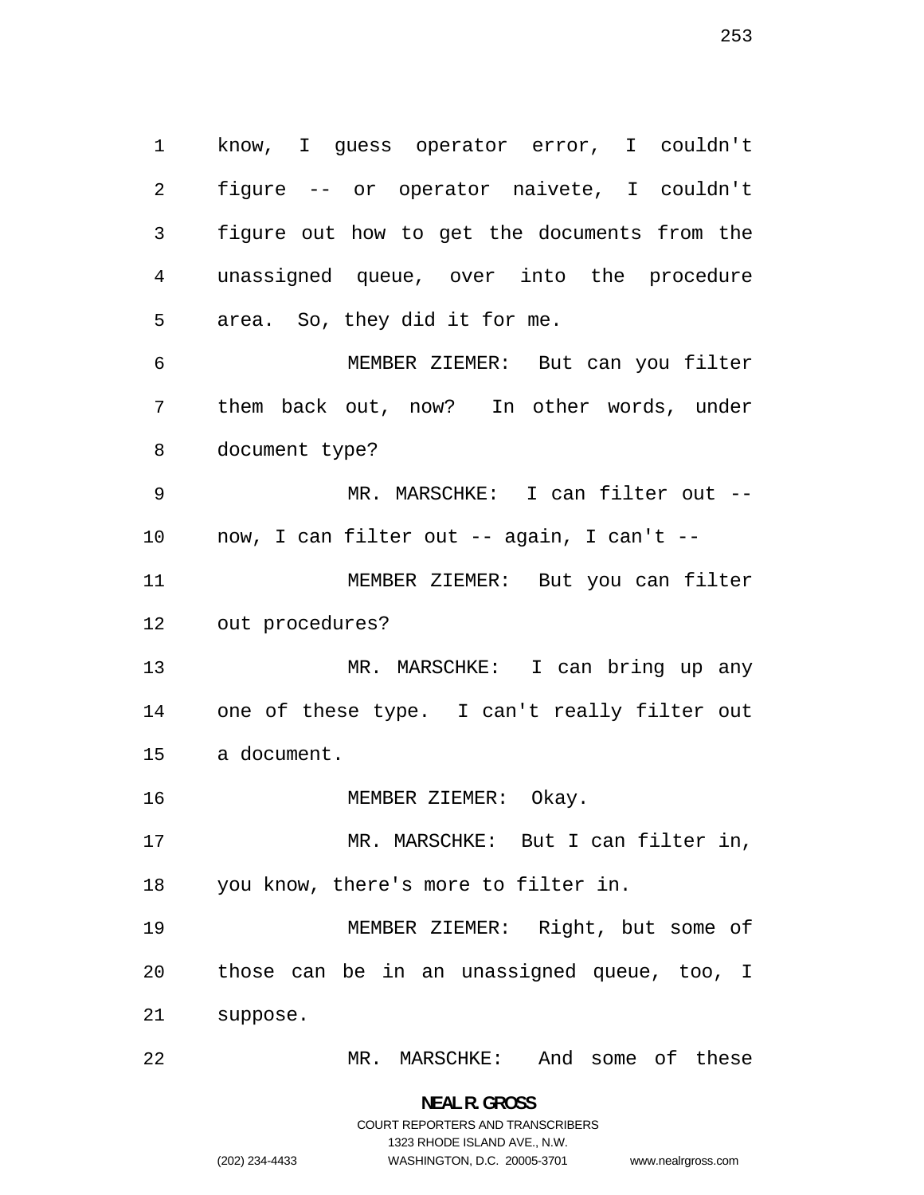know, I guess operator error, I couldn't figure -- or operator naivete, I couldn't figure out how to get the documents from the unassigned queue, over into the procedure area. So, they did it for me.

MEMBER ZIEMER: But can you filter them back out, now? In other words, under document type?

MR. MARSCHKE: I can filter out -- now, I can filter out -- again, I can't --

MEMBER ZIEMER: But you can filter out procedures?

MR. MARSCHKE: I can bring up any one of these type. I can't really filter out a document.

MEMBER ZIEMER: Okay.

MR. MARSCHKE: But I can filter in, you know, there's more to filter in.

MEMBER ZIEMER: Right, but some of those can be in an unassigned queue, too, I suppose.

MR. MARSCHKE: And some of these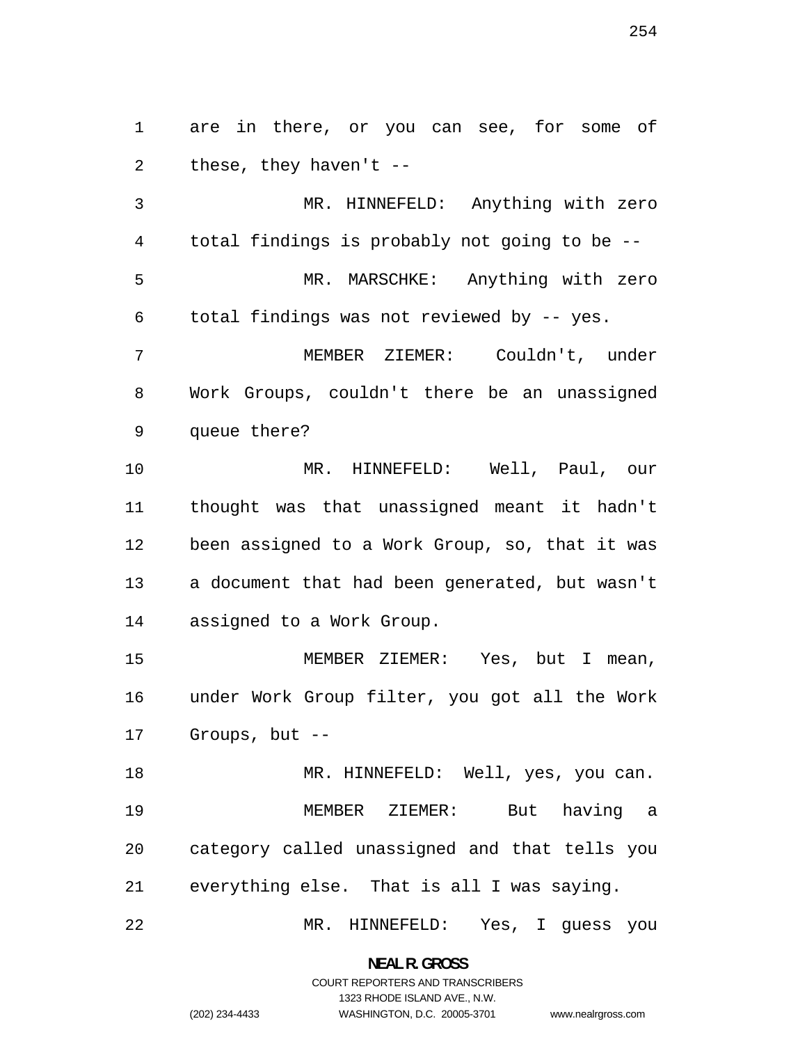are in there, or you can see, for some of these, they haven't --

MR. HINNEFELD: Anything with zero total findings is probably not going to be --

MR. MARSCHKE: Anything with zero total findings was not reviewed by -- yes.

MEMBER ZIEMER: Couldn't, under Work Groups, couldn't there be an unassigned queue there?

MR. HINNEFELD: Well, Paul, our thought was that unassigned meant it hadn't been assigned to a Work Group, so, that it was a document that had been generated, but wasn't assigned to a Work Group.

MEMBER ZIEMER: Yes, but I mean, under Work Group filter, you got all the Work Groups, but --

MR. HINNEFELD: Well, yes, you can.

MEMBER ZIEMER: But having a category called unassigned and that tells you everything else. That is all I was saying.

MR. HINNEFELD: Yes, I guess you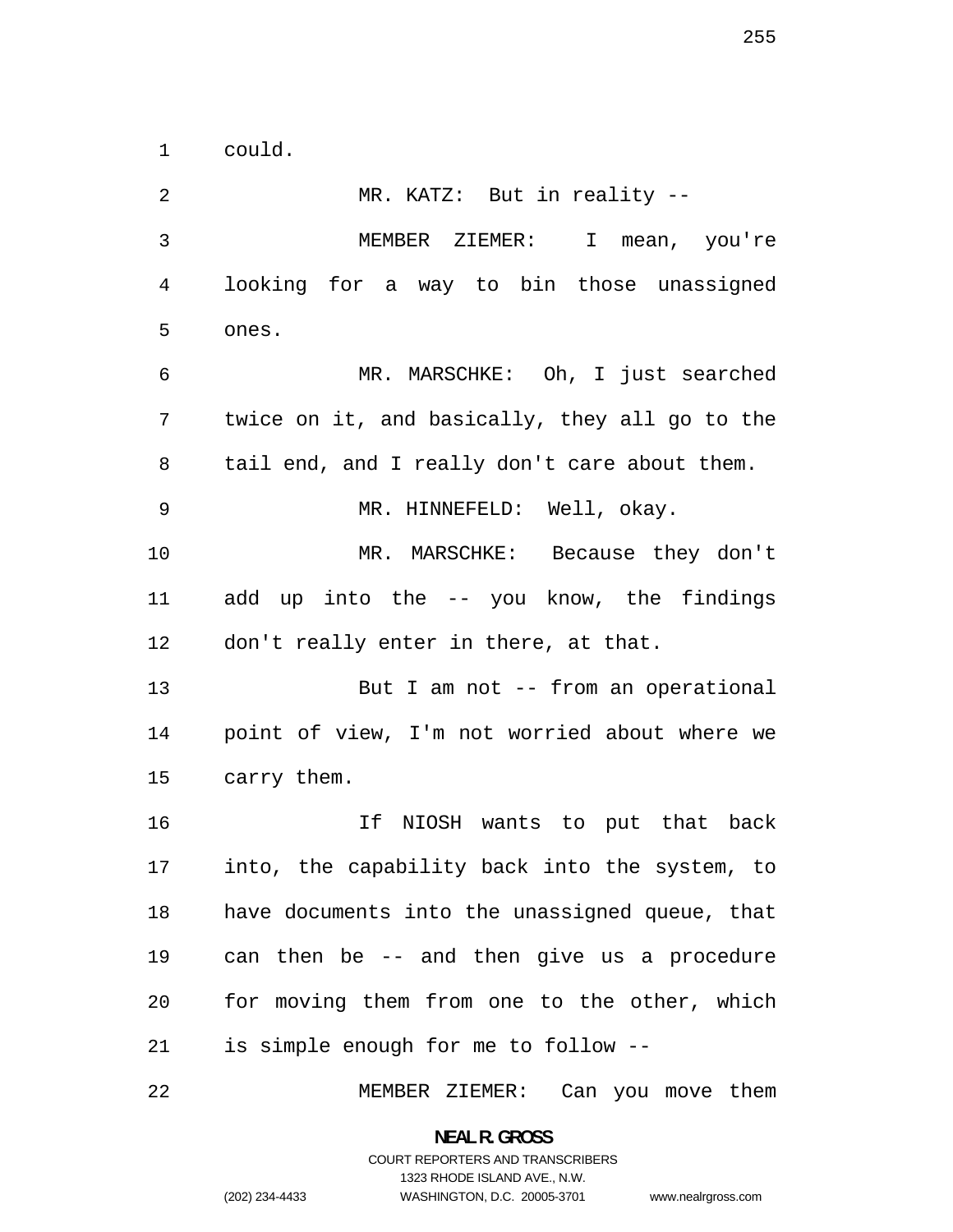could.

MR. KATZ: But in reality --

MEMBER ZIEMER: I mean, you're looking for a way to bin those unassigned ones.

MR. MARSCHKE: Oh, I just searched twice on it, and basically, they all go to the tail end, and I really don't care about them.

MR. HINNEFELD: Well, okay.

MR. MARSCHKE: Because they don't add up into the -- you know, the findings don't really enter in there, at that.

But I am not -- from an operational point of view, I'm not worried about where we carry them.

If NIOSH wants to put that back into, the capability back into the system, to have documents into the unassigned queue, that can then be -- and then give us a procedure for moving them from one to the other, which is simple enough for me to follow --

MEMBER ZIEMER: Can you move them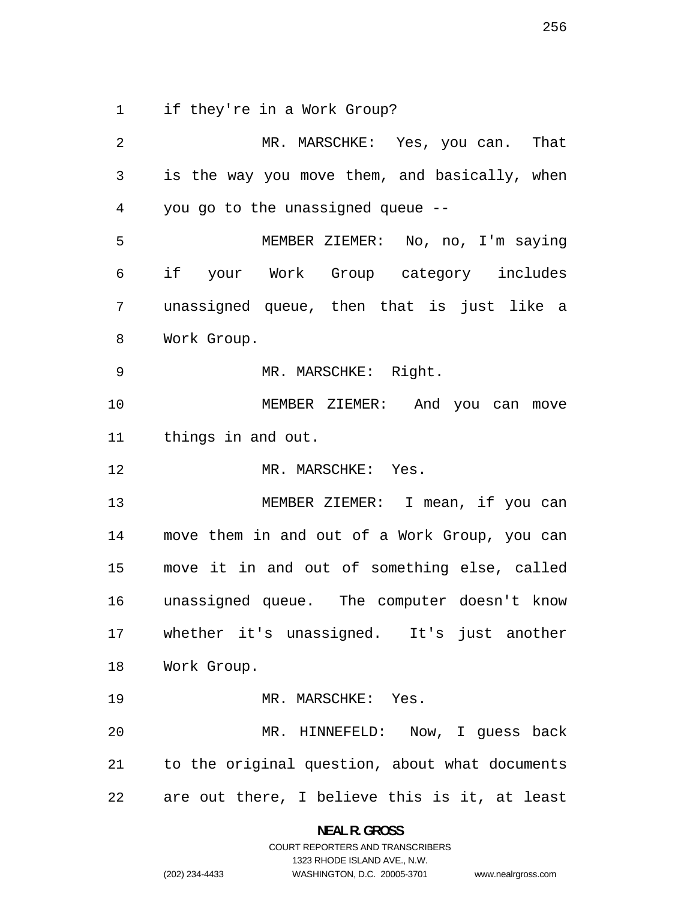if they're in a Work Group?

MR. MARSCHKE: Yes, you can. That is the way you move them, and basically, when you go to the unassigned queue --

MEMBER ZIEMER: No, no, I'm saying if your Work Group category includes unassigned queue, then that is just like a Work Group.

MR. MARSCHKE: Right.

MEMBER ZIEMER: And you can move things in and out.

MR. MARSCHKE: Yes.

MEMBER ZIEMER: I mean, if you can move them in and out of a Work Group, you can move it in and out of something else, called unassigned queue. The computer doesn't know whether it's unassigned. It's just another Work Group.

MR. MARSCHKE: Yes.

MR. HINNEFELD: Now, I guess back to the original question, about what documents are out there, I believe this is it, at least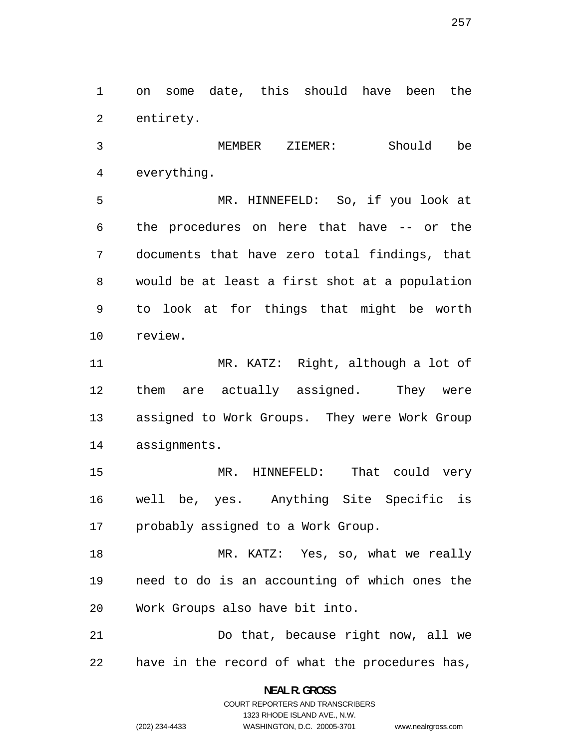on some date, this should have been the entirety.

MEMBER ZIEMER: Should be everything.

MR. HINNEFELD: So, if you look at the procedures on here that have -- or the documents that have zero total findings, that would be at least a first shot at a population to look at for things that might be worth review.

MR. KATZ: Right, although a lot of them are actually assigned. They were assigned to Work Groups. They were Work Group assignments.

MR. HINNEFELD: That could very well be, yes. Anything Site Specific is probably assigned to a Work Group.

MR. KATZ: Yes, so, what we really need to do is an accounting of which ones the Work Groups also have bit into.

Do that, because right now, all we have in the record of what the procedures has,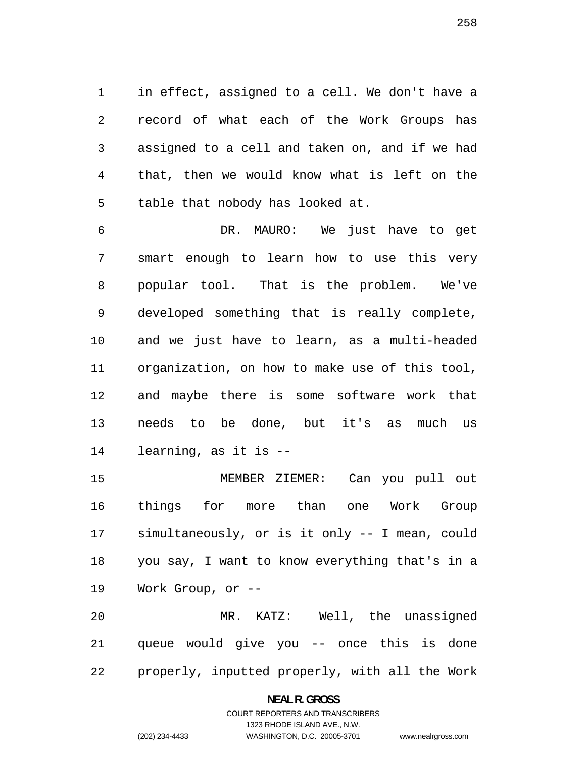in effect, assigned to a cell. We don't have a record of what each of the Work Groups has assigned to a cell and taken on, and if we had that, then we would know what is left on the table that nobody has looked at.

DR. MAURO: We just have to get smart enough to learn how to use this very popular tool. That is the problem. We've developed something that is really complete, and we just have to learn, as a multi-headed organization, on how to make use of this tool, and maybe there is some software work that needs to be done, but it's as much us learning, as it is --

MEMBER ZIEMER: Can you pull out things for more than one Work Group simultaneously, or is it only -- I mean, could you say, I want to know everything that's in a Work Group, or --

MR. KATZ: Well, the unassigned queue would give you -- once this is done properly, inputted properly, with all the Work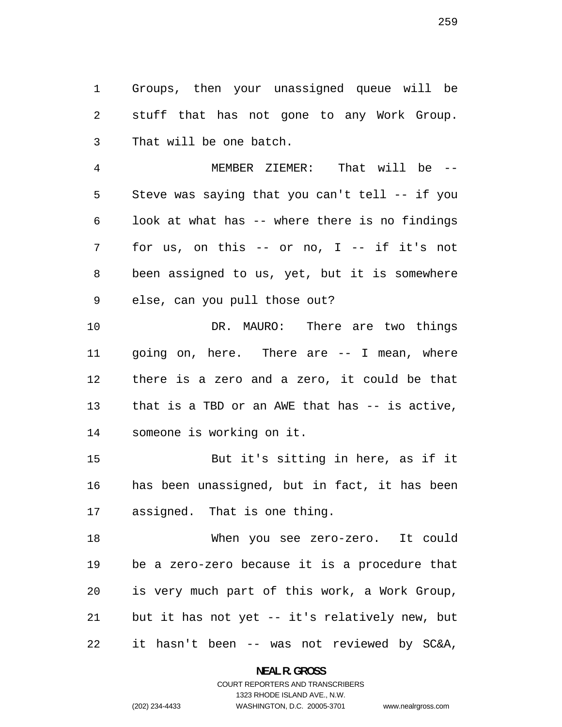Groups, then your unassigned queue will be stuff that has not gone to any Work Group. That will be one batch.

MEMBER ZIEMER: That will be -- Steve was saying that you can't tell -- if you look at what has -- where there is no findings for us, on this -- or no, I -- if it's not been assigned to us, yet, but it is somewhere else, can you pull those out?

DR. MAURO: There are two things going on, here. There are -- I mean, where there is a zero and a zero, it could be that that is a TBD or an AWE that has -- is active, someone is working on it.

But it's sitting in here, as if it has been unassigned, but in fact, it has been assigned. That is one thing.

When you see zero-zero. It could be a zero-zero because it is a procedure that is very much part of this work, a Work Group, but it has not yet -- it's relatively new, but it hasn't been -- was not reviewed by SC&A,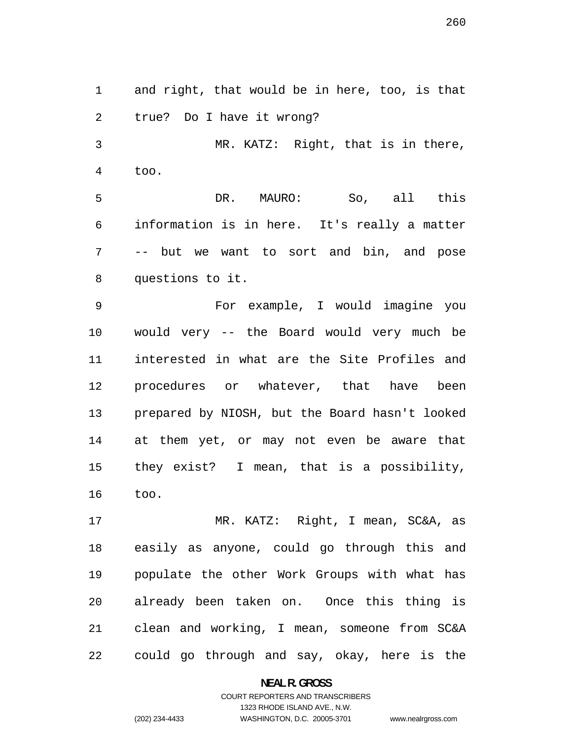and right, that would be in here, too, is that true? Do I have it wrong?

MR. KATZ: Right, that is in there, too.

DR. MAURO: So, all this information is in here. It's really a matter -- but we want to sort and bin, and pose questions to it.

For example, I would imagine you would very -- the Board would very much be interested in what are the Site Profiles and procedures or whatever, that have been prepared by NIOSH, but the Board hasn't looked at them yet, or may not even be aware that they exist? I mean, that is a possibility, too.

MR. KATZ: Right, I mean, SC&A, as easily as anyone, could go through this and populate the other Work Groups with what has already been taken on. Once this thing is clean and working, I mean, someone from SC&A could go through and say, okay, here is the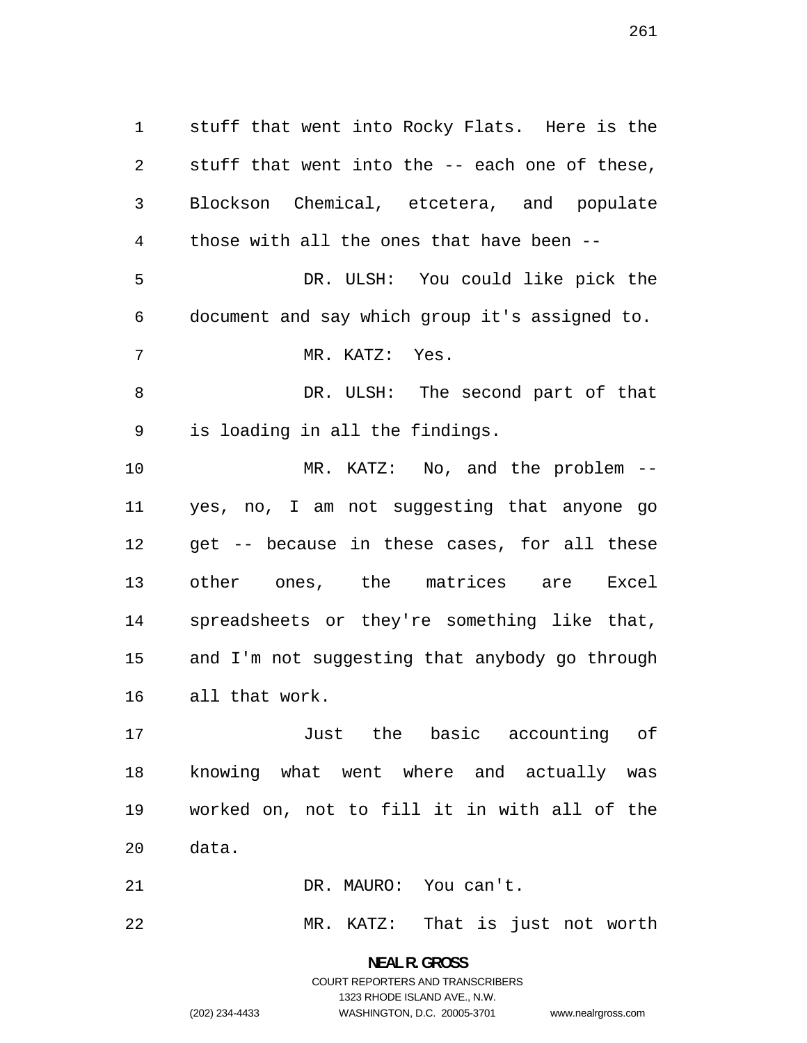stuff that went into Rocky Flats. Here is the stuff that went into the -- each one of these, Blockson Chemical, etcetera, and populate those with all the ones that have been --

DR. ULSH: You could like pick the document and say which group it's assigned to.

MR. KATZ: Yes.

DR. ULSH: The second part of that is loading in all the findings.

MR. KATZ: No, and the problem -- yes, no, I am not suggesting that anyone go get -- because in these cases, for all these other ones, the matrices are Excel spreadsheets or they're something like that, and I'm not suggesting that anybody go through all that work.

Just the basic accounting of knowing what went where and actually was worked on, not to fill it in with all of the data.

DR. MAURO: You can't.

MR. KATZ: That is just not worth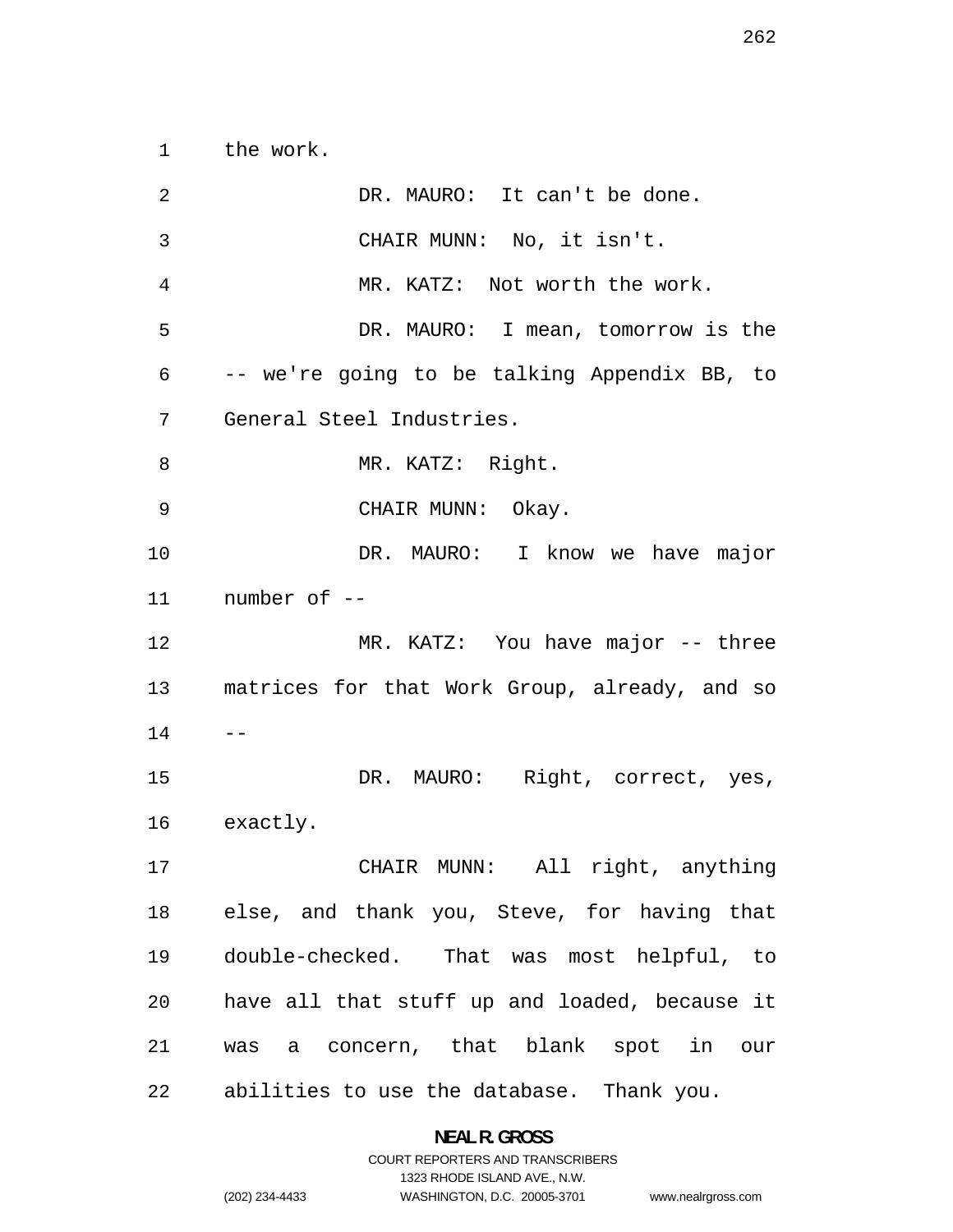the work.

DR. MAURO: It can't be done.

CHAIR MUNN: No, it isn't.

MR. KATZ: Not worth the work.

DR. MAURO: I mean, tomorrow is the -- we're going to be talking Appendix BB, to General Steel Industries.

MR. KATZ: Right.

CHAIR MUNN: Okay.

DR. MAURO: I know we have major number of --

MR. KATZ: You have major -- three matrices for that Work Group, already, and so --

DR. MAURO: Right, correct, yes, exactly.

CHAIR MUNN: All right, anything else, and thank you, Steve, for having that double-checked. That was most helpful, to have all that stuff up and loaded, because it was a concern, that blank spot in our abilities to use the database. Thank you.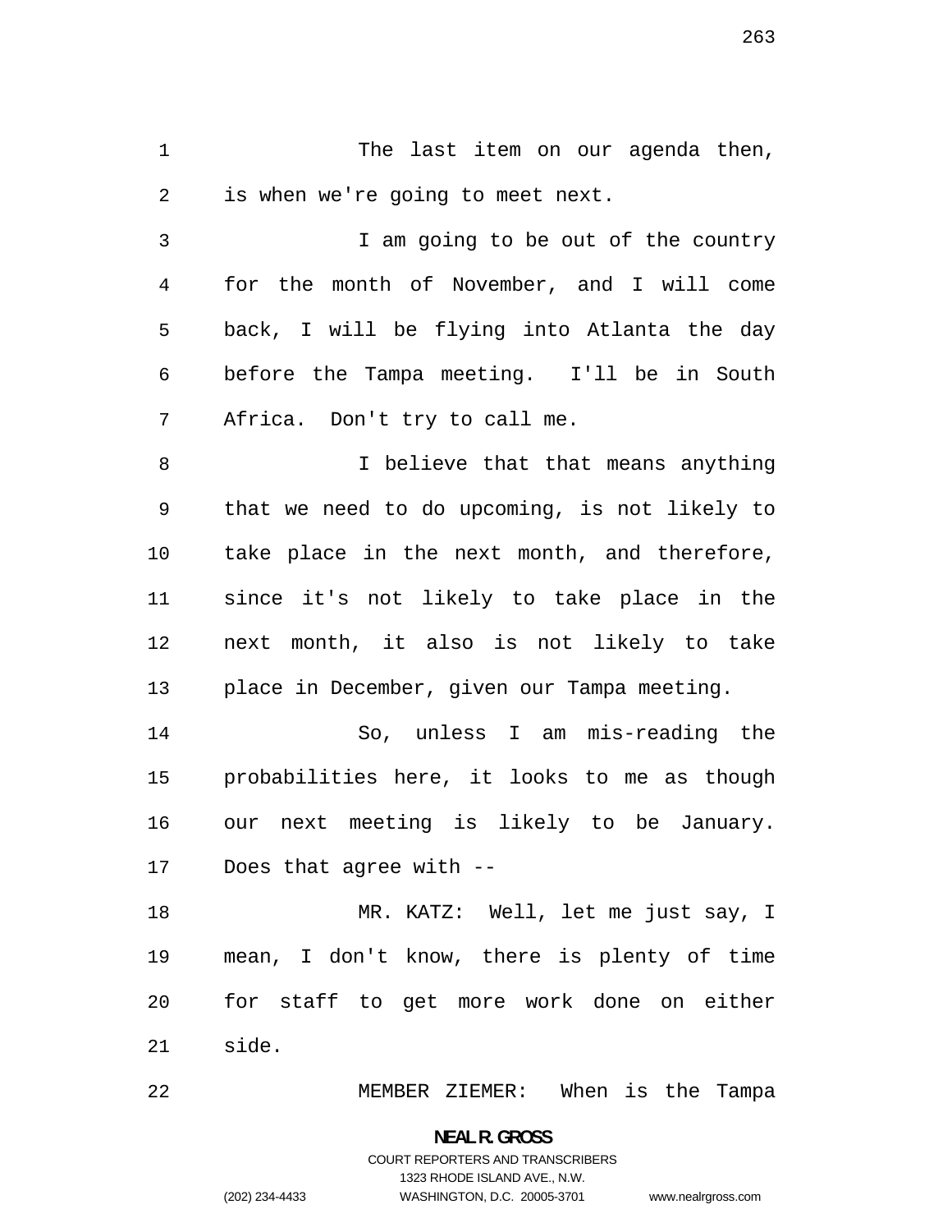The last item on our agenda then, is when we're going to meet next.

I am going to be out of the country for the month of November, and I will come back, I will be flying into Atlanta the day before the Tampa meeting. I'll be in South Africa. Don't try to call me.

I believe that that means anything that we need to do upcoming, is not likely to take place in the next month, and therefore, since it's not likely to take place in the next month, it also is not likely to take place in December, given our Tampa meeting.

So, unless I am mis-reading the probabilities here, it looks to me as though our next meeting is likely to be January. Does that agree with --

MR. KATZ: Well, let me just say, I mean, I don't know, there is plenty of time for staff to get more work done on either side.

MEMBER ZIEMER: When is the Tampa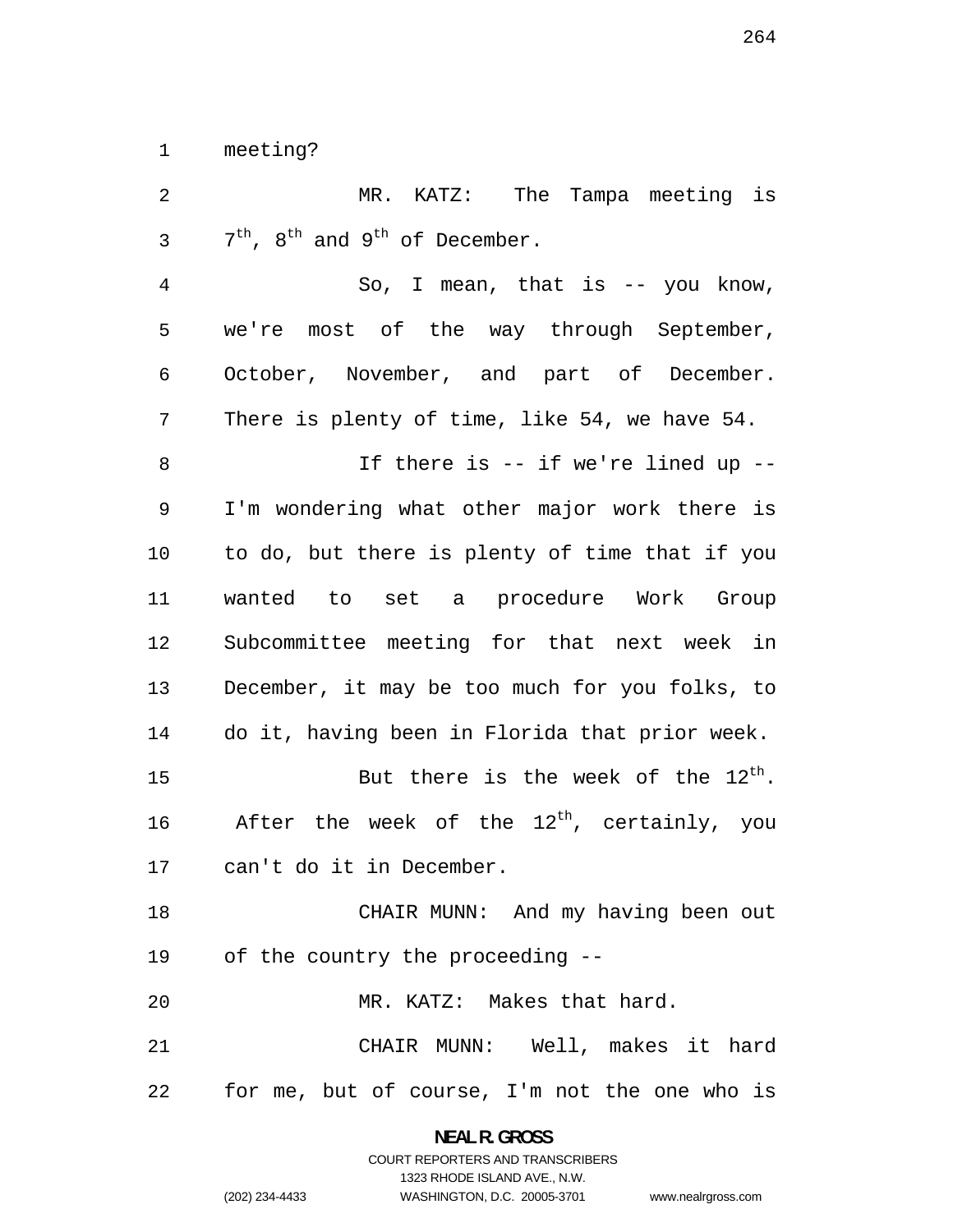meeting?

MR. KATZ: The Tampa meeting is 7th, 8th and 9th of December.

So, I mean, that is -- you know, we're most of the way through September, October, November, and part of December. There is plenty of time, like 54, we have 54.

If there is -- if we're lined up -- I'm wondering what other major work there is to do, but there is plenty of time that if you wanted to set a procedure Work Group Subcommittee meeting for that next week in December, it may be too much for you folks, to do it, having been in Florida that prior week.

But there is the week of the 12th. After the week of the 12th, certainly, you can't do it in December.

CHAIR MUNN: And my having been out of the country the proceeding --

MR. KATZ: Makes that hard.

CHAIR MUNN: Well, makes it hard for me, but of course, I'm not the one who is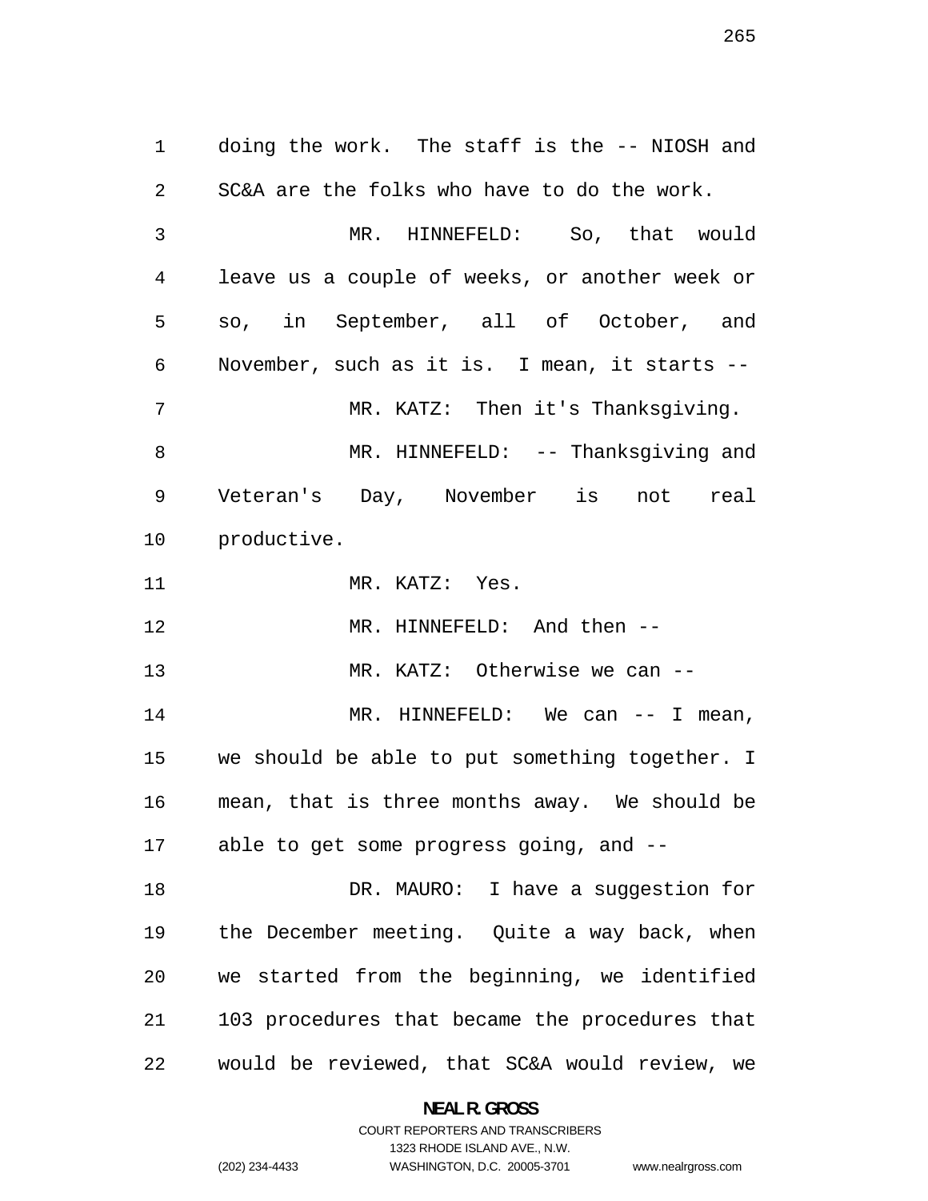doing the work. The staff is the -- NIOSH and SC&A are the folks who have to do the work.

MR. HINNEFELD: So, that would leave us a couple of weeks, or another week or so, in September, all of October, and November, such as it is. I mean, it starts --

MR. KATZ: Then it's Thanksgiving.

MR. HINNEFELD: -- Thanksgiving and Veteran's Day, November is not real productive.

MR. KATZ: Yes.

MR. HINNEFELD: And then --

MR. KATZ: Otherwise we can --

MR. HINNEFELD: We can -- I mean, we should be able to put something together. I mean, that is three months away. We should be able to get some progress going, and --

DR. MAURO: I have a suggestion for the December meeting. Quite a way back, when we started from the beginning, we identified 103 procedures that became the procedures that would be reviewed, that SC&A would review, we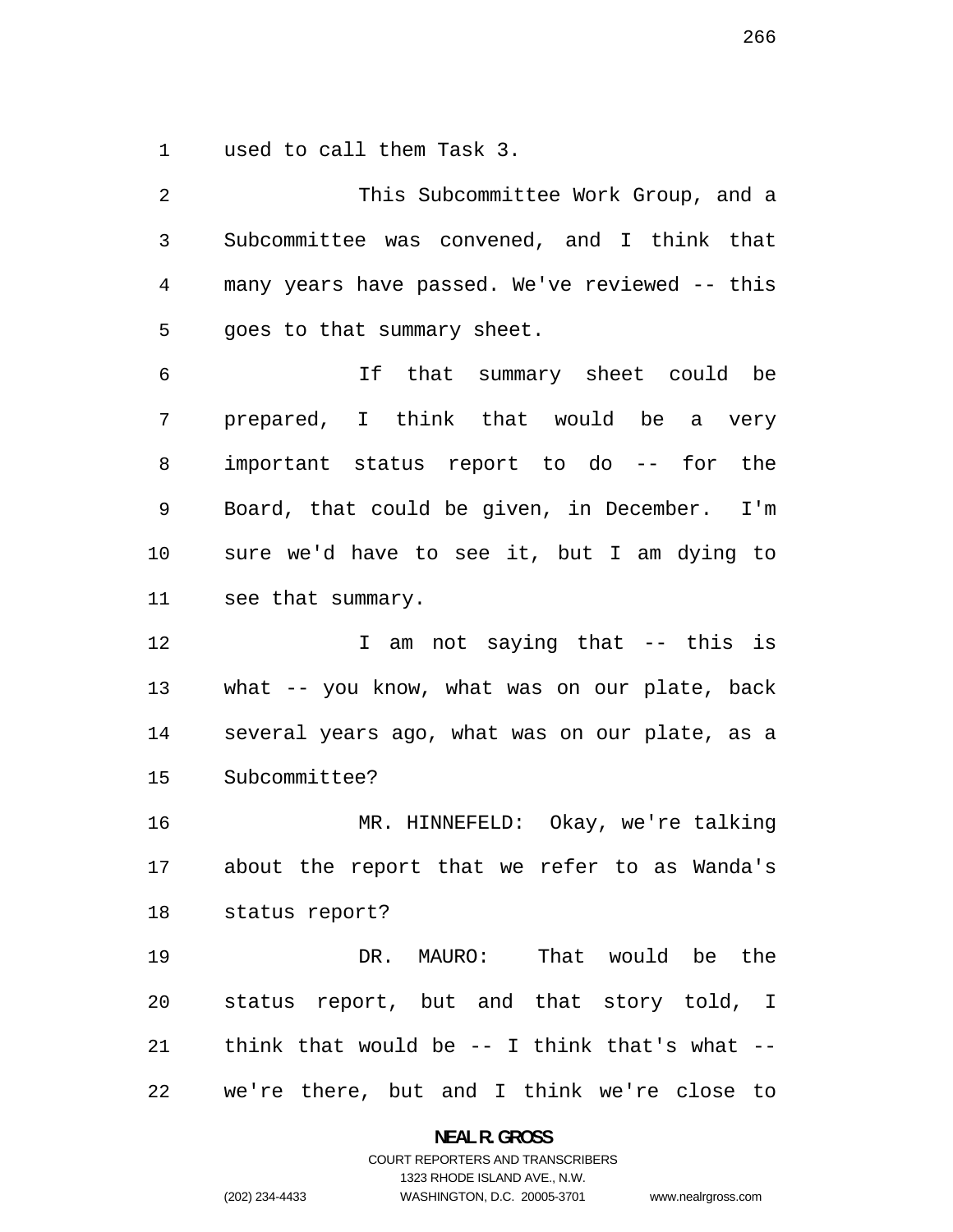used to call them Task 3.

This Subcommittee Work Group, and a Subcommittee was convened, and I think that many years have passed. We've reviewed -- this goes to that summary sheet.

If that summary sheet could be prepared, I think that would be a very important status report to do -- for the Board, that could be given, in December. I'm sure we'd have to see it, but I am dying to see that summary.

I am not saying that -- this is what -- you know, what was on our plate, back several years ago, what was on our plate, as a Subcommittee?

MR. HINNEFELD: Okay, we're talking about the report that we refer to as Wanda's status report?

DR. MAURO: That would be the status report, but and that story told, I think that would be -- I think that's what -- we're there, but and I think we're close to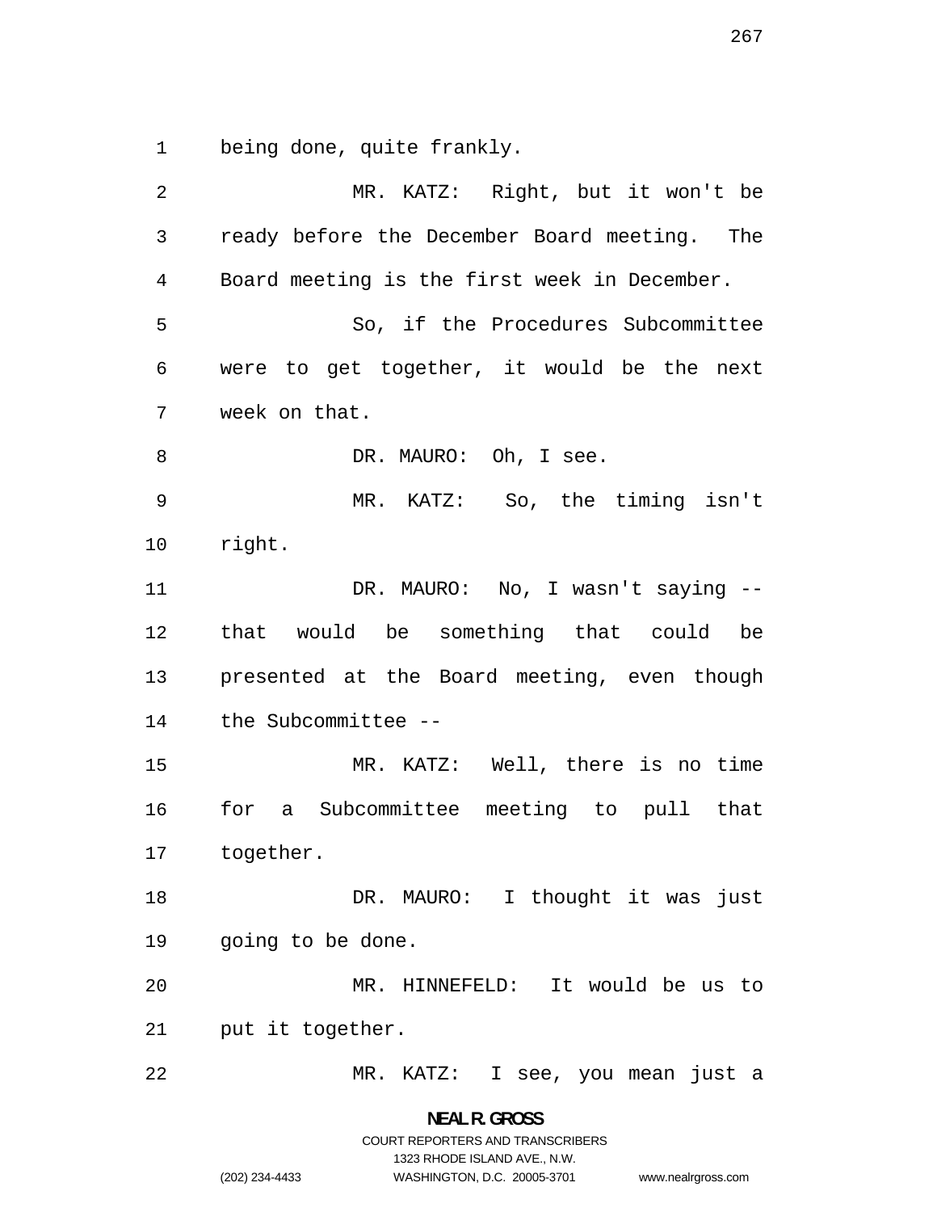being done, quite frankly.

MR. KATZ: Right, but it won't be ready before the December Board meeting. The Board meeting is the first week in December.

So, if the Procedures Subcommittee were to get together, it would be the next week on that.

DR. MAURO: Oh, I see.

MR. KATZ: So, the timing isn't right.

DR. MAURO: No, I wasn't saying -- that would be something that could be presented at the Board meeting, even though the Subcommittee --

MR. KATZ: Well, there is no time for a Subcommittee meeting to pull that together.

DR. MAURO: I thought it was just going to be done.

MR. HINNEFELD: It would be us to put it together.

MR. KATZ: I see, you mean just a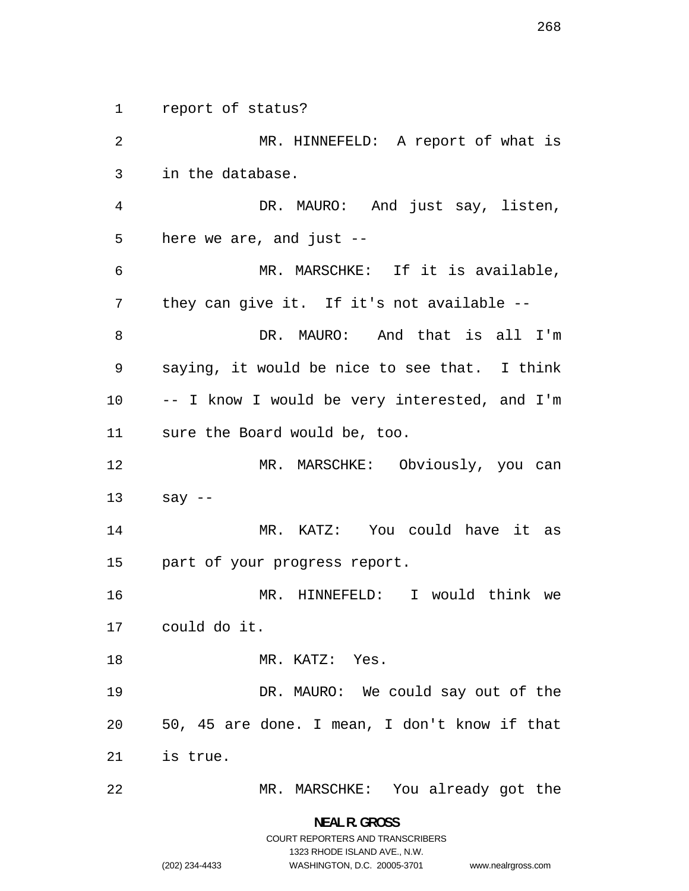report of status?

MR. HINNEFELD: A report of what is in the database.

DR. MAURO: And just say, listen, here we are, and just --

MR. MARSCHKE: If it is available, they can give it. If it's not available --

DR. MAURO: And that is all I'm saying, it would be nice to see that. I think -- I know I would be very interested, and I'm sure the Board would be, too.

MR. MARSCHKE: Obviously, you can say --

MR. KATZ: You could have it as part of your progress report.

MR. HINNEFELD: I would think we could do it.

MR. KATZ: Yes.

DR. MAURO: We could say out of the 50, 45 are done. I mean, I don't know if that is true.

MR. MARSCHKE: You already got the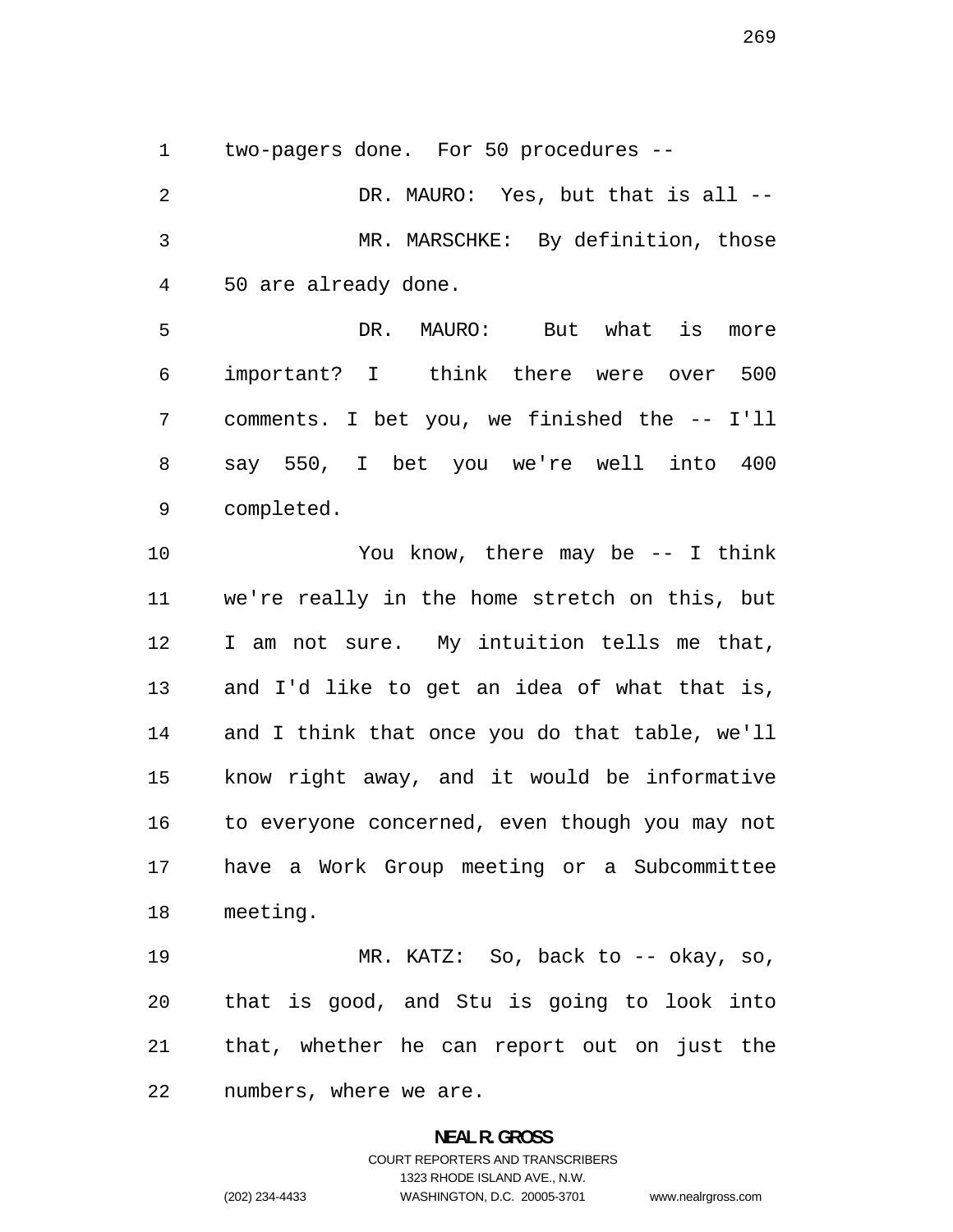two-pagers done. For 50 procedures --

DR. MAURO: Yes, but that is all --

MR. MARSCHKE: By definition, those 50 are already done.

DR. MAURO: But what is more important? I think there were over 500 comments. I bet you, we finished the -- I'll say 550, I bet you we're well into 400 completed.

You know, there may be -- I think we're really in the home stretch on this, but I am not sure. My intuition tells me that, and I'd like to get an idea of what that is, and I think that once you do that table, we'll know right away, and it would be informative to everyone concerned, even though you may not have a Work Group meeting or a Subcommittee meeting.

MR. KATZ: So, back to -- okay, so, that is good, and Stu is going to look into that, whether he can report out on just the numbers, where we are.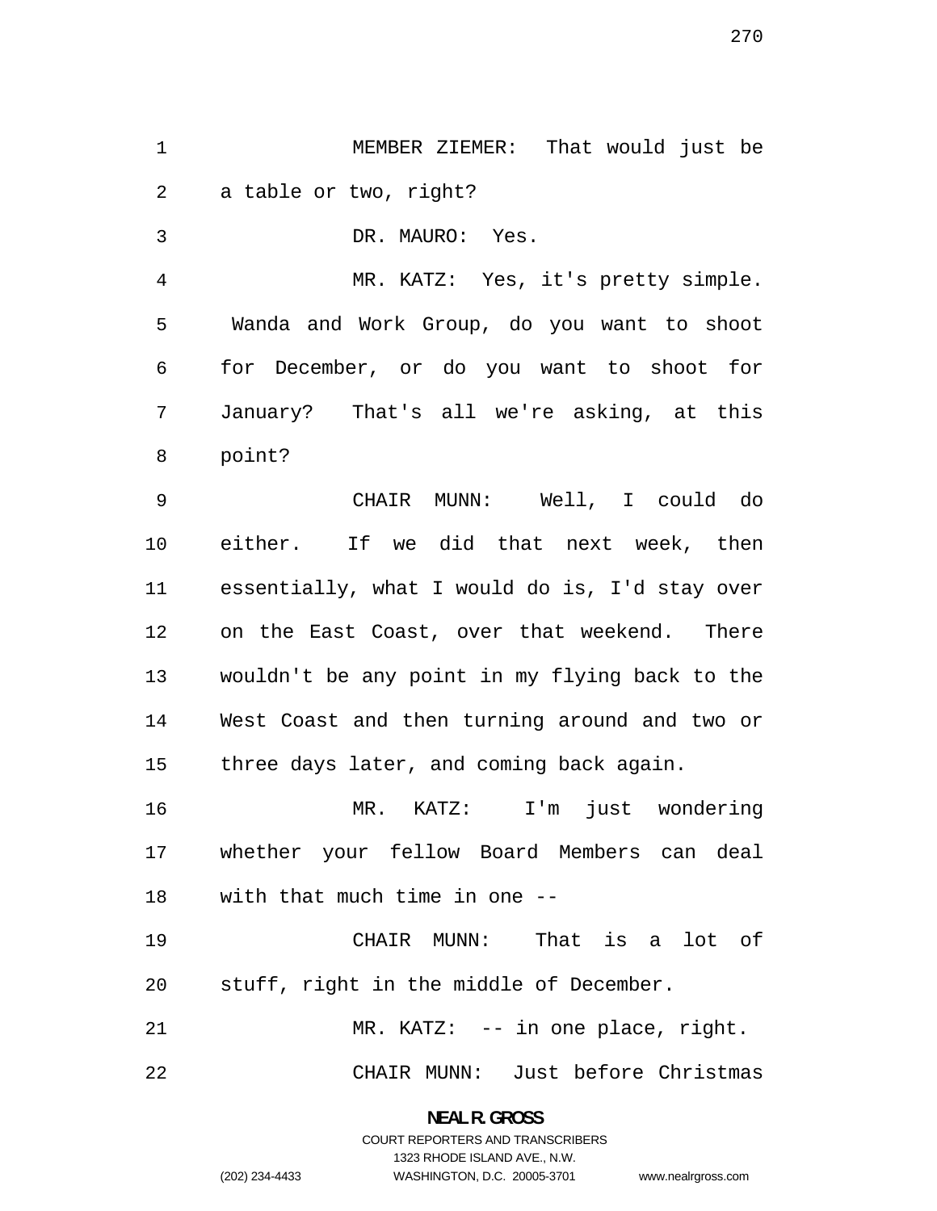MEMBER ZIEMER: That would just be a table or two, right?

DR. MAURO: Yes.

MR. KATZ: Yes, it's pretty simple. Wanda and Work Group, do you want to shoot for December, or do you want to shoot for January? That's all we're asking, at this point?

CHAIR MUNN: Well, I could do either. If we did that next week, then essentially, what I would do is, I'd stay over on the East Coast, over that weekend. There wouldn't be any point in my flying back to the West Coast and then turning around and two or three days later, and coming back again.

MR. KATZ: I'm just wondering whether your fellow Board Members can deal with that much time in one --

CHAIR MUNN: That is a lot of stuff, right in the middle of December.

MR. KATZ: -- in one place, right.

CHAIR MUNN: Just before Christmas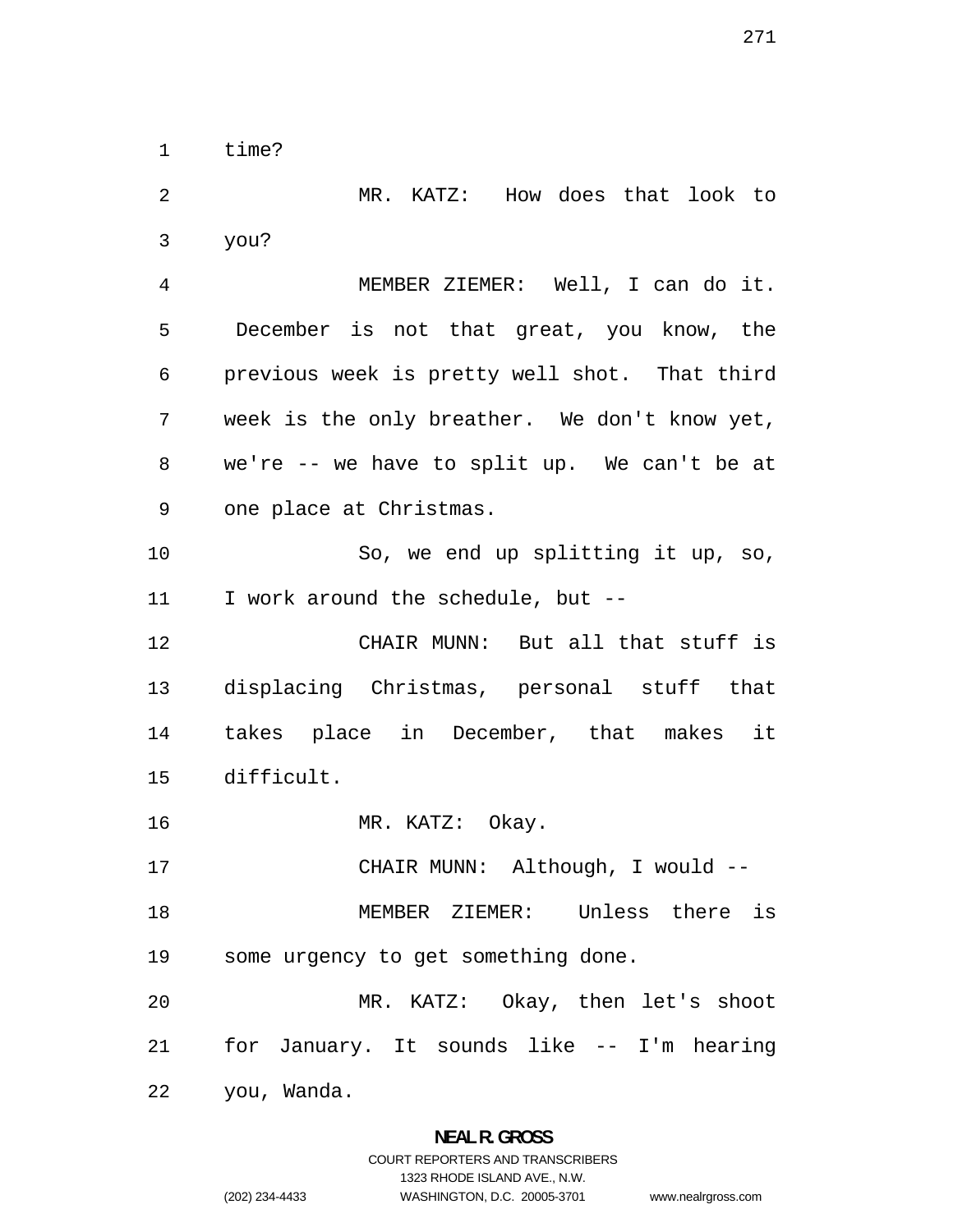time?

MR. KATZ: How does that look to you?

MEMBER ZIEMER: Well, I can do it. December is not that great, you know, the previous week is pretty well shot. That third week is the only breather. We don't know yet, we're -- we have to split up. We can't be at one place at Christmas.

So, we end up splitting it up, so, I work around the schedule, but --

CHAIR MUNN: But all that stuff is displacing Christmas, personal stuff that takes place in December, that makes it difficult.

MR. KATZ: Okay.

CHAIR MUNN: Although, I would --

MEMBER ZIEMER: Unless there is some urgency to get something done.

MR. KATZ: Okay, then let's shoot for January. It sounds like -- I'm hearing you, Wanda.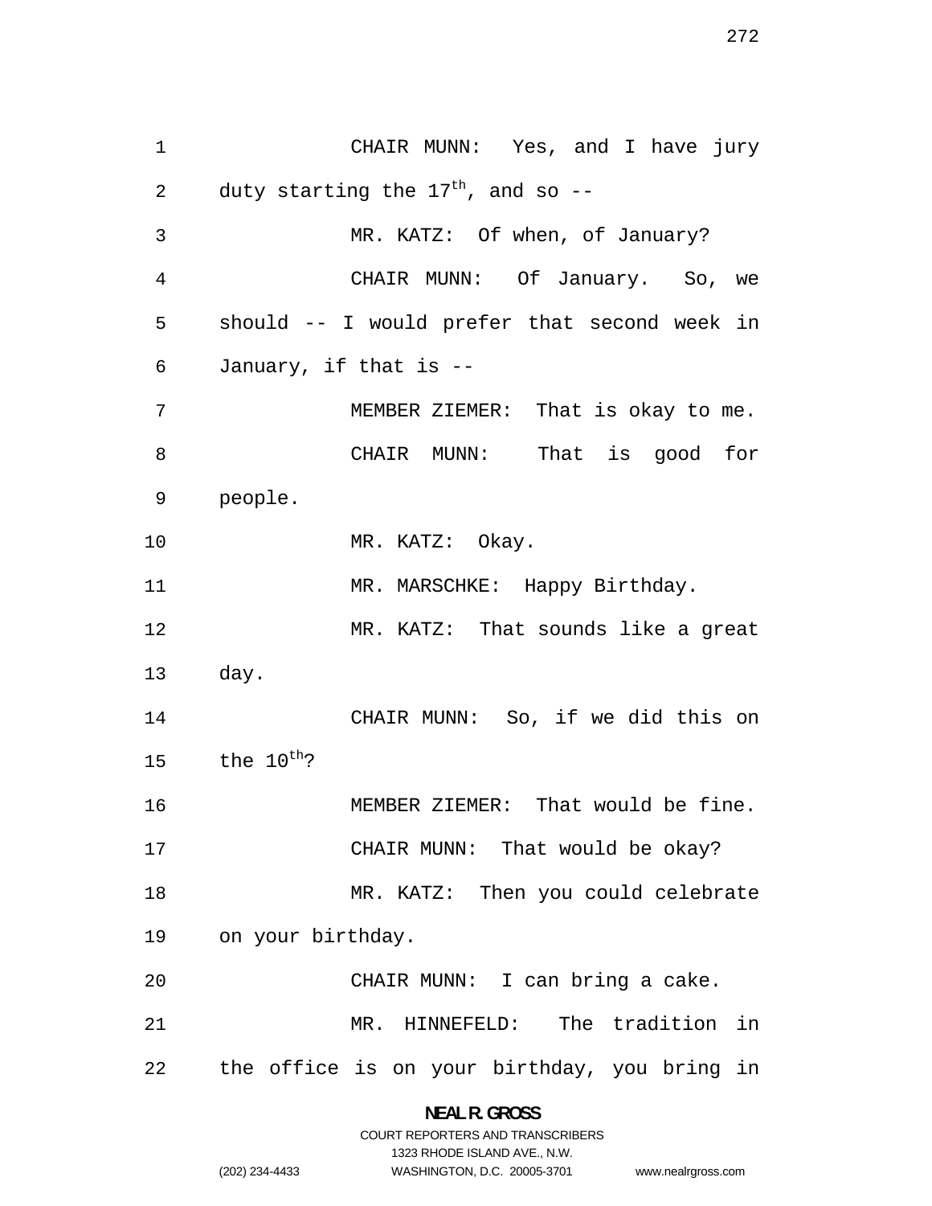CHAIR MUNN: Yes, and I have jury duty starting the 17th, and so --

MR. KATZ: Of when, of January?

CHAIR MUNN: Of January. So, we should -- I would prefer that second week in January, if that is --

MEMBER ZIEMER: That is okay to me.

CHAIR MUNN: That is good for people.

MR. KATZ: Okay.

MR. MARSCHKE: Happy Birthday.

MR. KATZ: That sounds like a great day.

CHAIR MUNN: So, if we did this on the 10th?

MEMBER ZIEMER: That would be fine.

CHAIR MUNN: That would be okay?

MR. KATZ: Then you could celebrate on your birthday.

CHAIR MUNN: I can bring a cake.

MR. HINNEFELD: The tradition in the office is on your birthday, you bring in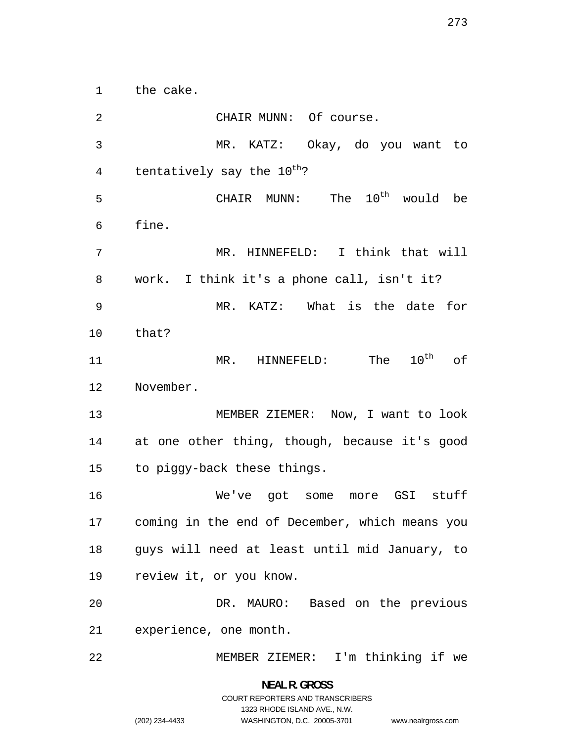the cake.

CHAIR MUNN: Of course.

MR. KATZ: Okay, do you want to tentatively say the 10th?

CHAIR MUNN: The 10th would be fine.

MR. HINNEFELD: I think that will work. I think it's a phone call, isn't it?

MR. KATZ: What is the date for that?

MR. HINNEFELD: The 10th of November.

MEMBER ZIEMER: Now, I want to look at one other thing, though, because it's good to piggy-back these things.

We've got some more GSI stuff coming in the end of December, which means you guys will need at least until mid January, to review it, or you know.

DR. MAURO: Based on the previous experience, one month.

MEMBER ZIEMER: I'm thinking if we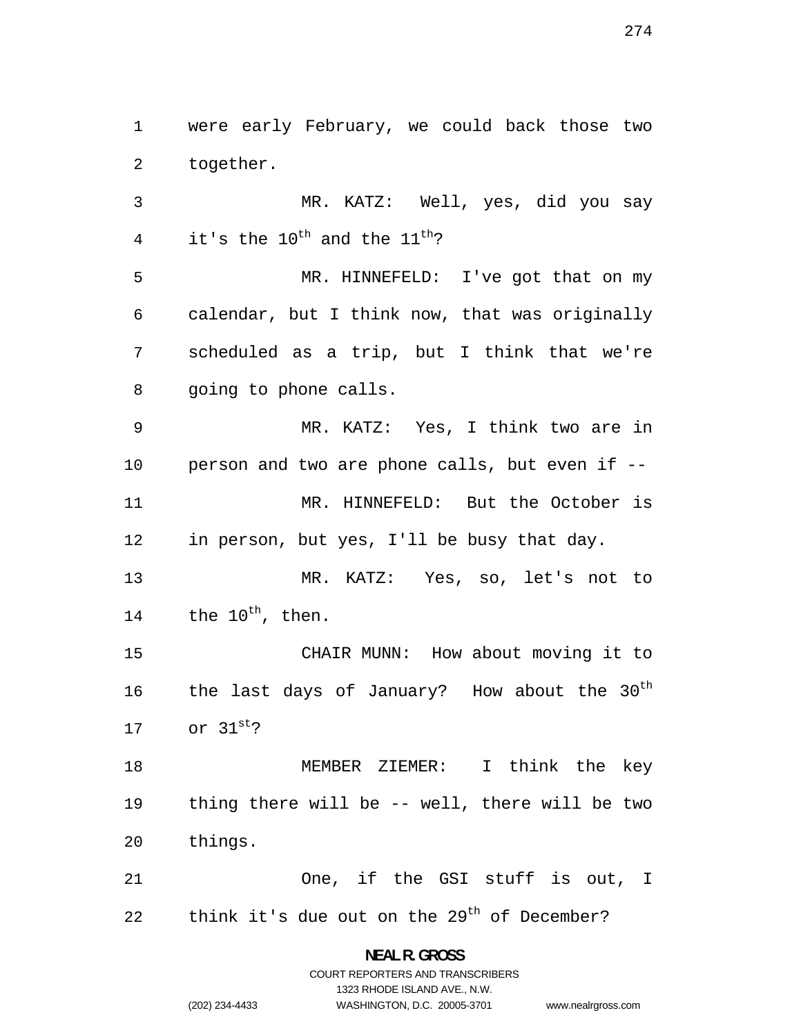were early February, we could back those two together.

MR. KATZ: Well, yes, did you say it's the 10th and the 11th?

MR. HINNEFELD: I've got that on my calendar, but I think now, that was originally scheduled as a trip, but I think that we're going to phone calls.

MR. KATZ: Yes, I think two are in person and two are phone calls, but even if --

MR. HINNEFELD: But the October is in person, but yes, I'll be busy that day.

MR. KATZ: Yes, so, let's not to the 10th, then.

CHAIR MUNN: How about moving it to the last days of January? How about the 30th or 31st?

MEMBER ZIEMER: I think the key thing there will be -- well, there will be two things.

One, if the GSI stuff is out, I think it's due out on the 29th of December?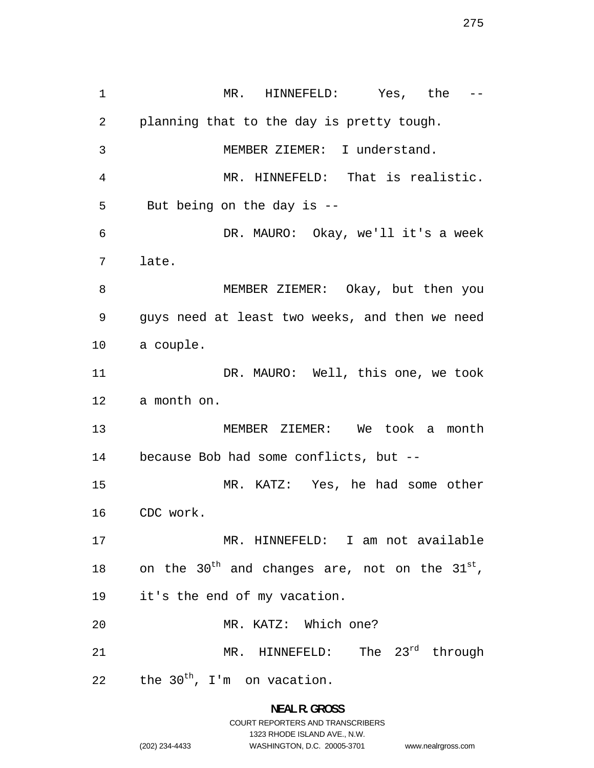MR. HINNEFELD: Yes, the -- planning that to the day is pretty tough.

MEMBER ZIEMER: I understand.

MR. HINNEFELD: That is realistic. But being on the day is --

DR. MAURO: Okay, we'll it's a week late.

MEMBER ZIEMER: Okay, but then you guys need at least two weeks, and then we need a couple.

DR. MAURO: Well, this one, we took a month on.

MEMBER ZIEMER: We took a month because Bob had some conflicts, but --

MR. KATZ: Yes, he had some other CDC work.

MR. HINNEFELD: I am not available on the 30th and changes are, not on the 31st, it's the end of my vacation.

MR. KATZ: Which one?

MR. HINNEFELD: The 23rd through the 30th, I'm on vacation.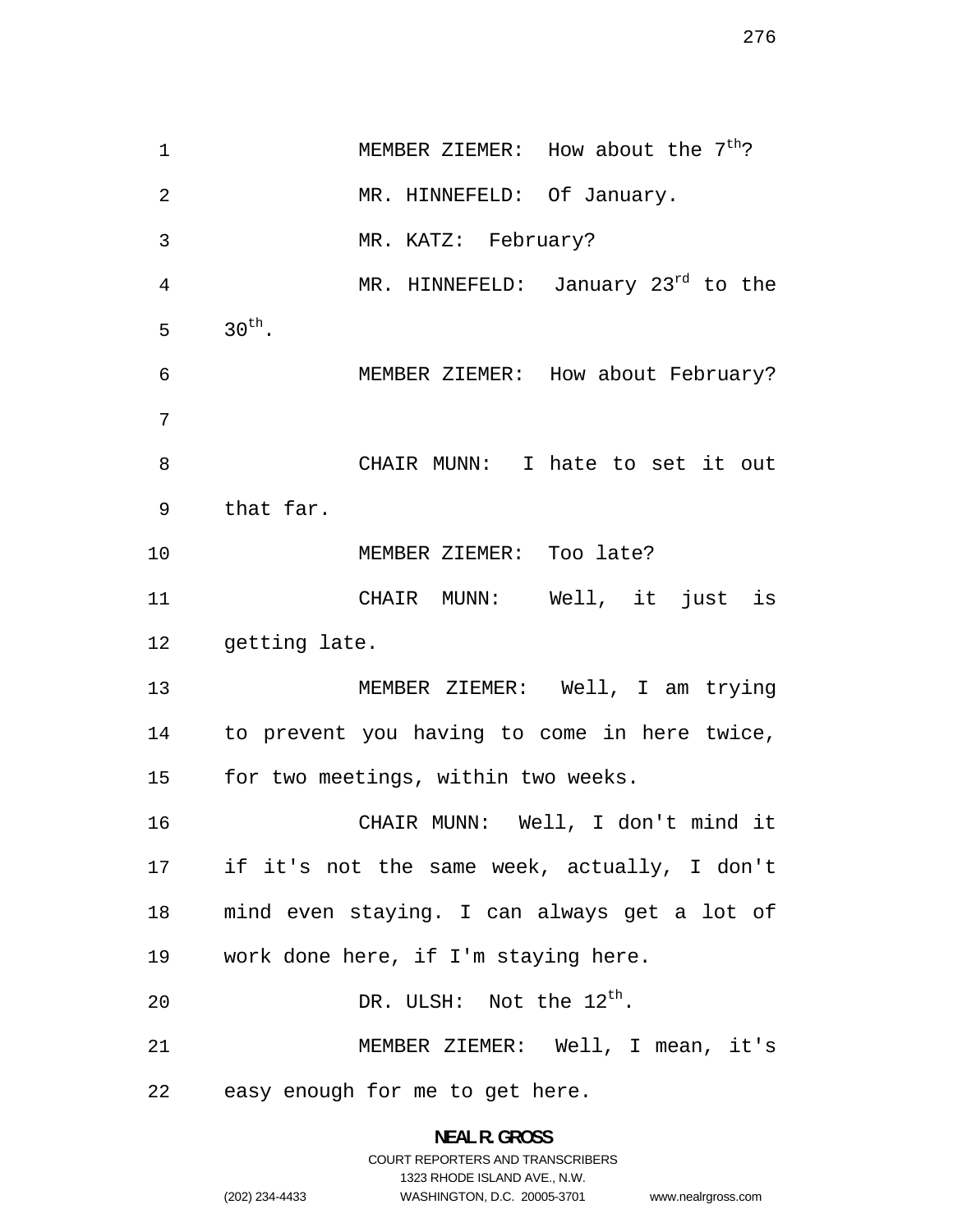MEMBER ZIEMER: How about the 7th?

MR. HINNEFELD: Of January.

MR. KATZ: February?

MR. HINNEFELD: January 23rd to the 30th.

MEMBER ZIEMER: How about February?

CHAIR MUNN: I hate to set it out that far.

MEMBER ZIEMER: Too late?

CHAIR MUNN: Well, it just is getting late.

MEMBER ZIEMER: Well, I am trying to prevent you having to come in here twice, for two meetings, within two weeks.

CHAIR MUNN: Well, I don't mind it if it's not the same week, actually, I don't mind even staying. I can always get a lot of work done here, if I'm staying here.

DR. ULSH: Not the 12th.

MEMBER ZIEMER: Well, I mean, it's easy enough for me to get here.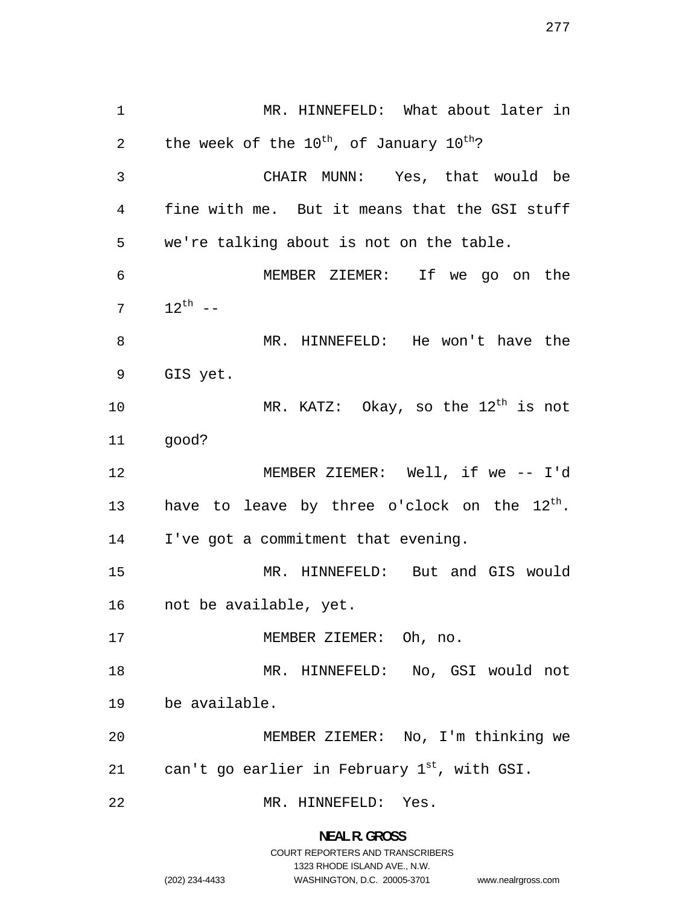MR. HINNEFELD: What about later in the week of the 10th, of January 10th?

CHAIR MUNN: Yes, that would be fine with me. But it means that the GSI stuff we're talking about is not on the table.

MEMBER ZIEMER: If we go on the 12th --

MR. HINNEFELD: He won't have the GIS yet.

MR. KATZ: Okay, so the 12th is not good?

MEMBER ZIEMER: Well, if we -- I'd have to leave by three o'clock on the 12th. I've got a commitment that evening.

MR. HINNEFELD: But and GIS would not be available, yet.

MEMBER ZIEMER: Oh, no.

MR. HINNEFELD: No, GSI would not be available.

MEMBER ZIEMER: No, I'm thinking we can't go earlier in February 1st, with GSI.

MR. HINNEFELD: Yes.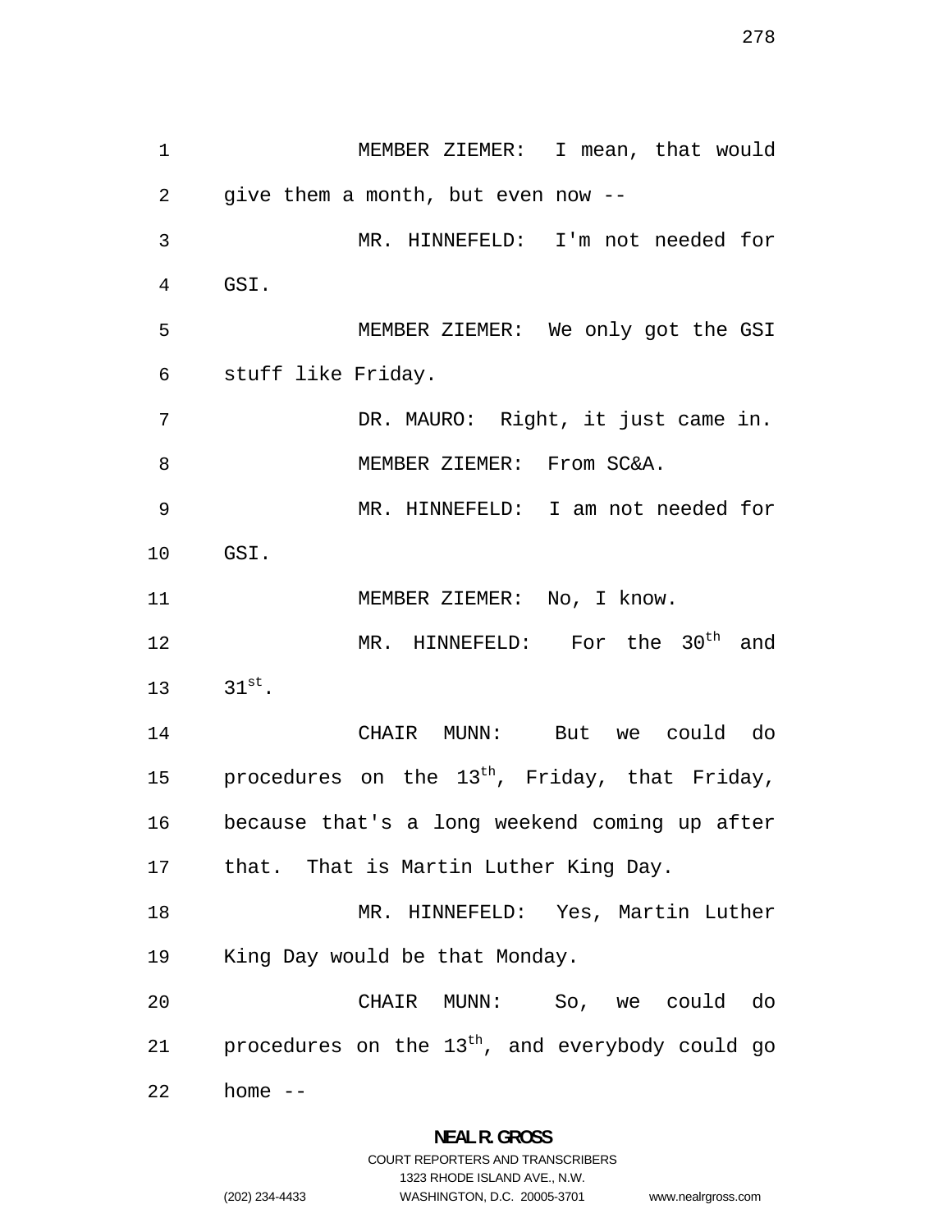MEMBER ZIEMER: I mean, that would give them a month, but even now --

MR. HINNEFELD: I'm not needed for GSI.

MEMBER ZIEMER: We only got the GSI stuff like Friday.

DR. MAURO: Right, it just came in.

MEMBER ZIEMER: From SC&A.

MR. HINNEFELD: I am not needed for GSI.

MEMBER ZIEMER: No, I know.

MR. HINNEFELD: For the 30th and 31st.

CHAIR MUNN: But we could do procedures on the 13th, Friday, that Friday, because that's a long weekend coming up after that. That is Martin Luther King Day.

MR. HINNEFELD: Yes, Martin Luther King Day would be that Monday.

CHAIR MUNN: So, we could do procedures on the 13th, and everybody could go home --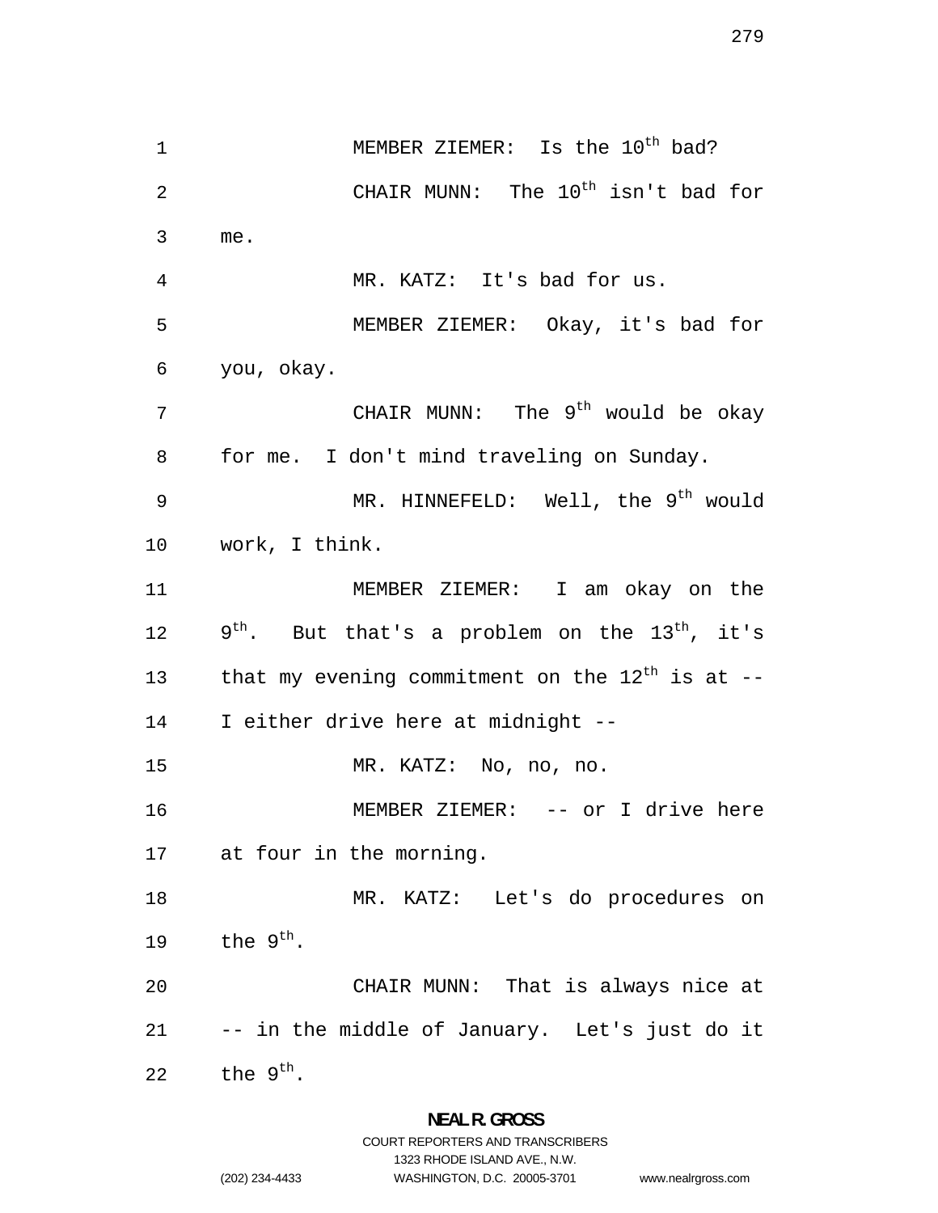MEMBER ZIEMER: Is the 10th bad?

CHAIR MUNN: The 10th isn't bad for me.

MR. KATZ: It's bad for us.

MEMBER ZIEMER: Okay, it's bad for you, okay.

CHAIR MUNN: The 9th would be okay for me. I don't mind traveling on Sunday.

MR. HINNEFELD: Well, the 9th would work, I think.

MEMBER ZIEMER: I am okay on the 9th. But that's a problem on the 13th, it's that my evening commitment on the 12th is at -- I either drive here at midnight --

MR. KATZ: No, no, no.

MEMBER ZIEMER: -- or I drive here at four in the morning.

MR. KATZ: Let's do procedures on the 9th.

CHAIR MUNN: That is always nice at -- in the middle of January. Let's just do it the 9th.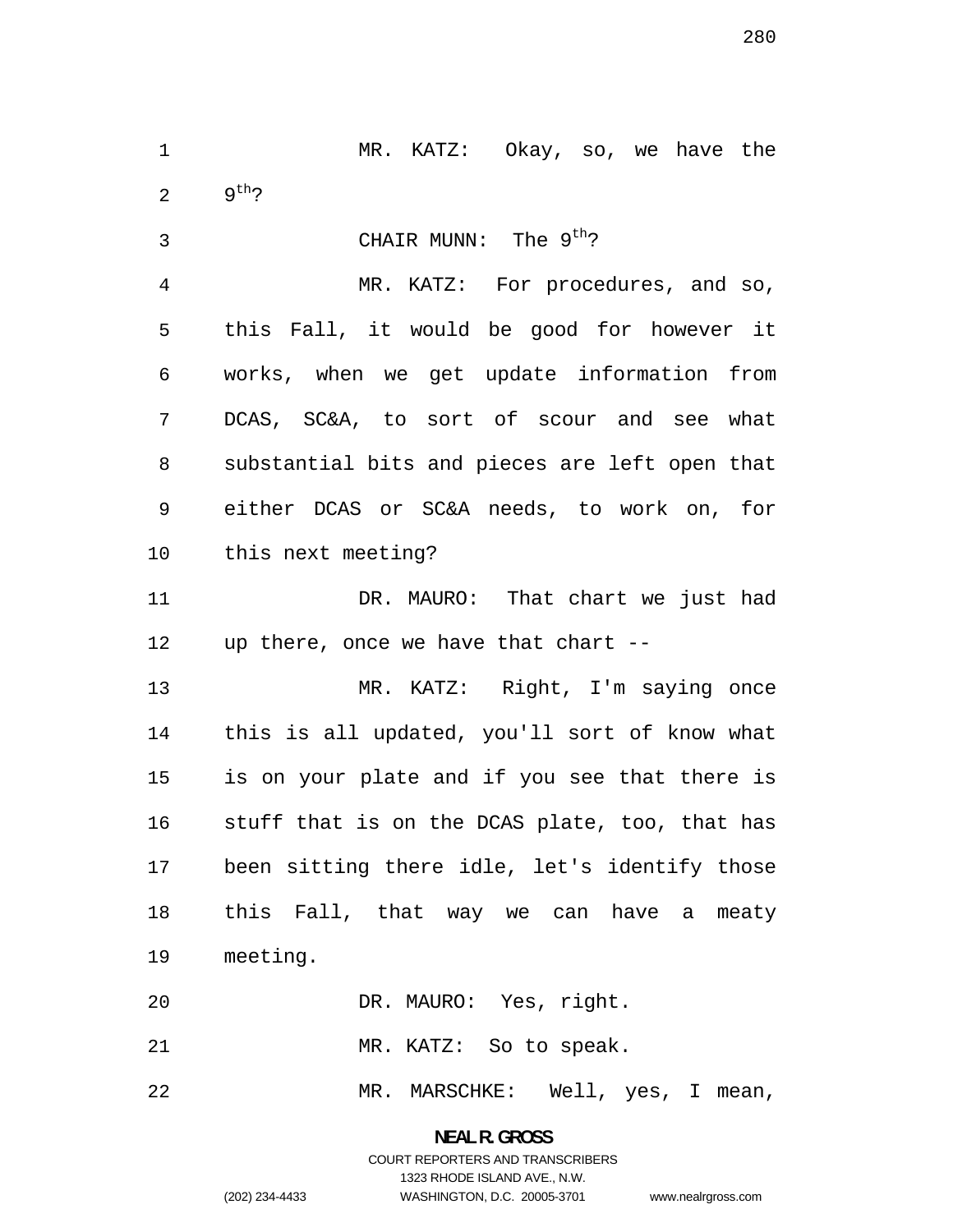MR. KATZ: Okay, so, we have the $9^{th}$?

CHAIR MUNN: The $9^{th}$?

MR. KATZ: For procedures, and so, this Fall, it would be good for however it works, when we get update information from DCAS, SC&A, to sort of scour and see what substantial bits and pieces are left open that either DCAS or SC&A needs, to work on, for this next meeting?

DR. MAURO: That chart we just had up there, once we have that chart --

MR. KATZ: Right, I'm saying once this is all updated, you'll sort of know what is on your plate and if you see that there is stuff that is on the DCAS plate, too, that has been sitting there idle, let's identify those this Fall, that way we can have a meaty meeting.

DR. MAURO: Yes, right.

MR. KATZ: So to speak.

MR. MARSCHKE: Well, yes, I mean,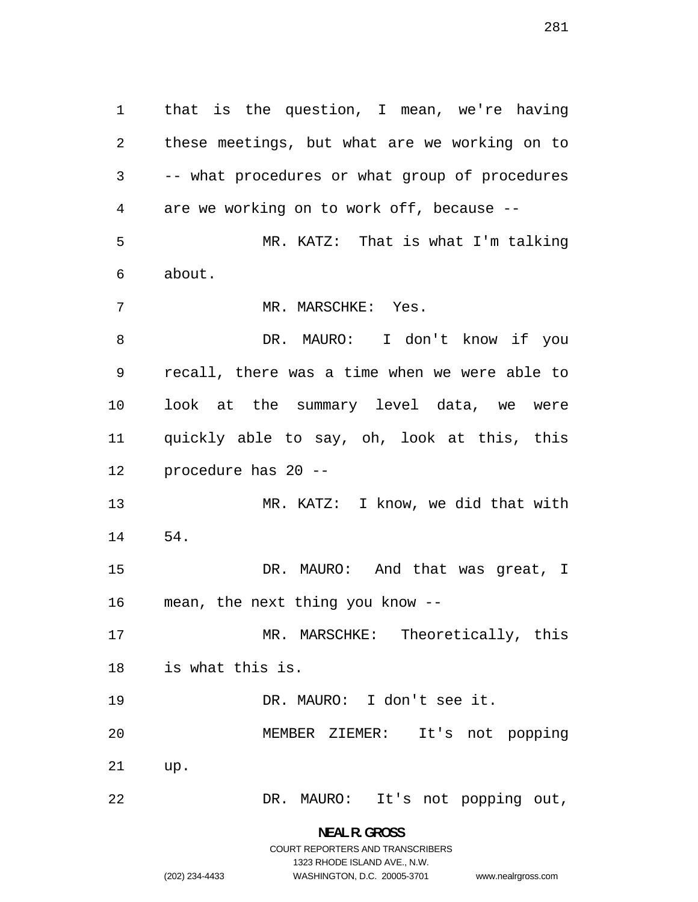that is the question, I mean, we're having these meetings, but what are we working on to -- what procedures or what group of procedures are we working on to work off, because --

MR. KATZ: That is what I'm talking about.

MR. MARSCHKE: Yes.

DR. MAURO: I don't know if you recall, there was a time when we were able to look at the summary level data, we were quickly able to say, oh, look at this, this procedure has 20 --

MR. KATZ: I know, we did that with 54.

DR. MAURO: And that was great, I mean, the next thing you know --

MR. MARSCHKE: Theoretically, this is what this is.

DR. MAURO: I don't see it.

MEMBER ZIEMER: It's not popping up.

DR. MAURO: It's not popping out,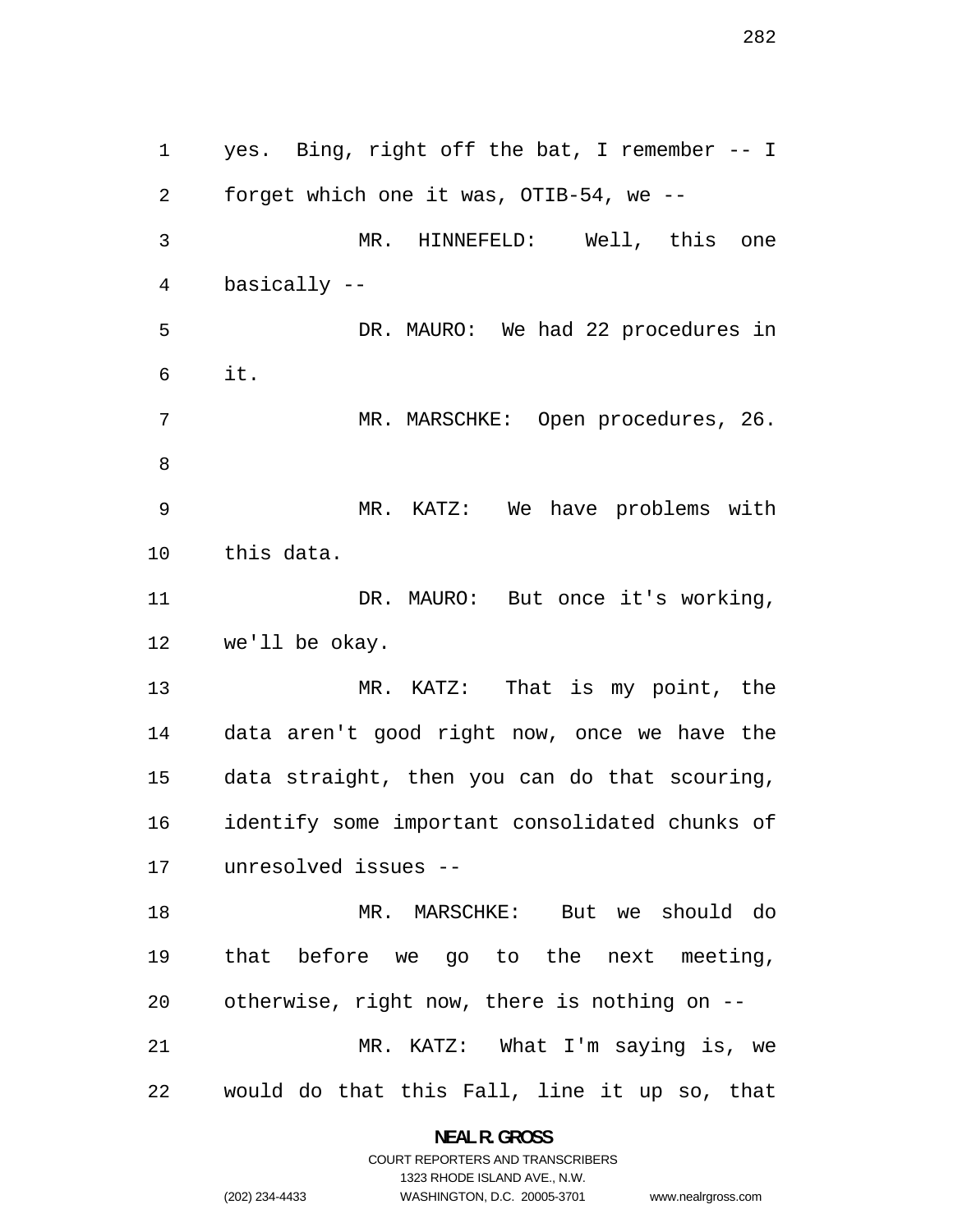yes. Bing, right off the bat, I remember -- I forget which one it was, OTIB-54, we --

MR. HINNEFELD: Well, this one basically --

DR. MAURO: We had 22 procedures in it.

MR. MARSCHKE: Open procedures, 26.

MR. KATZ: We have problems with this data.

DR. MAURO: But once it's working, we'll be okay.

MR. KATZ: That is my point, the data aren't good right now, once we have the data straight, then you can do that scouring, identify some important consolidated chunks of unresolved issues --

MR. MARSCHKE: But we should do that before we go to the next meeting, otherwise, right now, there is nothing on --

MR. KATZ: What I'm saying is, we would do that this Fall, line it up so, that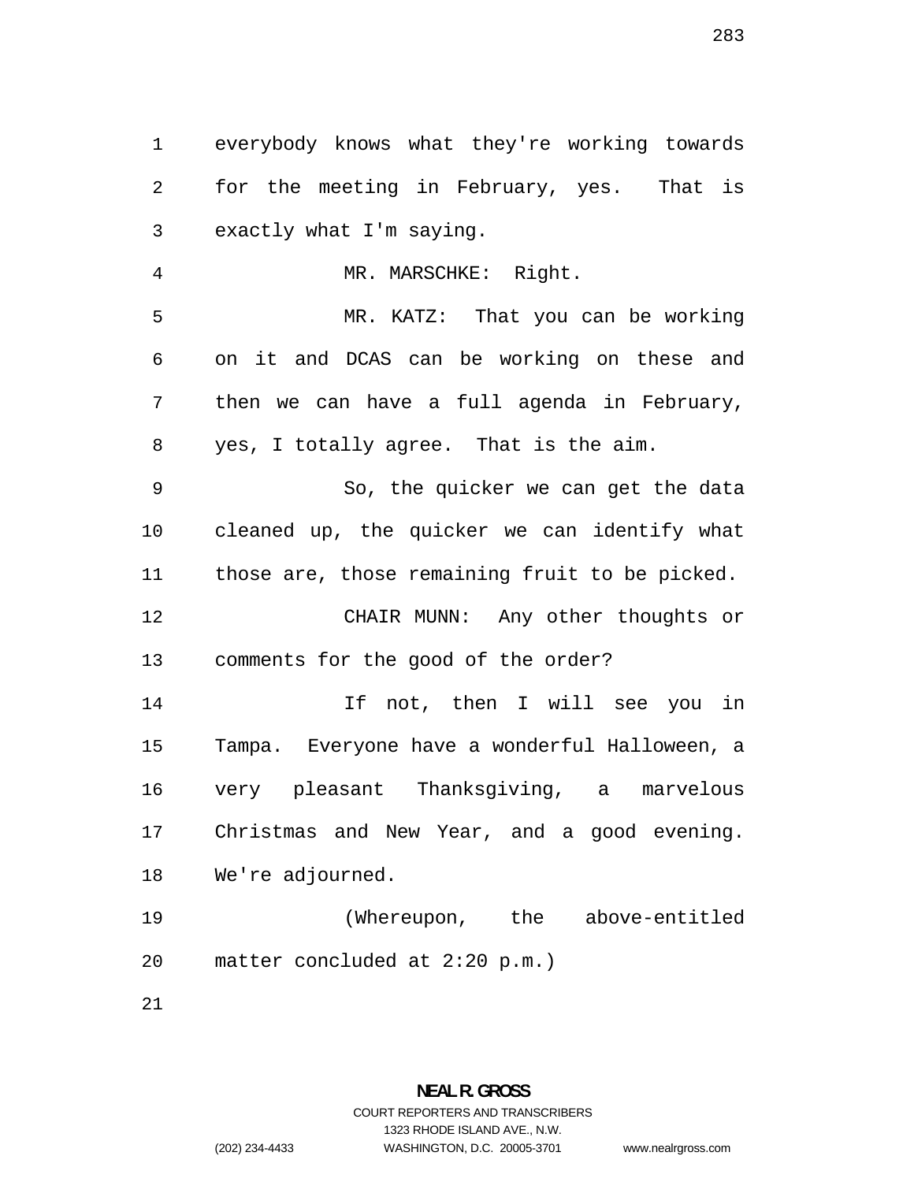everybody knows what they're working towards for the meeting in February, yes. That is exactly what I'm saying.

MR. MARSCHKE: Right.

MR. KATZ: That you can be working on it and DCAS can be working on these and then we can have a full agenda in February, yes, I totally agree. That is the aim.

So, the quicker we can get the data cleaned up, the quicker we can identify what those are, those remaining fruit to be picked.

CHAIR MUNN: Any other thoughts or comments for the good of the order?

If not, then I will see you in Tampa. Everyone have a wonderful Halloween, a very pleasant Thanksgiving, a marvelous Christmas and New Year, and a good evening. We're adjourned.

(Whereupon, the above-entitled matter concluded at 2:20 p.m.)